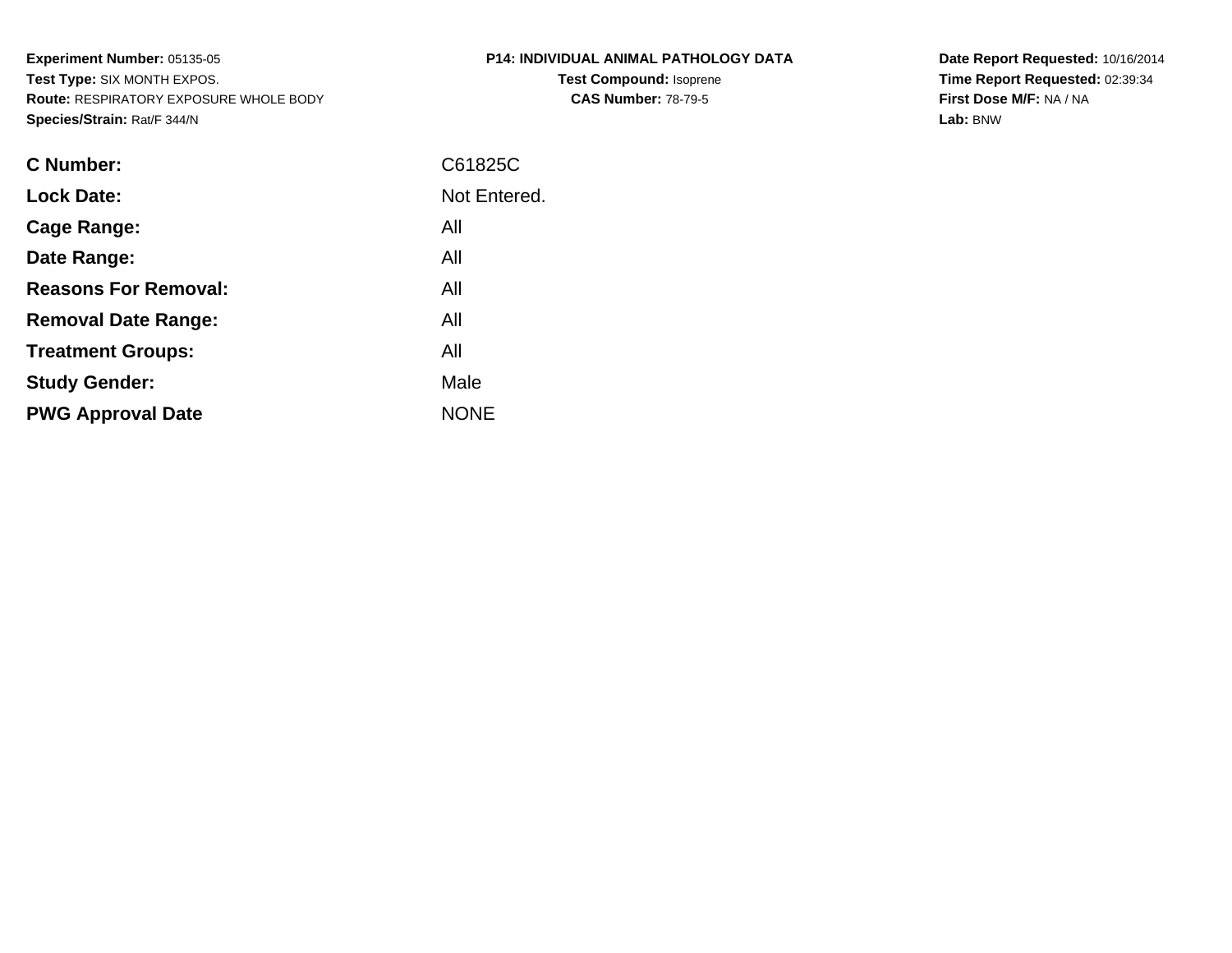**Experiment Number:** 05135-05
**Test Type:** SIX MONTH EXPOS.
**Route:** RESPIRATORY EXPOSURE WHOLE BODY
**Species/Strain:** Rat/F 344/N

**P14: INDIVIDUAL ANIMAL PATHOLOGY DATA**
**Test Compound:** Isoprene
**CAS Number:** 78-79-5

**Date Report Requested:** 10/16/2014
**Time Report Requested:** 02:39:34
**First Dose M/F:** NA / NA
**Lab:** BNW

| | |
|---|---|
| **C Number:** | C61825C |
| **Lock Date:** | Not Entered. |
| **Cage Range:** | All |
| **Date Range:** | All |
| **Reasons For Removal:** | All |
| **Removal Date Range:** | All |
| **Treatment Groups:** | All |
| **Study Gender:** | Male |
| **PWG Approval Date** | NONE |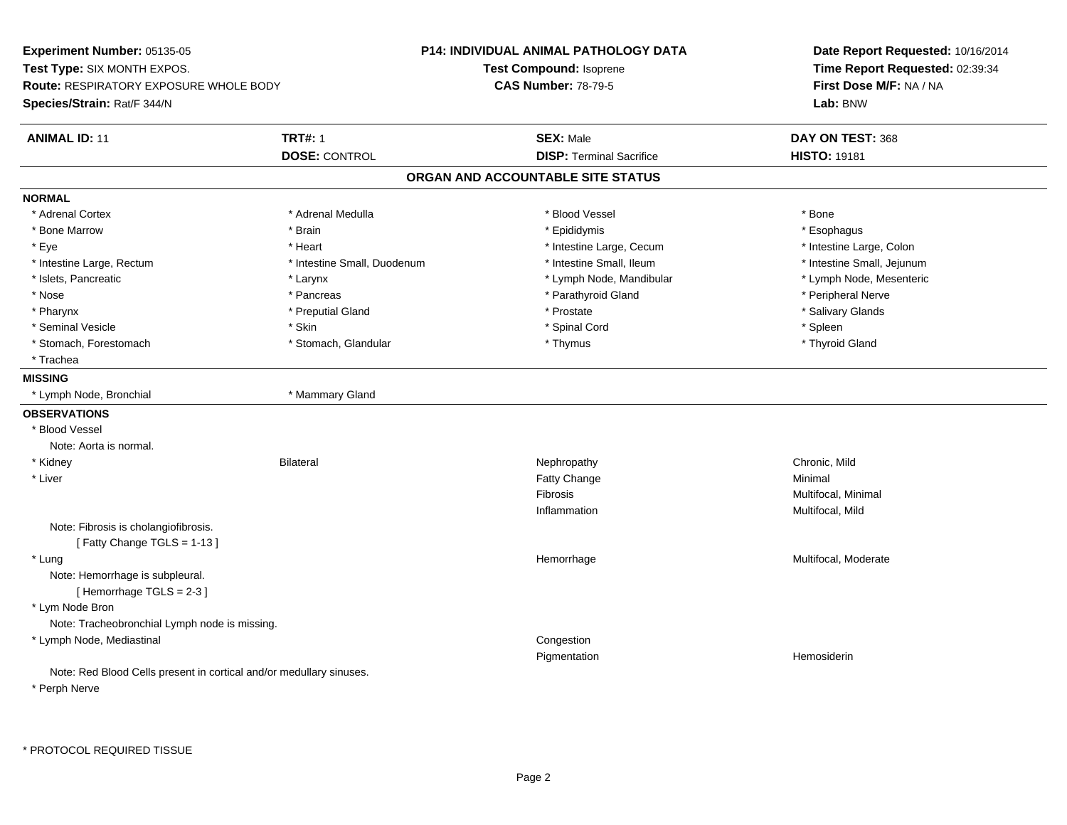**Experiment Number:** 05135-05
**Test Type:** SIX MONTH EXPOS.
**Route:** RESPIRATORY EXPOSURE WHOLE BODY
**Species/Strain:** Rat/F 344/N

**P14: INDIVIDUAL ANIMAL PATHOLOGY DATA**
**Test Compound:** Isoprene
**CAS Number:** 78-79-5

**Date Report Requested:** 10/16/2014
**Time Report Requested:** 02:39:34
**First Dose M/F:** NA / NA
**Lab:** BNW

| **ANIMAL ID:** 11 | **TRT#:** 1 | **SEX:** Male | **DAY ON TEST:** 368 |
|---|---|---|---|
| | **DOSE:** CONTROL | **DISP:** Terminal Sacrifice | **HISTO:** 19181 |

## ORGAN AND ACCOUNTABLE SITE STATUS

**NORMAL**

| | | | |
|---|---|---|---|
| * Adrenal Cortex | * Adrenal Medulla | * Blood Vessel | * Bone |
| * Bone Marrow | * Brain | * Epididymis | * Esophagus |
| * Eye | * Heart | * Intestine Large, Cecum | * Intestine Large, Colon |
| * Intestine Large, Rectum | * Intestine Small, Duodenum | * Intestine Small, Ileum | * Intestine Small, Jejunum |
| * Islets, Pancreatic | * Larynx | * Lymph Node, Mandibular | * Lymph Node, Mesenteric |
| * Nose | * Pancreas | * Parathyroid Gland | * Peripheral Nerve |
| * Pharynx | * Preputial Gland | * Prostate | * Salivary Glands |
| * Seminal Vesicle | * Skin | * Spinal Cord | * Spleen |
| * Stomach, Forestomach | * Stomach, Glandular | * Thymus | * Thyroid Gland |
| * Trachea | | | |

**MISSING**

| | |
|---|---|
| * Lymph Node, Bronchial | * Mammary Gland |

**OBSERVATIONS**

* Blood Vessel
  Note: Aorta is normal.

| | | | |
|---|---|---|---|
| * Kidney | Bilateral | Nephropathy | Chronic, Mild |
| * Liver | | Fatty Change | Minimal |
| | | Fibrosis | Multifocal, Minimal |
| | | Inflammation | Multifocal, Mild |

  Note: Fibrosis is cholangiofibrosis.
  [ Fatty Change TGLS = 1-13 ]

| | | | |
|---|---|---|---|
| * Lung | | Hemorrhage | Multifocal, Moderate |

  Note: Hemorrhage is subpleural.
  [ Hemorrhage TGLS = 2-3 ]

* Lym Node Bron
  Note: Tracheobronchial Lymph node is missing.

| | | | |
|---|---|---|---|
| * Lymph Node, Mediastinal | | Congestion | |
| | | Pigmentation | Hemosiderin |

  Note: Red Blood Cells present in cortical and/or medullary sinuses.

* Perph Nerve

* PROTOCOL REQUIRED TISSUE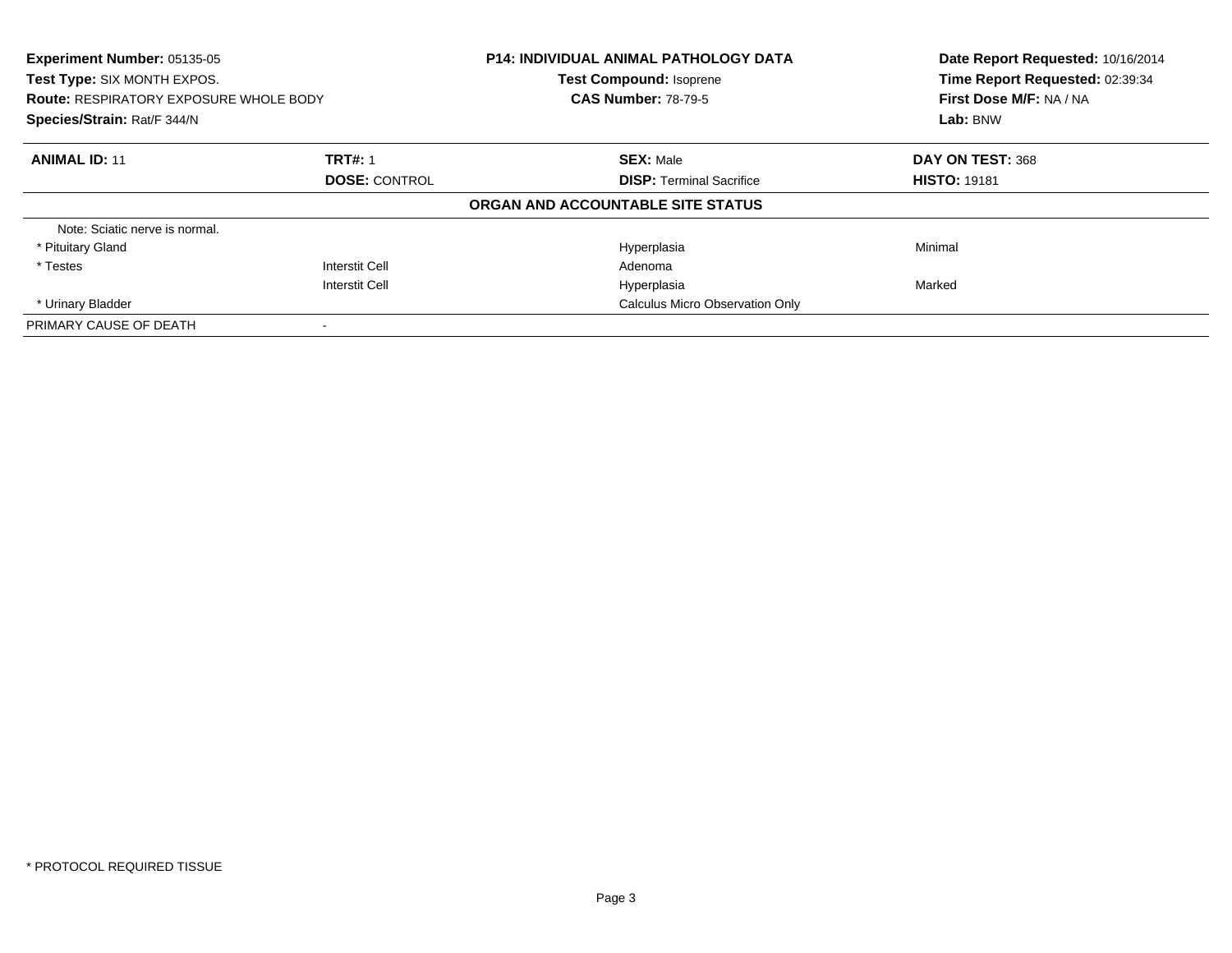**Experiment Number:** 05135-05
**Test Type:** SIX MONTH EXPOS.
**Route:** RESPIRATORY EXPOSURE WHOLE BODY
**Species/Strain:** Rat/F 344/N

**P14: INDIVIDUAL ANIMAL PATHOLOGY DATA**
**Test Compound:** Isoprene
**CAS Number:** 78-79-5

**Date Report Requested:** 10/16/2014
**Time Report Requested:** 02:39:34
**First Dose M/F:** NA / NA
**Lab:** BNW

| **ANIMAL ID:** 11 | **TRT#:** 1 | **SEX:** Male | **DAY ON TEST:** 368 |
|---|---|---|---|
| | **DOSE:** CONTROL | **DISP:** Terminal Sacrifice | **HISTO:** 19181 |

**ORGAN AND ACCOUNTABLE SITE STATUS**

| | | | |
|---|---|---|---|
| Note: Sciatic nerve is normal. | | | |
| * Pituitary Gland | | Hyperplasia | Minimal |
| * Testes | Interstit Cell | Adenoma | |
| | Interstit Cell | Hyperplasia | Marked |
| * Urinary Bladder | | Calculus Micro Observation Only | |
| PRIMARY CAUSE OF DEATH | - | | |

* PROTOCOL REQUIRED TISSUE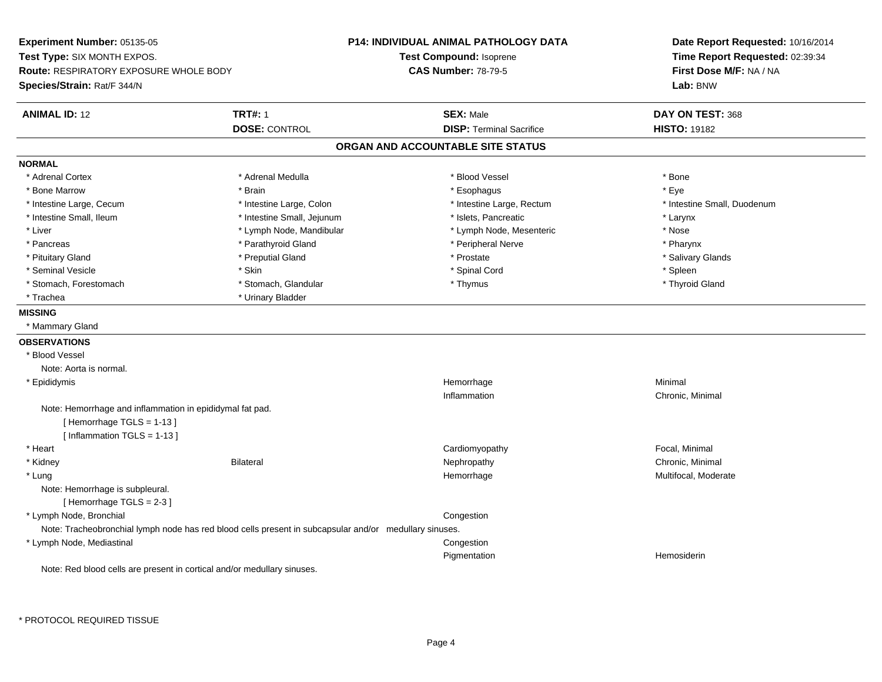**Experiment Number:** 05135-05
**Test Type:** SIX MONTH EXPOS.
**Route:** RESPIRATORY EXPOSURE WHOLE BODY
**Species/Strain:** Rat/F 344/N

**P14: INDIVIDUAL ANIMAL PATHOLOGY DATA**
**Test Compound:** Isoprene
**CAS Number:** 78-79-5

**Date Report Requested:** 10/16/2014
**Time Report Requested:** 02:39:34
**First Dose M/F:** NA / NA
**Lab:** BNW

| **ANIMAL ID:** 12 | **TRT#:** 1 | **SEX:** Male | **DAY ON TEST:** 368 |
|---|---|---|---|
| | **DOSE:** CONTROL | **DISP:** Terminal Sacrifice | **HISTO:** 19182 |

## ORGAN AND ACCOUNTABLE SITE STATUS

**NORMAL**

| | | | |
|---|---|---|---|
| * Adrenal Cortex | * Adrenal Medulla | * Blood Vessel | * Bone |
| * Bone Marrow | * Brain | * Esophagus | * Eye |
| * Intestine Large, Cecum | * Intestine Large, Colon | * Intestine Large, Rectum | * Intestine Small, Duodenum |
| * Intestine Small, Ileum | * Intestine Small, Jejunum | * Islets, Pancreatic | * Larynx |
| * Liver | * Lymph Node, Mandibular | * Lymph Node, Mesenteric | * Nose |
| * Pancreas | * Parathyroid Gland | * Peripheral Nerve | * Pharynx |
| * Pituitary Gland | * Preputial Gland | * Prostate | * Salivary Glands |
| * Seminal Vesicle | * Skin | * Spinal Cord | * Spleen |
| * Stomach, Forestomach | * Stomach, Glandular | * Thymus | * Thyroid Gland |
| * Trachea | * Urinary Bladder | | |

**MISSING**

* Mammary Gland

**OBSERVATIONS**

* Blood Vessel
  Note: Aorta is normal.

| | | | |
|---|---|---|---|
| * Epididymis | | Hemorrhage | Minimal |
| | | Inflammation | Chronic, Minimal |

  Note: Hemorrhage and inflammation in epididymal fat pad.
  [ Hemorrhage TGLS = 1-13 ]
  [ Inflammation TGLS = 1-13 ]

| | | | |
|---|---|---|---|
| * Heart | | Cardiomyopathy | Focal, Minimal |
| * Kidney | Bilateral | Nephropathy | Chronic, Minimal |
| * Lung | | Hemorrhage | Multifocal, Moderate |

  Note: Hemorrhage is subpleural.
  [ Hemorrhage TGLS = 2-3 ]

| | | | |
|---|---|---|---|
| * Lymph Node, Bronchial | | Congestion | |

  Note: Tracheobronchial lymph node has red blood cells present in subcapsular and/or medullary sinuses.

| | | | |
|---|---|---|---|
| * Lymph Node, Mediastinal | | Congestion | |
| | | Pigmentation | Hemosiderin |

  Note: Red blood cells are present in cortical and/or medullary sinuses.

\* PROTOCOL REQUIRED TISSUE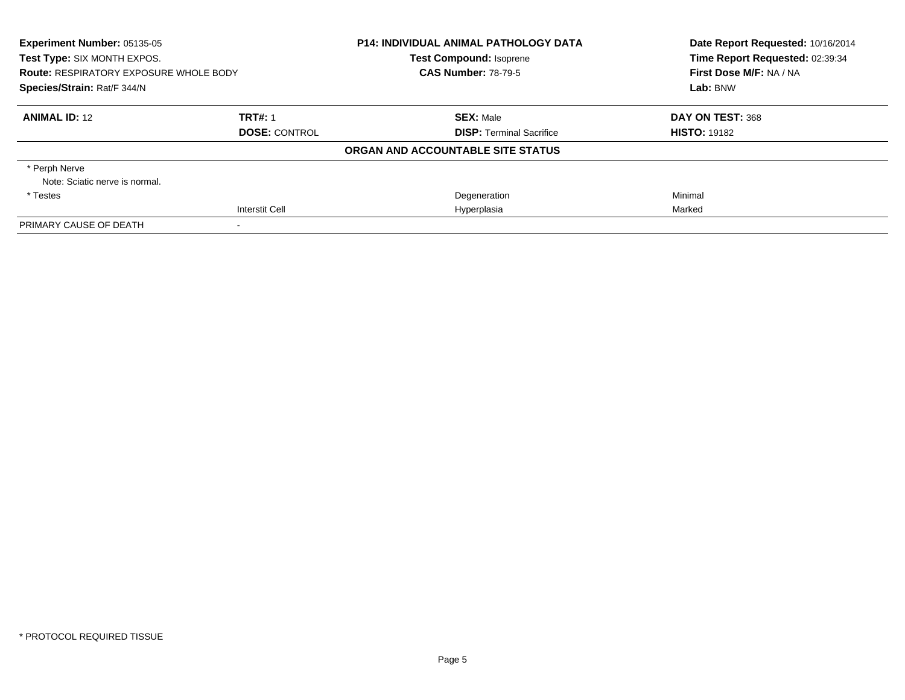**Experiment Number:** 05135-05
**Test Type:** SIX MONTH EXPOS.
**Route:** RESPIRATORY EXPOSURE WHOLE BODY
**Species/Strain:** Rat/F 344/N

**P14: INDIVIDUAL ANIMAL PATHOLOGY DATA**
**Test Compound:** Isoprene
**CAS Number:** 78-79-5

**Date Report Requested:** 10/16/2014
**Time Report Requested:** 02:39:34
**First Dose M/F:** NA / NA
**Lab:** BNW

| **ANIMAL ID:** 12 | **TRT#:** 1 | **SEX:** Male | **DAY ON TEST:** 368 |
|---|---|---|---|
| | **DOSE:** CONTROL | **DISP:** Terminal Sacrifice | **HISTO:** 19182 |

**ORGAN AND ACCOUNTABLE SITE STATUS**

| | | | |
|---|---|---|---|
| * Perph Nerve | | | |
| Note: Sciatic nerve is normal. | | | |
| * Testes | | Degeneration | Minimal |
| | Interstit Cell | Hyperplasia | Marked |
| PRIMARY CAUSE OF DEATH | - | | |

* PROTOCOL REQUIRED TISSUE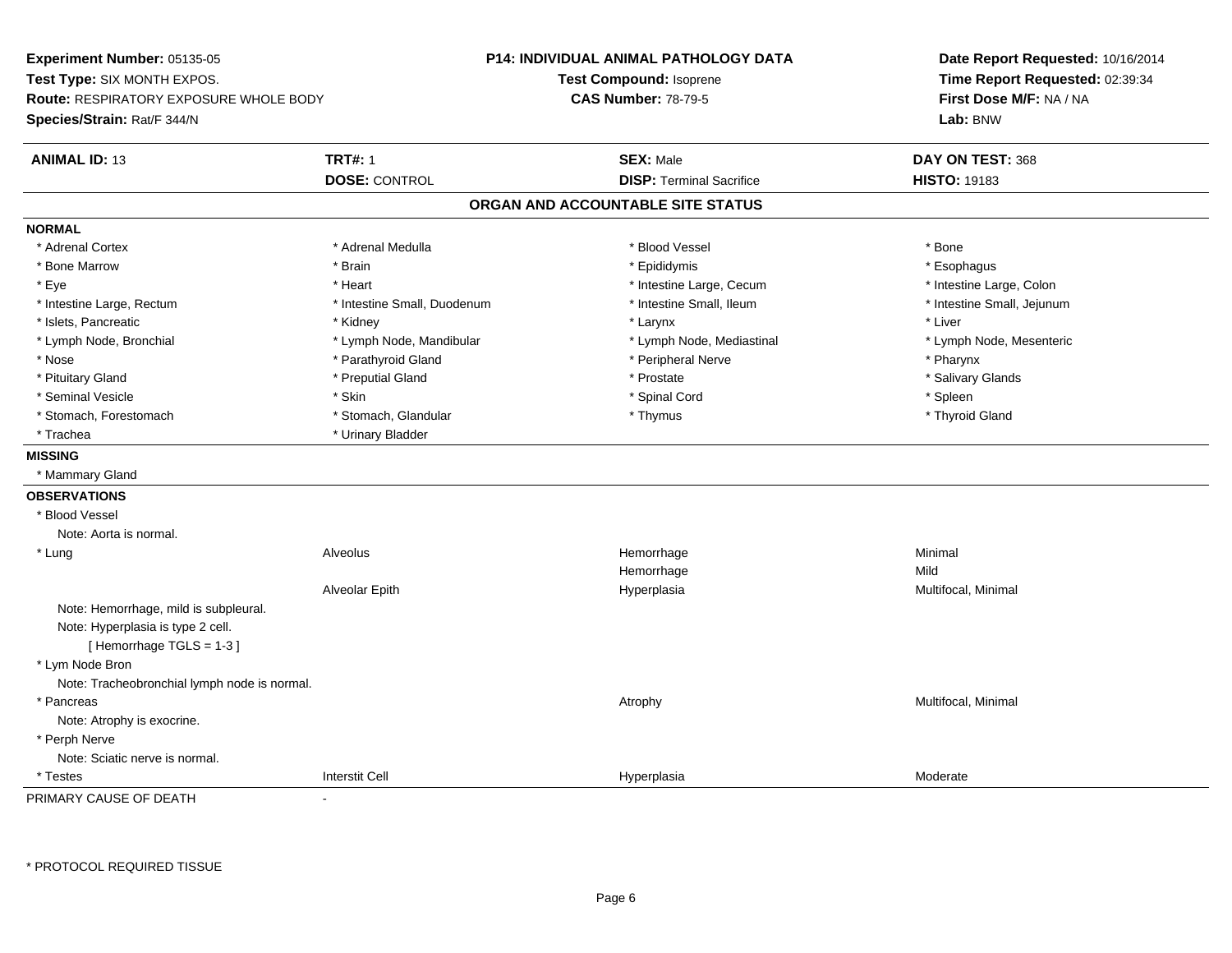**Experiment Number:** 05135-05
**Test Type:** SIX MONTH EXPOS.
**Route:** RESPIRATORY EXPOSURE WHOLE BODY
**Species/Strain:** Rat/F 344/N

**P14: INDIVIDUAL ANIMAL PATHOLOGY DATA**
**Test Compound:** Isoprene
**CAS Number:** 78-79-5

**Date Report Requested:** 10/16/2014
**Time Report Requested:** 02:39:34
**First Dose M/F:** NA / NA
**Lab:** BNW

| **ANIMAL ID:** 13 | **TRT#:** 1 | **SEX:** Male | **DAY ON TEST:** 368 |
|---|---|---|---|
| | **DOSE:** CONTROL | **DISP:** Terminal Sacrifice | **HISTO:** 19183 |

## ORGAN AND ACCOUNTABLE SITE STATUS

**NORMAL**

| | | | |
|---|---|---|---|
| * Adrenal Cortex | * Adrenal Medulla | * Blood Vessel | * Bone |
| * Bone Marrow | * Brain | * Epididymis | * Esophagus |
| * Eye | * Heart | * Intestine Large, Cecum | * Intestine Large, Colon |
| * Intestine Large, Rectum | * Intestine Small, Duodenum | * Intestine Small, Ileum | * Intestine Small, Jejunum |
| * Islets, Pancreatic | * Kidney | * Larynx | * Liver |
| * Lymph Node, Bronchial | * Lymph Node, Mandibular | * Lymph Node, Mediastinal | * Lymph Node, Mesenteric |
| * Nose | * Parathyroid Gland | * Peripheral Nerve | * Pharynx |
| * Pituitary Gland | * Preputial Gland | * Prostate | * Salivary Glands |
| * Seminal Vesicle | * Skin | * Spinal Cord | * Spleen |
| * Stomach, Forestomach | * Stomach, Glandular | * Thymus | * Thyroid Gland |
| * Trachea | * Urinary Bladder | | |

**MISSING**

* Mammary Gland

**OBSERVATIONS**

| | | | |
|---|---|---|---|
| * Blood Vessel | | | |
| Note: Aorta is normal. | | | |
| * Lung | Alveolus | Hemorrhage | Minimal |
| | | Hemorrhage | Mild |
| | Alveolar Epith | Hyperplasia | Multifocal, Minimal |
| Note: Hemorrhage, mild is subpleural. | | | |
| Note: Hyperplasia is type 2 cell. | | | |
| [ Hemorrhage TGLS = 1-3 ] | | | |
| * Lym Node Bron | | | |
| Note: Tracheobronchial lymph node is normal. | | | |
| * Pancreas | | Atrophy | Multifocal, Minimal |
| Note: Atrophy is exocrine. | | | |
| * Perph Nerve | | | |
| Note: Sciatic nerve is normal. | | | |
| * Testes | Interstit Cell | Hyperplasia | Moderate |

PRIMARY CAUSE OF DEATH -

\* PROTOCOL REQUIRED TISSUE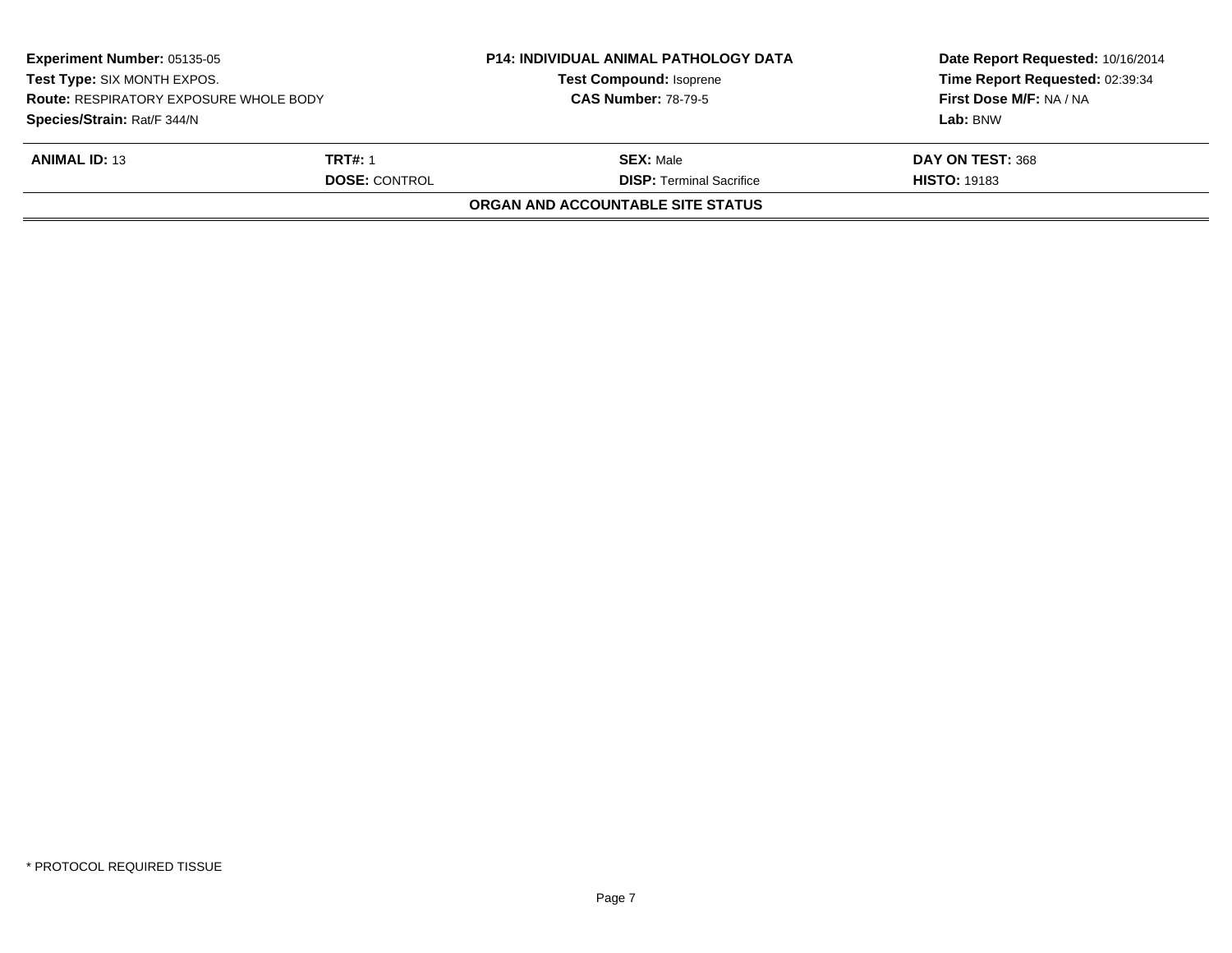**Experiment Number:** 05135-05
**Test Type:** SIX MONTH EXPOS.
**Route:** RESPIRATORY EXPOSURE WHOLE BODY
**Species/Strain:** Rat/F 344/N

**P14: INDIVIDUAL ANIMAL PATHOLOGY DATA**
**Test Compound:** Isoprene
**CAS Number:** 78-79-5

**Date Report Requested:** 10/16/2014
**Time Report Requested:** 02:39:34
**First Dose M/F:** NA / NA
**Lab:** BNW

| **ANIMAL ID:** 13 | **TRT#:** 1 | **SEX:** Male | **DAY ON TEST:** 368 |
|---|---|---|---|
| | **DOSE:** CONTROL | **DISP:** Terminal Sacrifice | **HISTO:** 19183 |

**ORGAN AND ACCOUNTABLE SITE STATUS**

* PROTOCOL REQUIRED TISSUE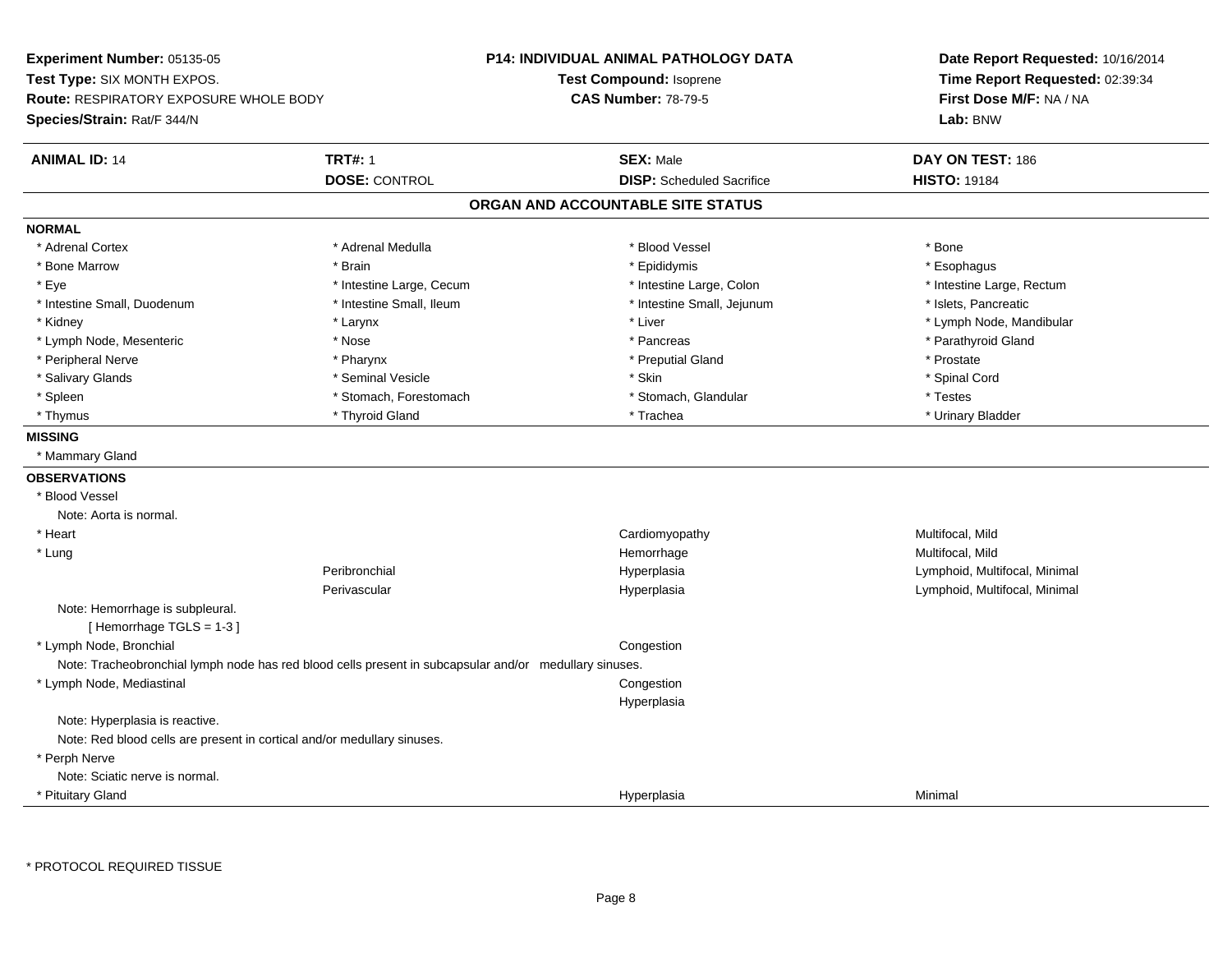**Experiment Number:** 05135-05
**Test Type:** SIX MONTH EXPOS.
**Route:** RESPIRATORY EXPOSURE WHOLE BODY
**Species/Strain:** Rat/F 344/N

**P14: INDIVIDUAL ANIMAL PATHOLOGY DATA**
**Test Compound:** Isoprene
**CAS Number:** 78-79-5

**Date Report Requested:** 10/16/2014
**Time Report Requested:** 02:39:34
**First Dose M/F:** NA / NA
**Lab:** BNW

| **ANIMAL ID:** 14 | **TRT#:** 1 | **SEX:** Male | **DAY ON TEST:** 186 |
|---|---|---|---|
| | **DOSE:** CONTROL | **DISP:** Scheduled Sacrifice | **HISTO:** 19184 |

## ORGAN AND ACCOUNTABLE SITE STATUS

**NORMAL**

| | | | |
|---|---|---|---|
| * Adrenal Cortex | * Adrenal Medulla | * Blood Vessel | * Bone |
| * Bone Marrow | * Brain | * Epididymis | * Esophagus |
| * Eye | * Intestine Large, Cecum | * Intestine Large, Colon | * Intestine Large, Rectum |
| * Intestine Small, Duodenum | * Intestine Small, Ileum | * Intestine Small, Jejunum | * Islets, Pancreatic |
| * Kidney | * Larynx | * Liver | * Lymph Node, Mandibular |
| * Lymph Node, Mesenteric | * Nose | * Pancreas | * Parathyroid Gland |
| * Peripheral Nerve | * Pharynx | * Preputial Gland | * Prostate |
| * Salivary Glands | * Seminal Vesicle | * Skin | * Spinal Cord |
| * Spleen | * Stomach, Forestomach | * Stomach, Glandular | * Testes |
| * Thymus | * Thyroid Gland | * Trachea | * Urinary Bladder |

**MISSING**

* Mammary Gland

**OBSERVATIONS**

* Blood Vessel
  Note: Aorta is normal.

| | | | |
|---|---|---|---|
| * Heart | | Cardiomyopathy | Multifocal, Mild |
| * Lung | | Hemorrhage | Multifocal, Mild |
| | Peribronchial | Hyperplasia | Lymphoid, Multifocal, Minimal |
| | Perivascular | Hyperplasia | Lymphoid, Multifocal, Minimal |

Note: Hemorrhage is subpleural.
[ Hemorrhage TGLS = 1-3 ]

| | | | |
|---|---|---|---|
| * Lymph Node, Bronchial | | Congestion | |

Note: Tracheobronchial lymph node has red blood cells present in subcapsular and/or medullary sinuses.

| | | | |
|---|---|---|---|
| * Lymph Node, Mediastinal | | Congestion | |
| | | Hyperplasia | |

Note: Hyperplasia is reactive.
Note: Red blood cells are present in cortical and/or medullary sinuses.

* Perph Nerve
  Note: Sciatic nerve is normal.

| | | | |
|---|---|---|---|
| * Pituitary Gland | | Hyperplasia | Minimal |

\* PROTOCOL REQUIRED TISSUE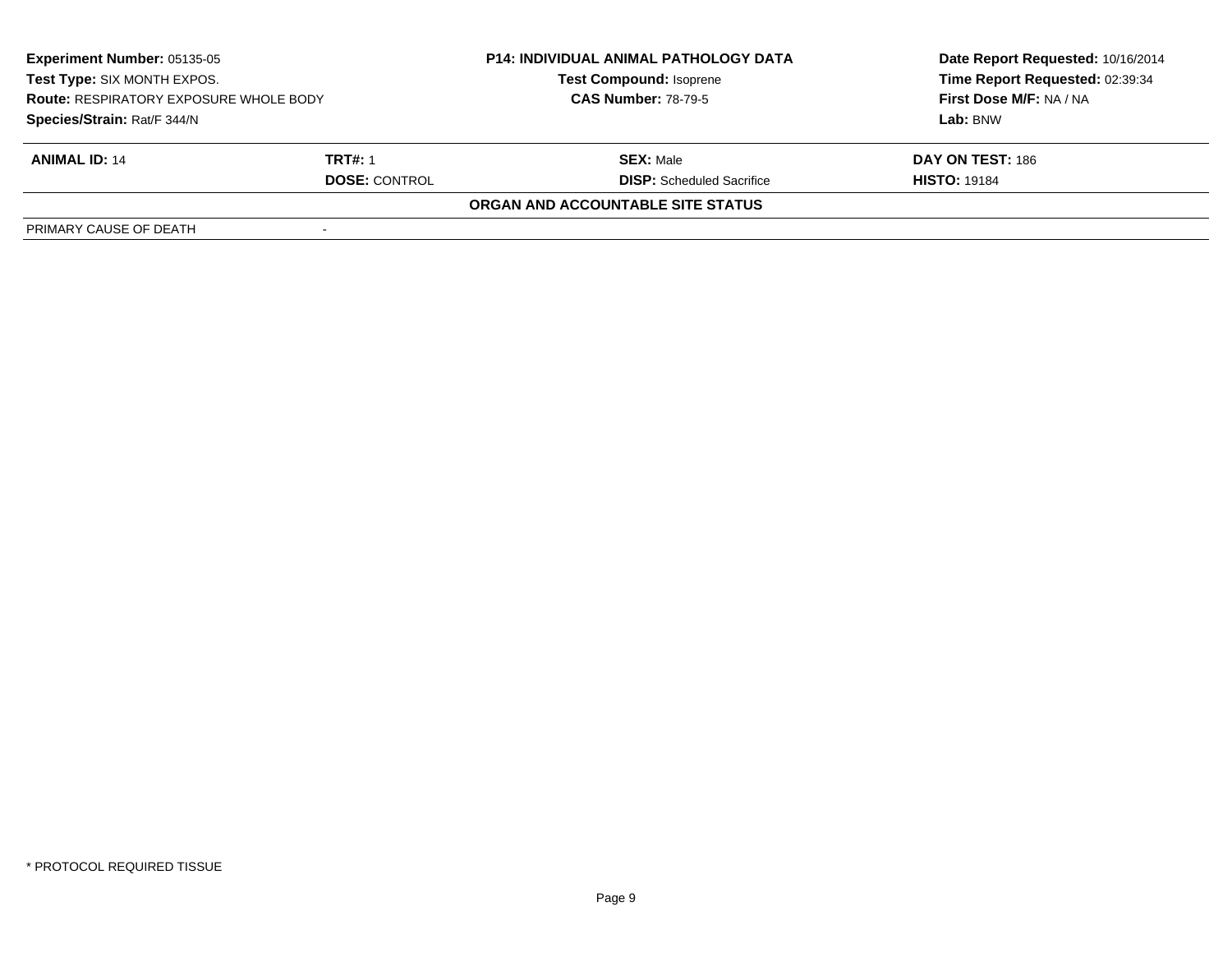| | | | |
|---|---|---|---|
| **Experiment Number:** 05135-05 | | **P14: INDIVIDUAL ANIMAL PATHOLOGY DATA** | **Date Report Requested:** 10/16/2014 |
| **Test Type:** SIX MONTH EXPOS. | | **Test Compound:** Isoprene | **Time Report Requested:** 02:39:34 |
| **Route:** RESPIRATORY EXPOSURE WHOLE BODY | | **CAS Number:** 78-79-5 | **First Dose M/F:** NA / NA |
| **Species/Strain:** Rat/F 344/N | | | **Lab:** BNW |

| | | | |
|---|---|---|---|
| **ANIMAL ID:** 14 | **TRT#:** 1 | **SEX:** Male | **DAY ON TEST:** 186 |
| | **DOSE:** CONTROL | **DISP:** Scheduled Sacrifice | **HISTO:** 19184 |

**ORGAN AND ACCOUNTABLE SITE STATUS**

| | |
|---|---|
| PRIMARY CAUSE OF DEATH | - |

* PROTOCOL REQUIRED TISSUE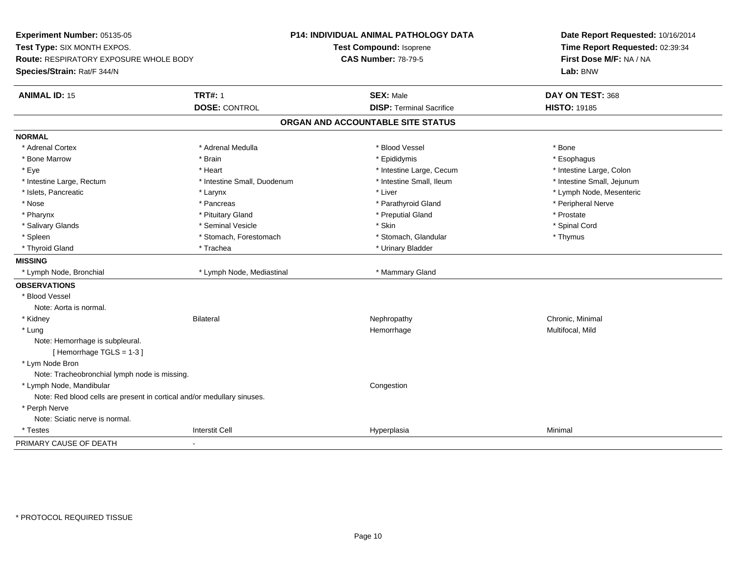**Experiment Number:** 05135-05
**Test Type:** SIX MONTH EXPOS.
**Route:** RESPIRATORY EXPOSURE WHOLE BODY
**Species/Strain:** Rat/F 344/N

**P14: INDIVIDUAL ANIMAL PATHOLOGY DATA**
**Test Compound:** Isoprene
**CAS Number:** 78-79-5

**Date Report Requested:** 10/16/2014
**Time Report Requested:** 02:39:34
**First Dose M/F:** NA / NA
**Lab:** BNW

| **ANIMAL ID:** 15 | **TRT#:** 1 | **SEX:** Male | **DAY ON TEST:** 368 |
|---|---|---|---|
| | **DOSE:** CONTROL | **DISP:** Terminal Sacrifice | **HISTO:** 19185 |

## ORGAN AND ACCOUNTABLE SITE STATUS

**NORMAL**

| | | | |
|---|---|---|---|
| * Adrenal Cortex | * Adrenal Medulla | * Blood Vessel | * Bone |
| * Bone Marrow | * Brain | * Epididymis | * Esophagus |
| * Eye | * Heart | * Intestine Large, Cecum | * Intestine Large, Colon |
| * Intestine Large, Rectum | * Intestine Small, Duodenum | * Intestine Small, Ileum | * Intestine Small, Jejunum |
| * Islets, Pancreatic | * Larynx | * Liver | * Lymph Node, Mesenteric |
| * Nose | * Pancreas | * Parathyroid Gland | * Peripheral Nerve |
| * Pharynx | * Pituitary Gland | * Preputial Gland | * Prostate |
| * Salivary Glands | * Seminal Vesicle | * Skin | * Spinal Cord |
| * Spleen | * Stomach, Forestomach | * Stomach, Glandular | * Thymus |
| * Thyroid Gland | * Trachea | * Urinary Bladder | |

**MISSING**

| | | |
|---|---|---|
| * Lymph Node, Bronchial | * Lymph Node, Mediastinal | * Mammary Gland |

**OBSERVATIONS**

| | | | |
|---|---|---|---|
| * Blood Vessel | | | |
| Note: Aorta is normal. | | | |
| * Kidney | Bilateral | Nephropathy | Chronic, Minimal |
| * Lung | | Hemorrhage | Multifocal, Mild |
| Note: Hemorrhage is subpleural. | | | |
| [ Hemorrhage TGLS = 1-3 ] | | | |
| * Lym Node Bron | | | |
| Note: Tracheobronchial lymph node is missing. | | | |
| * Lymph Node, Mandibular | | Congestion | |
| Note: Red blood cells are present in cortical and/or medullary sinuses. | | | |
| * Perph Nerve | | | |
| Note: Sciatic nerve is normal. | | | |
| * Testes | Interstit Cell | Hyperplasia | Minimal |

PRIMARY CAUSE OF DEATH -

\* PROTOCOL REQUIRED TISSUE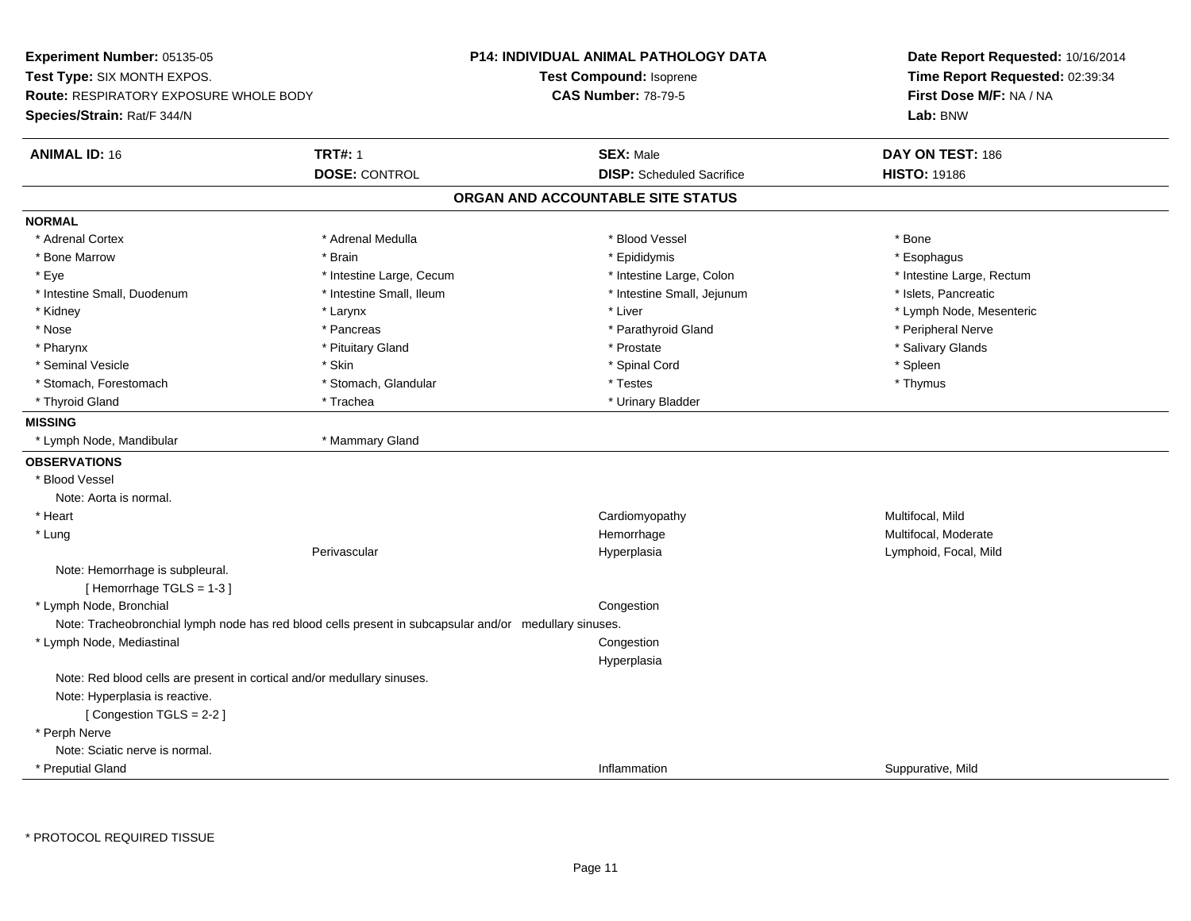**Experiment Number:** 05135-05
**Test Type:** SIX MONTH EXPOS.
**Route:** RESPIRATORY EXPOSURE WHOLE BODY
**Species/Strain:** Rat/F 344/N

**P14: INDIVIDUAL ANIMAL PATHOLOGY DATA**
**Test Compound:** Isoprene
**CAS Number:** 78-79-5

**Date Report Requested:** 10/16/2014
**Time Report Requested:** 02:39:34
**First Dose M/F:** NA / NA
**Lab:** BNW

| **ANIMAL ID:** 16 | **TRT#:** 1 | **SEX:** Male | **DAY ON TEST:** 186 |
|---|---|---|---|
| | **DOSE:** CONTROL | **DISP:** Scheduled Sacrifice | **HISTO:** 19186 |

## ORGAN AND ACCOUNTABLE SITE STATUS

**NORMAL**

| | | | |
|---|---|---|---|
| * Adrenal Cortex | * Adrenal Medulla | * Blood Vessel | * Bone |
| * Bone Marrow | * Brain | * Epididymis | * Esophagus |
| * Eye | * Intestine Large, Cecum | * Intestine Large, Colon | * Intestine Large, Rectum |
| * Intestine Small, Duodenum | * Intestine Small, Ileum | * Intestine Small, Jejunum | * Islets, Pancreatic |
| * Kidney | * Larynx | * Liver | * Lymph Node, Mesenteric |
| * Nose | * Pancreas | * Parathyroid Gland | * Peripheral Nerve |
| * Pharynx | * Pituitary Gland | * Prostate | * Salivary Glands |
| * Seminal Vesicle | * Skin | * Spinal Cord | * Spleen |
| * Stomach, Forestomach | * Stomach, Glandular | * Testes | * Thymus |
| * Thyroid Gland | * Trachea | * Urinary Bladder | |

**MISSING**

* Lymph Node, Mandibular
* Mammary Gland

**OBSERVATIONS**

| | | | |
|---|---|---|---|
| * Blood Vessel | | | |
| Note: Aorta is normal. | | | |
| * Heart | | Cardiomyopathy | Multifocal, Mild |
| * Lung | | Hemorrhage | Multifocal, Moderate |
| | Perivascular | Hyperplasia | Lymphoid, Focal, Mild |
| Note: Hemorrhage is subpleural. | | | |
| [ Hemorrhage TGLS = 1-3 ] | | | |
| * Lymph Node, Bronchial | | Congestion | |
| Note: Tracheobronchial lymph node has red blood cells present in subcapsular and/or medullary sinuses. | | | |
| * Lymph Node, Mediastinal | | Congestion | |
| | | Hyperplasia | |
| Note: Red blood cells are present in cortical and/or medullary sinuses. | | | |
| Note: Hyperplasia is reactive. | | | |
| [ Congestion TGLS = 2-2 ] | | | |
| * Perph Nerve | | | |
| Note: Sciatic nerve is normal. | | | |
| * Preputial Gland | | Inflammation | Suppurative, Mild |

\* PROTOCOL REQUIRED TISSUE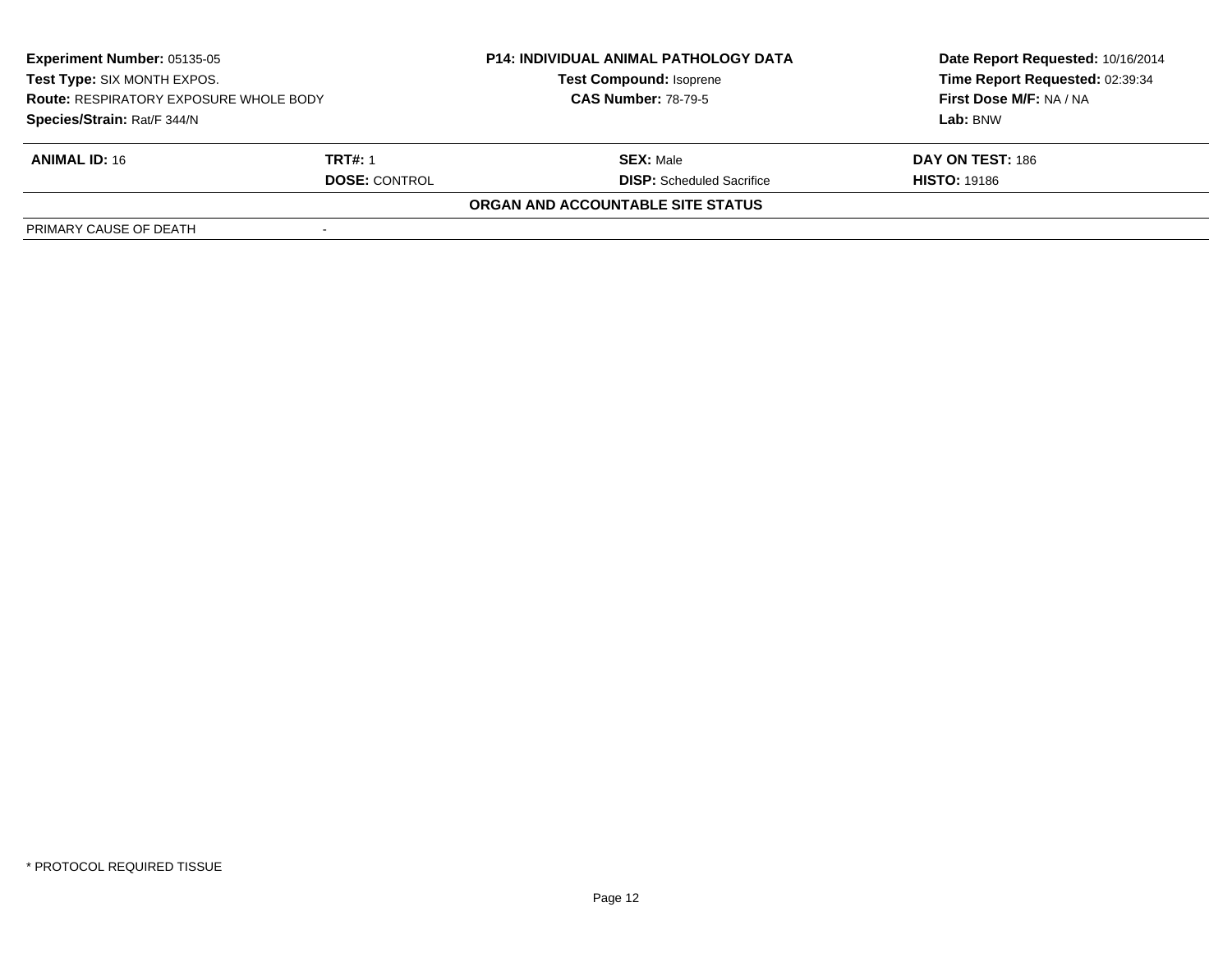**Experiment Number:** 05135-05
**Test Type:** SIX MONTH EXPOS.
**Route:** RESPIRATORY EXPOSURE WHOLE BODY
**Species/Strain:** Rat/F 344/N

**P14: INDIVIDUAL ANIMAL PATHOLOGY DATA**
**Test Compound:** Isoprene
**CAS Number:** 78-79-5

**Date Report Requested:** 10/16/2014
**Time Report Requested:** 02:39:34
**First Dose M/F:** NA / NA
**Lab:** BNW

| **ANIMAL ID:** 16 | **TRT#:** 1 | **SEX:** Male | **DAY ON TEST:** 186 |
|---|---|---|---|
| | **DOSE:** CONTROL | **DISP:** Scheduled Sacrifice | **HISTO:** 19186 |

**ORGAN AND ACCOUNTABLE SITE STATUS**

| PRIMARY CAUSE OF DEATH | - |
|---|---|

\* PROTOCOL REQUIRED TISSUE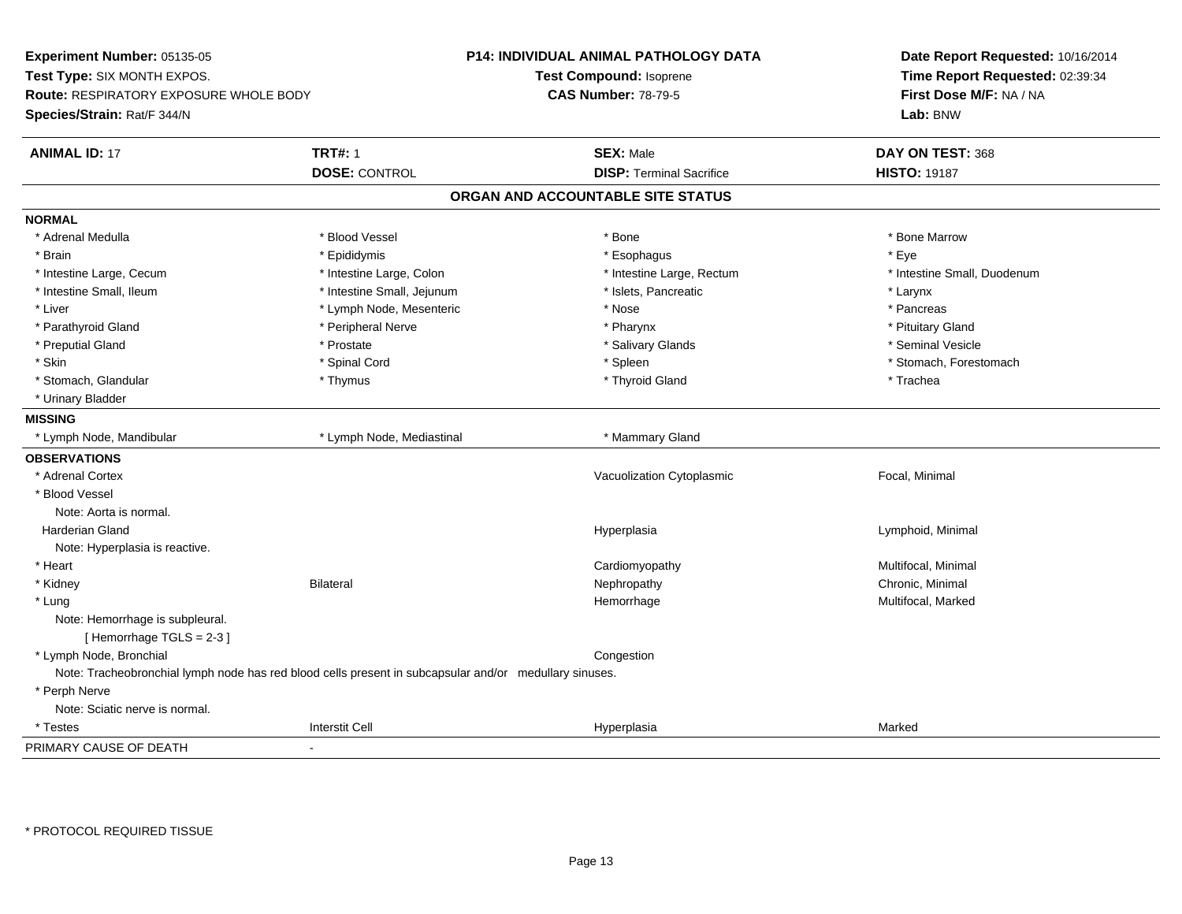**Experiment Number:** 05135-05
**Test Type:** SIX MONTH EXPOS.
**Route:** RESPIRATORY EXPOSURE WHOLE BODY
**Species/Strain:** Rat/F 344/N

**P14: INDIVIDUAL ANIMAL PATHOLOGY DATA**
**Test Compound:** Isoprene
**CAS Number:** 78-79-5

**Date Report Requested:** 10/16/2014
**Time Report Requested:** 02:39:34
**First Dose M/F:** NA / NA
**Lab:** BNW

| **ANIMAL ID:** 17 | **TRT#:** 1 | **SEX:** Male | **DAY ON TEST:** 368 |
|---|---|---|---|
| | **DOSE:** CONTROL | **DISP:** Terminal Sacrifice | **HISTO:** 19187 |

## ORGAN AND ACCOUNTABLE SITE STATUS

**NORMAL**

| | | | |
|---|---|---|---|
| * Adrenal Medulla | * Blood Vessel | * Bone | * Bone Marrow |
| * Brain | * Epididymis | * Esophagus | * Eye |
| * Intestine Large, Cecum | * Intestine Large, Colon | * Intestine Large, Rectum | * Intestine Small, Duodenum |
| * Intestine Small, Ileum | * Intestine Small, Jejunum | * Islets, Pancreatic | * Larynx |
| * Liver | * Lymph Node, Mesenteric | * Nose | * Pancreas |
| * Parathyroid Gland | * Peripheral Nerve | * Pharynx | * Pituitary Gland |
| * Preputial Gland | * Prostate | * Salivary Glands | * Seminal Vesicle |
| * Skin | * Spinal Cord | * Spleen | * Stomach, Forestomach |
| * Stomach, Glandular | * Thymus | * Thyroid Gland | * Trachea |
| * Urinary Bladder | | | |

**MISSING**

| | | |
|---|---|---|
| * Lymph Node, Mandibular | * Lymph Node, Mediastinal | * Mammary Gland |

**OBSERVATIONS**

| | | | |
|---|---|---|---|
| * Adrenal Cortex | | Vacuolization Cytoplasmic | Focal, Minimal |
| * Blood Vessel | | | |
| Note: Aorta is normal. | | | |
| Harderian Gland | | Hyperplasia | Lymphoid, Minimal |
| Note: Hyperplasia is reactive. | | | |
| * Heart | | Cardiomyopathy | Multifocal, Minimal |
| * Kidney | Bilateral | Nephropathy | Chronic, Minimal |
| * Lung | | Hemorrhage | Multifocal, Marked |
| Note: Hemorrhage is subpleural. | | | |
| [ Hemorrhage TGLS = 2-3 ] | | | |
| * Lymph Node, Bronchial | | Congestion | |
| Note: Tracheobronchial lymph node has red blood cells present in subcapsular and/or medullary sinuses. | | | |
| * Perph Nerve | | | |
| Note: Sciatic nerve is normal. | | | |
| * Testes | Interstit Cell | Hyperplasia | Marked |

PRIMARY CAUSE OF DEATH -

\* PROTOCOL REQUIRED TISSUE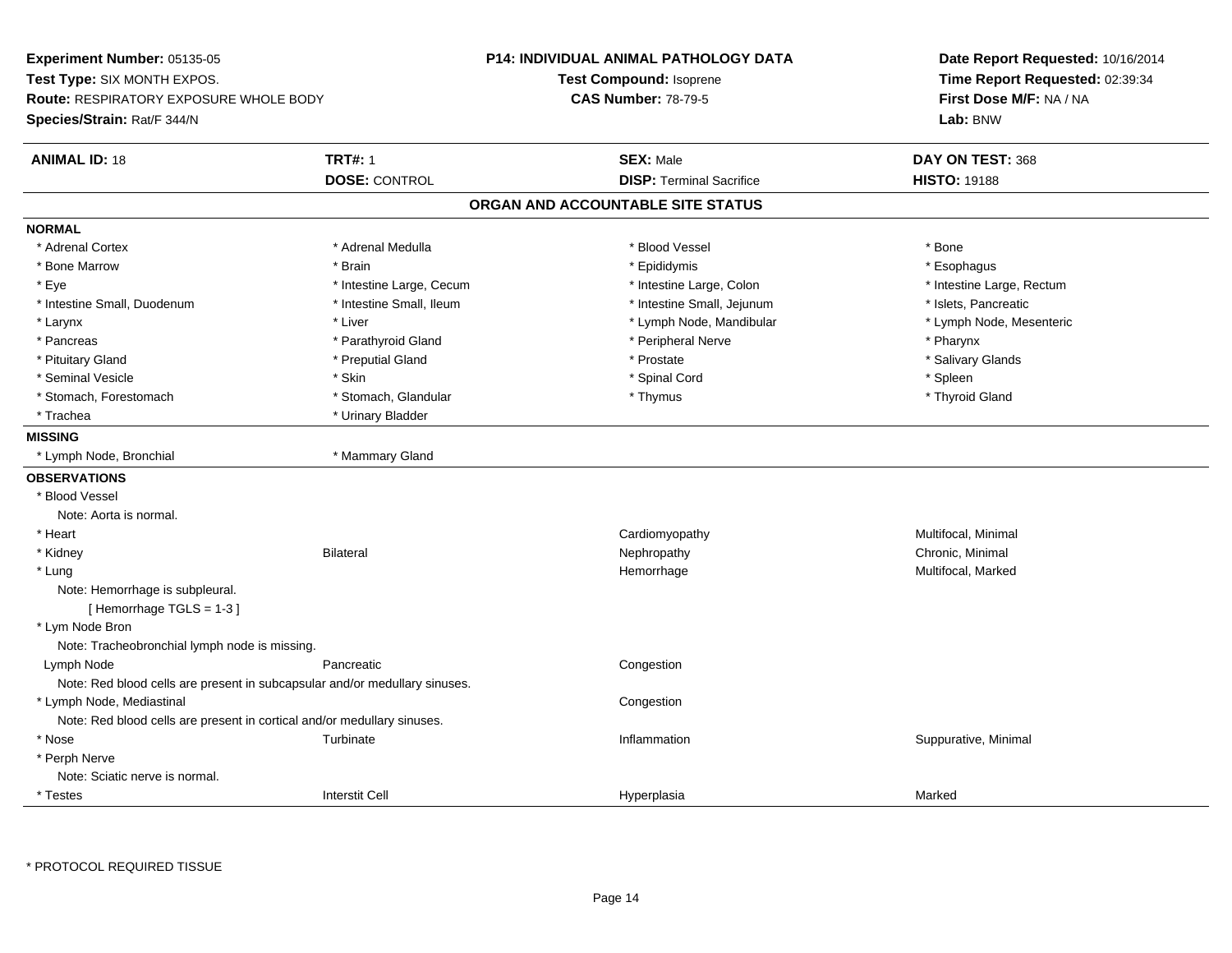**Experiment Number:** 05135-05
**Test Type:** SIX MONTH EXPOS.
**Route:** RESPIRATORY EXPOSURE WHOLE BODY
**Species/Strain:** Rat/F 344/N

**P14: INDIVIDUAL ANIMAL PATHOLOGY DATA**
**Test Compound:** Isoprene
**CAS Number:** 78-79-5

**Date Report Requested:** 10/16/2014
**Time Report Requested:** 02:39:34
**First Dose M/F:** NA / NA
**Lab:** BNW

| **ANIMAL ID:** 18 | **TRT#:** 1 | **SEX:** Male | **DAY ON TEST:** 368 |
|---|---|---|---|
| | **DOSE:** CONTROL | **DISP:** Terminal Sacrifice | **HISTO:** 19188 |

## ORGAN AND ACCOUNTABLE SITE STATUS

**NORMAL**

| | | | |
|---|---|---|---|
| * Adrenal Cortex | * Adrenal Medulla | * Blood Vessel | * Bone |
| * Bone Marrow | * Brain | * Epididymis | * Esophagus |
| * Eye | * Intestine Large, Cecum | * Intestine Large, Colon | * Intestine Large, Rectum |
| * Intestine Small, Duodenum | * Intestine Small, Ileum | * Intestine Small, Jejunum | * Islets, Pancreatic |
| * Larynx | * Liver | * Lymph Node, Mandibular | * Lymph Node, Mesenteric |
| * Pancreas | * Parathyroid Gland | * Peripheral Nerve | * Pharynx |
| * Pituitary Gland | * Preputial Gland | * Prostate | * Salivary Glands |
| * Seminal Vesicle | * Skin | * Spinal Cord | * Spleen |
| * Stomach, Forestomach | * Stomach, Glandular | * Thymus | * Thyroid Gland |
| * Trachea | * Urinary Bladder | | |

**MISSING**

| | |
|---|---|
| * Lymph Node, Bronchial | * Mammary Gland |

**OBSERVATIONS**

| | | | |
|---|---|---|---|
| * Blood Vessel | | | |
| Note: Aorta is normal. | | | |
| * Heart | | Cardiomyopathy | Multifocal, Minimal |
| * Kidney | Bilateral | Nephropathy | Chronic, Minimal |
| * Lung | | Hemorrhage | Multifocal, Marked |
| Note: Hemorrhage is subpleural. | | | |
| [ Hemorrhage TGLS = 1-3 ] | | | |
| * Lym Node Bron | | | |
| Note: Tracheobronchial lymph node is missing. | | | |
| Lymph Node | Pancreatic | Congestion | |
| Note: Red blood cells are present in subcapsular and/or medullary sinuses. | | | |
| * Lymph Node, Mediastinal | | Congestion | |
| Note: Red blood cells are present in cortical and/or medullary sinuses. | | | |
| * Nose | Turbinate | Inflammation | Suppurative, Minimal |
| * Perph Nerve | | | |
| Note: Sciatic nerve is normal. | | | |
| * Testes | Interstit Cell | Hyperplasia | Marked |

* PROTOCOL REQUIRED TISSUE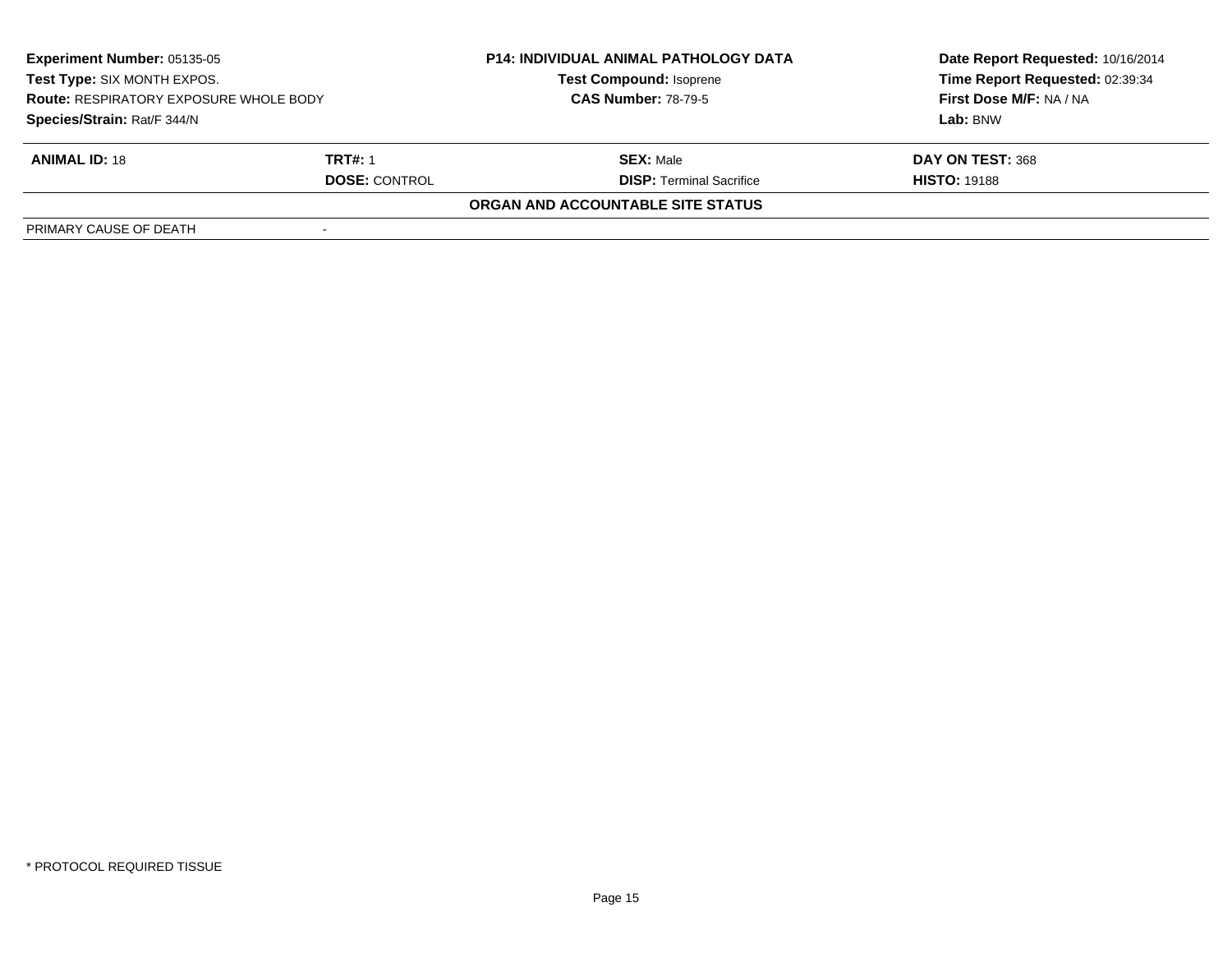**Experiment Number:** 05135-05
**Test Type:** SIX MONTH EXPOS.
**Route:** RESPIRATORY EXPOSURE WHOLE BODY
**Species/Strain:** Rat/F 344/N

**P14: INDIVIDUAL ANIMAL PATHOLOGY DATA**
**Test Compound:** Isoprene
**CAS Number:** 78-79-5

**Date Report Requested:** 10/16/2014
**Time Report Requested:** 02:39:34
**First Dose M/F:** NA / NA
**Lab:** BNW

| **ANIMAL ID:** 18 | **TRT#:** 1 | **SEX:** Male | **DAY ON TEST:** 368 |
|---|---|---|---|
| | **DOSE:** CONTROL | **DISP:** Terminal Sacrifice | **HISTO:** 19188 |

**ORGAN AND ACCOUNTABLE SITE STATUS**

| | |
|---|---|
| PRIMARY CAUSE OF DEATH | - |

* PROTOCOL REQUIRED TISSUE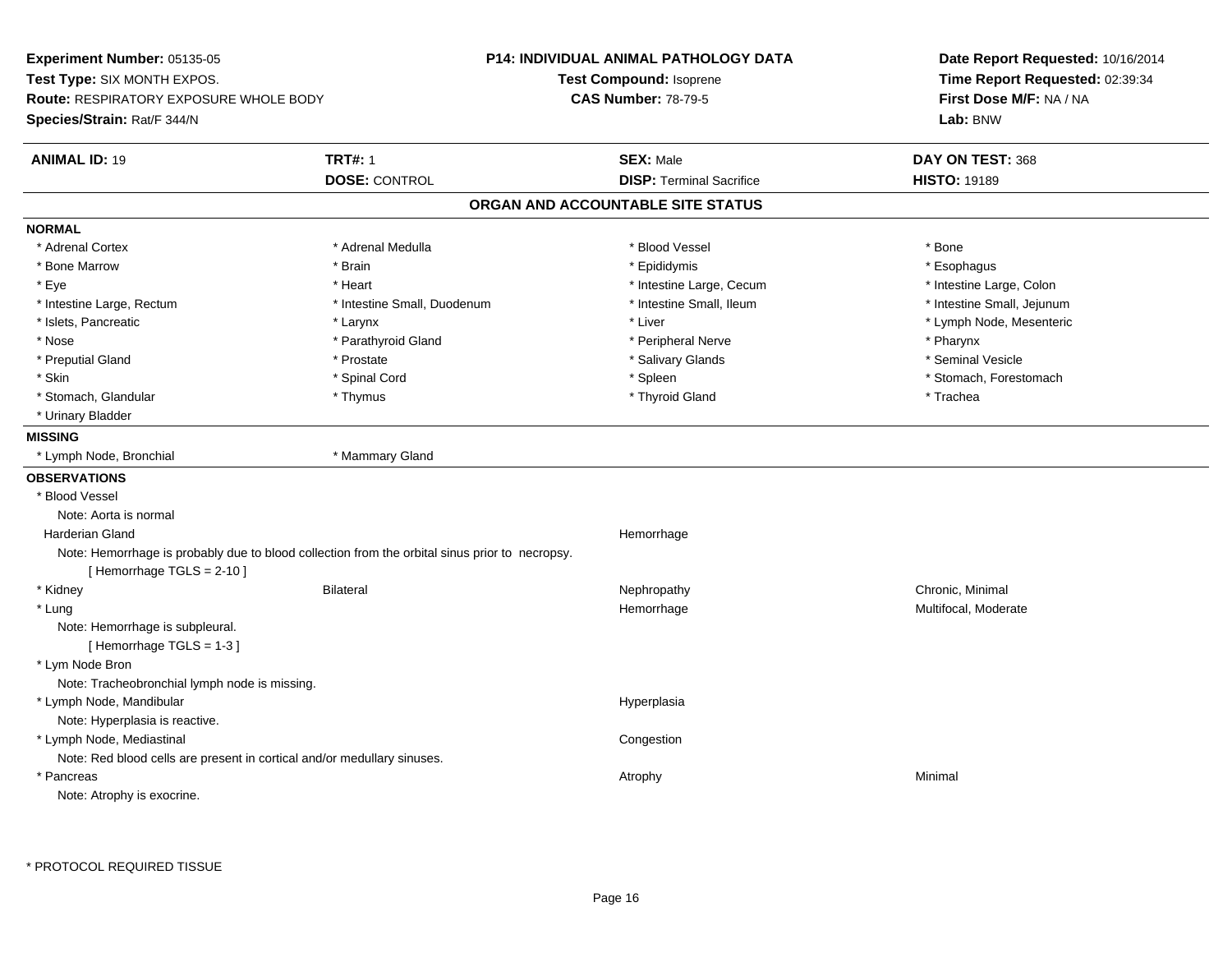**Experiment Number:** 05135-05
**Test Type:** SIX MONTH EXPOS.
**Route:** RESPIRATORY EXPOSURE WHOLE BODY
**Species/Strain:** Rat/F 344/N

**P14: INDIVIDUAL ANIMAL PATHOLOGY DATA**
**Test Compound:** Isoprene
**CAS Number:** 78-79-5

**Date Report Requested:** 10/16/2014
**Time Report Requested:** 02:39:34
**First Dose M/F:** NA / NA
**Lab:** BNW

| **ANIMAL ID:** 19 | **TRT#:** 1 | **SEX:** Male | **DAY ON TEST:** 368 |
|---|---|---|---|
| | **DOSE:** CONTROL | **DISP:** Terminal Sacrifice | **HISTO:** 19189 |

## ORGAN AND ACCOUNTABLE SITE STATUS

**NORMAL**

| | | | |
|---|---|---|---|
| * Adrenal Cortex | * Adrenal Medulla | * Blood Vessel | * Bone |
| * Bone Marrow | * Brain | * Epididymis | * Esophagus |
| * Eye | * Heart | * Intestine Large, Cecum | * Intestine Large, Colon |
| * Intestine Large, Rectum | * Intestine Small, Duodenum | * Intestine Small, Ileum | * Intestine Small, Jejunum |
| * Islets, Pancreatic | * Larynx | * Liver | * Lymph Node, Mesenteric |
| * Nose | * Parathyroid Gland | * Peripheral Nerve | * Pharynx |
| * Preputial Gland | * Prostate | * Salivary Glands | * Seminal Vesicle |
| * Skin | * Spinal Cord | * Spleen | * Stomach, Forestomach |
| * Stomach, Glandular | * Thymus | * Thyroid Gland | * Trachea |
| * Urinary Bladder | | | |

**MISSING**

| | |
|---|---|
| * Lymph Node, Bronchial | * Mammary Gland |

**OBSERVATIONS**

* Blood Vessel
  Note: Aorta is normal

Harderian Gland — Hemorrhage
  Note: Hemorrhage is probably due to blood collection from the orbital sinus prior to necropsy.
  [ Hemorrhage TGLS = 2-10 ]

* Kidney — Bilateral — Nephropathy — Chronic, Minimal

* Lung — Hemorrhage — Multifocal, Moderate
  Note: Hemorrhage is subpleural.
  [ Hemorrhage TGLS = 1-3 ]

* Lym Node Bron
  Note: Tracheobronchial lymph node is missing.

* Lymph Node, Mandibular — Hyperplasia
  Note: Hyperplasia is reactive.

* Lymph Node, Mediastinal — Congestion
  Note: Red blood cells are present in cortical and/or medullary sinuses.

* Pancreas — Atrophy — Minimal
  Note: Atrophy is exocrine.

* PROTOCOL REQUIRED TISSUE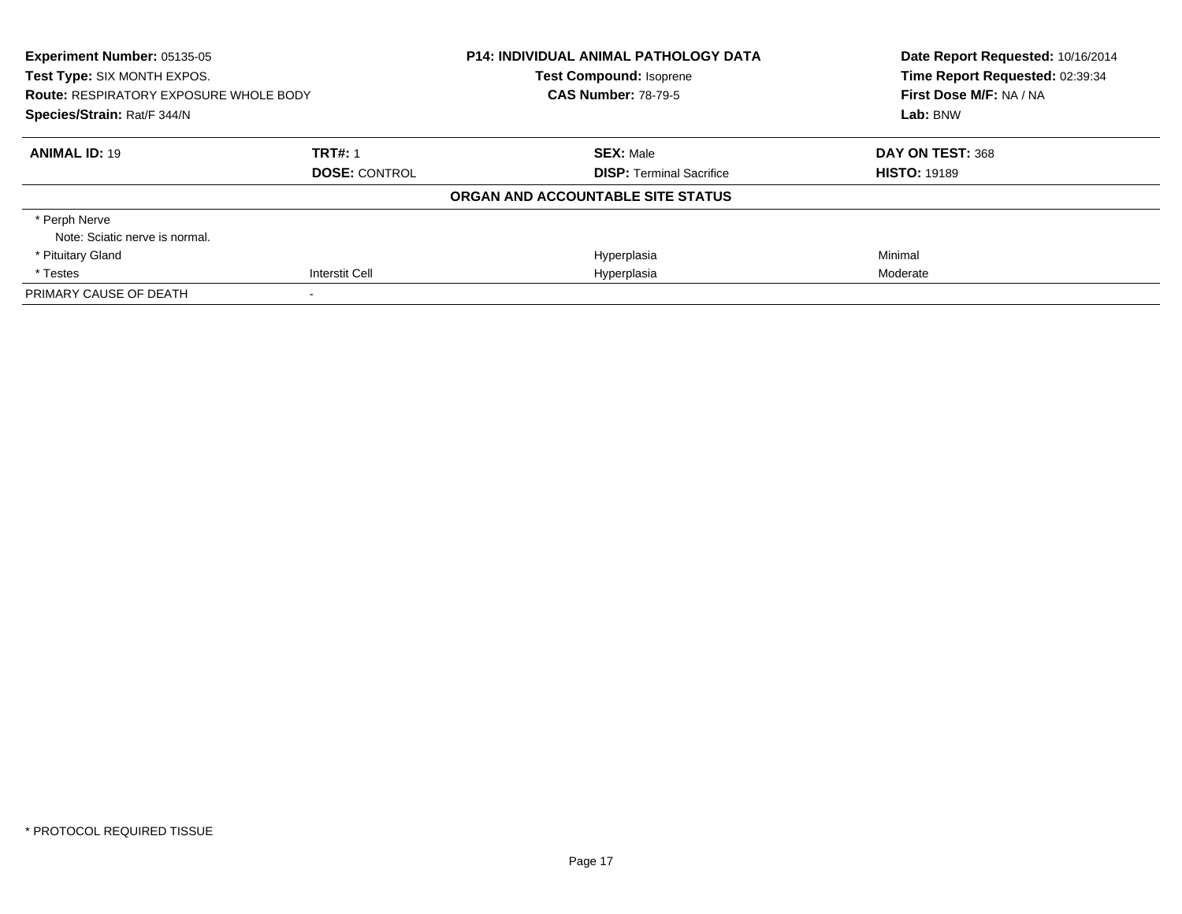**Experiment Number:** 05135-05
**Test Type:** SIX MONTH EXPOS.
**Route:** RESPIRATORY EXPOSURE WHOLE BODY
**Species/Strain:** Rat/F 344/N

**P14: INDIVIDUAL ANIMAL PATHOLOGY DATA**
**Test Compound:** Isoprene
**CAS Number:** 78-79-5

**Date Report Requested:** 10/16/2014
**Time Report Requested:** 02:39:34
**First Dose M/F:** NA / NA
**Lab:** BNW

| **ANIMAL ID:** 19 | **TRT#:** 1 | **SEX:** Male | **DAY ON TEST:** 368 |
|---|---|---|---|
| | **DOSE:** CONTROL | **DISP:** Terminal Sacrifice | **HISTO:** 19189 |

**ORGAN AND ACCOUNTABLE SITE STATUS**

| | | | |
|---|---|---|---|
| * Perph Nerve | | | |
| Note: Sciatic nerve is normal. | | | |
| * Pituitary Gland | | Hyperplasia | Minimal |
| * Testes | Interstit Cell | Hyperplasia | Moderate |
| PRIMARY CAUSE OF DEATH | - | | |

* PROTOCOL REQUIRED TISSUE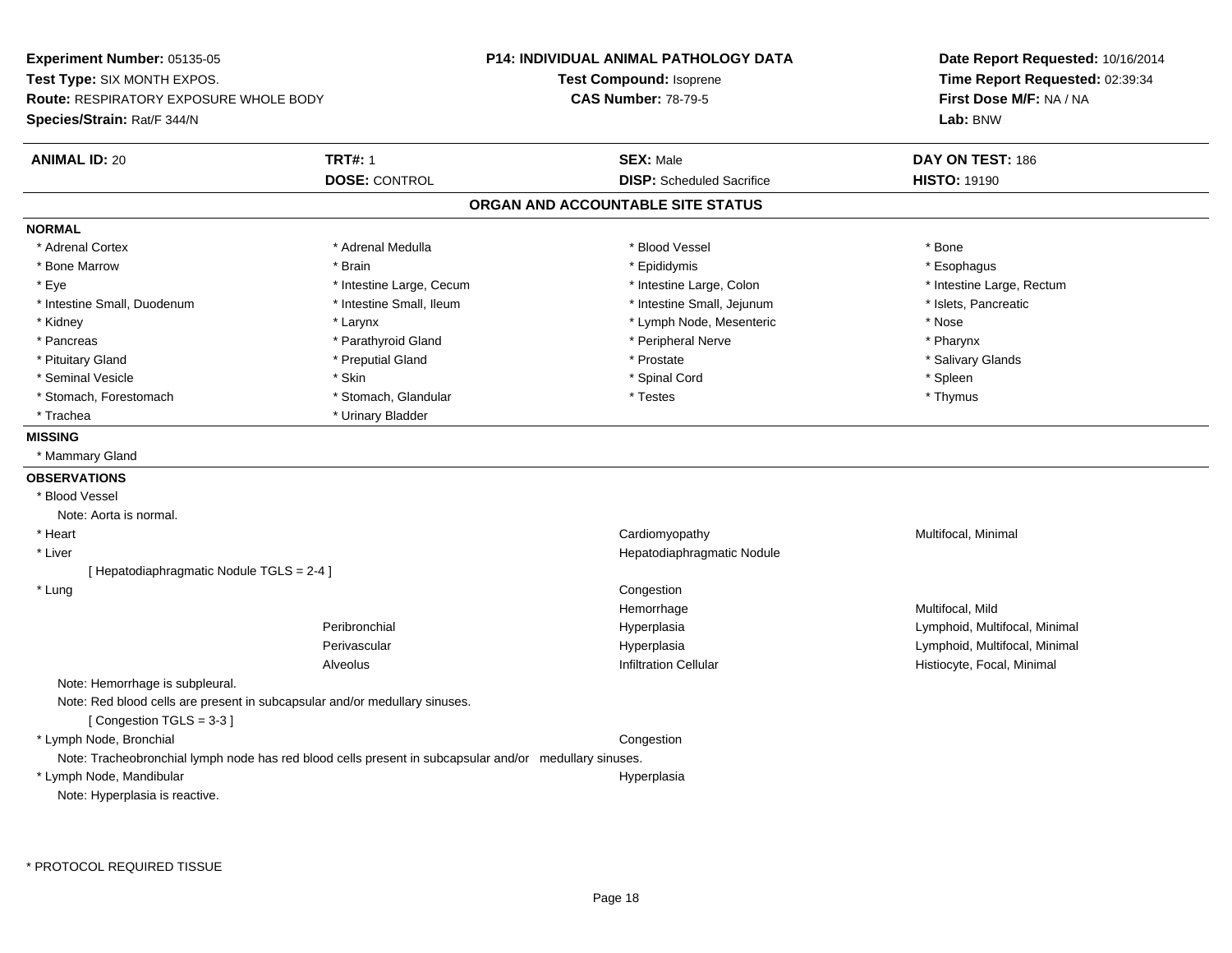**Experiment Number:** 05135-05
**Test Type:** SIX MONTH EXPOS.
**Route:** RESPIRATORY EXPOSURE WHOLE BODY
**Species/Strain:** Rat/F 344/N

**P14: INDIVIDUAL ANIMAL PATHOLOGY DATA**
**Test Compound:** Isoprene
**CAS Number:** 78-79-5

**Date Report Requested:** 10/16/2014
**Time Report Requested:** 02:39:34
**First Dose M/F:** NA / NA
**Lab:** BNW

| **ANIMAL ID:** 20 | **TRT#:** 1 | **SEX:** Male | **DAY ON TEST:** 186 |
|---|---|---|---|
| | **DOSE:** CONTROL | **DISP:** Scheduled Sacrifice | **HISTO:** 19190 |

## ORGAN AND ACCOUNTABLE SITE STATUS

**NORMAL**

| | | | |
|---|---|---|---|
| * Adrenal Cortex | * Adrenal Medulla | * Blood Vessel | * Bone |
| * Bone Marrow | * Brain | * Epididymis | * Esophagus |
| * Eye | * Intestine Large, Cecum | * Intestine Large, Colon | * Intestine Large, Rectum |
| * Intestine Small, Duodenum | * Intestine Small, Ileum | * Intestine Small, Jejunum | * Islets, Pancreatic |
| * Kidney | * Larynx | * Lymph Node, Mesenteric | * Nose |
| * Pancreas | * Parathyroid Gland | * Peripheral Nerve | * Pharynx |
| * Pituitary Gland | * Preputial Gland | * Prostate | * Salivary Glands |
| * Seminal Vesicle | * Skin | * Spinal Cord | * Spleen |
| * Stomach, Forestomach | * Stomach, Glandular | * Testes | * Thymus |
| * Trachea | * Urinary Bladder | | |

**MISSING**

* Mammary Gland

**OBSERVATIONS**

| Organ | Site | Observation | Severity |
|---|---|---|---|
| * Blood Vessel | | | |
| Note: Aorta is normal. | | | |
| * Heart | | Cardiomyopathy | Multifocal, Minimal |
| * Liver | | Hepatodiaphragmatic Nodule | |
| [ Hepatodiaphragmatic Nodule TGLS = 2-4 ] | | | |
| * Lung | | Congestion | |
| | | Hemorrhage | Multifocal, Mild |
| | Peribronchial | Hyperplasia | Lymphoid, Multifocal, Minimal |
| | Perivascular | Hyperplasia | Lymphoid, Multifocal, Minimal |
| | Alveolus | Infiltration Cellular | Histiocyte, Focal, Minimal |
| Note: Hemorrhage is subpleural. | | | |
| Note: Red blood cells are present in subcapsular and/or medullary sinuses. | | | |
| [ Congestion TGLS = 3-3 ] | | | |
| * Lymph Node, Bronchial | | Congestion | |
| Note: Tracheobronchial lymph node has red blood cells present in subcapsular and/or medullary sinuses. | | | |
| * Lymph Node, Mandibular | | Hyperplasia | |
| Note: Hyperplasia is reactive. | | | |

\* PROTOCOL REQUIRED TISSUE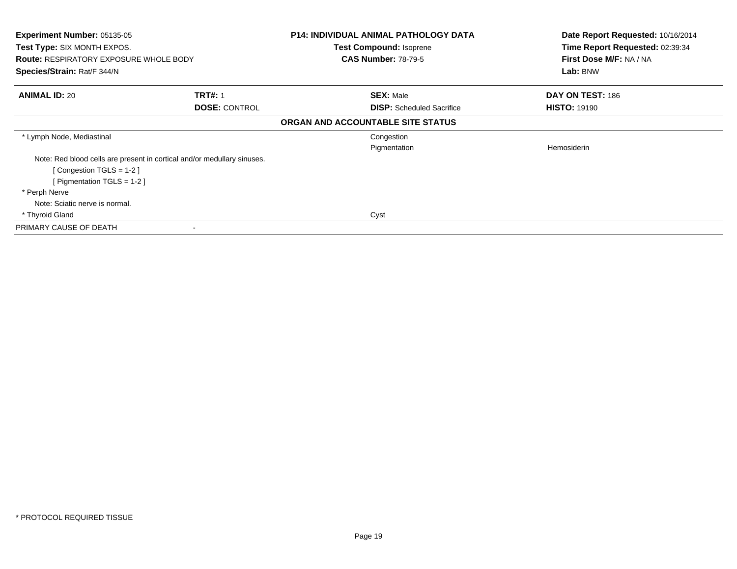**Experiment Number:** 05135-05
**Test Type:** SIX MONTH EXPOS.
**Route:** RESPIRATORY EXPOSURE WHOLE BODY
**Species/Strain:** Rat/F 344/N

**P14: INDIVIDUAL ANIMAL PATHOLOGY DATA**
**Test Compound:** Isoprene
**CAS Number:** 78-79-5

**Date Report Requested:** 10/16/2014
**Time Report Requested:** 02:39:34
**First Dose M/F:** NA / NA
**Lab:** BNW

| **ANIMAL ID:** 20 | **TRT#:** 1 | **SEX:** Male | **DAY ON TEST:** 186 |
|---|---|---|---|
| | **DOSE:** CONTROL | **DISP:** Scheduled Sacrifice | **HISTO:** 19190 |

**ORGAN AND ACCOUNTABLE SITE STATUS**

| | | |
|---|---|---|
| * Lymph Node, Mediastinal | Congestion | |
| | Pigmentation | Hemosiderin |
| Note: Red blood cells are present in cortical and/or medullary sinuses. | | |
| [ Congestion TGLS = 1-2 ] | | |
| [ Pigmentation TGLS = 1-2 ] | | |
| * Perph Nerve | | |
| Note: Sciatic nerve is normal. | | |
| * Thyroid Gland | Cyst | |
| PRIMARY CAUSE OF DEATH | - | |

* PROTOCOL REQUIRED TISSUE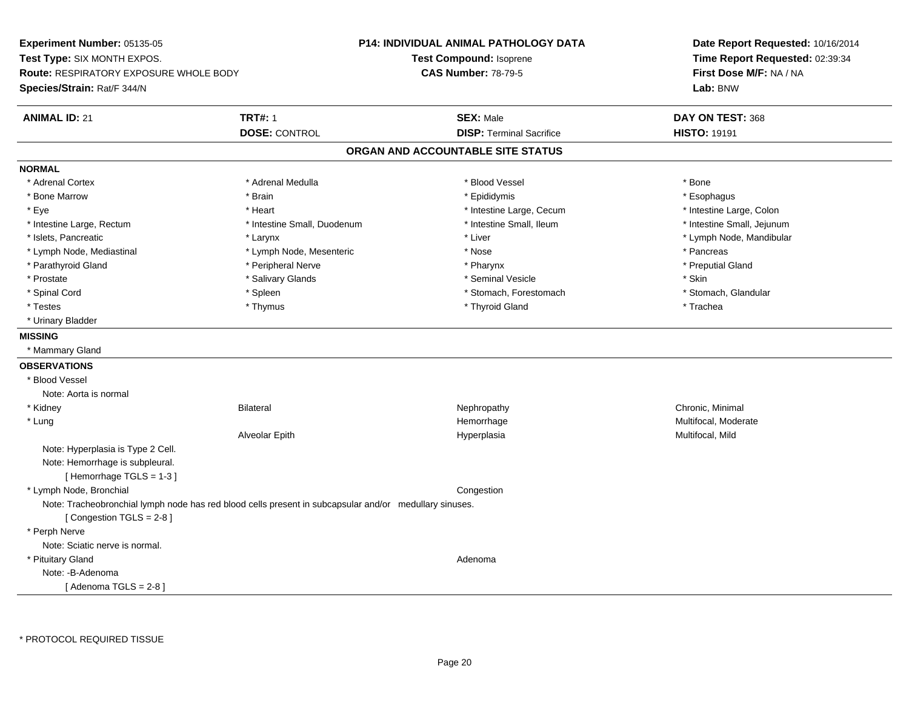**Experiment Number:** 05135-05
**Test Type:** SIX MONTH EXPOS.
**Route:** RESPIRATORY EXPOSURE WHOLE BODY
**Species/Strain:** Rat/F 344/N

**P14: INDIVIDUAL ANIMAL PATHOLOGY DATA**
**Test Compound:** Isoprene
**CAS Number:** 78-79-5

**Date Report Requested:** 10/16/2014
**Time Report Requested:** 02:39:34
**First Dose M/F:** NA / NA
**Lab:** BNW

| **ANIMAL ID:** 21 | **TRT#:** 1 | **SEX:** Male | **DAY ON TEST:** 368 |
|---|---|---|---|
| | **DOSE:** CONTROL | **DISP:** Terminal Sacrifice | **HISTO:** 19191 |

## ORGAN AND ACCOUNTABLE SITE STATUS

**NORMAL**

| | | | |
|---|---|---|---|
| * Adrenal Cortex | * Adrenal Medulla | * Blood Vessel | * Bone |
| * Bone Marrow | * Brain | * Epididymis | * Esophagus |
| * Eye | * Heart | * Intestine Large, Cecum | * Intestine Large, Colon |
| * Intestine Large, Rectum | * Intestine Small, Duodenum | * Intestine Small, Ileum | * Intestine Small, Jejunum |
| * Islets, Pancreatic | * Larynx | * Liver | * Lymph Node, Mandibular |
| * Lymph Node, Mediastinal | * Lymph Node, Mesenteric | * Nose | * Pancreas |
| * Parathyroid Gland | * Peripheral Nerve | * Pharynx | * Preputial Gland |
| * Prostate | * Salivary Glands | * Seminal Vesicle | * Skin |
| * Spinal Cord | * Spleen | * Stomach, Forestomach | * Stomach, Glandular |
| * Testes | * Thymus | * Thyroid Gland | * Trachea |
| * Urinary Bladder | | | |

**MISSING**

* Mammary Gland

**OBSERVATIONS**

* Blood Vessel
  Note: Aorta is normal

| | | | |
|---|---|---|---|
| * Kidney | Bilateral | Nephropathy | Chronic, Minimal |
| * Lung | | Hemorrhage | Multifocal, Moderate |
| | Alveolar Epith | Hyperplasia | Multifocal, Mild |

Note: Hyperplasia is Type 2 Cell.
Note: Hemorrhage is subpleural.
[ Hemorrhage TGLS = 1-3 ]

* Lymph Node, Bronchial — Congestion
  Note: Tracheobronchial lymph node has red blood cells present in subcapsular and/or medullary sinuses.
  [ Congestion TGLS = 2-8 ]

* Perph Nerve
  Note: Sciatic nerve is normal.

* Pituitary Gland — Adenoma
  Note: -B-Adenoma
  [ Adenoma TGLS = 2-8 ]

\* PROTOCOL REQUIRED TISSUE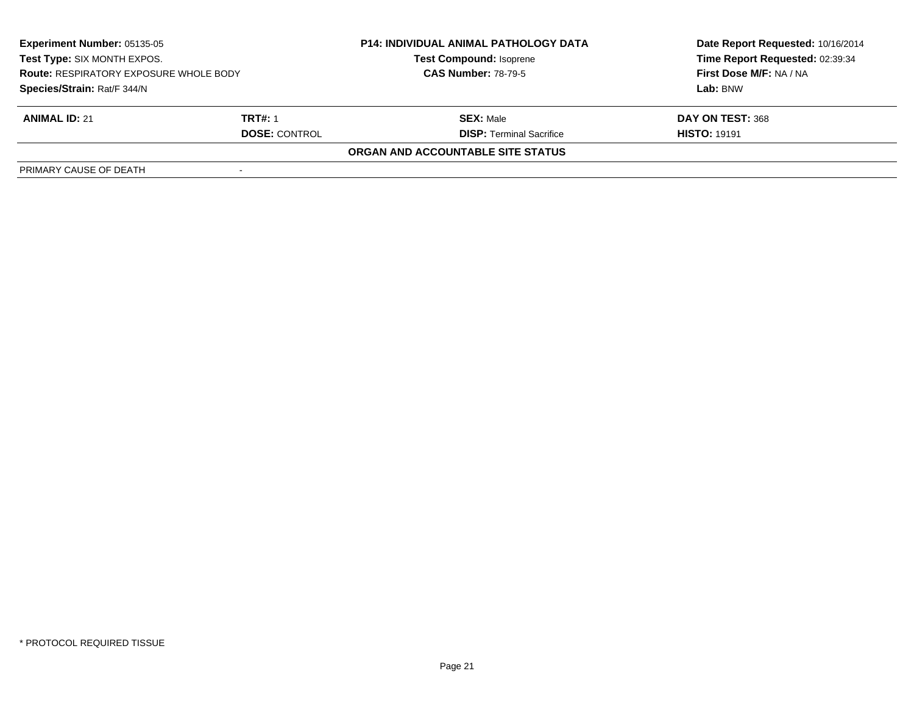**Experiment Number:** 05135-05
**Test Type:** SIX MONTH EXPOS.
**Route:** RESPIRATORY EXPOSURE WHOLE BODY
**Species/Strain:** Rat/F 344/N

**P14: INDIVIDUAL ANIMAL PATHOLOGY DATA**
**Test Compound:** Isoprene
**CAS Number:** 78-79-5

**Date Report Requested:** 10/16/2014
**Time Report Requested:** 02:39:34
**First Dose M/F:** NA / NA
**Lab:** BNW

| **ANIMAL ID:** 21 | **TRT#:** 1 | **SEX:** Male | **DAY ON TEST:** 368 |
|---|---|---|---|
| | **DOSE:** CONTROL | **DISP:** Terminal Sacrifice | **HISTO:** 19191 |

**ORGAN AND ACCOUNTABLE SITE STATUS**

| PRIMARY CAUSE OF DEATH | - |
|---|---|

* PROTOCOL REQUIRED TISSUE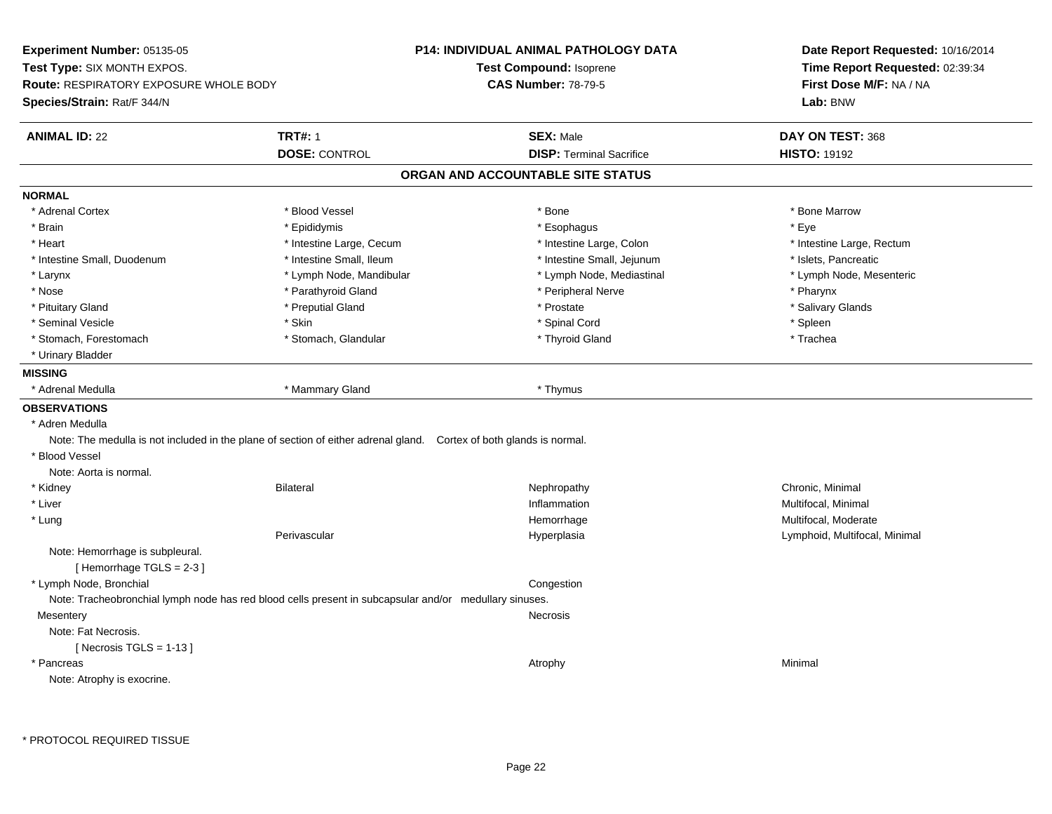**Experiment Number:** 05135-05
**Test Type:** SIX MONTH EXPOS.
**Route:** RESPIRATORY EXPOSURE WHOLE BODY
**Species/Strain:** Rat/F 344/N

**P14: INDIVIDUAL ANIMAL PATHOLOGY DATA**
**Test Compound:** Isoprene
**CAS Number:** 78-79-5

**Date Report Requested:** 10/16/2014
**Time Report Requested:** 02:39:34
**First Dose M/F:** NA / NA
**Lab:** BNW

| **ANIMAL ID:** 22 | **TRT#:** 1 | **SEX:** Male | **DAY ON TEST:** 368 |
|---|---|---|---|
| | **DOSE:** CONTROL | **DISP:** Terminal Sacrifice | **HISTO:** 19192 |

## ORGAN AND ACCOUNTABLE SITE STATUS

**NORMAL**

| | | | |
|---|---|---|---|
| * Adrenal Cortex | * Blood Vessel | * Bone | * Bone Marrow |
| * Brain | * Epididymis | * Esophagus | * Eye |
| * Heart | * Intestine Large, Cecum | * Intestine Large, Colon | * Intestine Large, Rectum |
| * Intestine Small, Duodenum | * Intestine Small, Ileum | * Intestine Small, Jejunum | * Islets, Pancreatic |
| * Larynx | * Lymph Node, Mandibular | * Lymph Node, Mediastinal | * Lymph Node, Mesenteric |
| * Nose | * Parathyroid Gland | * Peripheral Nerve | * Pharynx |
| * Pituitary Gland | * Preputial Gland | * Prostate | * Salivary Glands |
| * Seminal Vesicle | * Skin | * Spinal Cord | * Spleen |
| * Stomach, Forestomach | * Stomach, Glandular | * Thyroid Gland | * Trachea |
| * Urinary Bladder | | | |

**MISSING**

| | | |
|---|---|---|
| * Adrenal Medulla | * Mammary Gland | * Thymus |

**OBSERVATIONS**

* Adren Medulla
    Note: The medulla is not included in the plane of section of either adrenal gland. Cortex of both glands is normal.
* Blood Vessel
    Note: Aorta is normal.

| | | | |
|---|---|---|---|
| * Kidney | Bilateral | Nephropathy | Chronic, Minimal |
| * Liver | | Inflammation | Multifocal, Minimal |
| * Lung | | Hemorrhage | Multifocal, Moderate |
| | Perivascular | Hyperplasia | Lymphoid, Multifocal, Minimal |

Note: Hemorrhage is subpleural.
[ Hemorrhage TGLS = 2-3 ]

* Lymph Node, Bronchial — Congestion
    Note: Tracheobronchial lymph node has red blood cells present in subcapsular and/or medullary sinuses.

Mesentery — Necrosis
    Note: Fat Necrosis.
    [ Necrosis TGLS = 1-13 ]

* Pancreas — Atrophy — Minimal
    Note: Atrophy is exocrine.

\* PROTOCOL REQUIRED TISSUE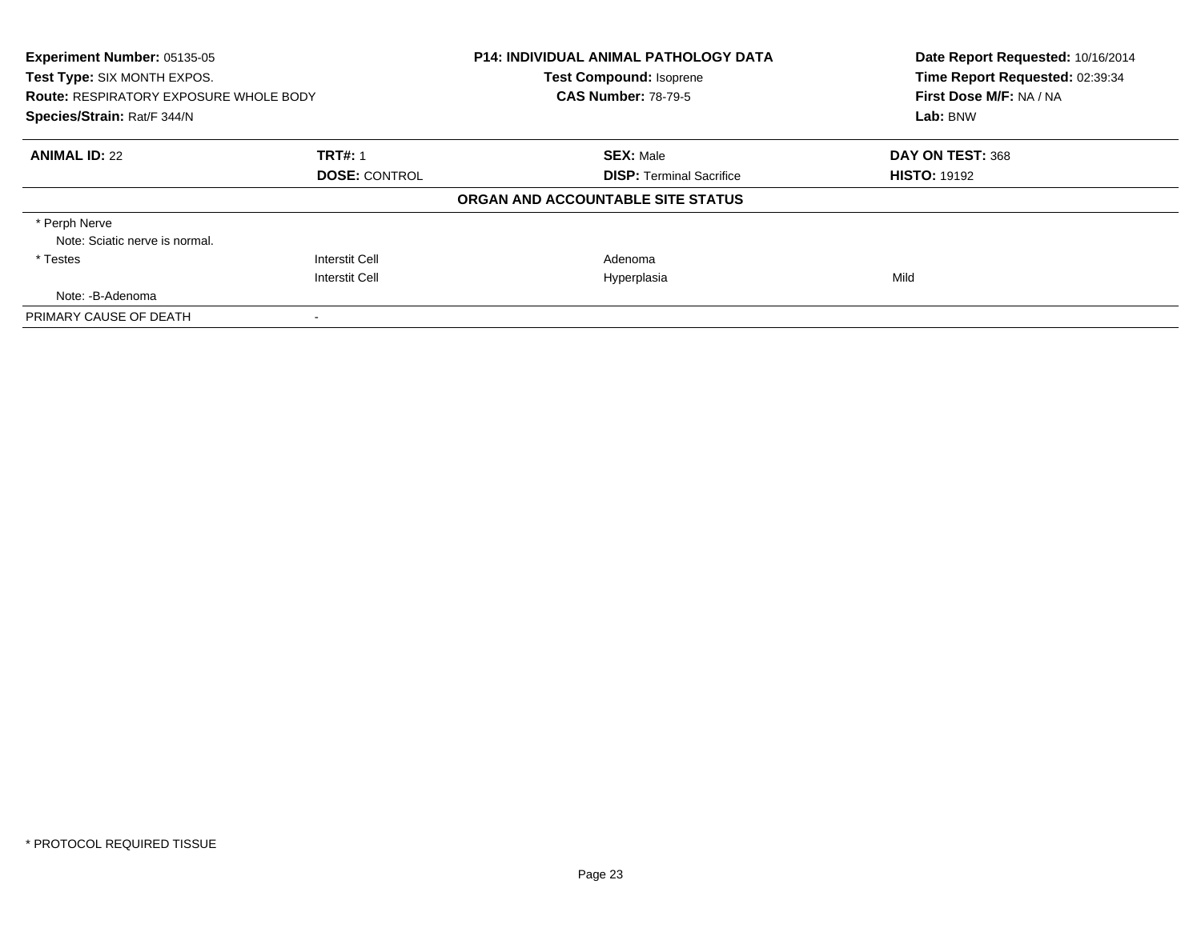**Experiment Number:** 05135-05
**Test Type:** SIX MONTH EXPOS.
**Route:** RESPIRATORY EXPOSURE WHOLE BODY
**Species/Strain:** Rat/F 344/N

**P14: INDIVIDUAL ANIMAL PATHOLOGY DATA**
**Test Compound:** Isoprene
**CAS Number:** 78-79-5

**Date Report Requested:** 10/16/2014
**Time Report Requested:** 02:39:34
**First Dose M/F:** NA / NA
**Lab:** BNW

| **ANIMAL ID:** 22 | **TRT#:** 1 | **SEX:** Male | **DAY ON TEST:** 368 |
|---|---|---|---|
| | **DOSE:** CONTROL | **DISP:** Terminal Sacrifice | **HISTO:** 19192 |

**ORGAN AND ACCOUNTABLE SITE STATUS**

| | | | |
|---|---|---|---|
| * Perph Nerve | | | |
| Note: Sciatic nerve is normal. | | | |
| * Testes | Interstit Cell | Adenoma | |
| | Interstit Cell | Hyperplasia | Mild |
| Note: -B-Adenoma | | | |
| PRIMARY CAUSE OF DEATH | - | | |

* PROTOCOL REQUIRED TISSUE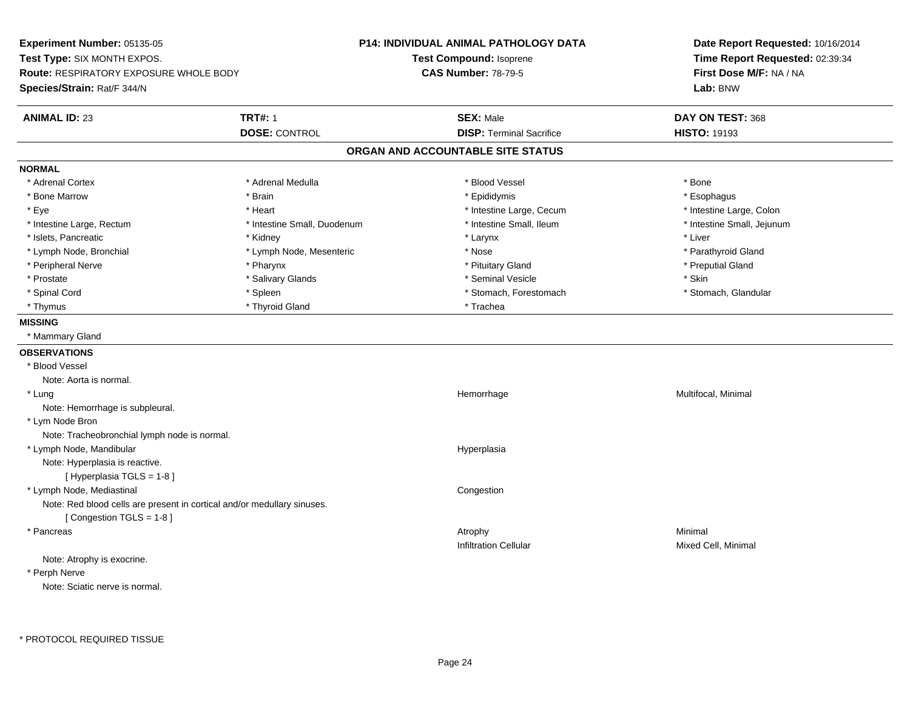**Experiment Number:** 05135-05
**Test Type:** SIX MONTH EXPOS.
**Route:** RESPIRATORY EXPOSURE WHOLE BODY
**Species/Strain:** Rat/F 344/N

**P14: INDIVIDUAL ANIMAL PATHOLOGY DATA**
**Test Compound:** Isoprene
**CAS Number:** 78-79-5

**Date Report Requested:** 10/16/2014
**Time Report Requested:** 02:39:34
**First Dose M/F:** NA / NA
**Lab:** BNW

| **ANIMAL ID:** 23 | **TRT#:** 1 | **SEX:** Male | **DAY ON TEST:** 368 |
|---|---|---|---|
| | **DOSE:** CONTROL | **DISP:** Terminal Sacrifice | **HISTO:** 19193 |

## ORGAN AND ACCOUNTABLE SITE STATUS

**NORMAL**

| | | | |
|---|---|---|---|
| * Adrenal Cortex | * Adrenal Medulla | * Blood Vessel | * Bone |
| * Bone Marrow | * Brain | * Epididymis | * Esophagus |
| * Eye | * Heart | * Intestine Large, Cecum | * Intestine Large, Colon |
| * Intestine Large, Rectum | * Intestine Small, Duodenum | * Intestine Small, Ileum | * Intestine Small, Jejunum |
| * Islets, Pancreatic | * Kidney | * Larynx | * Liver |
| * Lymph Node, Bronchial | * Lymph Node, Mesenteric | * Nose | * Parathyroid Gland |
| * Peripheral Nerve | * Pharynx | * Pituitary Gland | * Preputial Gland |
| * Prostate | * Salivary Glands | * Seminal Vesicle | * Skin |
| * Spinal Cord | * Spleen | * Stomach, Forestomach | * Stomach, Glandular |
| * Thymus | * Thyroid Gland | * Trachea | |

**MISSING**

* Mammary Gland

**OBSERVATIONS**

* Blood Vessel
  Note: Aorta is normal.
* Lung — Hemorrhage — Multifocal, Minimal
  Note: Hemorrhage is subpleural.
* Lym Node Bron
  Note: Tracheobronchial lymph node is normal.
* Lymph Node, Mandibular — Hyperplasia
  Note: Hyperplasia is reactive.
  [ Hyperplasia TGLS = 1-8 ]
* Lymph Node, Mediastinal — Congestion
  Note: Red blood cells are present in cortical and/or medullary sinuses.
  [ Congestion TGLS = 1-8 ]
* Pancreas — Atrophy — Minimal
  Infiltration Cellular — Mixed Cell, Minimal
  Note: Atrophy is exocrine.
* Perph Nerve
  Note: Sciatic nerve is normal.

\* PROTOCOL REQUIRED TISSUE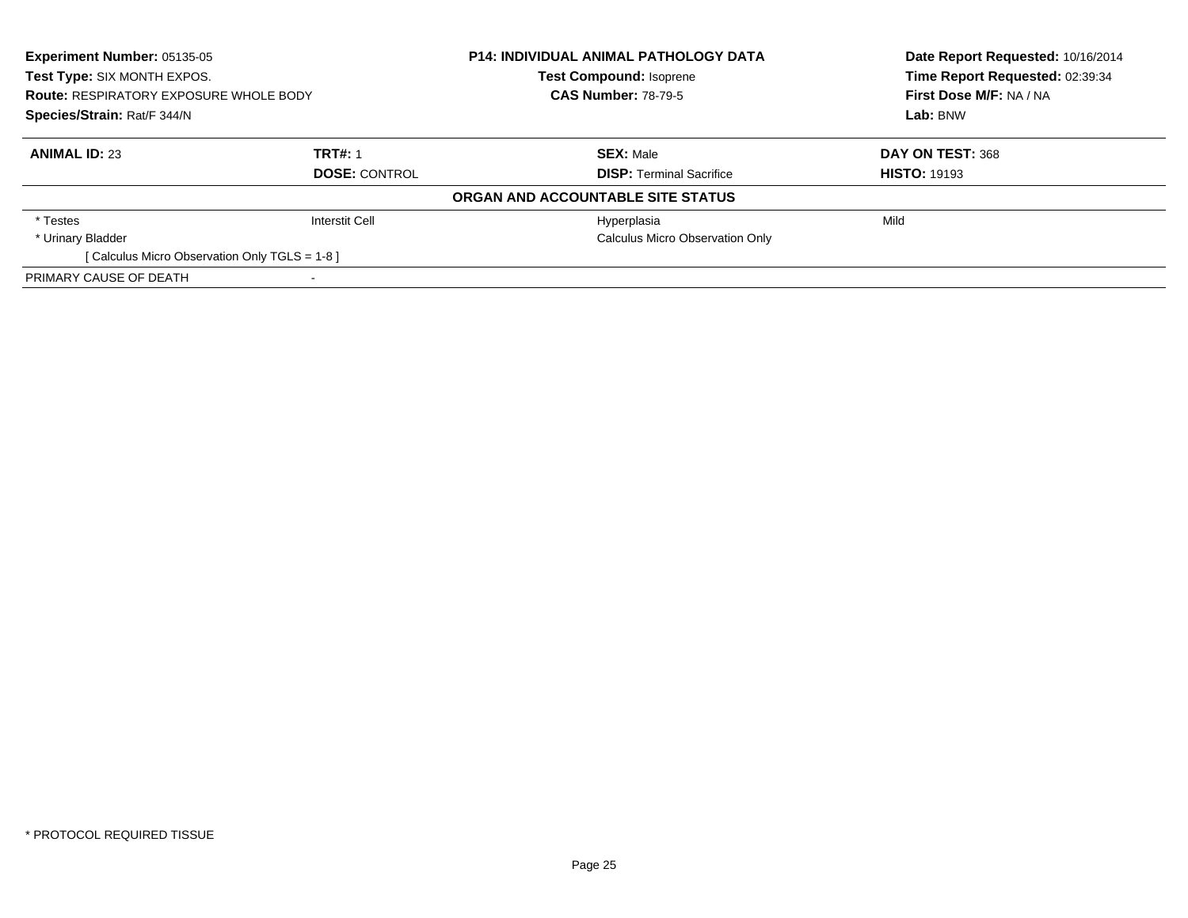**Experiment Number:** 05135-05
**Test Type:** SIX MONTH EXPOS.
**Route:** RESPIRATORY EXPOSURE WHOLE BODY
**Species/Strain:** Rat/F 344/N

**P14: INDIVIDUAL ANIMAL PATHOLOGY DATA**
**Test Compound:** Isoprene
**CAS Number:** 78-79-5

**Date Report Requested:** 10/16/2014
**Time Report Requested:** 02:39:34
**First Dose M/F:** NA / NA
**Lab:** BNW

| **ANIMAL ID:** 23 | **TRT#:** 1 | **SEX:** Male | **DAY ON TEST:** 368 |
|---|---|---|---|
| | **DOSE:** CONTROL | **DISP:** Terminal Sacrifice | **HISTO:** 19193 |

**ORGAN AND ACCOUNTABLE SITE STATUS**

| | | | |
|---|---|---|---|
| * Testes | Interstit Cell | Hyperplasia | Mild |
| * Urinary Bladder | | Calculus Micro Observation Only | |
| [ Calculus Micro Observation Only TGLS = 1-8 ] | | | |
| PRIMARY CAUSE OF DEATH | - | | |

* PROTOCOL REQUIRED TISSUE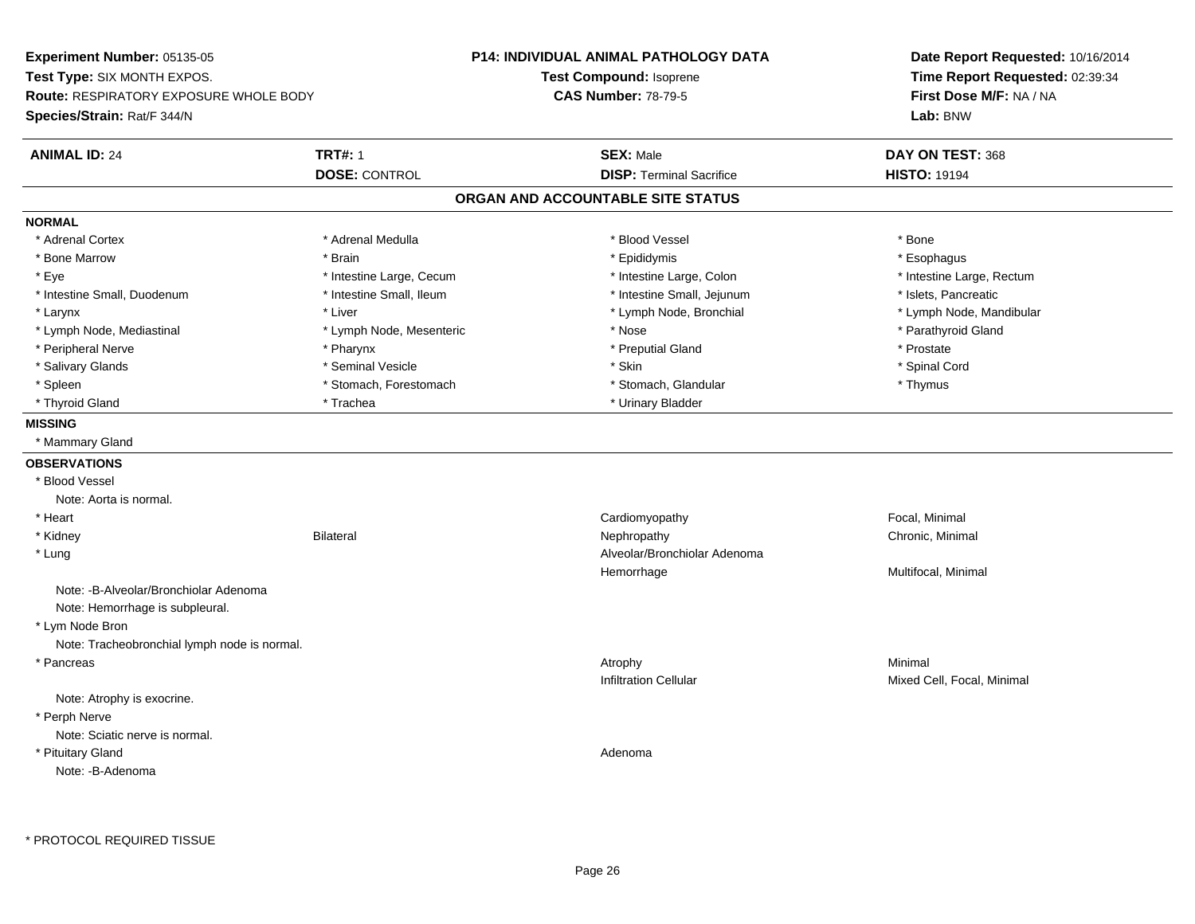**Experiment Number:** 05135-05
**Test Type:** SIX MONTH EXPOS.
**Route:** RESPIRATORY EXPOSURE WHOLE BODY
**Species/Strain:** Rat/F 344/N

**P14: INDIVIDUAL ANIMAL PATHOLOGY DATA**
**Test Compound:** Isoprene
**CAS Number:** 78-79-5

**Date Report Requested:** 10/16/2014
**Time Report Requested:** 02:39:34
**First Dose M/F:** NA / NA
**Lab:** BNW

| **ANIMAL ID:** 24 | **TRT#:** 1 | **SEX:** Male | **DAY ON TEST:** 368 |
|---|---|---|---|
| | **DOSE:** CONTROL | **DISP:** Terminal Sacrifice | **HISTO:** 19194 |

## ORGAN AND ACCOUNTABLE SITE STATUS

**NORMAL**

| | | | |
|---|---|---|---|
| * Adrenal Cortex | * Adrenal Medulla | * Blood Vessel | * Bone |
| * Bone Marrow | * Brain | * Epididymis | * Esophagus |
| * Eye | * Intestine Large, Cecum | * Intestine Large, Colon | * Intestine Large, Rectum |
| * Intestine Small, Duodenum | * Intestine Small, Ileum | * Intestine Small, Jejunum | * Islets, Pancreatic |
| * Larynx | * Liver | * Lymph Node, Bronchial | * Lymph Node, Mandibular |
| * Lymph Node, Mediastinal | * Lymph Node, Mesenteric | * Nose | * Parathyroid Gland |
| * Peripheral Nerve | * Pharynx | * Preputial Gland | * Prostate |
| * Salivary Glands | * Seminal Vesicle | * Skin | * Spinal Cord |
| * Spleen | * Stomach, Forestomach | * Stomach, Glandular | * Thymus |
| * Thyroid Gland | * Trachea | * Urinary Bladder | |

**MISSING**

* Mammary Gland

**OBSERVATIONS**

| | | | |
|---|---|---|---|
| * Blood Vessel | | | |
| Note: Aorta is normal. | | | |
| * Heart | | Cardiomyopathy | Focal, Minimal |
| * Kidney | Bilateral | Nephropathy | Chronic, Minimal |
| * Lung | | Alveolar/Bronchiolar Adenoma | |
| | | Hemorrhage | Multifocal, Minimal |
| Note: -B-Alveolar/Bronchiolar Adenoma | | | |
| Note: Hemorrhage is subpleural. | | | |
| * Lym Node Bron | | | |
| Note: Tracheobronchial lymph node is normal. | | | |
| * Pancreas | | Atrophy | Minimal |
| | | Infiltration Cellular | Mixed Cell, Focal, Minimal |
| Note: Atrophy is exocrine. | | | |
| * Perph Nerve | | | |
| Note: Sciatic nerve is normal. | | | |
| * Pituitary Gland | | Adenoma | |
| Note: -B-Adenoma | | | |

* PROTOCOL REQUIRED TISSUE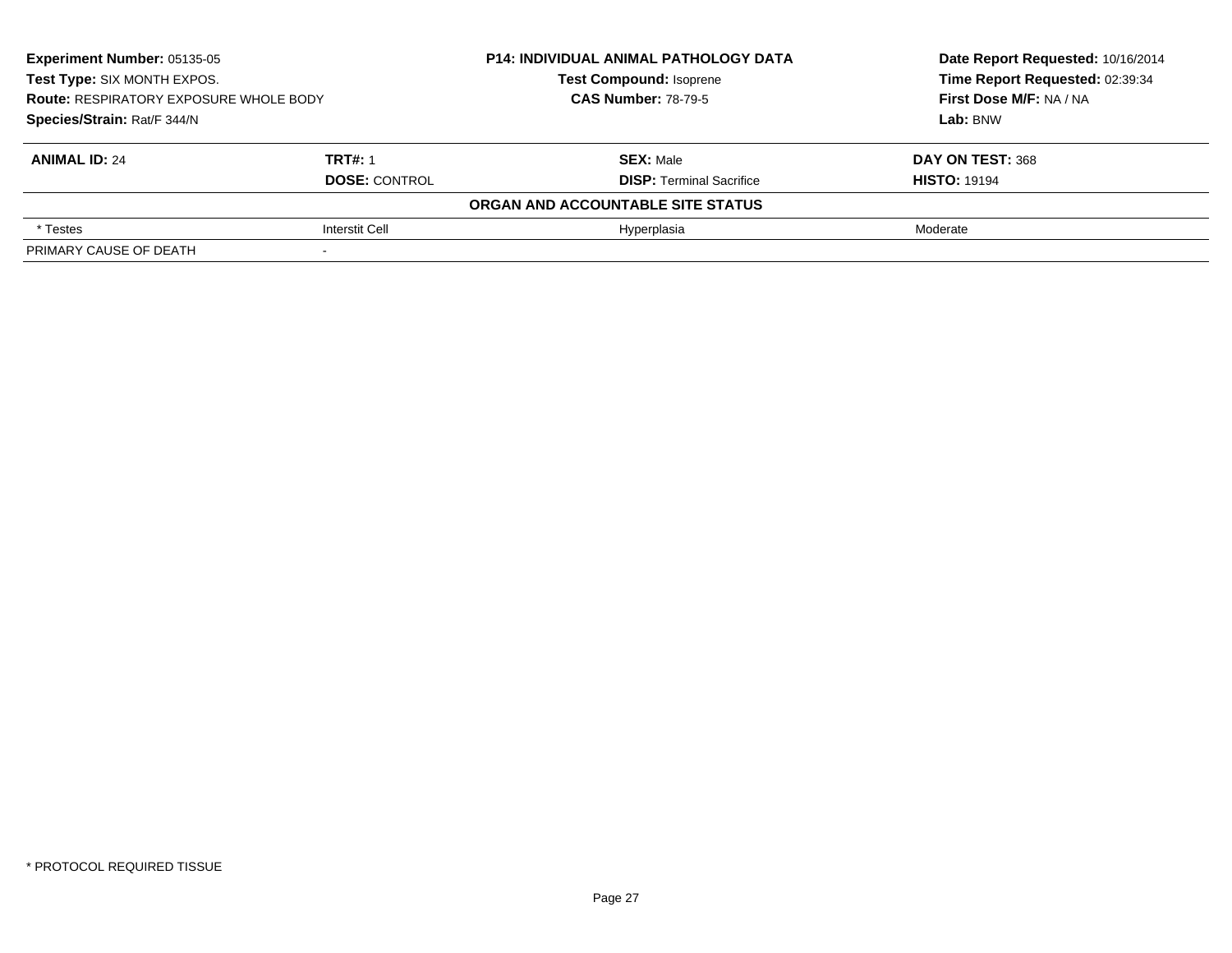**Experiment Number:** 05135-05
**Test Type:** SIX MONTH EXPOS.
**Route:** RESPIRATORY EXPOSURE WHOLE BODY
**Species/Strain:** Rat/F 344/N

**P14: INDIVIDUAL ANIMAL PATHOLOGY DATA**
**Test Compound:** Isoprene
**CAS Number:** 78-79-5

**Date Report Requested:** 10/16/2014
**Time Report Requested:** 02:39:34
**First Dose M/F:** NA / NA
**Lab:** BNW

| **ANIMAL ID:** 24 | **TRT#:** 1 | **SEX:** Male | **DAY ON TEST:** 368 |
|---|---|---|---|
| | **DOSE:** CONTROL | **DISP:** Terminal Sacrifice | **HISTO:** 19194 |

**ORGAN AND ACCOUNTABLE SITE STATUS**

| | | | |
|---|---|---|---|
| * Testes | Interstit Cell | Hyperplasia | Moderate |
| PRIMARY CAUSE OF DEATH | - | | |

* PROTOCOL REQUIRED TISSUE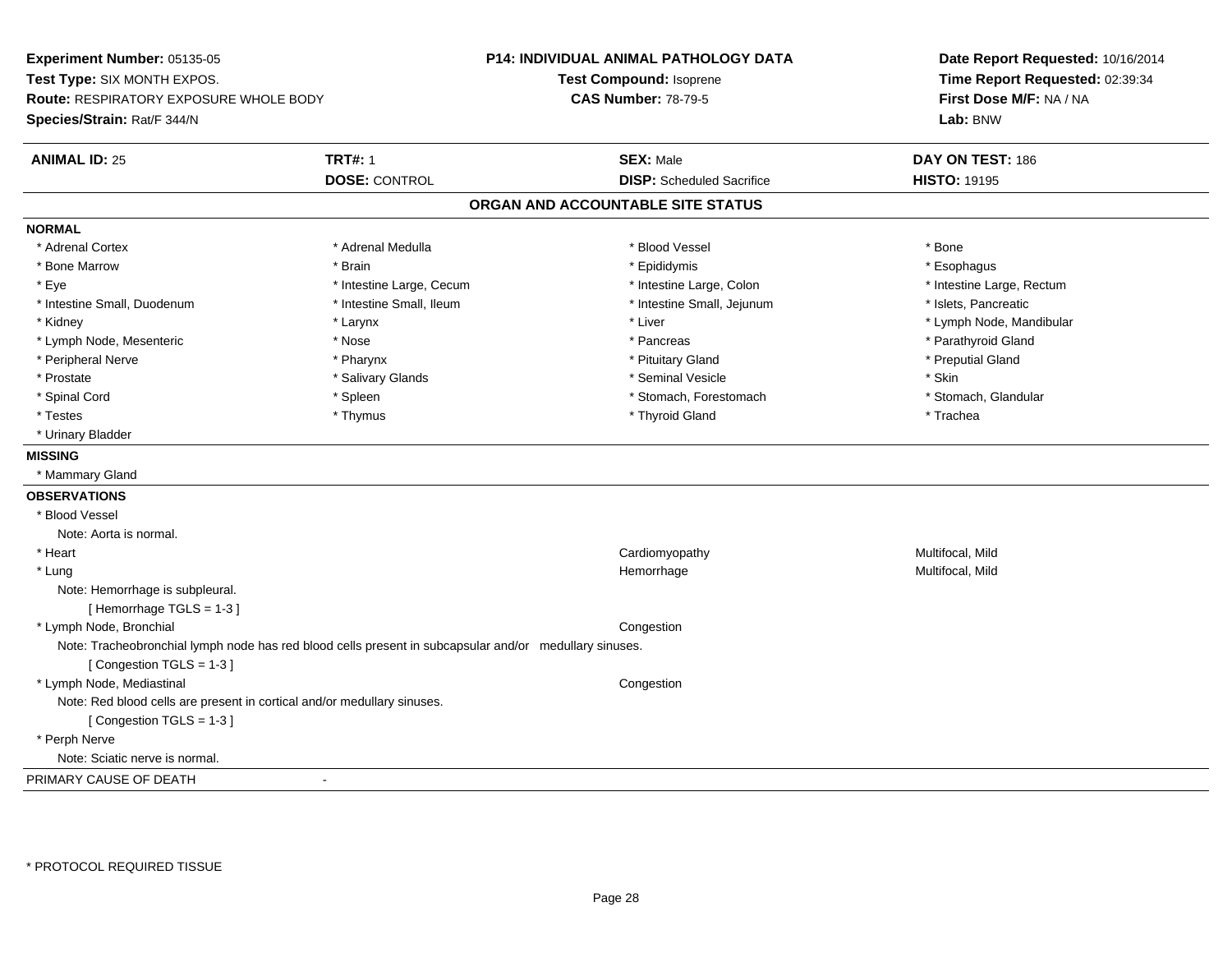**Experiment Number:** 05135-05
**Test Type:** SIX MONTH EXPOS.
**Route:** RESPIRATORY EXPOSURE WHOLE BODY
**Species/Strain:** Rat/F 344/N

**P14: INDIVIDUAL ANIMAL PATHOLOGY DATA**
**Test Compound:** Isoprene
**CAS Number:** 78-79-5

**Date Report Requested:** 10/16/2014
**Time Report Requested:** 02:39:34
**First Dose M/F:** NA / NA
**Lab:** BNW

| **ANIMAL ID:** 25 | **TRT#:** 1 | **SEX:** Male | **DAY ON TEST:** 186 |
|---|---|---|---|
| | **DOSE:** CONTROL | **DISP:** Scheduled Sacrifice | **HISTO:** 19195 |

## ORGAN AND ACCOUNTABLE SITE STATUS

**NORMAL**

| | | | |
|---|---|---|---|
| * Adrenal Cortex | * Adrenal Medulla | * Blood Vessel | * Bone |
| * Bone Marrow | * Brain | * Epididymis | * Esophagus |
| * Eye | * Intestine Large, Cecum | * Intestine Large, Colon | * Intestine Large, Rectum |
| * Intestine Small, Duodenum | * Intestine Small, Ileum | * Intestine Small, Jejunum | * Islets, Pancreatic |
| * Kidney | * Larynx | * Liver | * Lymph Node, Mandibular |
| * Lymph Node, Mesenteric | * Nose | * Pancreas | * Parathyroid Gland |
| * Peripheral Nerve | * Pharynx | * Pituitary Gland | * Preputial Gland |
| * Prostate | * Salivary Glands | * Seminal Vesicle | * Skin |
| * Spinal Cord | * Spleen | * Stomach, Forestomach | * Stomach, Glandular |
| * Testes | * Thymus | * Thyroid Gland | * Trachea |
| * Urinary Bladder | | | |

**MISSING**

* Mammary Gland

**OBSERVATIONS**

* Blood Vessel
  Note: Aorta is normal.
* Heart — Cardiomyopathy — Multifocal, Mild
* Lung — Hemorrhage — Multifocal, Mild
  Note: Hemorrhage is subpleural.
  [ Hemorrhage TGLS = 1-3 ]
* Lymph Node, Bronchial — Congestion
  Note: Tracheobronchial lymph node has red blood cells present in subcapsular and/or medullary sinuses.
  [ Congestion TGLS = 1-3 ]
* Lymph Node, Mediastinal — Congestion
  Note: Red blood cells are present in cortical and/or medullary sinuses.
  [ Congestion TGLS = 1-3 ]
* Perph Nerve
  Note: Sciatic nerve is normal.

PRIMARY CAUSE OF DEATH -

* PROTOCOL REQUIRED TISSUE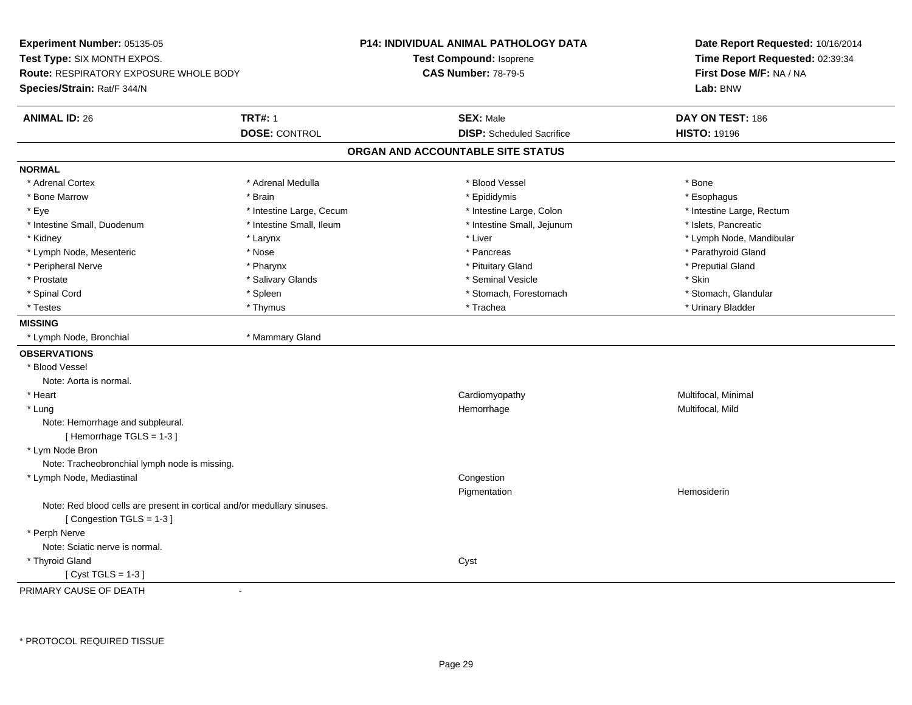**Experiment Number:** 05135-05
**Test Type:** SIX MONTH EXPOS.
**Route:** RESPIRATORY EXPOSURE WHOLE BODY
**Species/Strain:** Rat/F 344/N

**P14: INDIVIDUAL ANIMAL PATHOLOGY DATA**
**Test Compound:** Isoprene
**CAS Number:** 78-79-5

**Date Report Requested:** 10/16/2014
**Time Report Requested:** 02:39:34
**First Dose M/F:** NA / NA
**Lab:** BNW

| **ANIMAL ID:** 26 | **TRT#:** 1 | **SEX:** Male | **DAY ON TEST:** 186 |
|---|---|---|---|
| | **DOSE:** CONTROL | **DISP:** Scheduled Sacrifice | **HISTO:** 19196 |

## ORGAN AND ACCOUNTABLE SITE STATUS

**NORMAL**

| | | | |
|---|---|---|---|
| * Adrenal Cortex | * Adrenal Medulla | * Blood Vessel | * Bone |
| * Bone Marrow | * Brain | * Epididymis | * Esophagus |
| * Eye | * Intestine Large, Cecum | * Intestine Large, Colon | * Intestine Large, Rectum |
| * Intestine Small, Duodenum | * Intestine Small, Ileum | * Intestine Small, Jejunum | * Islets, Pancreatic |
| * Kidney | * Larynx | * Liver | * Lymph Node, Mandibular |
| * Lymph Node, Mesenteric | * Nose | * Pancreas | * Parathyroid Gland |
| * Peripheral Nerve | * Pharynx | * Pituitary Gland | * Preputial Gland |
| * Prostate | * Salivary Glands | * Seminal Vesicle | * Skin |
| * Spinal Cord | * Spleen | * Stomach, Forestomach | * Stomach, Glandular |
| * Testes | * Thymus | * Trachea | * Urinary Bladder |

**MISSING**

* Lymph Node, Bronchial
* Mammary Gland

**OBSERVATIONS**

| Organ | Observation | Severity |
|---|---|---|
| * Blood Vessel | | |
| Note: Aorta is normal. | | |
| * Heart | Cardiomyopathy | Multifocal, Minimal |
| * Lung | Hemorrhage | Multifocal, Mild |
| Note: Hemorrhage and subpleural. | | |
| [ Hemorrhage TGLS = 1-3 ] | | |
| * Lym Node Bron | | |
| Note: Tracheobronchial lymph node is missing. | | |
| * Lymph Node, Mediastinal | Congestion | |
| | Pigmentation | Hemosiderin |
| Note: Red blood cells are present in cortical and/or medullary sinuses. | | |
| [ Congestion TGLS = 1-3 ] | | |
| * Perph Nerve | | |
| Note: Sciatic nerve is normal. | | |
| * Thyroid Gland | Cyst | |
| [ Cyst TGLS = 1-3 ] | | |

PRIMARY CAUSE OF DEATH -

\* PROTOCOL REQUIRED TISSUE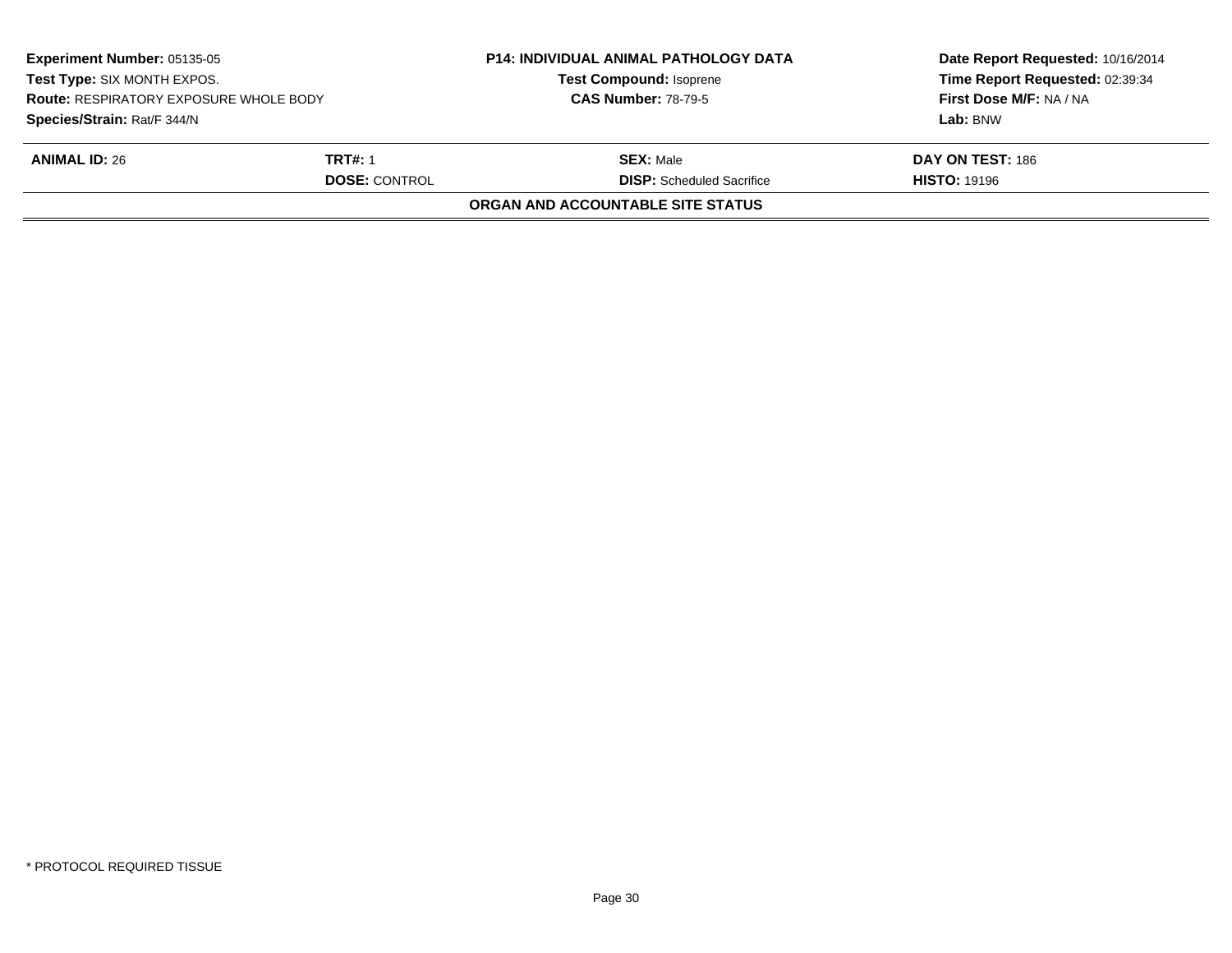**Experiment Number:** 05135-05
**Test Type:** SIX MONTH EXPOS.
**Route:** RESPIRATORY EXPOSURE WHOLE BODY
**Species/Strain:** Rat/F 344/N

**P14: INDIVIDUAL ANIMAL PATHOLOGY DATA**
**Test Compound:** Isoprene
**CAS Number:** 78-79-5

**Date Report Requested:** 10/16/2014
**Time Report Requested:** 02:39:34
**First Dose M/F:** NA / NA
**Lab:** BNW

| **ANIMAL ID:** 26 | **TRT#:** 1 | **SEX:** Male | **DAY ON TEST:** 186 |
|---|---|---|---|
| | **DOSE:** CONTROL | **DISP:** Scheduled Sacrifice | **HISTO:** 19196 |

**ORGAN AND ACCOUNTABLE SITE STATUS**

* PROTOCOL REQUIRED TISSUE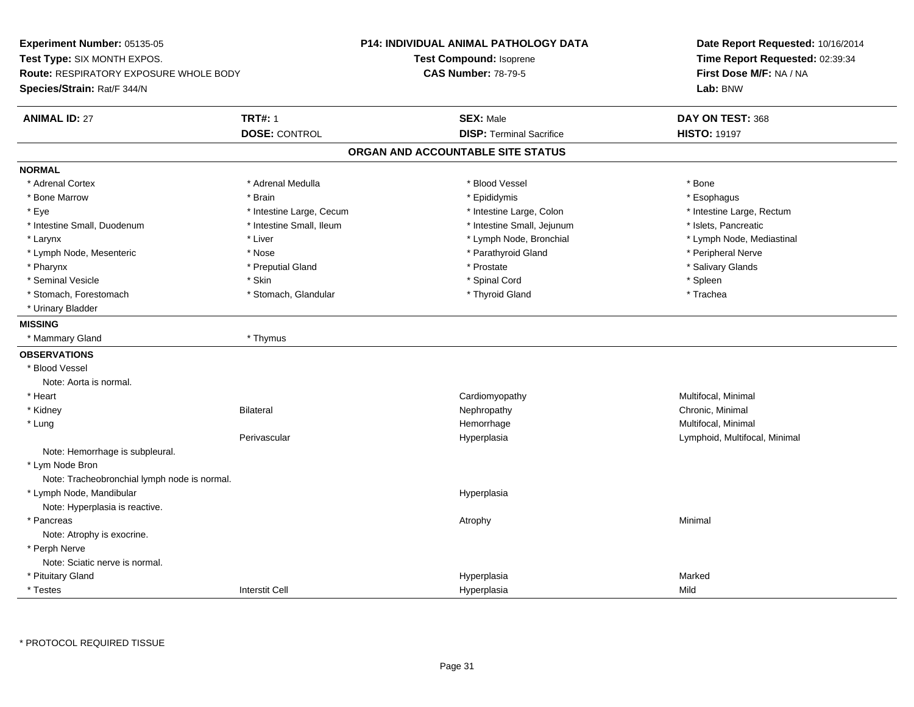**Experiment Number:** 05135-05
**Test Type:** SIX MONTH EXPOS.
**Route:** RESPIRATORY EXPOSURE WHOLE BODY
**Species/Strain:** Rat/F 344/N

**P14: INDIVIDUAL ANIMAL PATHOLOGY DATA**
**Test Compound:** Isoprene
**CAS Number:** 78-79-5

**Date Report Requested:** 10/16/2014
**Time Report Requested:** 02:39:34
**First Dose M/F:** NA / NA
**Lab:** BNW

| **ANIMAL ID:** 27 | **TRT#:** 1 | **SEX:** Male | **DAY ON TEST:** 368 |
|---|---|---|---|
| | **DOSE:** CONTROL | **DISP:** Terminal Sacrifice | **HISTO:** 19197 |

## ORGAN AND ACCOUNTABLE SITE STATUS

**NORMAL**

| | | | |
|---|---|---|---|
| * Adrenal Cortex | * Adrenal Medulla | * Blood Vessel | * Bone |
| * Bone Marrow | * Brain | * Epididymis | * Esophagus |
| * Eye | * Intestine Large, Cecum | * Intestine Large, Colon | * Intestine Large, Rectum |
| * Intestine Small, Duodenum | * Intestine Small, Ileum | * Intestine Small, Jejunum | * Islets, Pancreatic |
| * Larynx | * Liver | * Lymph Node, Bronchial | * Lymph Node, Mediastinal |
| * Lymph Node, Mesenteric | * Nose | * Parathyroid Gland | * Peripheral Nerve |
| * Pharynx | * Preputial Gland | * Prostate | * Salivary Glands |
| * Seminal Vesicle | * Skin | * Spinal Cord | * Spleen |
| * Stomach, Forestomach | * Stomach, Glandular | * Thyroid Gland | * Trachea |
| * Urinary Bladder | | | |

**MISSING**

| | |
|---|---|
| * Mammary Gland | * Thymus |

**OBSERVATIONS**

| | | | |
|---|---|---|---|
| * Blood Vessel | | | |
| Note: Aorta is normal. | | | |
| * Heart | | Cardiomyopathy | Multifocal, Minimal |
| * Kidney | Bilateral | Nephropathy | Chronic, Minimal |
| * Lung | | Hemorrhage | Multifocal, Minimal |
| | Perivascular | Hyperplasia | Lymphoid, Multifocal, Minimal |
| Note: Hemorrhage is subpleural. | | | |
| * Lym Node Bron | | | |
| Note: Tracheobronchial lymph node is normal. | | | |
| * Lymph Node, Mandibular | | Hyperplasia | |
| Note: Hyperplasia is reactive. | | | |
| * Pancreas | | Atrophy | Minimal |
| Note: Atrophy is exocrine. | | | |
| * Perph Nerve | | | |
| Note: Sciatic nerve is normal. | | | |
| * Pituitary Gland | | Hyperplasia | Marked |
| * Testes | Interstit Cell | Hyperplasia | Mild |

* PROTOCOL REQUIRED TISSUE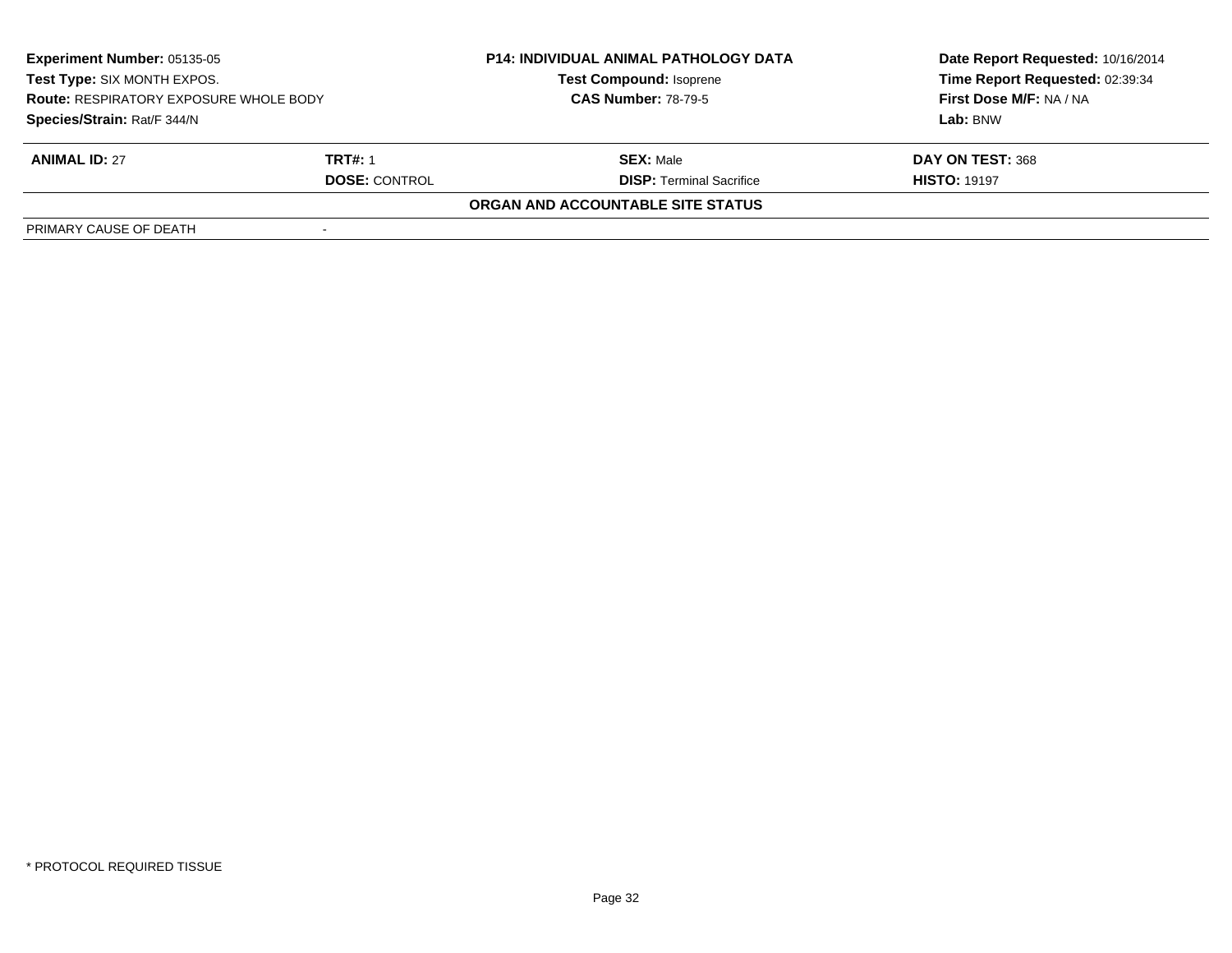**Experiment Number:** 05135-05
**Test Type:** SIX MONTH EXPOS.
**Route:** RESPIRATORY EXPOSURE WHOLE BODY
**Species/Strain:** Rat/F 344/N

**P14: INDIVIDUAL ANIMAL PATHOLOGY DATA**
**Test Compound:** Isoprene
**CAS Number:** 78-79-5

**Date Report Requested:** 10/16/2014
**Time Report Requested:** 02:39:34
**First Dose M/F:** NA / NA
**Lab:** BNW

| **ANIMAL ID:** 27 | **TRT#:** 1 | **SEX:** Male | **DAY ON TEST:** 368 |
|---|---|---|---|
| | **DOSE:** CONTROL | **DISP:** Terminal Sacrifice | **HISTO:** 19197 |

**ORGAN AND ACCOUNTABLE SITE STATUS**

| PRIMARY CAUSE OF DEATH | - |
|---|---|

* PROTOCOL REQUIRED TISSUE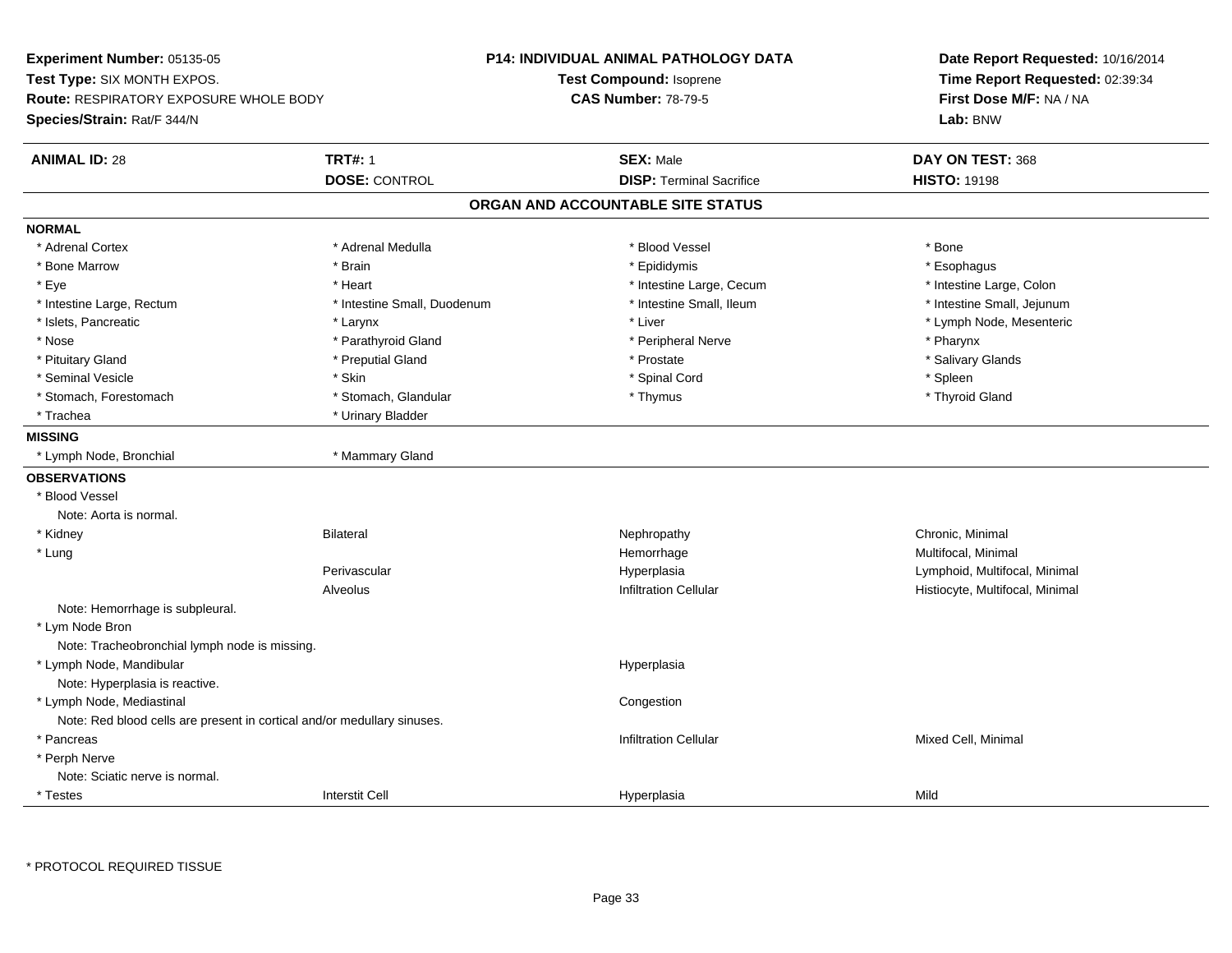**Experiment Number:** 05135-05
**Test Type:** SIX MONTH EXPOS.
**Route:** RESPIRATORY EXPOSURE WHOLE BODY
**Species/Strain:** Rat/F 344/N

**P14: INDIVIDUAL ANIMAL PATHOLOGY DATA**
**Test Compound:** Isoprene
**CAS Number:** 78-79-5

**Date Report Requested:** 10/16/2014
**Time Report Requested:** 02:39:34
**First Dose M/F:** NA / NA
**Lab:** BNW

| **ANIMAL ID:** 28 | **TRT#:** 1 | **SEX:** Male | **DAY ON TEST:** 368 |
|---|---|---|---|
| | **DOSE:** CONTROL | **DISP:** Terminal Sacrifice | **HISTO:** 19198 |

## ORGAN AND ACCOUNTABLE SITE STATUS

**NORMAL**

| | | | |
|---|---|---|---|
| * Adrenal Cortex | * Adrenal Medulla | * Blood Vessel | * Bone |
| * Bone Marrow | * Brain | * Epididymis | * Esophagus |
| * Eye | * Heart | * Intestine Large, Cecum | * Intestine Large, Colon |
| * Intestine Large, Rectum | * Intestine Small, Duodenum | * Intestine Small, Ileum | * Intestine Small, Jejunum |
| * Islets, Pancreatic | * Larynx | * Liver | * Lymph Node, Mesenteric |
| * Nose | * Parathyroid Gland | * Peripheral Nerve | * Pharynx |
| * Pituitary Gland | * Preputial Gland | * Prostate | * Salivary Glands |
| * Seminal Vesicle | * Skin | * Spinal Cord | * Spleen |
| * Stomach, Forestomach | * Stomach, Glandular | * Thymus | * Thyroid Gland |
| * Trachea | * Urinary Bladder | | |

**MISSING**

| | |
|---|---|
| * Lymph Node, Bronchial | * Mammary Gland |

**OBSERVATIONS**

| | | | |
|---|---|---|---|
| * Blood Vessel | | | |
| Note: Aorta is normal. | | | |
| * Kidney | Bilateral | Nephropathy | Chronic, Minimal |
| * Lung | | Hemorrhage | Multifocal, Minimal |
| | Perivascular | Hyperplasia | Lymphoid, Multifocal, Minimal |
| | Alveolus | Infiltration Cellular | Histiocyte, Multifocal, Minimal |
| Note: Hemorrhage is subpleural. | | | |
| * Lym Node Bron | | | |
| Note: Tracheobronchial lymph node is missing. | | | |
| * Lymph Node, Mandibular | | Hyperplasia | |
| Note: Hyperplasia is reactive. | | | |
| * Lymph Node, Mediastinal | | Congestion | |
| Note: Red blood cells are present in cortical and/or medullary sinuses. | | | |
| * Pancreas | | Infiltration Cellular | Mixed Cell, Minimal |
| * Perph Nerve | | | |
| Note: Sciatic nerve is normal. | | | |
| * Testes | Interstit Cell | Hyperplasia | Mild |

* PROTOCOL REQUIRED TISSUE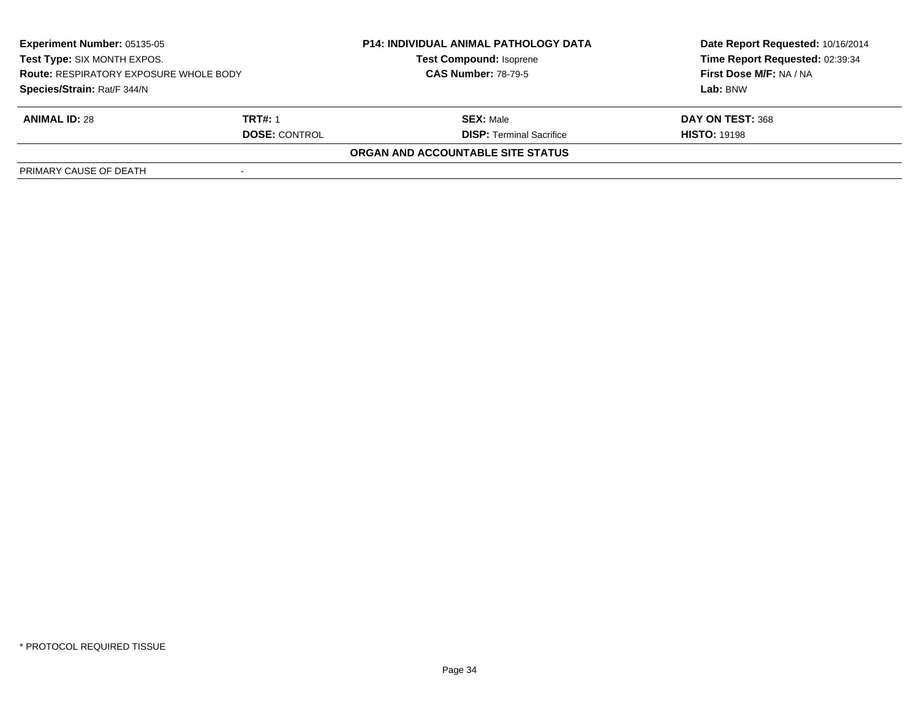**Experiment Number:** 05135-05
**Test Type:** SIX MONTH EXPOS.
**Route:** RESPIRATORY EXPOSURE WHOLE BODY
**Species/Strain:** Rat/F 344/N

**P14: INDIVIDUAL ANIMAL PATHOLOGY DATA**
**Test Compound:** Isoprene
**CAS Number:** 78-79-5

**Date Report Requested:** 10/16/2014
**Time Report Requested:** 02:39:34
**First Dose M/F:** NA / NA
**Lab:** BNW

| **ANIMAL ID:** 28 | **TRT#:** 1 | **SEX:** Male | **DAY ON TEST:** 368 |
|---|---|---|---|
| | **DOSE:** CONTROL | **DISP:** Terminal Sacrifice | **HISTO:** 19198 |

**ORGAN AND ACCOUNTABLE SITE STATUS**

| | |
|---|---|
| PRIMARY CAUSE OF DEATH | - |

* PROTOCOL REQUIRED TISSUE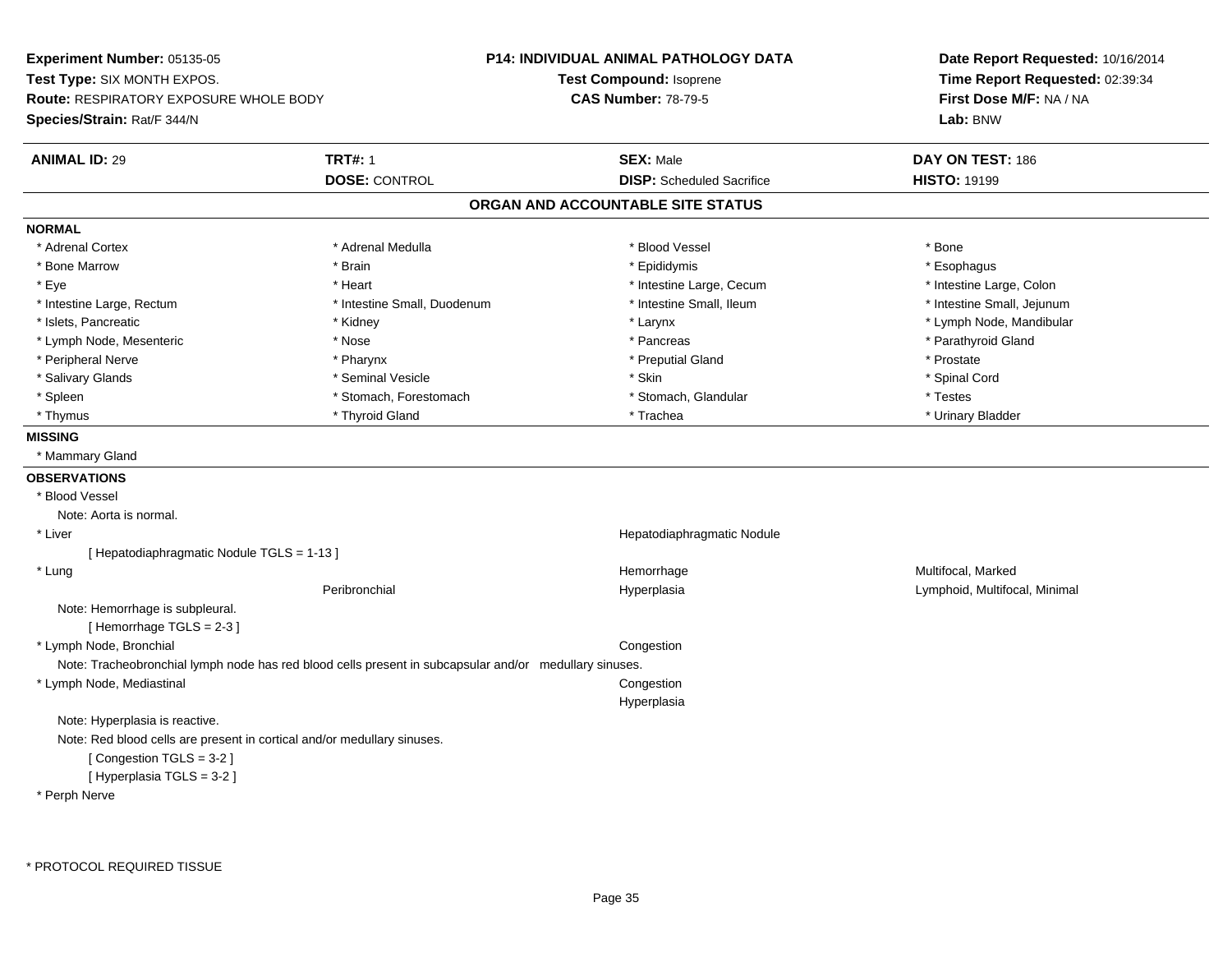**Experiment Number:** 05135-05
**Test Type:** SIX MONTH EXPOS.
**Route:** RESPIRATORY EXPOSURE WHOLE BODY
**Species/Strain:** Rat/F 344/N

**P14: INDIVIDUAL ANIMAL PATHOLOGY DATA**
**Test Compound:** Isoprene
**CAS Number:** 78-79-5

**Date Report Requested:** 10/16/2014
**Time Report Requested:** 02:39:34
**First Dose M/F:** NA / NA
**Lab:** BNW

| **ANIMAL ID:** 29 | **TRT#:** 1 | **SEX:** Male | **DAY ON TEST:** 186 |
|---|---|---|---|
| | **DOSE:** CONTROL | **DISP:** Scheduled Sacrifice | **HISTO:** 19199 |

## ORGAN AND ACCOUNTABLE SITE STATUS

**NORMAL**

| | | | |
|---|---|---|---|
| * Adrenal Cortex | * Adrenal Medulla | * Blood Vessel | * Bone |
| * Bone Marrow | * Brain | * Epididymis | * Esophagus |
| * Eye | * Heart | * Intestine Large, Cecum | * Intestine Large, Colon |
| * Intestine Large, Rectum | * Intestine Small, Duodenum | * Intestine Small, Ileum | * Intestine Small, Jejunum |
| * Islets, Pancreatic | * Kidney | * Larynx | * Lymph Node, Mandibular |
| * Lymph Node, Mesenteric | * Nose | * Pancreas | * Parathyroid Gland |
| * Peripheral Nerve | * Pharynx | * Preputial Gland | * Prostate |
| * Salivary Glands | * Seminal Vesicle | * Skin | * Spinal Cord |
| * Spleen | * Stomach, Forestomach | * Stomach, Glandular | * Testes |
| * Thymus | * Thyroid Gland | * Trachea | * Urinary Bladder |

**MISSING**

* Mammary Gland

**OBSERVATIONS**

* Blood Vessel
  Note: Aorta is normal.

| | | | |
|---|---|---|---|
| * Liver | | Hepatodiaphragmatic Nodule | |
| [ Hepatodiaphragmatic Nodule TGLS = 1-13 ] | | | |
| * Lung | | Hemorrhage | Multifocal, Marked |
| | Peribronchial | Hyperplasia | Lymphoid, Multifocal, Minimal |

Note: Hemorrhage is subpleural.
[ Hemorrhage TGLS = 2-3 ]

| | | | |
|---|---|---|---|
| * Lymph Node, Bronchial | | Congestion | |

Note: Tracheobronchial lymph node has red blood cells present in subcapsular and/or medullary sinuses.

| | | | |
|---|---|---|---|
| * Lymph Node, Mediastinal | | Congestion | |
| | | Hyperplasia | |

Note: Hyperplasia is reactive.
Note: Red blood cells are present in cortical and/or medullary sinuses.
[ Congestion TGLS = 3-2 ]
[ Hyperplasia TGLS = 3-2 ]

* Perph Nerve

* PROTOCOL REQUIRED TISSUE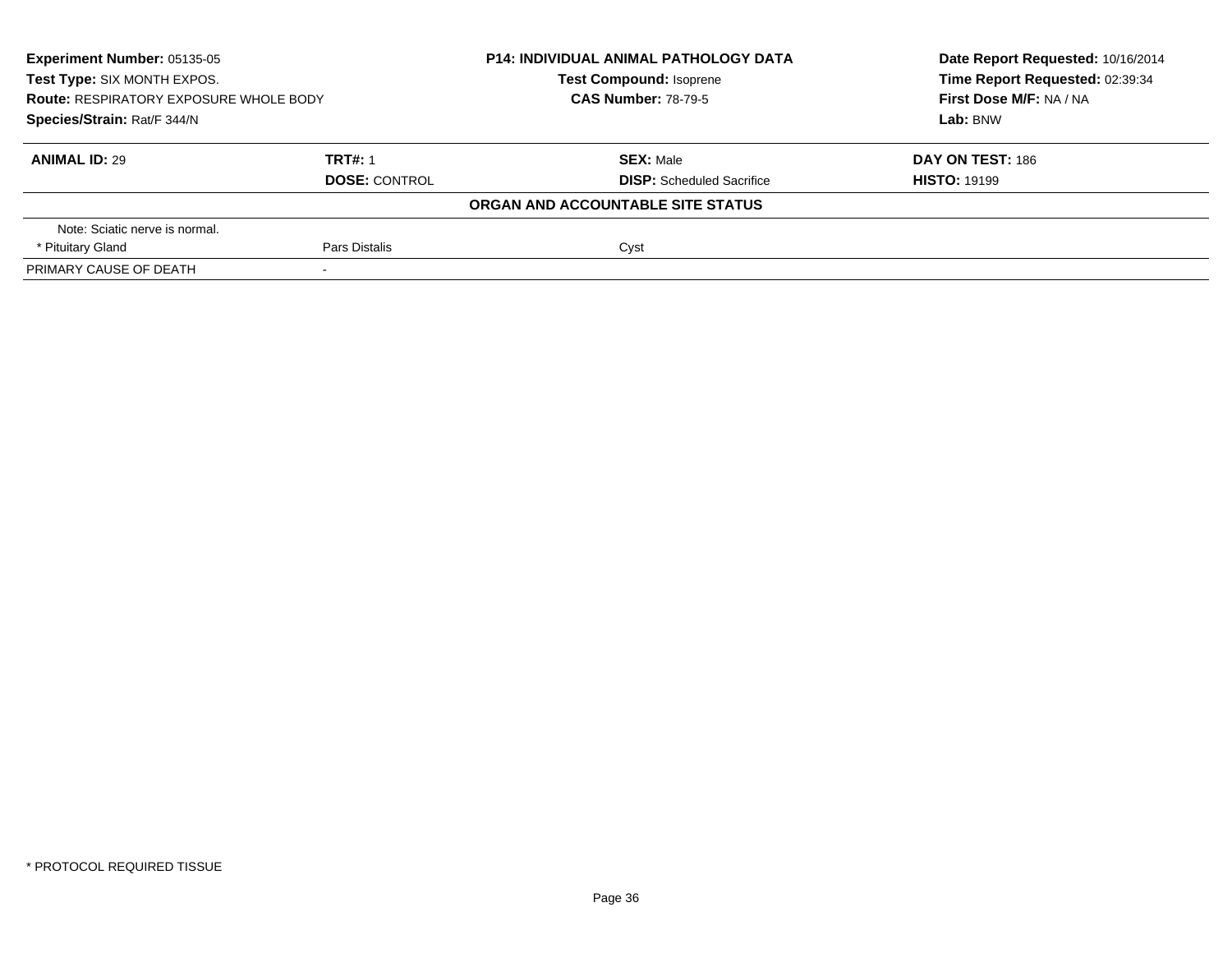**Experiment Number:** 05135-05
**Test Type:** SIX MONTH EXPOS.
**Route:** RESPIRATORY EXPOSURE WHOLE BODY
**Species/Strain:** Rat/F 344/N

**P14: INDIVIDUAL ANIMAL PATHOLOGY DATA**
**Test Compound:** Isoprene
**CAS Number:** 78-79-5

**Date Report Requested:** 10/16/2014
**Time Report Requested:** 02:39:34
**First Dose M/F:** NA / NA
**Lab:** BNW

| **ANIMAL ID:** 29 | **TRT#:** 1 | **SEX:** Male | **DAY ON TEST:** 186 |
|---|---|---|---|
| | **DOSE:** CONTROL | **DISP:** Scheduled Sacrifice | **HISTO:** 19199 |

**ORGAN AND ACCOUNTABLE SITE STATUS**

| | | | |
|---|---|---|---|
| Note: Sciatic nerve is normal. | | | |
| * Pituitary Gland | Pars Distalis | Cyst | |
| PRIMARY CAUSE OF DEATH | - | | |

* PROTOCOL REQUIRED TISSUE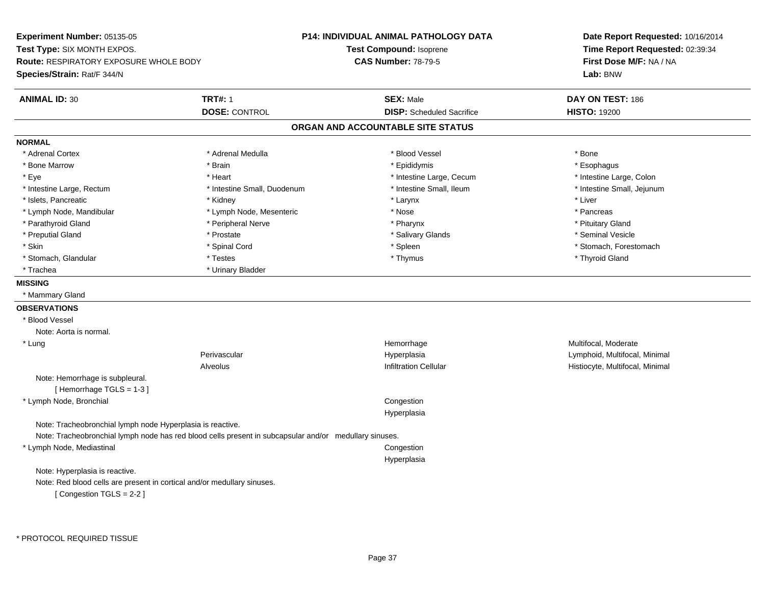**Experiment Number:** 05135-05
**Test Type:** SIX MONTH EXPOS.
**Route:** RESPIRATORY EXPOSURE WHOLE BODY
**Species/Strain:** Rat/F 344/N

**P14: INDIVIDUAL ANIMAL PATHOLOGY DATA**
**Test Compound:** Isoprene
**CAS Number:** 78-79-5

**Date Report Requested:** 10/16/2014
**Time Report Requested:** 02:39:34
**First Dose M/F:** NA / NA
**Lab:** BNW

| **ANIMAL ID:** 30 | **TRT#:** 1 | **SEX:** Male | **DAY ON TEST:** 186 |
|---|---|---|---|
| | **DOSE:** CONTROL | **DISP:** Scheduled Sacrifice | **HISTO:** 19200 |

## ORGAN AND ACCOUNTABLE SITE STATUS

**NORMAL**

| | | | |
|---|---|---|---|
| * Adrenal Cortex | * Adrenal Medulla | * Blood Vessel | * Bone |
| * Bone Marrow | * Brain | * Epididymis | * Esophagus |
| * Eye | * Heart | * Intestine Large, Cecum | * Intestine Large, Colon |
| * Intestine Large, Rectum | * Intestine Small, Duodenum | * Intestine Small, Ileum | * Intestine Small, Jejunum |
| * Islets, Pancreatic | * Kidney | * Larynx | * Liver |
| * Lymph Node, Mandibular | * Lymph Node, Mesenteric | * Nose | * Pancreas |
| * Parathyroid Gland | * Peripheral Nerve | * Pharynx | * Pituitary Gland |
| * Preputial Gland | * Prostate | * Salivary Glands | * Seminal Vesicle |
| * Skin | * Spinal Cord | * Spleen | * Stomach, Forestomach |
| * Stomach, Glandular | * Testes | * Thymus | * Thyroid Gland |
| * Trachea | * Urinary Bladder | | |

**MISSING**

* Mammary Gland

**OBSERVATIONS**

* Blood Vessel
  Note: Aorta is normal.

| | | | |
|---|---|---|---|
| * Lung | | Hemorrhage | Multifocal, Moderate |
| | Perivascular | Hyperplasia | Lymphoid, Multifocal, Minimal |
| | Alveolus | Infiltration Cellular | Histiocyte, Multifocal, Minimal |

Note: Hemorrhage is subpleural.
[ Hemorrhage TGLS = 1-3 ]

| | | | |
|---|---|---|---|
| * Lymph Node, Bronchial | | Congestion | |
| | | Hyperplasia | |

Note: Tracheobronchial lymph node Hyperplasia is reactive.
Note: Tracheobronchial lymph node has red blood cells present in subcapsular and/or medullary sinuses.

| | | | |
|---|---|---|---|
| * Lymph Node, Mediastinal | | Congestion | |
| | | Hyperplasia | |

Note: Hyperplasia is reactive.
Note: Red blood cells are present in cortical and/or medullary sinuses.
[ Congestion TGLS = 2-2 ]

* PROTOCOL REQUIRED TISSUE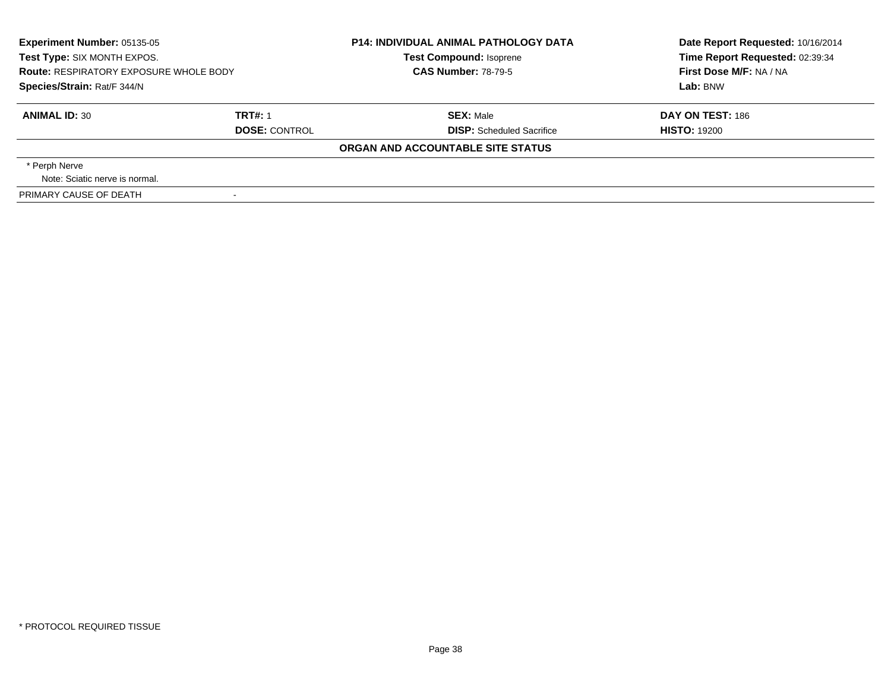| **Experiment Number:** 05135-05 | **P14: INDIVIDUAL ANIMAL PATHOLOGY DATA** | **Date Report Requested:** 10/16/2014 |
|---|---|---|
| **Test Type:** SIX MONTH EXPOS. | **Test Compound:** Isoprene | **Time Report Requested:** 02:39:34 |
| **Route:** RESPIRATORY EXPOSURE WHOLE BODY | **CAS Number:** 78-79-5 | **First Dose M/F:** NA / NA |
| **Species/Strain:** Rat/F 344/N | | **Lab:** BNW |

| **ANIMAL ID:** 30 | **TRT#:** 1 | **SEX:** Male | **DAY ON TEST:** 186 |
|---|---|---|---|
| | **DOSE:** CONTROL | **DISP:** Scheduled Sacrifice | **HISTO:** 19200 |

**ORGAN AND ACCOUNTABLE SITE STATUS**

* Perph Nerve
  Note: Sciatic nerve is normal.

PRIMARY CAUSE OF DEATH -

* PROTOCOL REQUIRED TISSUE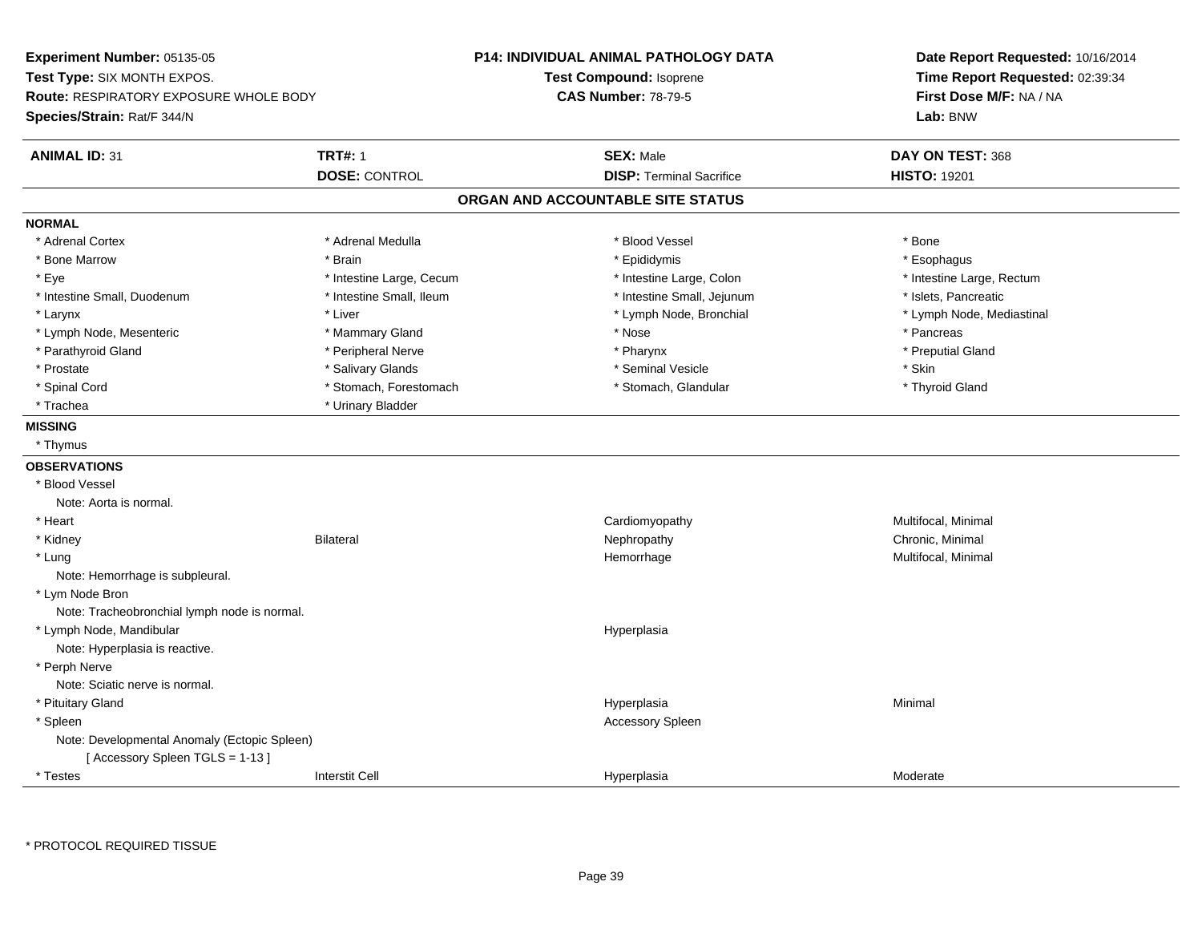**Experiment Number:** 05135-05
**Test Type:** SIX MONTH EXPOS.
**Route:** RESPIRATORY EXPOSURE WHOLE BODY
**Species/Strain:** Rat/F 344/N

**P14: INDIVIDUAL ANIMAL PATHOLOGY DATA**
**Test Compound:** Isoprene
**CAS Number:** 78-79-5

**Date Report Requested:** 10/16/2014
**Time Report Requested:** 02:39:34
**First Dose M/F:** NA / NA
**Lab:** BNW

| **ANIMAL ID:** 31 | **TRT#:** 1 | **SEX:** Male | **DAY ON TEST:** 368 |
|---|---|---|---|
| | **DOSE:** CONTROL | **DISP:** Terminal Sacrifice | **HISTO:** 19201 |

## ORGAN AND ACCOUNTABLE SITE STATUS

### NORMAL

| | | | |
|---|---|---|---|
| * Adrenal Cortex | * Adrenal Medulla | * Blood Vessel | * Bone |
| * Bone Marrow | * Brain | * Epididymis | * Esophagus |
| * Eye | * Intestine Large, Cecum | * Intestine Large, Colon | * Intestine Large, Rectum |
| * Intestine Small, Duodenum | * Intestine Small, Ileum | * Intestine Small, Jejunum | * Islets, Pancreatic |
| * Larynx | * Liver | * Lymph Node, Bronchial | * Lymph Node, Mediastinal |
| * Lymph Node, Mesenteric | * Mammary Gland | * Nose | * Pancreas |
| * Parathyroid Gland | * Peripheral Nerve | * Pharynx | * Preputial Gland |
| * Prostate | * Salivary Glands | * Seminal Vesicle | * Skin |
| * Spinal Cord | * Stomach, Forestomach | * Stomach, Glandular | * Thyroid Gland |
| * Trachea | * Urinary Bladder | | |

### MISSING

* Thymus

### OBSERVATIONS

| | | | |
|---|---|---|---|
| * Blood Vessel | | | |
| Note: Aorta is normal. | | | |
| * Heart | | Cardiomyopathy | Multifocal, Minimal |
| * Kidney | Bilateral | Nephropathy | Chronic, Minimal |
| * Lung | | Hemorrhage | Multifocal, Minimal |
| Note: Hemorrhage is subpleural. | | | |
| * Lym Node Bron | | | |
| Note: Tracheobronchial lymph node is normal. | | | |
| * Lymph Node, Mandibular | | Hyperplasia | |
| Note: Hyperplasia is reactive. | | | |
| * Perph Nerve | | | |
| Note: Sciatic nerve is normal. | | | |
| * Pituitary Gland | | Hyperplasia | Minimal |
| * Spleen | | Accessory Spleen | |
| Note: Developmental Anomaly (Ectopic Spleen) | | | |
| [ Accessory Spleen TGLS = 1-13 ] | | | |
| * Testes | Interstit Cell | Hyperplasia | Moderate |

* PROTOCOL REQUIRED TISSUE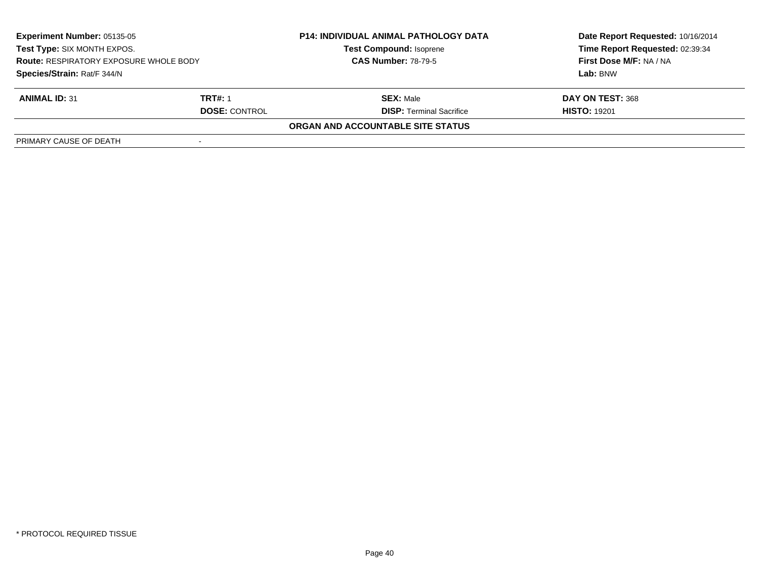| | | | |
|---|---|---|---|
| **Experiment Number:** 05135-05 | | **P14: INDIVIDUAL ANIMAL PATHOLOGY DATA** | **Date Report Requested:** 10/16/2014 |
| **Test Type:** SIX MONTH EXPOS. | | **Test Compound:** Isoprene | **Time Report Requested:** 02:39:34 |
| **Route:** RESPIRATORY EXPOSURE WHOLE BODY | | **CAS Number:** 78-79-5 | **First Dose M/F:** NA / NA |
| **Species/Strain:** Rat/F 344/N | | | **Lab:** BNW |

| | | | |
|---|---|---|---|
| **ANIMAL ID:** 31 | **TRT#:** 1 | **SEX:** Male | **DAY ON TEST:** 368 |
| | **DOSE:** CONTROL | **DISP:** Terminal Sacrifice | **HISTO:** 19201 |

**ORGAN AND ACCOUNTABLE SITE STATUS**

| | |
|---|---|
| PRIMARY CAUSE OF DEATH | - |

* PROTOCOL REQUIRED TISSUE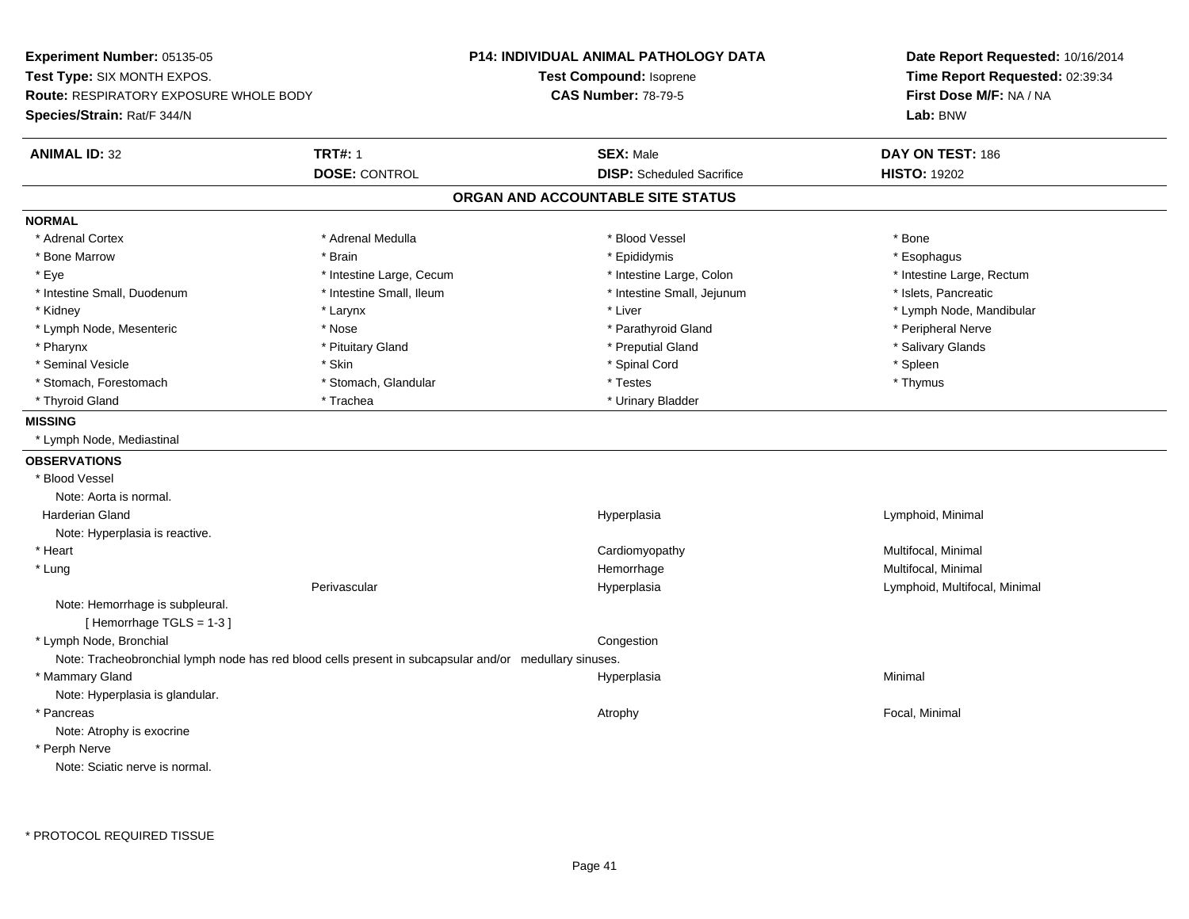**Experiment Number:** 05135-05
**Test Type:** SIX MONTH EXPOS.
**Route:** RESPIRATORY EXPOSURE WHOLE BODY
**Species/Strain:** Rat/F 344/N

**P14: INDIVIDUAL ANIMAL PATHOLOGY DATA**
**Test Compound:** Isoprene
**CAS Number:** 78-79-5

**Date Report Requested:** 10/16/2014
**Time Report Requested:** 02:39:34
**First Dose M/F:** NA / NA
**Lab:** BNW

| **ANIMAL ID:** 32 | **TRT#:** 1 | **SEX:** Male | **DAY ON TEST:** 186 |
|---|---|---|---|
| | **DOSE:** CONTROL | **DISP:** Scheduled Sacrifice | **HISTO:** 19202 |

## ORGAN AND ACCOUNTABLE SITE STATUS

**NORMAL**

| | | | |
|---|---|---|---|
| * Adrenal Cortex | * Adrenal Medulla | * Blood Vessel | * Bone |
| * Bone Marrow | * Brain | * Epididymis | * Esophagus |
| * Eye | * Intestine Large, Cecum | * Intestine Large, Colon | * Intestine Large, Rectum |
| * Intestine Small, Duodenum | * Intestine Small, Ileum | * Intestine Small, Jejunum | * Islets, Pancreatic |
| * Kidney | * Larynx | * Liver | * Lymph Node, Mandibular |
| * Lymph Node, Mesenteric | * Nose | * Parathyroid Gland | * Peripheral Nerve |
| * Pharynx | * Pituitary Gland | * Preputial Gland | * Salivary Glands |
| * Seminal Vesicle | * Skin | * Spinal Cord | * Spleen |
| * Stomach, Forestomach | * Stomach, Glandular | * Testes | * Thymus |
| * Thyroid Gland | * Trachea | * Urinary Bladder | |

**MISSING**

* Lymph Node, Mediastinal

**OBSERVATIONS**

| | | | |
|---|---|---|---|
| * Blood Vessel | | | |
| Note: Aorta is normal. | | | |
| Harderian Gland | | Hyperplasia | Lymphoid, Minimal |
| Note: Hyperplasia is reactive. | | | |
| * Heart | | Cardiomyopathy | Multifocal, Minimal |
| * Lung | | Hemorrhage | Multifocal, Minimal |
| | Perivascular | Hyperplasia | Lymphoid, Multifocal, Minimal |
| Note: Hemorrhage is subpleural. | | | |
| [ Hemorrhage TGLS = 1-3 ] | | | |
| * Lymph Node, Bronchial | | Congestion | |
| Note: Tracheobronchial lymph node has red blood cells present in subcapsular and/or medullary sinuses. | | | |
| * Mammary Gland | | Hyperplasia | Minimal |
| Note: Hyperplasia is glandular. | | | |
| * Pancreas | | Atrophy | Focal, Minimal |
| Note: Atrophy is exocrine | | | |
| * Perph Nerve | | | |
| Note: Sciatic nerve is normal. | | | |

* PROTOCOL REQUIRED TISSUE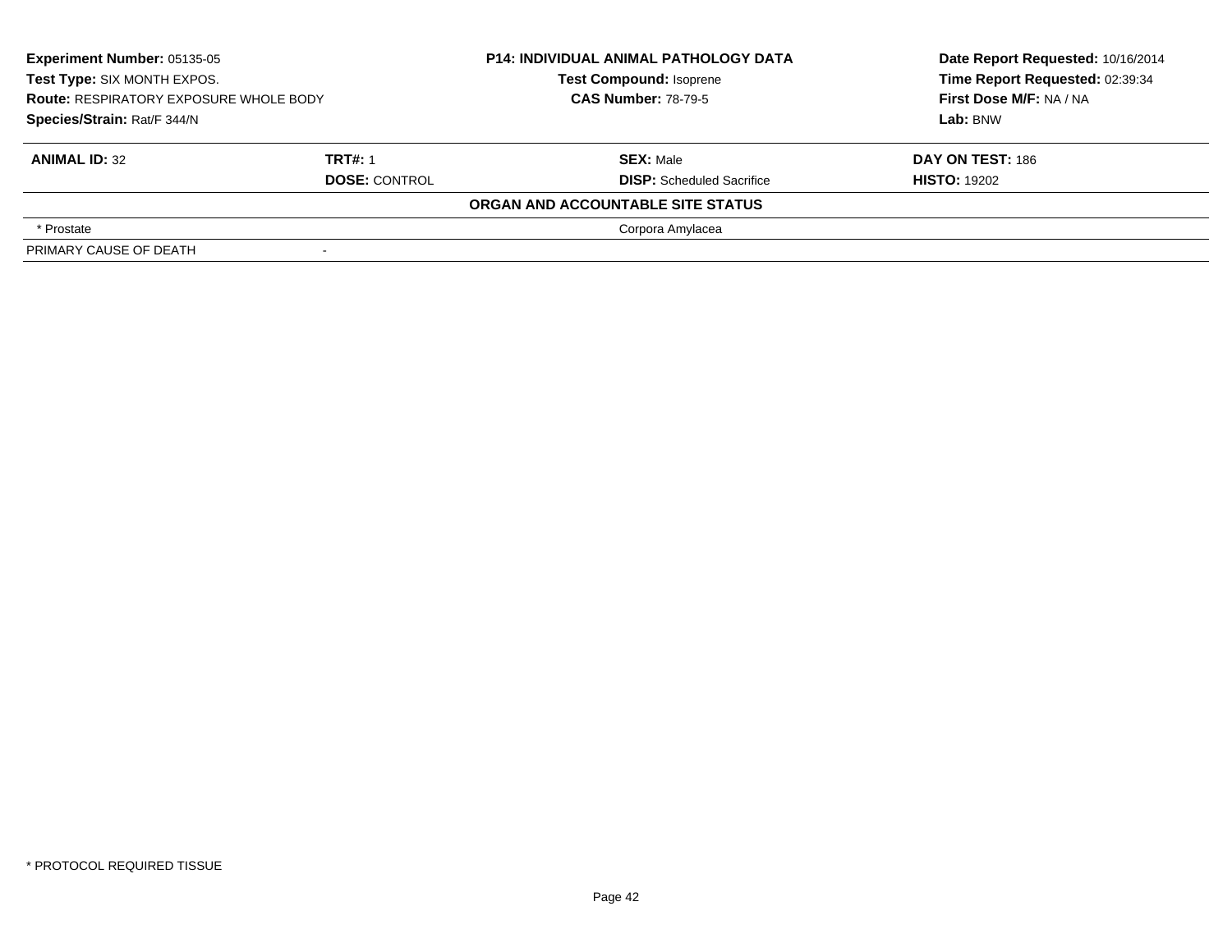**Experiment Number:** 05135-05
**Test Type:** SIX MONTH EXPOS.
**Route:** RESPIRATORY EXPOSURE WHOLE BODY
**Species/Strain:** Rat/F 344/N

**P14: INDIVIDUAL ANIMAL PATHOLOGY DATA**
**Test Compound:** Isoprene
**CAS Number:** 78-79-5

**Date Report Requested:** 10/16/2014
**Time Report Requested:** 02:39:34
**First Dose M/F:** NA / NA
**Lab:** BNW

| **ANIMAL ID:** 32 | **TRT#:** 1 | **SEX:** Male | **DAY ON TEST:** 186 |
|---|---|---|---|
| | **DOSE:** CONTROL | **DISP:** Scheduled Sacrifice | **HISTO:** 19202 |

**ORGAN AND ACCOUNTABLE SITE STATUS**

| | | |
|---|---|---|
| * Prostate | | Corpora Amylacea |
| PRIMARY CAUSE OF DEATH | - | |

* PROTOCOL REQUIRED TISSUE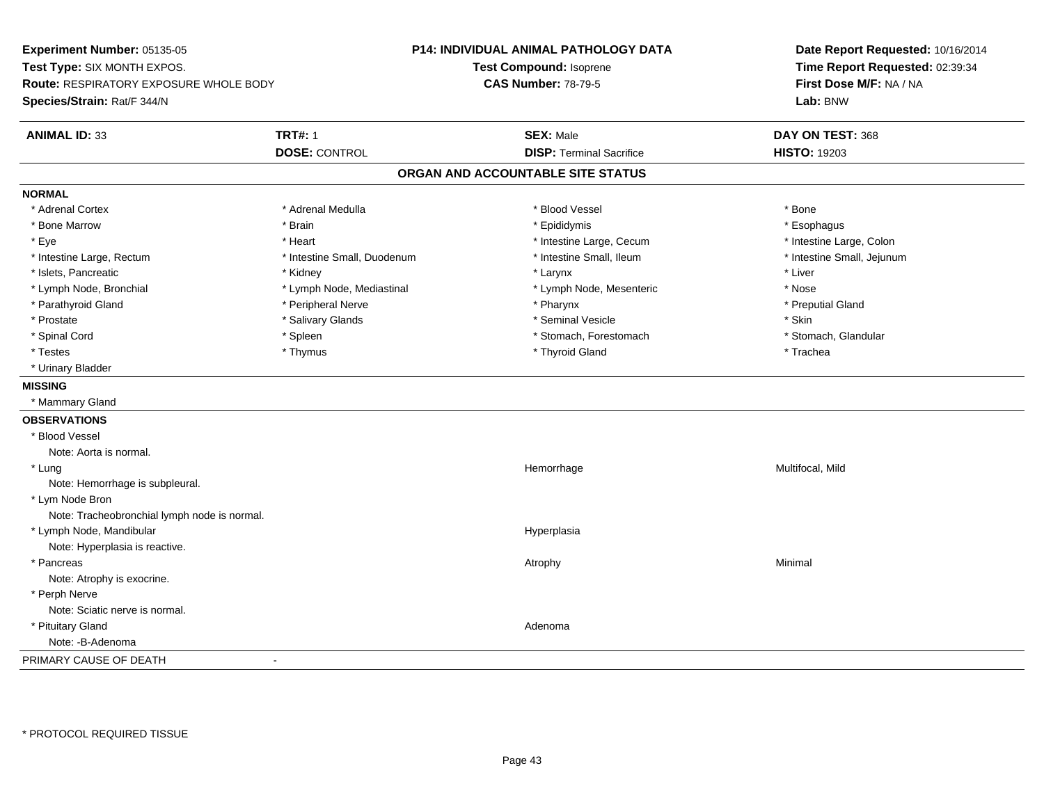**Experiment Number:** 05135-05
**Test Type:** SIX MONTH EXPOS.
**Route:** RESPIRATORY EXPOSURE WHOLE BODY
**Species/Strain:** Rat/F 344/N

**P14: INDIVIDUAL ANIMAL PATHOLOGY DATA**
**Test Compound:** Isoprene
**CAS Number:** 78-79-5

**Date Report Requested:** 10/16/2014
**Time Report Requested:** 02:39:34
**First Dose M/F:** NA / NA
**Lab:** BNW

| **ANIMAL ID:** 33 | **TRT#:** 1 | **SEX:** Male | **DAY ON TEST:** 368 |
|---|---|---|---|
| | **DOSE:** CONTROL | **DISP:** Terminal Sacrifice | **HISTO:** 19203 |

## ORGAN AND ACCOUNTABLE SITE STATUS

**NORMAL**

| | | | |
|---|---|---|---|
| * Adrenal Cortex | * Adrenal Medulla | * Blood Vessel | * Bone |
| * Bone Marrow | * Brain | * Epididymis | * Esophagus |
| * Eye | * Heart | * Intestine Large, Cecum | * Intestine Large, Colon |
| * Intestine Large, Rectum | * Intestine Small, Duodenum | * Intestine Small, Ileum | * Intestine Small, Jejunum |
| * Islets, Pancreatic | * Kidney | * Larynx | * Liver |
| * Lymph Node, Bronchial | * Lymph Node, Mediastinal | * Lymph Node, Mesenteric | * Nose |
| * Parathyroid Gland | * Peripheral Nerve | * Pharynx | * Preputial Gland |
| * Prostate | * Salivary Glands | * Seminal Vesicle | * Skin |
| * Spinal Cord | * Spleen | * Stomach, Forestomach | * Stomach, Glandular |
| * Testes | * Thymus | * Thyroid Gland | * Trachea |
| * Urinary Bladder | | | |

**MISSING**

* Mammary Gland

**OBSERVATIONS**

| Organ | Observation | Severity |
|---|---|---|
| * Blood Vessel<br>Note: Aorta is normal. | | |
| * Lung<br>Note: Hemorrhage is subpleural. | Hemorrhage | Multifocal, Mild |
| * Lym Node Bron<br>Note: Tracheobronchial lymph node is normal. | | |
| * Lymph Node, Mandibular<br>Note: Hyperplasia is reactive. | Hyperplasia | |
| * Pancreas<br>Note: Atrophy is exocrine. | Atrophy | Minimal |
| * Perph Nerve<br>Note: Sciatic nerve is normal. | | |
| * Pituitary Gland<br>Note: -B-Adenoma | Adenoma | |

PRIMARY CAUSE OF DEATH -

\* PROTOCOL REQUIRED TISSUE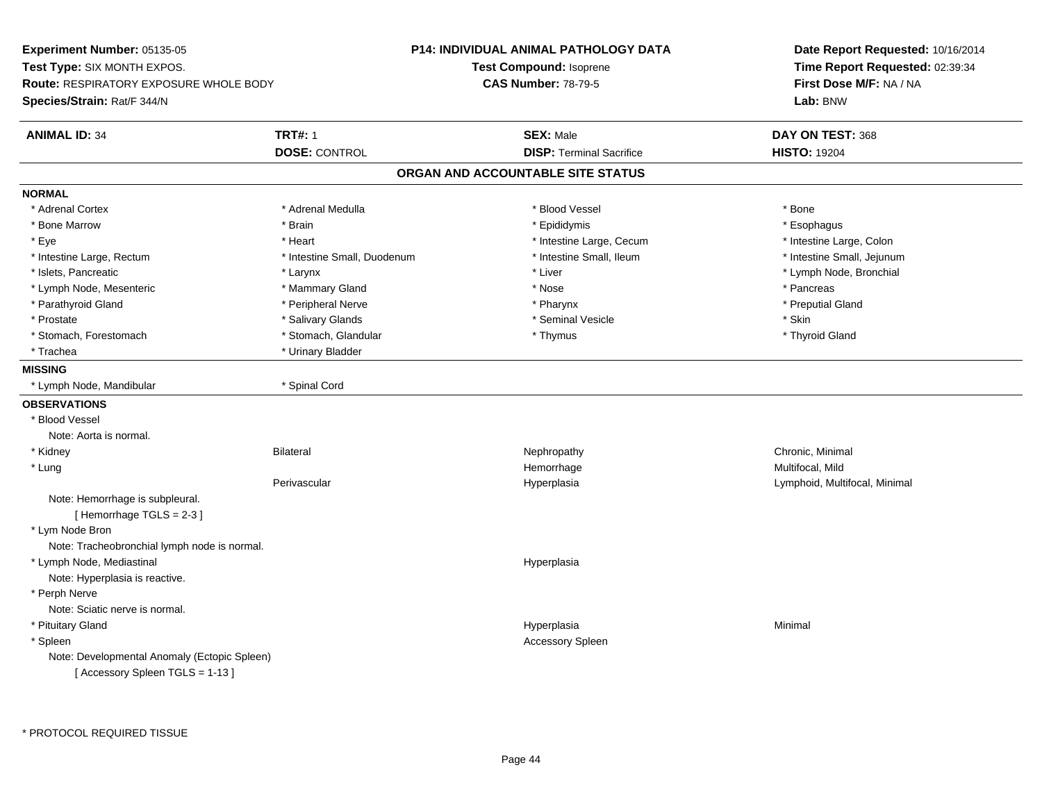**Experiment Number:** 05135-05
**Test Type:** SIX MONTH EXPOS.
**Route:** RESPIRATORY EXPOSURE WHOLE BODY
**Species/Strain:** Rat/F 344/N

**P14: INDIVIDUAL ANIMAL PATHOLOGY DATA**
**Test Compound:** Isoprene
**CAS Number:** 78-79-5

**Date Report Requested:** 10/16/2014
**Time Report Requested:** 02:39:34
**First Dose M/F:** NA / NA
**Lab:** BNW

| **ANIMAL ID:** 34 | **TRT#:** 1 | **SEX:** Male | **DAY ON TEST:** 368 |
|---|---|---|---|
| | **DOSE:** CONTROL | **DISP:** Terminal Sacrifice | **HISTO:** 19204 |

## ORGAN AND ACCOUNTABLE SITE STATUS

**NORMAL**

| | | | |
|---|---|---|---|
| * Adrenal Cortex | * Adrenal Medulla | * Blood Vessel | * Bone |
| * Bone Marrow | * Brain | * Epididymis | * Esophagus |
| * Eye | * Heart | * Intestine Large, Cecum | * Intestine Large, Colon |
| * Intestine Large, Rectum | * Intestine Small, Duodenum | * Intestine Small, Ileum | * Intestine Small, Jejunum |
| * Islets, Pancreatic | * Larynx | * Liver | * Lymph Node, Bronchial |
| * Lymph Node, Mesenteric | * Mammary Gland | * Nose | * Pancreas |
| * Parathyroid Gland | * Peripheral Nerve | * Pharynx | * Preputial Gland |
| * Prostate | * Salivary Glands | * Seminal Vesicle | * Skin |
| * Stomach, Forestomach | * Stomach, Glandular | * Thymus | * Thyroid Gland |
| * Trachea | * Urinary Bladder | | |

**MISSING**

| | |
|---|---|
| * Lymph Node, Mandibular | * Spinal Cord |

**OBSERVATIONS**

* Blood Vessel
  Note: Aorta is normal.

| | | | |
|---|---|---|---|
| * Kidney | Bilateral | Nephropathy | Chronic, Minimal |
| * Lung | | Hemorrhage | Multifocal, Mild |
| | Perivascular | Hyperplasia | Lymphoid, Multifocal, Minimal |

  Note: Hemorrhage is subpleural.
  [ Hemorrhage TGLS = 2-3 ]

* Lym Node Bron
  Note: Tracheobronchial lymph node is normal.

| | | | |
|---|---|---|---|
| * Lymph Node, Mediastinal | | Hyperplasia | |

  Note: Hyperplasia is reactive.

* Perph Nerve
  Note: Sciatic nerve is normal.

| | | | |
|---|---|---|---|
| * Pituitary Gland | | Hyperplasia | Minimal |
| * Spleen | | Accessory Spleen | |

  Note: Developmental Anomaly (Ectopic Spleen)
  [ Accessory Spleen TGLS = 1-13 ]

\* PROTOCOL REQUIRED TISSUE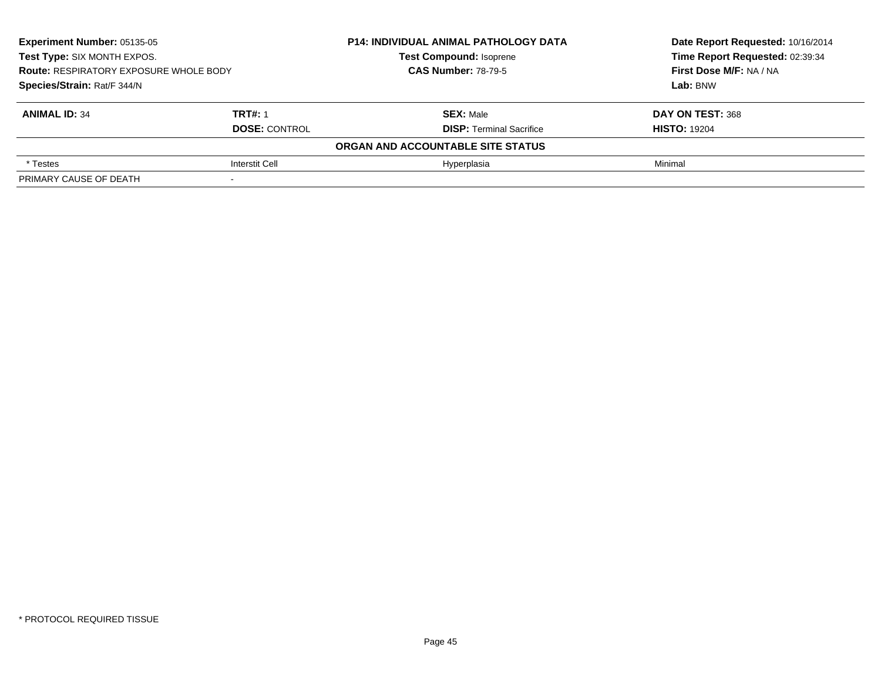**Experiment Number:** 05135-05
**Test Type:** SIX MONTH EXPOS.
**Route:** RESPIRATORY EXPOSURE WHOLE BODY
**Species/Strain:** Rat/F 344/N

**P14: INDIVIDUAL ANIMAL PATHOLOGY DATA**
**Test Compound:** Isoprene
**CAS Number:** 78-79-5

**Date Report Requested:** 10/16/2014
**Time Report Requested:** 02:39:34
**First Dose M/F:** NA / NA
**Lab:** BNW

| **ANIMAL ID:** 34 | **TRT#:** 1 | **SEX:** Male | **DAY ON TEST:** 368 |
|---|---|---|---|
| | **DOSE:** CONTROL | **DISP:** Terminal Sacrifice | **HISTO:** 19204 |
| | **ORGAN AND ACCOUNTABLE SITE STATUS** | | |
| * Testes | Interstit Cell | Hyperplasia | Minimal |
| PRIMARY CAUSE OF DEATH | - | | |

* PROTOCOL REQUIRED TISSUE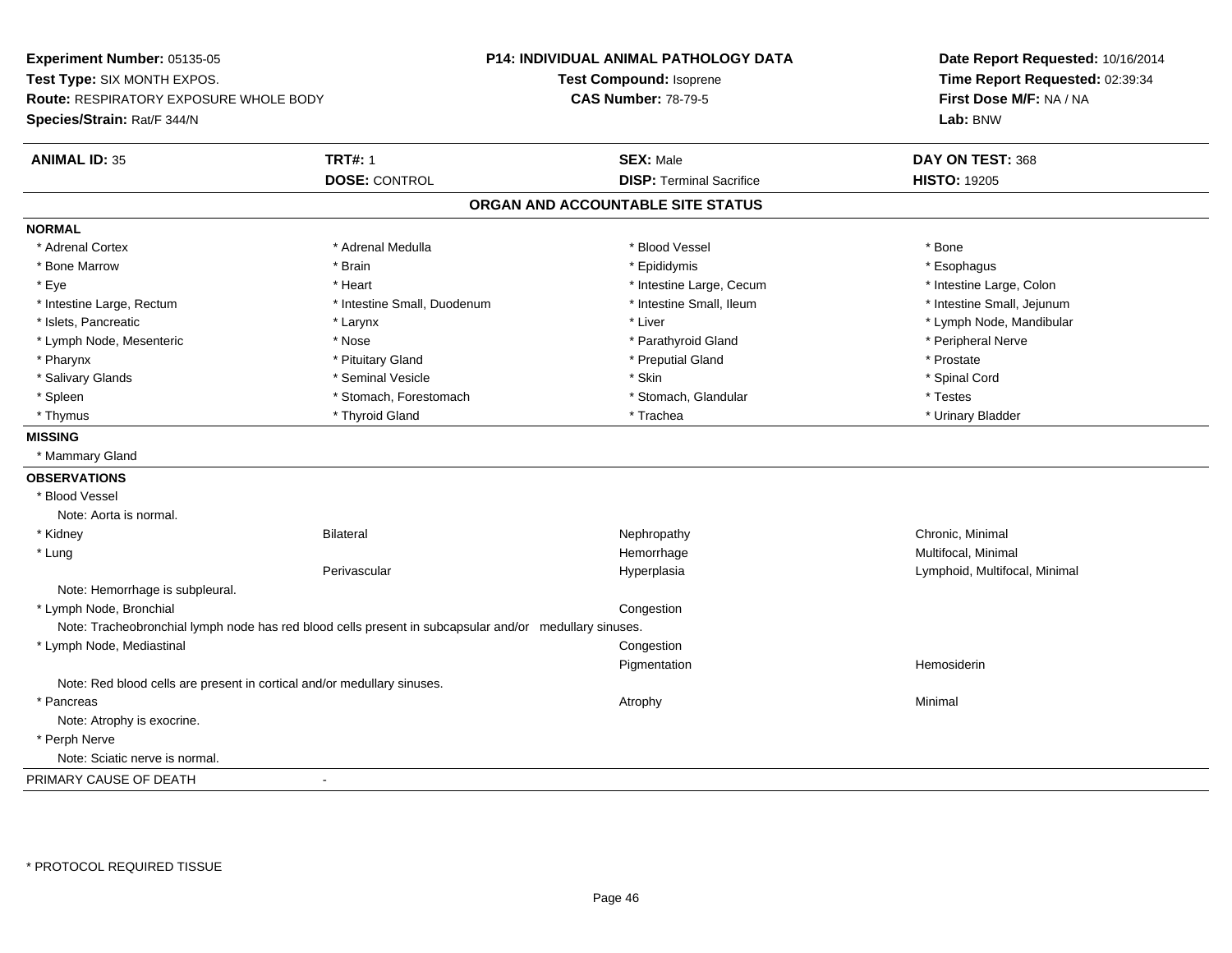**Experiment Number:** 05135-05
**Test Type:** SIX MONTH EXPOS.
**Route:** RESPIRATORY EXPOSURE WHOLE BODY
**Species/Strain:** Rat/F 344/N

**P14: INDIVIDUAL ANIMAL PATHOLOGY DATA**
**Test Compound:** Isoprene
**CAS Number:** 78-79-5

**Date Report Requested:** 10/16/2014
**Time Report Requested:** 02:39:34
**First Dose M/F:** NA / NA
**Lab:** BNW

| **ANIMAL ID:** 35 | **TRT#:** 1 | **SEX:** Male | **DAY ON TEST:** 368 |
|---|---|---|---|
| | **DOSE:** CONTROL | **DISP:** Terminal Sacrifice | **HISTO:** 19205 |

## ORGAN AND ACCOUNTABLE SITE STATUS

**NORMAL**

| | | | |
|---|---|---|---|
| * Adrenal Cortex | * Adrenal Medulla | * Blood Vessel | * Bone |
| * Bone Marrow | * Brain | * Epididymis | * Esophagus |
| * Eye | * Heart | * Intestine Large, Cecum | * Intestine Large, Colon |
| * Intestine Large, Rectum | * Intestine Small, Duodenum | * Intestine Small, Ileum | * Intestine Small, Jejunum |
| * Islets, Pancreatic | * Larynx | * Liver | * Lymph Node, Mandibular |
| * Lymph Node, Mesenteric | * Nose | * Parathyroid Gland | * Peripheral Nerve |
| * Pharynx | * Pituitary Gland | * Preputial Gland | * Prostate |
| * Salivary Glands | * Seminal Vesicle | * Skin | * Spinal Cord |
| * Spleen | * Stomach, Forestomach | * Stomach, Glandular | * Testes |
| * Thymus | * Thyroid Gland | * Trachea | * Urinary Bladder |

**MISSING**

* Mammary Gland

**OBSERVATIONS**

| | | | |
|---|---|---|---|
| * Blood Vessel | | | |
| Note: Aorta is normal. | | | |
| * Kidney | Bilateral | Nephropathy | Chronic, Minimal |
| * Lung | | Hemorrhage | Multifocal, Minimal |
| | Perivascular | Hyperplasia | Lymphoid, Multifocal, Minimal |
| Note: Hemorrhage is subpleural. | | | |
| * Lymph Node, Bronchial | | Congestion | |
| Note: Tracheobronchial lymph node has red blood cells present in subcapsular and/or medullary sinuses. | | | |
| * Lymph Node, Mediastinal | | Congestion | |
| | | Pigmentation | Hemosiderin |
| Note: Red blood cells are present in cortical and/or medullary sinuses. | | | |
| * Pancreas | | Atrophy | Minimal |
| Note: Atrophy is exocrine. | | | |
| * Perph Nerve | | | |
| Note: Sciatic nerve is normal. | | | |

PRIMARY CAUSE OF DEATH -

\* PROTOCOL REQUIRED TISSUE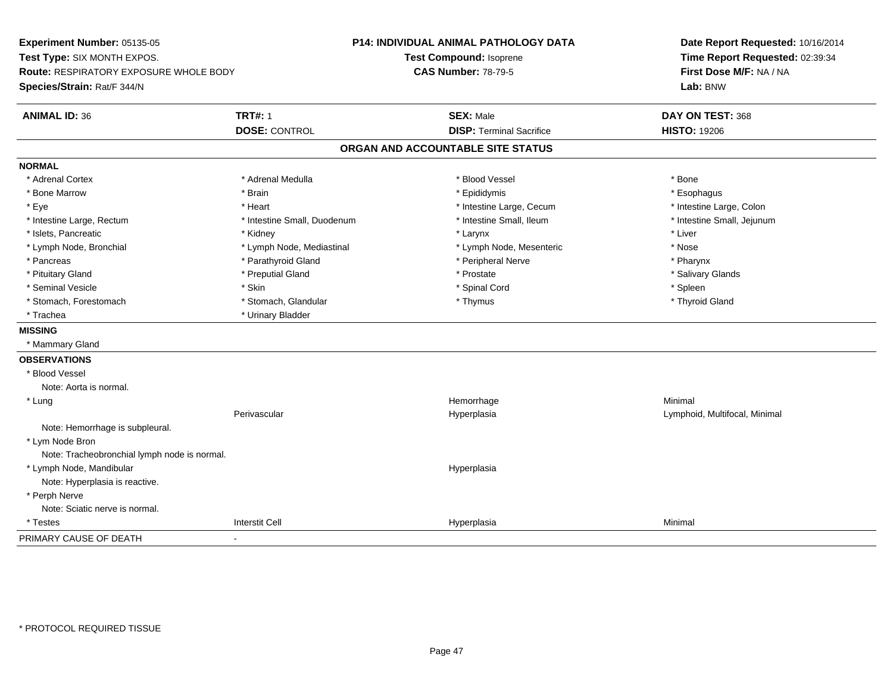**Experiment Number:** 05135-05
**Test Type:** SIX MONTH EXPOS.
**Route:** RESPIRATORY EXPOSURE WHOLE BODY
**Species/Strain:** Rat/F 344/N

**P14: INDIVIDUAL ANIMAL PATHOLOGY DATA**
**Test Compound:** Isoprene
**CAS Number:** 78-79-5

**Date Report Requested:** 10/16/2014
**Time Report Requested:** 02:39:34
**First Dose M/F:** NA / NA
**Lab:** BNW

| **ANIMAL ID:** 36 | **TRT#:** 1 | **SEX:** Male | **DAY ON TEST:** 368 |
|---|---|---|---|
| | **DOSE:** CONTROL | **DISP:** Terminal Sacrifice | **HISTO:** 19206 |

**ORGAN AND ACCOUNTABLE SITE STATUS**

**NORMAL**

| | | | |
|---|---|---|---|
| * Adrenal Cortex | * Adrenal Medulla | * Blood Vessel | * Bone |
| * Bone Marrow | * Brain | * Epididymis | * Esophagus |
| * Eye | * Heart | * Intestine Large, Cecum | * Intestine Large, Colon |
| * Intestine Large, Rectum | * Intestine Small, Duodenum | * Intestine Small, Ileum | * Intestine Small, Jejunum |
| * Islets, Pancreatic | * Kidney | * Larynx | * Liver |
| * Lymph Node, Bronchial | * Lymph Node, Mediastinal | * Lymph Node, Mesenteric | * Nose |
| * Pancreas | * Parathyroid Gland | * Peripheral Nerve | * Pharynx |
| * Pituitary Gland | * Preputial Gland | * Prostate | * Salivary Glands |
| * Seminal Vesicle | * Skin | * Spinal Cord | * Spleen |
| * Stomach, Forestomach | * Stomach, Glandular | * Thymus | * Thyroid Gland |
| * Trachea | * Urinary Bladder | | |

**MISSING**

* Mammary Gland

**OBSERVATIONS**

| | | | |
|---|---|---|---|
| * Blood Vessel | | | |
| Note: Aorta is normal. | | | |
| * Lung | | Hemorrhage | Minimal |
| | Perivascular | Hyperplasia | Lymphoid, Multifocal, Minimal |
| Note: Hemorrhage is subpleural. | | | |
| * Lym Node Bron | | | |
| Note: Tracheobronchial lymph node is normal. | | | |
| * Lymph Node, Mandibular | | Hyperplasia | |
| Note: Hyperplasia is reactive. | | | |
| * Perph Nerve | | | |
| Note: Sciatic nerve is normal. | | | |
| * Testes | Interstit Cell | Hyperplasia | Minimal |

PRIMARY CAUSE OF DEATH -

* PROTOCOL REQUIRED TISSUE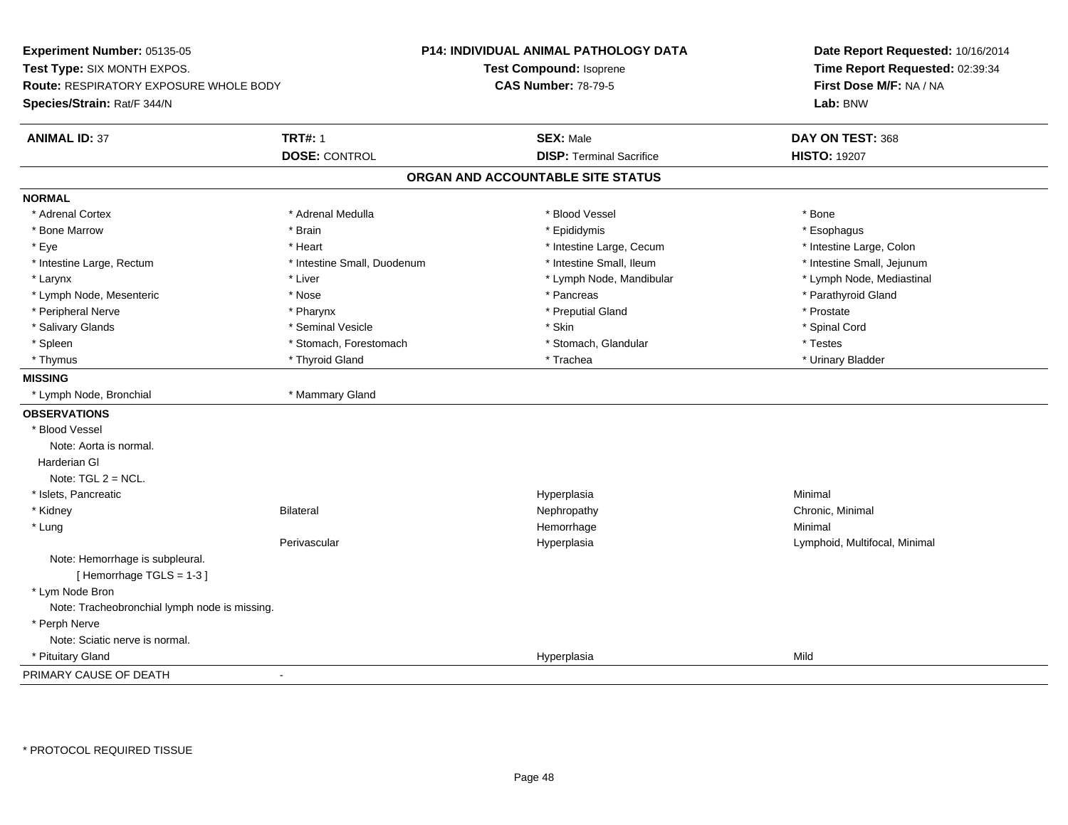**Experiment Number:** 05135-05
**Test Type:** SIX MONTH EXPOS.
**Route:** RESPIRATORY EXPOSURE WHOLE BODY
**Species/Strain:** Rat/F 344/N

**P14: INDIVIDUAL ANIMAL PATHOLOGY DATA**
**Test Compound:** Isoprene
**CAS Number:** 78-79-5

**Date Report Requested:** 10/16/2014
**Time Report Requested:** 02:39:34
**First Dose M/F:** NA / NA
**Lab:** BNW

| **ANIMAL ID:** 37 | **TRT#:** 1 | **SEX:** Male | **DAY ON TEST:** 368 |
|---|---|---|---|
| | **DOSE:** CONTROL | **DISP:** Terminal Sacrifice | **HISTO:** 19207 |

## ORGAN AND ACCOUNTABLE SITE STATUS

**NORMAL**

| | | | |
|---|---|---|---|
| * Adrenal Cortex | * Adrenal Medulla | * Blood Vessel | * Bone |
| * Bone Marrow | * Brain | * Epididymis | * Esophagus |
| * Eye | * Heart | * Intestine Large, Cecum | * Intestine Large, Colon |
| * Intestine Large, Rectum | * Intestine Small, Duodenum | * Intestine Small, Ileum | * Intestine Small, Jejunum |
| * Larynx | * Liver | * Lymph Node, Mandibular | * Lymph Node, Mediastinal |
| * Lymph Node, Mesenteric | * Nose | * Pancreas | * Parathyroid Gland |
| * Peripheral Nerve | * Pharynx | * Preputial Gland | * Prostate |
| * Salivary Glands | * Seminal Vesicle | * Skin | * Spinal Cord |
| * Spleen | * Stomach, Forestomach | * Stomach, Glandular | * Testes |
| * Thymus | * Thyroid Gland | * Trachea | * Urinary Bladder |

**MISSING**

* Lymph Node, Bronchial
* Mammary Gland

**OBSERVATIONS**

| | | | |
|---|---|---|---|
| * Blood Vessel | | | |
| Note: Aorta is normal. | | | |
| Harderian Gl | | | |
| Note: TGL 2 = NCL. | | | |
| * Islets, Pancreatic | | Hyperplasia | Minimal |
| * Kidney | Bilateral | Nephropathy | Chronic, Minimal |
| * Lung | | Hemorrhage | Minimal |
| | Perivascular | Hyperplasia | Lymphoid, Multifocal, Minimal |
| Note: Hemorrhage is subpleural. | | | |
| [ Hemorrhage TGLS = 1-3 ] | | | |
| * Lym Node Bron | | | |
| Note: Tracheobronchial lymph node is missing. | | | |
| * Perph Nerve | | | |
| Note: Sciatic nerve is normal. | | | |
| * Pituitary Gland | | Hyperplasia | Mild |

PRIMARY CAUSE OF DEATH -

* PROTOCOL REQUIRED TISSUE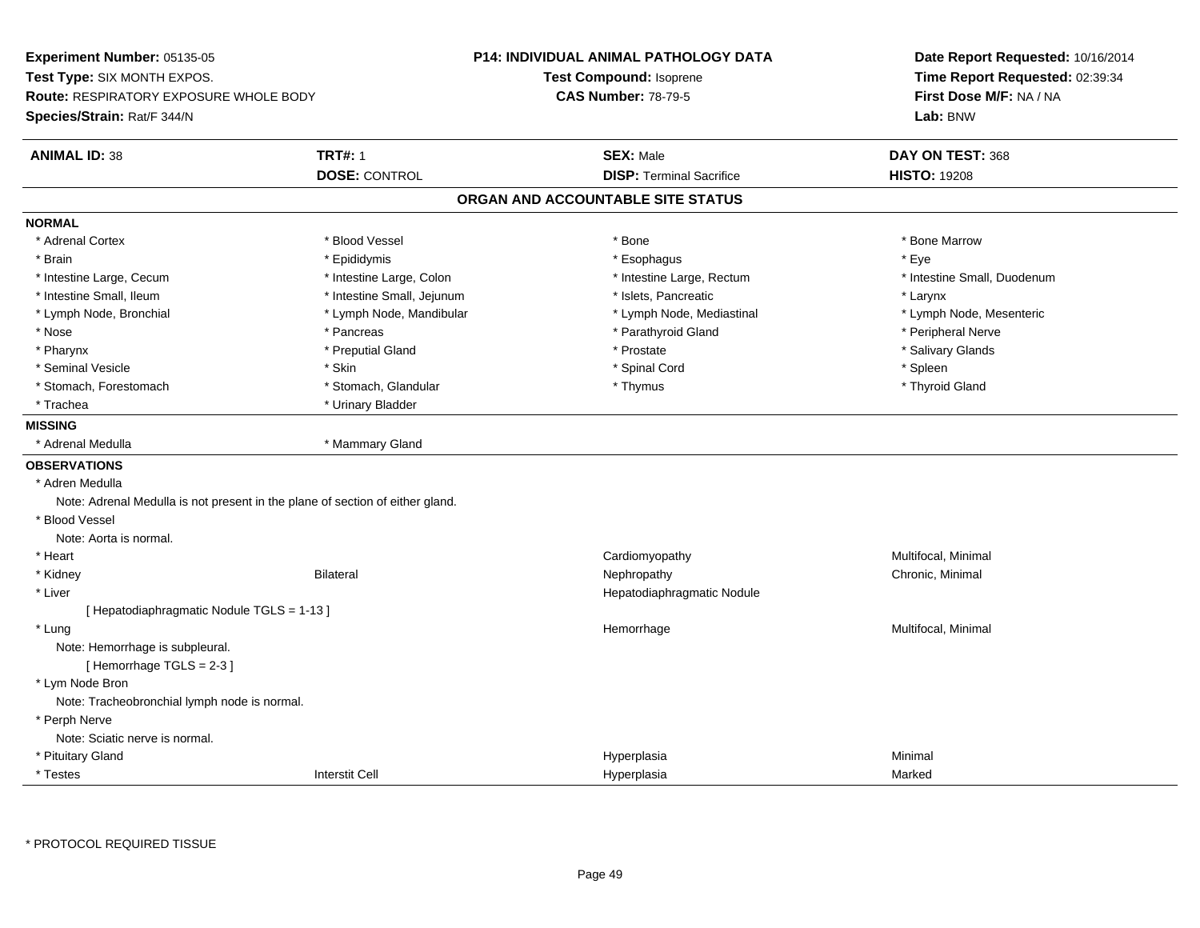**Experiment Number:** 05135-05
**Test Type:** SIX MONTH EXPOS.
**Route:** RESPIRATORY EXPOSURE WHOLE BODY
**Species/Strain:** Rat/F 344/N

**P14: INDIVIDUAL ANIMAL PATHOLOGY DATA**
**Test Compound:** Isoprene
**CAS Number:** 78-79-5

**Date Report Requested:** 10/16/2014
**Time Report Requested:** 02:39:34
**First Dose M/F:** NA / NA
**Lab:** BNW

| **ANIMAL ID:** 38 | **TRT#:** 1 | **SEX:** Male | **DAY ON TEST:** 368 |
|---|---|---|---|
| | **DOSE:** CONTROL | **DISP:** Terminal Sacrifice | **HISTO:** 19208 |

## ORGAN AND ACCOUNTABLE SITE STATUS

**NORMAL**

| | | | |
|---|---|---|---|
| * Adrenal Cortex | * Blood Vessel | * Bone | * Bone Marrow |
| * Brain | * Epididymis | * Esophagus | * Eye |
| * Intestine Large, Cecum | * Intestine Large, Colon | * Intestine Large, Rectum | * Intestine Small, Duodenum |
| * Intestine Small, Ileum | * Intestine Small, Jejunum | * Islets, Pancreatic | * Larynx |
| * Lymph Node, Bronchial | * Lymph Node, Mandibular | * Lymph Node, Mediastinal | * Lymph Node, Mesenteric |
| * Nose | * Pancreas | * Parathyroid Gland | * Peripheral Nerve |
| * Pharynx | * Preputial Gland | * Prostate | * Salivary Glands |
| * Seminal Vesicle | * Skin | * Spinal Cord | * Spleen |
| * Stomach, Forestomach | * Stomach, Glandular | * Thymus | * Thyroid Gland |
| * Trachea | * Urinary Bladder | | |

**MISSING**

| | |
|---|---|
| * Adrenal Medulla | * Mammary Gland |

**OBSERVATIONS**

* Adren Medulla
  Note: Adrenal Medulla is not present in the plane of section of either gland.
* Blood Vessel
  Note: Aorta is normal.

| | | | |
|---|---|---|---|
| * Heart | | Cardiomyopathy | Multifocal, Minimal |
| * Kidney | Bilateral | Nephropathy | Chronic, Minimal |
| * Liver | | Hepatodiaphragmatic Nodule | |

[ Hepatodiaphragmatic Nodule TGLS = 1-13 ]

| | | | |
|---|---|---|---|
| * Lung | | Hemorrhage | Multifocal, Minimal |

Note: Hemorrhage is subpleural.
[ Hemorrhage TGLS = 2-3 ]

* Lym Node Bron
  Note: Tracheobronchial lymph node is normal.
* Perph Nerve
  Note: Sciatic nerve is normal.

| | | | |
|---|---|---|---|
| * Pituitary Gland | | Hyperplasia | Minimal |
| * Testes | Interstit Cell | Hyperplasia | Marked |

* PROTOCOL REQUIRED TISSUE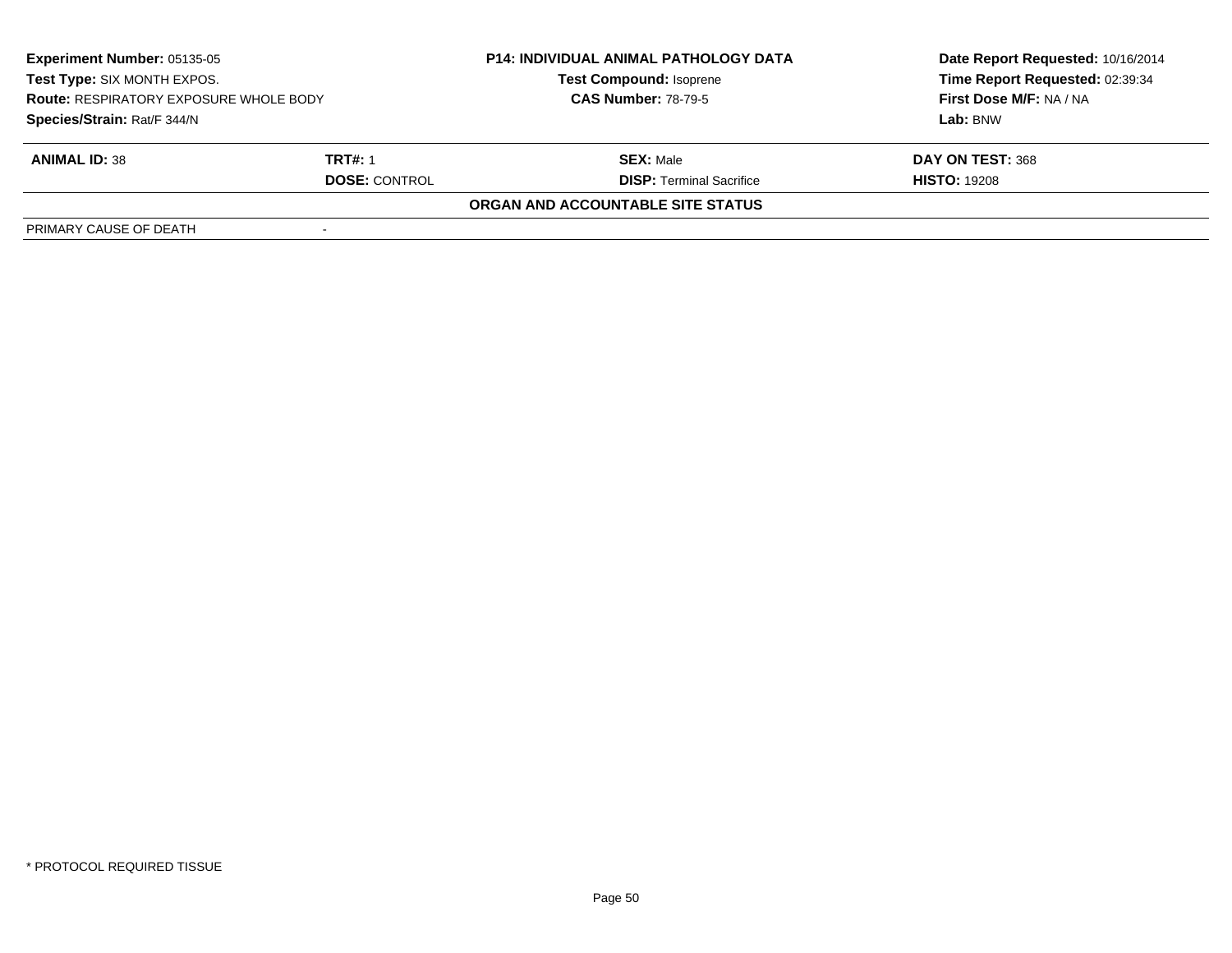| **Experiment Number:** 05135-05 | **P14: INDIVIDUAL ANIMAL PATHOLOGY DATA** | **Date Report Requested:** 10/16/2014 |
|---|---|---|
| **Test Type:** SIX MONTH EXPOS. | **Test Compound:** Isoprene | **Time Report Requested:** 02:39:34 |
| **Route:** RESPIRATORY EXPOSURE WHOLE BODY | **CAS Number:** 78-79-5 | **First Dose M/F:** NA / NA |
| **Species/Strain:** Rat/F 344/N | | **Lab:** BNW |

| **ANIMAL ID:** 38 | **TRT#:** 1 | **SEX:** Male | **DAY ON TEST:** 368 |
|---|---|---|---|
| | **DOSE:** CONTROL | **DISP:** Terminal Sacrifice | **HISTO:** 19208 |

**ORGAN AND ACCOUNTABLE SITE STATUS**

| PRIMARY CAUSE OF DEATH | - |
|---|---|

* PROTOCOL REQUIRED TISSUE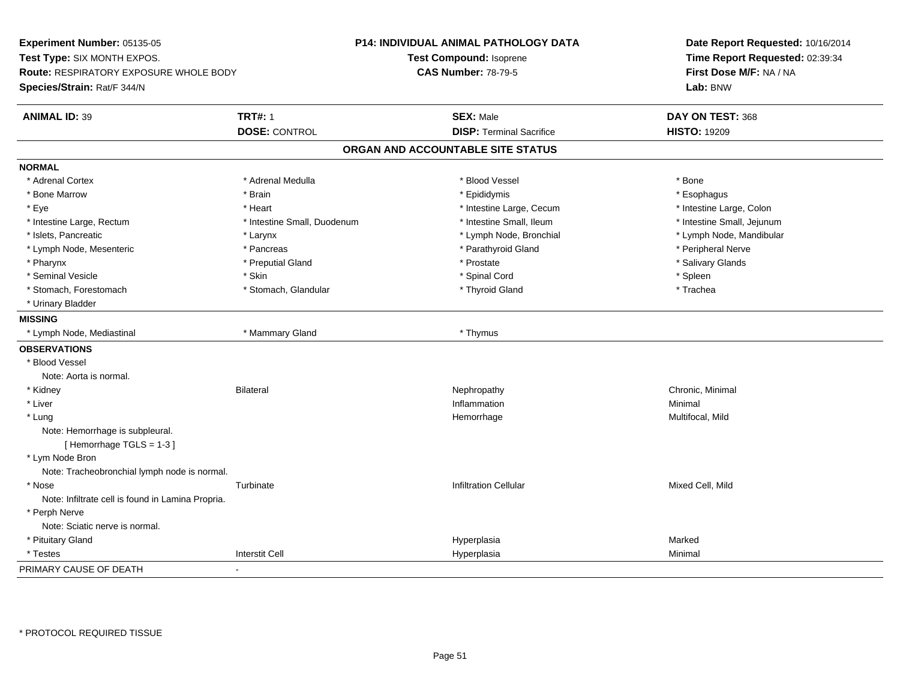**Experiment Number:** 05135-05
**Test Type:** SIX MONTH EXPOS.
**Route:** RESPIRATORY EXPOSURE WHOLE BODY
**Species/Strain:** Rat/F 344/N

**P14: INDIVIDUAL ANIMAL PATHOLOGY DATA**
**Test Compound:** Isoprene
**CAS Number:** 78-79-5

**Date Report Requested:** 10/16/2014
**Time Report Requested:** 02:39:34
**First Dose M/F:** NA / NA
**Lab:** BNW

| **ANIMAL ID:** 39 | **TRT#:** 1 | **SEX:** Male | **DAY ON TEST:** 368 |
|---|---|---|---|
| | **DOSE:** CONTROL | **DISP:** Terminal Sacrifice | **HISTO:** 19209 |

## ORGAN AND ACCOUNTABLE SITE STATUS

**NORMAL**

| | | | |
|---|---|---|---|
| * Adrenal Cortex | * Adrenal Medulla | * Blood Vessel | * Bone |
| * Bone Marrow | * Brain | * Epididymis | * Esophagus |
| * Eye | * Heart | * Intestine Large, Cecum | * Intestine Large, Colon |
| * Intestine Large, Rectum | * Intestine Small, Duodenum | * Intestine Small, Ileum | * Intestine Small, Jejunum |
| * Islets, Pancreatic | * Larynx | * Lymph Node, Bronchial | * Lymph Node, Mandibular |
| * Lymph Node, Mesenteric | * Pancreas | * Parathyroid Gland | * Peripheral Nerve |
| * Pharynx | * Preputial Gland | * Prostate | * Salivary Glands |
| * Seminal Vesicle | * Skin | * Spinal Cord | * Spleen |
| * Stomach, Forestomach | * Stomach, Glandular | * Thyroid Gland | * Trachea |
| * Urinary Bladder | | | |

**MISSING**

| | | |
|---|---|---|
| * Lymph Node, Mediastinal | * Mammary Gland | * Thymus |

**OBSERVATIONS**

| | | | |
|---|---|---|---|
| * Blood Vessel | | | |
| Note: Aorta is normal. | | | |
| * Kidney | Bilateral | Nephropathy | Chronic, Minimal |
| * Liver | | Inflammation | Minimal |
| * Lung | | Hemorrhage | Multifocal, Mild |
| Note: Hemorrhage is subpleural. | | | |
| [ Hemorrhage TGLS = 1-3 ] | | | |
| * Lym Node Bron | | | |
| Note: Tracheobronchial lymph node is normal. | | | |
| * Nose | Turbinate | Infiltration Cellular | Mixed Cell, Mild |
| Note: Infiltrate cell is found in Lamina Propria. | | | |
| * Perph Nerve | | | |
| Note: Sciatic nerve is normal. | | | |
| * Pituitary Gland | | Hyperplasia | Marked |
| * Testes | Interstit Cell | Hyperplasia | Minimal |

PRIMARY CAUSE OF DEATH -

\* PROTOCOL REQUIRED TISSUE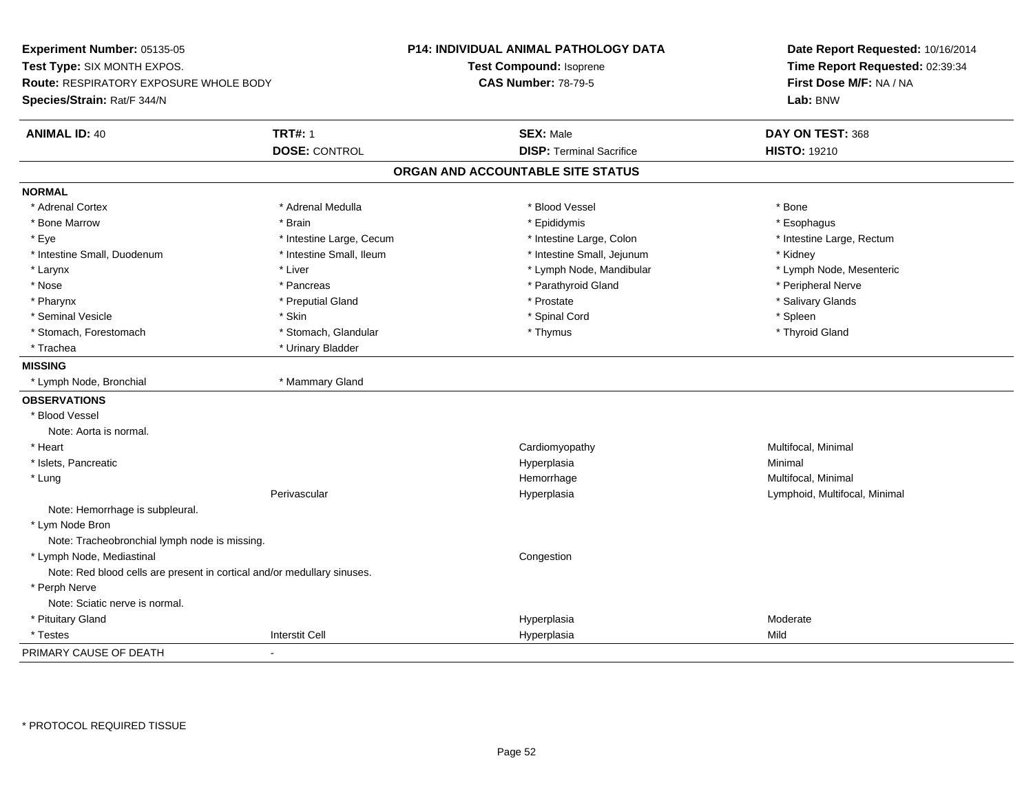**Experiment Number:** 05135-05
**Test Type:** SIX MONTH EXPOS.
**Route:** RESPIRATORY EXPOSURE WHOLE BODY
**Species/Strain:** Rat/F 344/N

**P14: INDIVIDUAL ANIMAL PATHOLOGY DATA**
**Test Compound:** Isoprene
**CAS Number:** 78-79-5

**Date Report Requested:** 10/16/2014
**Time Report Requested:** 02:39:34
**First Dose M/F:** NA / NA
**Lab:** BNW

| **ANIMAL ID:** 40 | **TRT#:** 1 | **SEX:** Male | **DAY ON TEST:** 368 |
|---|---|---|---|
| | **DOSE:** CONTROL | **DISP:** Terminal Sacrifice | **HISTO:** 19210 |

## ORGAN AND ACCOUNTABLE SITE STATUS

**NORMAL**

| | | | |
|---|---|---|---|
| * Adrenal Cortex | * Adrenal Medulla | * Blood Vessel | * Bone |
| * Bone Marrow | * Brain | * Epididymis | * Esophagus |
| * Eye | * Intestine Large, Cecum | * Intestine Large, Colon | * Intestine Large, Rectum |
| * Intestine Small, Duodenum | * Intestine Small, Ileum | * Intestine Small, Jejunum | * Kidney |
| * Larynx | * Liver | * Lymph Node, Mandibular | * Lymph Node, Mesenteric |
| * Nose | * Pancreas | * Parathyroid Gland | * Peripheral Nerve |
| * Pharynx | * Preputial Gland | * Prostate | * Salivary Glands |
| * Seminal Vesicle | * Skin | * Spinal Cord | * Spleen |
| * Stomach, Forestomach | * Stomach, Glandular | * Thymus | * Thyroid Gland |
| * Trachea | * Urinary Bladder | | |

**MISSING**

| | |
|---|---|
| * Lymph Node, Bronchial | * Mammary Gland |

**OBSERVATIONS**

| | | | |
|---|---|---|---|
| * Blood Vessel | | | |
| Note: Aorta is normal. | | | |
| * Heart | | Cardiomyopathy | Multifocal, Minimal |
| * Islets, Pancreatic | | Hyperplasia | Minimal |
| * Lung | | Hemorrhage | Multifocal, Minimal |
| | Perivascular | Hyperplasia | Lymphoid, Multifocal, Minimal |
| Note: Hemorrhage is subpleural. | | | |
| * Lym Node Bron | | | |
| Note: Tracheobronchial lymph node is missing. | | | |
| * Lymph Node, Mediastinal | | Congestion | |
| Note: Red blood cells are present in cortical and/or medullary sinuses. | | | |
| * Perph Nerve | | | |
| Note: Sciatic nerve is normal. | | | |
| * Pituitary Gland | | Hyperplasia | Moderate |
| * Testes | Interstit Cell | Hyperplasia | Mild |

PRIMARY CAUSE OF DEATH -

\* PROTOCOL REQUIRED TISSUE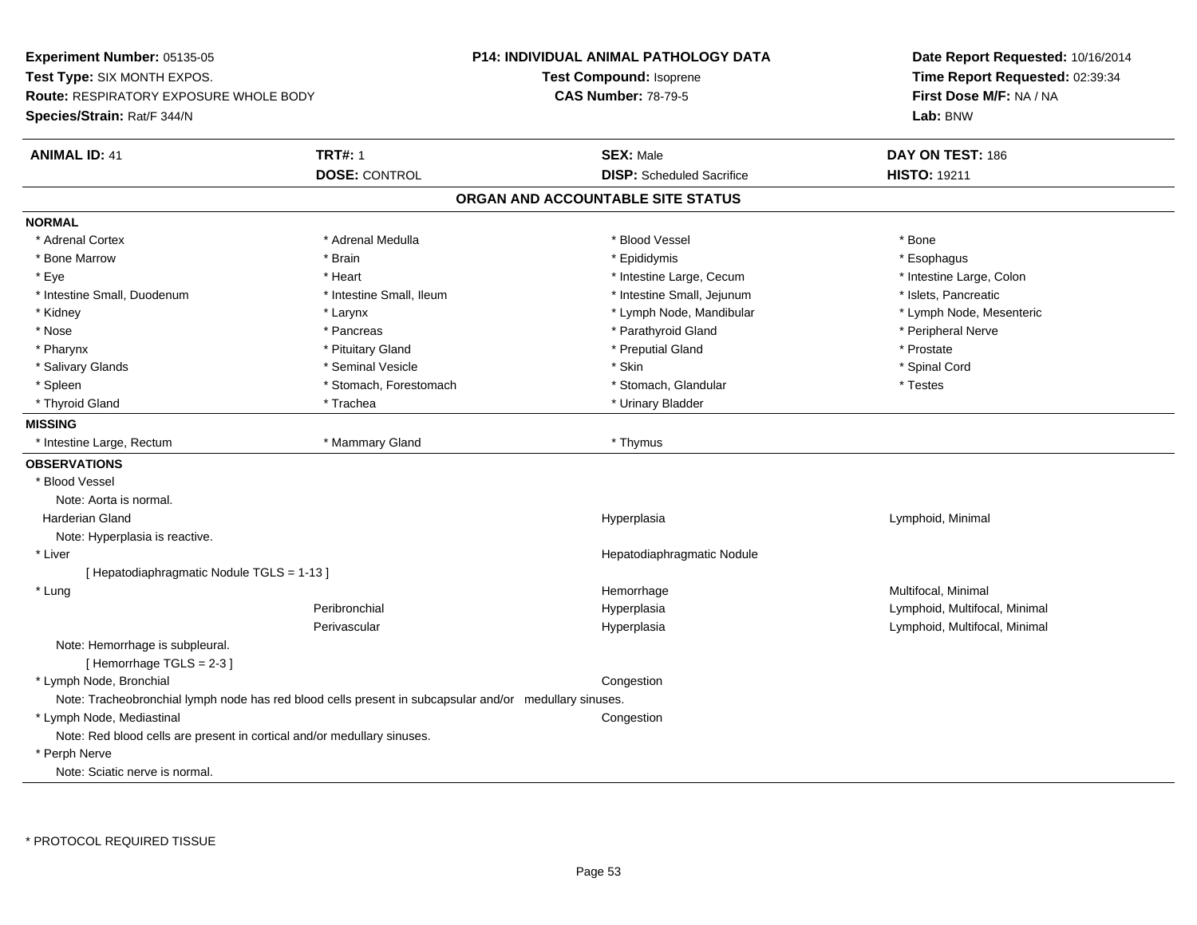**Experiment Number:** 05135-05
**Test Type:** SIX MONTH EXPOS.
**Route:** RESPIRATORY EXPOSURE WHOLE BODY
**Species/Strain:** Rat/F 344/N

**P14: INDIVIDUAL ANIMAL PATHOLOGY DATA**
**Test Compound:** Isoprene
**CAS Number:** 78-79-5

**Date Report Requested:** 10/16/2014
**Time Report Requested:** 02:39:34
**First Dose M/F:** NA / NA
**Lab:** BNW

| **ANIMAL ID:** 41 | **TRT#:** 1 | **SEX:** Male | **DAY ON TEST:** 186 |
|---|---|---|---|
| | **DOSE:** CONTROL | **DISP:** Scheduled Sacrifice | **HISTO:** 19211 |

## ORGAN AND ACCOUNTABLE SITE STATUS

**NORMAL**

| | | | |
|---|---|---|---|
| * Adrenal Cortex | * Adrenal Medulla | * Blood Vessel | * Bone |
| * Bone Marrow | * Brain | * Epididymis | * Esophagus |
| * Eye | * Heart | * Intestine Large, Cecum | * Intestine Large, Colon |
| * Intestine Small, Duodenum | * Intestine Small, Ileum | * Intestine Small, Jejunum | * Islets, Pancreatic |
| * Kidney | * Larynx | * Lymph Node, Mandibular | * Lymph Node, Mesenteric |
| * Nose | * Pancreas | * Parathyroid Gland | * Peripheral Nerve |
| * Pharynx | * Pituitary Gland | * Preputial Gland | * Prostate |
| * Salivary Glands | * Seminal Vesicle | * Skin | * Spinal Cord |
| * Spleen | * Stomach, Forestomach | * Stomach, Glandular | * Testes |
| * Thyroid Gland | * Trachea | * Urinary Bladder | |

**MISSING**

| | | |
|---|---|---|
| * Intestine Large, Rectum | * Mammary Gland | * Thymus |

**OBSERVATIONS**

* Blood Vessel
  Note: Aorta is normal.

| | | | |
|---|---|---|---|
| Harderian Gland | | Hyperplasia | Lymphoid, Minimal |

  Note: Hyperplasia is reactive.

| | | | |
|---|---|---|---|
| * Liver | | Hepatodiaphragmatic Nodule | |

  [ Hepatodiaphragmatic Nodule TGLS = 1-13 ]

| | | | |
|---|---|---|---|
| * Lung | | Hemorrhage | Multifocal, Minimal |
| | Peribronchial | Hyperplasia | Lymphoid, Multifocal, Minimal |
| | Perivascular | Hyperplasia | Lymphoid, Multifocal, Minimal |

  Note: Hemorrhage is subpleural.
  [ Hemorrhage TGLS = 2-3 ]

| | | | |
|---|---|---|---|
| * Lymph Node, Bronchial | | Congestion | |

  Note: Tracheobronchial lymph node has red blood cells present in subcapsular and/or medullary sinuses.

| | | | |
|---|---|---|---|
| * Lymph Node, Mediastinal | | Congestion | |

  Note: Red blood cells are present in cortical and/or medullary sinuses.

* Perph Nerve
  Note: Sciatic nerve is normal.

\* PROTOCOL REQUIRED TISSUE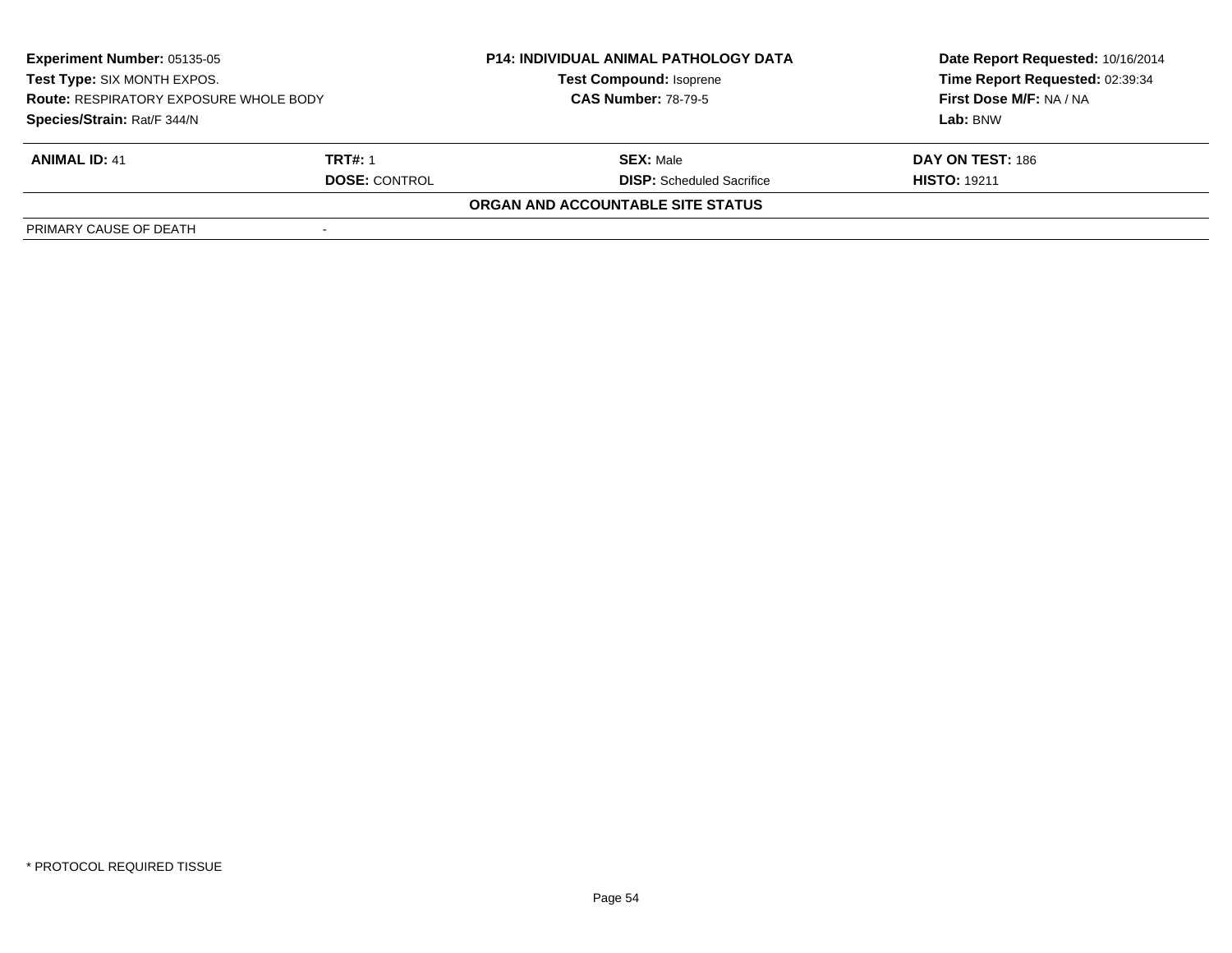| **Experiment Number:** 05135-05 | | **P14: INDIVIDUAL ANIMAL PATHOLOGY DATA** | **Date Report Requested:** 10/16/2014 |
|---|---|---|---|
| **Test Type:** SIX MONTH EXPOS. | | **Test Compound:** Isoprene | **Time Report Requested:** 02:39:34 |
| **Route:** RESPIRATORY EXPOSURE WHOLE BODY | | **CAS Number:** 78-79-5 | **First Dose M/F:** NA / NA |
| **Species/Strain:** Rat/F 344/N | | | **Lab:** BNW |

| **ANIMAL ID:** 41 | **TRT#:** 1 | **SEX:** Male | **DAY ON TEST:** 186 |
|---|---|---|---|
| | **DOSE:** CONTROL | **DISP:** Scheduled Sacrifice | **HISTO:** 19211 |

**ORGAN AND ACCOUNTABLE SITE STATUS**

| PRIMARY CAUSE OF DEATH | - |
|---|---|

* PROTOCOL REQUIRED TISSUE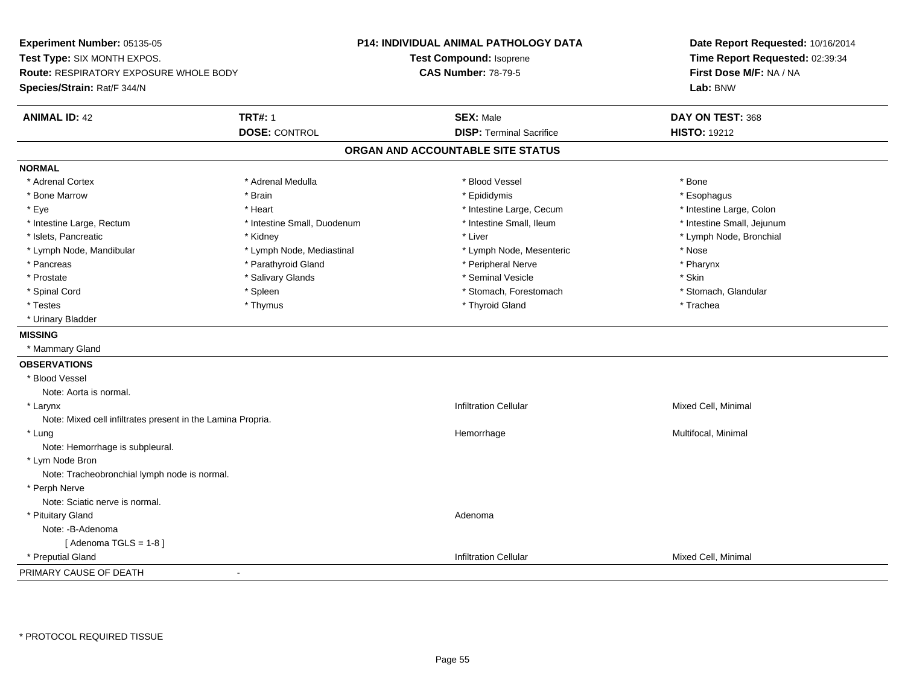**Experiment Number:** 05135-05
**Test Type:** SIX MONTH EXPOS.
**Route:** RESPIRATORY EXPOSURE WHOLE BODY
**Species/Strain:** Rat/F 344/N

**P14: INDIVIDUAL ANIMAL PATHOLOGY DATA**
**Test Compound:** Isoprene
**CAS Number:** 78-79-5

**Date Report Requested:** 10/16/2014
**Time Report Requested:** 02:39:34
**First Dose M/F:** NA / NA
**Lab:** BNW

| **ANIMAL ID:** 42 | **TRT#:** 1 | **SEX:** Male | **DAY ON TEST:** 368 |
|---|---|---|---|
| | **DOSE:** CONTROL | **DISP:** Terminal Sacrifice | **HISTO:** 19212 |

## ORGAN AND ACCOUNTABLE SITE STATUS

**NORMAL**

| | | | |
|---|---|---|---|
| * Adrenal Cortex | * Adrenal Medulla | * Blood Vessel | * Bone |
| * Bone Marrow | * Brain | * Epididymis | * Esophagus |
| * Eye | * Heart | * Intestine Large, Cecum | * Intestine Large, Colon |
| * Intestine Large, Rectum | * Intestine Small, Duodenum | * Intestine Small, Ileum | * Intestine Small, Jejunum |
| * Islets, Pancreatic | * Kidney | * Liver | * Lymph Node, Bronchial |
| * Lymph Node, Mandibular | * Lymph Node, Mediastinal | * Lymph Node, Mesenteric | * Nose |
| * Pancreas | * Parathyroid Gland | * Peripheral Nerve | * Pharynx |
| * Prostate | * Salivary Glands | * Seminal Vesicle | * Skin |
| * Spinal Cord | * Spleen | * Stomach, Forestomach | * Stomach, Glandular |
| * Testes | * Thymus | * Thyroid Gland | * Trachea |
| * Urinary Bladder | | | |

**MISSING**

* Mammary Gland

**OBSERVATIONS**

| | | |
|---|---|---|
| * Blood Vessel | | |
| Note: Aorta is normal. | | |
| * Larynx | Infiltration Cellular | Mixed Cell, Minimal |
| Note: Mixed cell infiltrates present in the Lamina Propria. | | |
| * Lung | Hemorrhage | Multifocal, Minimal |
| Note: Hemorrhage is subpleural. | | |
| * Lym Node Bron | | |
| Note: Tracheobronchial lymph node is normal. | | |
| * Perph Nerve | | |
| Note: Sciatic nerve is normal. | | |
| * Pituitary Gland | Adenoma | |
| Note: -B-Adenoma | | |
| [ Adenoma TGLS = 1-8 ] | | |
| * Preputial Gland | Infiltration Cellular | Mixed Cell, Minimal |

PRIMARY CAUSE OF DEATH -

* PROTOCOL REQUIRED TISSUE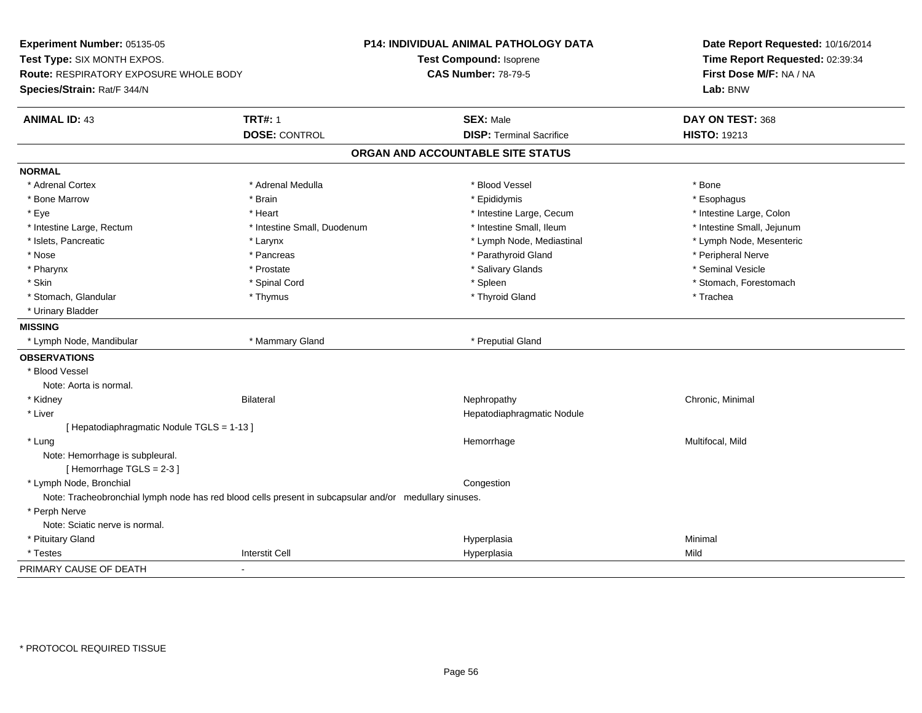**Experiment Number:** 05135-05
**Test Type:** SIX MONTH EXPOS.
**Route:** RESPIRATORY EXPOSURE WHOLE BODY
**Species/Strain:** Rat/F 344/N

**P14: INDIVIDUAL ANIMAL PATHOLOGY DATA**
**Test Compound:** Isoprene
**CAS Number:** 78-79-5

**Date Report Requested:** 10/16/2014
**Time Report Requested:** 02:39:34
**First Dose M/F:** NA / NA
**Lab:** BNW

| **ANIMAL ID:** 43 | **TRT#:** 1 | **SEX:** Male | **DAY ON TEST:** 368 |
|---|---|---|---|
| | **DOSE:** CONTROL | **DISP:** Terminal Sacrifice | **HISTO:** 19213 |

## ORGAN AND ACCOUNTABLE SITE STATUS

**NORMAL**

| | | | |
|---|---|---|---|
| * Adrenal Cortex | * Adrenal Medulla | * Blood Vessel | * Bone |
| * Bone Marrow | * Brain | * Epididymis | * Esophagus |
| * Eye | * Heart | * Intestine Large, Cecum | * Intestine Large, Colon |
| * Intestine Large, Rectum | * Intestine Small, Duodenum | * Intestine Small, Ileum | * Intestine Small, Jejunum |
| * Islets, Pancreatic | * Larynx | * Lymph Node, Mediastinal | * Lymph Node, Mesenteric |
| * Nose | * Pancreas | * Parathyroid Gland | * Peripheral Nerve |
| * Pharynx | * Prostate | * Salivary Glands | * Seminal Vesicle |
| * Skin | * Spinal Cord | * Spleen | * Stomach, Forestomach |
| * Stomach, Glandular | * Thymus | * Thyroid Gland | * Trachea |
| * Urinary Bladder | | | |

**MISSING**

| | | |
|---|---|---|
| * Lymph Node, Mandibular | * Mammary Gland | * Preputial Gland |

**OBSERVATIONS**

* Blood Vessel
  Note: Aorta is normal.

| | | | |
|---|---|---|---|
| * Kidney | Bilateral | Nephropathy | Chronic, Minimal |
| * Liver | | Hepatodiaphragmatic Nodule | |

[ Hepatodiaphragmatic Nodule TGLS = 1-13 ]

| | | | |
|---|---|---|---|
| * Lung | | Hemorrhage | Multifocal, Mild |

Note: Hemorrhage is subpleural.
[ Hemorrhage TGLS = 2-3 ]

| | | | |
|---|---|---|---|
| * Lymph Node, Bronchial | | Congestion | |

Note: Tracheobronchial lymph node has red blood cells present in subcapsular and/or medullary sinuses.

* Perph Nerve
  Note: Sciatic nerve is normal.

| | | | |
|---|---|---|---|
| * Pituitary Gland | | Hyperplasia | Minimal |
| * Testes | Interstit Cell | Hyperplasia | Mild |

PRIMARY CAUSE OF DEATH -

* PROTOCOL REQUIRED TISSUE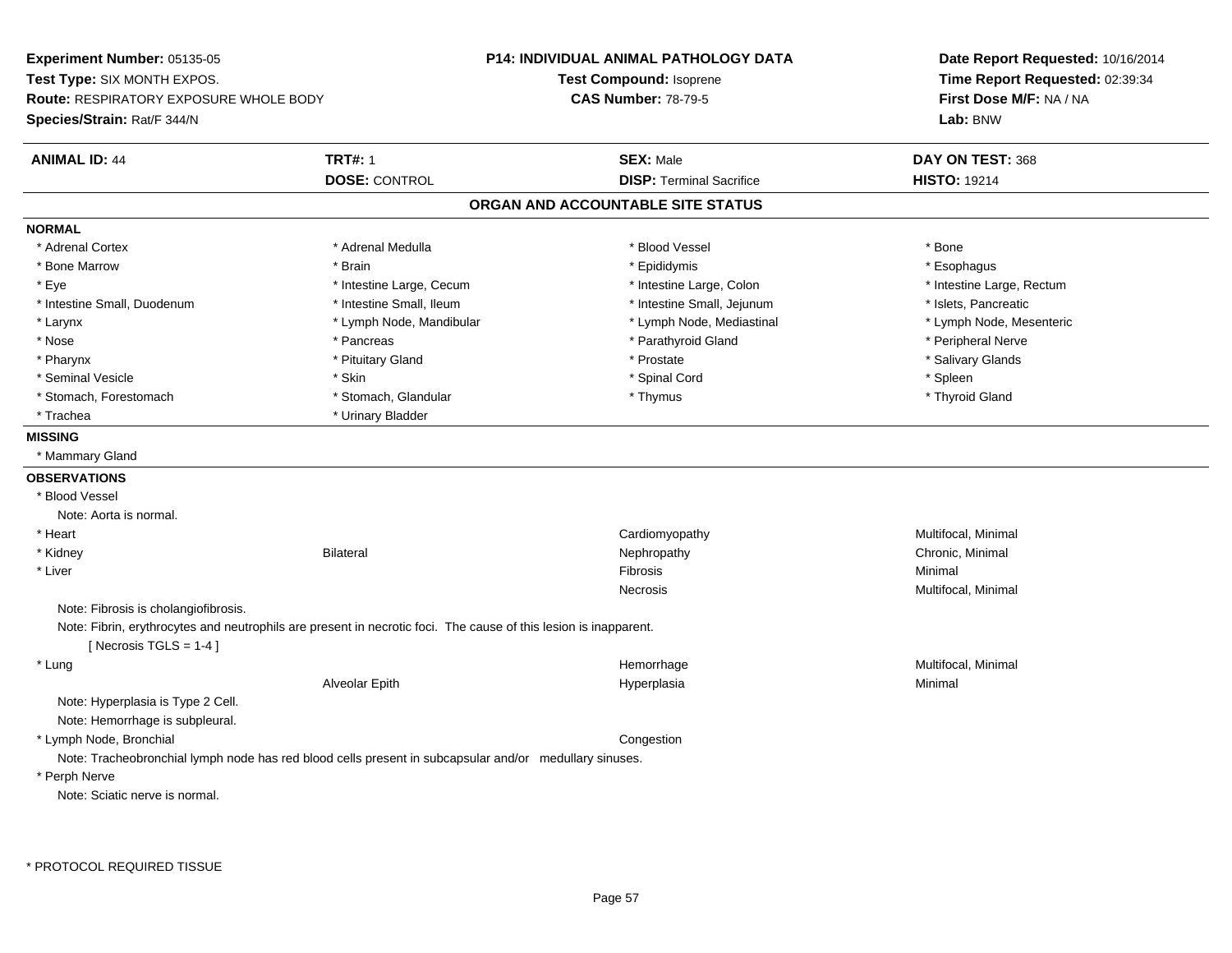**Experiment Number:** 05135-05
**Test Type:** SIX MONTH EXPOS.
**Route:** RESPIRATORY EXPOSURE WHOLE BODY
**Species/Strain:** Rat/F 344/N

**P14: INDIVIDUAL ANIMAL PATHOLOGY DATA**
**Test Compound:** Isoprene
**CAS Number:** 78-79-5

**Date Report Requested:** 10/16/2014
**Time Report Requested:** 02:39:34
**First Dose M/F:** NA / NA
**Lab:** BNW

| **ANIMAL ID:** 44 | **TRT#:** 1 | **SEX:** Male | **DAY ON TEST:** 368 |
|---|---|---|---|
| | **DOSE:** CONTROL | **DISP:** Terminal Sacrifice | **HISTO:** 19214 |

## ORGAN AND ACCOUNTABLE SITE STATUS

### NORMAL

| | | | |
|---|---|---|---|
| * Adrenal Cortex | * Adrenal Medulla | * Blood Vessel | * Bone |
| * Bone Marrow | * Brain | * Epididymis | * Esophagus |
| * Eye | * Intestine Large, Cecum | * Intestine Large, Colon | * Intestine Large, Rectum |
| * Intestine Small, Duodenum | * Intestine Small, Ileum | * Intestine Small, Jejunum | * Islets, Pancreatic |
| * Larynx | * Lymph Node, Mandibular | * Lymph Node, Mediastinal | * Lymph Node, Mesenteric |
| * Nose | * Pancreas | * Parathyroid Gland | * Peripheral Nerve |
| * Pharynx | * Pituitary Gland | * Prostate | * Salivary Glands |
| * Seminal Vesicle | * Skin | * Spinal Cord | * Spleen |
| * Stomach, Forestomach | * Stomach, Glandular | * Thymus | * Thyroid Gland |
| * Trachea | * Urinary Bladder | | |

### MISSING

* Mammary Gland

### OBSERVATIONS

* Blood Vessel
  Note: Aorta is normal.

| | | | |
|---|---|---|---|
| * Heart | | Cardiomyopathy | Multifocal, Minimal |
| * Kidney | Bilateral | Nephropathy | Chronic, Minimal |
| * Liver | | Fibrosis | Minimal |
| | | Necrosis | Multifocal, Minimal |

Note: Fibrosis is cholangiofibrosis.
Note: Fibrin, erythrocytes and neutrophils are present in necrotic foci. The cause of this lesion is inapparent.
[ Necrosis TGLS = 1-4 ]

| | | | |
|---|---|---|---|
| * Lung | | Hemorrhage | Multifocal, Minimal |
| | Alveolar Epith | Hyperplasia | Minimal |

Note: Hyperplasia is Type 2 Cell.
Note: Hemorrhage is subpleural.

| | | | |
|---|---|---|---|
| * Lymph Node, Bronchial | | Congestion | |

Note: Tracheobronchial lymph node has red blood cells present in subcapsular and/or medullary sinuses.

* Perph Nerve
  Note: Sciatic nerve is normal.

\* PROTOCOL REQUIRED TISSUE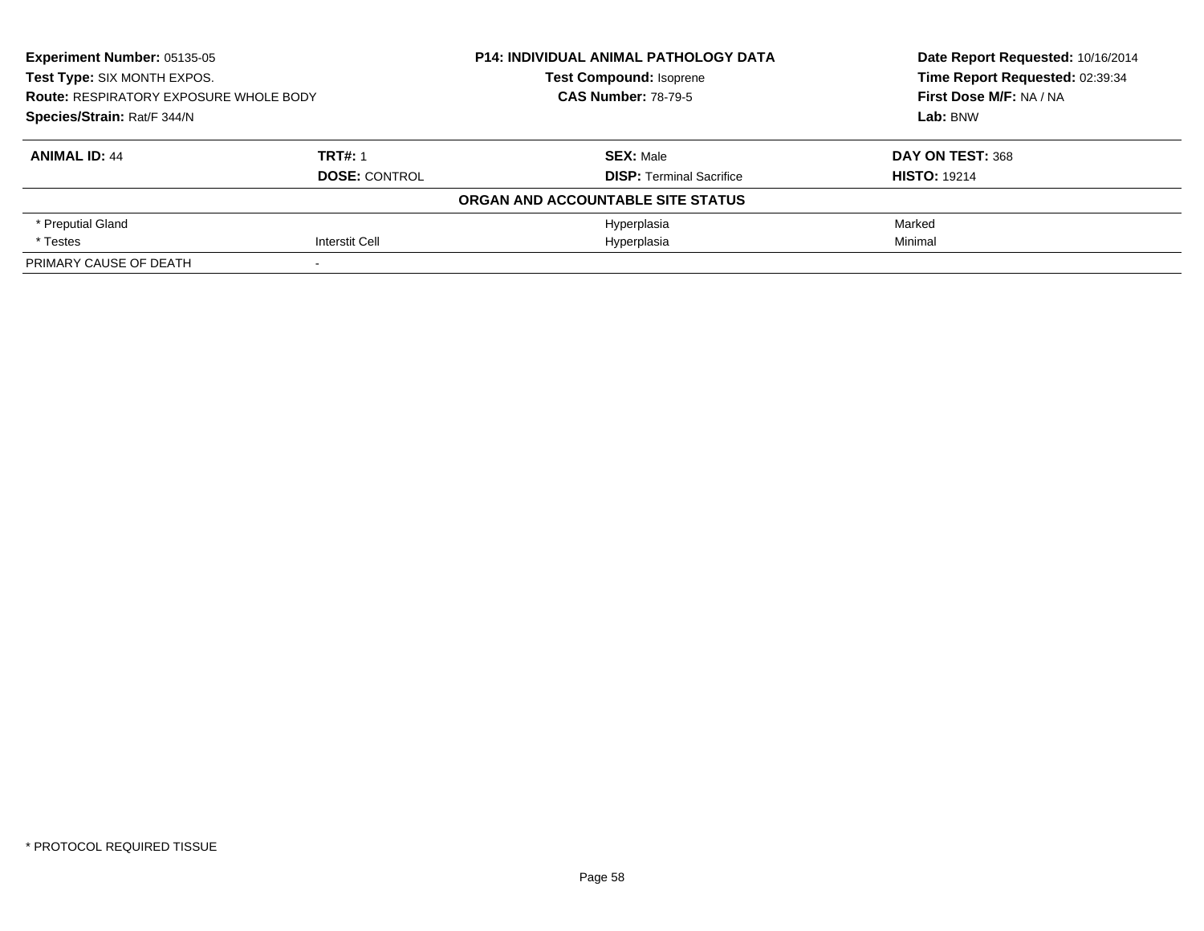**Experiment Number:** 05135-05
**Test Type:** SIX MONTH EXPOS.
**Route:** RESPIRATORY EXPOSURE WHOLE BODY
**Species/Strain:** Rat/F 344/N

**P14: INDIVIDUAL ANIMAL PATHOLOGY DATA**
**Test Compound:** Isoprene
**CAS Number:** 78-79-5

**Date Report Requested:** 10/16/2014
**Time Report Requested:** 02:39:34
**First Dose M/F:** NA / NA
**Lab:** BNW

| **ANIMAL ID:** 44 | **TRT#:** 1 | **SEX:** Male | **DAY ON TEST:** 368 |
|---|---|---|---|
| | **DOSE:** CONTROL | **DISP:** Terminal Sacrifice | **HISTO:** 19214 |

**ORGAN AND ACCOUNTABLE SITE STATUS**

| | | | |
|---|---|---|---|
| * Preputial Gland | | Hyperplasia | Marked |
| * Testes | Interstit Cell | Hyperplasia | Minimal |
| PRIMARY CAUSE OF DEATH | - | | |

* PROTOCOL REQUIRED TISSUE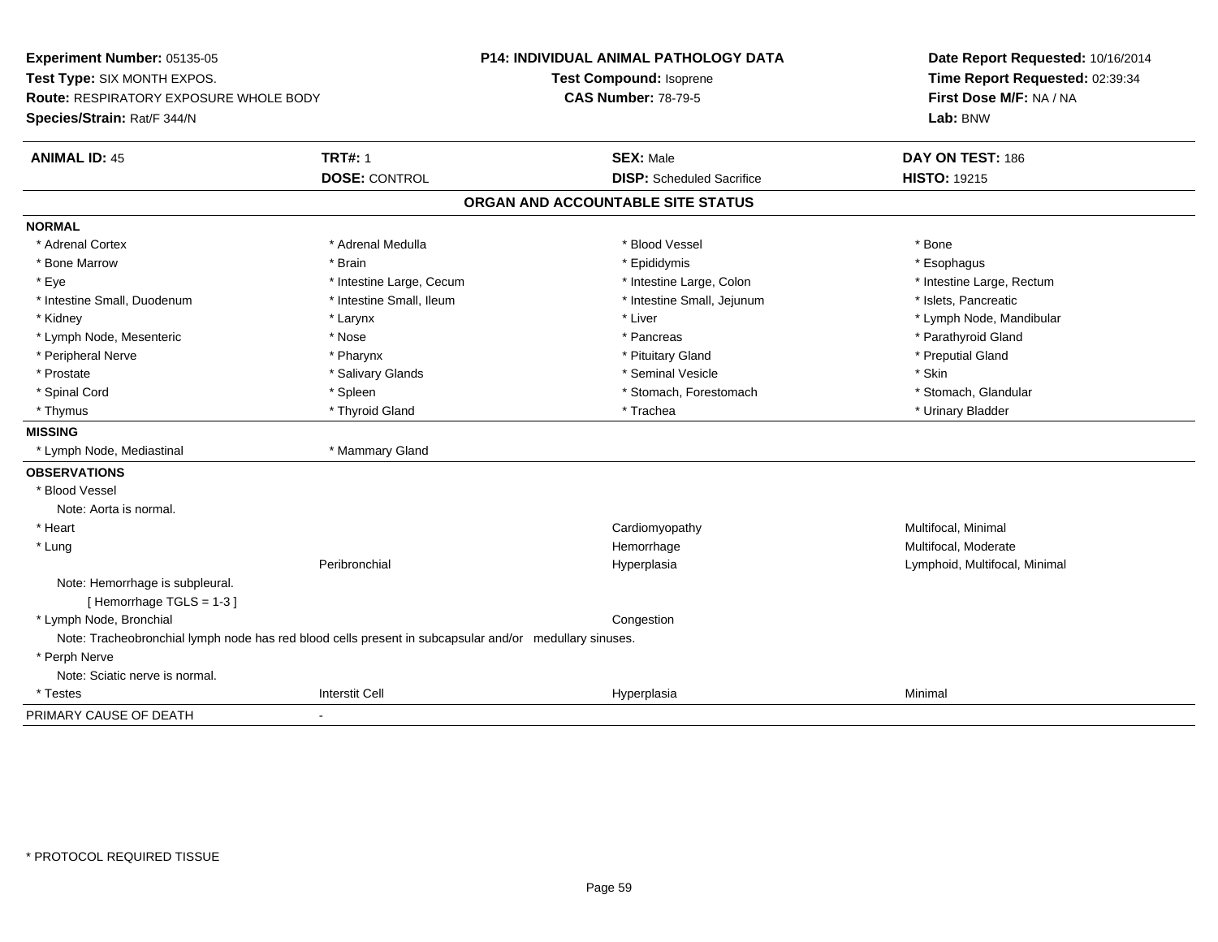**Experiment Number:** 05135-05
**Test Type:** SIX MONTH EXPOS.
**Route:** RESPIRATORY EXPOSURE WHOLE BODY
**Species/Strain:** Rat/F 344/N

**P14: INDIVIDUAL ANIMAL PATHOLOGY DATA**
**Test Compound:** Isoprene
**CAS Number:** 78-79-5

**Date Report Requested:** 10/16/2014
**Time Report Requested:** 02:39:34
**First Dose M/F:** NA / NA
**Lab:** BNW

| **ANIMAL ID:** 45 | **TRT#:** 1 | **SEX:** Male | **DAY ON TEST:** 186 |
|---|---|---|---|
| | **DOSE:** CONTROL | **DISP:** Scheduled Sacrifice | **HISTO:** 19215 |

## ORGAN AND ACCOUNTABLE SITE STATUS

**NORMAL**

| | | | |
|---|---|---|---|
| * Adrenal Cortex | * Adrenal Medulla | * Blood Vessel | * Bone |
| * Bone Marrow | * Brain | * Epididymis | * Esophagus |
| * Eye | * Intestine Large, Cecum | * Intestine Large, Colon | * Intestine Large, Rectum |
| * Intestine Small, Duodenum | * Intestine Small, Ileum | * Intestine Small, Jejunum | * Islets, Pancreatic |
| * Kidney | * Larynx | * Liver | * Lymph Node, Mandibular |
| * Lymph Node, Mesenteric | * Nose | * Pancreas | * Parathyroid Gland |
| * Peripheral Nerve | * Pharynx | * Pituitary Gland | * Preputial Gland |
| * Prostate | * Salivary Glands | * Seminal Vesicle | * Skin |
| * Spinal Cord | * Spleen | * Stomach, Forestomach | * Stomach, Glandular |
| * Thymus | * Thyroid Gland | * Trachea | * Urinary Bladder |

**MISSING**

| | |
|---|---|
| * Lymph Node, Mediastinal | * Mammary Gland |

**OBSERVATIONS**

* Blood Vessel
  Note: Aorta is normal.

| | | | |
|---|---|---|---|
| * Heart | | Cardiomyopathy | Multifocal, Minimal |
| * Lung | | Hemorrhage | Multifocal, Moderate |
| | Peribronchial | Hyperplasia | Lymphoid, Multifocal, Minimal |

Note: Hemorrhage is subpleural.
[ Hemorrhage TGLS = 1-3 ]

| | | | |
|---|---|---|---|
| * Lymph Node, Bronchial | | Congestion | |

Note: Tracheobronchial lymph node has red blood cells present in subcapsular and/or medullary sinuses.

* Perph Nerve
  Note: Sciatic nerve is normal.

| | | | |
|---|---|---|---|
| * Testes | Interstit Cell | Hyperplasia | Minimal |

PRIMARY CAUSE OF DEATH -

\* PROTOCOL REQUIRED TISSUE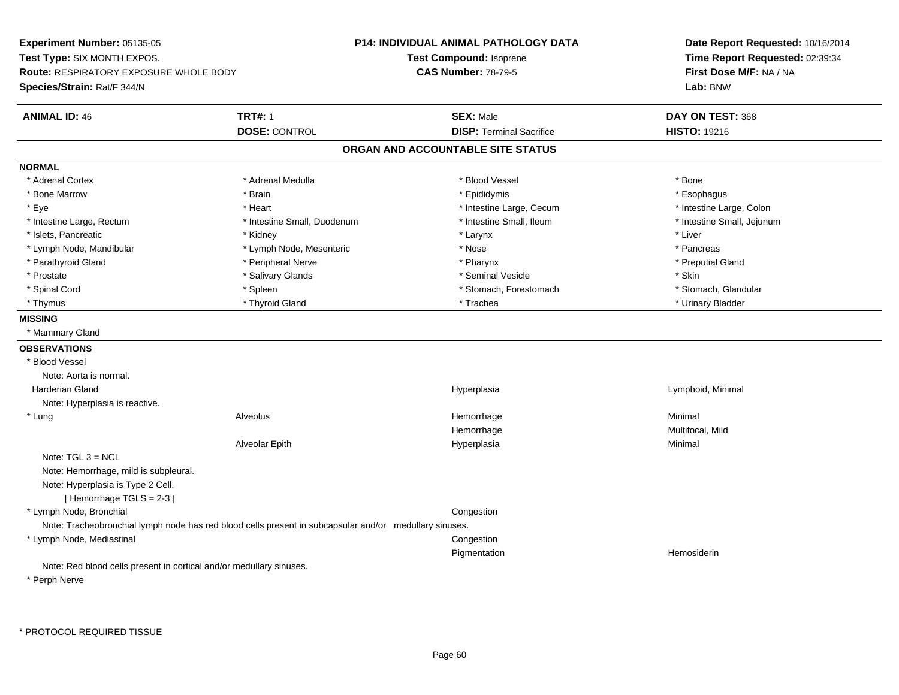**Experiment Number:** 05135-05
**Test Type:** SIX MONTH EXPOS.
**Route:** RESPIRATORY EXPOSURE WHOLE BODY
**Species/Strain:** Rat/F 344/N

**P14: INDIVIDUAL ANIMAL PATHOLOGY DATA**
**Test Compound:** Isoprene
**CAS Number:** 78-79-5

**Date Report Requested:** 10/16/2014
**Time Report Requested:** 02:39:34
**First Dose M/F:** NA / NA
**Lab:** BNW

| **ANIMAL ID:** 46 | **TRT#:** 1 | **SEX:** Male | **DAY ON TEST:** 368 |
|---|---|---|---|
| | **DOSE:** CONTROL | **DISP:** Terminal Sacrifice | **HISTO:** 19216 |

## ORGAN AND ACCOUNTABLE SITE STATUS

**NORMAL**

| | | | |
|---|---|---|---|
| * Adrenal Cortex | * Adrenal Medulla | * Blood Vessel | * Bone |
| * Bone Marrow | * Brain | * Epididymis | * Esophagus |
| * Eye | * Heart | * Intestine Large, Cecum | * Intestine Large, Colon |
| * Intestine Large, Rectum | * Intestine Small, Duodenum | * Intestine Small, Ileum | * Intestine Small, Jejunum |
| * Islets, Pancreatic | * Kidney | * Larynx | * Liver |
| * Lymph Node, Mandibular | * Lymph Node, Mesenteric | * Nose | * Pancreas |
| * Parathyroid Gland | * Peripheral Nerve | * Pharynx | * Preputial Gland |
| * Prostate | * Salivary Glands | * Seminal Vesicle | * Skin |
| * Spinal Cord | * Spleen | * Stomach, Forestomach | * Stomach, Glandular |
| * Thymus | * Thyroid Gland | * Trachea | * Urinary Bladder |

**MISSING**

* Mammary Gland

**OBSERVATIONS**

* Blood Vessel
  Note: Aorta is normal.

| | | | |
|---|---|---|---|
| Harderian Gland | | Hyperplasia | Lymphoid, Minimal |

  Note: Hyperplasia is reactive.

| | | | |
|---|---|---|---|
| * Lung | Alveolus | Hemorrhage | Minimal |
| | | Hemorrhage | Multifocal, Mild |
| | Alveolar Epith | Hyperplasia | Minimal |

  Note: TGL 3 = NCL
  Note: Hemorrhage, mild is subpleural.
  Note: Hyperplasia is Type 2 Cell.
  [ Hemorrhage TGLS = 2-3 ]

| | | | |
|---|---|---|---|
| * Lymph Node, Bronchial | | Congestion | |

  Note: Tracheobronchial lymph node has red blood cells present in subcapsular and/or medullary sinuses.

| | | | |
|---|---|---|---|
| * Lymph Node, Mediastinal | | Congestion | |
| | | Pigmentation | Hemosiderin |

  Note: Red blood cells present in cortical and/or medullary sinuses.

* Perph Nerve

\* PROTOCOL REQUIRED TISSUE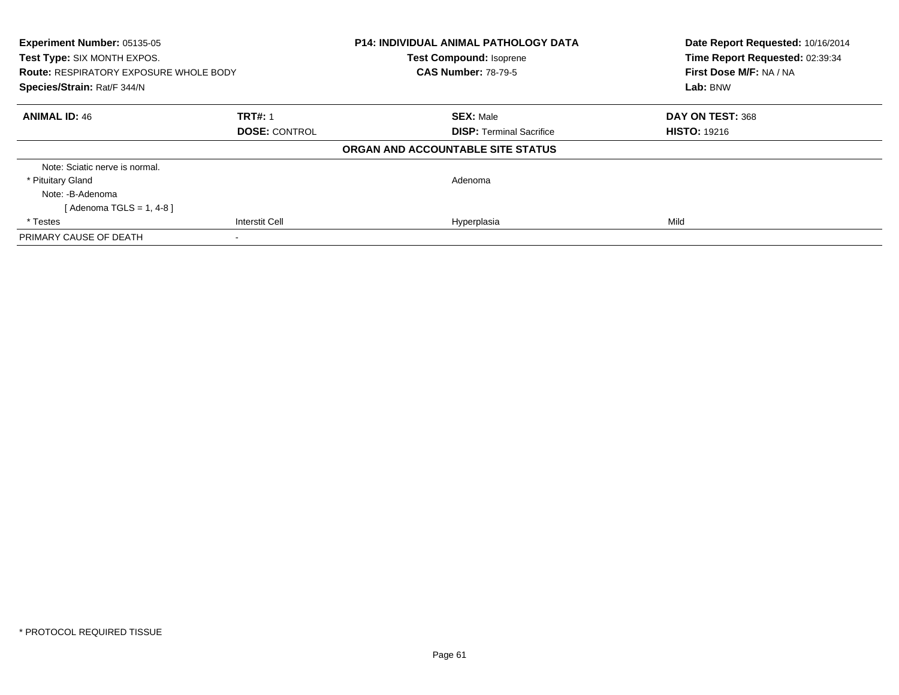**Experiment Number:** 05135-05
**Test Type:** SIX MONTH EXPOS.
**Route:** RESPIRATORY EXPOSURE WHOLE BODY
**Species/Strain:** Rat/F 344/N

**P14: INDIVIDUAL ANIMAL PATHOLOGY DATA**
**Test Compound:** Isoprene
**CAS Number:** 78-79-5

**Date Report Requested:** 10/16/2014
**Time Report Requested:** 02:39:34
**First Dose M/F:** NA / NA
**Lab:** BNW

| **ANIMAL ID:** 46 | **TRT#:** 1 | **SEX:** Male | **DAY ON TEST:** 368 |
|---|---|---|---|
| | **DOSE:** CONTROL | **DISP:** Terminal Sacrifice | **HISTO:** 19216 |

**ORGAN AND ACCOUNTABLE SITE STATUS**

| | | | |
|---|---|---|---|
| Note: Sciatic nerve is normal. | | | |
| * Pituitary Gland | | Adenoma | |
| Note: -B-Adenoma | | | |
| [ Adenoma TGLS = 1, 4-8 ] | | | |
| * Testes | Interstit Cell | Hyperplasia | Mild |
| PRIMARY CAUSE OF DEATH | - | | |

* PROTOCOL REQUIRED TISSUE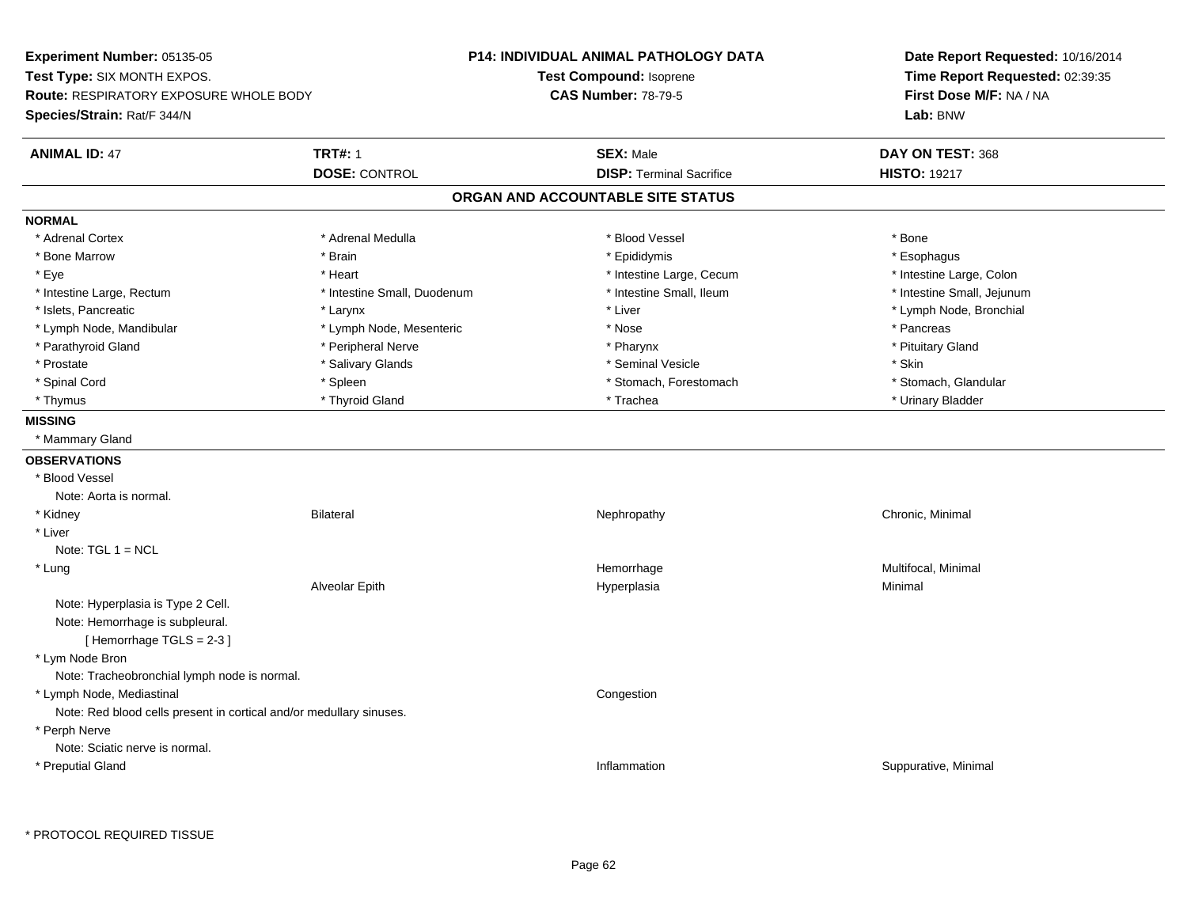**Experiment Number:** 05135-05
**Test Type:** SIX MONTH EXPOS.
**Route:** RESPIRATORY EXPOSURE WHOLE BODY
**Species/Strain:** Rat/F 344/N

**P14: INDIVIDUAL ANIMAL PATHOLOGY DATA**
**Test Compound:** Isoprene
**CAS Number:** 78-79-5

**Date Report Requested:** 10/16/2014
**Time Report Requested:** 02:39:35
**First Dose M/F:** NA / NA
**Lab:** BNW

| **ANIMAL ID:** 47 | **TRT#:** 1 | **SEX:** Male | **DAY ON TEST:** 368 |
|---|---|---|---|
| | **DOSE:** CONTROL | **DISP:** Terminal Sacrifice | **HISTO:** 19217 |

## ORGAN AND ACCOUNTABLE SITE STATUS

**NORMAL**

| | | | |
|---|---|---|---|
| * Adrenal Cortex | * Adrenal Medulla | * Blood Vessel | * Bone |
| * Bone Marrow | * Brain | * Epididymis | * Esophagus |
| * Eye | * Heart | * Intestine Large, Cecum | * Intestine Large, Colon |
| * Intestine Large, Rectum | * Intestine Small, Duodenum | * Intestine Small, Ileum | * Intestine Small, Jejunum |
| * Islets, Pancreatic | * Larynx | * Liver | * Lymph Node, Bronchial |
| * Lymph Node, Mandibular | * Lymph Node, Mesenteric | * Nose | * Pancreas |
| * Parathyroid Gland | * Peripheral Nerve | * Pharynx | * Pituitary Gland |
| * Prostate | * Salivary Glands | * Seminal Vesicle | * Skin |
| * Spinal Cord | * Spleen | * Stomach, Forestomach | * Stomach, Glandular |
| * Thymus | * Thyroid Gland | * Trachea | * Urinary Bladder |

**MISSING**

* Mammary Gland

**OBSERVATIONS**

| | | | |
|---|---|---|---|
| * Blood Vessel | | | |
| Note: Aorta is normal. | | | |
| * Kidney | Bilateral | Nephropathy | Chronic, Minimal |
| * Liver | | | |
| Note: TGL 1 = NCL | | | |
| * Lung | | Hemorrhage | Multifocal, Minimal |
| | Alveolar Epith | Hyperplasia | Minimal |
| Note: Hyperplasia is Type 2 Cell. | | | |
| Note: Hemorrhage is subpleural. | | | |
| [ Hemorrhage TGLS = 2-3 ] | | | |
| * Lym Node Bron | | | |
| Note: Tracheobronchial lymph node is normal. | | | |
| * Lymph Node, Mediastinal | | Congestion | |
| Note: Red blood cells present in cortical and/or medullary sinuses. | | | |
| * Perph Nerve | | | |
| Note: Sciatic nerve is normal. | | | |
| * Preputial Gland | | Inflammation | Suppurative, Minimal |

* PROTOCOL REQUIRED TISSUE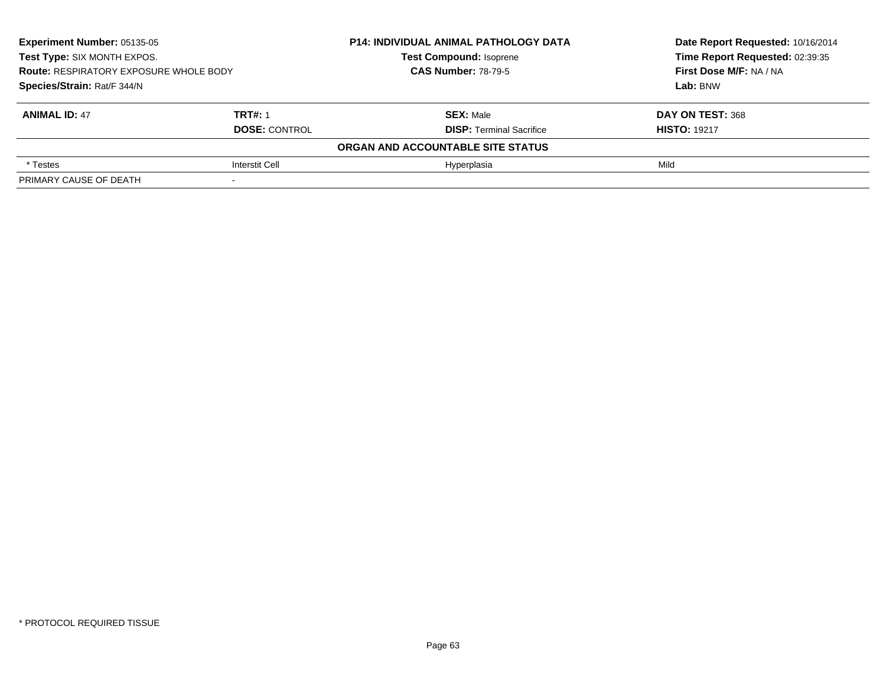| **Experiment Number:** 05135-05 | **P14: INDIVIDUAL ANIMAL PATHOLOGY DATA** | **Date Report Requested:** 10/16/2014 |
|---|---|---|
| **Test Type:** SIX MONTH EXPOS. | **Test Compound:** Isoprene | **Time Report Requested:** 02:39:35 |
| **Route:** RESPIRATORY EXPOSURE WHOLE BODY | **CAS Number:** 78-79-5 | **First Dose M/F:** NA / NA |
| **Species/Strain:** Rat/F 344/N | | **Lab:** BNW |

| **ANIMAL ID:** 47 | **TRT#:** 1 | **SEX:** Male | **DAY ON TEST:** 368 |
|---|---|---|---|
| | **DOSE:** CONTROL | **DISP:** Terminal Sacrifice | **HISTO:** 19217 |
| | | **ORGAN AND ACCOUNTABLE SITE STATUS** | |
| * Testes | Interstit Cell | Hyperplasia | Mild |
| PRIMARY CAUSE OF DEATH | - | | |

* PROTOCOL REQUIRED TISSUE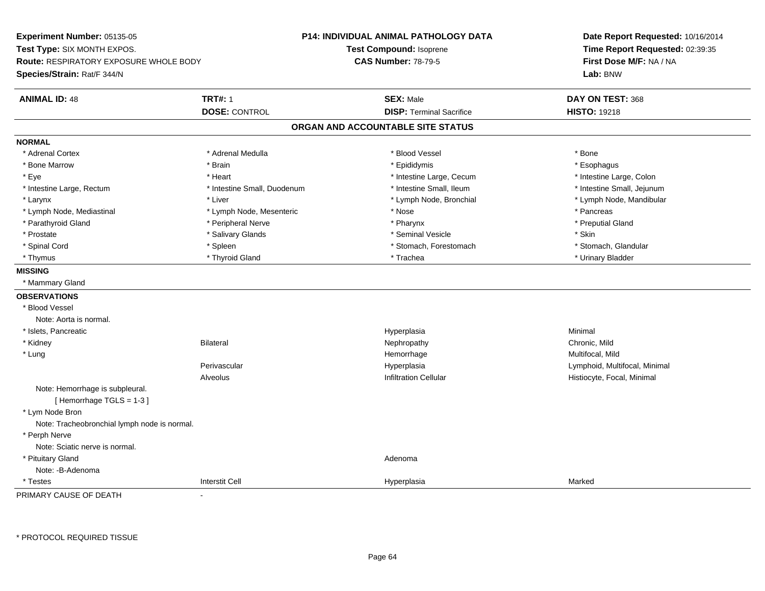**Experiment Number:** 05135-05
**Test Type:** SIX MONTH EXPOS.
**Route:** RESPIRATORY EXPOSURE WHOLE BODY
**Species/Strain:** Rat/F 344/N

**P14: INDIVIDUAL ANIMAL PATHOLOGY DATA**
**Test Compound:** Isoprene
**CAS Number:** 78-79-5

**Date Report Requested:** 10/16/2014
**Time Report Requested:** 02:39:35
**First Dose M/F:** NA / NA
**Lab:** BNW

| **ANIMAL ID:** 48 | **TRT#:** 1 | **SEX:** Male | **DAY ON TEST:** 368 |
|---|---|---|---|
| | **DOSE:** CONTROL | **DISP:** Terminal Sacrifice | **HISTO:** 19218 |

## ORGAN AND ACCOUNTABLE SITE STATUS

**NORMAL**

| | | | |
|---|---|---|---|
| * Adrenal Cortex | * Adrenal Medulla | * Blood Vessel | * Bone |
| * Bone Marrow | * Brain | * Epididymis | * Esophagus |
| * Eye | * Heart | * Intestine Large, Cecum | * Intestine Large, Colon |
| * Intestine Large, Rectum | * Intestine Small, Duodenum | * Intestine Small, Ileum | * Intestine Small, Jejunum |
| * Larynx | * Liver | * Lymph Node, Bronchial | * Lymph Node, Mandibular |
| * Lymph Node, Mediastinal | * Lymph Node, Mesenteric | * Nose | * Pancreas |
| * Parathyroid Gland | * Peripheral Nerve | * Pharynx | * Preputial Gland |
| * Prostate | * Salivary Glands | * Seminal Vesicle | * Skin |
| * Spinal Cord | * Spleen | * Stomach, Forestomach | * Stomach, Glandular |
| * Thymus | * Thyroid Gland | * Trachea | * Urinary Bladder |

**MISSING**

* Mammary Gland

**OBSERVATIONS**

| | | | |
|---|---|---|---|
| * Blood Vessel | | | |
| Note: Aorta is normal. | | | |
| * Islets, Pancreatic | | Hyperplasia | Minimal |
| * Kidney | Bilateral | Nephropathy | Chronic, Mild |
| * Lung | | Hemorrhage | Multifocal, Mild |
| | Perivascular | Hyperplasia | Lymphoid, Multifocal, Minimal |
| | Alveolus | Infiltration Cellular | Histiocyte, Focal, Minimal |
| Note: Hemorrhage is subpleural. | | | |
| [ Hemorrhage TGLS = 1-3 ] | | | |
| * Lym Node Bron | | | |
| Note: Tracheobronchial lymph node is normal. | | | |
| * Perph Nerve | | | |
| Note: Sciatic nerve is normal. | | | |
| * Pituitary Gland | | Adenoma | |
| Note: -B-Adenoma | | | |
| * Testes | Interstit Cell | Hyperplasia | Marked |

PRIMARY CAUSE OF DEATH -

* PROTOCOL REQUIRED TISSUE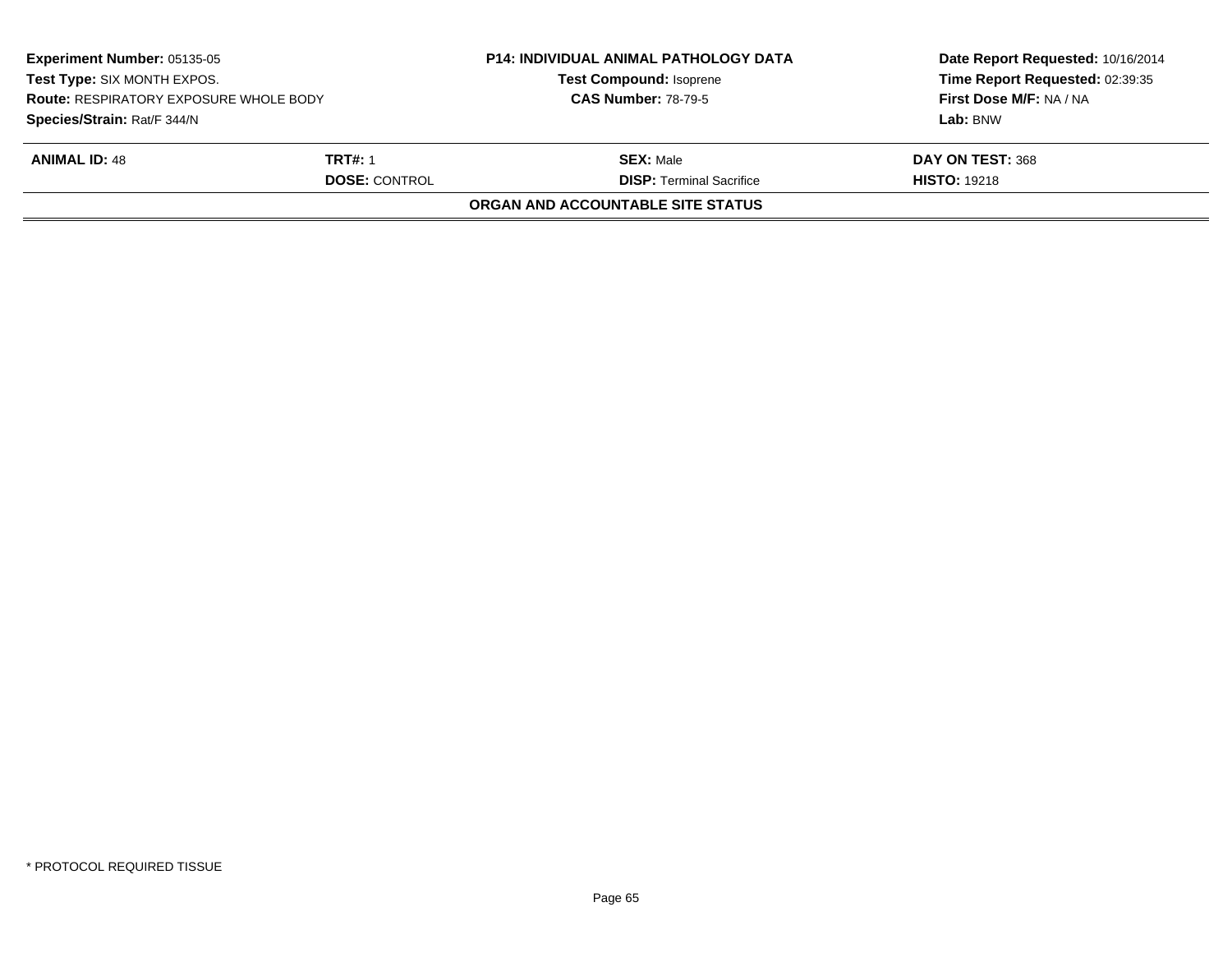**Experiment Number:** 05135-05
**Test Type:** SIX MONTH EXPOS.
**Route:** RESPIRATORY EXPOSURE WHOLE BODY
**Species/Strain:** Rat/F 344/N

**P14: INDIVIDUAL ANIMAL PATHOLOGY DATA**
**Test Compound:** Isoprene
**CAS Number:** 78-79-5

**Date Report Requested:** 10/16/2014
**Time Report Requested:** 02:39:35
**First Dose M/F:** NA / NA
**Lab:** BNW

| **ANIMAL ID:** 48 | **TRT#:** 1 | **SEX:** Male | **DAY ON TEST:** 368 |
|---|---|---|---|
| | **DOSE:** CONTROL | **DISP:** Terminal Sacrifice | **HISTO:** 19218 |

**ORGAN AND ACCOUNTABLE SITE STATUS**

* PROTOCOL REQUIRED TISSUE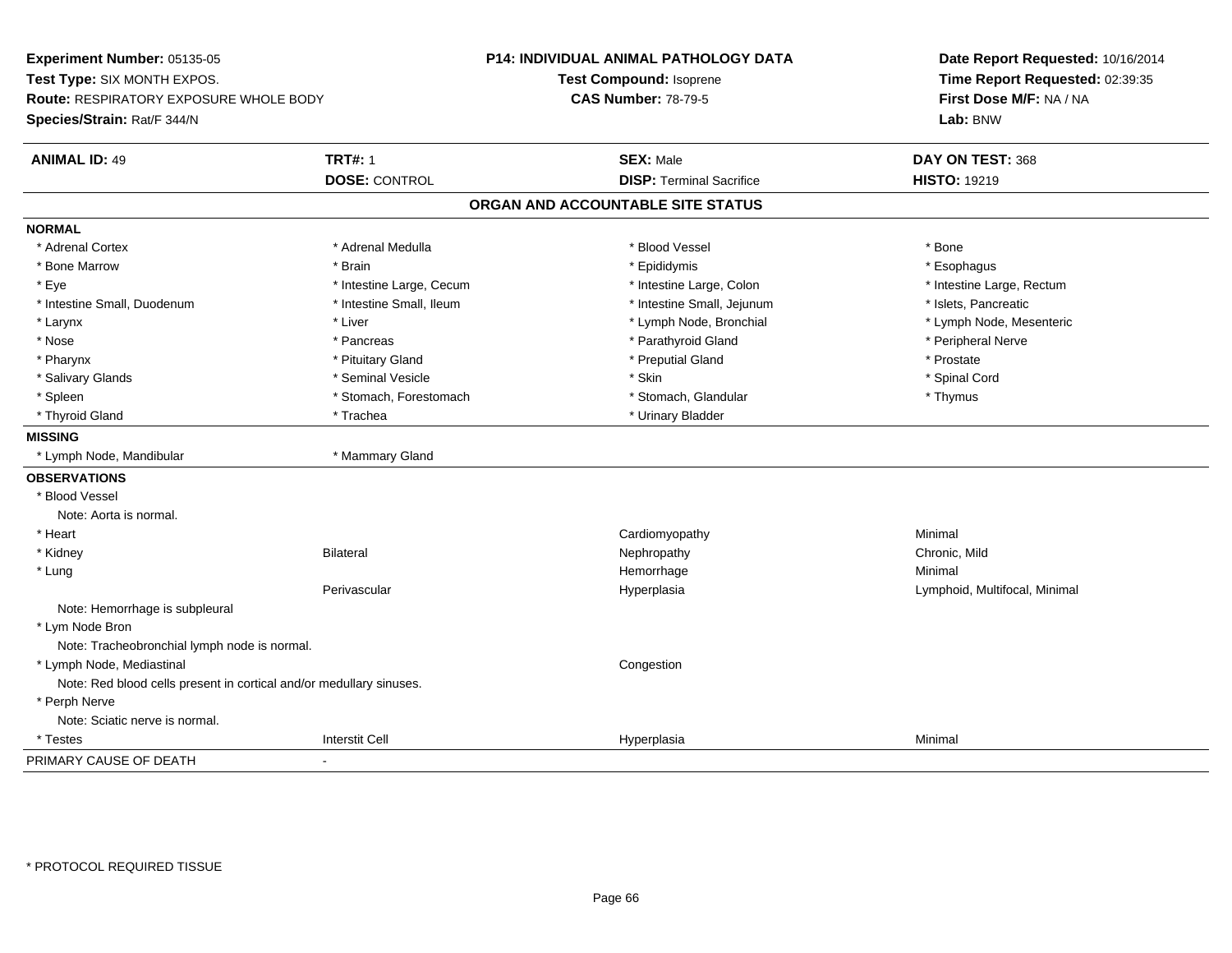**Experiment Number:** 05135-05
**Test Type:** SIX MONTH EXPOS.
**Route:** RESPIRATORY EXPOSURE WHOLE BODY
**Species/Strain:** Rat/F 344/N

**P14: INDIVIDUAL ANIMAL PATHOLOGY DATA**
**Test Compound:** Isoprene
**CAS Number:** 78-79-5

**Date Report Requested:** 10/16/2014
**Time Report Requested:** 02:39:35
**First Dose M/F:** NA / NA
**Lab:** BNW

| **ANIMAL ID:** 49 | **TRT#:** 1 | **SEX:** Male | **DAY ON TEST:** 368 |
|---|---|---|---|
| | **DOSE:** CONTROL | **DISP:** Terminal Sacrifice | **HISTO:** 19219 |

**ORGAN AND ACCOUNTABLE SITE STATUS**

**NORMAL**

| | | | |
|---|---|---|---|
| * Adrenal Cortex | * Adrenal Medulla | * Blood Vessel | * Bone |
| * Bone Marrow | * Brain | * Epididymis | * Esophagus |
| * Eye | * Intestine Large, Cecum | * Intestine Large, Colon | * Intestine Large, Rectum |
| * Intestine Small, Duodenum | * Intestine Small, Ileum | * Intestine Small, Jejunum | * Islets, Pancreatic |
| * Larynx | * Liver | * Lymph Node, Bronchial | * Lymph Node, Mesenteric |
| * Nose | * Pancreas | * Parathyroid Gland | * Peripheral Nerve |
| * Pharynx | * Pituitary Gland | * Preputial Gland | * Prostate |
| * Salivary Glands | * Seminal Vesicle | * Skin | * Spinal Cord |
| * Spleen | * Stomach, Forestomach | * Stomach, Glandular | * Thymus |
| * Thyroid Gland | * Trachea | * Urinary Bladder | |

**MISSING**

| | |
|---|---|
| * Lymph Node, Mandibular | * Mammary Gland |

**OBSERVATIONS**

| | | | |
|---|---|---|---|
| * Blood Vessel | | | |
| Note: Aorta is normal. | | | |
| * Heart | | Cardiomyopathy | Minimal |
| * Kidney | Bilateral | Nephropathy | Chronic, Mild |
| * Lung | | Hemorrhage | Minimal |
| | Perivascular | Hyperplasia | Lymphoid, Multifocal, Minimal |
| Note: Hemorrhage is subpleural | | | |
| * Lym Node Bron | | | |
| Note: Tracheobronchial lymph node is normal. | | | |
| * Lymph Node, Mediastinal | | Congestion | |
| Note: Red blood cells present in cortical and/or medullary sinuses. | | | |
| * Perph Nerve | | | |
| Note: Sciatic nerve is normal. | | | |
| * Testes | Interstit Cell | Hyperplasia | Minimal |

PRIMARY CAUSE OF DEATH -

* PROTOCOL REQUIRED TISSUE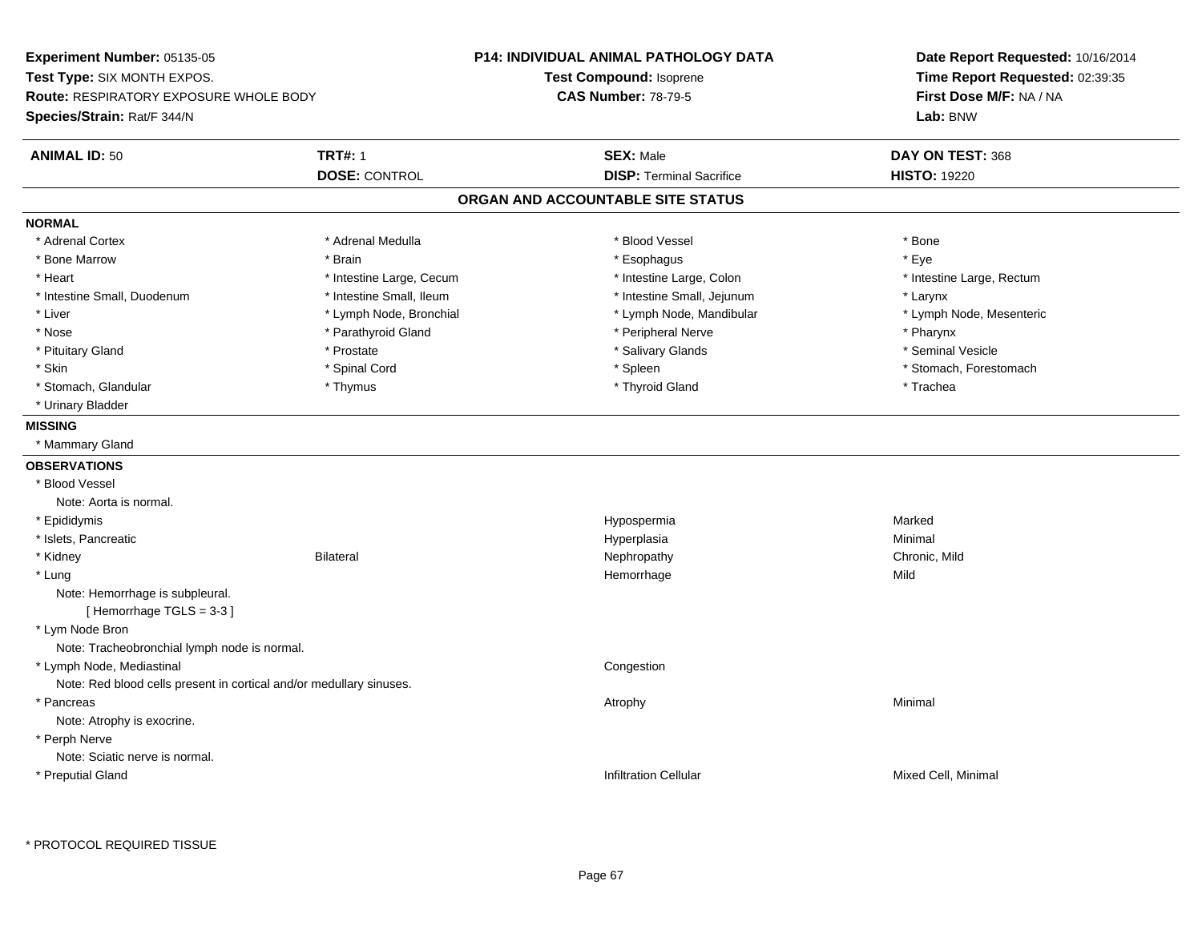**Experiment Number:** 05135-05
**Test Type:** SIX MONTH EXPOS.
**Route:** RESPIRATORY EXPOSURE WHOLE BODY
**Species/Strain:** Rat/F 344/N

**P14: INDIVIDUAL ANIMAL PATHOLOGY DATA**
**Test Compound:** Isoprene
**CAS Number:** 78-79-5

**Date Report Requested:** 10/16/2014
**Time Report Requested:** 02:39:35
**First Dose M/F:** NA / NA
**Lab:** BNW

| **ANIMAL ID:** 50 | **TRT#:** 1 | **SEX:** Male | **DAY ON TEST:** 368 |
|---|---|---|---|
| | **DOSE:** CONTROL | **DISP:** Terminal Sacrifice | **HISTO:** 19220 |

## ORGAN AND ACCOUNTABLE SITE STATUS

**NORMAL**

| | | | |
|---|---|---|---|
| * Adrenal Cortex | * Adrenal Medulla | * Blood Vessel | * Bone |
| * Bone Marrow | * Brain | * Esophagus | * Eye |
| * Heart | * Intestine Large, Cecum | * Intestine Large, Colon | * Intestine Large, Rectum |
| * Intestine Small, Duodenum | * Intestine Small, Ileum | * Intestine Small, Jejunum | * Larynx |
| * Liver | * Lymph Node, Bronchial | * Lymph Node, Mandibular | * Lymph Node, Mesenteric |
| * Nose | * Parathyroid Gland | * Peripheral Nerve | * Pharynx |
| * Pituitary Gland | * Prostate | * Salivary Glands | * Seminal Vesicle |
| * Skin | * Spinal Cord | * Spleen | * Stomach, Forestomach |
| * Stomach, Glandular | * Thymus | * Thyroid Gland | * Trachea |
| * Urinary Bladder | | | |

**MISSING**

* Mammary Gland

**OBSERVATIONS**

| | | | |
|---|---|---|---|
| * Blood Vessel | | | |
| Note: Aorta is normal. | | | |
| * Epididymis | | Hypospermia | Marked |
| * Islets, Pancreatic | | Hyperplasia | Minimal |
| * Kidney | Bilateral | Nephropathy | Chronic, Mild |
| * Lung | | Hemorrhage | Mild |
| Note: Hemorrhage is subpleural. | | | |
| [ Hemorrhage TGLS = 3-3 ] | | | |
| * Lym Node Bron | | | |
| Note: Tracheobronchial lymph node is normal. | | | |
| * Lymph Node, Mediastinal | | Congestion | |
| Note: Red blood cells present in cortical and/or medullary sinuses. | | | |
| * Pancreas | | Atrophy | Minimal |
| Note: Atrophy is exocrine. | | | |
| * Perph Nerve | | | |
| Note: Sciatic nerve is normal. | | | |
| * Preputial Gland | | Infiltration Cellular | Mixed Cell, Minimal |

* PROTOCOL REQUIRED TISSUE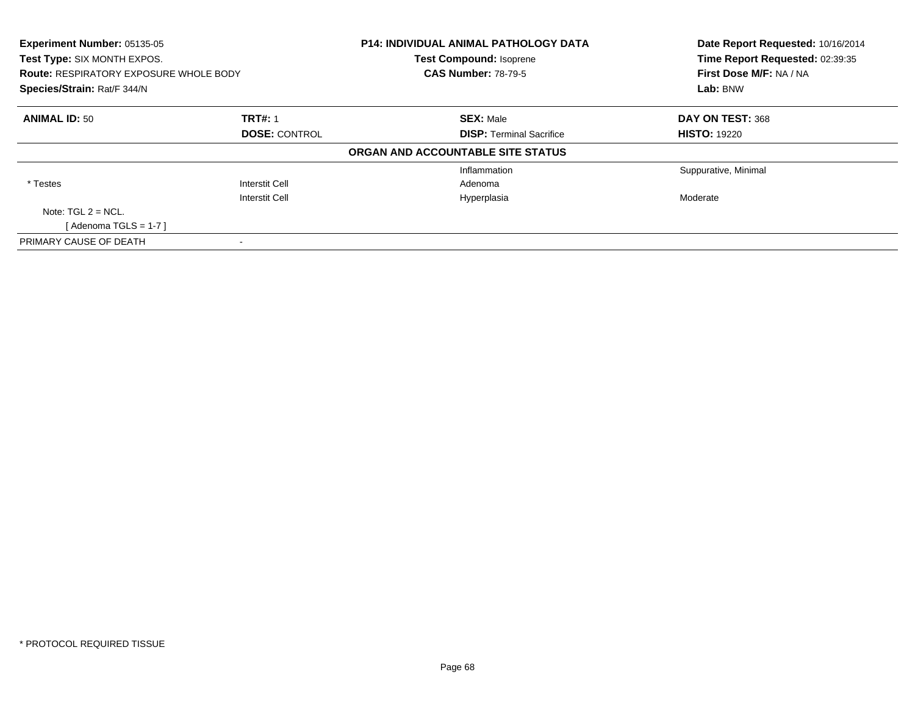**Experiment Number:** 05135-05
**Test Type:** SIX MONTH EXPOS.
**Route:** RESPIRATORY EXPOSURE WHOLE BODY
**Species/Strain:** Rat/F 344/N

**P14: INDIVIDUAL ANIMAL PATHOLOGY DATA**
**Test Compound:** Isoprene
**CAS Number:** 78-79-5

**Date Report Requested:** 10/16/2014
**Time Report Requested:** 02:39:35
**First Dose M/F:** NA / NA
**Lab:** BNW

| **ANIMAL ID:** 50 | **TRT#:** 1 | **SEX:** Male | **DAY ON TEST:** 368 |
|---|---|---|---|
| | **DOSE:** CONTROL | **DISP:** Terminal Sacrifice | **HISTO:** 19220 |

**ORGAN AND ACCOUNTABLE SITE STATUS**

| | | | |
|---|---|---|---|
| | | Inflammation | Suppurative, Minimal |
| * Testes | Interstit Cell | Adenoma | |
| | Interstit Cell | Hyperplasia | Moderate |
| Note: TGL 2 = NCL. | | | |
| [ Adenoma TGLS = 1-7 ] | | | |
| PRIMARY CAUSE OF DEATH | - | | |

* PROTOCOL REQUIRED TISSUE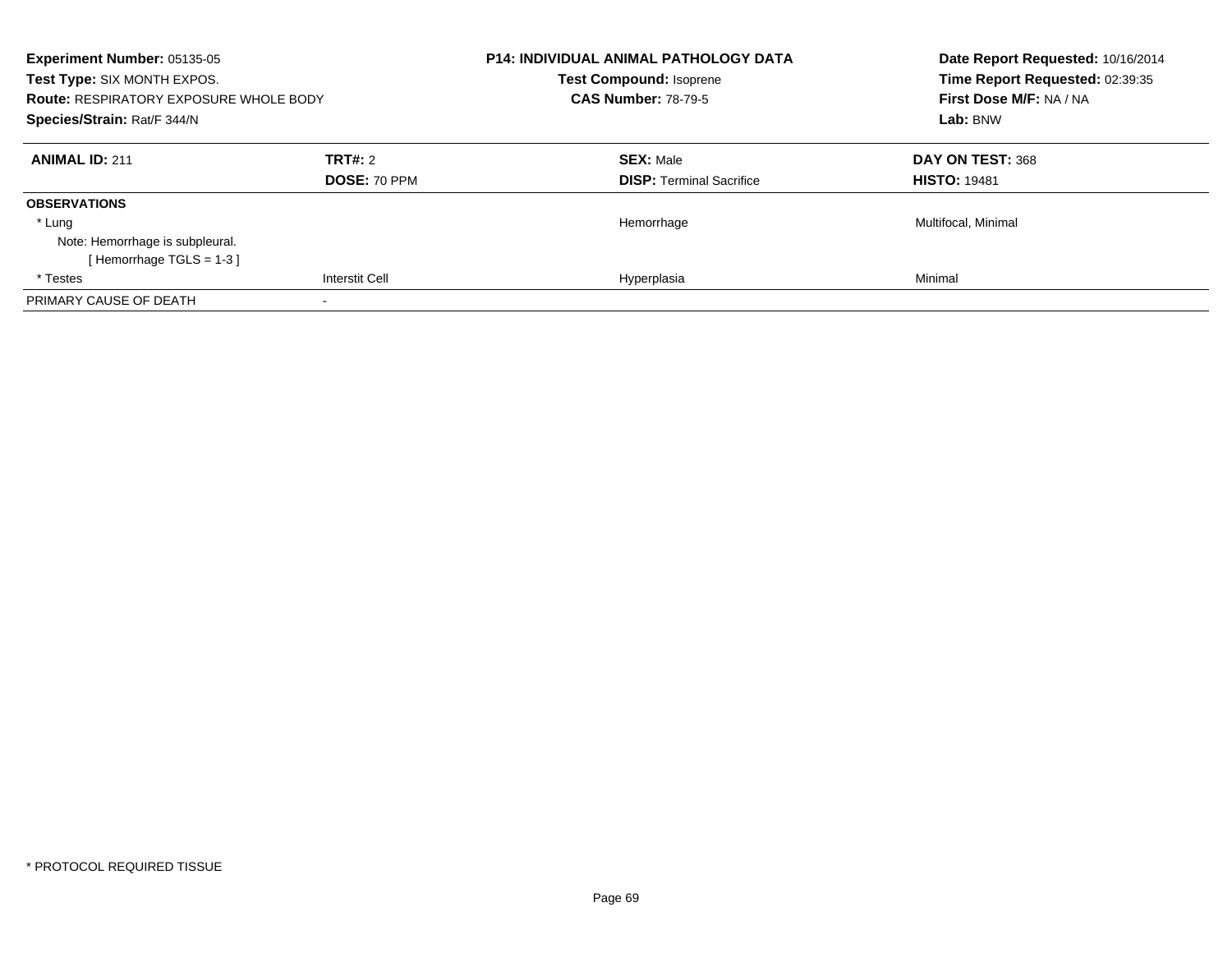**Experiment Number:** 05135-05
**Test Type:** SIX MONTH EXPOS.
**Route:** RESPIRATORY EXPOSURE WHOLE BODY
**Species/Strain:** Rat/F 344/N

**P14: INDIVIDUAL ANIMAL PATHOLOGY DATA**
**Test Compound:** Isoprene
**CAS Number:** 78-79-5

**Date Report Requested:** 10/16/2014
**Time Report Requested:** 02:39:35
**First Dose M/F:** NA / NA
**Lab:** BNW

| **ANIMAL ID:** 211 | **TRT#:** 2 | **SEX:** Male | **DAY ON TEST:** 368 |
|---|---|---|---|
| | **DOSE:** 70 PPM | **DISP:** Terminal Sacrifice | **HISTO:** 19481 |
| **OBSERVATIONS** | | | |
| * Lung | | Hemorrhage | Multifocal, Minimal |
| Note: Hemorrhage is subpleural. | | | |
| [ Hemorrhage TGLS = 1-3 ] | | | |
| * Testes | Interstit Cell | Hyperplasia | Minimal |
| PRIMARY CAUSE OF DEATH | - | | |

* PROTOCOL REQUIRED TISSUE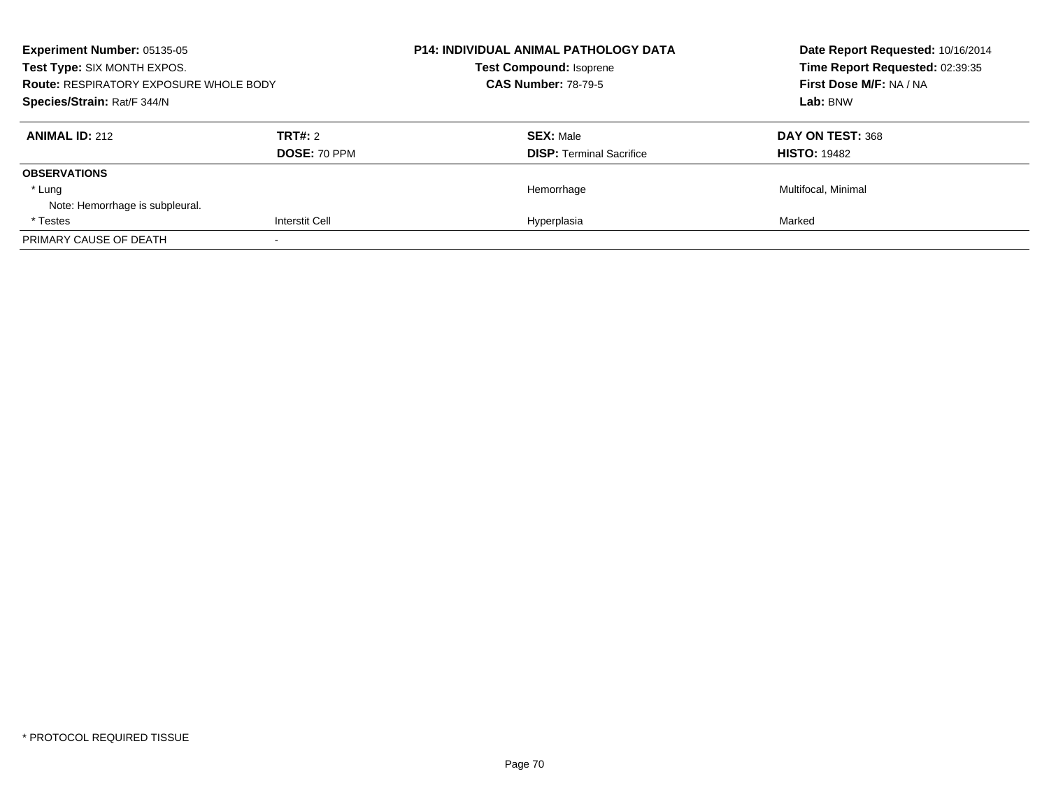**Experiment Number:** 05135-05
**Test Type:** SIX MONTH EXPOS.
**Route:** RESPIRATORY EXPOSURE WHOLE BODY
**Species/Strain:** Rat/F 344/N

**P14: INDIVIDUAL ANIMAL PATHOLOGY DATA**
**Test Compound:** Isoprene
**CAS Number:** 78-79-5

**Date Report Requested:** 10/16/2014
**Time Report Requested:** 02:39:35
**First Dose M/F:** NA / NA
**Lab:** BNW

| **ANIMAL ID:** 212 | **TRT#:** 2 | **SEX:** Male | **DAY ON TEST:** 368 |
|---|---|---|---|
| | **DOSE:** 70 PPM | **DISP:** Terminal Sacrifice | **HISTO:** 19482 |
| **OBSERVATIONS** | | | |
| * Lung | | Hemorrhage | Multifocal, Minimal |
| Note: Hemorrhage is subpleural. | | | |
| * Testes | Interstit Cell | Hyperplasia | Marked |
| PRIMARY CAUSE OF DEATH | - | | |

* PROTOCOL REQUIRED TISSUE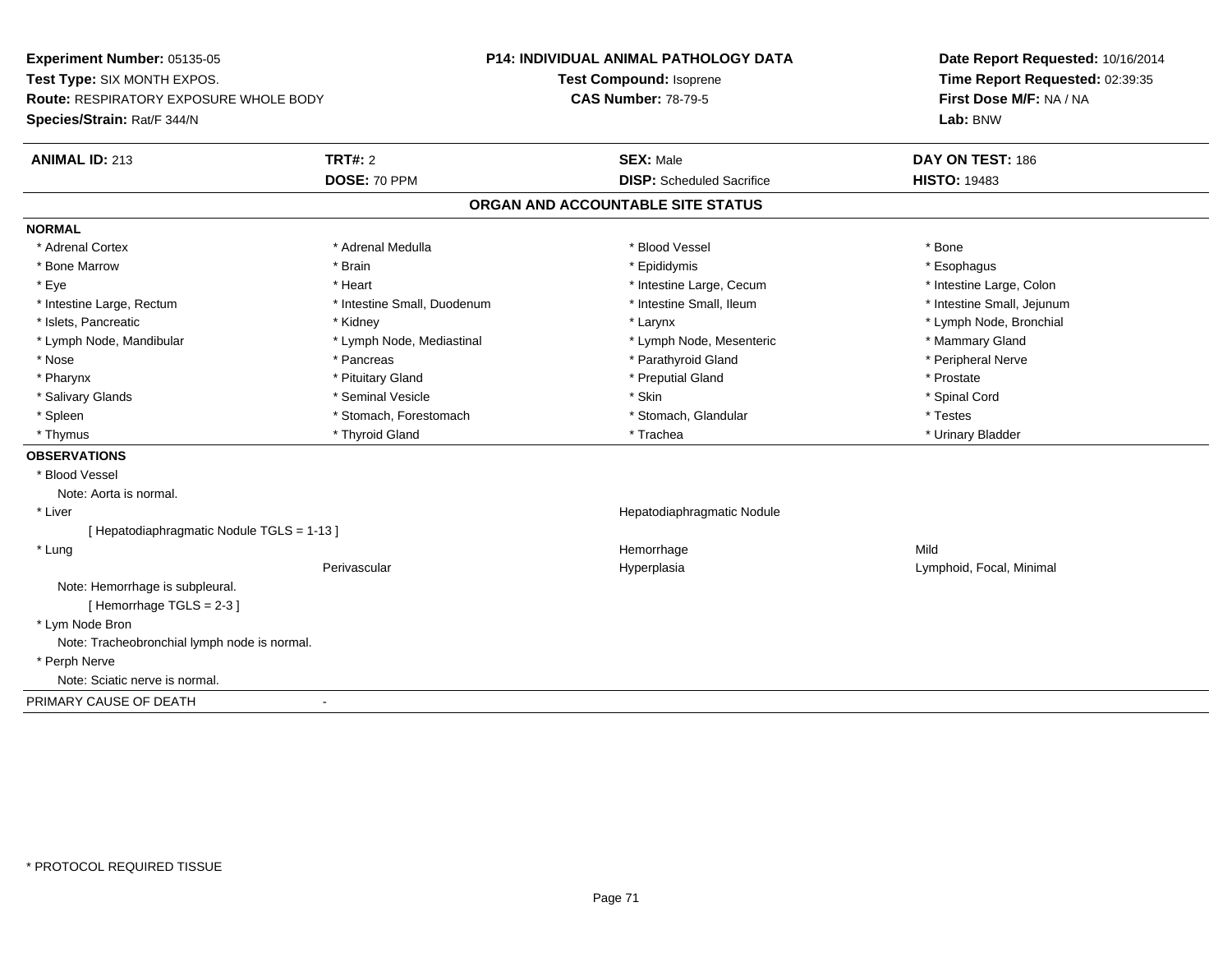**Experiment Number:** 05135-05
**Test Type:** SIX MONTH EXPOS.
**Route:** RESPIRATORY EXPOSURE WHOLE BODY
**Species/Strain:** Rat/F 344/N

**P14: INDIVIDUAL ANIMAL PATHOLOGY DATA**
**Test Compound:** Isoprene
**CAS Number:** 78-79-5

**Date Report Requested:** 10/16/2014
**Time Report Requested:** 02:39:35
**First Dose M/F:** NA / NA
**Lab:** BNW

| **ANIMAL ID:** 213 | **TRT#:** 2 | **SEX:** Male | **DAY ON TEST:** 186 |
|---|---|---|---|
| | **DOSE:** 70 PPM | **DISP:** Scheduled Sacrifice | **HISTO:** 19483 |

## ORGAN AND ACCOUNTABLE SITE STATUS

**NORMAL**

| | | | |
|---|---|---|---|
| * Adrenal Cortex | * Adrenal Medulla | * Blood Vessel | * Bone |
| * Bone Marrow | * Brain | * Epididymis | * Esophagus |
| * Eye | * Heart | * Intestine Large, Cecum | * Intestine Large, Colon |
| * Intestine Large, Rectum | * Intestine Small, Duodenum | * Intestine Small, Ileum | * Intestine Small, Jejunum |
| * Islets, Pancreatic | * Kidney | * Larynx | * Lymph Node, Bronchial |
| * Lymph Node, Mandibular | * Lymph Node, Mediastinal | * Lymph Node, Mesenteric | * Mammary Gland |
| * Nose | * Pancreas | * Parathyroid Gland | * Peripheral Nerve |
| * Pharynx | * Pituitary Gland | * Preputial Gland | * Prostate |
| * Salivary Glands | * Seminal Vesicle | * Skin | * Spinal Cord |
| * Spleen | * Stomach, Forestomach | * Stomach, Glandular | * Testes |
| * Thymus | * Thyroid Gland | * Trachea | * Urinary Bladder |

**OBSERVATIONS**

* Blood Vessel
  Note: Aorta is normal.
* Liver — Hepatodiaphragmatic Nodule
  [ Hepatodiaphragmatic Nodule TGLS = 1-13 ]
* Lung — Hemorrhage — Mild
  Perivascular — Hyperplasia — Lymphoid, Focal, Minimal
  Note: Hemorrhage is subpleural.
  [ Hemorrhage TGLS = 2-3 ]
* Lym Node Bron
  Note: Tracheobronchial lymph node is normal.
* Perph Nerve
  Note: Sciatic nerve is normal.

PRIMARY CAUSE OF DEATH -

* PROTOCOL REQUIRED TISSUE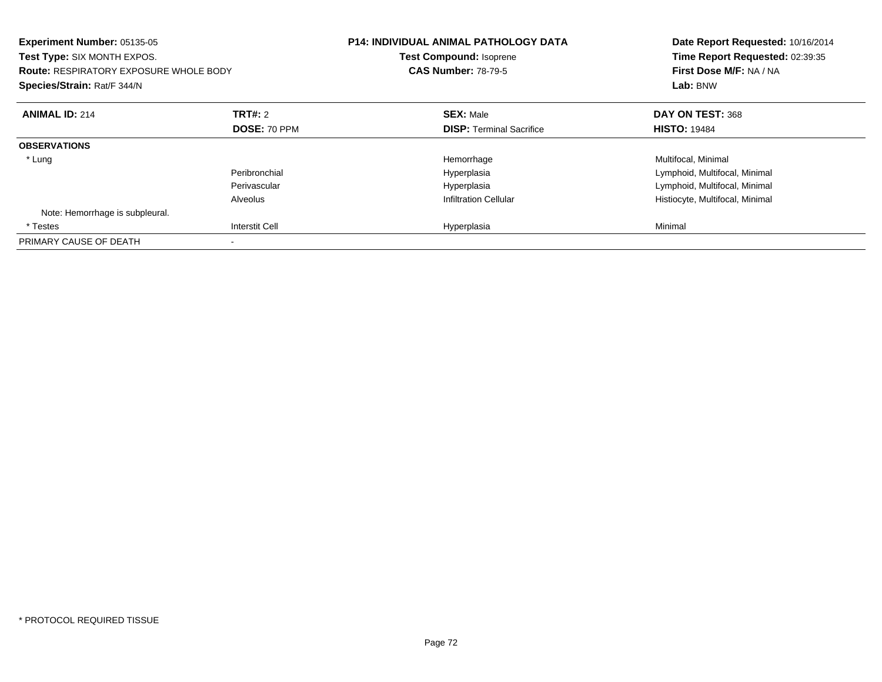**Experiment Number:** 05135-05
**Test Type:** SIX MONTH EXPOS.
**Route:** RESPIRATORY EXPOSURE WHOLE BODY
**Species/Strain:** Rat/F 344/N

**P14: INDIVIDUAL ANIMAL PATHOLOGY DATA**
**Test Compound:** Isoprene
**CAS Number:** 78-79-5

**Date Report Requested:** 10/16/2014
**Time Report Requested:** 02:39:35
**First Dose M/F:** NA / NA
**Lab:** BNW

| **ANIMAL ID:** 214 | **TRT#:** 2 | **SEX:** Male | **DAY ON TEST:** 368 |
|---|---|---|---|
| | **DOSE:** 70 PPM | **DISP:** Terminal Sacrifice | **HISTO:** 19484 |
| **OBSERVATIONS** | | | |
| * Lung | | Hemorrhage | Multifocal, Minimal |
| | Peribronchial | Hyperplasia | Lymphoid, Multifocal, Minimal |
| | Perivascular | Hyperplasia | Lymphoid, Multifocal, Minimal |
| | Alveolus | Infiltration Cellular | Histiocyte, Multifocal, Minimal |
| Note: Hemorrhage is subpleural. | | | |
| * Testes | Interstit Cell | Hyperplasia | Minimal |
| PRIMARY CAUSE OF DEATH | - | | |

* PROTOCOL REQUIRED TISSUE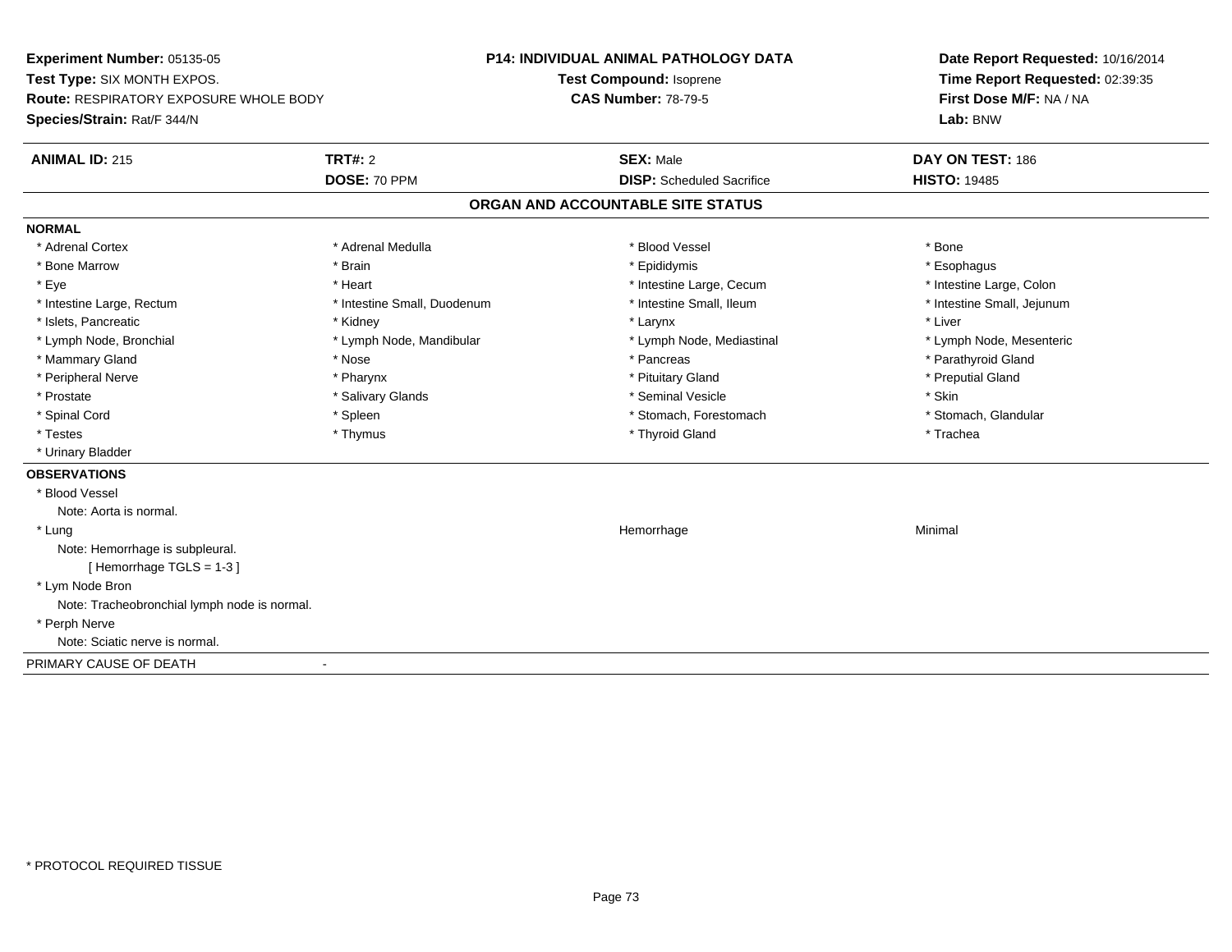**Experiment Number:** 05135-05
**Test Type:** SIX MONTH EXPOS.
**Route:** RESPIRATORY EXPOSURE WHOLE BODY
**Species/Strain:** Rat/F 344/N

**P14: INDIVIDUAL ANIMAL PATHOLOGY DATA**
**Test Compound:** Isoprene
**CAS Number:** 78-79-5

**Date Report Requested:** 10/16/2014
**Time Report Requested:** 02:39:35
**First Dose M/F:** NA / NA
**Lab:** BNW

| **ANIMAL ID:** 215 | **TRT#:** 2 | **SEX:** Male | **DAY ON TEST:** 186 |
|---|---|---|---|
| | **DOSE:** 70 PPM | **DISP:** Scheduled Sacrifice | **HISTO:** 19485 |

## ORGAN AND ACCOUNTABLE SITE STATUS

**NORMAL**

| | | | |
|---|---|---|---|
| * Adrenal Cortex | * Adrenal Medulla | * Blood Vessel | * Bone |
| * Bone Marrow | * Brain | * Epididymis | * Esophagus |
| * Eye | * Heart | * Intestine Large, Cecum | * Intestine Large, Colon |
| * Intestine Large, Rectum | * Intestine Small, Duodenum | * Intestine Small, Ileum | * Intestine Small, Jejunum |
| * Islets, Pancreatic | * Kidney | * Larynx | * Liver |
| * Lymph Node, Bronchial | * Lymph Node, Mandibular | * Lymph Node, Mediastinal | * Lymph Node, Mesenteric |
| * Mammary Gland | * Nose | * Pancreas | * Parathyroid Gland |
| * Peripheral Nerve | * Pharynx | * Pituitary Gland | * Preputial Gland |
| * Prostate | * Salivary Glands | * Seminal Vesicle | * Skin |
| * Spinal Cord | * Spleen | * Stomach, Forestomach | * Stomach, Glandular |
| * Testes | * Thymus | * Thyroid Gland | * Trachea |
| * Urinary Bladder | | | |

**OBSERVATIONS**

* Blood Vessel
  Note: Aorta is normal.
* Lung — Hemorrhage — Minimal
  Note: Hemorrhage is subpleural.
  [ Hemorrhage TGLS = 1-3 ]
* Lym Node Bron
  Note: Tracheobronchial lymph node is normal.
* Perph Nerve
  Note: Sciatic nerve is normal.

PRIMARY CAUSE OF DEATH -

* PROTOCOL REQUIRED TISSUE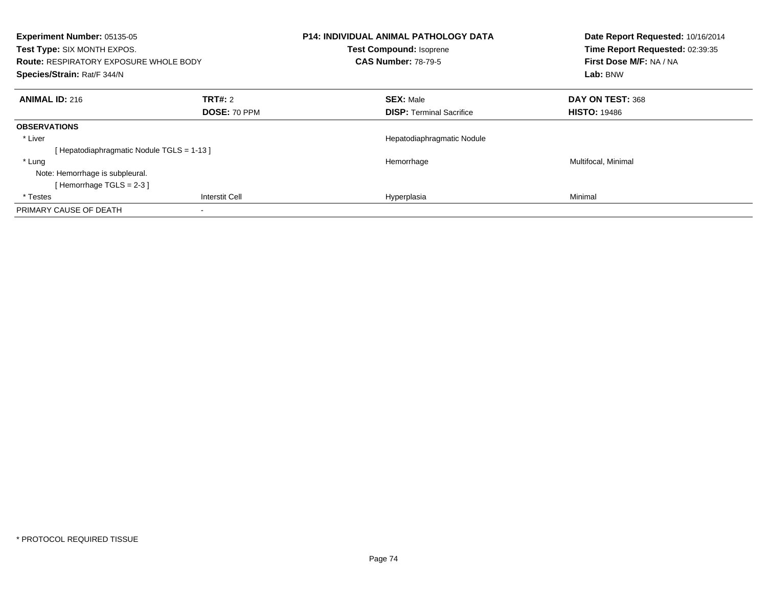**Experiment Number:** 05135-05
**Test Type:** SIX MONTH EXPOS.
**Route:** RESPIRATORY EXPOSURE WHOLE BODY
**Species/Strain:** Rat/F 344/N

**P14: INDIVIDUAL ANIMAL PATHOLOGY DATA**
**Test Compound:** Isoprene
**CAS Number:** 78-79-5

**Date Report Requested:** 10/16/2014
**Time Report Requested:** 02:39:35
**First Dose M/F:** NA / NA
**Lab:** BNW

| **ANIMAL ID:** 216 | **TRT#:** 2 | **SEX:** Male | **DAY ON TEST:** 368 |
|---|---|---|---|
| | **DOSE:** 70 PPM | **DISP:** Terminal Sacrifice | **HISTO:** 19486 |
| **OBSERVATIONS** | | | |
| * Liver | | Hepatodiaphragmatic Nodule | |
| [ Hepatodiaphragmatic Nodule TGLS = 1-13 ] | | | |
| * Lung | | Hemorrhage | Multifocal, Minimal |
| Note: Hemorrhage is subpleural. | | | |
| [ Hemorrhage TGLS = 2-3 ] | | | |
| * Testes | Interstit Cell | Hyperplasia | Minimal |
| PRIMARY CAUSE OF DEATH | - | | |

* PROTOCOL REQUIRED TISSUE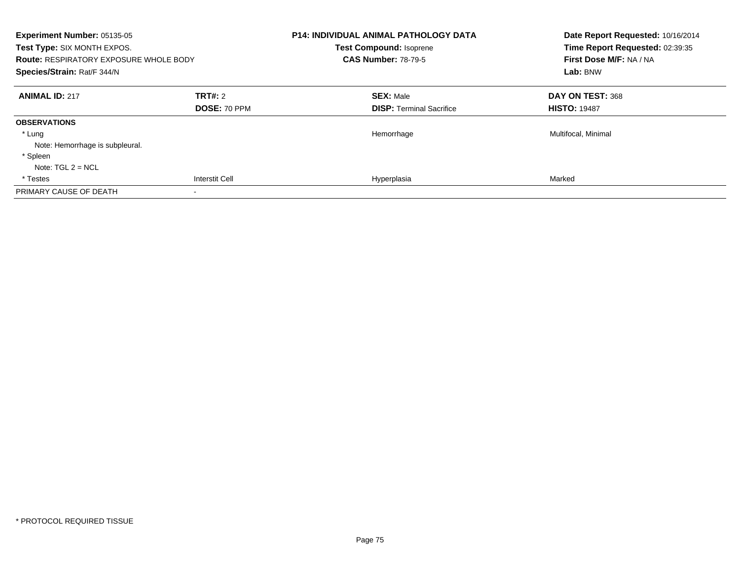**Experiment Number:** 05135-05
**Test Type:** SIX MONTH EXPOS.
**Route:** RESPIRATORY EXPOSURE WHOLE BODY
**Species/Strain:** Rat/F 344/N

**P14: INDIVIDUAL ANIMAL PATHOLOGY DATA**
**Test Compound:** Isoprene
**CAS Number:** 78-79-5

**Date Report Requested:** 10/16/2014
**Time Report Requested:** 02:39:35
**First Dose M/F:** NA / NA
**Lab:** BNW

| **ANIMAL ID:** 217 | **TRT#:** 2<br>**DOSE:** 70 PPM | **SEX:** Male<br>**DISP:** Terminal Sacrifice | **DAY ON TEST:** 368<br>**HISTO:** 19487 |
|---|---|---|---|
| **OBSERVATIONS** | | | |
| * Lung | | Hemorrhage | Multifocal, Minimal |
| Note: Hemorrhage is subpleural. | | | |
| * Spleen | | | |
| Note: TGL 2 = NCL | | | |
| * Testes | Interstit Cell | Hyperplasia | Marked |
| PRIMARY CAUSE OF DEATH | - | | |

* PROTOCOL REQUIRED TISSUE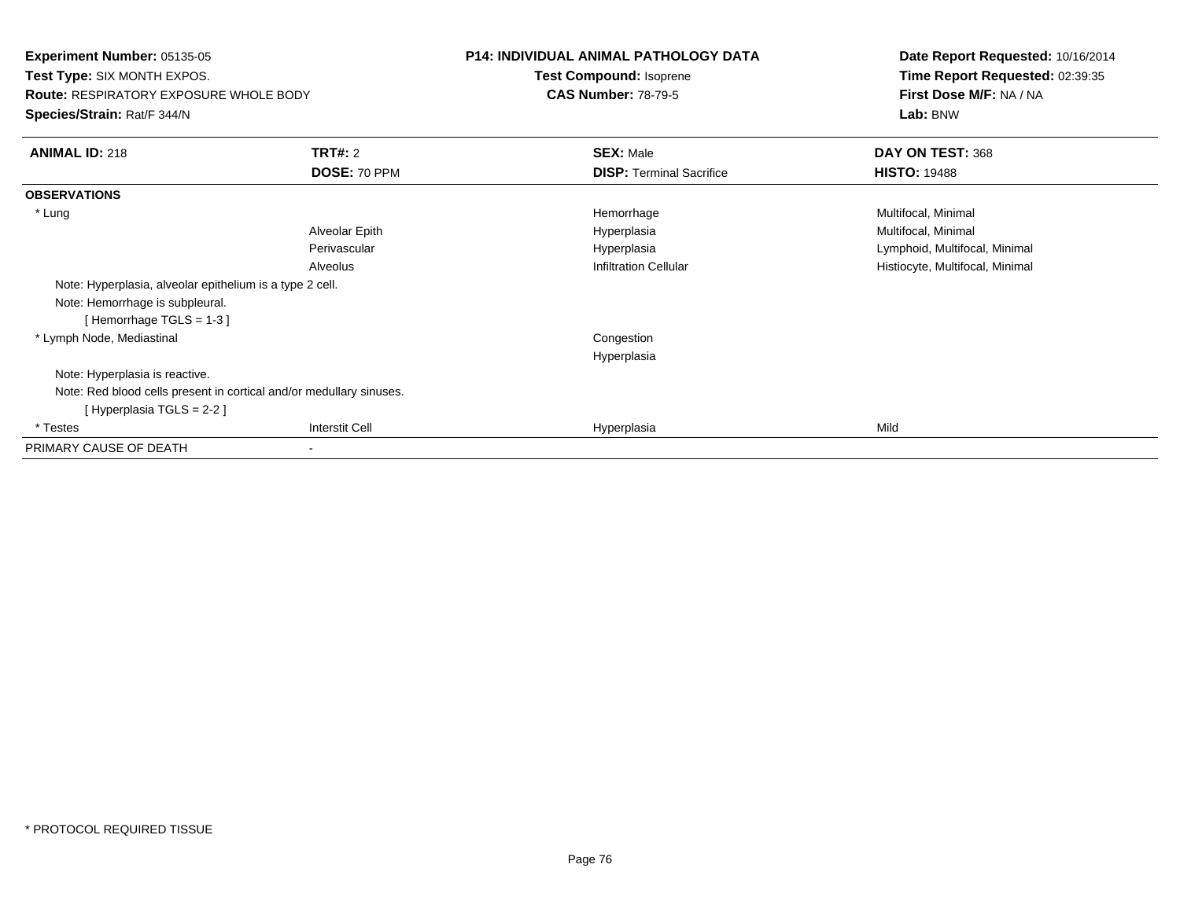**Experiment Number:** 05135-05
**Test Type:** SIX MONTH EXPOS.
**Route:** RESPIRATORY EXPOSURE WHOLE BODY
**Species/Strain:** Rat/F 344/N

**P14: INDIVIDUAL ANIMAL PATHOLOGY DATA**
**Test Compound:** Isoprene
**CAS Number:** 78-79-5

**Date Report Requested:** 10/16/2014
**Time Report Requested:** 02:39:35
**First Dose M/F:** NA / NA
**Lab:** BNW

| **ANIMAL ID:** 218 | **TRT#:** 2 | **SEX:** Male | **DAY ON TEST:** 368 |
|---|---|---|---|
| | **DOSE:** 70 PPM | **DISP:** Terminal Sacrifice | **HISTO:** 19488 |
| **OBSERVATIONS** | | | |
| * Lung | | Hemorrhage | Multifocal, Minimal |
| | Alveolar Epith | Hyperplasia | Multifocal, Minimal |
| | Perivascular | Hyperplasia | Lymphoid, Multifocal, Minimal |
| | Alveolus | Infiltration Cellular | Histiocyte, Multifocal, Minimal |
| Note: Hyperplasia, alveolar epithelium is a type 2 cell. | | | |
| Note: Hemorrhage is subpleural. | | | |
| [ Hemorrhage TGLS = 1-3 ] | | | |
| * Lymph Node, Mediastinal | | Congestion | |
| | | Hyperplasia | |
| Note: Hyperplasia is reactive. | | | |
| Note: Red blood cells present in cortical and/or medullary sinuses. | | | |
| [ Hyperplasia TGLS = 2-2 ] | | | |
| * Testes | Interstit Cell | Hyperplasia | Mild |
| PRIMARY CAUSE OF DEATH | - | | |

* PROTOCOL REQUIRED TISSUE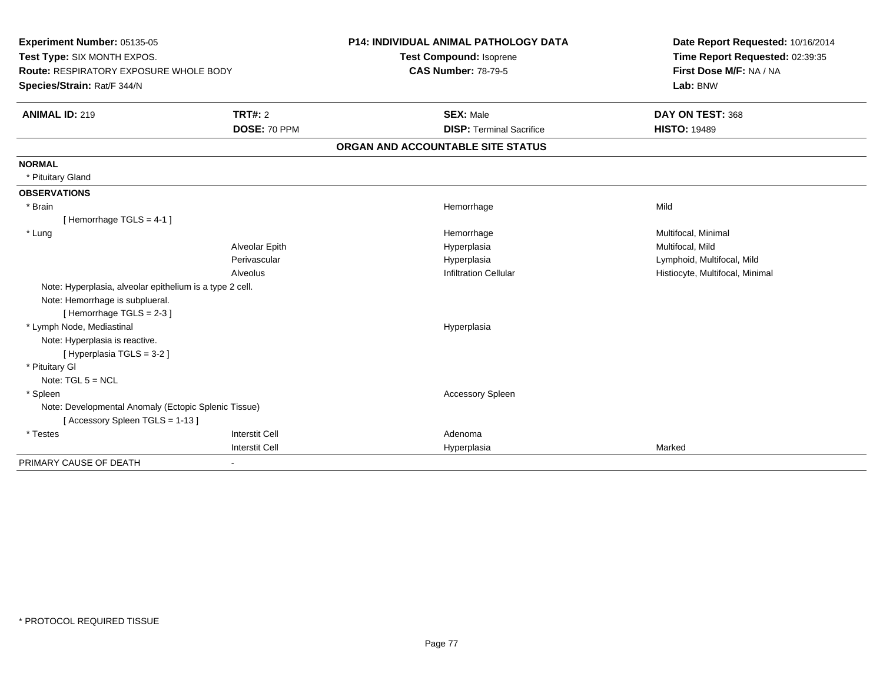**Experiment Number:** 05135-05
**Test Type:** SIX MONTH EXPOS.
**Route:** RESPIRATORY EXPOSURE WHOLE BODY
**Species/Strain:** Rat/F 344/N

**P14: INDIVIDUAL ANIMAL PATHOLOGY DATA**
**Test Compound:** Isoprene
**CAS Number:** 78-79-5

**Date Report Requested:** 10/16/2014
**Time Report Requested:** 02:39:35
**First Dose M/F:** NA / NA
**Lab:** BNW

| **ANIMAL ID:** 219 | **TRT#:** 2 | **SEX:** Male | **DAY ON TEST:** 368 |
|---|---|---|---|
| | **DOSE:** 70 PPM | **DISP:** Terminal Sacrifice | **HISTO:** 19489 |

**ORGAN AND ACCOUNTABLE SITE STATUS**

| | | | |
|---|---|---|---|
| **NORMAL** | | | |
| * Pituitary Gland | | | |
| **OBSERVATIONS** | | | |
| * Brain | | Hemorrhage | Mild |
| [ Hemorrhage TGLS = 4-1 ] | | | |
| * Lung | | Hemorrhage | Multifocal, Minimal |
| | Alveolar Epith | Hyperplasia | Multifocal, Mild |
| | Perivascular | Hyperplasia | Lymphoid, Multifocal, Mild |
| | Alveolus | Infiltration Cellular | Histiocyte, Multifocal, Minimal |
| Note: Hyperplasia, alveolar epithelium is a type 2 cell. | | | |
| Note: Hemorrhage is subplueral. | | | |
| [ Hemorrhage TGLS = 2-3 ] | | | |
| * Lymph Node, Mediastinal | | Hyperplasia | |
| Note: Hyperplasia is reactive. | | | |
| [ Hyperplasia TGLS = 3-2 ] | | | |
| * Pituitary Gl | | | |
| Note: TGL 5 = NCL | | | |
| * Spleen | | Accessory Spleen | |
| Note: Developmental Anomaly (Ectopic Splenic Tissue) | | | |
| [ Accessory Spleen TGLS = 1-13 ] | | | |
| * Testes | Interstit Cell | Adenoma | |
| | Interstit Cell | Hyperplasia | Marked |
| PRIMARY CAUSE OF DEATH | - | | |

* PROTOCOL REQUIRED TISSUE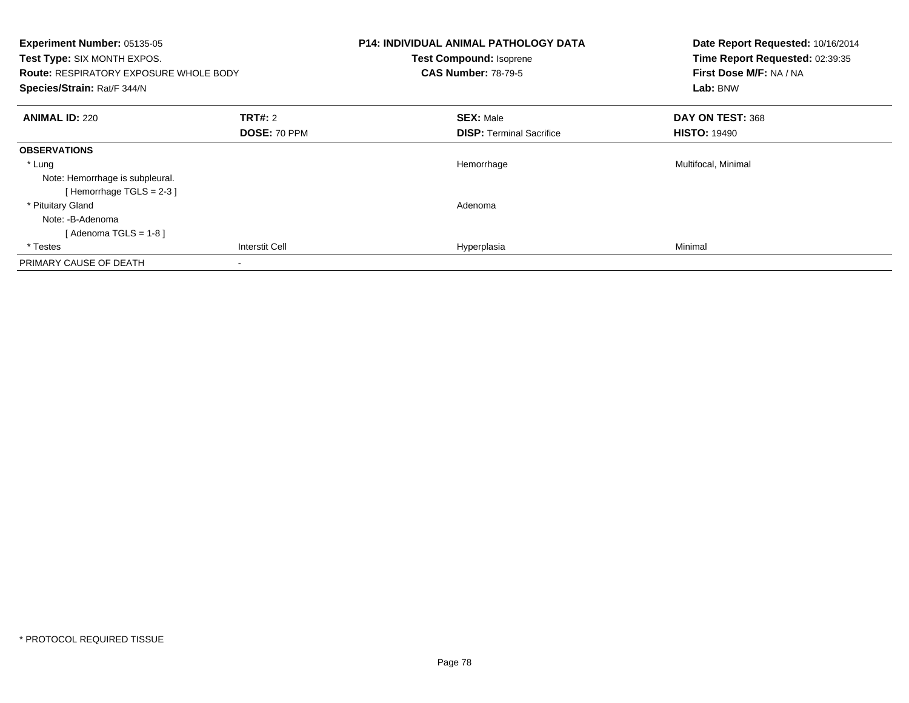**Experiment Number:** 05135-05
**Test Type:** SIX MONTH EXPOS.
**Route:** RESPIRATORY EXPOSURE WHOLE BODY
**Species/Strain:** Rat/F 344/N

**P14: INDIVIDUAL ANIMAL PATHOLOGY DATA**
**Test Compound:** Isoprene
**CAS Number:** 78-79-5

**Date Report Requested:** 10/16/2014
**Time Report Requested:** 02:39:35
**First Dose M/F:** NA / NA
**Lab:** BNW

| **ANIMAL ID:** 220 | **TRT#:** 2 | **SEX:** Male | **DAY ON TEST:** 368 |
|---|---|---|---|
| | **DOSE:** 70 PPM | **DISP:** Terminal Sacrifice | **HISTO:** 19490 |
| **OBSERVATIONS** | | | |
| * Lung | | Hemorrhage | Multifocal, Minimal |
| Note: Hemorrhage is subpleural. | | | |
| [ Hemorrhage TGLS = 2-3 ] | | | |
| * Pituitary Gland | | Adenoma | |
| Note: -B-Adenoma | | | |
| [ Adenoma TGLS = 1-8 ] | | | |
| * Testes | Interstit Cell | Hyperplasia | Minimal |
| PRIMARY CAUSE OF DEATH | - | | |

* PROTOCOL REQUIRED TISSUE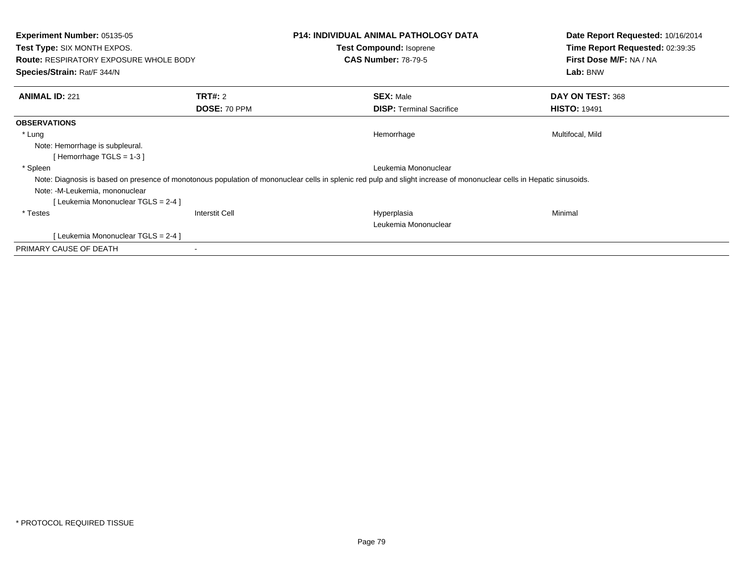**Experiment Number:** 05135-05
**Test Type:** SIX MONTH EXPOS.
**Route:** RESPIRATORY EXPOSURE WHOLE BODY
**Species/Strain:** Rat/F 344/N

**P14: INDIVIDUAL ANIMAL PATHOLOGY DATA**
**Test Compound:** Isoprene
**CAS Number:** 78-79-5

**Date Report Requested:** 10/16/2014
**Time Report Requested:** 02:39:35
**First Dose M/F:** NA / NA
**Lab:** BNW

| **ANIMAL ID:** 221 | **TRT#:** 2 | **SEX:** Male | **DAY ON TEST:** 368 |
|---|---|---|---|
| | **DOSE:** 70 PPM | **DISP:** Terminal Sacrifice | **HISTO:** 19491 |

**OBSERVATIONS**

| | | | |
|---|---|---|---|
| * Lung | | Hemorrhage | Multifocal, Mild |
| Note: Hemorrhage is subpleural. | | | |
| [ Hemorrhage TGLS = 1-3 ] | | | |
| * Spleen | | Leukemia Mononuclear | |
| Note: Diagnosis is based on presence of monotonous population of mononuclear cells in splenic red pulp and slight increase of mononuclear cells in Hepatic sinusoids. | | | |
| Note: -M-Leukemia, mononuclear | | | |
| [ Leukemia Mononuclear TGLS = 2-4 ] | | | |
| * Testes | Interstit Cell | Hyperplasia | Minimal |
| | | Leukemia Mononuclear | |
| [ Leukemia Mononuclear TGLS = 2-4 ] | | | |
| PRIMARY CAUSE OF DEATH | - | | |

* PROTOCOL REQUIRED TISSUE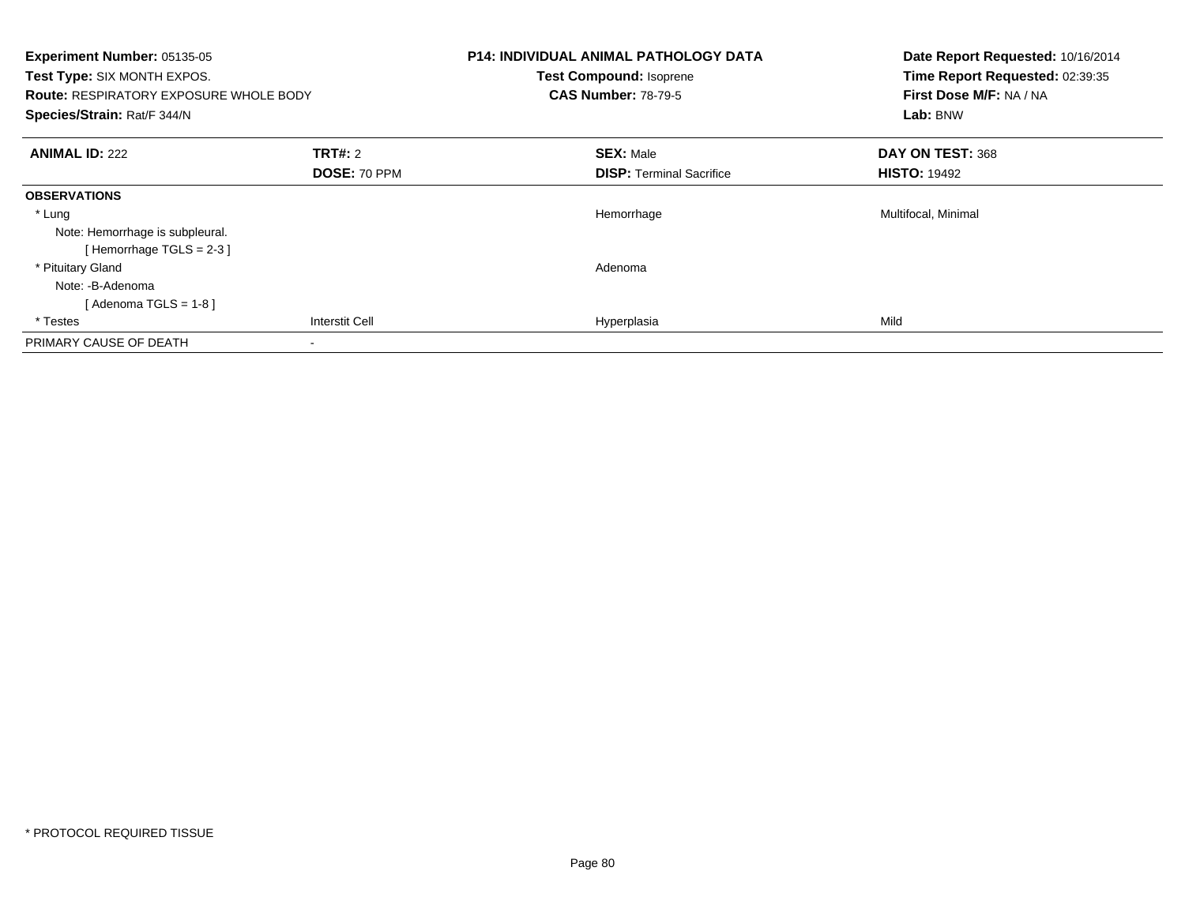**Experiment Number:** 05135-05
**Test Type:** SIX MONTH EXPOS.
**Route:** RESPIRATORY EXPOSURE WHOLE BODY
**Species/Strain:** Rat/F 344/N

**P14: INDIVIDUAL ANIMAL PATHOLOGY DATA**
**Test Compound:** Isoprene
**CAS Number:** 78-79-5

**Date Report Requested:** 10/16/2014
**Time Report Requested:** 02:39:35
**First Dose M/F:** NA / NA
**Lab:** BNW

| **ANIMAL ID:** 222 | **TRT#:** 2 | **SEX:** Male | **DAY ON TEST:** 368 |
|---|---|---|---|
| | **DOSE:** 70 PPM | **DISP:** Terminal Sacrifice | **HISTO:** 19492 |
| **OBSERVATIONS** | | | |
| * Lung | | Hemorrhage | Multifocal, Minimal |
| Note: Hemorrhage is subpleural. | | | |
| [ Hemorrhage TGLS = 2-3 ] | | | |
| * Pituitary Gland | | Adenoma | |
| Note: -B-Adenoma | | | |
| [ Adenoma TGLS = 1-8 ] | | | |
| * Testes | Interstit Cell | Hyperplasia | Mild |
| PRIMARY CAUSE OF DEATH | - | | |

* PROTOCOL REQUIRED TISSUE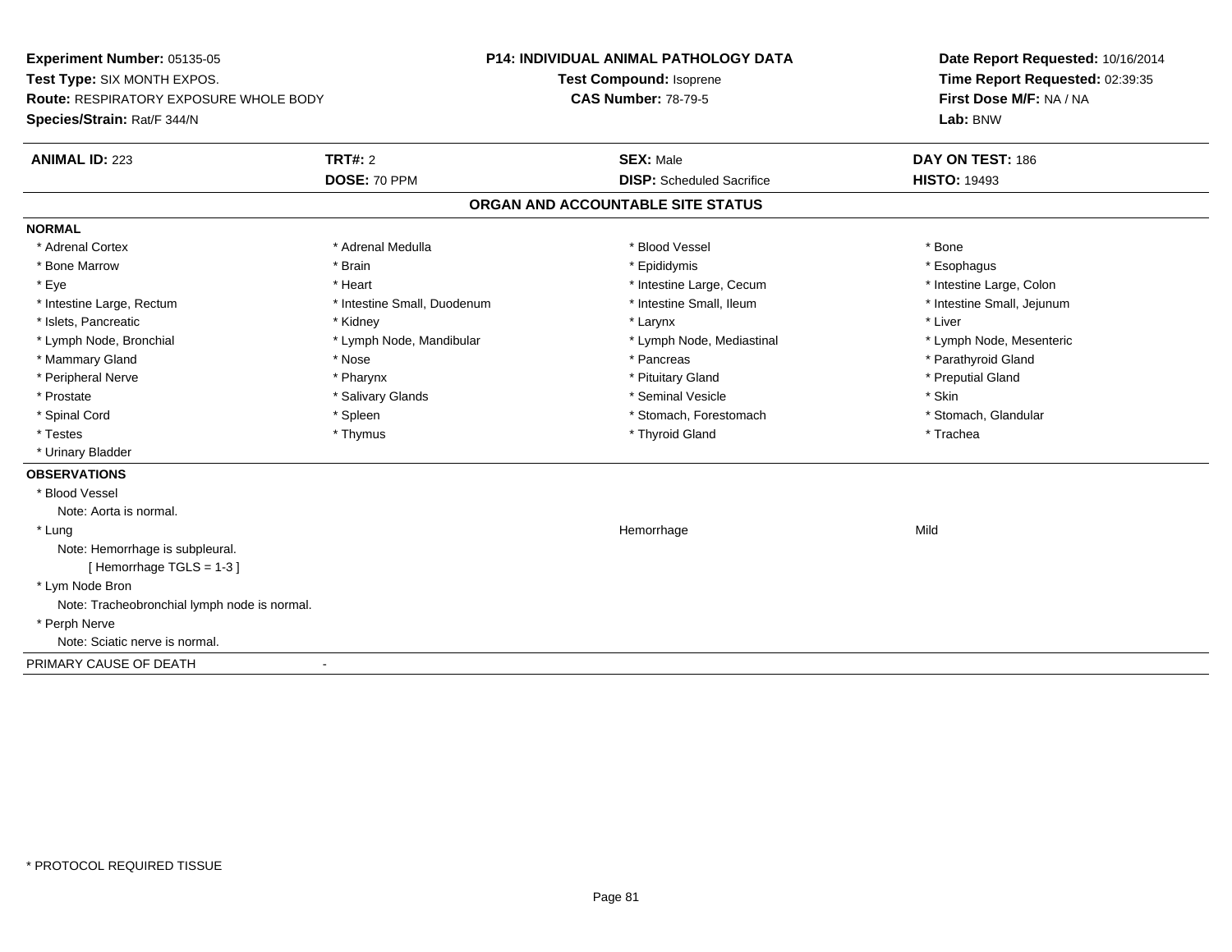**Experiment Number:** 05135-05
**Test Type:** SIX MONTH EXPOS.
**Route:** RESPIRATORY EXPOSURE WHOLE BODY
**Species/Strain:** Rat/F 344/N

**P14: INDIVIDUAL ANIMAL PATHOLOGY DATA**
**Test Compound:** Isoprene
**CAS Number:** 78-79-5

**Date Report Requested:** 10/16/2014
**Time Report Requested:** 02:39:35
**First Dose M/F:** NA / NA
**Lab:** BNW

| **ANIMAL ID:** 223 | **TRT#:** 2 | **SEX:** Male | **DAY ON TEST:** 186 |
|---|---|---|---|
| | **DOSE:** 70 PPM | **DISP:** Scheduled Sacrifice | **HISTO:** 19493 |

## ORGAN AND ACCOUNTABLE SITE STATUS

**NORMAL**

| | | | |
|---|---|---|---|
| * Adrenal Cortex | * Adrenal Medulla | * Blood Vessel | * Bone |
| * Bone Marrow | * Brain | * Epididymis | * Esophagus |
| * Eye | * Heart | * Intestine Large, Cecum | * Intestine Large, Colon |
| * Intestine Large, Rectum | * Intestine Small, Duodenum | * Intestine Small, Ileum | * Intestine Small, Jejunum |
| * Islets, Pancreatic | * Kidney | * Larynx | * Liver |
| * Lymph Node, Bronchial | * Lymph Node, Mandibular | * Lymph Node, Mediastinal | * Lymph Node, Mesenteric |
| * Mammary Gland | * Nose | * Pancreas | * Parathyroid Gland |
| * Peripheral Nerve | * Pharynx | * Pituitary Gland | * Preputial Gland |
| * Prostate | * Salivary Glands | * Seminal Vesicle | * Skin |
| * Spinal Cord | * Spleen | * Stomach, Forestomach | * Stomach, Glandular |
| * Testes | * Thymus | * Thyroid Gland | * Trachea |
| * Urinary Bladder | | | |

**OBSERVATIONS**

* Blood Vessel
  Note: Aorta is normal.
* Lung — Hemorrhage — Mild
  Note: Hemorrhage is subpleural.
  [ Hemorrhage TGLS = 1-3 ]
* Lym Node Bron
  Note: Tracheobronchial lymph node is normal.
* Perph Nerve
  Note: Sciatic nerve is normal.

PRIMARY CAUSE OF DEATH -

* PROTOCOL REQUIRED TISSUE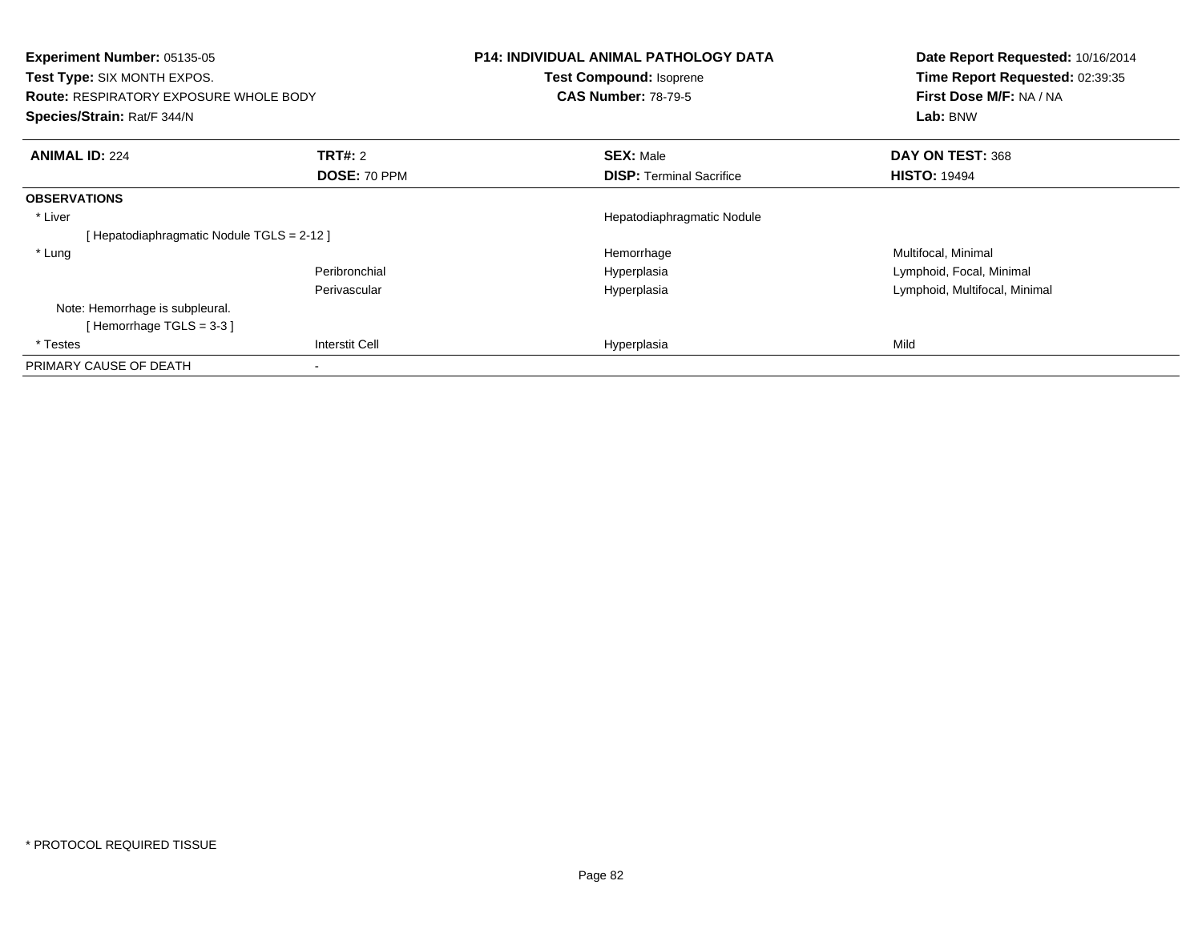**Experiment Number:** 05135-05
**Test Type:** SIX MONTH EXPOS.
**Route:** RESPIRATORY EXPOSURE WHOLE BODY
**Species/Strain:** Rat/F 344/N

**P14: INDIVIDUAL ANIMAL PATHOLOGY DATA**
**Test Compound:** Isoprene
**CAS Number:** 78-79-5

**Date Report Requested:** 10/16/2014
**Time Report Requested:** 02:39:35
**First Dose M/F:** NA / NA
**Lab:** BNW

| **ANIMAL ID:** 224 | **TRT#:** 2 | **SEX:** Male | **DAY ON TEST:** 368 |
|---|---|---|---|
| | **DOSE:** 70 PPM | **DISP:** Terminal Sacrifice | **HISTO:** 19494 |
| **OBSERVATIONS** | | | |
| * Liver | | Hepatodiaphragmatic Nodule | |
| [ Hepatodiaphragmatic Nodule TGLS = 2-12 ] | | | |
| * Lung | | Hemorrhage | Multifocal, Minimal |
| | Peribronchial | Hyperplasia | Lymphoid, Focal, Minimal |
| | Perivascular | Hyperplasia | Lymphoid, Multifocal, Minimal |
| Note: Hemorrhage is subpleural. | | | |
| [ Hemorrhage TGLS = 3-3 ] | | | |
| * Testes | Interstit Cell | Hyperplasia | Mild |
| PRIMARY CAUSE OF DEATH | - | | |

* PROTOCOL REQUIRED TISSUE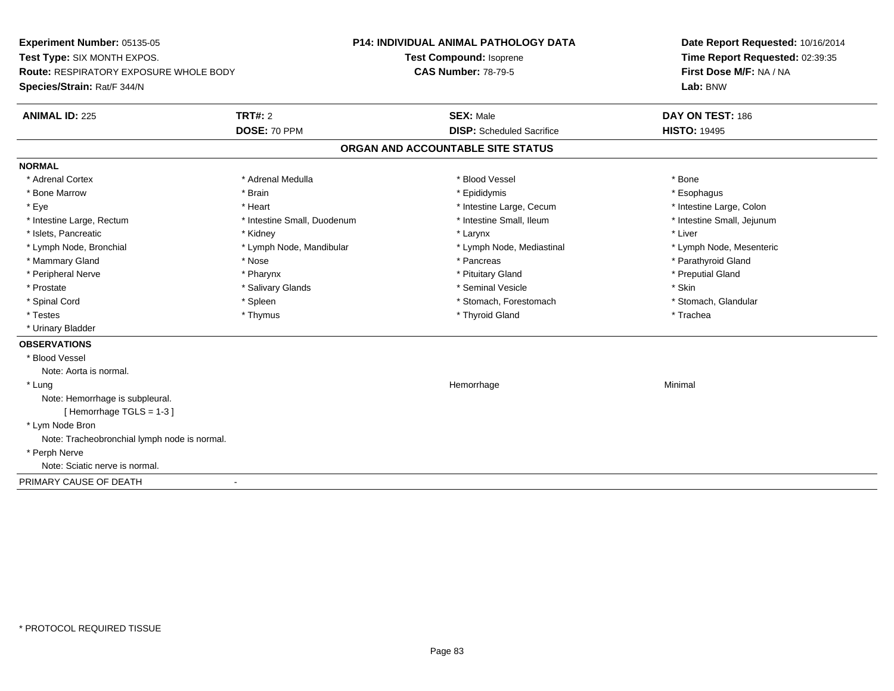**Experiment Number:** 05135-05
**Test Type:** SIX MONTH EXPOS.
**Route:** RESPIRATORY EXPOSURE WHOLE BODY
**Species/Strain:** Rat/F 344/N

**P14: INDIVIDUAL ANIMAL PATHOLOGY DATA**
**Test Compound:** Isoprene
**CAS Number:** 78-79-5

**Date Report Requested:** 10/16/2014
**Time Report Requested:** 02:39:35
**First Dose M/F:** NA / NA
**Lab:** BNW

| **ANIMAL ID:** 225 | **TRT#:** 2 | **SEX:** Male | **DAY ON TEST:** 186 |
|---|---|---|---|
| | **DOSE:** 70 PPM | **DISP:** Scheduled Sacrifice | **HISTO:** 19495 |

## ORGAN AND ACCOUNTABLE SITE STATUS

**NORMAL**

| | | | |
|---|---|---|---|
| * Adrenal Cortex | * Adrenal Medulla | * Blood Vessel | * Bone |
| * Bone Marrow | * Brain | * Epididymis | * Esophagus |
| * Eye | * Heart | * Intestine Large, Cecum | * Intestine Large, Colon |
| * Intestine Large, Rectum | * Intestine Small, Duodenum | * Intestine Small, Ileum | * Intestine Small, Jejunum |
| * Islets, Pancreatic | * Kidney | * Larynx | * Liver |
| * Lymph Node, Bronchial | * Lymph Node, Mandibular | * Lymph Node, Mediastinal | * Lymph Node, Mesenteric |
| * Mammary Gland | * Nose | * Pancreas | * Parathyroid Gland |
| * Peripheral Nerve | * Pharynx | * Pituitary Gland | * Preputial Gland |
| * Prostate | * Salivary Glands | * Seminal Vesicle | * Skin |
| * Spinal Cord | * Spleen | * Stomach, Forestomach | * Stomach, Glandular |
| * Testes | * Thymus | * Thyroid Gland | * Trachea |
| * Urinary Bladder | | | |

**OBSERVATIONS**

* Blood Vessel
  Note: Aorta is normal.
* Lung — Hemorrhage — Minimal
  Note: Hemorrhage is subpleural.
  [ Hemorrhage TGLS = 1-3 ]
* Lym Node Bron
  Note: Tracheobronchial lymph node is normal.
* Perph Nerve
  Note: Sciatic nerve is normal.

PRIMARY CAUSE OF DEATH -

* PROTOCOL REQUIRED TISSUE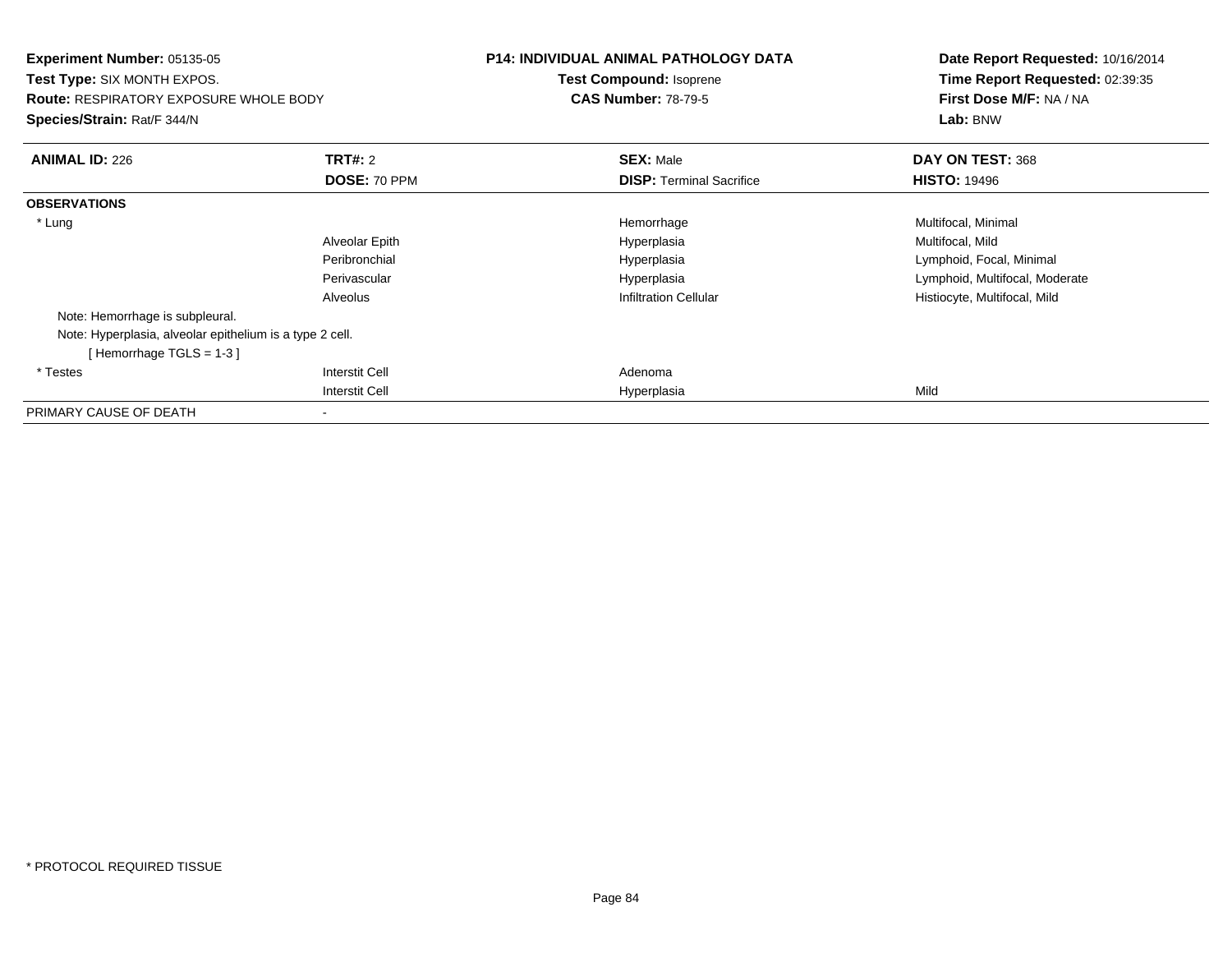**Experiment Number:** 05135-05
**Test Type:** SIX MONTH EXPOS.
**Route:** RESPIRATORY EXPOSURE WHOLE BODY
**Species/Strain:** Rat/F 344/N

**P14: INDIVIDUAL ANIMAL PATHOLOGY DATA**
**Test Compound:** Isoprene
**CAS Number:** 78-79-5

**Date Report Requested:** 10/16/2014
**Time Report Requested:** 02:39:35
**First Dose M/F:** NA / NA
**Lab:** BNW

| **ANIMAL ID:** 226 | **TRT#:** 2 | **SEX:** Male | **DAY ON TEST:** 368 |
|---|---|---|---|
| | **DOSE:** 70 PPM | **DISP:** Terminal Sacrifice | **HISTO:** 19496 |
| **OBSERVATIONS** | | | |
| * Lung | | Hemorrhage | Multifocal, Minimal |
| | Alveolar Epith | Hyperplasia | Multifocal, Mild |
| | Peribronchial | Hyperplasia | Lymphoid, Focal, Minimal |
| | Perivascular | Hyperplasia | Lymphoid, Multifocal, Moderate |
| | Alveolus | Infiltration Cellular | Histiocyte, Multifocal, Mild |
| Note: Hemorrhage is subpleural. | | | |
| Note: Hyperplasia, alveolar epithelium is a type 2 cell. | | | |
| [ Hemorrhage TGLS = 1-3 ] | | | |
| * Testes | Interstit Cell | Adenoma | |
| | Interstit Cell | Hyperplasia | Mild |
| PRIMARY CAUSE OF DEATH | - | | |

* PROTOCOL REQUIRED TISSUE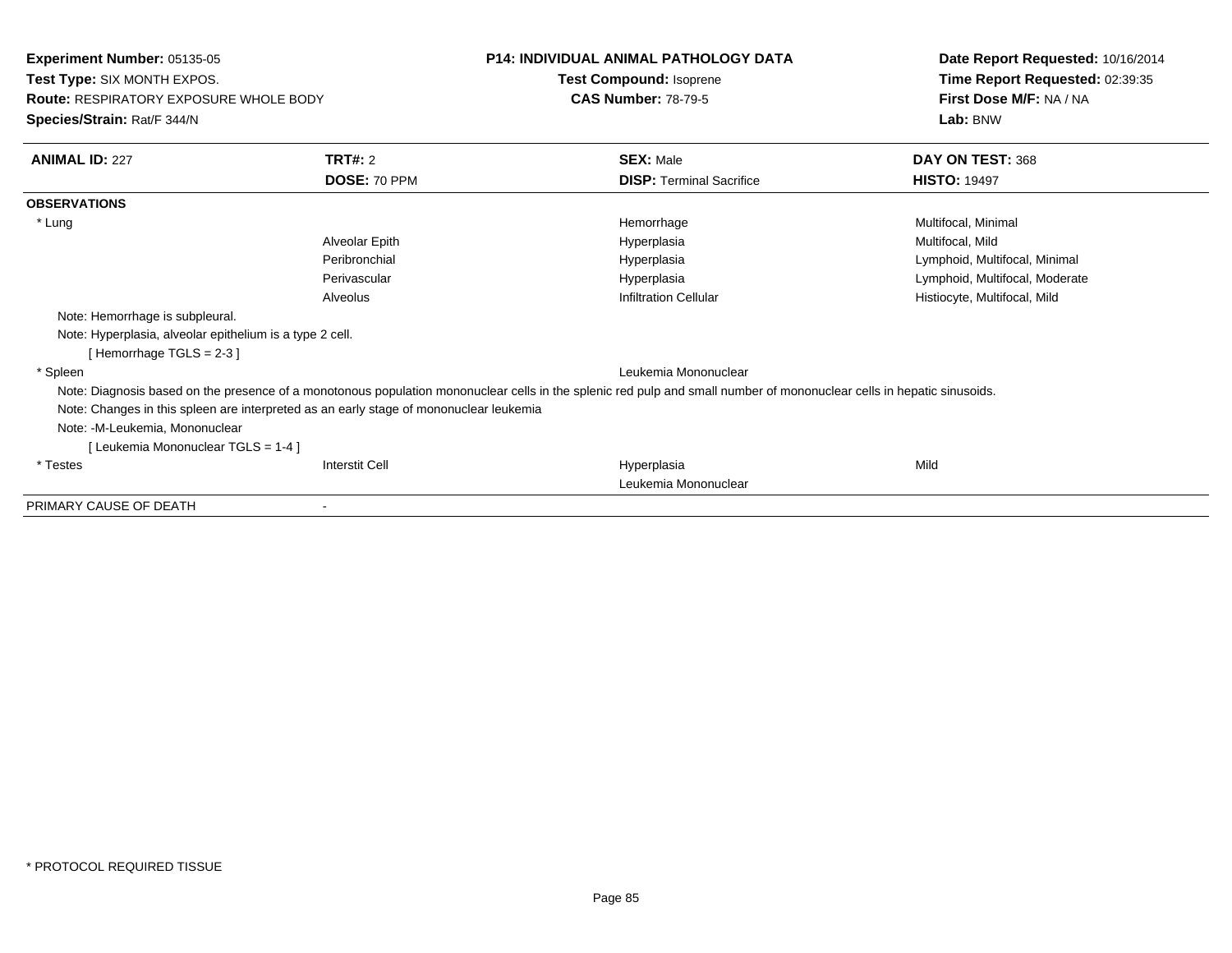**Experiment Number:** 05135-05
**Test Type:** SIX MONTH EXPOS.
**Route:** RESPIRATORY EXPOSURE WHOLE BODY
**Species/Strain:** Rat/F 344/N

**P14: INDIVIDUAL ANIMAL PATHOLOGY DATA**
**Test Compound:** Isoprene
**CAS Number:** 78-79-5

**Date Report Requested:** 10/16/2014
**Time Report Requested:** 02:39:35
**First Dose M/F:** NA / NA
**Lab:** BNW

| **ANIMAL ID:** 227 | **TRT#:** 2 | **SEX:** Male | **DAY ON TEST:** 368 |
|---|---|---|---|
| | **DOSE:** 70 PPM | **DISP:** Terminal Sacrifice | **HISTO:** 19497 |

**OBSERVATIONS**

| | | | |
|---|---|---|---|
| * Lung | | Hemorrhage | Multifocal, Minimal |
| | Alveolar Epith | Hyperplasia | Multifocal, Mild |
| | Peribronchial | Hyperplasia | Lymphoid, Multifocal, Minimal |
| | Perivascular | Hyperplasia | Lymphoid, Multifocal, Moderate |
| | Alveolus | Infiltration Cellular | Histiocyte, Multifocal, Mild |

Note: Hemorrhage is subpleural.
Note: Hyperplasia, alveolar epithelium is a type 2 cell.
[ Hemorrhage TGLS = 2-3 ]

| | | | |
|---|---|---|---|
| * Spleen | | Leukemia Mononuclear | |

Note: Diagnosis based on the presence of a monotonous population mononuclear cells in the splenic red pulp and small number of mononuclear cells in hepatic sinusoids.
Note: Changes in this spleen are interpreted as an early stage of mononuclear leukemia
Note: -M-Leukemia, Mononuclear
[ Leukemia Mononuclear TGLS = 1-4 ]

| | | | |
|---|---|---|---|
| * Testes | Interstit Cell | Hyperplasia | Mild |
| | | Leukemia Mononuclear | |

PRIMARY CAUSE OF DEATH -

* PROTOCOL REQUIRED TISSUE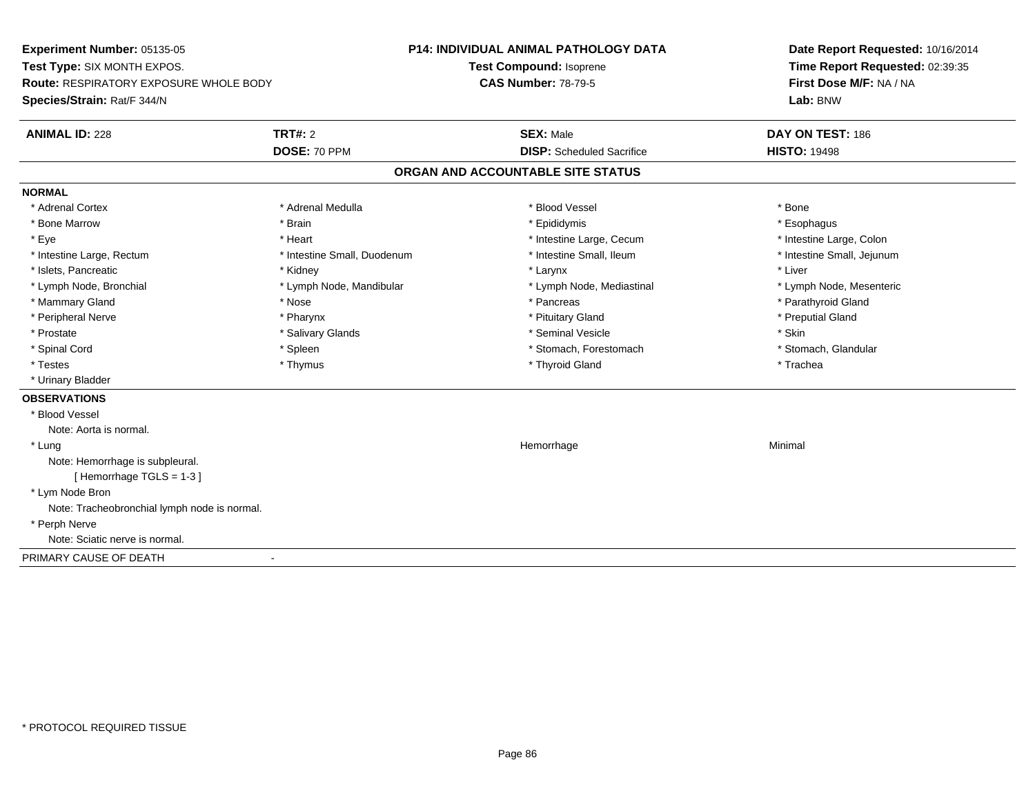**Experiment Number:** 05135-05
**Test Type:** SIX MONTH EXPOS.
**Route:** RESPIRATORY EXPOSURE WHOLE BODY
**Species/Strain:** Rat/F 344/N

**P14: INDIVIDUAL ANIMAL PATHOLOGY DATA**
**Test Compound:** Isoprene
**CAS Number:** 78-79-5

**Date Report Requested:** 10/16/2014
**Time Report Requested:** 02:39:35
**First Dose M/F:** NA / NA
**Lab:** BNW

| **ANIMAL ID:** 228 | **TRT#:** 2 | **SEX:** Male | **DAY ON TEST:** 186 |
|---|---|---|---|
| | **DOSE:** 70 PPM | **DISP:** Scheduled Sacrifice | **HISTO:** 19498 |

## ORGAN AND ACCOUNTABLE SITE STATUS

**NORMAL**

| | | | |
|---|---|---|---|
| * Adrenal Cortex | * Adrenal Medulla | * Blood Vessel | * Bone |
| * Bone Marrow | * Brain | * Epididymis | * Esophagus |
| * Eye | * Heart | * Intestine Large, Cecum | * Intestine Large, Colon |
| * Intestine Large, Rectum | * Intestine Small, Duodenum | * Intestine Small, Ileum | * Intestine Small, Jejunum |
| * Islets, Pancreatic | * Kidney | * Larynx | * Liver |
| * Lymph Node, Bronchial | * Lymph Node, Mandibular | * Lymph Node, Mediastinal | * Lymph Node, Mesenteric |
| * Mammary Gland | * Nose | * Pancreas | * Parathyroid Gland |
| * Peripheral Nerve | * Pharynx | * Pituitary Gland | * Preputial Gland |
| * Prostate | * Salivary Glands | * Seminal Vesicle | * Skin |
| * Spinal Cord | * Spleen | * Stomach, Forestomach | * Stomach, Glandular |
| * Testes | * Thymus | * Thyroid Gland | * Trachea |
| * Urinary Bladder | | | |

**OBSERVATIONS**

* Blood Vessel
  Note: Aorta is normal.
* Lung — Hemorrhage — Minimal
  Note: Hemorrhage is subpleural.
  [ Hemorrhage TGLS = 1-3 ]
* Lym Node Bron
  Note: Tracheobronchial lymph node is normal.
* Perph Nerve
  Note: Sciatic nerve is normal.

PRIMARY CAUSE OF DEATH -

* PROTOCOL REQUIRED TISSUE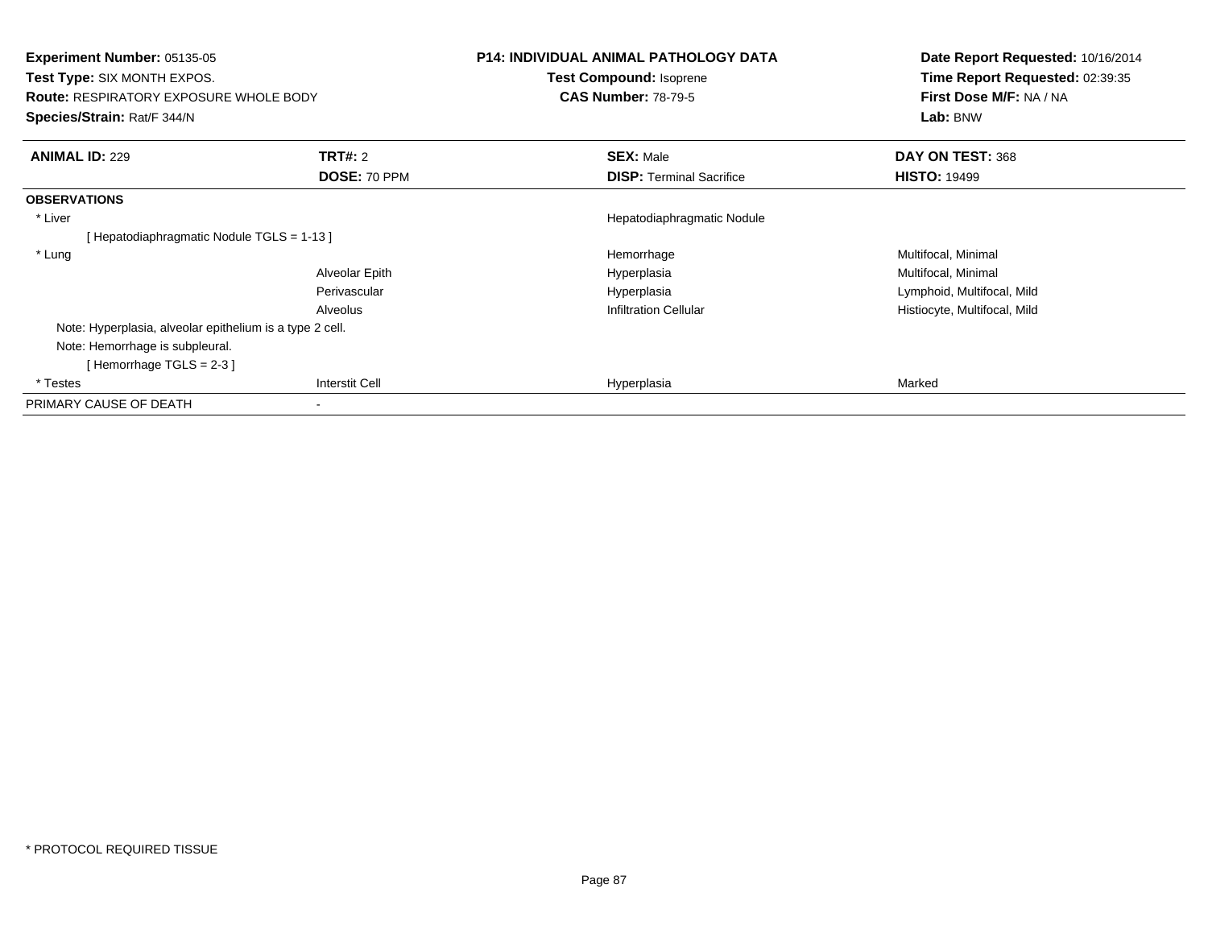**Experiment Number:** 05135-05
**Test Type:** SIX MONTH EXPOS.
**Route:** RESPIRATORY EXPOSURE WHOLE BODY
**Species/Strain:** Rat/F 344/N

**P14: INDIVIDUAL ANIMAL PATHOLOGY DATA**
**Test Compound:** Isoprene
**CAS Number:** 78-79-5

**Date Report Requested:** 10/16/2014
**Time Report Requested:** 02:39:35
**First Dose M/F:** NA / NA
**Lab:** BNW

| **ANIMAL ID:** 229 | **TRT#:** 2 | **SEX:** Male | **DAY ON TEST:** 368 |
|---|---|---|---|
| | **DOSE:** 70 PPM | **DISP:** Terminal Sacrifice | **HISTO:** 19499 |
| **OBSERVATIONS** | | | |
| * Liver | | Hepatodiaphragmatic Nodule | |
| [ Hepatodiaphragmatic Nodule TGLS = 1-13 ] | | | |
| * Lung | | Hemorrhage | Multifocal, Minimal |
| | Alveolar Epith | Hyperplasia | Multifocal, Minimal |
| | Perivascular | Hyperplasia | Lymphoid, Multifocal, Mild |
| | Alveolus | Infiltration Cellular | Histiocyte, Multifocal, Mild |
| Note: Hyperplasia, alveolar epithelium is a type 2 cell. | | | |
| Note: Hemorrhage is subpleural. | | | |
| [ Hemorrhage TGLS = 2-3 ] | | | |
| * Testes | Interstit Cell | Hyperplasia | Marked |
| PRIMARY CAUSE OF DEATH | - | | |

* PROTOCOL REQUIRED TISSUE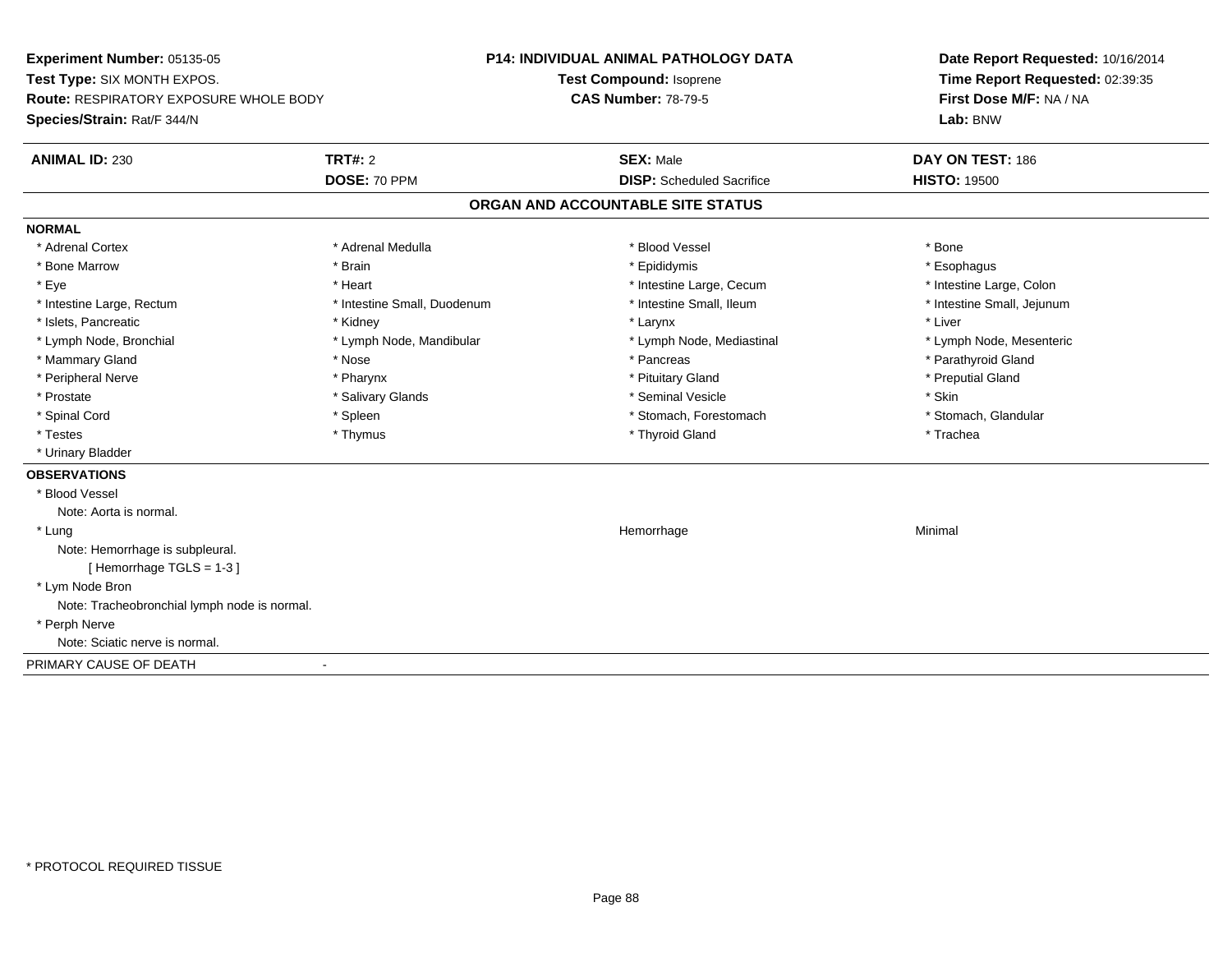**Experiment Number:** 05135-05
**Test Type:** SIX MONTH EXPOS.
**Route:** RESPIRATORY EXPOSURE WHOLE BODY
**Species/Strain:** Rat/F 344/N

**P14: INDIVIDUAL ANIMAL PATHOLOGY DATA**
**Test Compound:** Isoprene
**CAS Number:** 78-79-5

**Date Report Requested:** 10/16/2014
**Time Report Requested:** 02:39:35
**First Dose M/F:** NA / NA
**Lab:** BNW

| **ANIMAL ID:** 230 | **TRT#:** 2 | **SEX:** Male | **DAY ON TEST:** 186 |
|---|---|---|---|
| | **DOSE:** 70 PPM | **DISP:** Scheduled Sacrifice | **HISTO:** 19500 |

## ORGAN AND ACCOUNTABLE SITE STATUS

**NORMAL**

| | | | |
|---|---|---|---|
| * Adrenal Cortex | * Adrenal Medulla | * Blood Vessel | * Bone |
| * Bone Marrow | * Brain | * Epididymis | * Esophagus |
| * Eye | * Heart | * Intestine Large, Cecum | * Intestine Large, Colon |
| * Intestine Large, Rectum | * Intestine Small, Duodenum | * Intestine Small, Ileum | * Intestine Small, Jejunum |
| * Islets, Pancreatic | * Kidney | * Larynx | * Liver |
| * Lymph Node, Bronchial | * Lymph Node, Mandibular | * Lymph Node, Mediastinal | * Lymph Node, Mesenteric |
| * Mammary Gland | * Nose | * Pancreas | * Parathyroid Gland |
| * Peripheral Nerve | * Pharynx | * Pituitary Gland | * Preputial Gland |
| * Prostate | * Salivary Glands | * Seminal Vesicle | * Skin |
| * Spinal Cord | * Spleen | * Stomach, Forestomach | * Stomach, Glandular |
| * Testes | * Thymus | * Thyroid Gland | * Trachea |
| * Urinary Bladder | | | |

**OBSERVATIONS**

* Blood Vessel
  Note: Aorta is normal.
* Lung — Hemorrhage — Minimal
  Note: Hemorrhage is subpleural.
  [ Hemorrhage TGLS = 1-3 ]
* Lym Node Bron
  Note: Tracheobronchial lymph node is normal.
* Perph Nerve
  Note: Sciatic nerve is normal.

PRIMARY CAUSE OF DEATH -

* PROTOCOL REQUIRED TISSUE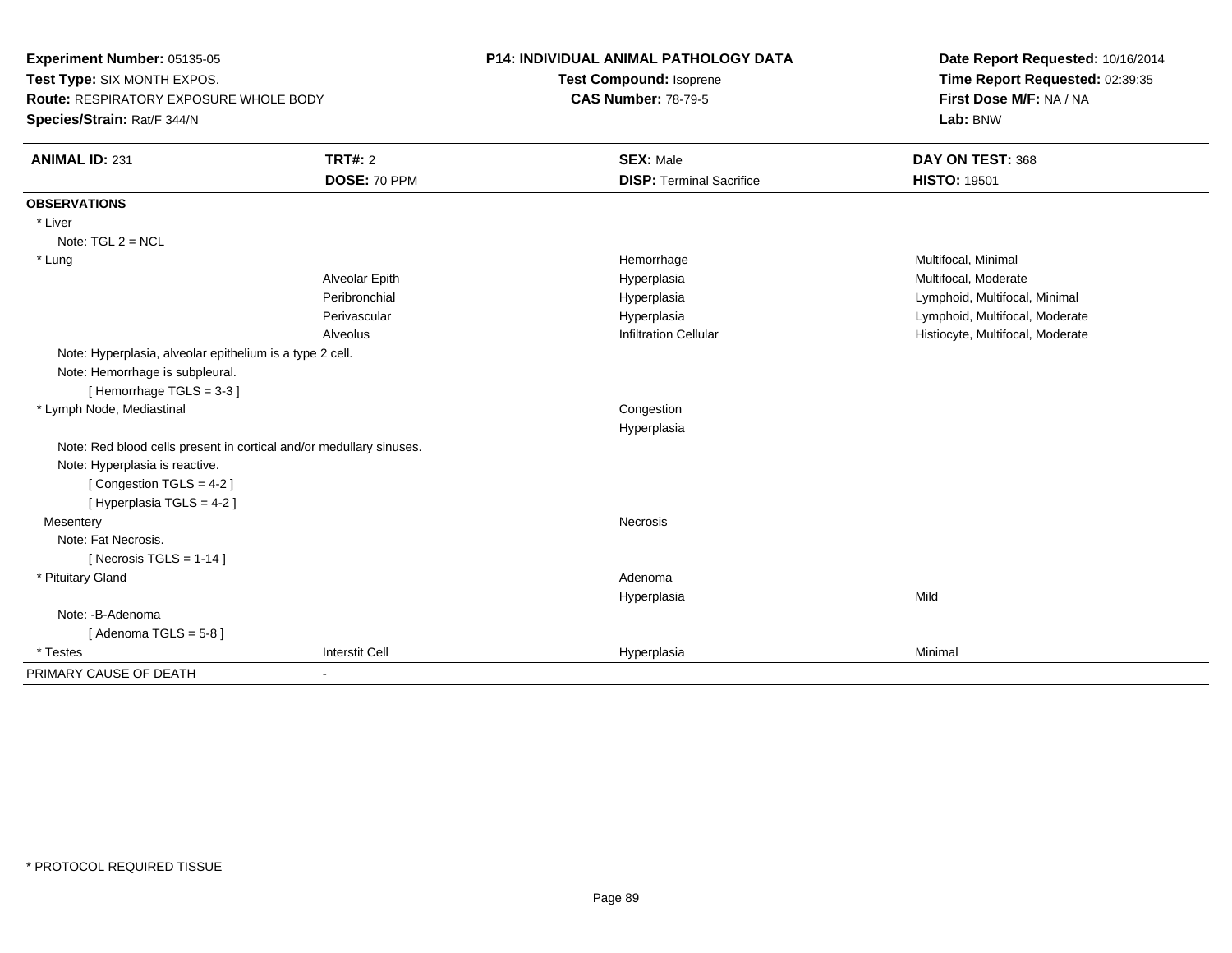**Experiment Number:** 05135-05
**Test Type:** SIX MONTH EXPOS.
**Route:** RESPIRATORY EXPOSURE WHOLE BODY
**Species/Strain:** Rat/F 344/N

**P14: INDIVIDUAL ANIMAL PATHOLOGY DATA**
**Test Compound:** Isoprene
**CAS Number:** 78-79-5

**Date Report Requested:** 10/16/2014
**Time Report Requested:** 02:39:35
**First Dose M/F:** NA / NA
**Lab:** BNW

| **ANIMAL ID:** 231 | **TRT#:** 2 | **SEX:** Male | **DAY ON TEST:** 368 |
|---|---|---|---|
| | **DOSE:** 70 PPM | **DISP:** Terminal Sacrifice | **HISTO:** 19501 |
| **OBSERVATIONS** | | | |
| * Liver | | | |
| Note: TGL 2 = NCL | | | |
| * Lung | | Hemorrhage | Multifocal, Minimal |
| | Alveolar Epith | Hyperplasia | Multifocal, Moderate |
| | Peribronchial | Hyperplasia | Lymphoid, Multifocal, Minimal |
| | Perivascular | Hyperplasia | Lymphoid, Multifocal, Moderate |
| | Alveolus | Infiltration Cellular | Histiocyte, Multifocal, Moderate |
| Note: Hyperplasia, alveolar epithelium is a type 2 cell. | | | |
| Note: Hemorrhage is subpleural. | | | |
| [ Hemorrhage TGLS = 3-3 ] | | | |
| * Lymph Node, Mediastinal | | Congestion | |
| | | Hyperplasia | |
| Note: Red blood cells present in cortical and/or medullary sinuses. | | | |
| Note: Hyperplasia is reactive. | | | |
| [ Congestion TGLS = 4-2 ] | | | |
| [ Hyperplasia TGLS = 4-2 ] | | | |
| Mesentery | | Necrosis | |
| Note: Fat Necrosis. | | | |
| [ Necrosis TGLS = 1-14 ] | | | |
| * Pituitary Gland | | Adenoma | |
| | | Hyperplasia | Mild |
| Note: -B-Adenoma | | | |
| [ Adenoma TGLS = 5-8 ] | | | |
| * Testes | Interstit Cell | Hyperplasia | Minimal |
| PRIMARY CAUSE OF DEATH | - | | |

\* PROTOCOL REQUIRED TISSUE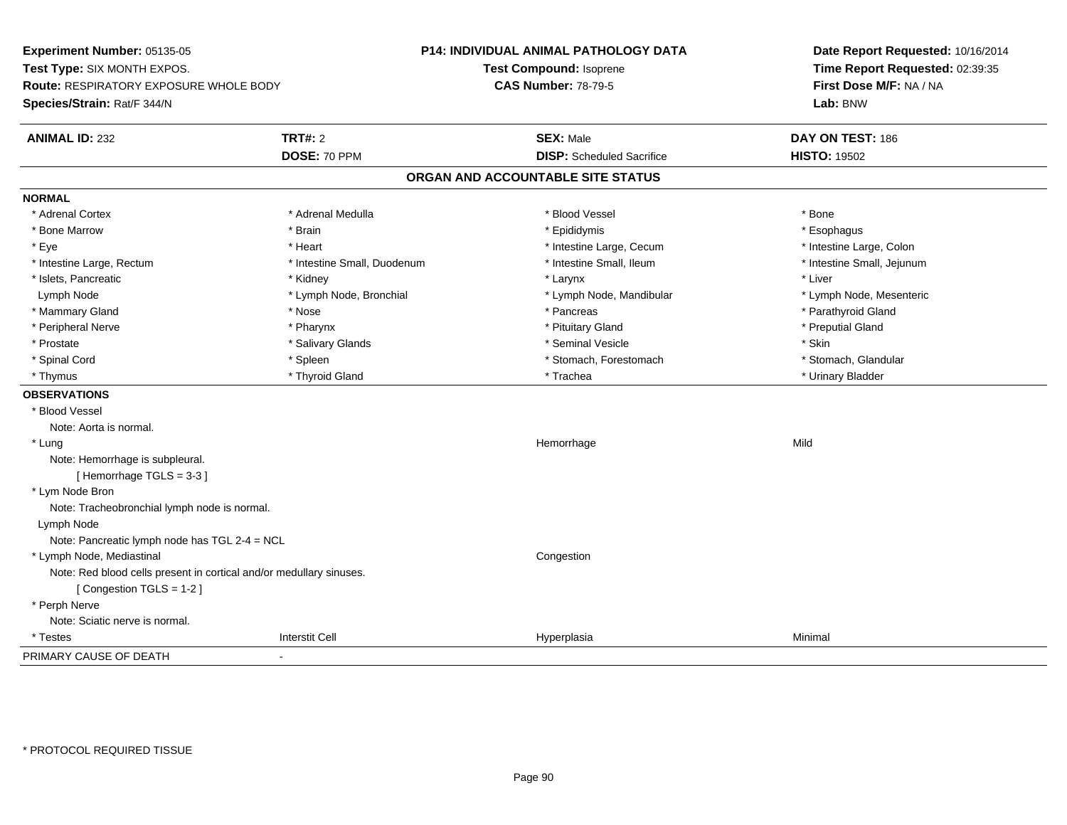**Experiment Number:** 05135-05
**Test Type:** SIX MONTH EXPOS.
**Route:** RESPIRATORY EXPOSURE WHOLE BODY
**Species/Strain:** Rat/F 344/N

**P14: INDIVIDUAL ANIMAL PATHOLOGY DATA**
**Test Compound:** Isoprene
**CAS Number:** 78-79-5

**Date Report Requested:** 10/16/2014
**Time Report Requested:** 02:39:35
**First Dose M/F:** NA / NA
**Lab:** BNW

| **ANIMAL ID:** 232 | **TRT#:** 2 | **SEX:** Male | **DAY ON TEST:** 186 |
|---|---|---|---|
| | **DOSE:** 70 PPM | **DISP:** Scheduled Sacrifice | **HISTO:** 19502 |

## ORGAN AND ACCOUNTABLE SITE STATUS

**NORMAL**

| | | | |
|---|---|---|---|
| * Adrenal Cortex | * Adrenal Medulla | * Blood Vessel | * Bone |
| * Bone Marrow | * Brain | * Epididymis | * Esophagus |
| * Eye | * Heart | * Intestine Large, Cecum | * Intestine Large, Colon |
| * Intestine Large, Rectum | * Intestine Small, Duodenum | * Intestine Small, Ileum | * Intestine Small, Jejunum |
| * Islets, Pancreatic | * Kidney | * Larynx | * Liver |
| Lymph Node | * Lymph Node, Bronchial | * Lymph Node, Mandibular | * Lymph Node, Mesenteric |
| * Mammary Gland | * Nose | * Pancreas | * Parathyroid Gland |
| * Peripheral Nerve | * Pharynx | * Pituitary Gland | * Preputial Gland |
| * Prostate | * Salivary Glands | * Seminal Vesicle | * Skin |
| * Spinal Cord | * Spleen | * Stomach, Forestomach | * Stomach, Glandular |
| * Thymus | * Thyroid Gland | * Trachea | * Urinary Bladder |

**OBSERVATIONS**

* Blood Vessel
  Note: Aorta is normal.

* Lung — Hemorrhage — Mild
  Note: Hemorrhage is subpleural.
  [ Hemorrhage TGLS = 3-3 ]

* Lym Node Bron
  Note: Tracheobronchial lymph node is normal.

Lymph Node
  Note: Pancreatic lymph node has TGL 2-4 = NCL

* Lymph Node, Mediastinal — Congestion
  Note: Red blood cells present in cortical and/or medullary sinuses.
  [ Congestion TGLS = 1-2 ]

* Perph Nerve
  Note: Sciatic nerve is normal.

* Testes — Interstit Cell — Hyperplasia — Minimal

PRIMARY CAUSE OF DEATH -

* PROTOCOL REQUIRED TISSUE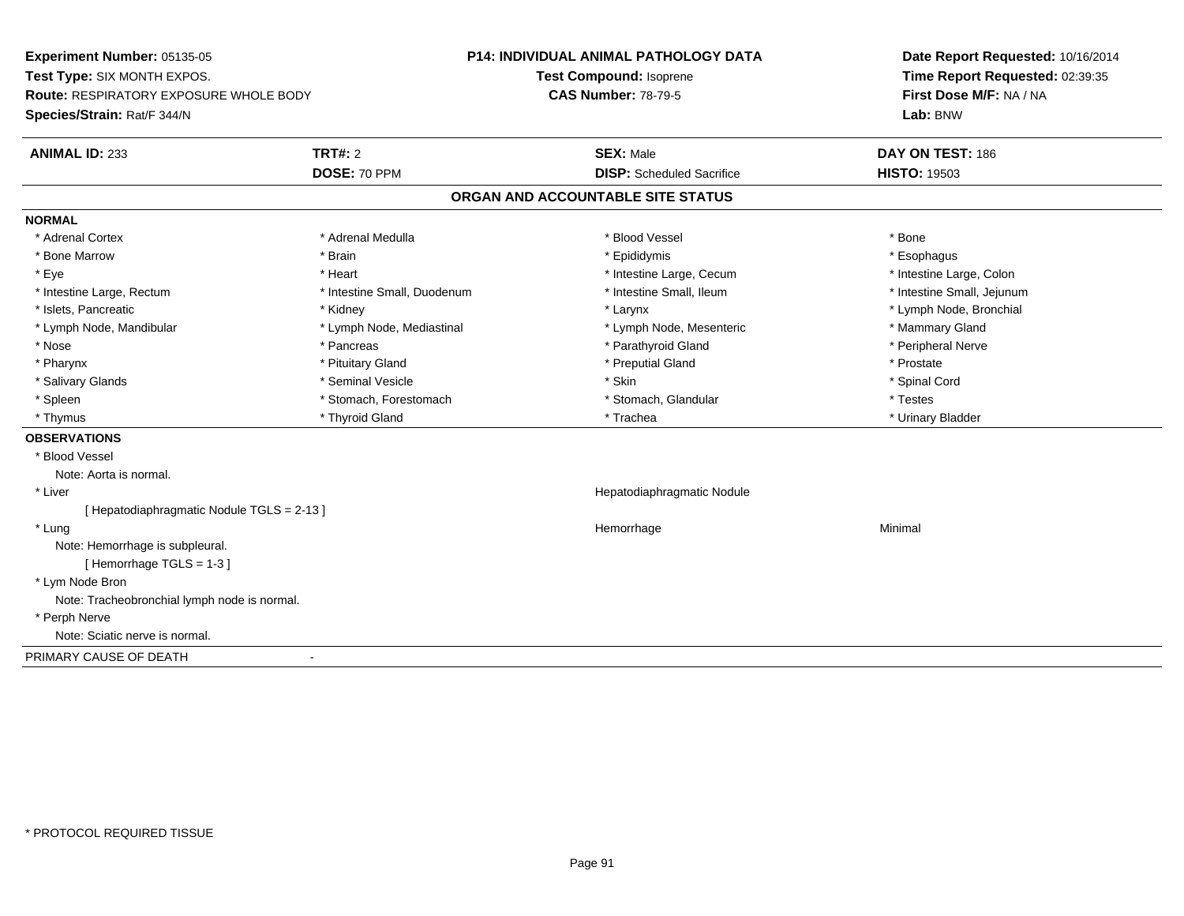**Experiment Number:** 05135-05
**Test Type:** SIX MONTH EXPOS.
**Route:** RESPIRATORY EXPOSURE WHOLE BODY
**Species/Strain:** Rat/F 344/N

**P14: INDIVIDUAL ANIMAL PATHOLOGY DATA**
**Test Compound:** Isoprene
**CAS Number:** 78-79-5

**Date Report Requested:** 10/16/2014
**Time Report Requested:** 02:39:35
**First Dose M/F:** NA / NA
**Lab:** BNW

| **ANIMAL ID:** 233 | **TRT#:** 2 | **SEX:** Male | **DAY ON TEST:** 186 |
|---|---|---|---|
| | **DOSE:** 70 PPM | **DISP:** Scheduled Sacrifice | **HISTO:** 19503 |

## ORGAN AND ACCOUNTABLE SITE STATUS

**NORMAL**

| | | | |
|---|---|---|---|
| * Adrenal Cortex | * Adrenal Medulla | * Blood Vessel | * Bone |
| * Bone Marrow | * Brain | * Epididymis | * Esophagus |
| * Eye | * Heart | * Intestine Large, Cecum | * Intestine Large, Colon |
| * Intestine Large, Rectum | * Intestine Small, Duodenum | * Intestine Small, Ileum | * Intestine Small, Jejunum |
| * Islets, Pancreatic | * Kidney | * Larynx | * Lymph Node, Bronchial |
| * Lymph Node, Mandibular | * Lymph Node, Mediastinal | * Lymph Node, Mesenteric | * Mammary Gland |
| * Nose | * Pancreas | * Parathyroid Gland | * Peripheral Nerve |
| * Pharynx | * Pituitary Gland | * Preputial Gland | * Prostate |
| * Salivary Glands | * Seminal Vesicle | * Skin | * Spinal Cord |
| * Spleen | * Stomach, Forestomach | * Stomach, Glandular | * Testes |
| * Thymus | * Thyroid Gland | * Trachea | * Urinary Bladder |

**OBSERVATIONS**

* Blood Vessel
  Note: Aorta is normal.
* Liver — Hepatodiaphragmatic Nodule
  [ Hepatodiaphragmatic Nodule TGLS = 2-13 ]
* Lung — Hemorrhage — Minimal
  Note: Hemorrhage is subpleural.
  [ Hemorrhage TGLS = 1-3 ]
* Lym Node Bron
  Note: Tracheobronchial lymph node is normal.
* Perph Nerve
  Note: Sciatic nerve is normal.

PRIMARY CAUSE OF DEATH -

* PROTOCOL REQUIRED TISSUE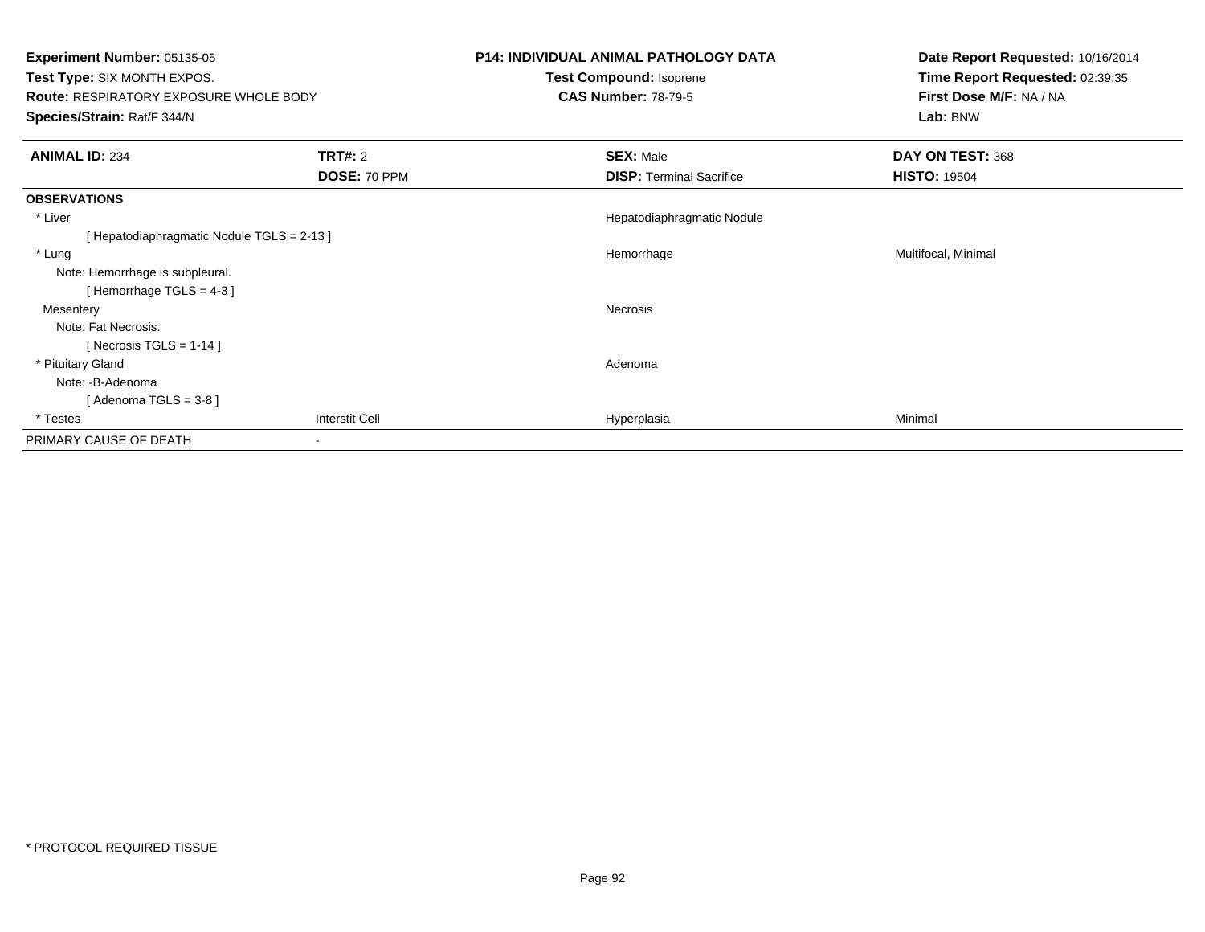**Experiment Number:** 05135-05
**Test Type:** SIX MONTH EXPOS.
**Route:** RESPIRATORY EXPOSURE WHOLE BODY
**Species/Strain:** Rat/F 344/N

**P14: INDIVIDUAL ANIMAL PATHOLOGY DATA**
**Test Compound:** Isoprene
**CAS Number:** 78-79-5

**Date Report Requested:** 10/16/2014
**Time Report Requested:** 02:39:35
**First Dose M/F:** NA / NA
**Lab:** BNW

| **ANIMAL ID:** 234 | **TRT#:** 2 | **SEX:** Male | **DAY ON TEST:** 368 |
|---|---|---|---|
| | **DOSE:** 70 PPM | **DISP:** Terminal Sacrifice | **HISTO:** 19504 |
| **OBSERVATIONS** | | | |
| * Liver | | Hepatodiaphragmatic Nodule | |
| [ Hepatodiaphragmatic Nodule TGLS = 2-13 ] | | | |
| * Lung | | Hemorrhage | Multifocal, Minimal |
| Note: Hemorrhage is subpleural. | | | |
| [ Hemorrhage TGLS = 4-3 ] | | | |
| Mesentery | | Necrosis | |
| Note: Fat Necrosis. | | | |
| [ Necrosis TGLS = 1-14 ] | | | |
| * Pituitary Gland | | Adenoma | |
| Note: -B-Adenoma | | | |
| [ Adenoma TGLS = 3-8 ] | | | |
| * Testes | Interstit Cell | Hyperplasia | Minimal |
| PRIMARY CAUSE OF DEATH | - | | |

* PROTOCOL REQUIRED TISSUE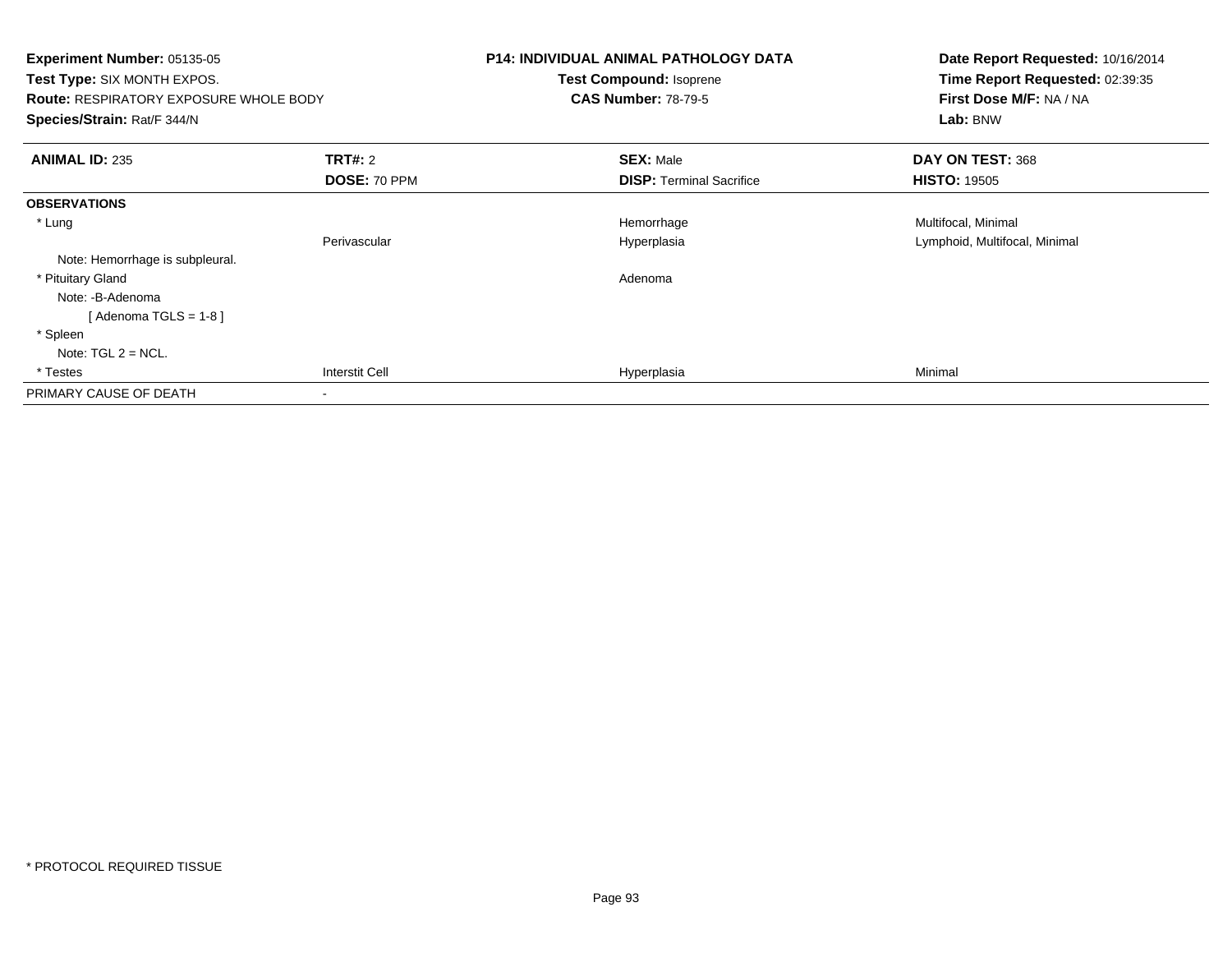**Experiment Number:** 05135-05
**Test Type:** SIX MONTH EXPOS.
**Route:** RESPIRATORY EXPOSURE WHOLE BODY
**Species/Strain:** Rat/F 344/N

**P14: INDIVIDUAL ANIMAL PATHOLOGY DATA**
**Test Compound:** Isoprene
**CAS Number:** 78-79-5

**Date Report Requested:** 10/16/2014
**Time Report Requested:** 02:39:35
**First Dose M/F:** NA / NA
**Lab:** BNW

| **ANIMAL ID:** 235 | **TRT#:** 2 | **SEX:** Male | **DAY ON TEST:** 368 |
|---|---|---|---|
| | **DOSE:** 70 PPM | **DISP:** Terminal Sacrifice | **HISTO:** 19505 |
| **OBSERVATIONS** | | | |
| * Lung | | Hemorrhage | Multifocal, Minimal |
| | Perivascular | Hyperplasia | Lymphoid, Multifocal, Minimal |
| Note: Hemorrhage is subpleural. | | | |
| * Pituitary Gland | | Adenoma | |
| Note: -B-Adenoma | | | |
| [ Adenoma TGLS = 1-8 ] | | | |
| * Spleen | | | |
| Note: TGL 2 = NCL. | | | |
| * Testes | Interstit Cell | Hyperplasia | Minimal |
| PRIMARY CAUSE OF DEATH | - | | |

* PROTOCOL REQUIRED TISSUE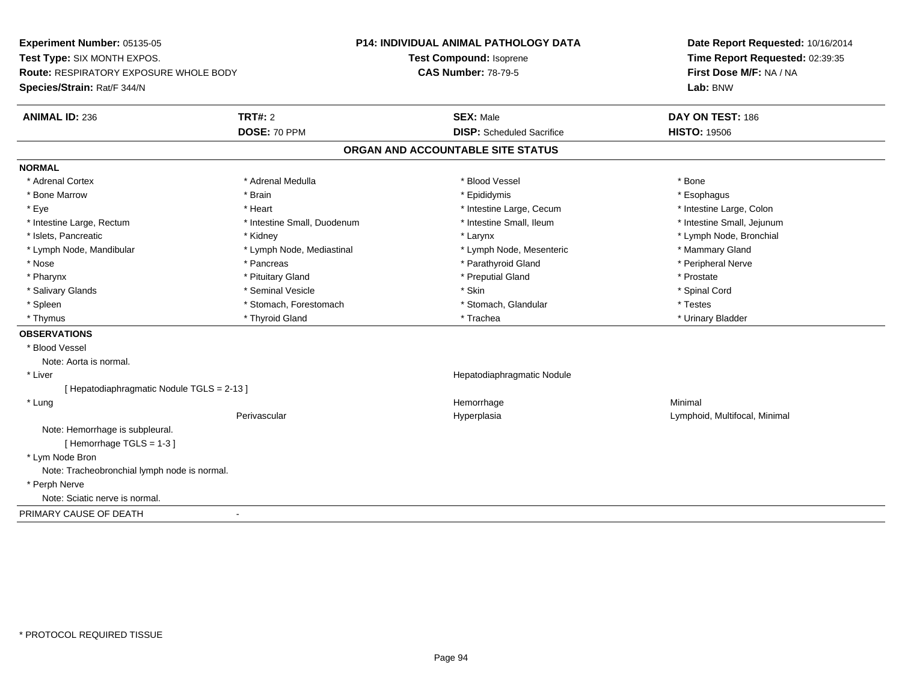**Experiment Number:** 05135-05
**Test Type:** SIX MONTH EXPOS.
**Route:** RESPIRATORY EXPOSURE WHOLE BODY
**Species/Strain:** Rat/F 344/N

**P14: INDIVIDUAL ANIMAL PATHOLOGY DATA**
**Test Compound:** Isoprene
**CAS Number:** 78-79-5

**Date Report Requested:** 10/16/2014
**Time Report Requested:** 02:39:35
**First Dose M/F:** NA / NA
**Lab:** BNW

| **ANIMAL ID:** 236 | **TRT#:** 2 | **SEX:** Male | **DAY ON TEST:** 186 |
|---|---|---|---|
| | **DOSE:** 70 PPM | **DISP:** Scheduled Sacrifice | **HISTO:** 19506 |

## ORGAN AND ACCOUNTABLE SITE STATUS

**NORMAL**

| | | | |
|---|---|---|---|
| * Adrenal Cortex | * Adrenal Medulla | * Blood Vessel | * Bone |
| * Bone Marrow | * Brain | * Epididymis | * Esophagus |
| * Eye | * Heart | * Intestine Large, Cecum | * Intestine Large, Colon |
| * Intestine Large, Rectum | * Intestine Small, Duodenum | * Intestine Small, Ileum | * Intestine Small, Jejunum |
| * Islets, Pancreatic | * Kidney | * Larynx | * Lymph Node, Bronchial |
| * Lymph Node, Mandibular | * Lymph Node, Mediastinal | * Lymph Node, Mesenteric | * Mammary Gland |
| * Nose | * Pancreas | * Parathyroid Gland | * Peripheral Nerve |
| * Pharynx | * Pituitary Gland | * Preputial Gland | * Prostate |
| * Salivary Glands | * Seminal Vesicle | * Skin | * Spinal Cord |
| * Spleen | * Stomach, Forestomach | * Stomach, Glandular | * Testes |
| * Thymus | * Thyroid Gland | * Trachea | * Urinary Bladder |

**OBSERVATIONS**

| | | | |
|---|---|---|---|
| * Blood Vessel | | | |
| Note: Aorta is normal. | | | |
| * Liver | | Hepatodiaphragmatic Nodule | |
| [ Hepatodiaphragmatic Nodule TGLS = 2-13 ] | | | |
| * Lung | | Hemorrhage | Minimal |
| | Perivascular | Hyperplasia | Lymphoid, Multifocal, Minimal |
| Note: Hemorrhage is subpleural. | | | |
| [ Hemorrhage TGLS = 1-3 ] | | | |
| * Lym Node Bron | | | |
| Note: Tracheobronchial lymph node is normal. | | | |
| * Perph Nerve | | | |
| Note: Sciatic nerve is normal. | | | |

PRIMARY CAUSE OF DEATH -

\* PROTOCOL REQUIRED TISSUE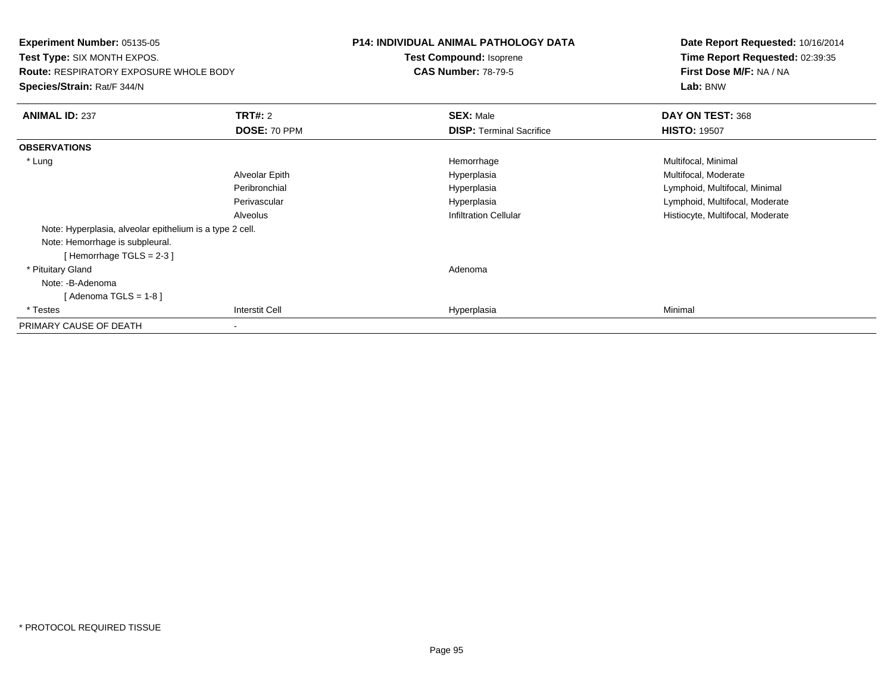**Experiment Number:** 05135-05
**Test Type:** SIX MONTH EXPOS.
**Route:** RESPIRATORY EXPOSURE WHOLE BODY
**Species/Strain:** Rat/F 344/N

**P14: INDIVIDUAL ANIMAL PATHOLOGY DATA**
**Test Compound:** Isoprene
**CAS Number:** 78-79-5

**Date Report Requested:** 10/16/2014
**Time Report Requested:** 02:39:35
**First Dose M/F:** NA / NA
**Lab:** BNW

| **ANIMAL ID:** 237 | **TRT#:** 2 | **SEX:** Male | **DAY ON TEST:** 368 |
|---|---|---|---|
| | **DOSE:** 70 PPM | **DISP:** Terminal Sacrifice | **HISTO:** 19507 |
| **OBSERVATIONS** | | | |
| * Lung | | Hemorrhage | Multifocal, Minimal |
| | Alveolar Epith | Hyperplasia | Multifocal, Moderate |
| | Peribronchial | Hyperplasia | Lymphoid, Multifocal, Minimal |
| | Perivascular | Hyperplasia | Lymphoid, Multifocal, Moderate |
| | Alveolus | Infiltration Cellular | Histiocyte, Multifocal, Moderate |
| Note: Hyperplasia, alveolar epithelium is a type 2 cell. | | | |
| Note: Hemorrhage is subpleural. | | | |
| [ Hemorrhage TGLS = 2-3 ] | | | |
| * Pituitary Gland | | Adenoma | |
| Note: -B-Adenoma | | | |
| [ Adenoma TGLS = 1-8 ] | | | |
| * Testes | Interstit Cell | Hyperplasia | Minimal |
| PRIMARY CAUSE OF DEATH | - | | |

\* PROTOCOL REQUIRED TISSUE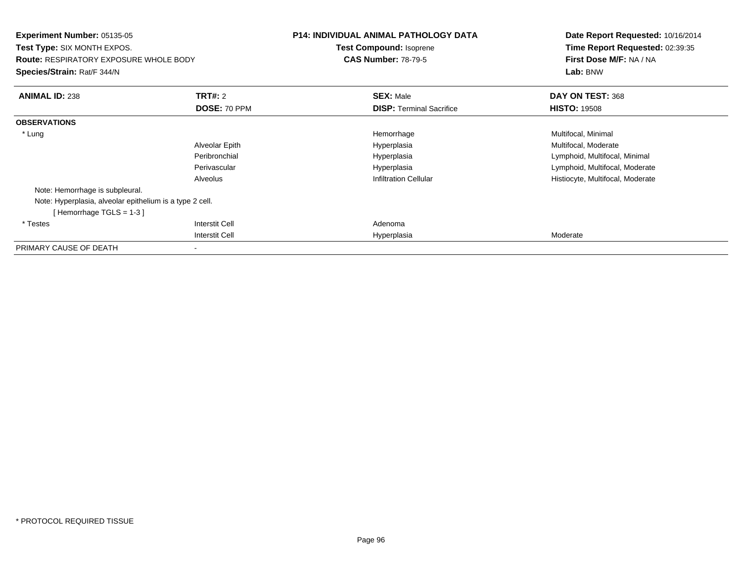**Experiment Number:** 05135-05
**Test Type:** SIX MONTH EXPOS.
**Route:** RESPIRATORY EXPOSURE WHOLE BODY
**Species/Strain:** Rat/F 344/N

**P14: INDIVIDUAL ANIMAL PATHOLOGY DATA**
**Test Compound:** Isoprene
**CAS Number:** 78-79-5

**Date Report Requested:** 10/16/2014
**Time Report Requested:** 02:39:35
**First Dose M/F:** NA / NA
**Lab:** BNW

| **ANIMAL ID:** 238 | **TRT#:** 2 | **SEX:** Male | **DAY ON TEST:** 368 |
|---|---|---|---|
| | **DOSE:** 70 PPM | **DISP:** Terminal Sacrifice | **HISTO:** 19508 |
| **OBSERVATIONS** | | | |
| * Lung | | Hemorrhage | Multifocal, Minimal |
| | Alveolar Epith | Hyperplasia | Multifocal, Moderate |
| | Peribronchial | Hyperplasia | Lymphoid, Multifocal, Minimal |
| | Perivascular | Hyperplasia | Lymphoid, Multifocal, Moderate |
| | Alveolus | Infiltration Cellular | Histiocyte, Multifocal, Moderate |
| Note: Hemorrhage is subpleural. | | | |
| Note: Hyperplasia, alveolar epithelium is a type 2 cell. | | | |
| [ Hemorrhage TGLS = 1-3 ] | | | |
| * Testes | Interstit Cell | Adenoma | |
| | Interstit Cell | Hyperplasia | Moderate |
| PRIMARY CAUSE OF DEATH | - | | |

* PROTOCOL REQUIRED TISSUE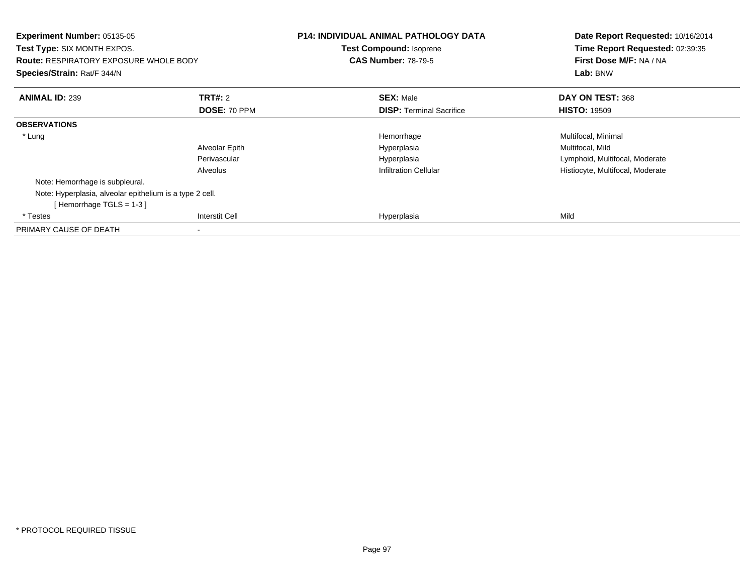**Experiment Number:** 05135-05
**Test Type:** SIX MONTH EXPOS.
**Route:** RESPIRATORY EXPOSURE WHOLE BODY
**Species/Strain:** Rat/F 344/N

**P14: INDIVIDUAL ANIMAL PATHOLOGY DATA**
**Test Compound:** Isoprene
**CAS Number:** 78-79-5

**Date Report Requested:** 10/16/2014
**Time Report Requested:** 02:39:35
**First Dose M/F:** NA / NA
**Lab:** BNW

| **ANIMAL ID:** 239 | **TRT#:** 2 | **SEX:** Male | **DAY ON TEST:** 368 |
|---|---|---|---|
| | **DOSE:** 70 PPM | **DISP:** Terminal Sacrifice | **HISTO:** 19509 |
| **OBSERVATIONS** | | | |
| * Lung | | Hemorrhage | Multifocal, Minimal |
| | Alveolar Epith | Hyperplasia | Multifocal, Mild |
| | Perivascular | Hyperplasia | Lymphoid, Multifocal, Moderate |
| | Alveolus | Infiltration Cellular | Histiocyte, Multifocal, Moderate |
| Note: Hemorrhage is subpleural. | | | |
| Note: Hyperplasia, alveolar epithelium is a type 2 cell. | | | |
| [ Hemorrhage TGLS = 1-3 ] | | | |
| * Testes | Interstit Cell | Hyperplasia | Mild |
| PRIMARY CAUSE OF DEATH | - | | |

* PROTOCOL REQUIRED TISSUE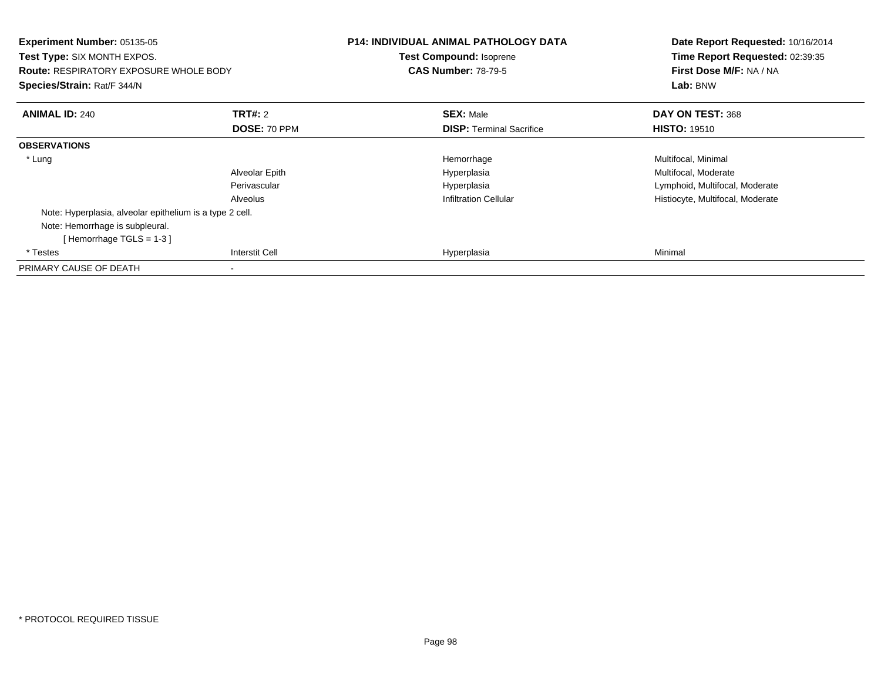**Experiment Number:** 05135-05
**Test Type:** SIX MONTH EXPOS.
**Route:** RESPIRATORY EXPOSURE WHOLE BODY
**Species/Strain:** Rat/F 344/N

**P14: INDIVIDUAL ANIMAL PATHOLOGY DATA**
**Test Compound:** Isoprene
**CAS Number:** 78-79-5

**Date Report Requested:** 10/16/2014
**Time Report Requested:** 02:39:35
**First Dose M/F:** NA / NA
**Lab:** BNW

| **ANIMAL ID:** 240 | **TRT#:** 2 | **SEX:** Male | **DAY ON TEST:** 368 |
|---|---|---|---|
| | **DOSE:** 70 PPM | **DISP:** Terminal Sacrifice | **HISTO:** 19510 |
| **OBSERVATIONS** | | | |
| * Lung | | Hemorrhage | Multifocal, Minimal |
| | Alveolar Epith | Hyperplasia | Multifocal, Moderate |
| | Perivascular | Hyperplasia | Lymphoid, Multifocal, Moderate |
| | Alveolus | Infiltration Cellular | Histiocyte, Multifocal, Moderate |
| Note: Hyperplasia, alveolar epithelium is a type 2 cell. | | | |
| Note: Hemorrhage is subpleural. | | | |
| [ Hemorrhage TGLS = 1-3 ] | | | |
| * Testes | Interstit Cell | Hyperplasia | Minimal |
| PRIMARY CAUSE OF DEATH | - | | |

* PROTOCOL REQUIRED TISSUE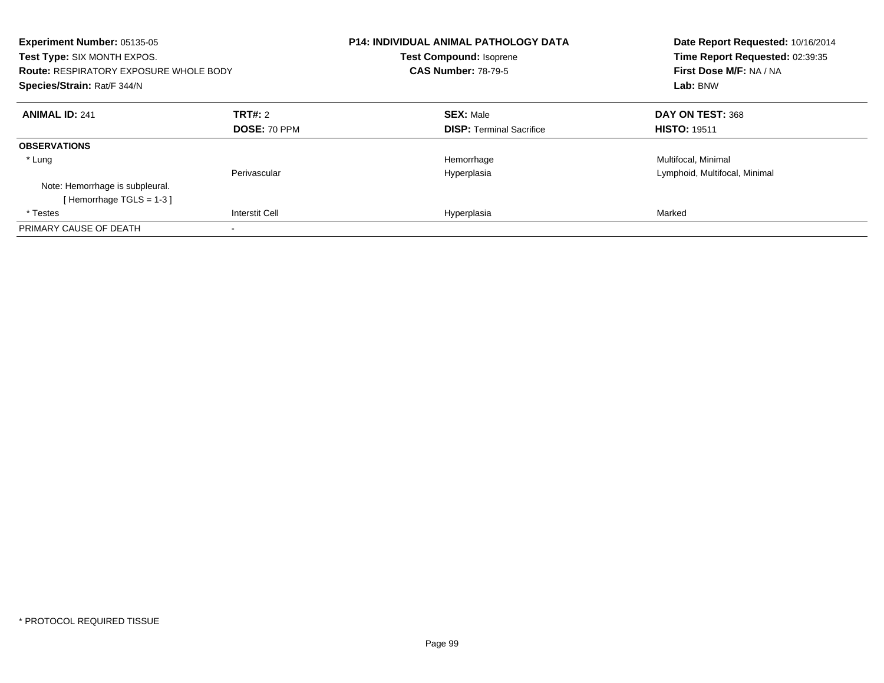**Experiment Number:** 05135-05
**Test Type:** SIX MONTH EXPOS.
**Route:** RESPIRATORY EXPOSURE WHOLE BODY
**Species/Strain:** Rat/F 344/N

**P14: INDIVIDUAL ANIMAL PATHOLOGY DATA**
**Test Compound:** Isoprene
**CAS Number:** 78-79-5

**Date Report Requested:** 10/16/2014
**Time Report Requested:** 02:39:35
**First Dose M/F:** NA / NA
**Lab:** BNW

| **ANIMAL ID:** 241 | **TRT#:** 2 | **SEX:** Male | **DAY ON TEST:** 368 |
|---|---|---|---|
| | **DOSE:** 70 PPM | **DISP:** Terminal Sacrifice | **HISTO:** 19511 |
| **OBSERVATIONS** | | | |
| * Lung | | Hemorrhage | Multifocal, Minimal |
| | Perivascular | Hyperplasia | Lymphoid, Multifocal, Minimal |
| Note: Hemorrhage is subpleural. | | | |
| [ Hemorrhage TGLS = 1-3 ] | | | |
| * Testes | Interstit Cell | Hyperplasia | Marked |
| PRIMARY CAUSE OF DEATH | - | | |

* PROTOCOL REQUIRED TISSUE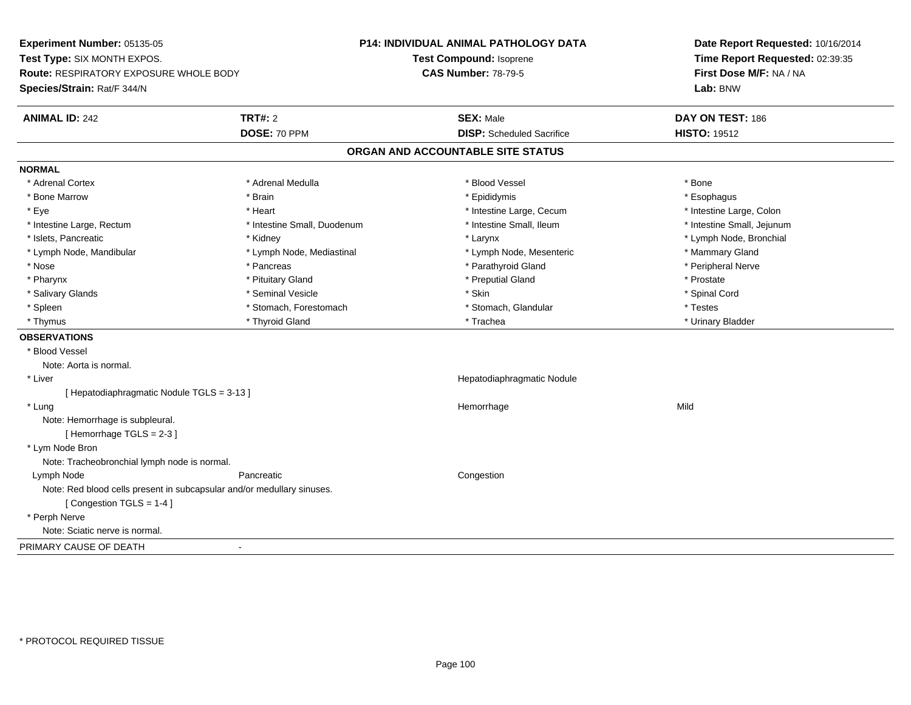**Experiment Number:** 05135-05
**Test Type:** SIX MONTH EXPOS.
**Route:** RESPIRATORY EXPOSURE WHOLE BODY
**Species/Strain:** Rat/F 344/N

**P14: INDIVIDUAL ANIMAL PATHOLOGY DATA**
**Test Compound:** Isoprene
**CAS Number:** 78-79-5

**Date Report Requested:** 10/16/2014
**Time Report Requested:** 02:39:35
**First Dose M/F:** NA / NA
**Lab:** BNW

| **ANIMAL ID:** 242 | **TRT#:** 2 | **SEX:** Male | **DAY ON TEST:** 186 |
|---|---|---|---|
| | **DOSE:** 70 PPM | **DISP:** Scheduled Sacrifice | **HISTO:** 19512 |

## ORGAN AND ACCOUNTABLE SITE STATUS

**NORMAL**

| | | | |
|---|---|---|---|
| * Adrenal Cortex | * Adrenal Medulla | * Blood Vessel | * Bone |
| * Bone Marrow | * Brain | * Epididymis | * Esophagus |
| * Eye | * Heart | * Intestine Large, Cecum | * Intestine Large, Colon |
| * Intestine Large, Rectum | * Intestine Small, Duodenum | * Intestine Small, Ileum | * Intestine Small, Jejunum |
| * Islets, Pancreatic | * Kidney | * Larynx | * Lymph Node, Bronchial |
| * Lymph Node, Mandibular | * Lymph Node, Mediastinal | * Lymph Node, Mesenteric | * Mammary Gland |
| * Nose | * Pancreas | * Parathyroid Gland | * Peripheral Nerve |
| * Pharynx | * Pituitary Gland | * Preputial Gland | * Prostate |
| * Salivary Glands | * Seminal Vesicle | * Skin | * Spinal Cord |
| * Spleen | * Stomach, Forestomach | * Stomach, Glandular | * Testes |
| * Thymus | * Thyroid Gland | * Trachea | * Urinary Bladder |

**OBSERVATIONS**

* Blood Vessel
  Note: Aorta is normal.
* Liver — Hepatodiaphragmatic Nodule
  [ Hepatodiaphragmatic Nodule TGLS = 3-13 ]
* Lung — Hemorrhage — Mild
  Note: Hemorrhage is subpleural.
  [ Hemorrhage TGLS = 2-3 ]
* Lym Node Bron
  Note: Tracheobronchial lymph node is normal.
Lymph Node — Pancreatic — Congestion
  Note: Red blood cells present in subcapsular and/or medullary sinuses.
  [ Congestion TGLS = 1-4 ]
* Perph Nerve
  Note: Sciatic nerve is normal.

PRIMARY CAUSE OF DEATH -

* PROTOCOL REQUIRED TISSUE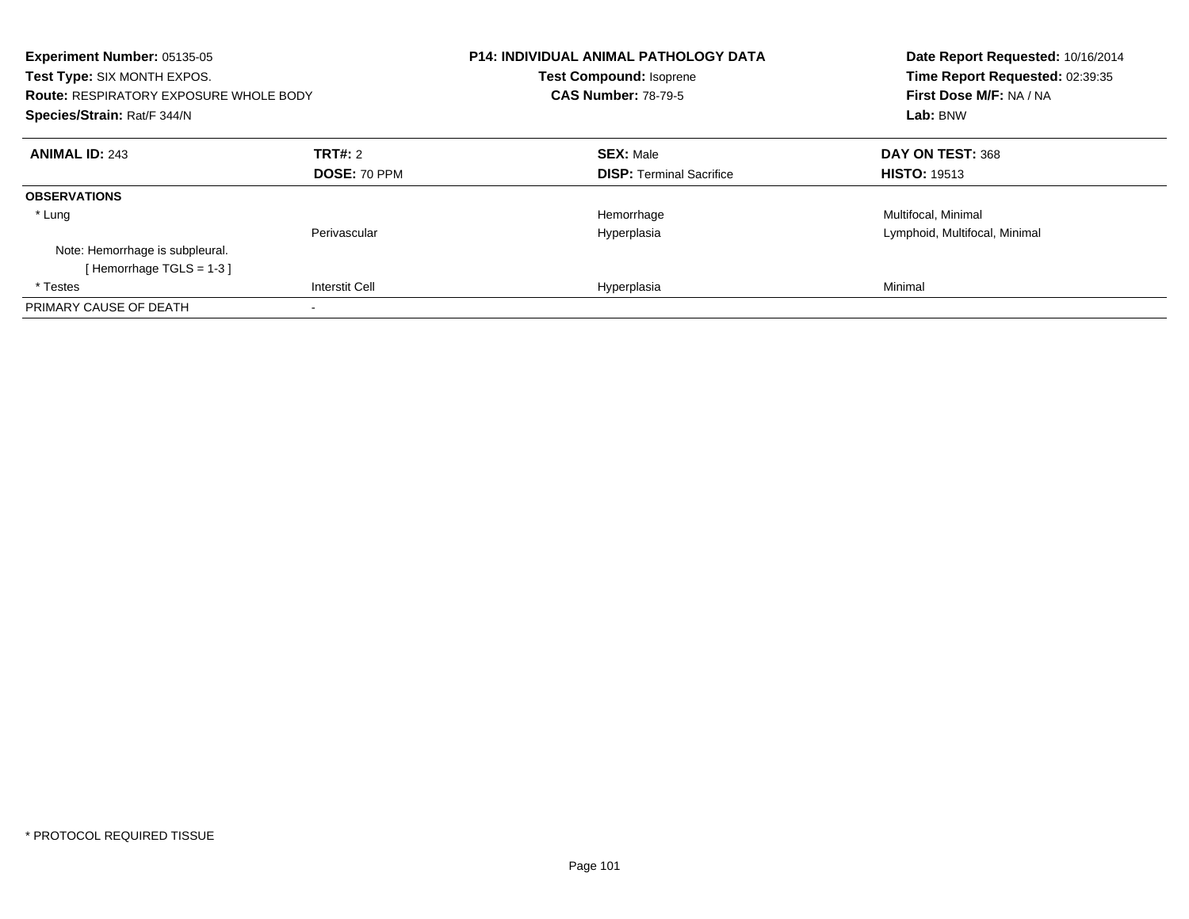**Experiment Number:** 05135-05
**Test Type:** SIX MONTH EXPOS.
**Route:** RESPIRATORY EXPOSURE WHOLE BODY
**Species/Strain:** Rat/F 344/N

**P14: INDIVIDUAL ANIMAL PATHOLOGY DATA**
**Test Compound:** Isoprene
**CAS Number:** 78-79-5

**Date Report Requested:** 10/16/2014
**Time Report Requested:** 02:39:35
**First Dose M/F:** NA / NA
**Lab:** BNW

| **ANIMAL ID:** 243 | **TRT#:** 2 | **SEX:** Male | **DAY ON TEST:** 368 |
|---|---|---|---|
| | **DOSE:** 70 PPM | **DISP:** Terminal Sacrifice | **HISTO:** 19513 |
| **OBSERVATIONS** | | | |
| * Lung | | Hemorrhage | Multifocal, Minimal |
| | Perivascular | Hyperplasia | Lymphoid, Multifocal, Minimal |
| Note: Hemorrhage is subpleural. | | | |
| [ Hemorrhage TGLS = 1-3 ] | | | |
| * Testes | Interstit Cell | Hyperplasia | Minimal |
| PRIMARY CAUSE OF DEATH | - | | |

* PROTOCOL REQUIRED TISSUE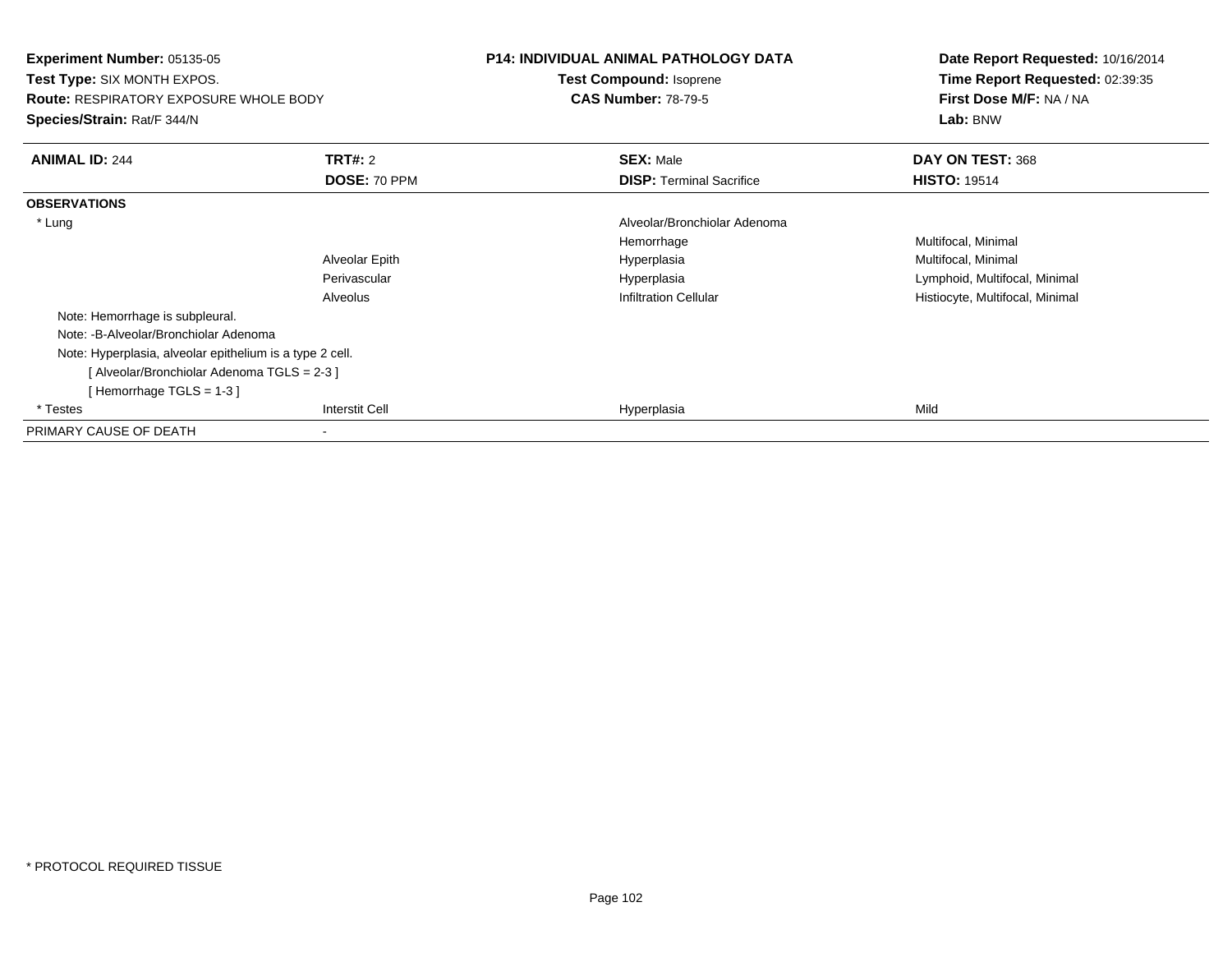**Experiment Number:** 05135-05
**Test Type:** SIX MONTH EXPOS.
**Route:** RESPIRATORY EXPOSURE WHOLE BODY
**Species/Strain:** Rat/F 344/N

**P14: INDIVIDUAL ANIMAL PATHOLOGY DATA**
**Test Compound:** Isoprene
**CAS Number:** 78-79-5

**Date Report Requested:** 10/16/2014
**Time Report Requested:** 02:39:35
**First Dose M/F:** NA / NA
**Lab:** BNW

| **ANIMAL ID:** 244 | **TRT#:** 2 | **SEX:** Male | **DAY ON TEST:** 368 |
|---|---|---|---|
| | **DOSE:** 70 PPM | **DISP:** Terminal Sacrifice | **HISTO:** 19514 |
| **OBSERVATIONS** | | | |
| * Lung | | Alveolar/Bronchiolar Adenoma | |
| | | Hemorrhage | Multifocal, Minimal |
| | Alveolar Epith | Hyperplasia | Multifocal, Minimal |
| | Perivascular | Hyperplasia | Lymphoid, Multifocal, Minimal |
| | Alveolus | Infiltration Cellular | Histiocyte, Multifocal, Minimal |
| Note: Hemorrhage is subpleural. | | | |
| Note: -B-Alveolar/Bronchiolar Adenoma | | | |
| Note: Hyperplasia, alveolar epithelium is a type 2 cell. | | | |
| [ Alveolar/Bronchiolar Adenoma TGLS = 2-3 ] | | | |
| [ Hemorrhage TGLS = 1-3 ] | | | |
| * Testes | Interstit Cell | Hyperplasia | Mild |
| PRIMARY CAUSE OF DEATH | - | | |

* PROTOCOL REQUIRED TISSUE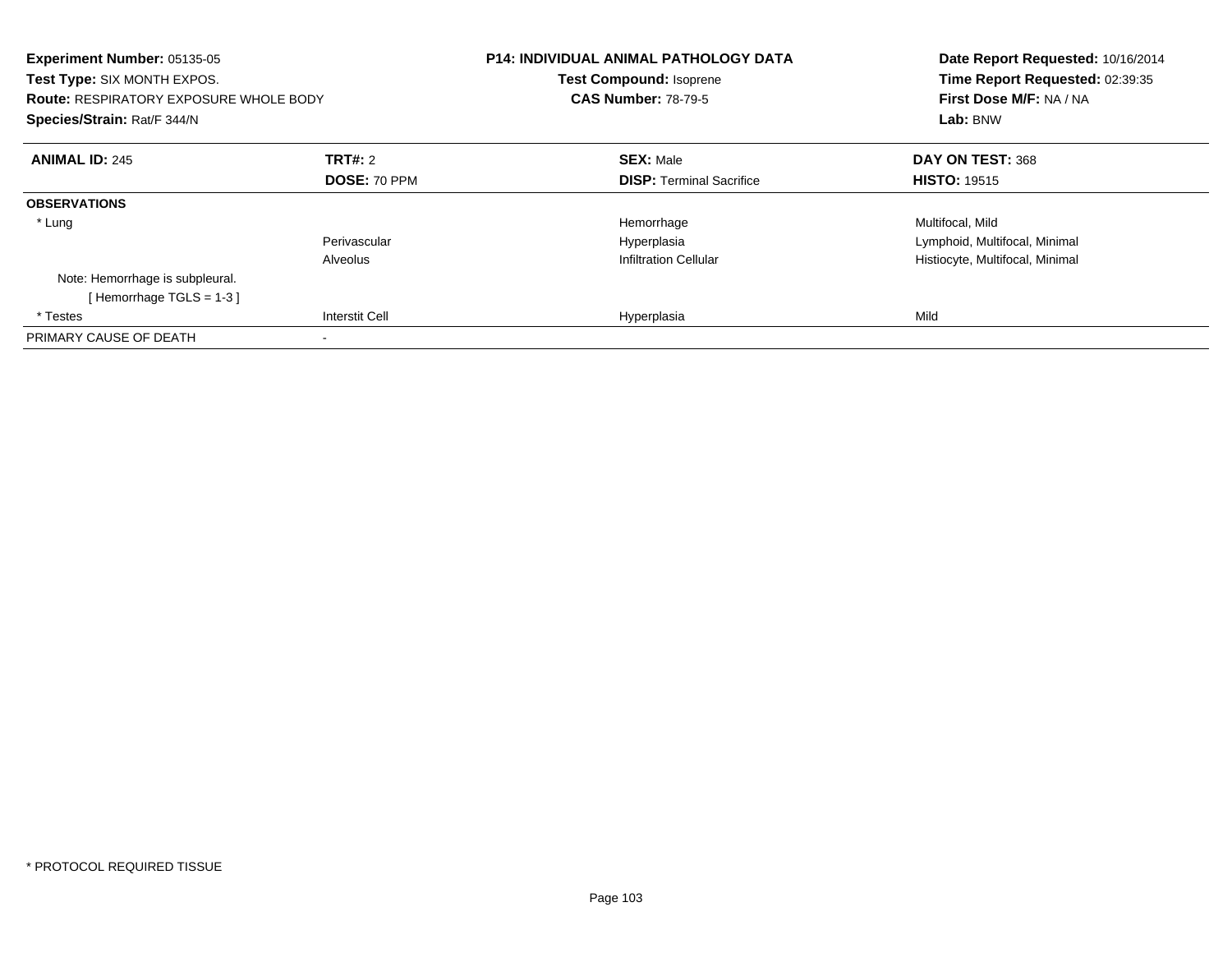**Experiment Number:** 05135-05
**Test Type:** SIX MONTH EXPOS.
**Route:** RESPIRATORY EXPOSURE WHOLE BODY
**Species/Strain:** Rat/F 344/N

**P14: INDIVIDUAL ANIMAL PATHOLOGY DATA**
**Test Compound:** Isoprene
**CAS Number:** 78-79-5

**Date Report Requested:** 10/16/2014
**Time Report Requested:** 02:39:35
**First Dose M/F:** NA / NA
**Lab:** BNW

| **ANIMAL ID:** 245 | **TRT#:** 2 | **SEX:** Male | **DAY ON TEST:** 368 |
|---|---|---|---|
| | **DOSE:** 70 PPM | **DISP:** Terminal Sacrifice | **HISTO:** 19515 |
| **OBSERVATIONS** | | | |
| * Lung | | Hemorrhage | Multifocal, Mild |
| | Perivascular | Hyperplasia | Lymphoid, Multifocal, Minimal |
| | Alveolus | Infiltration Cellular | Histiocyte, Multifocal, Minimal |
| Note: Hemorrhage is subpleural. | | | |
| [ Hemorrhage TGLS = 1-3 ] | | | |
| * Testes | Interstit Cell | Hyperplasia | Mild |
| PRIMARY CAUSE OF DEATH | - | | |

* PROTOCOL REQUIRED TISSUE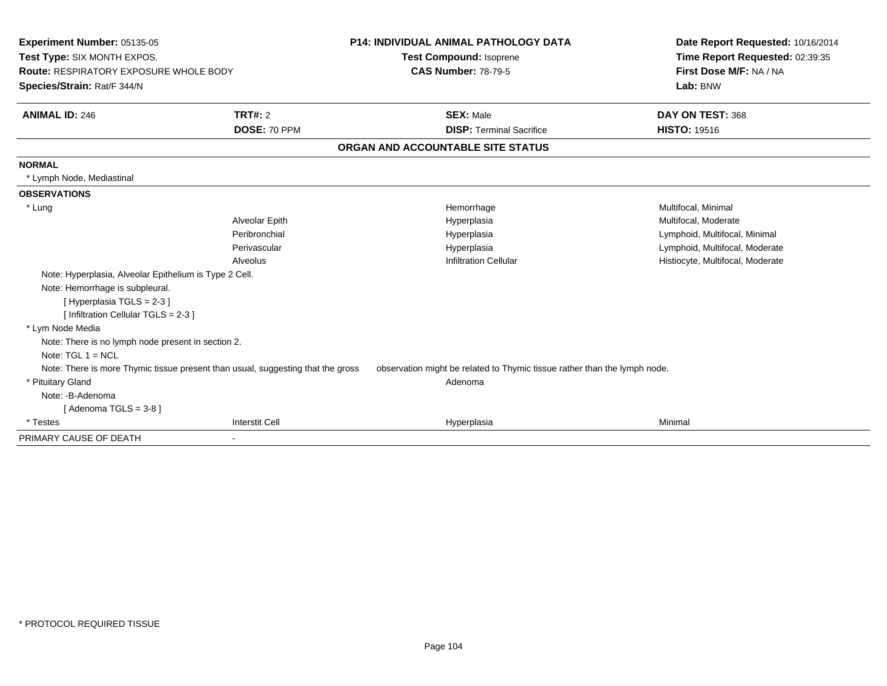**Experiment Number:** 05135-05
**Test Type:** SIX MONTH EXPOS.
**Route:** RESPIRATORY EXPOSURE WHOLE BODY
**Species/Strain:** Rat/F 344/N

**P14: INDIVIDUAL ANIMAL PATHOLOGY DATA**
**Test Compound:** Isoprene
**CAS Number:** 78-79-5

**Date Report Requested:** 10/16/2014
**Time Report Requested:** 02:39:35
**First Dose M/F:** NA / NA
**Lab:** BNW

| **ANIMAL ID:** 246 | **TRT#:** 2 | **SEX:** Male | **DAY ON TEST:** 368 |
|---|---|---|---|
| | **DOSE:** 70 PPM | **DISP:** Terminal Sacrifice | **HISTO:** 19516 |

**ORGAN AND ACCOUNTABLE SITE STATUS**

**NORMAL**

* Lymph Node, Mediastinal

**OBSERVATIONS**

| | | | |
|---|---|---|---|
| * Lung | | Hemorrhage | Multifocal, Minimal |
| | Alveolar Epith | Hyperplasia | Multifocal, Moderate |
| | Peribronchial | Hyperplasia | Lymphoid, Multifocal, Minimal |
| | Perivascular | Hyperplasia | Lymphoid, Multifocal, Moderate |
| | Alveolus | Infiltration Cellular | Histiocyte, Multifocal, Moderate |

Note: Hyperplasia, Alveolar Epithelium is Type 2 Cell.
Note: Hemorrhage is subpleural.
[ Hyperplasia TGLS = 2-3 ]
[ Infiltration Cellular TGLS = 2-3 ]

* Lym Node Media

Note: There is no lymph node present in section 2.
Note: TGL 1 = NCL
Note: There is more Thymic tissue present than usual, suggesting that the gross observation might be related to Thymic tissue rather than the lymph node.

| | | | |
|---|---|---|---|
| * Pituitary Gland | | Adenoma | |

Note: -B-Adenoma
[ Adenoma TGLS = 3-8 ]

| | | | |
|---|---|---|---|
| * Testes | Interstit Cell | Hyperplasia | Minimal |

PRIMARY CAUSE OF DEATH -

* PROTOCOL REQUIRED TISSUE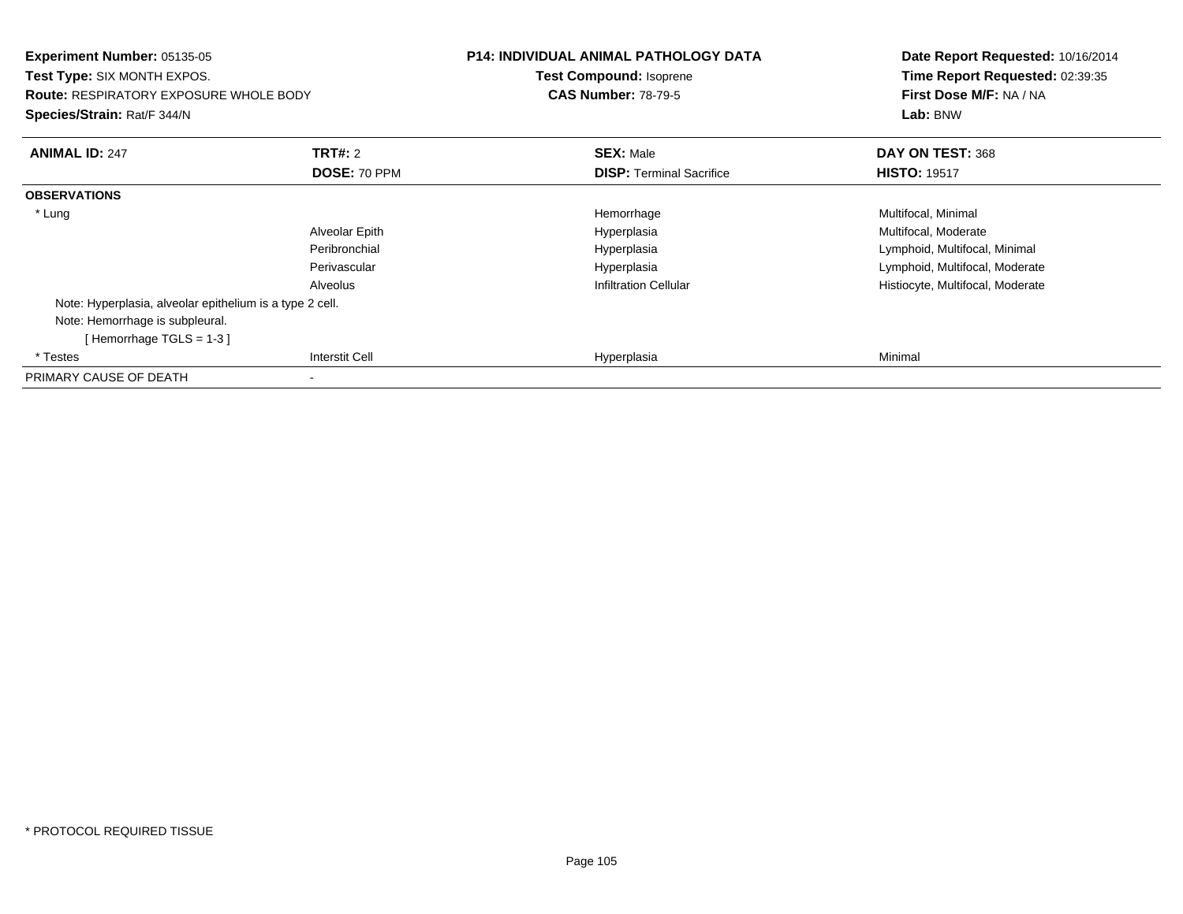**Experiment Number:** 05135-05
**Test Type:** SIX MONTH EXPOS.
**Route:** RESPIRATORY EXPOSURE WHOLE BODY
**Species/Strain:** Rat/F 344/N

**P14: INDIVIDUAL ANIMAL PATHOLOGY DATA**
**Test Compound:** Isoprene
**CAS Number:** 78-79-5

**Date Report Requested:** 10/16/2014
**Time Report Requested:** 02:39:35
**First Dose M/F:** NA / NA
**Lab:** BNW

| **ANIMAL ID:** 247 | **TRT#:** 2 | **SEX:** Male | **DAY ON TEST:** 368 |
|---|---|---|---|
| | **DOSE:** 70 PPM | **DISP:** Terminal Sacrifice | **HISTO:** 19517 |
| **OBSERVATIONS** | | | |
| * Lung | | Hemorrhage | Multifocal, Minimal |
| | Alveolar Epith | Hyperplasia | Multifocal, Moderate |
| | Peribronchial | Hyperplasia | Lymphoid, Multifocal, Minimal |
| | Perivascular | Hyperplasia | Lymphoid, Multifocal, Moderate |
| | Alveolus | Infiltration Cellular | Histiocyte, Multifocal, Moderate |
| Note: Hyperplasia, alveolar epithelium is a type 2 cell. | | | |
| Note: Hemorrhage is subpleural. | | | |
| [ Hemorrhage TGLS = 1-3 ] | | | |
| * Testes | Interstit Cell | Hyperplasia | Minimal |
| PRIMARY CAUSE OF DEATH | - | | |

\* PROTOCOL REQUIRED TISSUE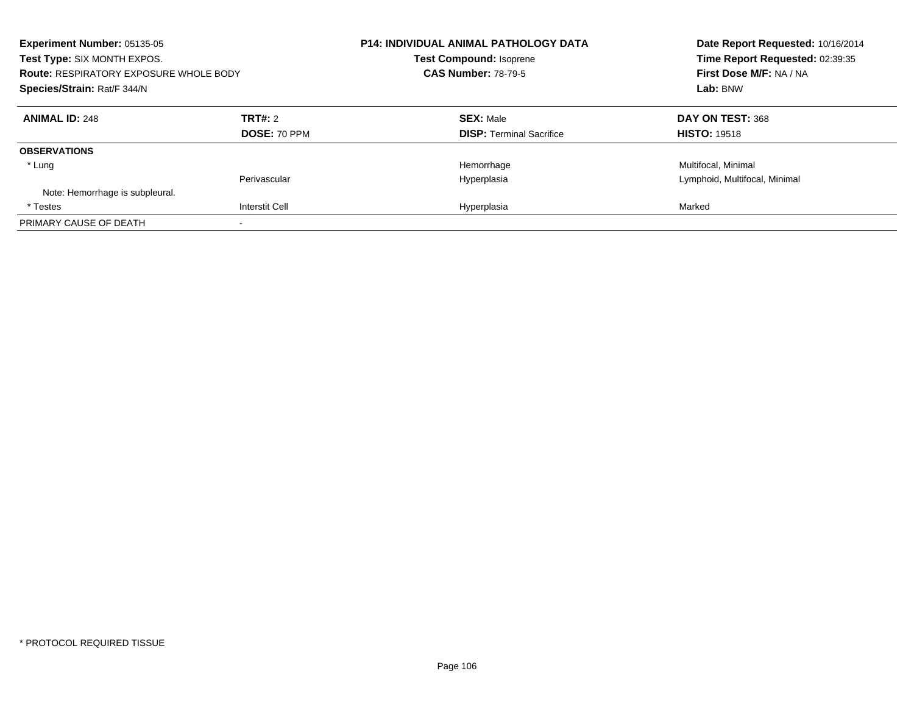**Experiment Number:** 05135-05
**Test Type:** SIX MONTH EXPOS.
**Route:** RESPIRATORY EXPOSURE WHOLE BODY
**Species/Strain:** Rat/F 344/N

**P14: INDIVIDUAL ANIMAL PATHOLOGY DATA**
**Test Compound:** Isoprene
**CAS Number:** 78-79-5

**Date Report Requested:** 10/16/2014
**Time Report Requested:** 02:39:35
**First Dose M/F:** NA / NA
**Lab:** BNW

| **ANIMAL ID:** 248 | **TRT#:** 2 | **SEX:** Male | **DAY ON TEST:** 368 |
|---|---|---|---|
| | **DOSE:** 70 PPM | **DISP:** Terminal Sacrifice | **HISTO:** 19518 |
| **OBSERVATIONS** | | | |
| * Lung | | Hemorrhage | Multifocal, Minimal |
| | Perivascular | Hyperplasia | Lymphoid, Multifocal, Minimal |
| Note: Hemorrhage is subpleural. | | | |
| * Testes | Interstit Cell | Hyperplasia | Marked |
| PRIMARY CAUSE OF DEATH | - | | |

* PROTOCOL REQUIRED TISSUE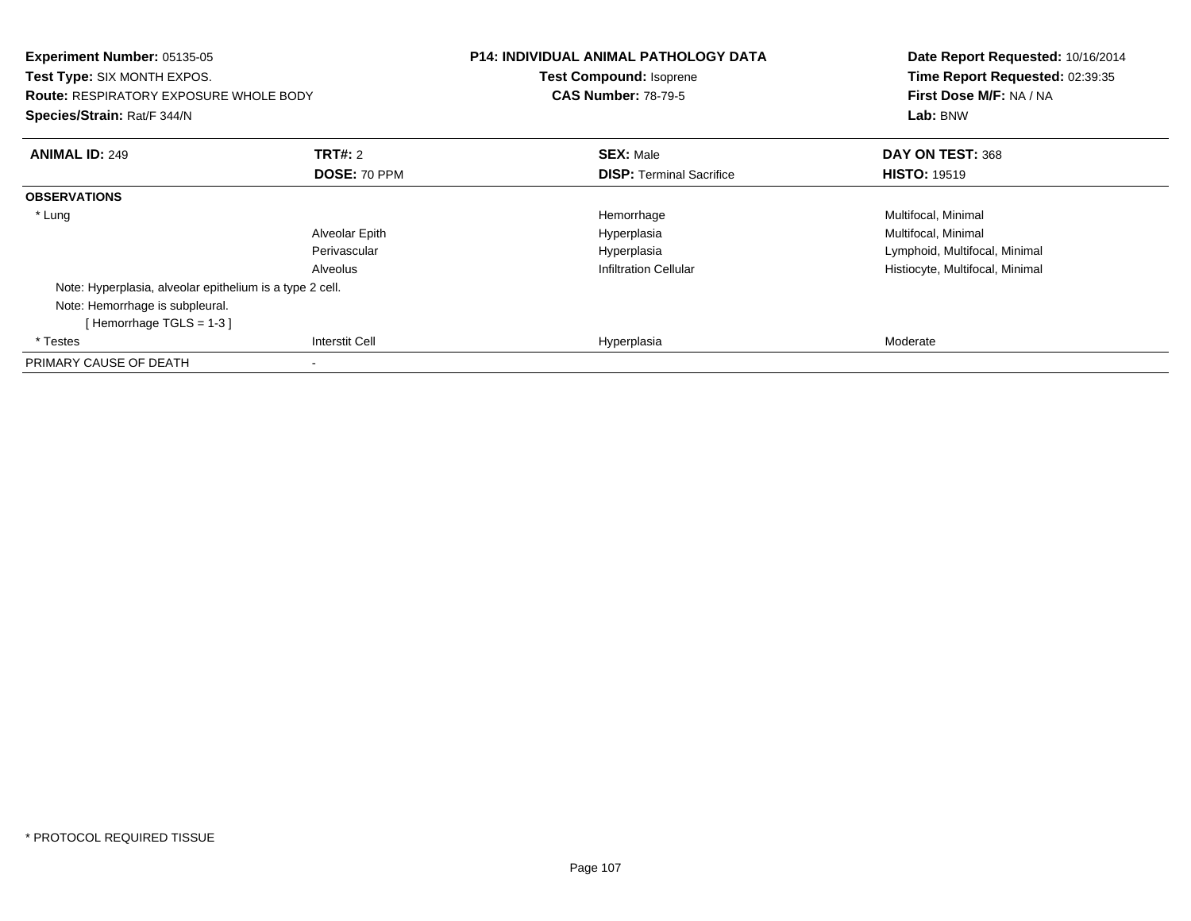**Experiment Number:** 05135-05
**Test Type:** SIX MONTH EXPOS.
**Route:** RESPIRATORY EXPOSURE WHOLE BODY
**Species/Strain:** Rat/F 344/N

**P14: INDIVIDUAL ANIMAL PATHOLOGY DATA**
**Test Compound:** Isoprene
**CAS Number:** 78-79-5

**Date Report Requested:** 10/16/2014
**Time Report Requested:** 02:39:35
**First Dose M/F:** NA / NA
**Lab:** BNW

| **ANIMAL ID:** 249 | **TRT#:** 2 | **SEX:** Male | **DAY ON TEST:** 368 |
|---|---|---|---|
| | **DOSE:** 70 PPM | **DISP:** Terminal Sacrifice | **HISTO:** 19519 |
| **OBSERVATIONS** | | | |
| * Lung | | Hemorrhage | Multifocal, Minimal |
| | Alveolar Epith | Hyperplasia | Multifocal, Minimal |
| | Perivascular | Hyperplasia | Lymphoid, Multifocal, Minimal |
| | Alveolus | Infiltration Cellular | Histiocyte, Multifocal, Minimal |
| Note: Hyperplasia, alveolar epithelium is a type 2 cell. | | | |
| Note: Hemorrhage is subpleural. | | | |
| [ Hemorrhage TGLS = 1-3 ] | | | |
| * Testes | Interstit Cell | Hyperplasia | Moderate |
| PRIMARY CAUSE OF DEATH | - | | |

* PROTOCOL REQUIRED TISSUE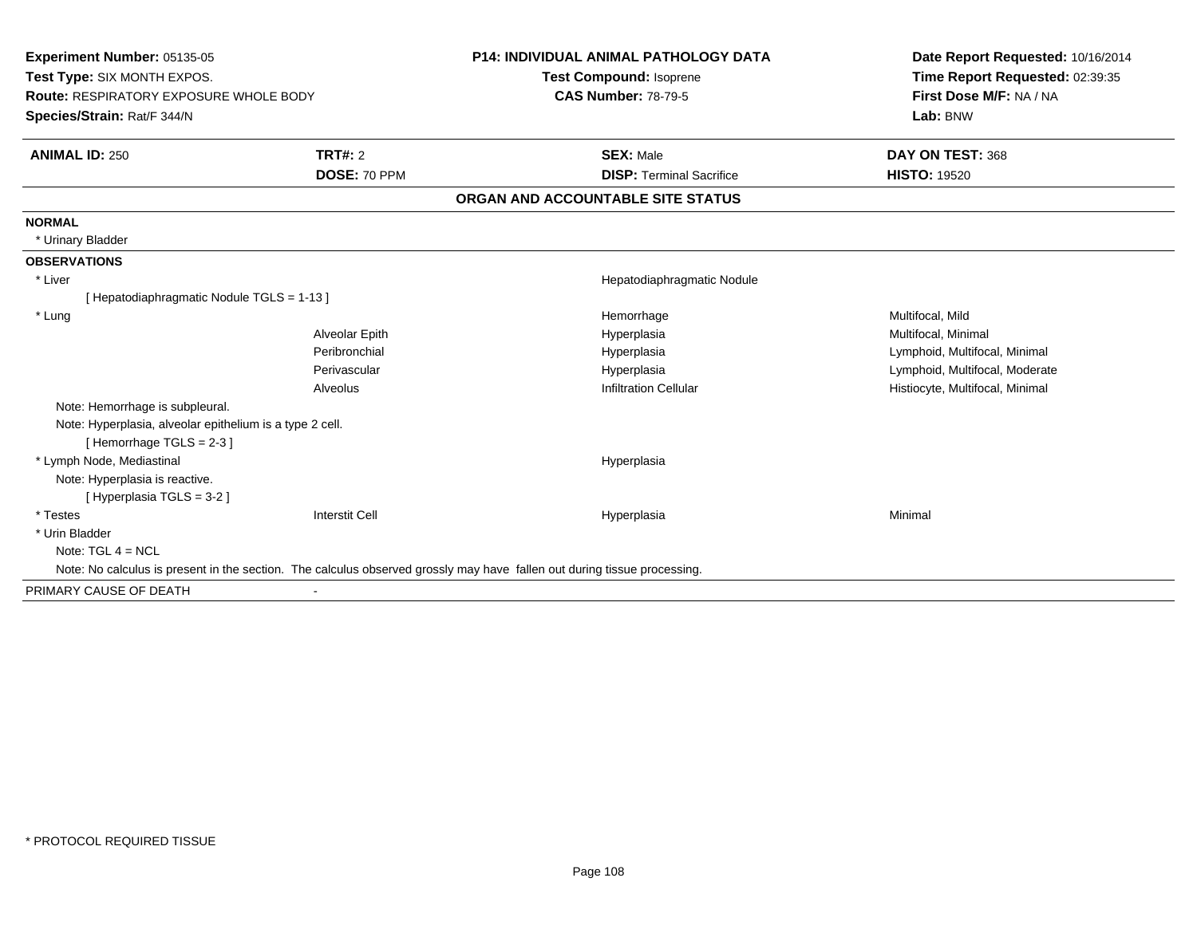**Experiment Number:** 05135-05
**Test Type:** SIX MONTH EXPOS.
**Route:** RESPIRATORY EXPOSURE WHOLE BODY
**Species/Strain:** Rat/F 344/N

**P14: INDIVIDUAL ANIMAL PATHOLOGY DATA**
**Test Compound:** Isoprene
**CAS Number:** 78-79-5

**Date Report Requested:** 10/16/2014
**Time Report Requested:** 02:39:35
**First Dose M/F:** NA / NA
**Lab:** BNW

| **ANIMAL ID:** 250 | **TRT#:** 2 | **SEX:** Male | **DAY ON TEST:** 368 |
|---|---|---|---|
| | **DOSE:** 70 PPM | **DISP:** Terminal Sacrifice | **HISTO:** 19520 |

**ORGAN AND ACCOUNTABLE SITE STATUS**

**NORMAL**

* Urinary Bladder

**OBSERVATIONS**

| | | | |
|---|---|---|---|
| * Liver | | Hepatodiaphragmatic Nodule | |
| [ Hepatodiaphragmatic Nodule TGLS = 1-13 ] | | | |
| * Lung | | Hemorrhage | Multifocal, Mild |
| | Alveolar Epith | Hyperplasia | Multifocal, Minimal |
| | Peribronchial | Hyperplasia | Lymphoid, Multifocal, Minimal |
| | Perivascular | Hyperplasia | Lymphoid, Multifocal, Moderate |
| | Alveolus | Infiltration Cellular | Histiocyte, Multifocal, Minimal |
| Note: Hemorrhage is subpleural. | | | |
| Note: Hyperplasia, alveolar epithelium is a type 2 cell. | | | |
| [ Hemorrhage TGLS = 2-3 ] | | | |
| * Lymph Node, Mediastinal | | Hyperplasia | |
| Note: Hyperplasia is reactive. | | | |
| [ Hyperplasia TGLS = 3-2 ] | | | |
| * Testes | Interstit Cell | Hyperplasia | Minimal |
| * Urin Bladder | | | |
| Note: TGL 4 = NCL | | | |
| Note: No calculus is present in the section. The calculus observed grossly may have fallen out during tissue processing. | | | |

PRIMARY CAUSE OF DEATH -

* PROTOCOL REQUIRED TISSUE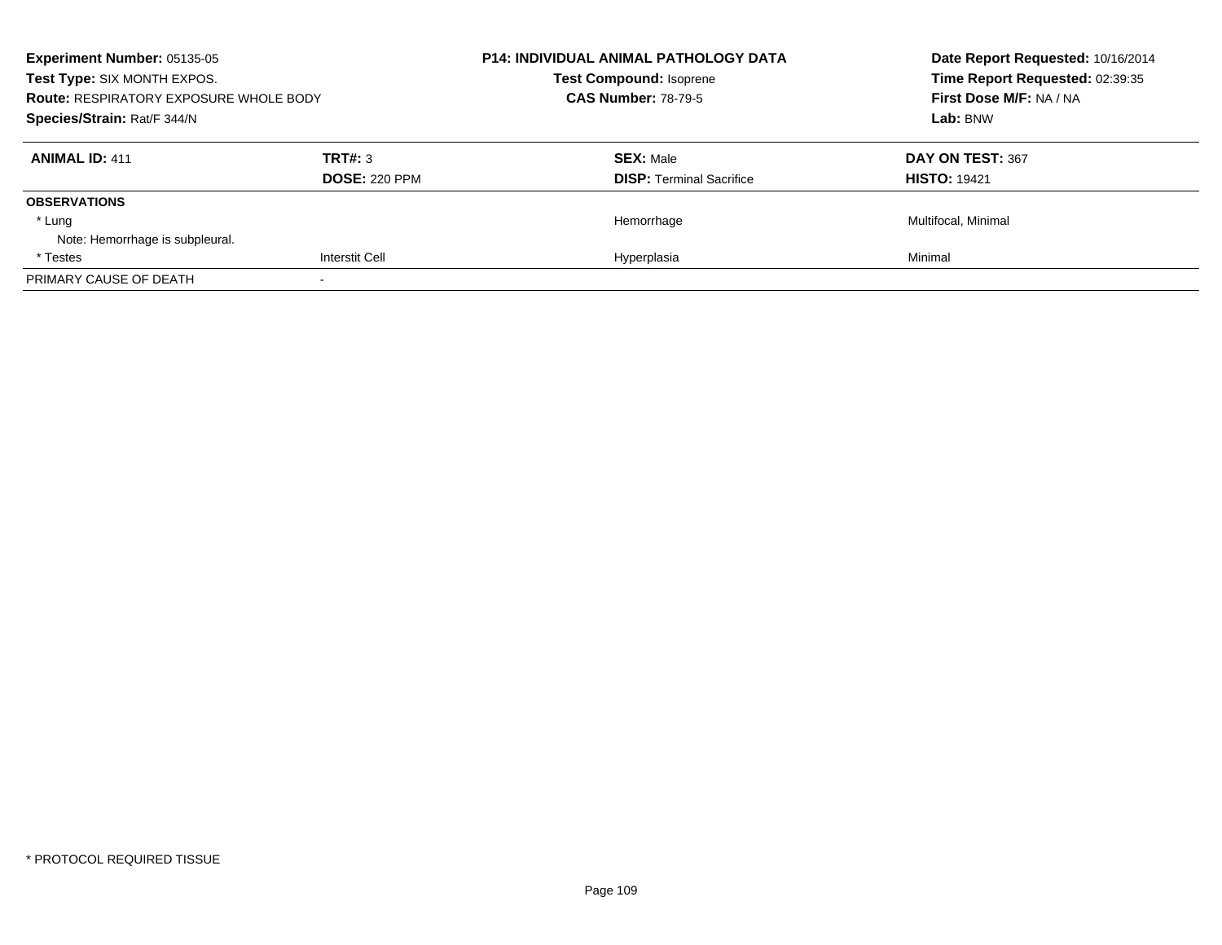**Experiment Number:** 05135-05
**Test Type:** SIX MONTH EXPOS.
**Route:** RESPIRATORY EXPOSURE WHOLE BODY
**Species/Strain:** Rat/F 344/N

**P14: INDIVIDUAL ANIMAL PATHOLOGY DATA**
**Test Compound:** Isoprene
**CAS Number:** 78-79-5

**Date Report Requested:** 10/16/2014
**Time Report Requested:** 02:39:35
**First Dose M/F:** NA / NA
**Lab:** BNW

| **ANIMAL ID:** 411 | **TRT#:** 3 | **SEX:** Male | **DAY ON TEST:** 367 |
|---|---|---|---|
| | **DOSE:** 220 PPM | **DISP:** Terminal Sacrifice | **HISTO:** 19421 |
| **OBSERVATIONS** | | | |
| * Lung | | Hemorrhage | Multifocal, Minimal |
| Note: Hemorrhage is subpleural. | | | |
| * Testes | Interstit Cell | Hyperplasia | Minimal |
| PRIMARY CAUSE OF DEATH | - | | |

* PROTOCOL REQUIRED TISSUE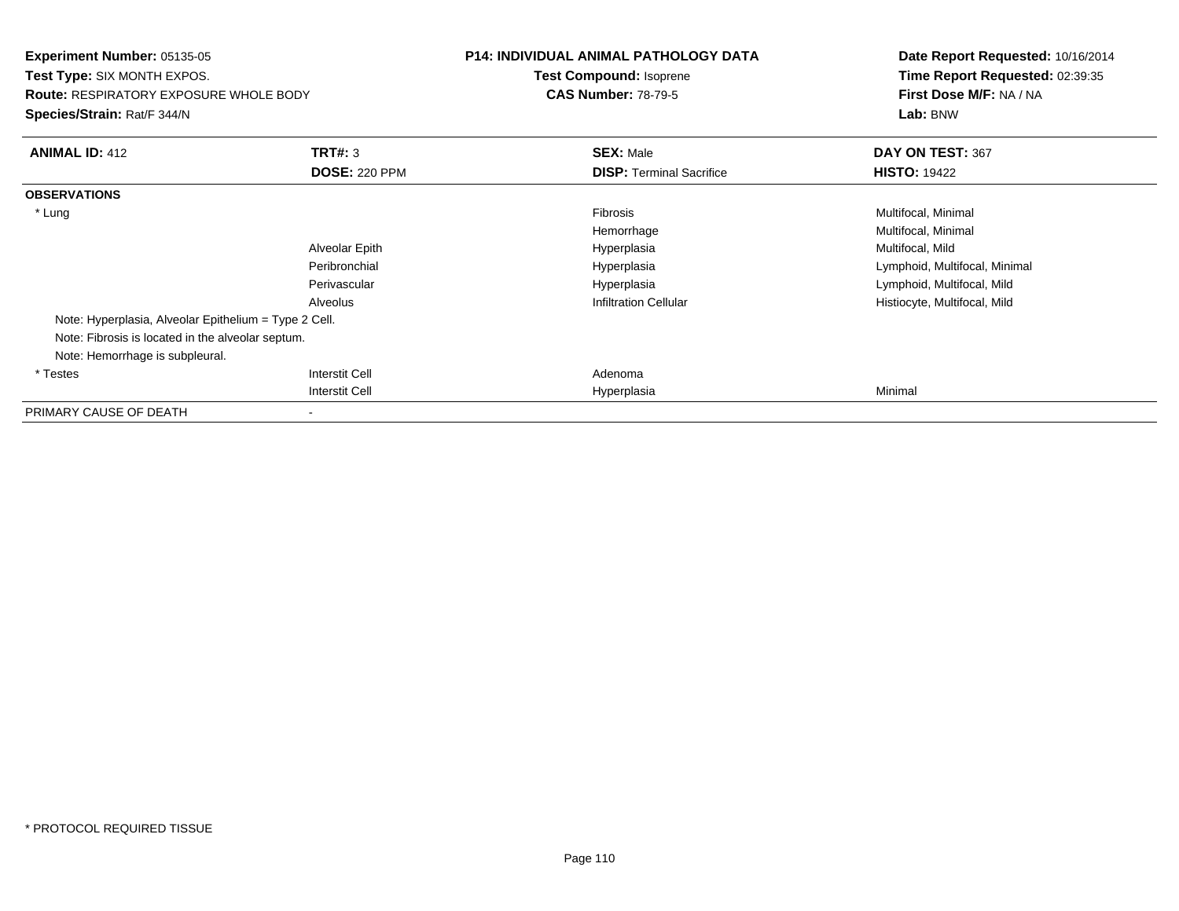**Experiment Number:** 05135-05
**Test Type:** SIX MONTH EXPOS.
**Route:** RESPIRATORY EXPOSURE WHOLE BODY
**Species/Strain:** Rat/F 344/N

**P14: INDIVIDUAL ANIMAL PATHOLOGY DATA**
**Test Compound:** Isoprene
**CAS Number:** 78-79-5

**Date Report Requested:** 10/16/2014
**Time Report Requested:** 02:39:35
**First Dose M/F:** NA / NA
**Lab:** BNW

| **ANIMAL ID:** 412 | **TRT#:** 3 | **SEX:** Male | **DAY ON TEST:** 367 |
|---|---|---|---|
| | **DOSE:** 220 PPM | **DISP:** Terminal Sacrifice | **HISTO:** 19422 |
| **OBSERVATIONS** | | | |
| * Lung | | Fibrosis | Multifocal, Minimal |
| | | Hemorrhage | Multifocal, Minimal |
| | Alveolar Epith | Hyperplasia | Multifocal, Mild |
| | Peribronchial | Hyperplasia | Lymphoid, Multifocal, Minimal |
| | Perivascular | Hyperplasia | Lymphoid, Multifocal, Mild |
| | Alveolus | Infiltration Cellular | Histiocyte, Multifocal, Mild |
| Note: Hyperplasia, Alveolar Epithelium = Type 2 Cell. | | | |
| Note: Fibrosis is located in the alveolar septum. | | | |
| Note: Hemorrhage is subpleural. | | | |
| * Testes | Interstit Cell | Adenoma | |
| | Interstit Cell | Hyperplasia | Minimal |
| PRIMARY CAUSE OF DEATH | - | | |

* PROTOCOL REQUIRED TISSUE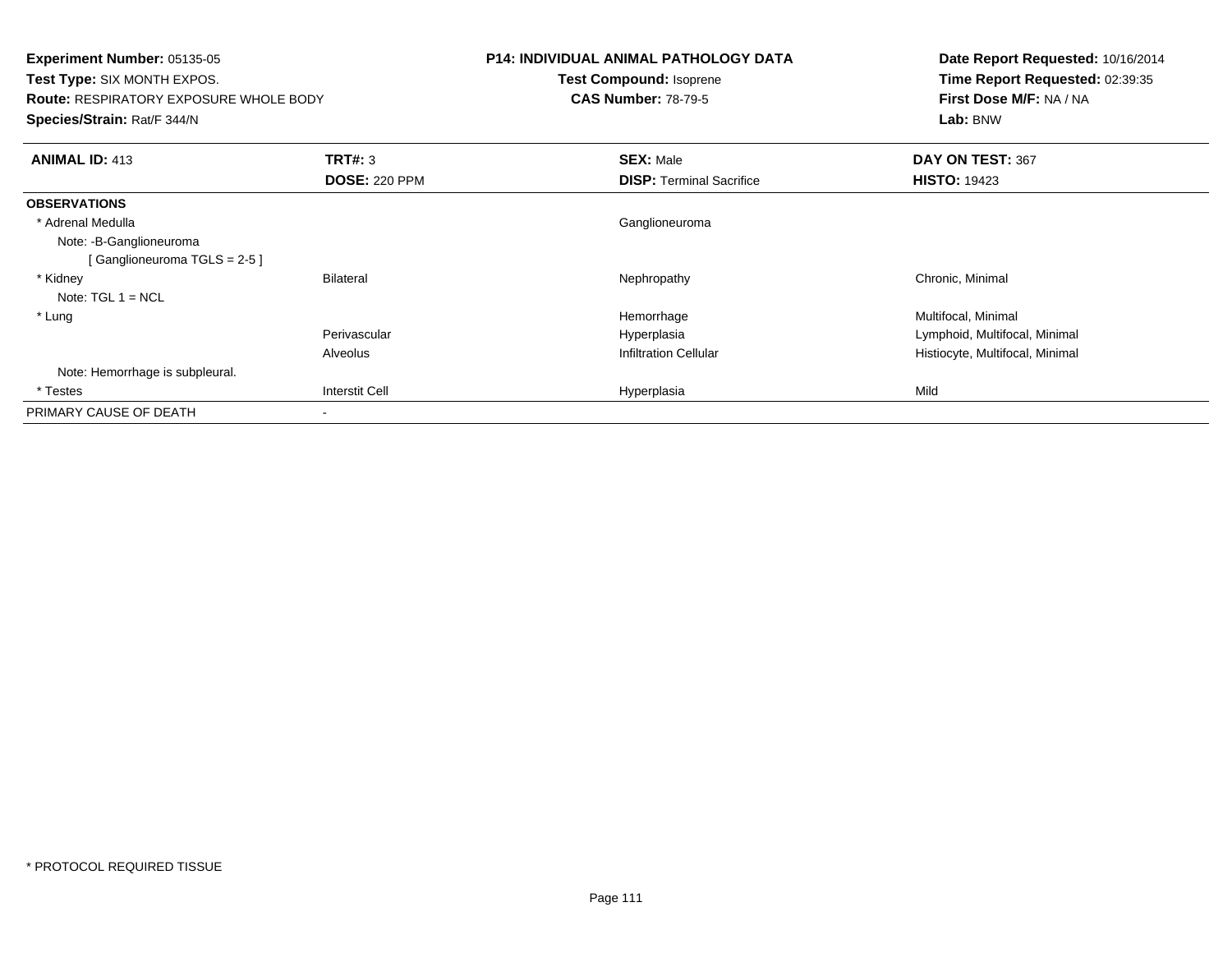**Experiment Number:** 05135-05
**Test Type:** SIX MONTH EXPOS.
**Route:** RESPIRATORY EXPOSURE WHOLE BODY
**Species/Strain:** Rat/F 344/N

**P14: INDIVIDUAL ANIMAL PATHOLOGY DATA**
**Test Compound:** Isoprene
**CAS Number:** 78-79-5

**Date Report Requested:** 10/16/2014
**Time Report Requested:** 02:39:35
**First Dose M/F:** NA / NA
**Lab:** BNW

| **ANIMAL ID:** 413 | **TRT#:** 3<br>**DOSE:** 220 PPM | **SEX:** Male<br>**DISP:** Terminal Sacrifice | **DAY ON TEST:** 367<br>**HISTO:** 19423 |
|---|---|---|---|
| **OBSERVATIONS** | | | |
| * Adrenal Medulla | | Ganglioneuroma | |
| Note: -B-Ganglioneuroma | | | |
| [ Ganglioneuroma TGLS = 2-5 ] | | | |
| * Kidney | Bilateral | Nephropathy | Chronic, Minimal |
| Note: TGL 1 = NCL | | | |
| * Lung | | Hemorrhage | Multifocal, Minimal |
| | Perivascular | Hyperplasia | Lymphoid, Multifocal, Minimal |
| | Alveolus | Infiltration Cellular | Histiocyte, Multifocal, Minimal |
| Note: Hemorrhage is subpleural. | | | |
| * Testes | Interstit Cell | Hyperplasia | Mild |
| PRIMARY CAUSE OF DEATH | - | | |

* PROTOCOL REQUIRED TISSUE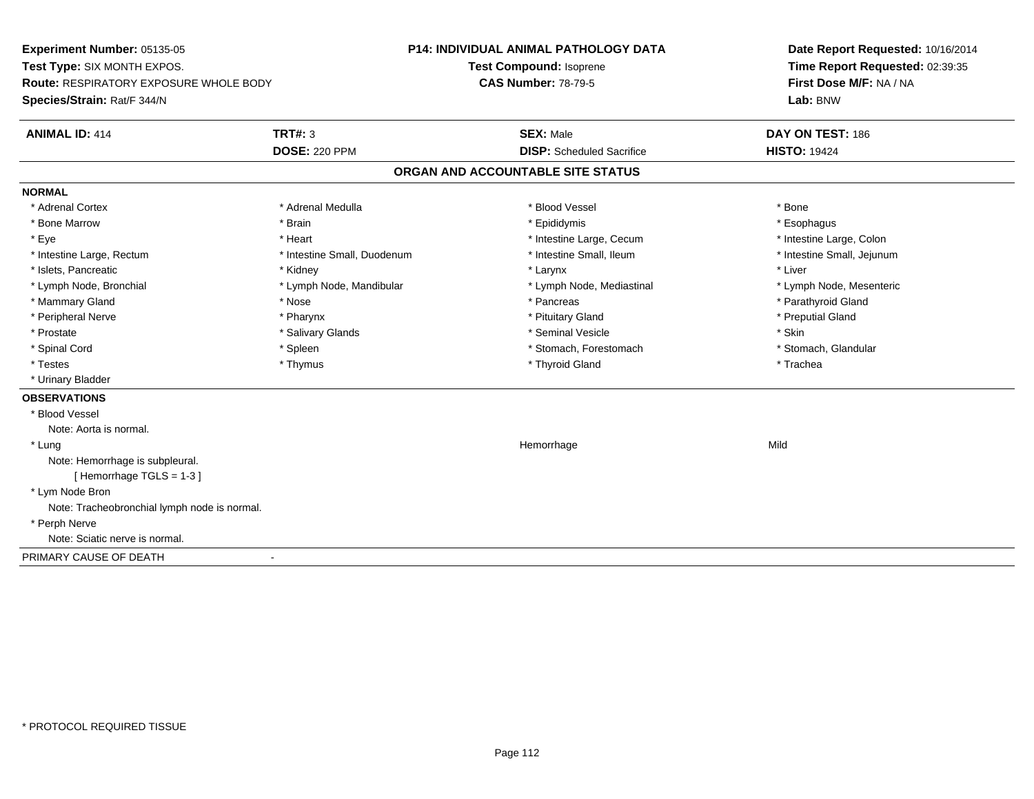**Experiment Number:** 05135-05
**Test Type:** SIX MONTH EXPOS.
**Route:** RESPIRATORY EXPOSURE WHOLE BODY
**Species/Strain:** Rat/F 344/N

**P14: INDIVIDUAL ANIMAL PATHOLOGY DATA**
**Test Compound:** Isoprene
**CAS Number:** 78-79-5

**Date Report Requested:** 10/16/2014
**Time Report Requested:** 02:39:35
**First Dose M/F:** NA / NA
**Lab:** BNW

| **ANIMAL ID:** 414 | **TRT#:** 3 | **SEX:** Male | **DAY ON TEST:** 186 |
|---|---|---|---|
| | **DOSE:** 220 PPM | **DISP:** Scheduled Sacrifice | **HISTO:** 19424 |

## ORGAN AND ACCOUNTABLE SITE STATUS

**NORMAL**

| | | | |
|---|---|---|---|
| * Adrenal Cortex | * Adrenal Medulla | * Blood Vessel | * Bone |
| * Bone Marrow | * Brain | * Epididymis | * Esophagus |
| * Eye | * Heart | * Intestine Large, Cecum | * Intestine Large, Colon |
| * Intestine Large, Rectum | * Intestine Small, Duodenum | * Intestine Small, Ileum | * Intestine Small, Jejunum |
| * Islets, Pancreatic | * Kidney | * Larynx | * Liver |
| * Lymph Node, Bronchial | * Lymph Node, Mandibular | * Lymph Node, Mediastinal | * Lymph Node, Mesenteric |
| * Mammary Gland | * Nose | * Pancreas | * Parathyroid Gland |
| * Peripheral Nerve | * Pharynx | * Pituitary Gland | * Preputial Gland |
| * Prostate | * Salivary Glands | * Seminal Vesicle | * Skin |
| * Spinal Cord | * Spleen | * Stomach, Forestomach | * Stomach, Glandular |
| * Testes | * Thymus | * Thyroid Gland | * Trachea |
| * Urinary Bladder | | | |

**OBSERVATIONS**

* Blood Vessel
  Note: Aorta is normal.
* Lung — Hemorrhage — Mild
  Note: Hemorrhage is subpleural.
  [ Hemorrhage TGLS = 1-3 ]
* Lym Node Bron
  Note: Tracheobronchial lymph node is normal.
* Perph Nerve
  Note: Sciatic nerve is normal.

PRIMARY CAUSE OF DEATH -

* PROTOCOL REQUIRED TISSUE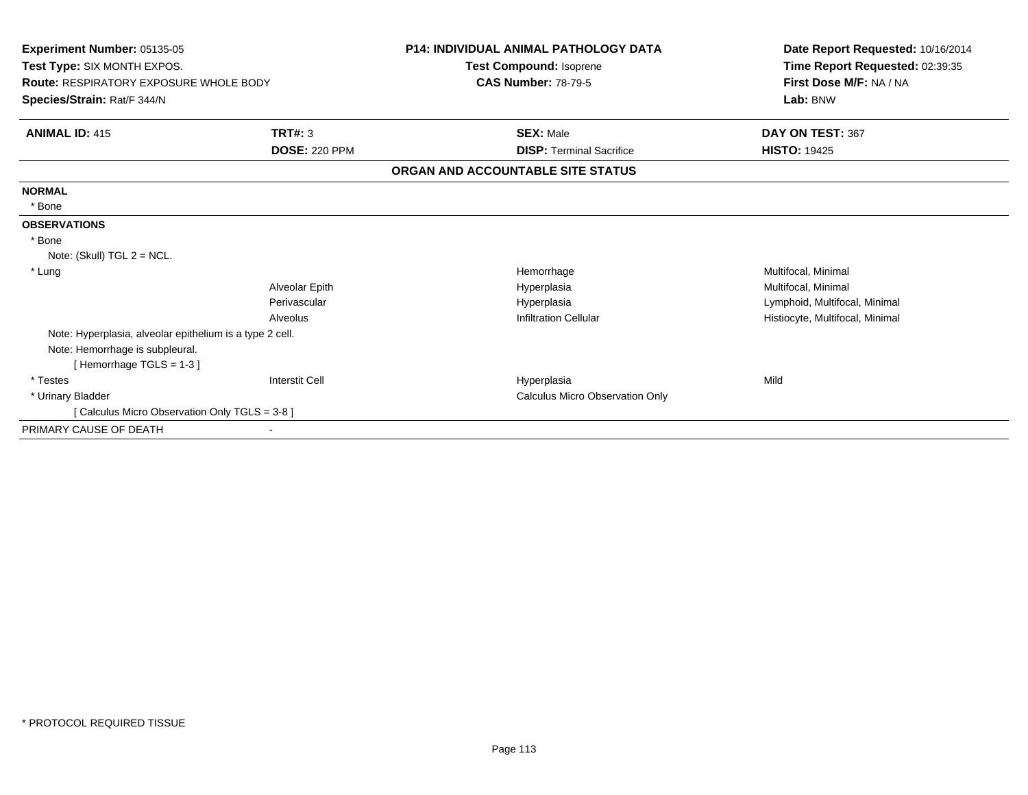**Experiment Number:** 05135-05
**Test Type:** SIX MONTH EXPOS.
**Route:** RESPIRATORY EXPOSURE WHOLE BODY
**Species/Strain:** Rat/F 344/N

**P14: INDIVIDUAL ANIMAL PATHOLOGY DATA**
**Test Compound:** Isoprene
**CAS Number:** 78-79-5

**Date Report Requested:** 10/16/2014
**Time Report Requested:** 02:39:35
**First Dose M/F:** NA / NA
**Lab:** BNW

| **ANIMAL ID:** 415 | **TRT#:** 3 | **SEX:** Male | **DAY ON TEST:** 367 |
|---|---|---|---|
| | **DOSE:** 220 PPM | **DISP:** Terminal Sacrifice | **HISTO:** 19425 |

**ORGAN AND ACCOUNTABLE SITE STATUS**

**NORMAL**

* Bone

**OBSERVATIONS**

* Bone

Note: (Skull) TGL 2 = NCL.

| | | | |
|---|---|---|---|
| * Lung | | Hemorrhage | Multifocal, Minimal |
| | Alveolar Epith | Hyperplasia | Multifocal, Minimal |
| | Perivascular | Hyperplasia | Lymphoid, Multifocal, Minimal |
| | Alveolus | Infiltration Cellular | Histiocyte, Multifocal, Minimal |

Note: Hyperplasia, alveolar epithelium is a type 2 cell.
Note: Hemorrhage is subpleural.
[ Hemorrhage TGLS = 1-3 ]

| | | | |
|---|---|---|---|
| * Testes | Interstit Cell | Hyperplasia | Mild |
| * Urinary Bladder | | Calculus Micro Observation Only | |

[ Calculus Micro Observation Only TGLS = 3-8 ]

PRIMARY CAUSE OF DEATH -

* PROTOCOL REQUIRED TISSUE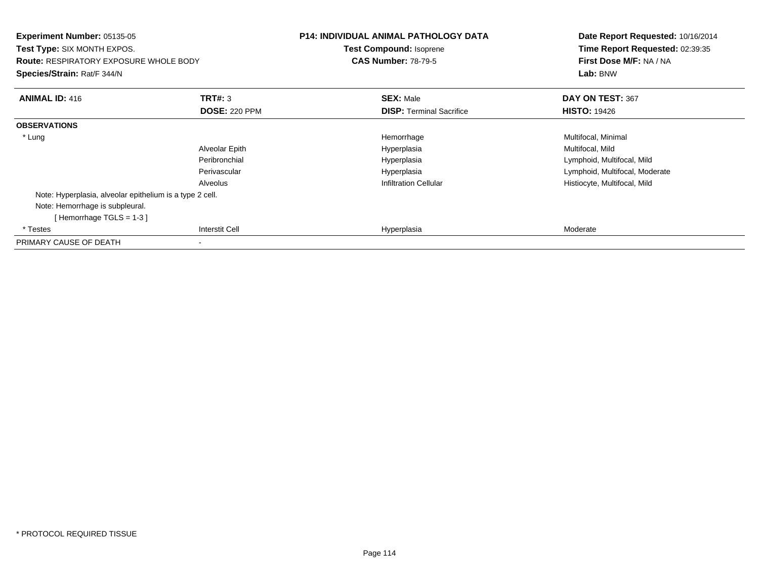**Experiment Number:** 05135-05
**Test Type:** SIX MONTH EXPOS.
**Route:** RESPIRATORY EXPOSURE WHOLE BODY
**Species/Strain:** Rat/F 344/N

**P14: INDIVIDUAL ANIMAL PATHOLOGY DATA**
**Test Compound:** Isoprene
**CAS Number:** 78-79-5

**Date Report Requested:** 10/16/2014
**Time Report Requested:** 02:39:35
**First Dose M/F:** NA / NA
**Lab:** BNW

| **ANIMAL ID:** 416 | **TRT#:** 3 | **SEX:** Male | **DAY ON TEST:** 367 |
|---|---|---|---|
| | **DOSE:** 220 PPM | **DISP:** Terminal Sacrifice | **HISTO:** 19426 |
| **OBSERVATIONS** | | | |
| * Lung | | Hemorrhage | Multifocal, Minimal |
| | Alveolar Epith | Hyperplasia | Multifocal, Mild |
| | Peribronchial | Hyperplasia | Lymphoid, Multifocal, Mild |
| | Perivascular | Hyperplasia | Lymphoid, Multifocal, Moderate |
| | Alveolus | Infiltration Cellular | Histiocyte, Multifocal, Mild |
| Note: Hyperplasia, alveolar epithelium is a type 2 cell. | | | |
| Note: Hemorrhage is subpleural. | | | |
| [ Hemorrhage TGLS = 1-3 ] | | | |
| * Testes | Interstit Cell | Hyperplasia | Moderate |
| PRIMARY CAUSE OF DEATH | - | | |

* PROTOCOL REQUIRED TISSUE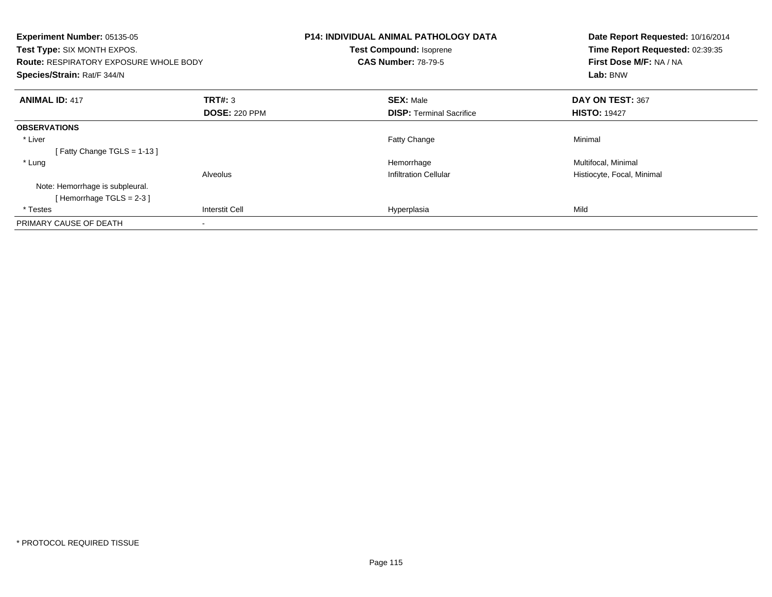**Experiment Number:** 05135-05
**Test Type:** SIX MONTH EXPOS.
**Route:** RESPIRATORY EXPOSURE WHOLE BODY
**Species/Strain:** Rat/F 344/N

**P14: INDIVIDUAL ANIMAL PATHOLOGY DATA**
**Test Compound:** Isoprene
**CAS Number:** 78-79-5

**Date Report Requested:** 10/16/2014
**Time Report Requested:** 02:39:35
**First Dose M/F:** NA / NA
**Lab:** BNW

| **ANIMAL ID:** 417 | **TRT#:** 3 | **SEX:** Male | **DAY ON TEST:** 367 |
|---|---|---|---|
| | **DOSE:** 220 PPM | **DISP:** Terminal Sacrifice | **HISTO:** 19427 |
| **OBSERVATIONS** | | | |
| * Liver | | Fatty Change | Minimal |
| [ Fatty Change TGLS = 1-13 ] | | | |
| * Lung | | Hemorrhage | Multifocal, Minimal |
| | Alveolus | Infiltration Cellular | Histiocyte, Focal, Minimal |
| Note: Hemorrhage is subpleural. | | | |
| [ Hemorrhage TGLS = 2-3 ] | | | |
| * Testes | Interstit Cell | Hyperplasia | Mild |
| PRIMARY CAUSE OF DEATH | - | | |

* PROTOCOL REQUIRED TISSUE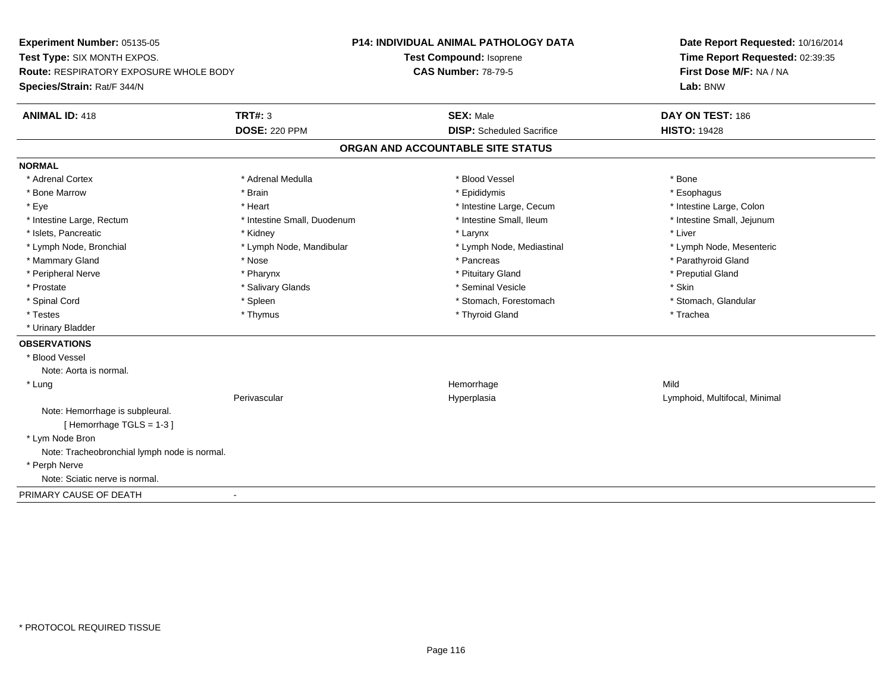**Experiment Number:** 05135-05
**Test Type:** SIX MONTH EXPOS.
**Route:** RESPIRATORY EXPOSURE WHOLE BODY
**Species/Strain:** Rat/F 344/N

**P14: INDIVIDUAL ANIMAL PATHOLOGY DATA**
**Test Compound:** Isoprene
**CAS Number:** 78-79-5

**Date Report Requested:** 10/16/2014
**Time Report Requested:** 02:39:35
**First Dose M/F:** NA / NA
**Lab:** BNW

| **ANIMAL ID:** 418 | **TRT#:** 3 | **SEX:** Male | **DAY ON TEST:** 186 |
|---|---|---|---|
| | **DOSE:** 220 PPM | **DISP:** Scheduled Sacrifice | **HISTO:** 19428 |

## ORGAN AND ACCOUNTABLE SITE STATUS

**NORMAL**

| | | | |
|---|---|---|---|
| * Adrenal Cortex | * Adrenal Medulla | * Blood Vessel | * Bone |
| * Bone Marrow | * Brain | * Epididymis | * Esophagus |
| * Eye | * Heart | * Intestine Large, Cecum | * Intestine Large, Colon |
| * Intestine Large, Rectum | * Intestine Small, Duodenum | * Intestine Small, Ileum | * Intestine Small, Jejunum |
| * Islets, Pancreatic | * Kidney | * Larynx | * Liver |
| * Lymph Node, Bronchial | * Lymph Node, Mandibular | * Lymph Node, Mediastinal | * Lymph Node, Mesenteric |
| * Mammary Gland | * Nose | * Pancreas | * Parathyroid Gland |
| * Peripheral Nerve | * Pharynx | * Pituitary Gland | * Preputial Gland |
| * Prostate | * Salivary Glands | * Seminal Vesicle | * Skin |
| * Spinal Cord | * Spleen | * Stomach, Forestomach | * Stomach, Glandular |
| * Testes | * Thymus | * Thyroid Gland | * Trachea |
| * Urinary Bladder | | | |

**OBSERVATIONS**

| | | | |
|---|---|---|---|
| * Blood Vessel | | | |
| Note: Aorta is normal. | | | |
| * Lung | | Hemorrhage | Mild |
| | Perivascular | Hyperplasia | Lymphoid, Multifocal, Minimal |
| Note: Hemorrhage is subpleural. | | | |
| [ Hemorrhage TGLS = 1-3 ] | | | |
| * Lym Node Bron | | | |
| Note: Tracheobronchial lymph node is normal. | | | |
| * Perph Nerve | | | |
| Note: Sciatic nerve is normal. | | | |

PRIMARY CAUSE OF DEATH -

* PROTOCOL REQUIRED TISSUE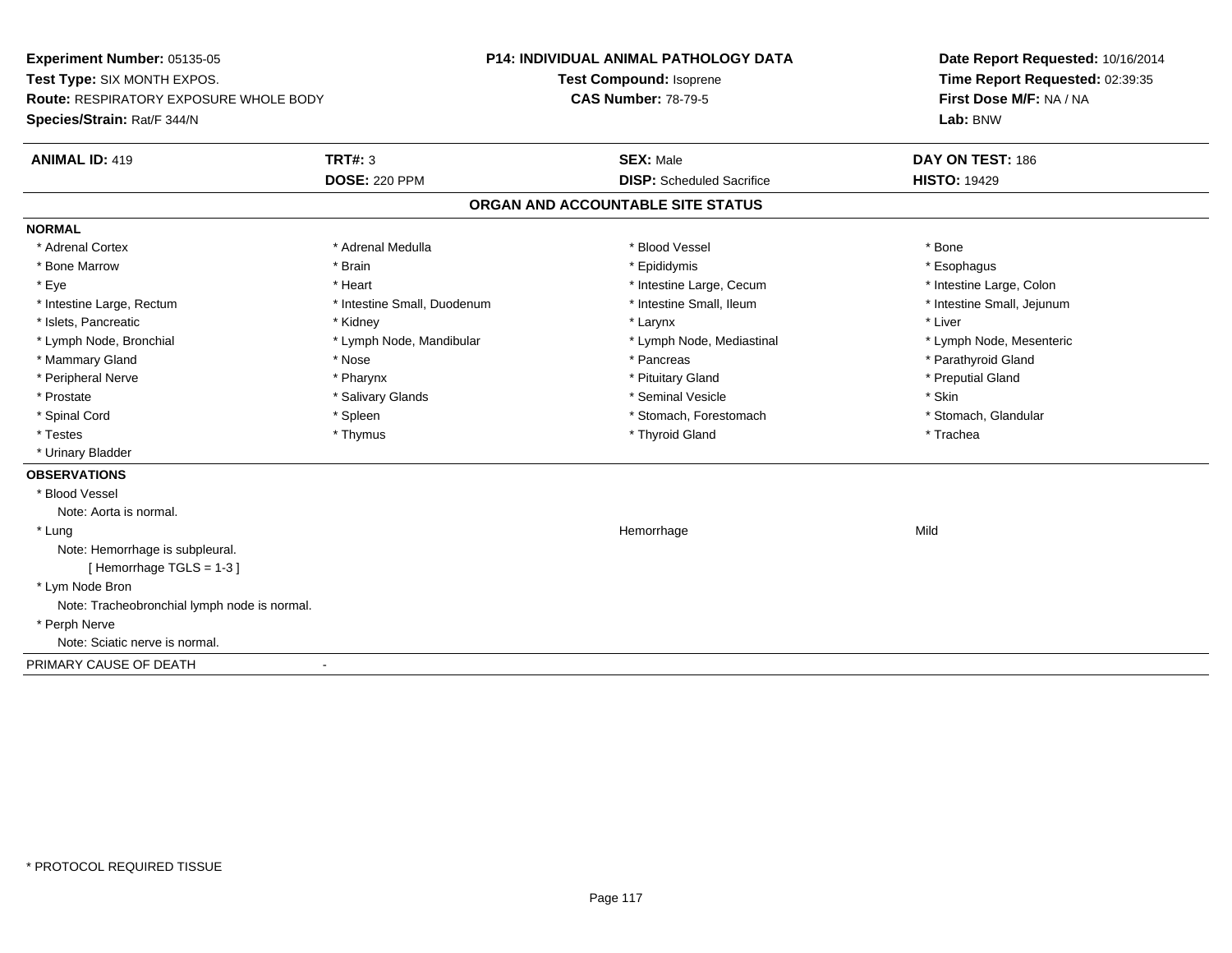**Experiment Number:** 05135-05
**Test Type:** SIX MONTH EXPOS.
**Route:** RESPIRATORY EXPOSURE WHOLE BODY
**Species/Strain:** Rat/F 344/N

**P14: INDIVIDUAL ANIMAL PATHOLOGY DATA**
**Test Compound:** Isoprene
**CAS Number:** 78-79-5

**Date Report Requested:** 10/16/2014
**Time Report Requested:** 02:39:35
**First Dose M/F:** NA / NA
**Lab:** BNW

| **ANIMAL ID:** 419 | **TRT#:** 3 | **SEX:** Male | **DAY ON TEST:** 186 |
|---|---|---|---|
| | **DOSE:** 220 PPM | **DISP:** Scheduled Sacrifice | **HISTO:** 19429 |

## ORGAN AND ACCOUNTABLE SITE STATUS

**NORMAL**

| | | | |
|---|---|---|---|
| * Adrenal Cortex | * Adrenal Medulla | * Blood Vessel | * Bone |
| * Bone Marrow | * Brain | * Epididymis | * Esophagus |
| * Eye | * Heart | * Intestine Large, Cecum | * Intestine Large, Colon |
| * Intestine Large, Rectum | * Intestine Small, Duodenum | * Intestine Small, Ileum | * Intestine Small, Jejunum |
| * Islets, Pancreatic | * Kidney | * Larynx | * Liver |
| * Lymph Node, Bronchial | * Lymph Node, Mandibular | * Lymph Node, Mediastinal | * Lymph Node, Mesenteric |
| * Mammary Gland | * Nose | * Pancreas | * Parathyroid Gland |
| * Peripheral Nerve | * Pharynx | * Pituitary Gland | * Preputial Gland |
| * Prostate | * Salivary Glands | * Seminal Vesicle | * Skin |
| * Spinal Cord | * Spleen | * Stomach, Forestomach | * Stomach, Glandular |
| * Testes | * Thymus | * Thyroid Gland | * Trachea |
| * Urinary Bladder | | | |

**OBSERVATIONS**

* Blood Vessel
  Note: Aorta is normal.
* Lung — Hemorrhage — Mild
  Note: Hemorrhage is subpleural.
  [ Hemorrhage TGLS = 1-3 ]
* Lym Node Bron
  Note: Tracheobronchial lymph node is normal.
* Perph Nerve
  Note: Sciatic nerve is normal.

PRIMARY CAUSE OF DEATH -

* PROTOCOL REQUIRED TISSUE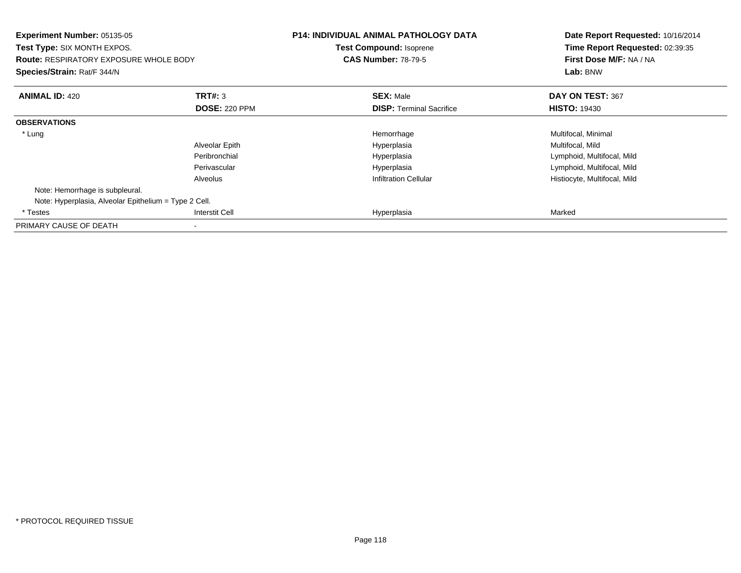**Experiment Number:** 05135-05
**Test Type:** SIX MONTH EXPOS.
**Route:** RESPIRATORY EXPOSURE WHOLE BODY
**Species/Strain:** Rat/F 344/N

**P14: INDIVIDUAL ANIMAL PATHOLOGY DATA**
**Test Compound:** Isoprene
**CAS Number:** 78-79-5

**Date Report Requested:** 10/16/2014
**Time Report Requested:** 02:39:35
**First Dose M/F:** NA / NA
**Lab:** BNW

| **ANIMAL ID:** 420 | **TRT#:** 3 | **SEX:** Male | **DAY ON TEST:** 367 |
|---|---|---|---|
| | **DOSE:** 220 PPM | **DISP:** Terminal Sacrifice | **HISTO:** 19430 |
| **OBSERVATIONS** | | | |
| * Lung | | Hemorrhage | Multifocal, Minimal |
| | Alveolar Epith | Hyperplasia | Multifocal, Mild |
| | Peribronchial | Hyperplasia | Lymphoid, Multifocal, Mild |
| | Perivascular | Hyperplasia | Lymphoid, Multifocal, Mild |
| | Alveolus | Infiltration Cellular | Histiocyte, Multifocal, Mild |
| Note: Hemorrhage is subpleural. | | | |
| Note: Hyperplasia, Alveolar Epithelium = Type 2 Cell. | | | |
| * Testes | Interstit Cell | Hyperplasia | Marked |
| PRIMARY CAUSE OF DEATH | - | | |

* PROTOCOL REQUIRED TISSUE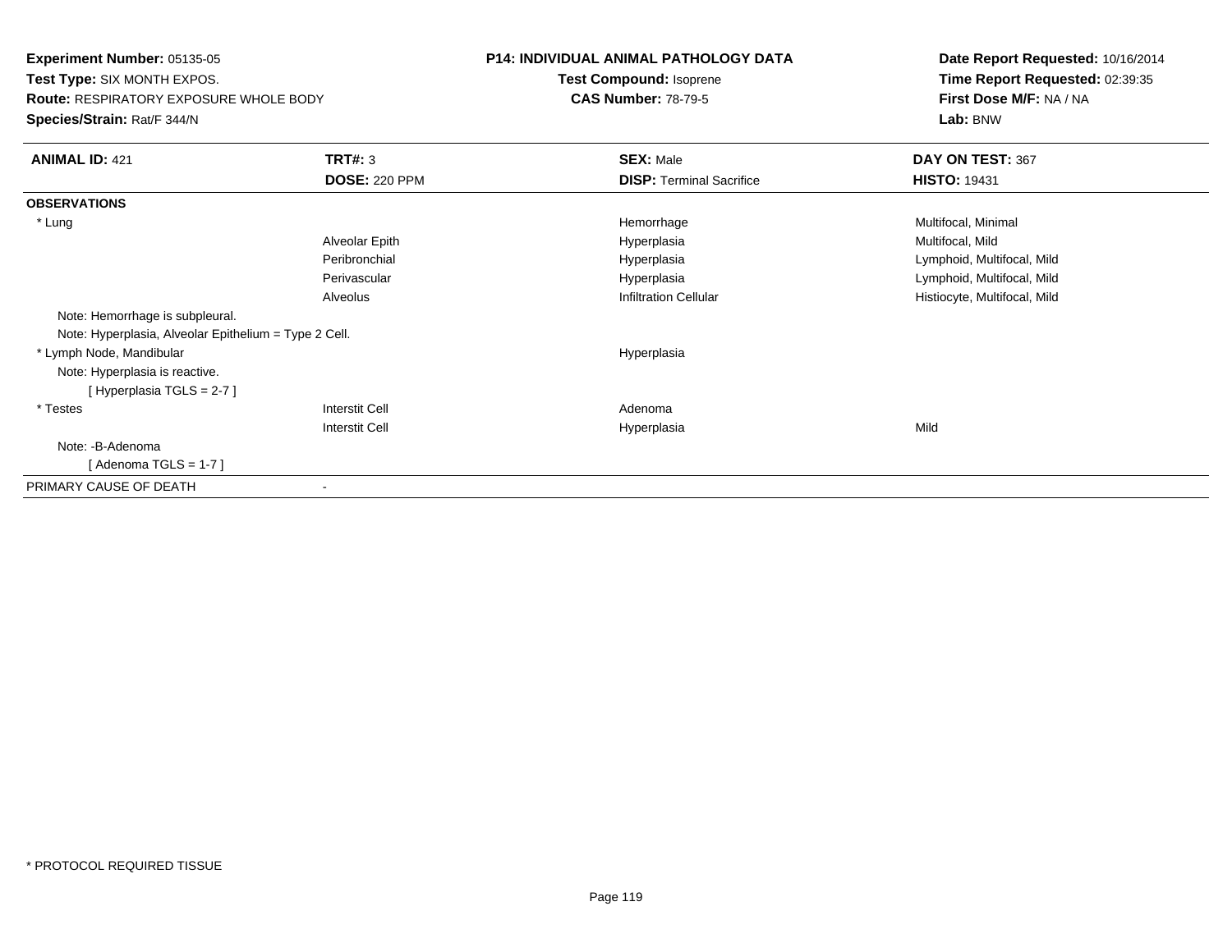**Experiment Number:** 05135-05
**Test Type:** SIX MONTH EXPOS.
**Route:** RESPIRATORY EXPOSURE WHOLE BODY
**Species/Strain:** Rat/F 344/N

**P14: INDIVIDUAL ANIMAL PATHOLOGY DATA**
**Test Compound:** Isoprene
**CAS Number:** 78-79-5

**Date Report Requested:** 10/16/2014
**Time Report Requested:** 02:39:35
**First Dose M/F:** NA / NA
**Lab:** BNW

| **ANIMAL ID:** 421 | **TRT#:** 3 | **SEX:** Male | **DAY ON TEST:** 367 |
|---|---|---|---|
| | **DOSE:** 220 PPM | **DISP:** Terminal Sacrifice | **HISTO:** 19431 |
| **OBSERVATIONS** | | | |
| * Lung | | Hemorrhage | Multifocal, Minimal |
| | Alveolar Epith | Hyperplasia | Multifocal, Mild |
| | Peribronchial | Hyperplasia | Lymphoid, Multifocal, Mild |
| | Perivascular | Hyperplasia | Lymphoid, Multifocal, Mild |
| | Alveolus | Infiltration Cellular | Histiocyte, Multifocal, Mild |
| Note: Hemorrhage is subpleural. | | | |
| Note: Hyperplasia, Alveolar Epithelium = Type 2 Cell. | | | |
| * Lymph Node, Mandibular | | Hyperplasia | |
| Note: Hyperplasia is reactive. | | | |
| [ Hyperplasia TGLS = 2-7 ] | | | |
| * Testes | Interstit Cell | Adenoma | |
| | Interstit Cell | Hyperplasia | Mild |
| Note: -B-Adenoma | | | |
| [ Adenoma TGLS = 1-7 ] | | | |
| PRIMARY CAUSE OF DEATH | - | | |

* PROTOCOL REQUIRED TISSUE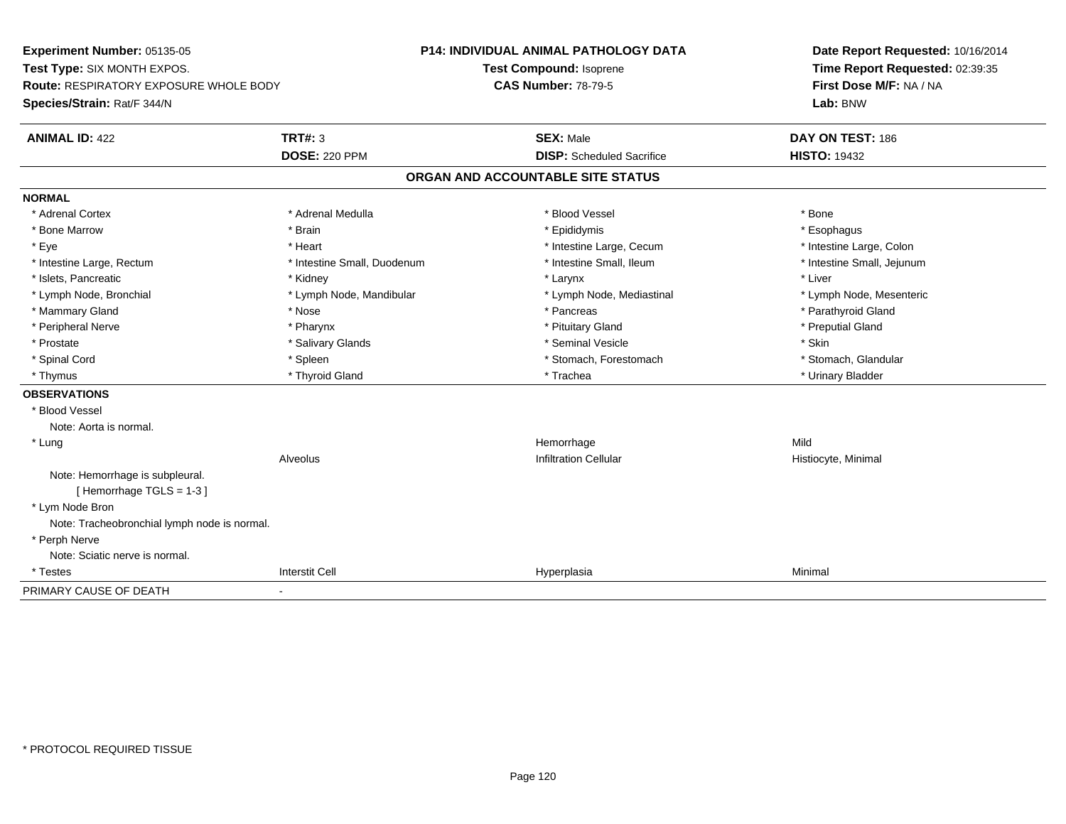**Experiment Number:** 05135-05
**Test Type:** SIX MONTH EXPOS.
**Route:** RESPIRATORY EXPOSURE WHOLE BODY
**Species/Strain:** Rat/F 344/N

**P14: INDIVIDUAL ANIMAL PATHOLOGY DATA**
**Test Compound:** Isoprene
**CAS Number:** 78-79-5

**Date Report Requested:** 10/16/2014
**Time Report Requested:** 02:39:35
**First Dose M/F:** NA / NA
**Lab:** BNW

| **ANIMAL ID:** 422 | **TRT#:** 3 | **SEX:** Male | **DAY ON TEST:** 186 |
|---|---|---|---|
| | **DOSE:** 220 PPM | **DISP:** Scheduled Sacrifice | **HISTO:** 19432 |

## ORGAN AND ACCOUNTABLE SITE STATUS

**NORMAL**

| | | | |
|---|---|---|---|
| * Adrenal Cortex | * Adrenal Medulla | * Blood Vessel | * Bone |
| * Bone Marrow | * Brain | * Epididymis | * Esophagus |
| * Eye | * Heart | * Intestine Large, Cecum | * Intestine Large, Colon |
| * Intestine Large, Rectum | * Intestine Small, Duodenum | * Intestine Small, Ileum | * Intestine Small, Jejunum |
| * Islets, Pancreatic | * Kidney | * Larynx | * Liver |
| * Lymph Node, Bronchial | * Lymph Node, Mandibular | * Lymph Node, Mediastinal | * Lymph Node, Mesenteric |
| * Mammary Gland | * Nose | * Pancreas | * Parathyroid Gland |
| * Peripheral Nerve | * Pharynx | * Pituitary Gland | * Preputial Gland |
| * Prostate | * Salivary Glands | * Seminal Vesicle | * Skin |
| * Spinal Cord | * Spleen | * Stomach, Forestomach | * Stomach, Glandular |
| * Thymus | * Thyroid Gland | * Trachea | * Urinary Bladder |

**OBSERVATIONS**

| | | | |
|---|---|---|---|
| * Blood Vessel | | | |
| Note: Aorta is normal. | | | |
| * Lung | | Hemorrhage | Mild |
| | Alveolus | Infiltration Cellular | Histiocyte, Minimal |
| Note: Hemorrhage is subpleural. | | | |
| [ Hemorrhage TGLS = 1-3 ] | | | |
| * Lym Node Bron | | | |
| Note: Tracheobronchial lymph node is normal. | | | |
| * Perph Nerve | | | |
| Note: Sciatic nerve is normal. | | | |
| * Testes | Interstit Cell | Hyperplasia | Minimal |

PRIMARY CAUSE OF DEATH -

* PROTOCOL REQUIRED TISSUE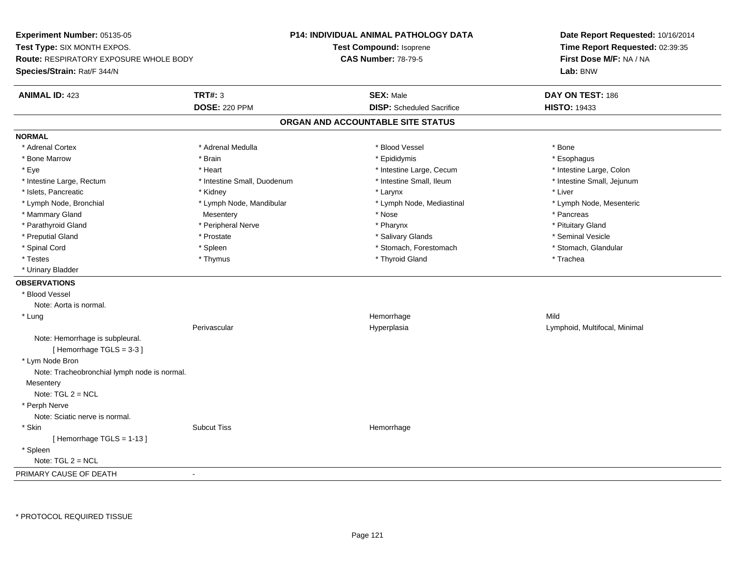**Experiment Number:** 05135-05
**Test Type:** SIX MONTH EXPOS.
**Route:** RESPIRATORY EXPOSURE WHOLE BODY
**Species/Strain:** Rat/F 344/N

**P14: INDIVIDUAL ANIMAL PATHOLOGY DATA**
**Test Compound:** Isoprene
**CAS Number:** 78-79-5

**Date Report Requested:** 10/16/2014
**Time Report Requested:** 02:39:35
**First Dose M/F:** NA / NA
**Lab:** BNW

| **ANIMAL ID:** 423 | **TRT#:** 3 | **SEX:** Male | **DAY ON TEST:** 186 |
|---|---|---|---|
| | **DOSE:** 220 PPM | **DISP:** Scheduled Sacrifice | **HISTO:** 19433 |

## ORGAN AND ACCOUNTABLE SITE STATUS

**NORMAL**

| | | | |
|---|---|---|---|
| * Adrenal Cortex | * Adrenal Medulla | * Blood Vessel | * Bone |
| * Bone Marrow | * Brain | * Epididymis | * Esophagus |
| * Eye | * Heart | * Intestine Large, Cecum | * Intestine Large, Colon |
| * Intestine Large, Rectum | * Intestine Small, Duodenum | * Intestine Small, Ileum | * Intestine Small, Jejunum |
| * Islets, Pancreatic | * Kidney | * Larynx | * Liver |
| * Lymph Node, Bronchial | * Lymph Node, Mandibular | * Lymph Node, Mediastinal | * Lymph Node, Mesenteric |
| * Mammary Gland | Mesentery | * Nose | * Pancreas |
| * Parathyroid Gland | * Peripheral Nerve | * Pharynx | * Pituitary Gland |
| * Preputial Gland | * Prostate | * Salivary Glands | * Seminal Vesicle |
| * Spinal Cord | * Spleen | * Stomach, Forestomach | * Stomach, Glandular |
| * Testes | * Thymus | * Thyroid Gland | * Trachea |
| * Urinary Bladder | | | |

**OBSERVATIONS**

* Blood Vessel
  Note: Aorta is normal.

| | | | |
|---|---|---|---|
| * Lung | | Hemorrhage | Mild |
| | Perivascular | Hyperplasia | Lymphoid, Multifocal, Minimal |

  Note: Hemorrhage is subpleural.
  [ Hemorrhage TGLS = 3-3 ]

* Lym Node Bron
  Note: Tracheobronchial lymph node is normal.

Mesentery
  Note: TGL 2 = NCL

* Perph Nerve
  Note: Sciatic nerve is normal.

| | | | |
|---|---|---|---|
| * Skin | Subcut Tiss | Hemorrhage | |

  [ Hemorrhage TGLS = 1-13 ]

* Spleen
  Note: TGL 2 = NCL

PRIMARY CAUSE OF DEATH -

* PROTOCOL REQUIRED TISSUE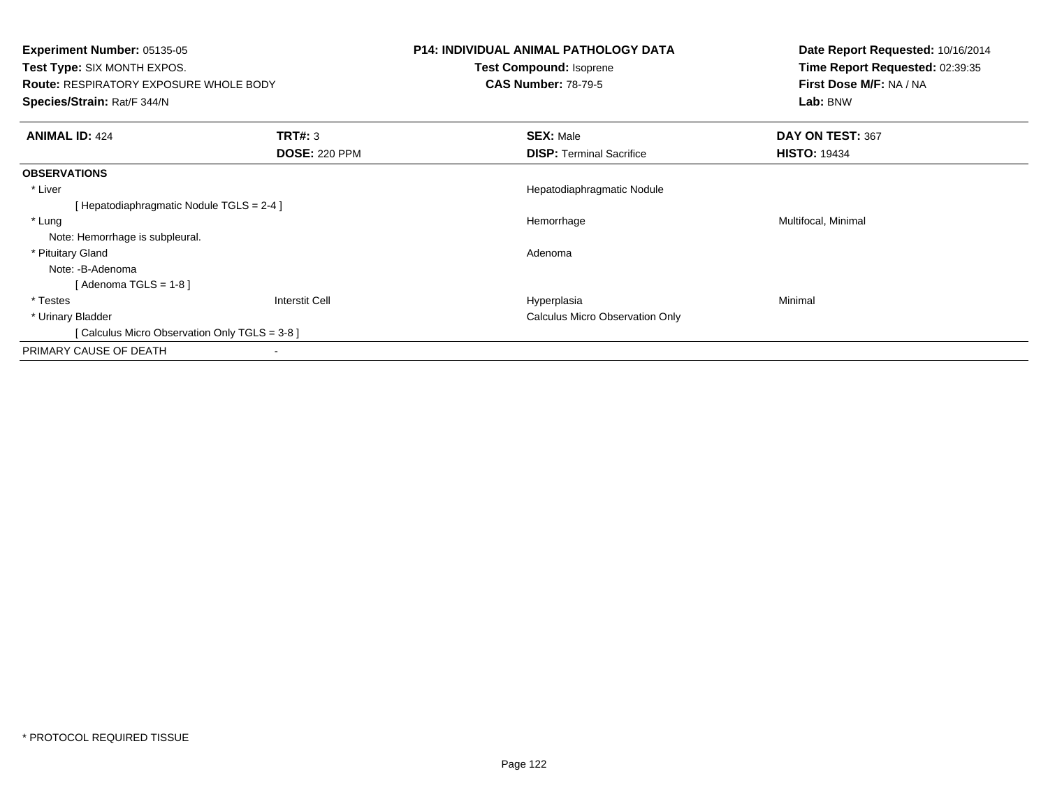**Experiment Number:** 05135-05
**Test Type:** SIX MONTH EXPOS.
**Route:** RESPIRATORY EXPOSURE WHOLE BODY
**Species/Strain:** Rat/F 344/N

**P14: INDIVIDUAL ANIMAL PATHOLOGY DATA**
**Test Compound:** Isoprene
**CAS Number:** 78-79-5

**Date Report Requested:** 10/16/2014
**Time Report Requested:** 02:39:35
**First Dose M/F:** NA / NA
**Lab:** BNW

| **ANIMAL ID:** 424 | **TRT#:** 3 | **SEX:** Male | **DAY ON TEST:** 367 |
|---|---|---|---|
| | **DOSE:** 220 PPM | **DISP:** Terminal Sacrifice | **HISTO:** 19434 |
| **OBSERVATIONS** | | | |
| * Liver | | Hepatodiaphragmatic Nodule | |
| [ Hepatodiaphragmatic Nodule TGLS = 2-4 ] | | | |
| * Lung | | Hemorrhage | Multifocal, Minimal |
| Note: Hemorrhage is subpleural. | | | |
| * Pituitary Gland | | Adenoma | |
| Note: -B-Adenoma | | | |
| [ Adenoma TGLS = 1-8 ] | | | |
| * Testes | Interstit Cell | Hyperplasia | Minimal |
| * Urinary Bladder | | Calculus Micro Observation Only | |
| [ Calculus Micro Observation Only TGLS = 3-8 ] | | | |
| PRIMARY CAUSE OF DEATH | - | | |

* PROTOCOL REQUIRED TISSUE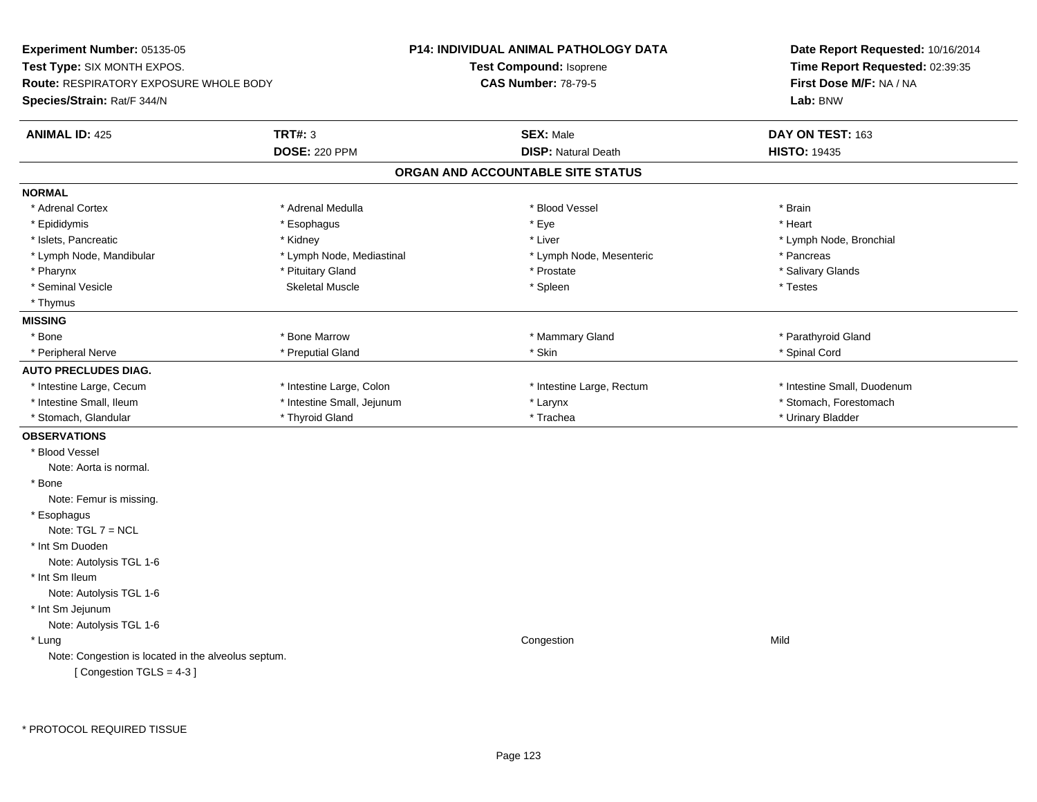**Experiment Number:** 05135-05
**Test Type:** SIX MONTH EXPOS.
**Route:** RESPIRATORY EXPOSURE WHOLE BODY
**Species/Strain:** Rat/F 344/N

**P14: INDIVIDUAL ANIMAL PATHOLOGY DATA**
**Test Compound:** Isoprene
**CAS Number:** 78-79-5

**Date Report Requested:** 10/16/2014
**Time Report Requested:** 02:39:35
**First Dose M/F:** NA / NA
**Lab:** BNW

| **ANIMAL ID:** 425 | **TRT#:** 3 | **SEX:** Male | **DAY ON TEST:** 163 |
|---|---|---|---|
| | **DOSE:** 220 PPM | **DISP:** Natural Death | **HISTO:** 19435 |

## ORGAN AND ACCOUNTABLE SITE STATUS

**NORMAL**

| | | | |
|---|---|---|---|
| * Adrenal Cortex | * Adrenal Medulla | * Blood Vessel | * Brain |
| * Epididymis | * Esophagus | * Eye | * Heart |
| * Islets, Pancreatic | * Kidney | * Liver | * Lymph Node, Bronchial |
| * Lymph Node, Mandibular | * Lymph Node, Mediastinal | * Lymph Node, Mesenteric | * Pancreas |
| * Pharynx | * Pituitary Gland | * Prostate | * Salivary Glands |
| * Seminal Vesicle | Skeletal Muscle | * Spleen | * Testes |
| * Thymus | | | |

**MISSING**

| | | | |
|---|---|---|---|
| * Bone | * Bone Marrow | * Mammary Gland | * Parathyroid Gland |
| * Peripheral Nerve | * Preputial Gland | * Skin | * Spinal Cord |

**AUTO PRECLUDES DIAG.**

| | | | |
|---|---|---|---|
| * Intestine Large, Cecum | * Intestine Large, Colon | * Intestine Large, Rectum | * Intestine Small, Duodenum |
| * Intestine Small, Ileum | * Intestine Small, Jejunum | * Larynx | * Stomach, Forestomach |
| * Stomach, Glandular | * Thyroid Gland | * Trachea | * Urinary Bladder |

**OBSERVATIONS**

* Blood Vessel
  Note: Aorta is normal.
* Bone
  Note: Femur is missing.
* Esophagus
  Note: TGL 7 = NCL
* Int Sm Duoden
  Note: Autolysis TGL 1-6
* Int Sm Ileum
  Note: Autolysis TGL 1-6
* Int Sm Jejunum
  Note: Autolysis TGL 1-6
* Lung — Congestion — Mild
  Note: Congestion is located in the alveolus septum.
  [ Congestion TGLS = 4-3 ]

* PROTOCOL REQUIRED TISSUE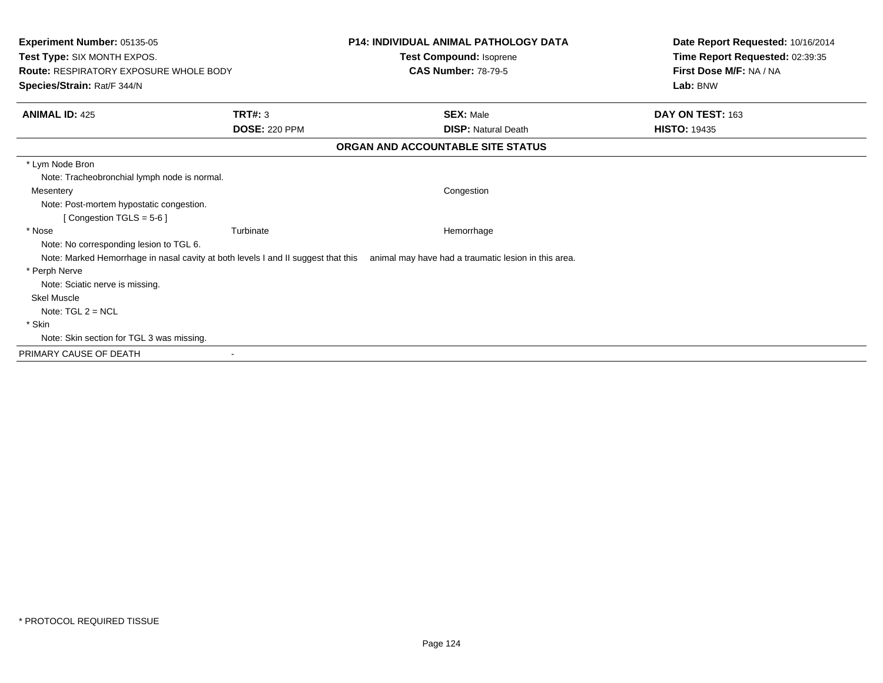**Experiment Number:** 05135-05
**Test Type:** SIX MONTH EXPOS.
**Route:** RESPIRATORY EXPOSURE WHOLE BODY
**Species/Strain:** Rat/F 344/N

**P14: INDIVIDUAL ANIMAL PATHOLOGY DATA**
**Test Compound:** Isoprene
**CAS Number:** 78-79-5

**Date Report Requested:** 10/16/2014
**Time Report Requested:** 02:39:35
**First Dose M/F:** NA / NA
**Lab:** BNW

| **ANIMAL ID:** 425 | **TRT#:** 3 | **SEX:** Male | **DAY ON TEST:** 163 |
|---|---|---|---|
| | **DOSE:** 220 PPM | **DISP:** Natural Death | **HISTO:** 19435 |

**ORGAN AND ACCOUNTABLE SITE STATUS**

* Lym Node Bron
  Note: Tracheobronchial lymph node is normal.

Mesentery — Congestion
  Note: Post-mortem hypostatic congestion.
  [ Congestion TGLS = 5-6 ]

* Nose — Turbinate — Hemorrhage
  Note: No corresponding lesion to TGL 6.
  Note: Marked Hemorrhage in nasal cavity at both levels I and II suggest that this animal may have had a traumatic lesion in this area.

* Perph Nerve
  Note: Sciatic nerve is missing.

Skel Muscle
  Note: TGL 2 = NCL

* Skin
  Note: Skin section for TGL 3 was missing.

PRIMARY CAUSE OF DEATH -

* PROTOCOL REQUIRED TISSUE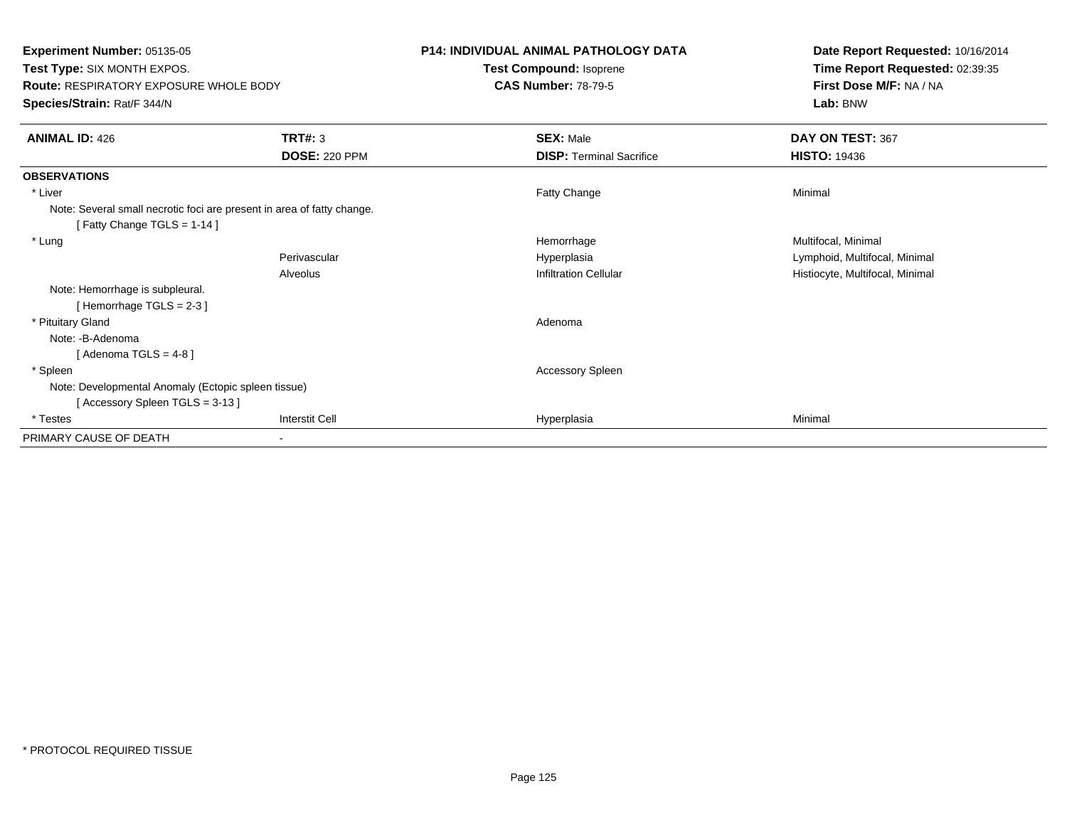**Experiment Number:** 05135-05
**Test Type:** SIX MONTH EXPOS.
**Route:** RESPIRATORY EXPOSURE WHOLE BODY
**Species/Strain:** Rat/F 344/N

**P14: INDIVIDUAL ANIMAL PATHOLOGY DATA**
**Test Compound:** Isoprene
**CAS Number:** 78-79-5

**Date Report Requested:** 10/16/2014
**Time Report Requested:** 02:39:35
**First Dose M/F:** NA / NA
**Lab:** BNW

| **ANIMAL ID:** 426 | **TRT#:** 3 | **SEX:** Male | **DAY ON TEST:** 367 |
|---|---|---|---|
| | **DOSE:** 220 PPM | **DISP:** Terminal Sacrifice | **HISTO:** 19436 |
| **OBSERVATIONS** | | | |
| * Liver | | Fatty Change | Minimal |
| Note: Several small necrotic foci are present in area of fatty change. | | | |
| [ Fatty Change TGLS = 1-14 ] | | | |
| * Lung | | Hemorrhage | Multifocal, Minimal |
| | Perivascular | Hyperplasia | Lymphoid, Multifocal, Minimal |
| | Alveolus | Infiltration Cellular | Histiocyte, Multifocal, Minimal |
| Note: Hemorrhage is subpleural. | | | |
| [ Hemorrhage TGLS = 2-3 ] | | | |
| * Pituitary Gland | | Adenoma | |
| Note: -B-Adenoma | | | |
| [ Adenoma TGLS = 4-8 ] | | | |
| * Spleen | | Accessory Spleen | |
| Note: Developmental Anomaly (Ectopic spleen tissue) | | | |
| [ Accessory Spleen TGLS = 3-13 ] | | | |
| * Testes | Interstit Cell | Hyperplasia | Minimal |
| PRIMARY CAUSE OF DEATH | - | | |

* PROTOCOL REQUIRED TISSUE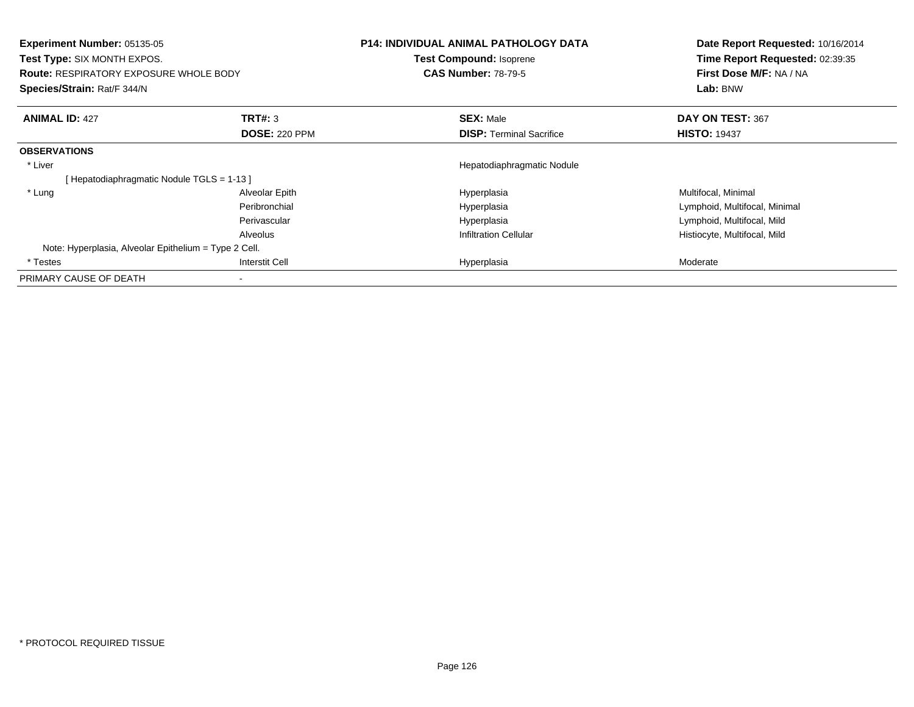**Experiment Number:** 05135-05
**Test Type:** SIX MONTH EXPOS.
**Route:** RESPIRATORY EXPOSURE WHOLE BODY
**Species/Strain:** Rat/F 344/N

**P14: INDIVIDUAL ANIMAL PATHOLOGY DATA**
**Test Compound:** Isoprene
**CAS Number:** 78-79-5

**Date Report Requested:** 10/16/2014
**Time Report Requested:** 02:39:35
**First Dose M/F:** NA / NA
**Lab:** BNW

| **ANIMAL ID:** 427 | **TRT#:** 3 | **SEX:** Male | **DAY ON TEST:** 367 |
|---|---|---|---|
| | **DOSE:** 220 PPM | **DISP:** Terminal Sacrifice | **HISTO:** 19437 |
| **OBSERVATIONS** | | | |
| * Liver | | Hepatodiaphragmatic Nodule | |
| [ Hepatodiaphragmatic Nodule TGLS = 1-13 ] | | | |
| * Lung | Alveolar Epith | Hyperplasia | Multifocal, Minimal |
| | Peribronchial | Hyperplasia | Lymphoid, Multifocal, Minimal |
| | Perivascular | Hyperplasia | Lymphoid, Multifocal, Mild |
| | Alveolus | Infiltration Cellular | Histiocyte, Multifocal, Mild |
| Note: Hyperplasia, Alveolar Epithelium = Type 2 Cell. | | | |
| * Testes | Interstit Cell | Hyperplasia | Moderate |
| PRIMARY CAUSE OF DEATH | - | | |

* PROTOCOL REQUIRED TISSUE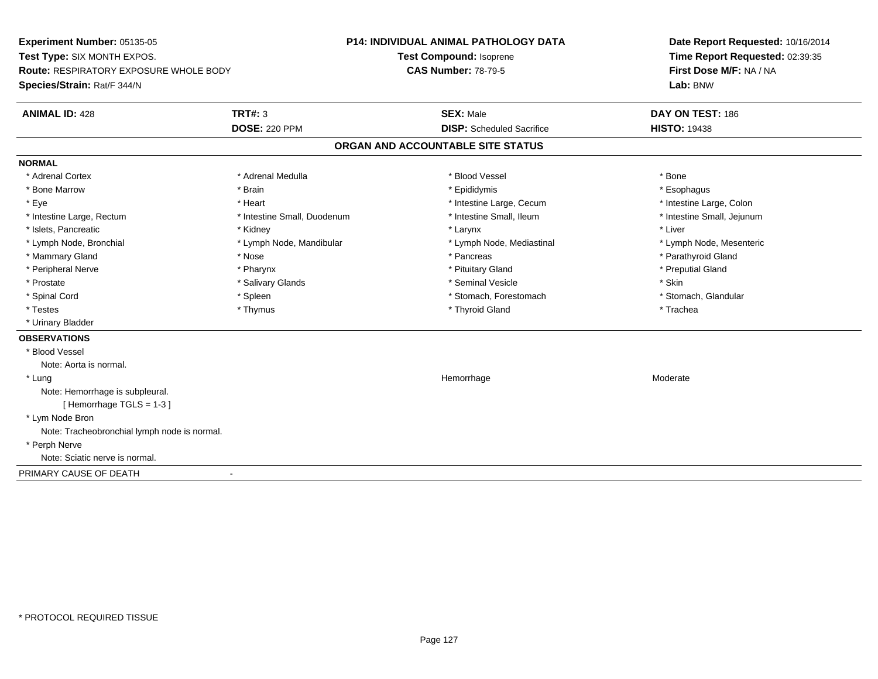**Experiment Number:** 05135-05
**Test Type:** SIX MONTH EXPOS.
**Route:** RESPIRATORY EXPOSURE WHOLE BODY
**Species/Strain:** Rat/F 344/N

**P14: INDIVIDUAL ANIMAL PATHOLOGY DATA**
**Test Compound:** Isoprene
**CAS Number:** 78-79-5

**Date Report Requested:** 10/16/2014
**Time Report Requested:** 02:39:35
**First Dose M/F:** NA / NA
**Lab:** BNW

| **ANIMAL ID:** 428 | **TRT#:** 3 | **SEX:** Male | **DAY ON TEST:** 186 |
|---|---|---|---|
| | **DOSE:** 220 PPM | **DISP:** Scheduled Sacrifice | **HISTO:** 19438 |

## ORGAN AND ACCOUNTABLE SITE STATUS

**NORMAL**

| | | | |
|---|---|---|---|
| * Adrenal Cortex | * Adrenal Medulla | * Blood Vessel | * Bone |
| * Bone Marrow | * Brain | * Epididymis | * Esophagus |
| * Eye | * Heart | * Intestine Large, Cecum | * Intestine Large, Colon |
| * Intestine Large, Rectum | * Intestine Small, Duodenum | * Intestine Small, Ileum | * Intestine Small, Jejunum |
| * Islets, Pancreatic | * Kidney | * Larynx | * Liver |
| * Lymph Node, Bronchial | * Lymph Node, Mandibular | * Lymph Node, Mediastinal | * Lymph Node, Mesenteric |
| * Mammary Gland | * Nose | * Pancreas | * Parathyroid Gland |
| * Peripheral Nerve | * Pharynx | * Pituitary Gland | * Preputial Gland |
| * Prostate | * Salivary Glands | * Seminal Vesicle | * Skin |
| * Spinal Cord | * Spleen | * Stomach, Forestomach | * Stomach, Glandular |
| * Testes | * Thymus | * Thyroid Gland | * Trachea |
| * Urinary Bladder | | | |

**OBSERVATIONS**

* Blood Vessel
  Note: Aorta is normal.
* Lung — Hemorrhage — Moderate
  Note: Hemorrhage is subpleural.
  [ Hemorrhage TGLS = 1-3 ]
* Lym Node Bron
  Note: Tracheobronchial lymph node is normal.
* Perph Nerve
  Note: Sciatic nerve is normal.

PRIMARY CAUSE OF DEATH -

* PROTOCOL REQUIRED TISSUE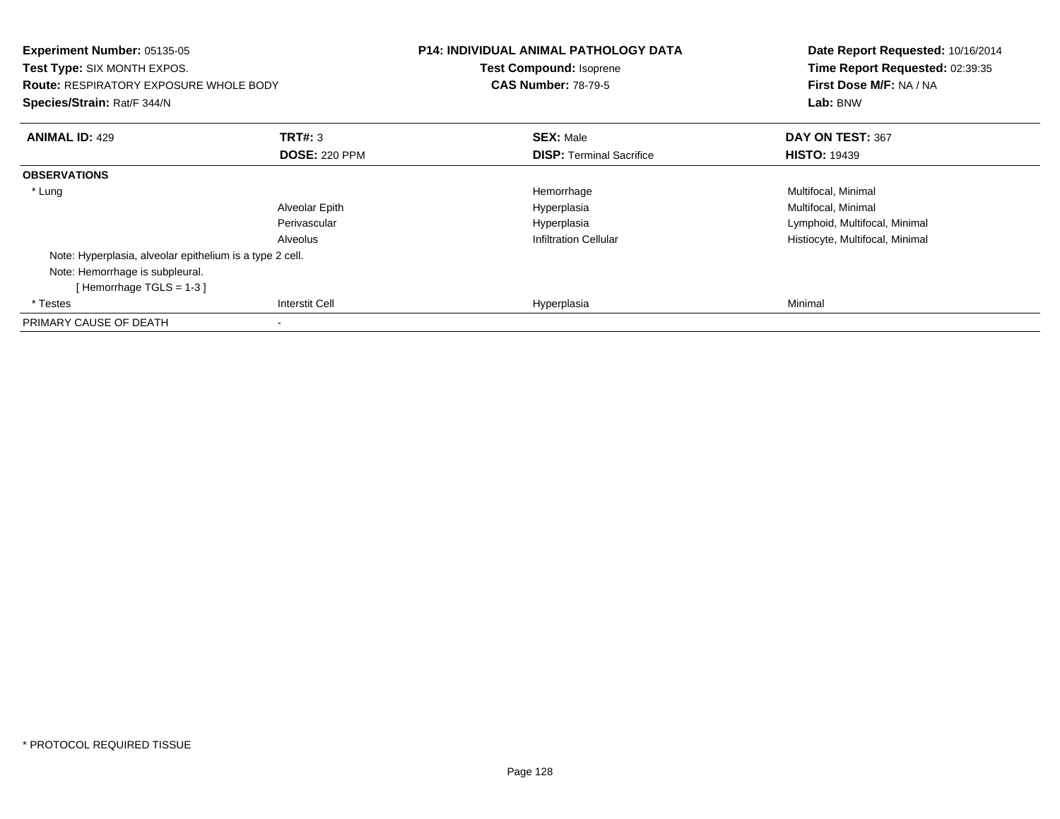**Experiment Number:** 05135-05
**Test Type:** SIX MONTH EXPOS.
**Route:** RESPIRATORY EXPOSURE WHOLE BODY
**Species/Strain:** Rat/F 344/N

**P14: INDIVIDUAL ANIMAL PATHOLOGY DATA**
**Test Compound:** Isoprene
**CAS Number:** 78-79-5

**Date Report Requested:** 10/16/2014
**Time Report Requested:** 02:39:35
**First Dose M/F:** NA / NA
**Lab:** BNW

| **ANIMAL ID:** 429 | **TRT#:** 3 | **SEX:** Male | **DAY ON TEST:** 367 |
|---|---|---|---|
| | **DOSE:** 220 PPM | **DISP:** Terminal Sacrifice | **HISTO:** 19439 |
| **OBSERVATIONS** | | | |
| * Lung | | Hemorrhage | Multifocal, Minimal |
| | Alveolar Epith | Hyperplasia | Multifocal, Minimal |
| | Perivascular | Hyperplasia | Lymphoid, Multifocal, Minimal |
| | Alveolus | Infiltration Cellular | Histiocyte, Multifocal, Minimal |
| Note: Hyperplasia, alveolar epithelium is a type 2 cell. | | | |
| Note: Hemorrhage is subpleural. | | | |
| [ Hemorrhage TGLS = 1-3 ] | | | |
| * Testes | Interstit Cell | Hyperplasia | Minimal |
| PRIMARY CAUSE OF DEATH | - | | |

* PROTOCOL REQUIRED TISSUE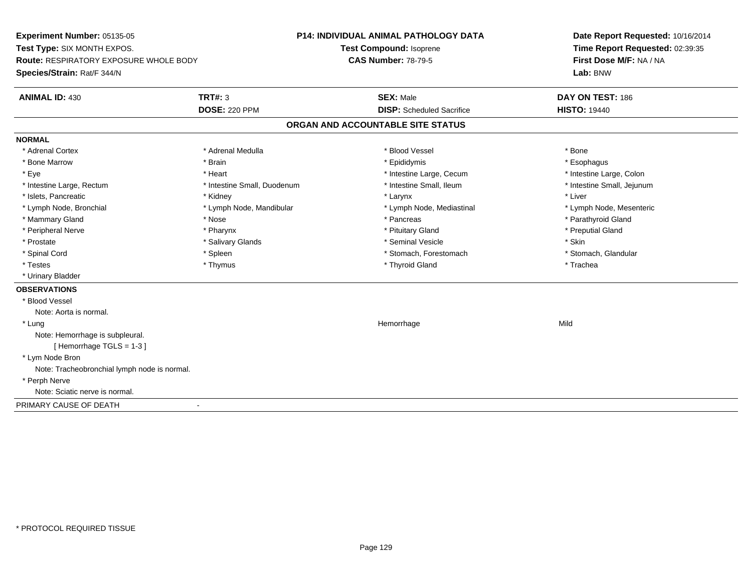**Experiment Number:** 05135-05
**Test Type:** SIX MONTH EXPOS.
**Route:** RESPIRATORY EXPOSURE WHOLE BODY
**Species/Strain:** Rat/F 344/N

**P14: INDIVIDUAL ANIMAL PATHOLOGY DATA**
**Test Compound:** Isoprene
**CAS Number:** 78-79-5

**Date Report Requested:** 10/16/2014
**Time Report Requested:** 02:39:35
**First Dose M/F:** NA / NA
**Lab:** BNW

| **ANIMAL ID:** 430 | **TRT#:** 3 | **SEX:** Male | **DAY ON TEST:** 186 |
|---|---|---|---|
| | **DOSE:** 220 PPM | **DISP:** Scheduled Sacrifice | **HISTO:** 19440 |

## ORGAN AND ACCOUNTABLE SITE STATUS

**NORMAL**

| | | | |
|---|---|---|---|
| * Adrenal Cortex | * Adrenal Medulla | * Blood Vessel | * Bone |
| * Bone Marrow | * Brain | * Epididymis | * Esophagus |
| * Eye | * Heart | * Intestine Large, Cecum | * Intestine Large, Colon |
| * Intestine Large, Rectum | * Intestine Small, Duodenum | * Intestine Small, Ileum | * Intestine Small, Jejunum |
| * Islets, Pancreatic | * Kidney | * Larynx | * Liver |
| * Lymph Node, Bronchial | * Lymph Node, Mandibular | * Lymph Node, Mediastinal | * Lymph Node, Mesenteric |
| * Mammary Gland | * Nose | * Pancreas | * Parathyroid Gland |
| * Peripheral Nerve | * Pharynx | * Pituitary Gland | * Preputial Gland |
| * Prostate | * Salivary Glands | * Seminal Vesicle | * Skin |
| * Spinal Cord | * Spleen | * Stomach, Forestomach | * Stomach, Glandular |
| * Testes | * Thymus | * Thyroid Gland | * Trachea |
| * Urinary Bladder | | | |

**OBSERVATIONS**

* Blood Vessel
  Note: Aorta is normal.
* Lung — Hemorrhage — Mild
  Note: Hemorrhage is subpleural.
  [ Hemorrhage TGLS = 1-3 ]
* Lym Node Bron
  Note: Tracheobronchial lymph node is normal.
* Perph Nerve
  Note: Sciatic nerve is normal.

PRIMARY CAUSE OF DEATH -

* PROTOCOL REQUIRED TISSUE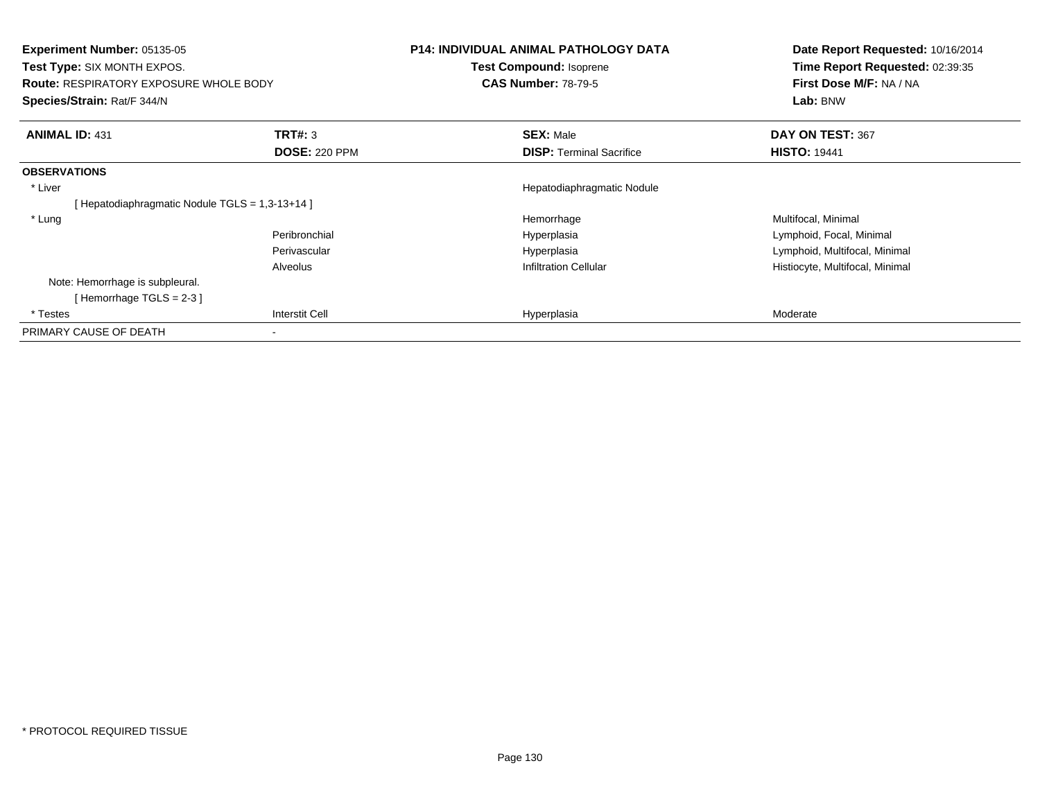**Experiment Number:** 05135-05
**Test Type:** SIX MONTH EXPOS.
**Route:** RESPIRATORY EXPOSURE WHOLE BODY
**Species/Strain:** Rat/F 344/N

**P14: INDIVIDUAL ANIMAL PATHOLOGY DATA**
**Test Compound:** Isoprene
**CAS Number:** 78-79-5

**Date Report Requested:** 10/16/2014
**Time Report Requested:** 02:39:35
**First Dose M/F:** NA / NA
**Lab:** BNW

| **ANIMAL ID:** 431 | **TRT#:** 3 | **SEX:** Male | **DAY ON TEST:** 367 |
|---|---|---|---|
| | **DOSE:** 220 PPM | **DISP:** Terminal Sacrifice | **HISTO:** 19441 |
| **OBSERVATIONS** | | | |
| * Liver | | Hepatodiaphragmatic Nodule | |
| [ Hepatodiaphragmatic Nodule TGLS = 1,3-13+14 ] | | | |
| * Lung | | Hemorrhage | Multifocal, Minimal |
| | Peribronchial | Hyperplasia | Lymphoid, Focal, Minimal |
| | Perivascular | Hyperplasia | Lymphoid, Multifocal, Minimal |
| | Alveolus | Infiltration Cellular | Histiocyte, Multifocal, Minimal |
| Note: Hemorrhage is subpleural. | | | |
| [ Hemorrhage TGLS = 2-3 ] | | | |
| * Testes | Interstit Cell | Hyperplasia | Moderate |
| PRIMARY CAUSE OF DEATH | - | | |

* PROTOCOL REQUIRED TISSUE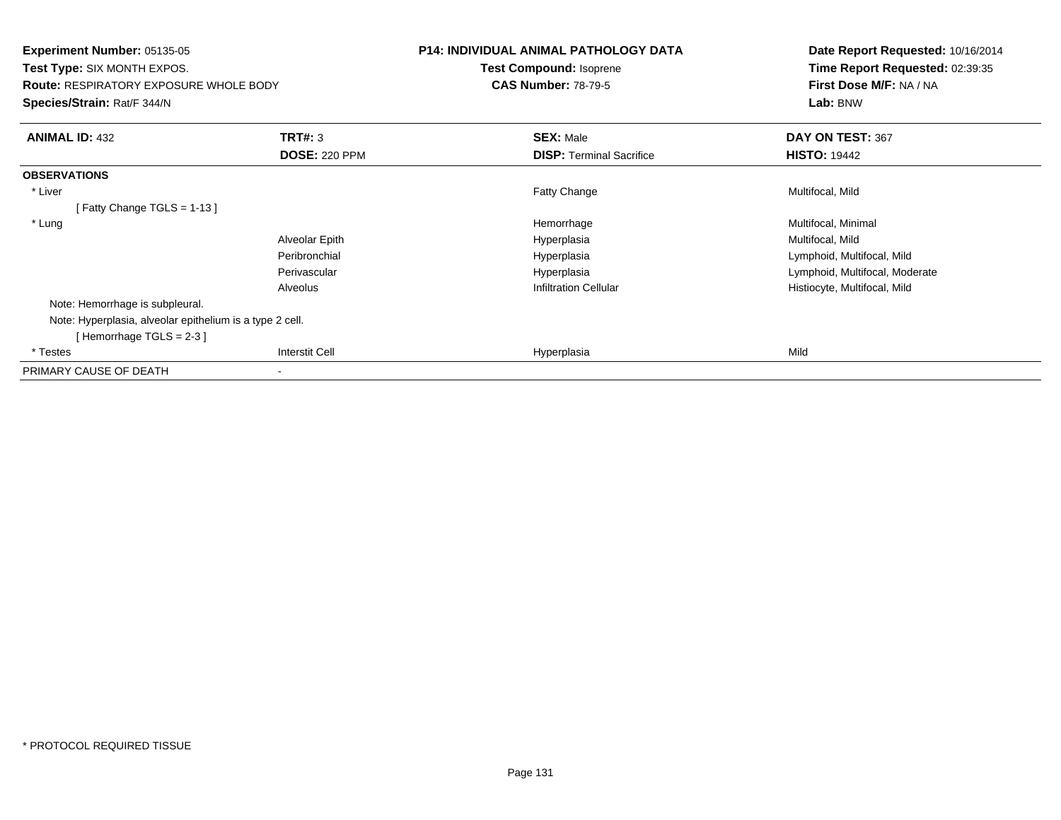**Experiment Number:** 05135-05
**Test Type:** SIX MONTH EXPOS.
**Route:** RESPIRATORY EXPOSURE WHOLE BODY
**Species/Strain:** Rat/F 344/N

**P14: INDIVIDUAL ANIMAL PATHOLOGY DATA**
**Test Compound:** Isoprene
**CAS Number:** 78-79-5

**Date Report Requested:** 10/16/2014
**Time Report Requested:** 02:39:35
**First Dose M/F:** NA / NA
**Lab:** BNW

| **ANIMAL ID:** 432 | **TRT#:** 3 | **SEX:** Male | **DAY ON TEST:** 367 |
|---|---|---|---|
| | **DOSE:** 220 PPM | **DISP:** Terminal Sacrifice | **HISTO:** 19442 |
| **OBSERVATIONS** | | | |
| * Liver | | Fatty Change | Multifocal, Mild |
| [ Fatty Change TGLS = 1-13 ] | | | |
| * Lung | | Hemorrhage | Multifocal, Minimal |
| | Alveolar Epith | Hyperplasia | Multifocal, Mild |
| | Peribronchial | Hyperplasia | Lymphoid, Multifocal, Mild |
| | Perivascular | Hyperplasia | Lymphoid, Multifocal, Moderate |
| | Alveolus | Infiltration Cellular | Histiocyte, Multifocal, Mild |
| Note: Hemorrhage is subpleural. | | | |
| Note: Hyperplasia, alveolar epithelium is a type 2 cell. | | | |
| [ Hemorrhage TGLS = 2-3 ] | | | |
| * Testes | Interstit Cell | Hyperplasia | Mild |
| PRIMARY CAUSE OF DEATH | - | | |

* PROTOCOL REQUIRED TISSUE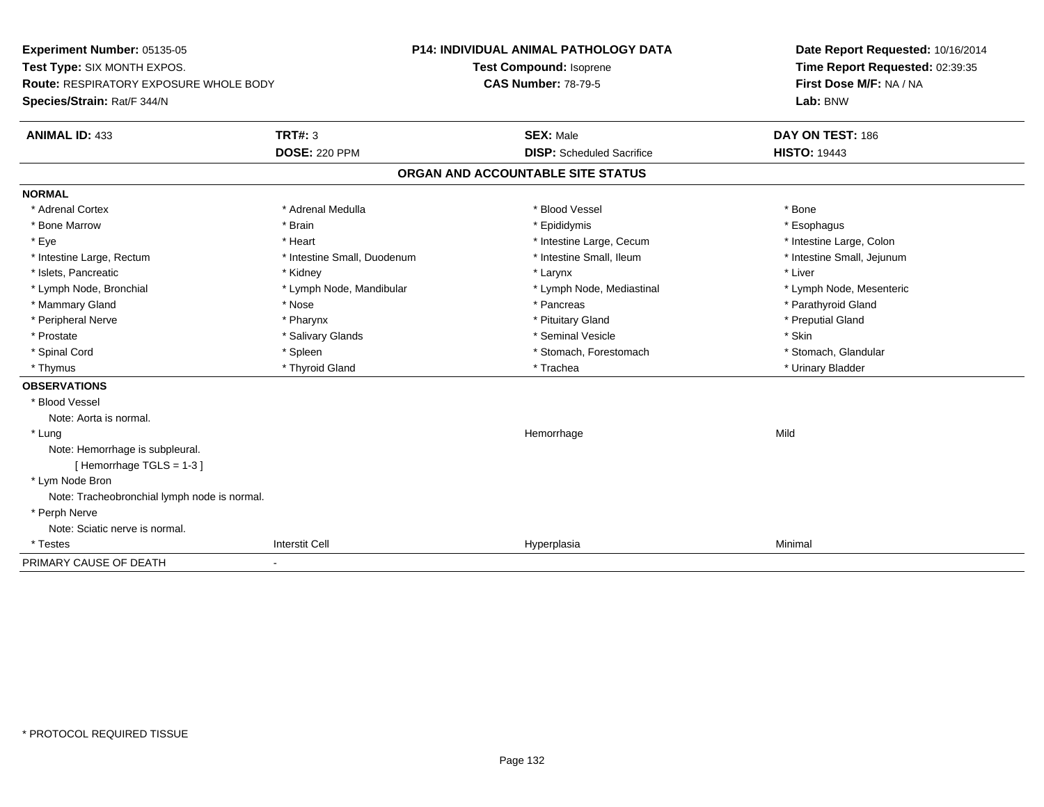**Experiment Number:** 05135-05
**Test Type:** SIX MONTH EXPOS.
**Route:** RESPIRATORY EXPOSURE WHOLE BODY
**Species/Strain:** Rat/F 344/N

**P14: INDIVIDUAL ANIMAL PATHOLOGY DATA**
**Test Compound:** Isoprene
**CAS Number:** 78-79-5

**Date Report Requested:** 10/16/2014
**Time Report Requested:** 02:39:35
**First Dose M/F:** NA / NA
**Lab:** BNW

| **ANIMAL ID:** 433 | **TRT#:** 3 | **SEX:** Male | **DAY ON TEST:** 186 |
|---|---|---|---|
| | **DOSE:** 220 PPM | **DISP:** Scheduled Sacrifice | **HISTO:** 19443 |

## ORGAN AND ACCOUNTABLE SITE STATUS

**NORMAL**

| | | | |
|---|---|---|---|
| * Adrenal Cortex | * Adrenal Medulla | * Blood Vessel | * Bone |
| * Bone Marrow | * Brain | * Epididymis | * Esophagus |
| * Eye | * Heart | * Intestine Large, Cecum | * Intestine Large, Colon |
| * Intestine Large, Rectum | * Intestine Small, Duodenum | * Intestine Small, Ileum | * Intestine Small, Jejunum |
| * Islets, Pancreatic | * Kidney | * Larynx | * Liver |
| * Lymph Node, Bronchial | * Lymph Node, Mandibular | * Lymph Node, Mediastinal | * Lymph Node, Mesenteric |
| * Mammary Gland | * Nose | * Pancreas | * Parathyroid Gland |
| * Peripheral Nerve | * Pharynx | * Pituitary Gland | * Preputial Gland |
| * Prostate | * Salivary Glands | * Seminal Vesicle | * Skin |
| * Spinal Cord | * Spleen | * Stomach, Forestomach | * Stomach, Glandular |
| * Thymus | * Thyroid Gland | * Trachea | * Urinary Bladder |

**OBSERVATIONS**

| | | | |
|---|---|---|---|
| * Blood Vessel | | | |
| Note: Aorta is normal. | | | |
| * Lung | | Hemorrhage | Mild |
| Note: Hemorrhage is subpleural. | | | |
| [ Hemorrhage TGLS = 1-3 ] | | | |
| * Lym Node Bron | | | |
| Note: Tracheobronchial lymph node is normal. | | | |
| * Perph Nerve | | | |
| Note: Sciatic nerve is normal. | | | |
| * Testes | Interstit Cell | Hyperplasia | Minimal |

PRIMARY CAUSE OF DEATH -

* PROTOCOL REQUIRED TISSUE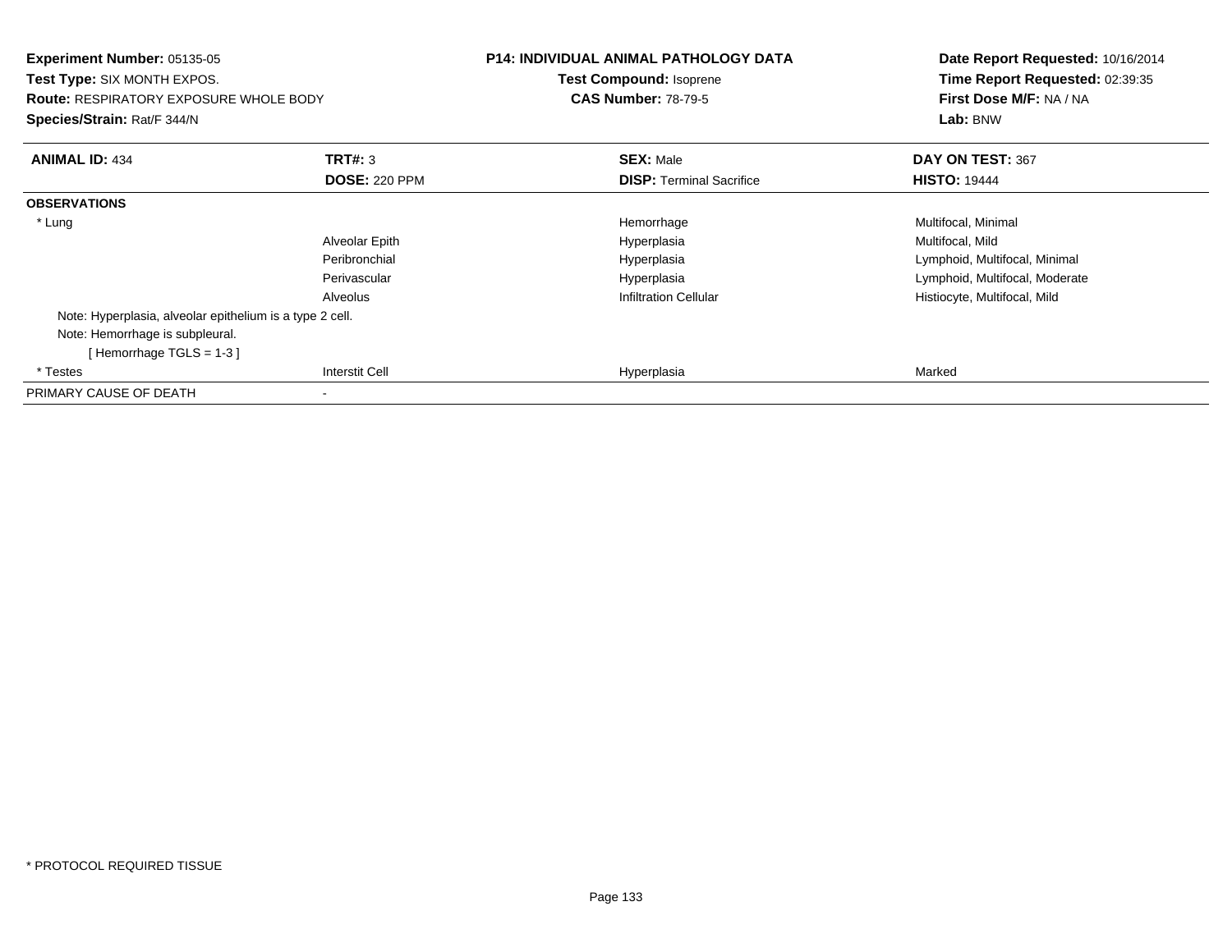**Experiment Number:** 05135-05
**Test Type:** SIX MONTH EXPOS.
**Route:** RESPIRATORY EXPOSURE WHOLE BODY
**Species/Strain:** Rat/F 344/N

**P14: INDIVIDUAL ANIMAL PATHOLOGY DATA**
**Test Compound:** Isoprene
**CAS Number:** 78-79-5

**Date Report Requested:** 10/16/2014
**Time Report Requested:** 02:39:35
**First Dose M/F:** NA / NA
**Lab:** BNW

| **ANIMAL ID:** 434 | **TRT#:** 3 | **SEX:** Male | **DAY ON TEST:** 367 |
|---|---|---|---|
| | **DOSE:** 220 PPM | **DISP:** Terminal Sacrifice | **HISTO:** 19444 |
| **OBSERVATIONS** | | | |
| * Lung | | Hemorrhage | Multifocal, Minimal |
| | Alveolar Epith | Hyperplasia | Multifocal, Mild |
| | Peribronchial | Hyperplasia | Lymphoid, Multifocal, Minimal |
| | Perivascular | Hyperplasia | Lymphoid, Multifocal, Moderate |
| | Alveolus | Infiltration Cellular | Histiocyte, Multifocal, Mild |
| Note: Hyperplasia, alveolar epithelium is a type 2 cell. | | | |
| Note: Hemorrhage is subpleural. | | | |
| [ Hemorrhage TGLS = 1-3 ] | | | |
| * Testes | Interstit Cell | Hyperplasia | Marked |
| PRIMARY CAUSE OF DEATH | - | | |

* PROTOCOL REQUIRED TISSUE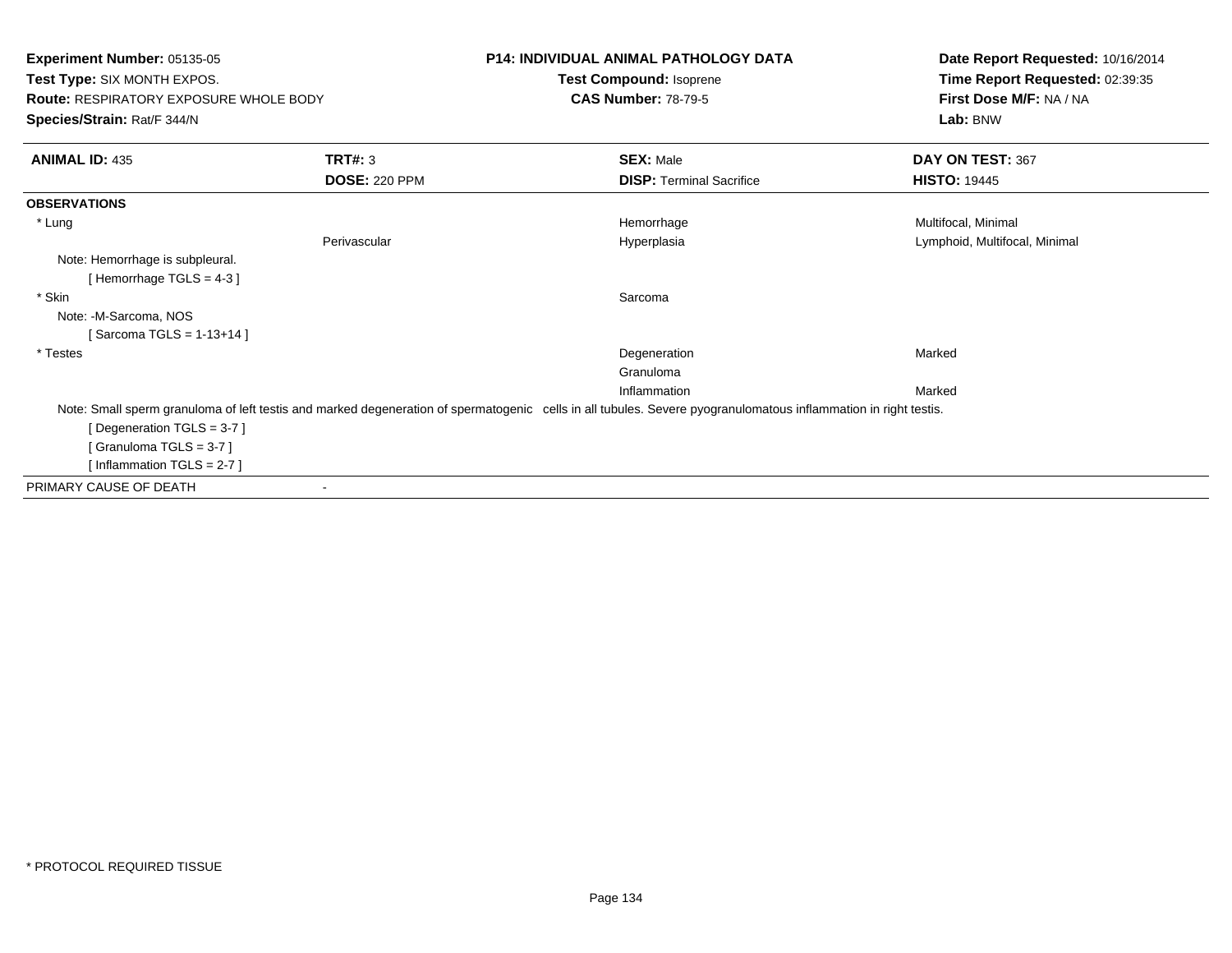**Experiment Number:** 05135-05
**Test Type:** SIX MONTH EXPOS.
**Route:** RESPIRATORY EXPOSURE WHOLE BODY
**Species/Strain:** Rat/F 344/N

**P14: INDIVIDUAL ANIMAL PATHOLOGY DATA**
**Test Compound:** Isoprene
**CAS Number:** 78-79-5

**Date Report Requested:** 10/16/2014
**Time Report Requested:** 02:39:35
**First Dose M/F:** NA / NA
**Lab:** BNW

| **ANIMAL ID:** 435 | **TRT#:** 3 | **SEX:** Male | **DAY ON TEST:** 367 |
|---|---|---|---|
| | **DOSE:** 220 PPM | **DISP:** Terminal Sacrifice | **HISTO:** 19445 |

**OBSERVATIONS**

| | | | |
|---|---|---|---|
| * Lung | | Hemorrhage | Multifocal, Minimal |
| | Perivascular | Hyperplasia | Lymphoid, Multifocal, Minimal |

Note: Hemorrhage is subpleural.
[ Hemorrhage TGLS = 4-3 ]

| | | | |
|---|---|---|---|
| * Skin | | Sarcoma | |

Note: -M-Sarcoma, NOS
[ Sarcoma TGLS = 1-13+14 ]

| | | | |
|---|---|---|---|
| * Testes | | Degeneration | Marked |
| | | Granuloma | |
| | | Inflammation | Marked |

Note: Small sperm granuloma of left testis and marked degeneration of spermatogenic cells in all tubules. Severe pyogranulomatous inflammation in right testis.
[ Degeneration TGLS = 3-7 ]
[ Granuloma TGLS = 3-7 ]
[ Inflammation TGLS = 2-7 ]

PRIMARY CAUSE OF DEATH -

* PROTOCOL REQUIRED TISSUE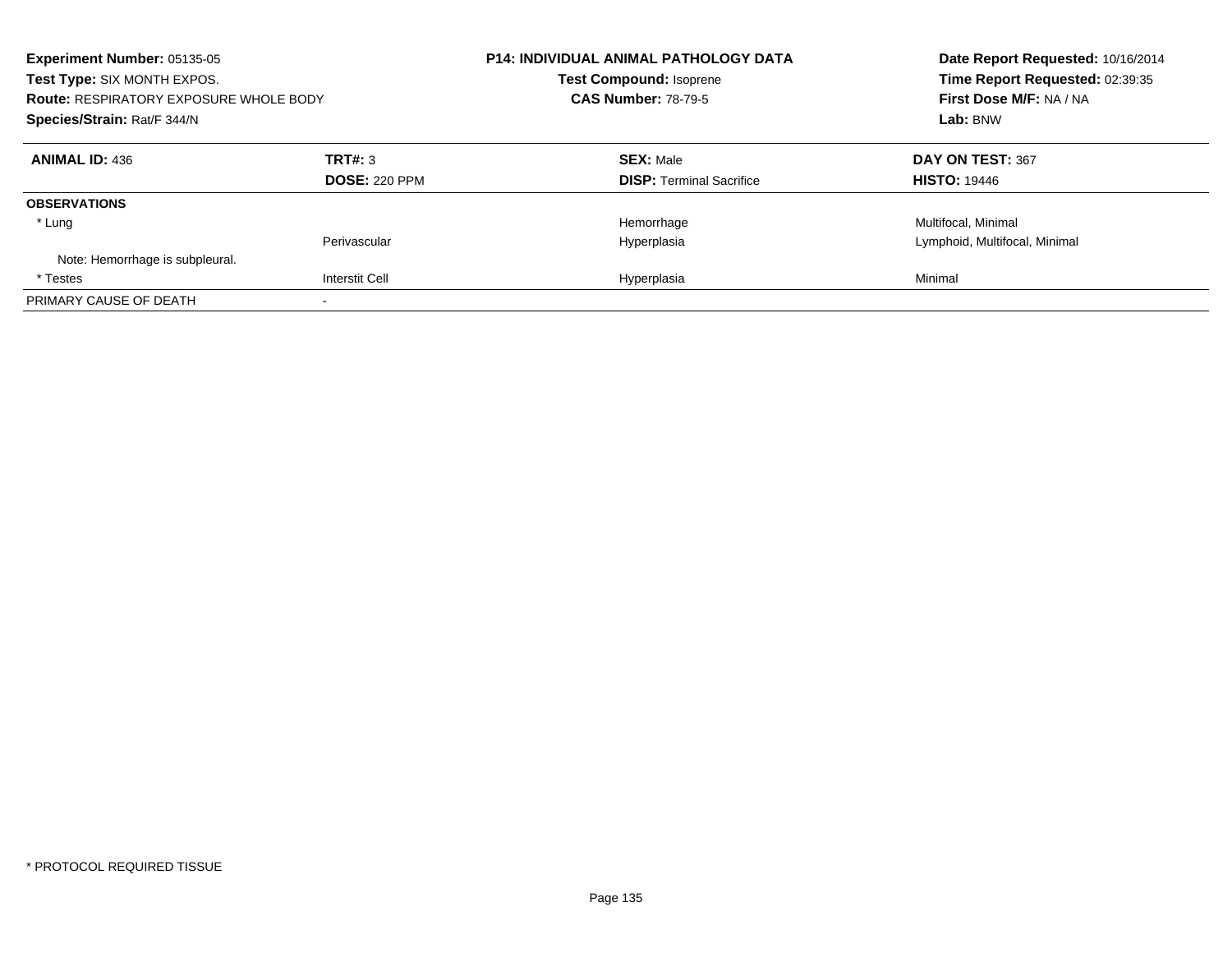**Experiment Number:** 05135-05
**Test Type:** SIX MONTH EXPOS.
**Route:** RESPIRATORY EXPOSURE WHOLE BODY
**Species/Strain:** Rat/F 344/N

**P14: INDIVIDUAL ANIMAL PATHOLOGY DATA**
**Test Compound:** Isoprene
**CAS Number:** 78-79-5

**Date Report Requested:** 10/16/2014
**Time Report Requested:** 02:39:35
**First Dose M/F:** NA / NA
**Lab:** BNW

| **ANIMAL ID:** 436 | **TRT#:** 3 | **SEX:** Male | **DAY ON TEST:** 367 |
|---|---|---|---|
| | **DOSE:** 220 PPM | **DISP:** Terminal Sacrifice | **HISTO:** 19446 |
| **OBSERVATIONS** | | | |
| * Lung | | Hemorrhage | Multifocal, Minimal |
| | Perivascular | Hyperplasia | Lymphoid, Multifocal, Minimal |
| Note: Hemorrhage is subpleural. | | | |
| * Testes | Interstit Cell | Hyperplasia | Minimal |
| PRIMARY CAUSE OF DEATH | - | | |

* PROTOCOL REQUIRED TISSUE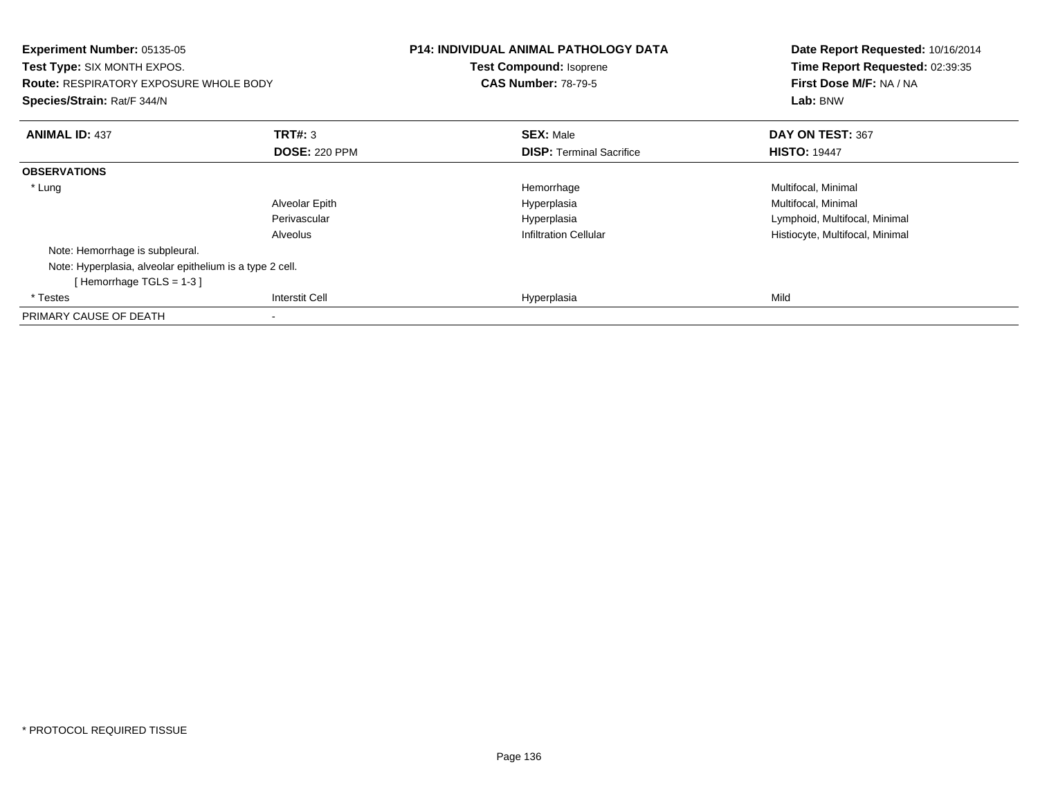**Experiment Number:** 05135-05
**Test Type:** SIX MONTH EXPOS.
**Route:** RESPIRATORY EXPOSURE WHOLE BODY
**Species/Strain:** Rat/F 344/N

**P14: INDIVIDUAL ANIMAL PATHOLOGY DATA**
**Test Compound:** Isoprene
**CAS Number:** 78-79-5

**Date Report Requested:** 10/16/2014
**Time Report Requested:** 02:39:35
**First Dose M/F:** NA / NA
**Lab:** BNW

| **ANIMAL ID:** 437 | **TRT#:** 3 | **SEX:** Male | **DAY ON TEST:** 367 |
|---|---|---|---|
| | **DOSE:** 220 PPM | **DISP:** Terminal Sacrifice | **HISTO:** 19447 |
| **OBSERVATIONS** | | | |
| * Lung | | Hemorrhage | Multifocal, Minimal |
| | Alveolar Epith | Hyperplasia | Multifocal, Minimal |
| | Perivascular | Hyperplasia | Lymphoid, Multifocal, Minimal |
| | Alveolus | Infiltration Cellular | Histiocyte, Multifocal, Minimal |
| Note: Hemorrhage is subpleural. | | | |
| Note: Hyperplasia, alveolar epithelium is a type 2 cell. | | | |
| [ Hemorrhage TGLS = 1-3 ] | | | |
| * Testes | Interstit Cell | Hyperplasia | Mild |
| PRIMARY CAUSE OF DEATH | - | | |

* PROTOCOL REQUIRED TISSUE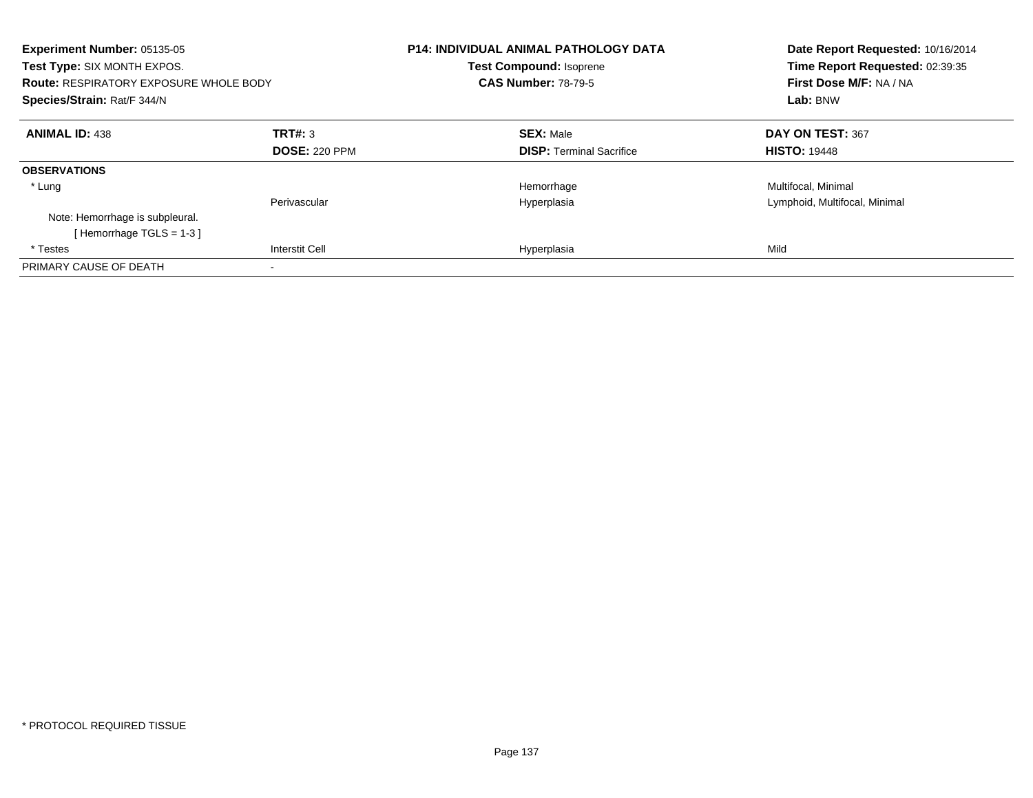**Experiment Number:** 05135-05
**Test Type:** SIX MONTH EXPOS.
**Route:** RESPIRATORY EXPOSURE WHOLE BODY
**Species/Strain:** Rat/F 344/N

**P14: INDIVIDUAL ANIMAL PATHOLOGY DATA**
**Test Compound:** Isoprene
**CAS Number:** 78-79-5

**Date Report Requested:** 10/16/2014
**Time Report Requested:** 02:39:35
**First Dose M/F:** NA / NA
**Lab:** BNW

| **ANIMAL ID:** 438 | **TRT#:** 3 | **SEX:** Male | **DAY ON TEST:** 367 |
|---|---|---|---|
| | **DOSE:** 220 PPM | **DISP:** Terminal Sacrifice | **HISTO:** 19448 |
| **OBSERVATIONS** | | | |
| * Lung | | Hemorrhage | Multifocal, Minimal |
| | Perivascular | Hyperplasia | Lymphoid, Multifocal, Minimal |
| Note: Hemorrhage is subpleural. | | | |
| [ Hemorrhage TGLS = 1-3 ] | | | |
| * Testes | Interstit Cell | Hyperplasia | Mild |
| PRIMARY CAUSE OF DEATH | - | | |

* PROTOCOL REQUIRED TISSUE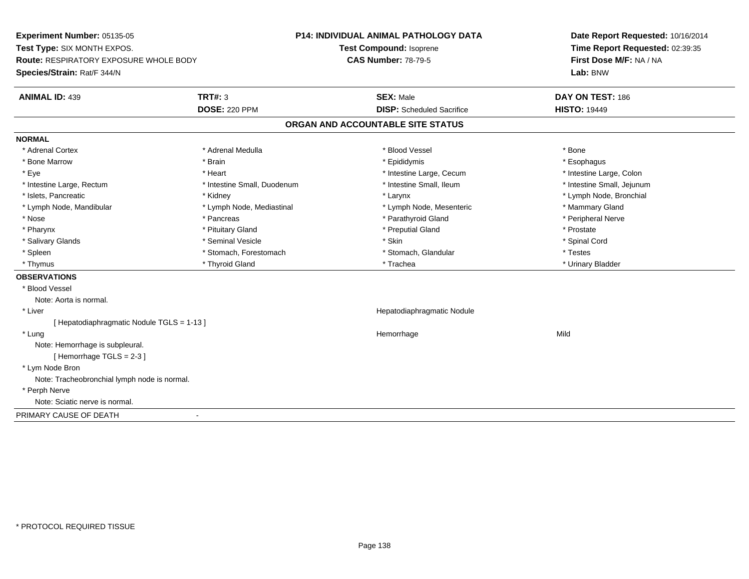**Experiment Number:** 05135-05
**Test Type:** SIX MONTH EXPOS.
**Route:** RESPIRATORY EXPOSURE WHOLE BODY
**Species/Strain:** Rat/F 344/N

**P14: INDIVIDUAL ANIMAL PATHOLOGY DATA**
**Test Compound:** Isoprene
**CAS Number:** 78-79-5

**Date Report Requested:** 10/16/2014
**Time Report Requested:** 02:39:35
**First Dose M/F:** NA / NA
**Lab:** BNW

| **ANIMAL ID:** 439 | **TRT#:** 3 | **SEX:** Male | **DAY ON TEST:** 186 |
|---|---|---|---|
| | **DOSE:** 220 PPM | **DISP:** Scheduled Sacrifice | **HISTO:** 19449 |

## ORGAN AND ACCOUNTABLE SITE STATUS

**NORMAL**

| | | | |
|---|---|---|---|
| * Adrenal Cortex | * Adrenal Medulla | * Blood Vessel | * Bone |
| * Bone Marrow | * Brain | * Epididymis | * Esophagus |
| * Eye | * Heart | * Intestine Large, Cecum | * Intestine Large, Colon |
| * Intestine Large, Rectum | * Intestine Small, Duodenum | * Intestine Small, Ileum | * Intestine Small, Jejunum |
| * Islets, Pancreatic | * Kidney | * Larynx | * Lymph Node, Bronchial |
| * Lymph Node, Mandibular | * Lymph Node, Mediastinal | * Lymph Node, Mesenteric | * Mammary Gland |
| * Nose | * Pancreas | * Parathyroid Gland | * Peripheral Nerve |
| * Pharynx | * Pituitary Gland | * Preputial Gland | * Prostate |
| * Salivary Glands | * Seminal Vesicle | * Skin | * Spinal Cord |
| * Spleen | * Stomach, Forestomach | * Stomach, Glandular | * Testes |
| * Thymus | * Thyroid Gland | * Trachea | * Urinary Bladder |

**OBSERVATIONS**

* Blood Vessel
  Note: Aorta is normal.
* Liver — Hepatodiaphragmatic Nodule
  [ Hepatodiaphragmatic Nodule TGLS = 1-13 ]
* Lung — Hemorrhage — Mild
  Note: Hemorrhage is subpleural.
  [ Hemorrhage TGLS = 2-3 ]
* Lym Node Bron
  Note: Tracheobronchial lymph node is normal.
* Perph Nerve
  Note: Sciatic nerve is normal.

PRIMARY CAUSE OF DEATH -

* PROTOCOL REQUIRED TISSUE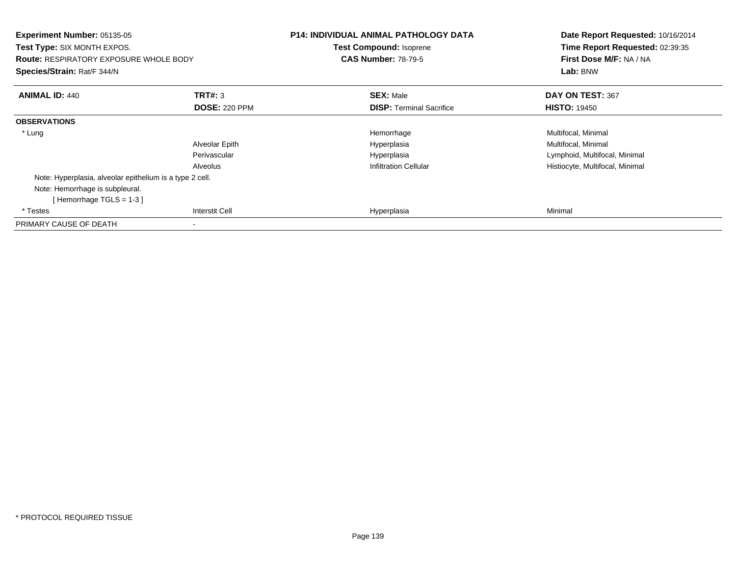**Experiment Number:** 05135-05
**Test Type:** SIX MONTH EXPOS.
**Route:** RESPIRATORY EXPOSURE WHOLE BODY
**Species/Strain:** Rat/F 344/N

**P14: INDIVIDUAL ANIMAL PATHOLOGY DATA**
**Test Compound:** Isoprene
**CAS Number:** 78-79-5

**Date Report Requested:** 10/16/2014
**Time Report Requested:** 02:39:35
**First Dose M/F:** NA / NA
**Lab:** BNW

| **ANIMAL ID:** 440 | **TRT#:** 3 | **SEX:** Male | **DAY ON TEST:** 367 |
|---|---|---|---|
| | **DOSE:** 220 PPM | **DISP:** Terminal Sacrifice | **HISTO:** 19450 |
| **OBSERVATIONS** | | | |
| * Lung | | Hemorrhage | Multifocal, Minimal |
| | Alveolar Epith | Hyperplasia | Multifocal, Minimal |
| | Perivascular | Hyperplasia | Lymphoid, Multifocal, Minimal |
| | Alveolus | Infiltration Cellular | Histiocyte, Multifocal, Minimal |
| Note: Hyperplasia, alveolar epithelium is a type 2 cell. | | | |
| Note: Hemorrhage is subpleural. | | | |
| [ Hemorrhage TGLS = 1-3 ] | | | |
| * Testes | Interstit Cell | Hyperplasia | Minimal |
| PRIMARY CAUSE OF DEATH | - | | |

* PROTOCOL REQUIRED TISSUE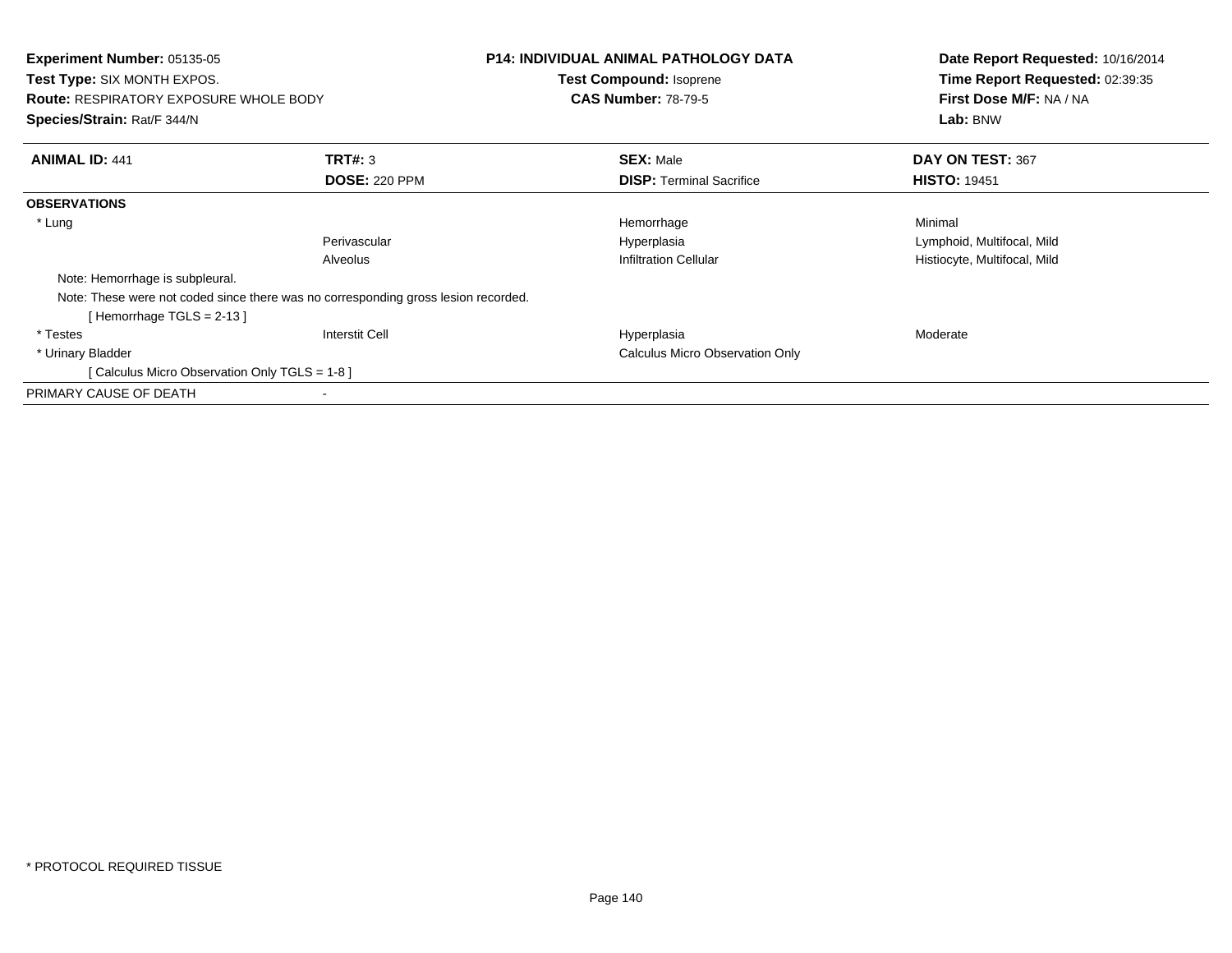**Experiment Number:** 05135-05
**Test Type:** SIX MONTH EXPOS.
**Route:** RESPIRATORY EXPOSURE WHOLE BODY
**Species/Strain:** Rat/F 344/N

**P14: INDIVIDUAL ANIMAL PATHOLOGY DATA**
**Test Compound:** Isoprene
**CAS Number:** 78-79-5

**Date Report Requested:** 10/16/2014
**Time Report Requested:** 02:39:35
**First Dose M/F:** NA / NA
**Lab:** BNW

| **ANIMAL ID:** 441 | **TRT#:** 3 | **SEX:** Male | **DAY ON TEST:** 367 |
|---|---|---|---|
| | **DOSE:** 220 PPM | **DISP:** Terminal Sacrifice | **HISTO:** 19451 |
| **OBSERVATIONS** | | | |
| * Lung | | Hemorrhage | Minimal |
| | Perivascular | Hyperplasia | Lymphoid, Multifocal, Mild |
| | Alveolus | Infiltration Cellular | Histiocyte, Multifocal, Mild |
| Note: Hemorrhage is subpleural. | | | |
| Note: These were not coded since there was no corresponding gross lesion recorded. | | | |
| [ Hemorrhage TGLS = 2-13 ] | | | |
| * Testes | Interstit Cell | Hyperplasia | Moderate |
| * Urinary Bladder | | Calculus Micro Observation Only | |
| [ Calculus Micro Observation Only TGLS = 1-8 ] | | | |
| PRIMARY CAUSE OF DEATH | - | | |

* PROTOCOL REQUIRED TISSUE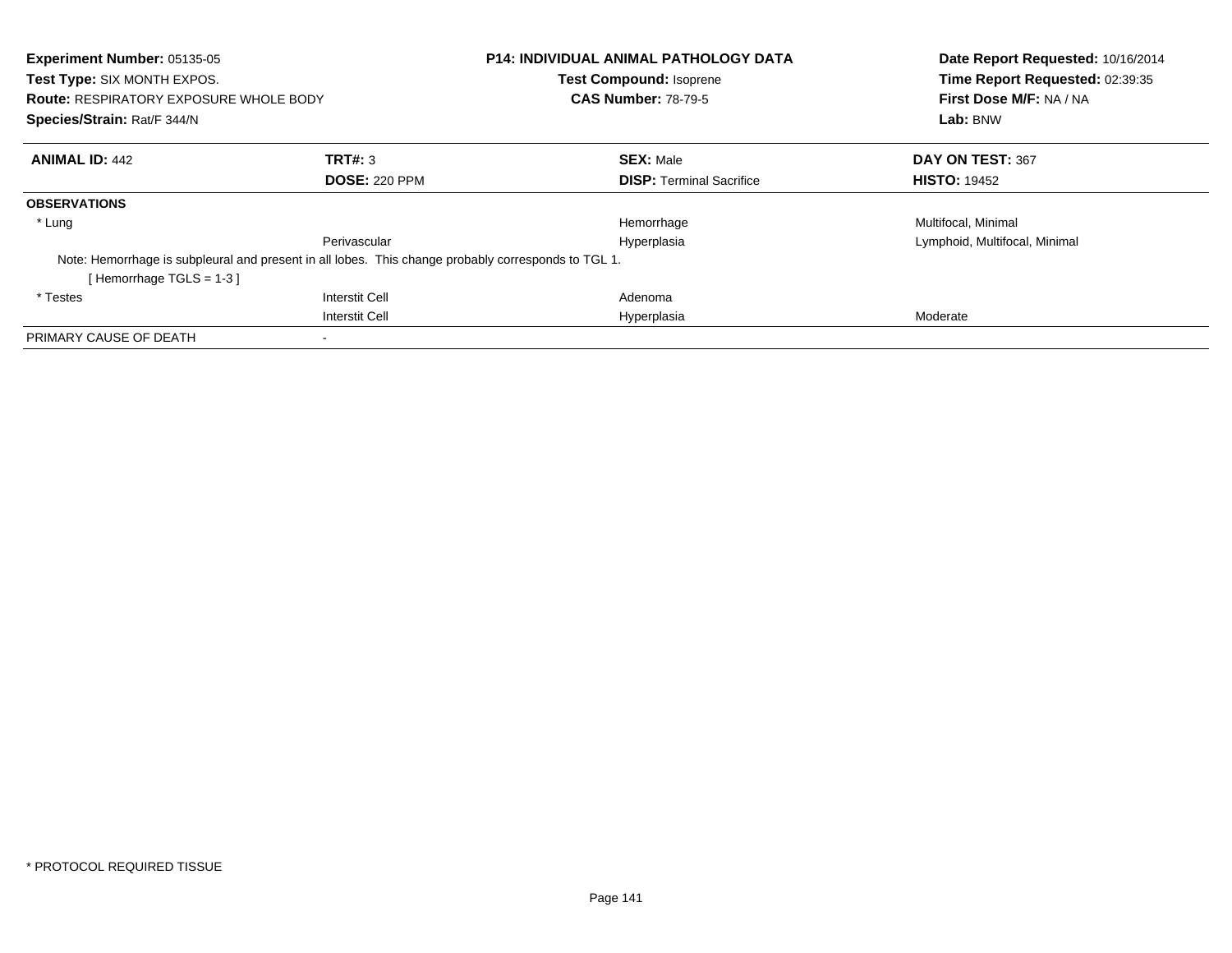**Experiment Number:** 05135-05
**Test Type:** SIX MONTH EXPOS.
**Route:** RESPIRATORY EXPOSURE WHOLE BODY
**Species/Strain:** Rat/F 344/N

**P14: INDIVIDUAL ANIMAL PATHOLOGY DATA**
**Test Compound:** Isoprene
**CAS Number:** 78-79-5

**Date Report Requested:** 10/16/2014
**Time Report Requested:** 02:39:35
**First Dose M/F:** NA / NA
**Lab:** BNW

| **ANIMAL ID:** 442 | **TRT#:** 3 | **SEX:** Male | **DAY ON TEST:** 367 |
|---|---|---|---|
| | **DOSE:** 220 PPM | **DISP:** Terminal Sacrifice | **HISTO:** 19452 |
| **OBSERVATIONS** | | | |
| * Lung | | Hemorrhage | Multifocal, Minimal |
| | Perivascular | Hyperplasia | Lymphoid, Multifocal, Minimal |
| Note: Hemorrhage is subpleural and present in all lobes. This change probably corresponds to TGL 1. | | | |
| [ Hemorrhage TGLS = 1-3 ] | | | |
| * Testes | Interstit Cell | Adenoma | |
| | Interstit Cell | Hyperplasia | Moderate |
| PRIMARY CAUSE OF DEATH | - | | |

* PROTOCOL REQUIRED TISSUE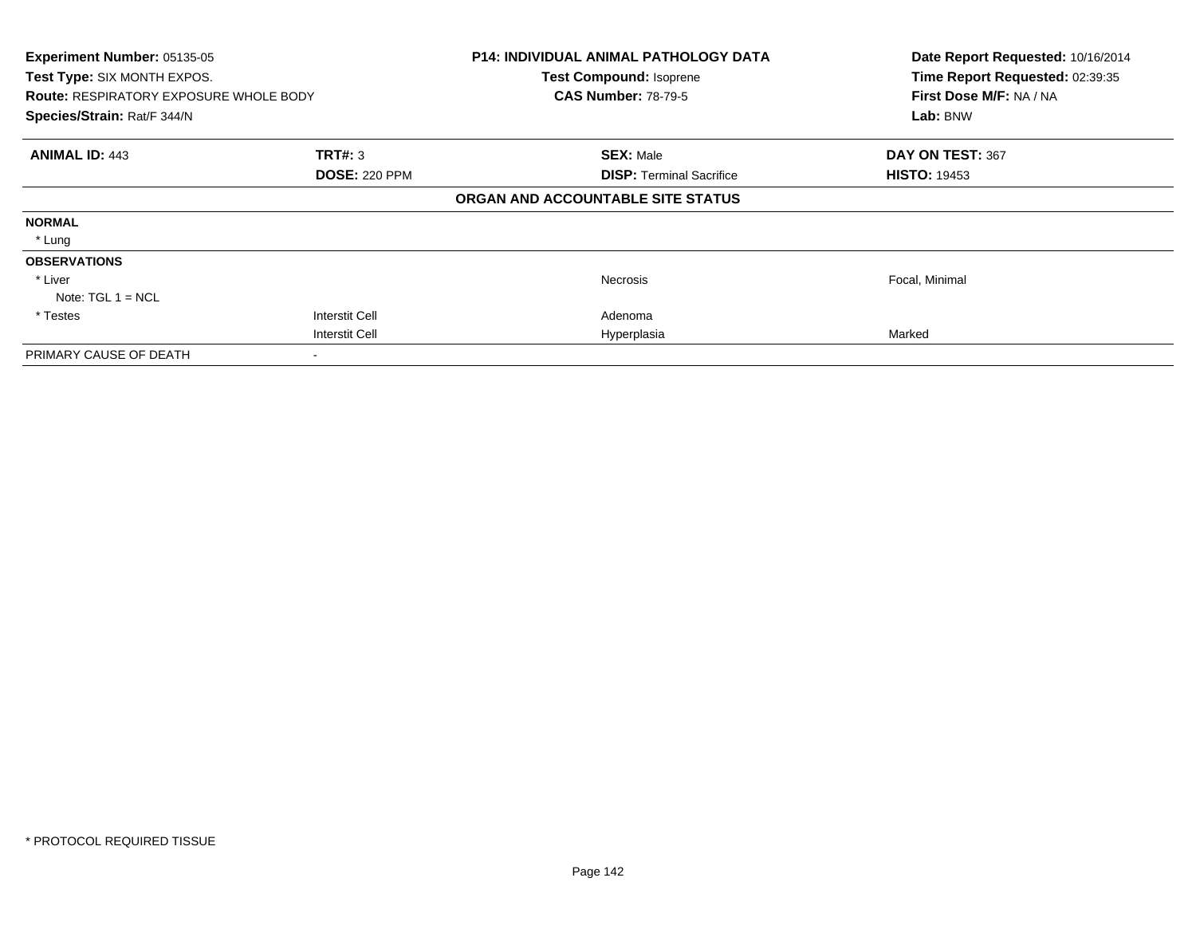**Experiment Number:** 05135-05
**Test Type:** SIX MONTH EXPOS.
**Route:** RESPIRATORY EXPOSURE WHOLE BODY
**Species/Strain:** Rat/F 344/N

**P14: INDIVIDUAL ANIMAL PATHOLOGY DATA**
**Test Compound:** Isoprene
**CAS Number:** 78-79-5

**Date Report Requested:** 10/16/2014
**Time Report Requested:** 02:39:35
**First Dose M/F:** NA / NA
**Lab:** BNW

| **ANIMAL ID:** 443 | **TRT#:** 3 | **SEX:** Male | **DAY ON TEST:** 367 |
|---|---|---|---|
| | **DOSE:** 220 PPM | **DISP:** Terminal Sacrifice | **HISTO:** 19453 |

**ORGAN AND ACCOUNTABLE SITE STATUS**

| | | | |
|---|---|---|---|
| **NORMAL** | | | |
| * Lung | | | |
| **OBSERVATIONS** | | | |
| * Liver | | Necrosis | Focal, Minimal |
| Note: TGL 1 = NCL | | | |
| * Testes | Interstit Cell | Adenoma | |
| | Interstit Cell | Hyperplasia | Marked |
| PRIMARY CAUSE OF DEATH | - | | |

* PROTOCOL REQUIRED TISSUE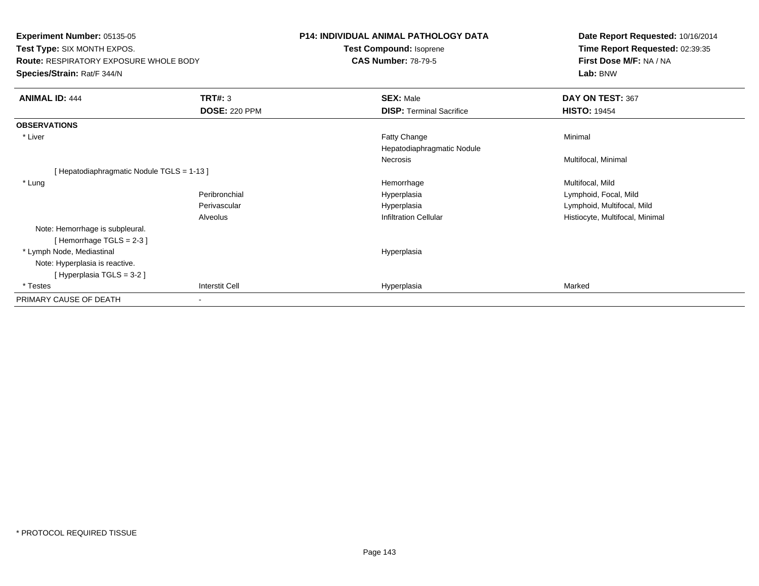**Experiment Number:** 05135-05
**Test Type:** SIX MONTH EXPOS.
**Route:** RESPIRATORY EXPOSURE WHOLE BODY
**Species/Strain:** Rat/F 344/N

**P14: INDIVIDUAL ANIMAL PATHOLOGY DATA**
**Test Compound:** Isoprene
**CAS Number:** 78-79-5

**Date Report Requested:** 10/16/2014
**Time Report Requested:** 02:39:35
**First Dose M/F:** NA / NA
**Lab:** BNW

| **ANIMAL ID:** 444 | **TRT#:** 3 | **SEX:** Male | **DAY ON TEST:** 367 |
|---|---|---|---|
| | **DOSE:** 220 PPM | **DISP:** Terminal Sacrifice | **HISTO:** 19454 |
| **OBSERVATIONS** | | | |
| * Liver | | Fatty Change | Minimal |
| | | Hepatodiaphragmatic Nodule | |
| | | Necrosis | Multifocal, Minimal |
| [ Hepatodiaphragmatic Nodule TGLS = 1-13 ] | | | |
| * Lung | | Hemorrhage | Multifocal, Mild |
| | Peribronchial | Hyperplasia | Lymphoid, Focal, Mild |
| | Perivascular | Hyperplasia | Lymphoid, Multifocal, Mild |
| | Alveolus | Infiltration Cellular | Histiocyte, Multifocal, Minimal |
| Note: Hemorrhage is subpleural. | | | |
| [ Hemorrhage TGLS = 2-3 ] | | | |
| * Lymph Node, Mediastinal | | Hyperplasia | |
| Note: Hyperplasia is reactive. | | | |
| [ Hyperplasia TGLS = 3-2 ] | | | |
| * Testes | Interstit Cell | Hyperplasia | Marked |
| PRIMARY CAUSE OF DEATH | - | | |

* PROTOCOL REQUIRED TISSUE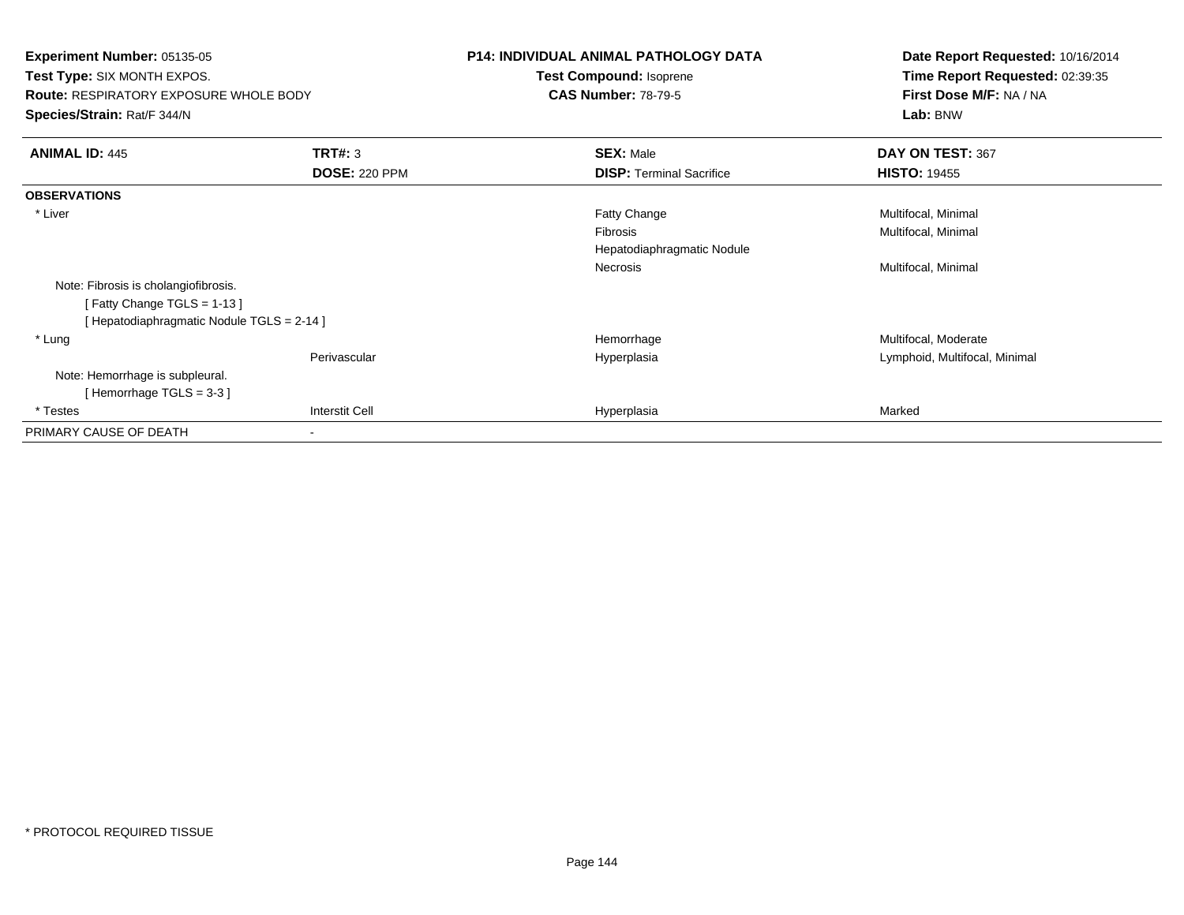**Experiment Number:** 05135-05
**Test Type:** SIX MONTH EXPOS.
**Route:** RESPIRATORY EXPOSURE WHOLE BODY
**Species/Strain:** Rat/F 344/N

**P14: INDIVIDUAL ANIMAL PATHOLOGY DATA**
**Test Compound:** Isoprene
**CAS Number:** 78-79-5

**Date Report Requested:** 10/16/2014
**Time Report Requested:** 02:39:35
**First Dose M/F:** NA / NA
**Lab:** BNW

| **ANIMAL ID:** 445 | **TRT#:** 3 | **SEX:** Male | **DAY ON TEST:** 367 |
|---|---|---|---|
| | **DOSE:** 220 PPM | **DISP:** Terminal Sacrifice | **HISTO:** 19455 |
| **OBSERVATIONS** | | | |
| * Liver | | Fatty Change | Multifocal, Minimal |
| | | Fibrosis | Multifocal, Minimal |
| | | Hepatodiaphragmatic Nodule | |
| | | Necrosis | Multifocal, Minimal |
| Note: Fibrosis is cholangiofibrosis. | | | |
| [ Fatty Change TGLS = 1-13 ] | | | |
| [ Hepatodiaphragmatic Nodule TGLS = 2-14 ] | | | |
| * Lung | | Hemorrhage | Multifocal, Moderate |
| | Perivascular | Hyperplasia | Lymphoid, Multifocal, Minimal |
| Note: Hemorrhage is subpleural. | | | |
| [ Hemorrhage TGLS = 3-3 ] | | | |
| * Testes | Interstit Cell | Hyperplasia | Marked |
| PRIMARY CAUSE OF DEATH | - | | |

* PROTOCOL REQUIRED TISSUE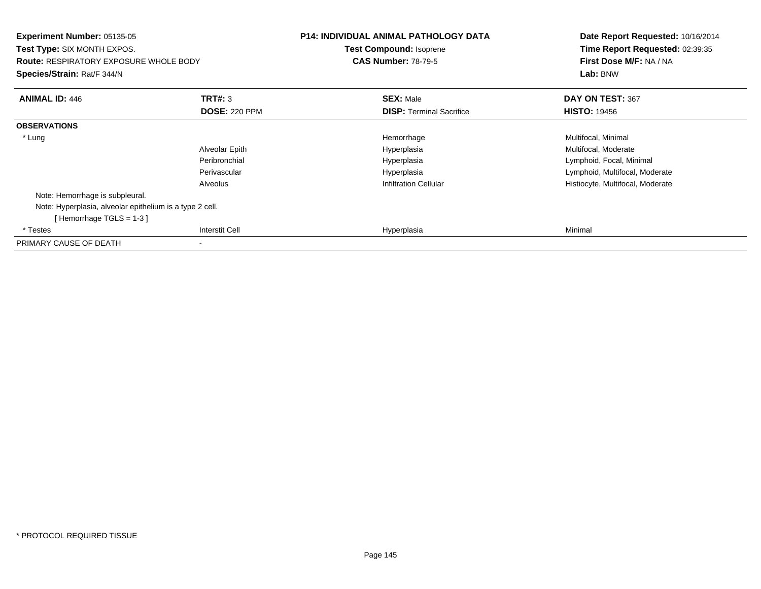**Experiment Number:** 05135-05
**Test Type:** SIX MONTH EXPOS.
**Route:** RESPIRATORY EXPOSURE WHOLE BODY
**Species/Strain:** Rat/F 344/N

**P14: INDIVIDUAL ANIMAL PATHOLOGY DATA**
**Test Compound:** Isoprene
**CAS Number:** 78-79-5

**Date Report Requested:** 10/16/2014
**Time Report Requested:** 02:39:35
**First Dose M/F:** NA / NA
**Lab:** BNW

| **ANIMAL ID:** 446 | **TRT#:** 3 | **SEX:** Male | **DAY ON TEST:** 367 |
|---|---|---|---|
| | **DOSE:** 220 PPM | **DISP:** Terminal Sacrifice | **HISTO:** 19456 |
| **OBSERVATIONS** | | | |
| * Lung | | Hemorrhage | Multifocal, Minimal |
| | Alveolar Epith | Hyperplasia | Multifocal, Moderate |
| | Peribronchial | Hyperplasia | Lymphoid, Focal, Minimal |
| | Perivascular | Hyperplasia | Lymphoid, Multifocal, Moderate |
| | Alveolus | Infiltration Cellular | Histiocyte, Multifocal, Moderate |
| Note: Hemorrhage is subpleural. | | | |
| Note: Hyperplasia, alveolar epithelium is a type 2 cell. | | | |
| [ Hemorrhage TGLS = 1-3 ] | | | |
| * Testes | Interstit Cell | Hyperplasia | Minimal |
| PRIMARY CAUSE OF DEATH | - | | |

* PROTOCOL REQUIRED TISSUE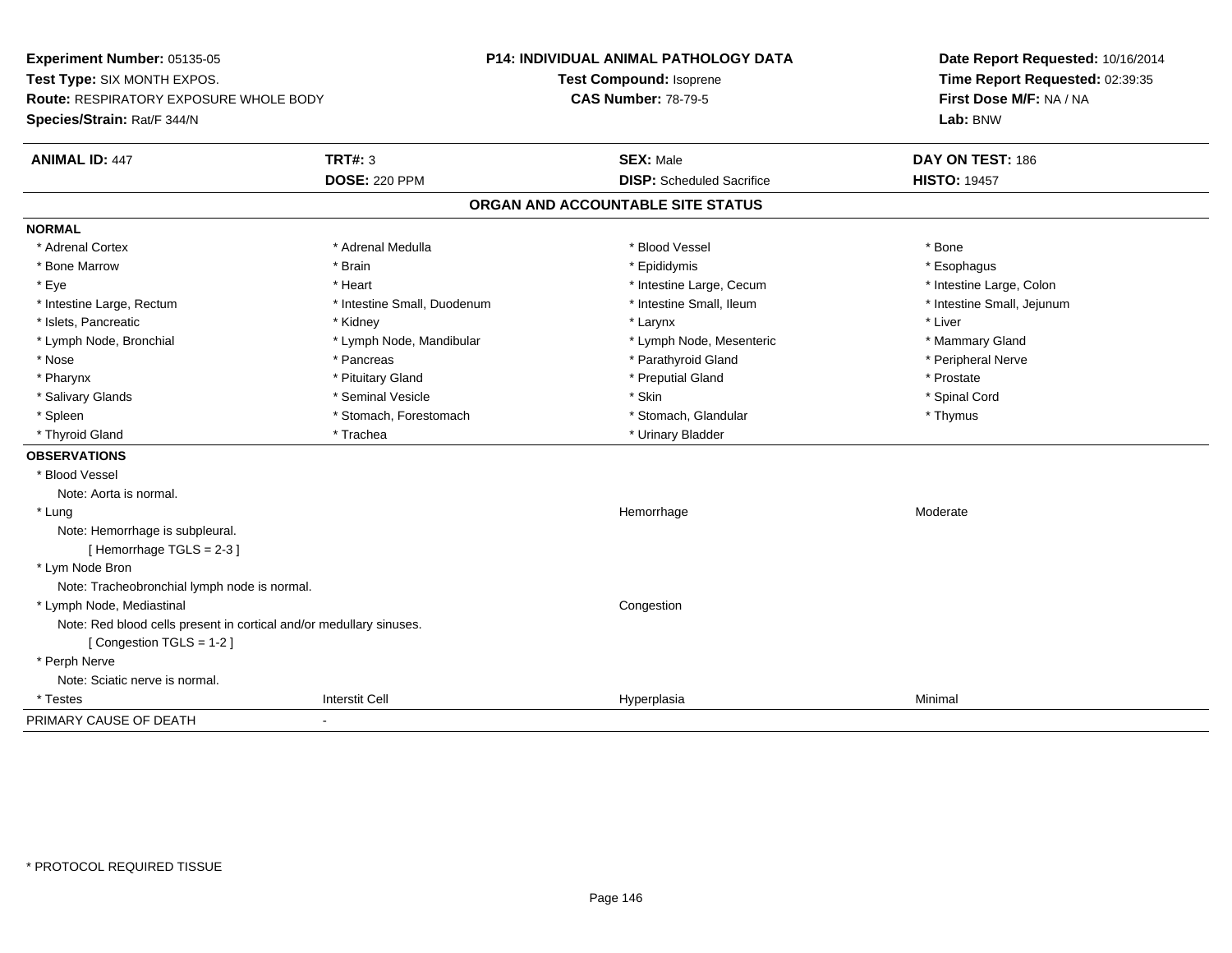**Experiment Number:** 05135-05
**Test Type:** SIX MONTH EXPOS.
**Route:** RESPIRATORY EXPOSURE WHOLE BODY
**Species/Strain:** Rat/F 344/N

**P14: INDIVIDUAL ANIMAL PATHOLOGY DATA**
**Test Compound:** Isoprene
**CAS Number:** 78-79-5

**Date Report Requested:** 10/16/2014
**Time Report Requested:** 02:39:35
**First Dose M/F:** NA / NA
**Lab:** BNW

| **ANIMAL ID:** 447 | **TRT#:** 3 | **SEX:** Male | **DAY ON TEST:** 186 |
|---|---|---|---|
| | **DOSE:** 220 PPM | **DISP:** Scheduled Sacrifice | **HISTO:** 19457 |

## ORGAN AND ACCOUNTABLE SITE STATUS

**NORMAL**

| | | | |
|---|---|---|---|
| * Adrenal Cortex | * Adrenal Medulla | * Blood Vessel | * Bone |
| * Bone Marrow | * Brain | * Epididymis | * Esophagus |
| * Eye | * Heart | * Intestine Large, Cecum | * Intestine Large, Colon |
| * Intestine Large, Rectum | * Intestine Small, Duodenum | * Intestine Small, Ileum | * Intestine Small, Jejunum |
| * Islets, Pancreatic | * Kidney | * Larynx | * Liver |
| * Lymph Node, Bronchial | * Lymph Node, Mandibular | * Lymph Node, Mesenteric | * Mammary Gland |
| * Nose | * Pancreas | * Parathyroid Gland | * Peripheral Nerve |
| * Pharynx | * Pituitary Gland | * Preputial Gland | * Prostate |
| * Salivary Glands | * Seminal Vesicle | * Skin | * Spinal Cord |
| * Spleen | * Stomach, Forestomach | * Stomach, Glandular | * Thymus |
| * Thyroid Gland | * Trachea | * Urinary Bladder | |

**OBSERVATIONS**

* Blood Vessel
  Note: Aorta is normal.

| | | | |
|---|---|---|---|
| * Lung | | Hemorrhage | Moderate |

  Note: Hemorrhage is subpleural.
  [ Hemorrhage TGLS = 2-3 ]

* Lym Node Bron
  Note: Tracheobronchial lymph node is normal.

| | | | |
|---|---|---|---|
| * Lymph Node, Mediastinal | | Congestion | |

  Note: Red blood cells present in cortical and/or medullary sinuses.
  [ Congestion TGLS = 1-2 ]

* Perph Nerve
  Note: Sciatic nerve is normal.

| | | | |
|---|---|---|---|
| * Testes | Interstit Cell | Hyperplasia | Minimal |

PRIMARY CAUSE OF DEATH -

* PROTOCOL REQUIRED TISSUE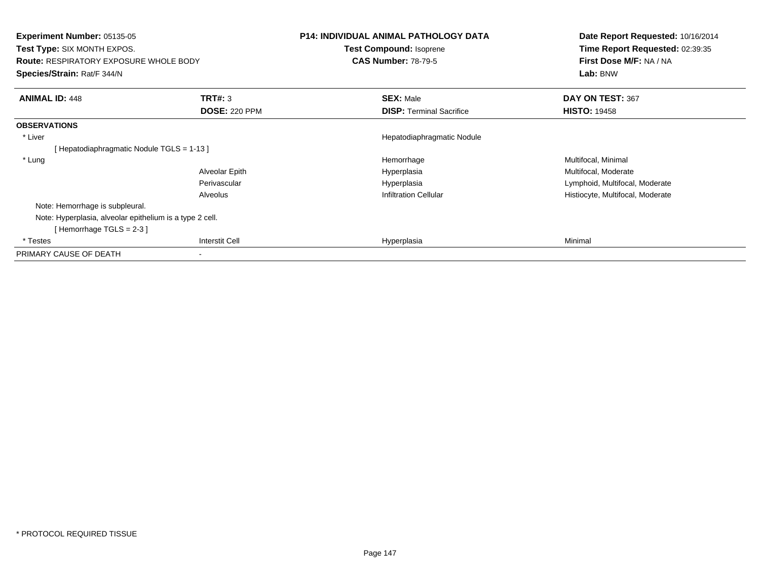**Experiment Number:** 05135-05
**Test Type:** SIX MONTH EXPOS.
**Route:** RESPIRATORY EXPOSURE WHOLE BODY
**Species/Strain:** Rat/F 344/N

**P14: INDIVIDUAL ANIMAL PATHOLOGY DATA**
**Test Compound:** Isoprene
**CAS Number:** 78-79-5

**Date Report Requested:** 10/16/2014
**Time Report Requested:** 02:39:35
**First Dose M/F:** NA / NA
**Lab:** BNW

| **ANIMAL ID:** 448 | **TRT#:** 3 | **SEX:** Male | **DAY ON TEST:** 367 |
|---|---|---|---|
| | **DOSE:** 220 PPM | **DISP:** Terminal Sacrifice | **HISTO:** 19458 |
| **OBSERVATIONS** | | | |
| * Liver | | Hepatodiaphragmatic Nodule | |
| [ Hepatodiaphragmatic Nodule TGLS = 1-13 ] | | | |
| * Lung | | Hemorrhage | Multifocal, Minimal |
| | Alveolar Epith | Hyperplasia | Multifocal, Moderate |
| | Perivascular | Hyperplasia | Lymphoid, Multifocal, Moderate |
| | Alveolus | Infiltration Cellular | Histiocyte, Multifocal, Moderate |
| Note: Hemorrhage is subpleural. | | | |
| Note: Hyperplasia, alveolar epithelium is a type 2 cell. | | | |
| [ Hemorrhage TGLS = 2-3 ] | | | |
| * Testes | Interstit Cell | Hyperplasia | Minimal |
| PRIMARY CAUSE OF DEATH | - | | |

* PROTOCOL REQUIRED TISSUE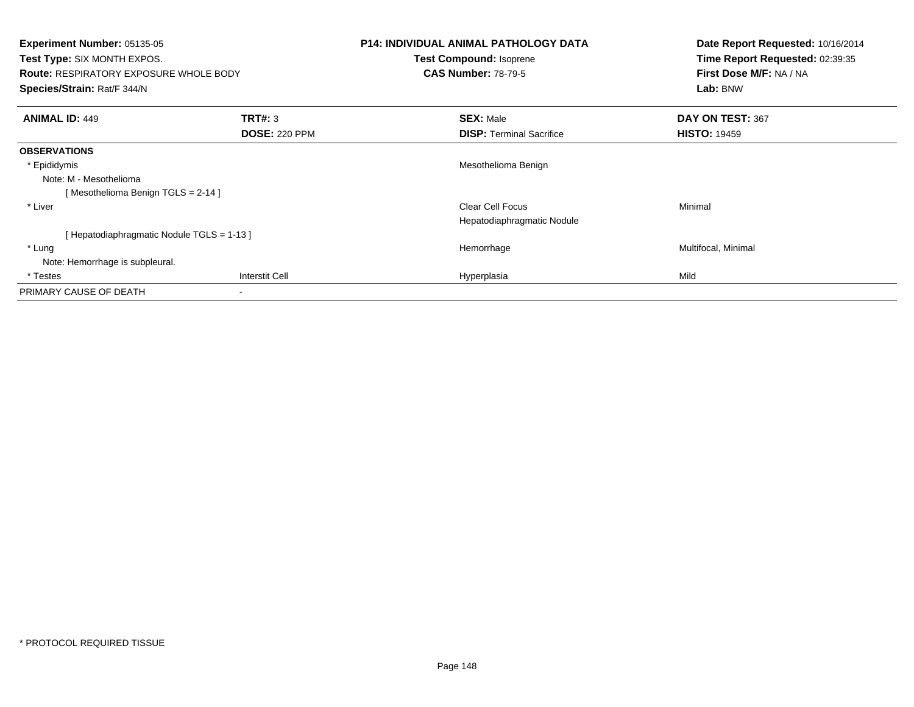**Experiment Number:** 05135-05
**Test Type:** SIX MONTH EXPOS.
**Route:** RESPIRATORY EXPOSURE WHOLE BODY
**Species/Strain:** Rat/F 344/N

**P14: INDIVIDUAL ANIMAL PATHOLOGY DATA**
**Test Compound:** Isoprene
**CAS Number:** 78-79-5

**Date Report Requested:** 10/16/2014
**Time Report Requested:** 02:39:35
**First Dose M/F:** NA / NA
**Lab:** BNW

| **ANIMAL ID:** 449 | **TRT#:** 3 | **SEX:** Male | **DAY ON TEST:** 367 |
|---|---|---|---|
| | **DOSE:** 220 PPM | **DISP:** Terminal Sacrifice | **HISTO:** 19459 |
| **OBSERVATIONS** | | | |
| * Epididymis | | Mesothelioma Benign | |
| Note: M - Mesothelioma | | | |
| [ Mesothelioma Benign TGLS = 2-14 ] | | | |
| * Liver | | Clear Cell Focus | Minimal |
| | | Hepatodiaphragmatic Nodule | |
| [ Hepatodiaphragmatic Nodule TGLS = 1-13 ] | | | |
| * Lung | | Hemorrhage | Multifocal, Minimal |
| Note: Hemorrhage is subpleural. | | | |
| * Testes | Interstit Cell | Hyperplasia | Mild |
| PRIMARY CAUSE OF DEATH | - | | |

* PROTOCOL REQUIRED TISSUE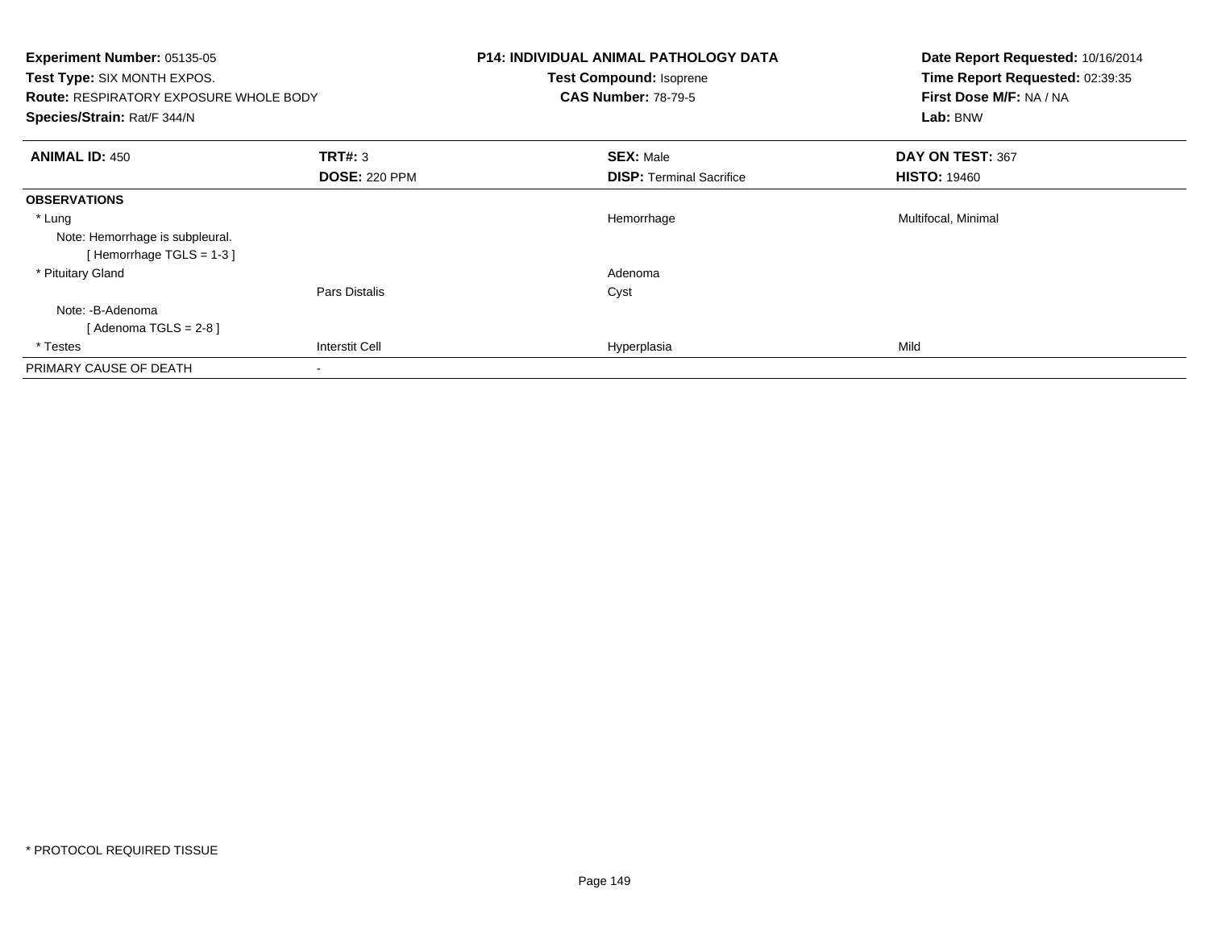**Experiment Number:** 05135-05
**Test Type:** SIX MONTH EXPOS.
**Route:** RESPIRATORY EXPOSURE WHOLE BODY
**Species/Strain:** Rat/F 344/N

**P14: INDIVIDUAL ANIMAL PATHOLOGY DATA**
**Test Compound:** Isoprene
**CAS Number:** 78-79-5

**Date Report Requested:** 10/16/2014
**Time Report Requested:** 02:39:35
**First Dose M/F:** NA / NA
**Lab:** BNW

| **ANIMAL ID:** 450 | **TRT#:** 3 | **SEX:** Male | **DAY ON TEST:** 367 |
|---|---|---|---|
| | **DOSE:** 220 PPM | **DISP:** Terminal Sacrifice | **HISTO:** 19460 |
| **OBSERVATIONS** | | | |
| * Lung | | Hemorrhage | Multifocal, Minimal |
| Note: Hemorrhage is subpleural. | | | |
| [ Hemorrhage TGLS = 1-3 ] | | | |
| * Pituitary Gland | | Adenoma | |
| | Pars Distalis | Cyst | |
| Note: -B-Adenoma | | | |
| [ Adenoma TGLS = 2-8 ] | | | |
| * Testes | Interstit Cell | Hyperplasia | Mild |
| PRIMARY CAUSE OF DEATH | - | | |

* PROTOCOL REQUIRED TISSUE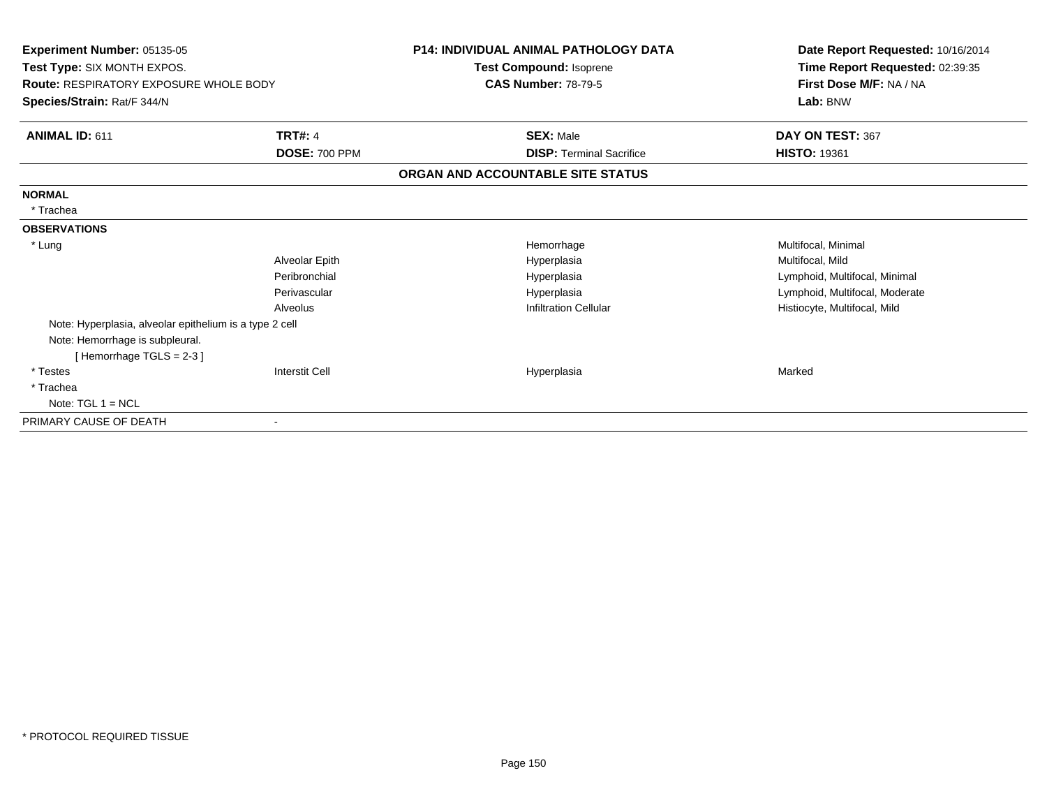**Experiment Number:** 05135-05
**Test Type:** SIX MONTH EXPOS.
**Route:** RESPIRATORY EXPOSURE WHOLE BODY
**Species/Strain:** Rat/F 344/N

**P14: INDIVIDUAL ANIMAL PATHOLOGY DATA**
**Test Compound:** Isoprene
**CAS Number:** 78-79-5

**Date Report Requested:** 10/16/2014
**Time Report Requested:** 02:39:35
**First Dose M/F:** NA / NA
**Lab:** BNW

| **ANIMAL ID:** 611 | **TRT#:** 4 | **SEX:** Male | **DAY ON TEST:** 367 |
|---|---|---|---|
| | **DOSE:** 700 PPM | **DISP:** Terminal Sacrifice | **HISTO:** 19361 |

**ORGAN AND ACCOUNTABLE SITE STATUS**

**NORMAL**

| | | | |
|---|---|---|---|
| * Trachea | | | |

**OBSERVATIONS**

| | | | |
|---|---|---|---|
| * Lung | | Hemorrhage | Multifocal, Minimal |
| | Alveolar Epith | Hyperplasia | Multifocal, Mild |
| | Peribronchial | Hyperplasia | Lymphoid, Multifocal, Minimal |
| | Perivascular | Hyperplasia | Lymphoid, Multifocal, Moderate |
| | Alveolus | Infiltration Cellular | Histiocyte, Multifocal, Mild |
| Note: Hyperplasia, alveolar epithelium is a type 2 cell | | | |
| Note: Hemorrhage is subpleural. | | | |
| [ Hemorrhage TGLS = 2-3 ] | | | |
| * Testes | Interstit Cell | Hyperplasia | Marked |
| * Trachea | | | |
| Note: TGL 1 = NCL | | | |

| | |
|---|---|
| PRIMARY CAUSE OF DEATH | - |

* PROTOCOL REQUIRED TISSUE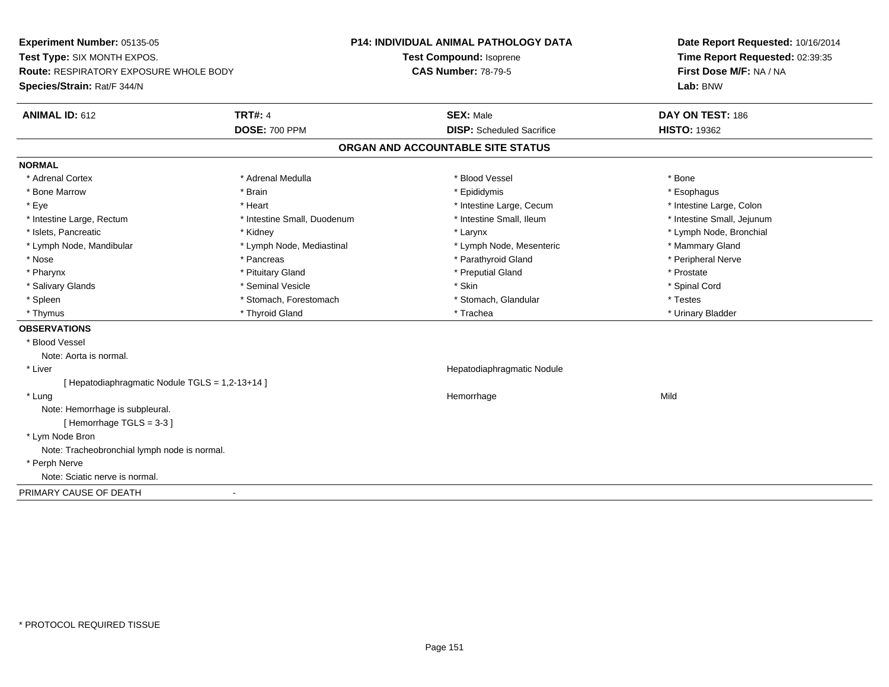**Experiment Number:** 05135-05
**Test Type:** SIX MONTH EXPOS.
**Route:** RESPIRATORY EXPOSURE WHOLE BODY
**Species/Strain:** Rat/F 344/N

**P14: INDIVIDUAL ANIMAL PATHOLOGY DATA**
**Test Compound:** Isoprene
**CAS Number:** 78-79-5

**Date Report Requested:** 10/16/2014
**Time Report Requested:** 02:39:35
**First Dose M/F:** NA / NA
**Lab:** BNW

| **ANIMAL ID:** 612 | **TRT#:** 4 | **SEX:** Male | **DAY ON TEST:** 186 |
|---|---|---|---|
| | **DOSE:** 700 PPM | **DISP:** Scheduled Sacrifice | **HISTO:** 19362 |

## ORGAN AND ACCOUNTABLE SITE STATUS

**NORMAL**

| | | | |
|---|---|---|---|
| * Adrenal Cortex | * Adrenal Medulla | * Blood Vessel | * Bone |
| * Bone Marrow | * Brain | * Epididymis | * Esophagus |
| * Eye | * Heart | * Intestine Large, Cecum | * Intestine Large, Colon |
| * Intestine Large, Rectum | * Intestine Small, Duodenum | * Intestine Small, Ileum | * Intestine Small, Jejunum |
| * Islets, Pancreatic | * Kidney | * Larynx | * Lymph Node, Bronchial |
| * Lymph Node, Mandibular | * Lymph Node, Mediastinal | * Lymph Node, Mesenteric | * Mammary Gland |
| * Nose | * Pancreas | * Parathyroid Gland | * Peripheral Nerve |
| * Pharynx | * Pituitary Gland | * Preputial Gland | * Prostate |
| * Salivary Glands | * Seminal Vesicle | * Skin | * Spinal Cord |
| * Spleen | * Stomach, Forestomach | * Stomach, Glandular | * Testes |
| * Thymus | * Thyroid Gland | * Trachea | * Urinary Bladder |

**OBSERVATIONS**

* Blood Vessel
  Note: Aorta is normal.
* Liver — Hepatodiaphragmatic Nodule
  [ Hepatodiaphragmatic Nodule TGLS = 1,2-13+14 ]
* Lung — Hemorrhage — Mild
  Note: Hemorrhage is subpleural.
  [ Hemorrhage TGLS = 3-3 ]
* Lym Node Bron
  Note: Tracheobronchial lymph node is normal.
* Perph Nerve
  Note: Sciatic nerve is normal.

PRIMARY CAUSE OF DEATH -

* PROTOCOL REQUIRED TISSUE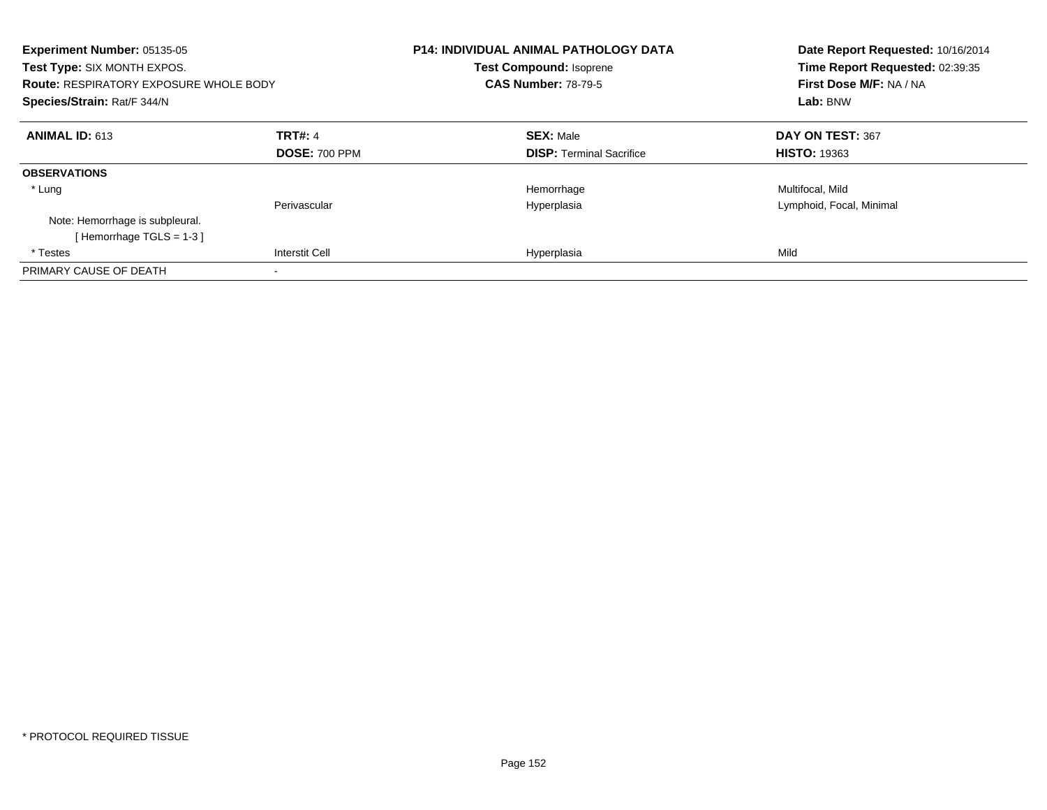**Experiment Number:** 05135-05
**Test Type:** SIX MONTH EXPOS.
**Route:** RESPIRATORY EXPOSURE WHOLE BODY
**Species/Strain:** Rat/F 344/N

**P14: INDIVIDUAL ANIMAL PATHOLOGY DATA**
**Test Compound:** Isoprene
**CAS Number:** 78-79-5

**Date Report Requested:** 10/16/2014
**Time Report Requested:** 02:39:35
**First Dose M/F:** NA / NA
**Lab:** BNW

| **ANIMAL ID:** 613 | **TRT#:** 4 | **SEX:** Male | **DAY ON TEST:** 367 |
|---|---|---|---|
| | **DOSE:** 700 PPM | **DISP:** Terminal Sacrifice | **HISTO:** 19363 |
| **OBSERVATIONS** | | | |
| * Lung | | Hemorrhage | Multifocal, Mild |
| | Perivascular | Hyperplasia | Lymphoid, Focal, Minimal |
| Note: Hemorrhage is subpleural. | | | |
| [ Hemorrhage TGLS = 1-3 ] | | | |
| * Testes | Interstit Cell | Hyperplasia | Mild |
| PRIMARY CAUSE OF DEATH | - | | |

* PROTOCOL REQUIRED TISSUE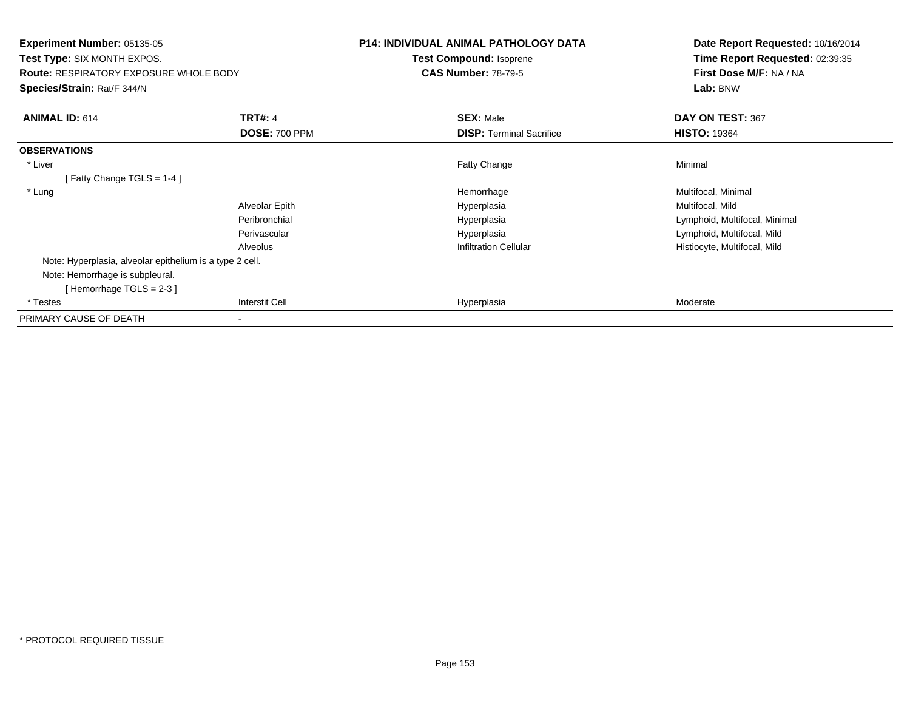**Experiment Number:** 05135-05
**Test Type:** SIX MONTH EXPOS.
**Route:** RESPIRATORY EXPOSURE WHOLE BODY
**Species/Strain:** Rat/F 344/N

**P14: INDIVIDUAL ANIMAL PATHOLOGY DATA**
**Test Compound:** Isoprene
**CAS Number:** 78-79-5

**Date Report Requested:** 10/16/2014
**Time Report Requested:** 02:39:35
**First Dose M/F:** NA / NA
**Lab:** BNW

| **ANIMAL ID:** 614 | **TRT#:** 4 | **SEX:** Male | **DAY ON TEST:** 367 |
|---|---|---|---|
| | **DOSE:** 700 PPM | **DISP:** Terminal Sacrifice | **HISTO:** 19364 |
| **OBSERVATIONS** | | | |
| * Liver | | Fatty Change | Minimal |
| [ Fatty Change TGLS = 1-4 ] | | | |
| * Lung | | Hemorrhage | Multifocal, Minimal |
| | Alveolar Epith | Hyperplasia | Multifocal, Mild |
| | Peribronchial | Hyperplasia | Lymphoid, Multifocal, Minimal |
| | Perivascular | Hyperplasia | Lymphoid, Multifocal, Mild |
| | Alveolus | Infiltration Cellular | Histiocyte, Multifocal, Mild |
| Note: Hyperplasia, alveolar epithelium is a type 2 cell. | | | |
| Note: Hemorrhage is subpleural. | | | |
| [ Hemorrhage TGLS = 2-3 ] | | | |
| * Testes | Interstit Cell | Hyperplasia | Moderate |
| PRIMARY CAUSE OF DEATH | - | | |

* PROTOCOL REQUIRED TISSUE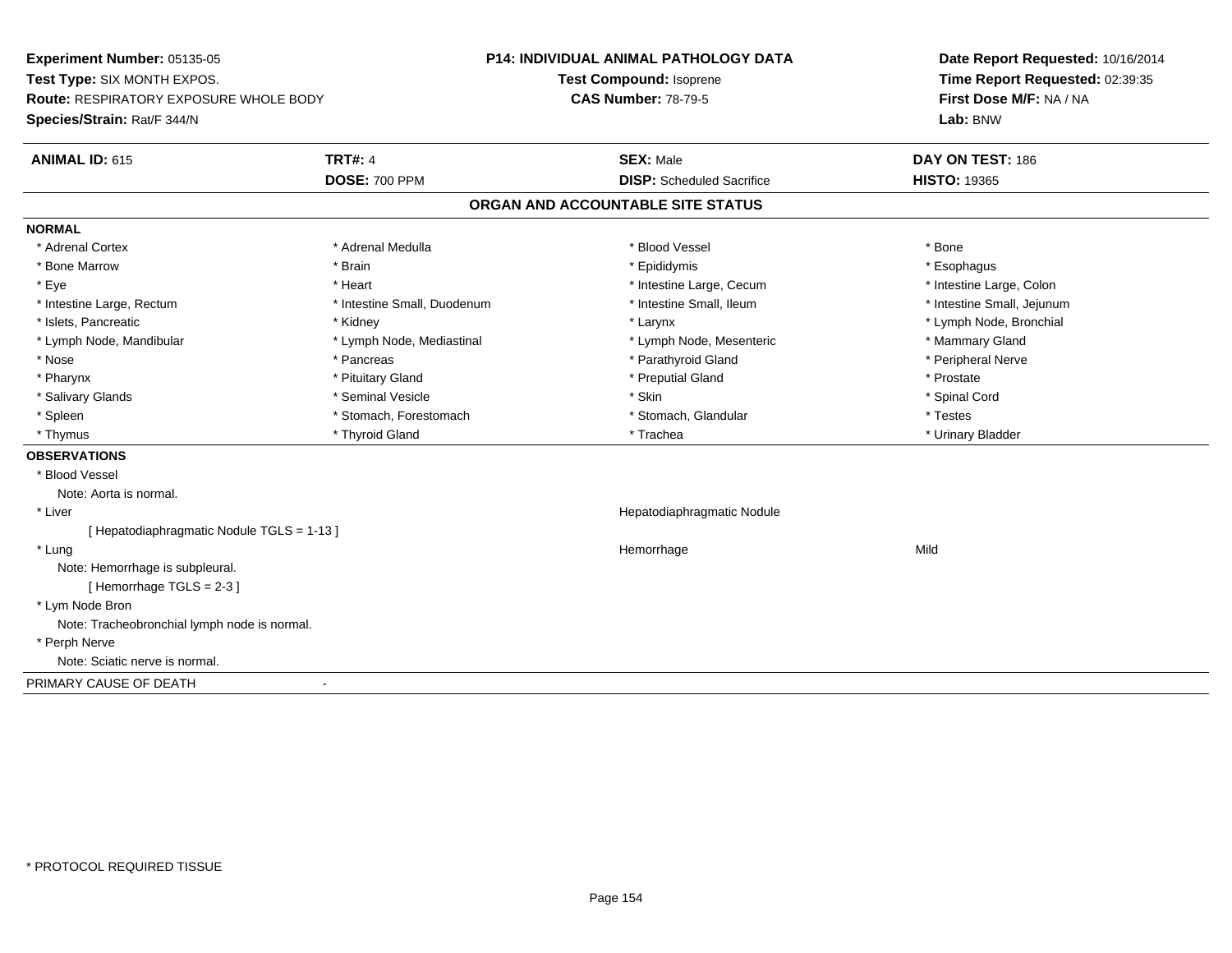**Experiment Number:** 05135-05
**Test Type:** SIX MONTH EXPOS.
**Route:** RESPIRATORY EXPOSURE WHOLE BODY
**Species/Strain:** Rat/F 344/N

**P14: INDIVIDUAL ANIMAL PATHOLOGY DATA**
**Test Compound:** Isoprene
**CAS Number:** 78-79-5

**Date Report Requested:** 10/16/2014
**Time Report Requested:** 02:39:35
**First Dose M/F:** NA / NA
**Lab:** BNW

| **ANIMAL ID:** 615 | **TRT#:** 4 | **SEX:** Male | **DAY ON TEST:** 186 |
|---|---|---|---|
| | **DOSE:** 700 PPM | **DISP:** Scheduled Sacrifice | **HISTO:** 19365 |

## ORGAN AND ACCOUNTABLE SITE STATUS

**NORMAL**

| | | | |
|---|---|---|---|
| * Adrenal Cortex | * Adrenal Medulla | * Blood Vessel | * Bone |
| * Bone Marrow | * Brain | * Epididymis | * Esophagus |
| * Eye | * Heart | * Intestine Large, Cecum | * Intestine Large, Colon |
| * Intestine Large, Rectum | * Intestine Small, Duodenum | * Intestine Small, Ileum | * Intestine Small, Jejunum |
| * Islets, Pancreatic | * Kidney | * Larynx | * Lymph Node, Bronchial |
| * Lymph Node, Mandibular | * Lymph Node, Mediastinal | * Lymph Node, Mesenteric | * Mammary Gland |
| * Nose | * Pancreas | * Parathyroid Gland | * Peripheral Nerve |
| * Pharynx | * Pituitary Gland | * Preputial Gland | * Prostate |
| * Salivary Glands | * Seminal Vesicle | * Skin | * Spinal Cord |
| * Spleen | * Stomach, Forestomach | * Stomach, Glandular | * Testes |
| * Thymus | * Thyroid Gland | * Trachea | * Urinary Bladder |

**OBSERVATIONS**

* Blood Vessel
  Note: Aorta is normal.
* Liver — Hepatodiaphragmatic Nodule
  [ Hepatodiaphragmatic Nodule TGLS = 1-13 ]
* Lung — Hemorrhage — Mild
  Note: Hemorrhage is subpleural.
  [ Hemorrhage TGLS = 2-3 ]
* Lym Node Bron
  Note: Tracheobronchial lymph node is normal.
* Perph Nerve
  Note: Sciatic nerve is normal.

PRIMARY CAUSE OF DEATH -

* PROTOCOL REQUIRED TISSUE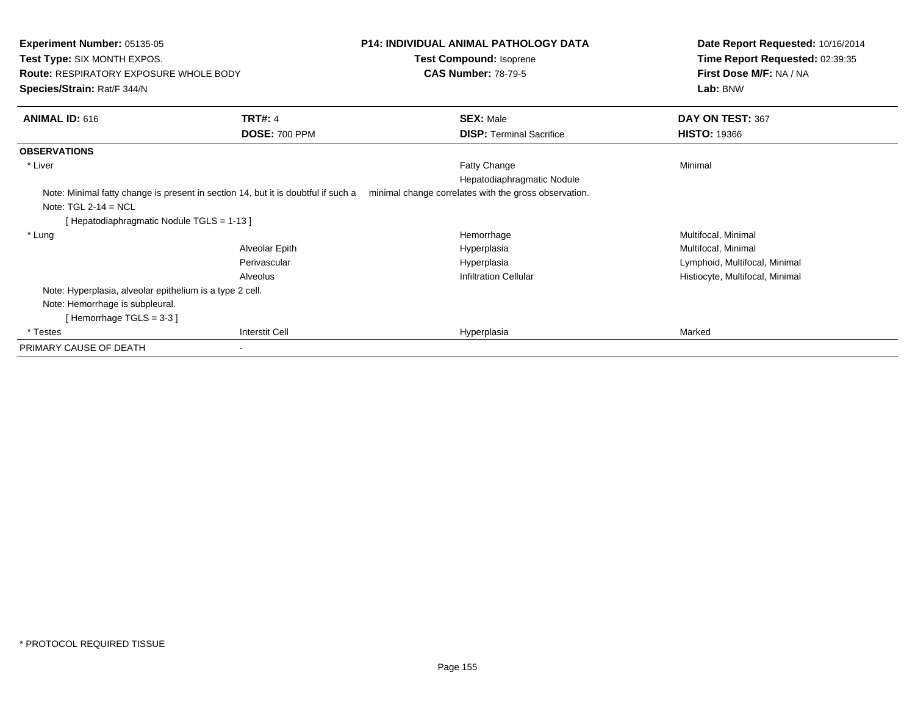**Experiment Number:** 05135-05
**Test Type:** SIX MONTH EXPOS.
**Route:** RESPIRATORY EXPOSURE WHOLE BODY
**Species/Strain:** Rat/F 344/N

**P14: INDIVIDUAL ANIMAL PATHOLOGY DATA**
**Test Compound:** Isoprene
**CAS Number:** 78-79-5

**Date Report Requested:** 10/16/2014
**Time Report Requested:** 02:39:35
**First Dose M/F:** NA / NA
**Lab:** BNW

| **ANIMAL ID:** 616 | **TRT#:** 4 | **SEX:** Male | **DAY ON TEST:** 367 |
|---|---|---|---|
| | **DOSE:** 700 PPM | **DISP:** Terminal Sacrifice | **HISTO:** 19366 |

**OBSERVATIONS**

| | | | |
|---|---|---|---|
| * Liver | | Fatty Change | Minimal |
| | | Hepatodiaphragmatic Nodule | |

Note: Minimal fatty change is present in section 14, but it is doubtful if such a minimal change correlates with the gross observation.
Note: TGL 2-14 = NCL
[ Hepatodiaphragmatic Nodule TGLS = 1-13 ]

| | | | |
|---|---|---|---|
| * Lung | | Hemorrhage | Multifocal, Minimal |
| | Alveolar Epith | Hyperplasia | Multifocal, Minimal |
| | Perivascular | Hyperplasia | Lymphoid, Multifocal, Minimal |
| | Alveolus | Infiltration Cellular | Histiocyte, Multifocal, Minimal |

Note: Hyperplasia, alveolar epithelium is a type 2 cell.
Note: Hemorrhage is subpleural.
[ Hemorrhage TGLS = 3-3 ]

| | | | |
|---|---|---|---|
| * Testes | Interstit Cell | Hyperplasia | Marked |

PRIMARY CAUSE OF DEATH -

* PROTOCOL REQUIRED TISSUE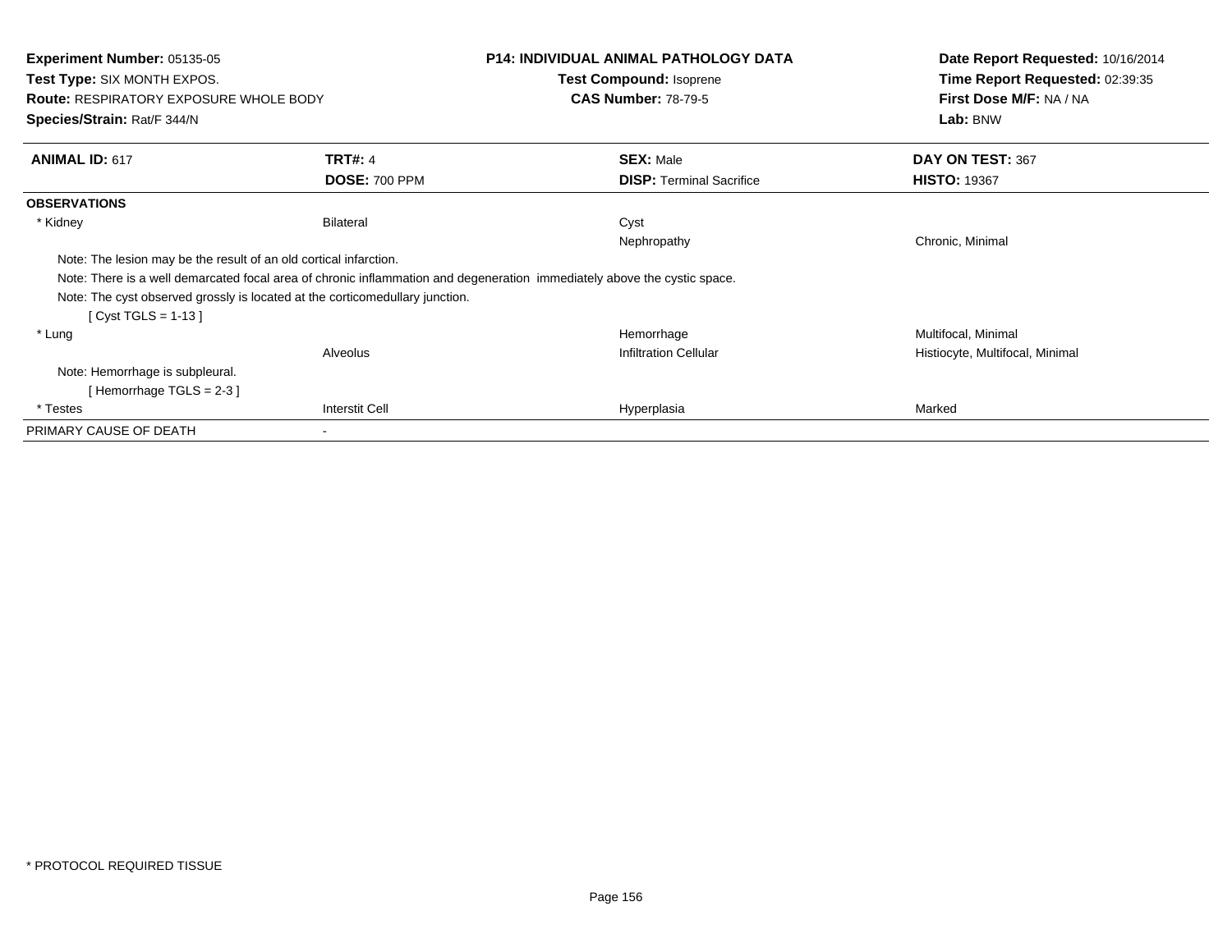**Experiment Number:** 05135-05
**Test Type:** SIX MONTH EXPOS.
**Route:** RESPIRATORY EXPOSURE WHOLE BODY
**Species/Strain:** Rat/F 344/N

**P14: INDIVIDUAL ANIMAL PATHOLOGY DATA**
**Test Compound:** Isoprene
**CAS Number:** 78-79-5

**Date Report Requested:** 10/16/2014
**Time Report Requested:** 02:39:35
**First Dose M/F:** NA / NA
**Lab:** BNW

| **ANIMAL ID:** 617 | **TRT#:** 4 | **SEX:** Male | **DAY ON TEST:** 367 |
|---|---|---|---|
| | **DOSE:** 700 PPM | **DISP:** Terminal Sacrifice | **HISTO:** 19367 |

**OBSERVATIONS**

| | | | |
|---|---|---|---|
| * Kidney | Bilateral | Cyst | |
| | | Nephropathy | Chronic, Minimal |

Note: The lesion may be the result of an old cortical infarction.
Note: There is a well demarcated focal area of chronic inflammation and degeneration immediately above the cystic space.
Note: The cyst observed grossly is located at the corticomedullary junction.
[ Cyst TGLS = 1-13 ]

| | | | |
|---|---|---|---|
| * Lung | | Hemorrhage | Multifocal, Minimal |
| | Alveolus | Infiltration Cellular | Histiocyte, Multifocal, Minimal |

Note: Hemorrhage is subpleural.
[ Hemorrhage TGLS = 2-3 ]

| | | | |
|---|---|---|---|
| * Testes | Interstit Cell | Hyperplasia | Marked |

PRIMARY CAUSE OF DEATH -

* PROTOCOL REQUIRED TISSUE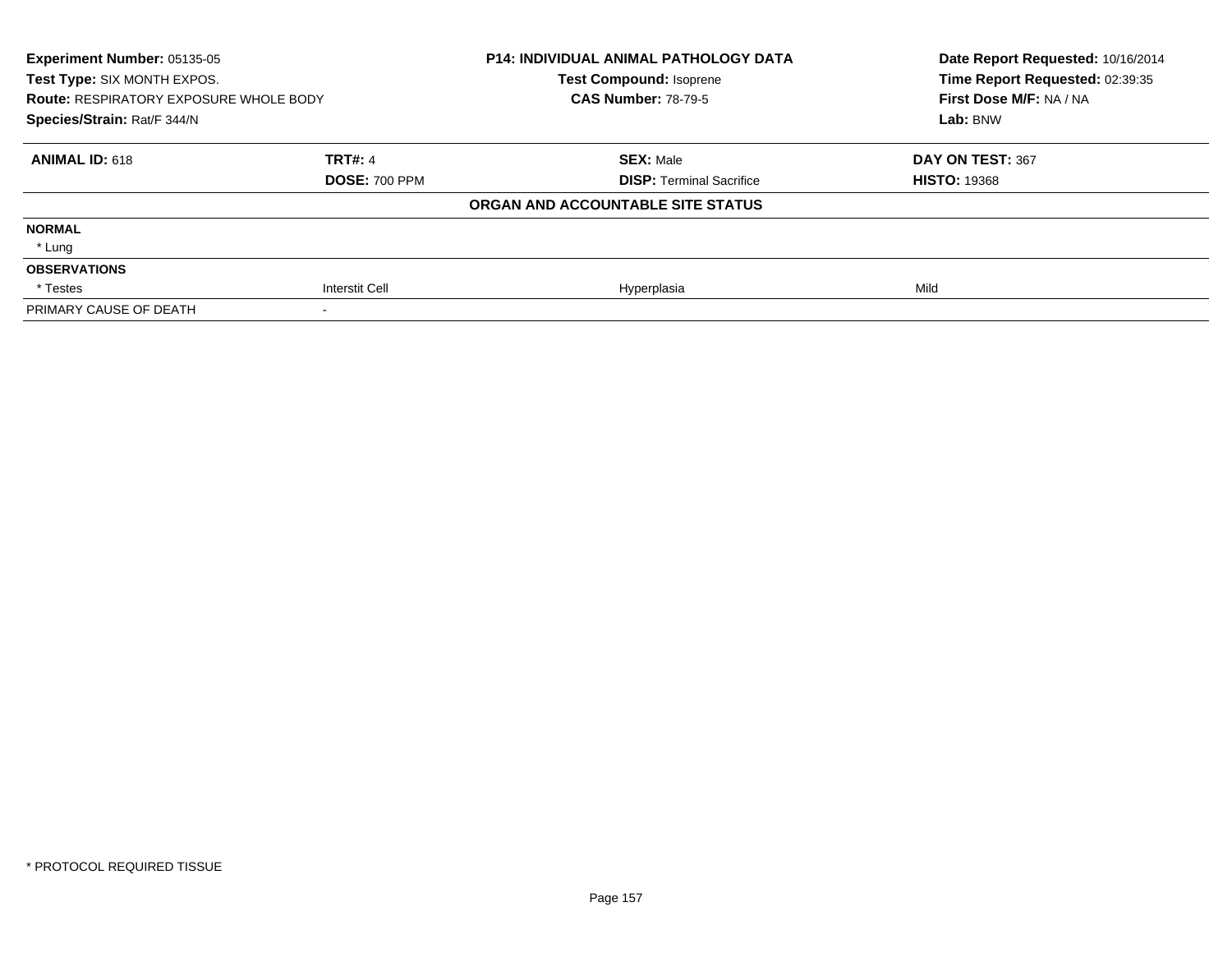**Experiment Number:** 05135-05
**Test Type:** SIX MONTH EXPOS.
**Route:** RESPIRATORY EXPOSURE WHOLE BODY
**Species/Strain:** Rat/F 344/N

**P14: INDIVIDUAL ANIMAL PATHOLOGY DATA**
**Test Compound:** Isoprene
**CAS Number:** 78-79-5

**Date Report Requested:** 10/16/2014
**Time Report Requested:** 02:39:35
**First Dose M/F:** NA / NA
**Lab:** BNW

| **ANIMAL ID:** 618 | **TRT#:** 4 | **SEX:** Male | **DAY ON TEST:** 367 |
|---|---|---|---|
| | **DOSE:** 700 PPM | **DISP:** Terminal Sacrifice | **HISTO:** 19368 |

**ORGAN AND ACCOUNTABLE SITE STATUS**

| | | | |
|---|---|---|---|
| **NORMAL** | | | |
| * Lung | | | |
| **OBSERVATIONS** | | | |
| * Testes | Interstit Cell | Hyperplasia | Mild |
| PRIMARY CAUSE OF DEATH | - | | |

* PROTOCOL REQUIRED TISSUE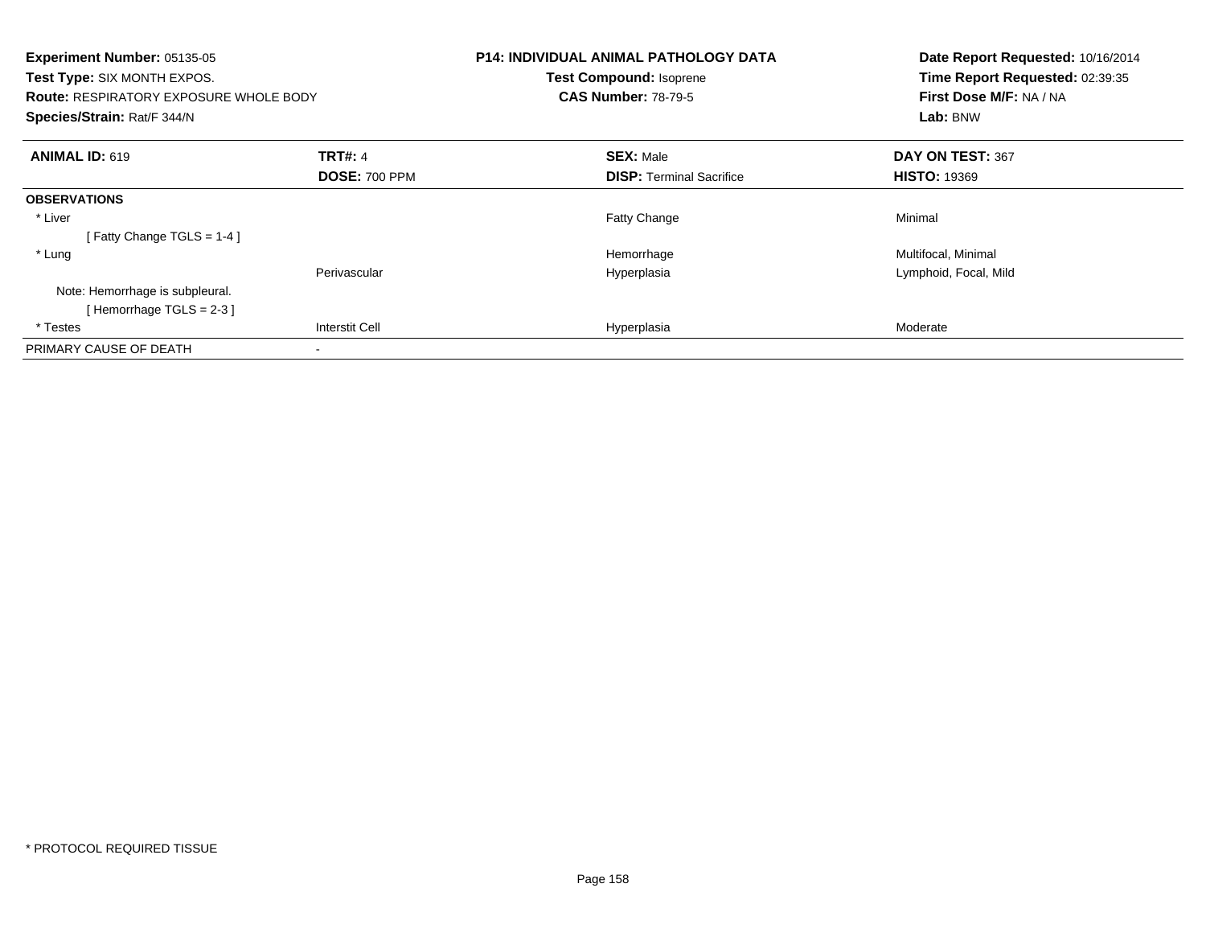**Experiment Number:** 05135-05
**Test Type:** SIX MONTH EXPOS.
**Route:** RESPIRATORY EXPOSURE WHOLE BODY
**Species/Strain:** Rat/F 344/N

**P14: INDIVIDUAL ANIMAL PATHOLOGY DATA**
**Test Compound:** Isoprene
**CAS Number:** 78-79-5

**Date Report Requested:** 10/16/2014
**Time Report Requested:** 02:39:35
**First Dose M/F:** NA / NA
**Lab:** BNW

| **ANIMAL ID:** 619 | **TRT#:** 4 | **SEX:** Male | **DAY ON TEST:** 367 |
|---|---|---|---|
| | **DOSE:** 700 PPM | **DISP:** Terminal Sacrifice | **HISTO:** 19369 |
| **OBSERVATIONS** | | | |
| * Liver | | Fatty Change | Minimal |
| [ Fatty Change TGLS = 1-4 ] | | | |
| * Lung | | Hemorrhage | Multifocal, Minimal |
| | Perivascular | Hyperplasia | Lymphoid, Focal, Mild |
| Note: Hemorrhage is subpleural. | | | |
| [ Hemorrhage TGLS = 2-3 ] | | | |
| * Testes | Interstit Cell | Hyperplasia | Moderate |
| PRIMARY CAUSE OF DEATH | - | | |

* PROTOCOL REQUIRED TISSUE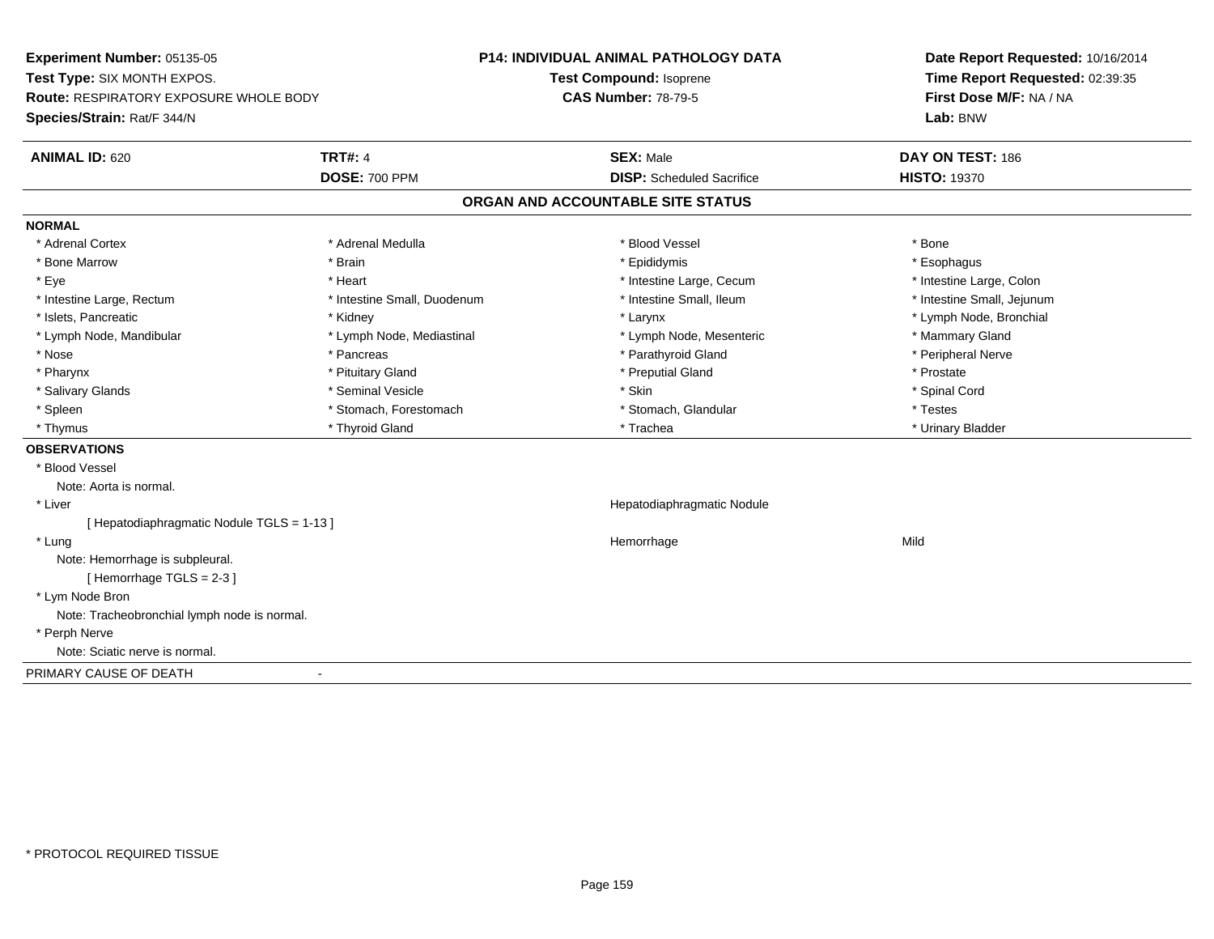**Experiment Number:** 05135-05
**Test Type:** SIX MONTH EXPOS.
**Route:** RESPIRATORY EXPOSURE WHOLE BODY
**Species/Strain:** Rat/F 344/N

**P14: INDIVIDUAL ANIMAL PATHOLOGY DATA**
**Test Compound:** Isoprene
**CAS Number:** 78-79-5

**Date Report Requested:** 10/16/2014
**Time Report Requested:** 02:39:35
**First Dose M/F:** NA / NA
**Lab:** BNW

| **ANIMAL ID:** 620 | **TRT#:** 4 | **SEX:** Male | **DAY ON TEST:** 186 |
|---|---|---|---|
| | **DOSE:** 700 PPM | **DISP:** Scheduled Sacrifice | **HISTO:** 19370 |

## ORGAN AND ACCOUNTABLE SITE STATUS

**NORMAL**

| | | | |
|---|---|---|---|
| * Adrenal Cortex | * Adrenal Medulla | * Blood Vessel | * Bone |
| * Bone Marrow | * Brain | * Epididymis | * Esophagus |
| * Eye | * Heart | * Intestine Large, Cecum | * Intestine Large, Colon |
| * Intestine Large, Rectum | * Intestine Small, Duodenum | * Intestine Small, Ileum | * Intestine Small, Jejunum |
| * Islets, Pancreatic | * Kidney | * Larynx | * Lymph Node, Bronchial |
| * Lymph Node, Mandibular | * Lymph Node, Mediastinal | * Lymph Node, Mesenteric | * Mammary Gland |
| * Nose | * Pancreas | * Parathyroid Gland | * Peripheral Nerve |
| * Pharynx | * Pituitary Gland | * Preputial Gland | * Prostate |
| * Salivary Glands | * Seminal Vesicle | * Skin | * Spinal Cord |
| * Spleen | * Stomach, Forestomach | * Stomach, Glandular | * Testes |
| * Thymus | * Thyroid Gland | * Trachea | * Urinary Bladder |

**OBSERVATIONS**

* Blood Vessel
  Note: Aorta is normal.
* Liver — Hepatodiaphragmatic Nodule
  [ Hepatodiaphragmatic Nodule TGLS = 1-13 ]
* Lung — Hemorrhage — Mild
  Note: Hemorrhage is subpleural.
  [ Hemorrhage TGLS = 2-3 ]
* Lym Node Bron
  Note: Tracheobronchial lymph node is normal.
* Perph Nerve
  Note: Sciatic nerve is normal.

PRIMARY CAUSE OF DEATH -

* PROTOCOL REQUIRED TISSUE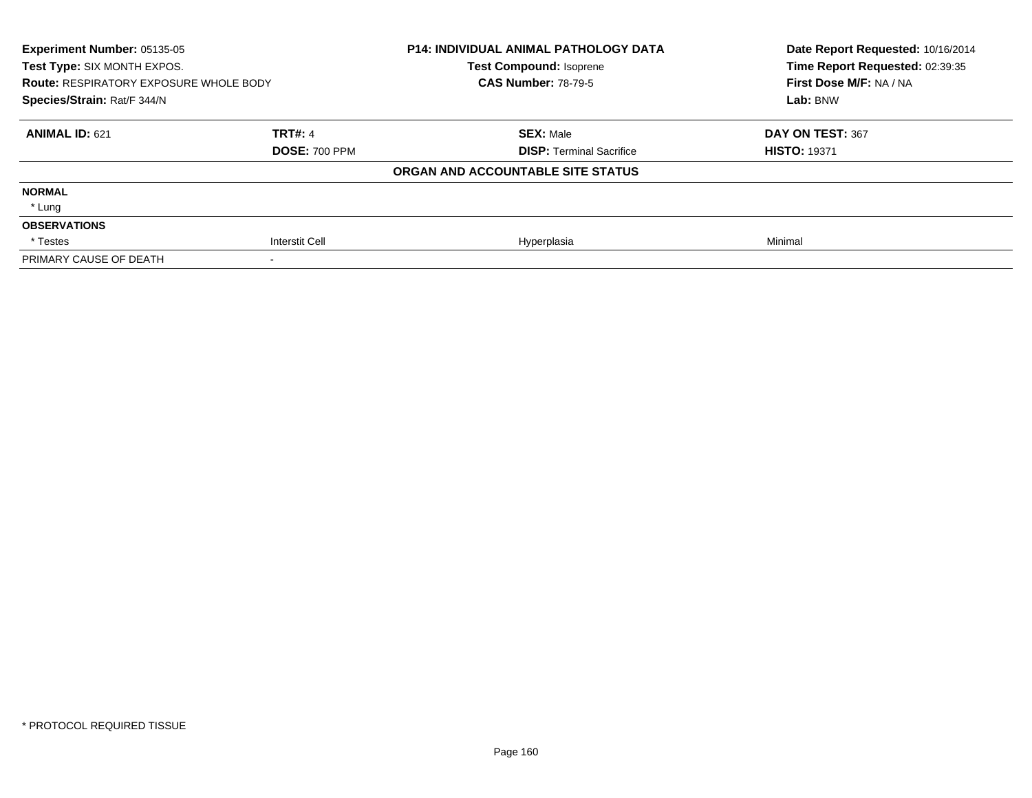**Experiment Number:** 05135-05
**Test Type:** SIX MONTH EXPOS.
**Route:** RESPIRATORY EXPOSURE WHOLE BODY
**Species/Strain:** Rat/F 344/N

**P14: INDIVIDUAL ANIMAL PATHOLOGY DATA**
**Test Compound:** Isoprene
**CAS Number:** 78-79-5

**Date Report Requested:** 10/16/2014
**Time Report Requested:** 02:39:35
**First Dose M/F:** NA / NA
**Lab:** BNW

| **ANIMAL ID:** 621 | **TRT#:** 4 | **SEX:** Male | **DAY ON TEST:** 367 |
|---|---|---|---|
| | **DOSE:** 700 PPM | **DISP:** Terminal Sacrifice | **HISTO:** 19371 |
| | | **ORGAN AND ACCOUNTABLE SITE STATUS** | |
| **NORMAL** | | | |
| * Lung | | | |
| **OBSERVATIONS** | | | |
| * Testes | Interstit Cell | Hyperplasia | Minimal |
| PRIMARY CAUSE OF DEATH | - | | |

* PROTOCOL REQUIRED TISSUE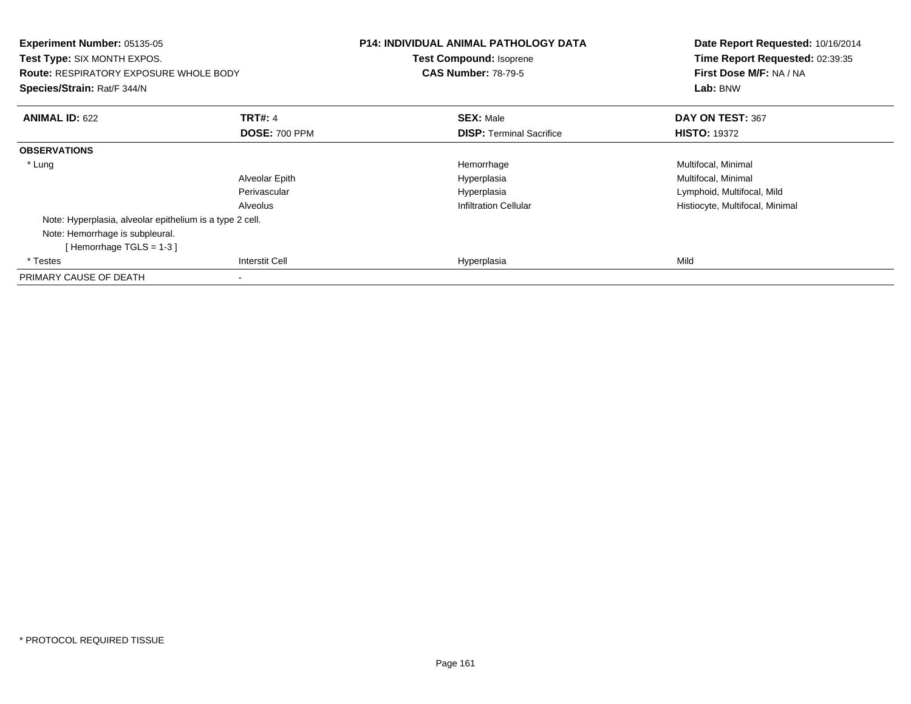**Experiment Number:** 05135-05
**Test Type:** SIX MONTH EXPOS.
**Route:** RESPIRATORY EXPOSURE WHOLE BODY
**Species/Strain:** Rat/F 344/N

**P14: INDIVIDUAL ANIMAL PATHOLOGY DATA**
**Test Compound:** Isoprene
**CAS Number:** 78-79-5

**Date Report Requested:** 10/16/2014
**Time Report Requested:** 02:39:35
**First Dose M/F:** NA / NA
**Lab:** BNW

| **ANIMAL ID:** 622 | **TRT#:** 4 | **SEX:** Male | **DAY ON TEST:** 367 |
|---|---|---|---|
| | **DOSE:** 700 PPM | **DISP:** Terminal Sacrifice | **HISTO:** 19372 |
| **OBSERVATIONS** | | | |
| * Lung | | Hemorrhage | Multifocal, Minimal |
| | Alveolar Epith | Hyperplasia | Multifocal, Minimal |
| | Perivascular | Hyperplasia | Lymphoid, Multifocal, Mild |
| | Alveolus | Infiltration Cellular | Histiocyte, Multifocal, Minimal |
| Note: Hyperplasia, alveolar epithelium is a type 2 cell. | | | |
| Note: Hemorrhage is subpleural. | | | |
| [ Hemorrhage TGLS = 1-3 ] | | | |
| * Testes | Interstit Cell | Hyperplasia | Mild |
| PRIMARY CAUSE OF DEATH | - | | |

* PROTOCOL REQUIRED TISSUE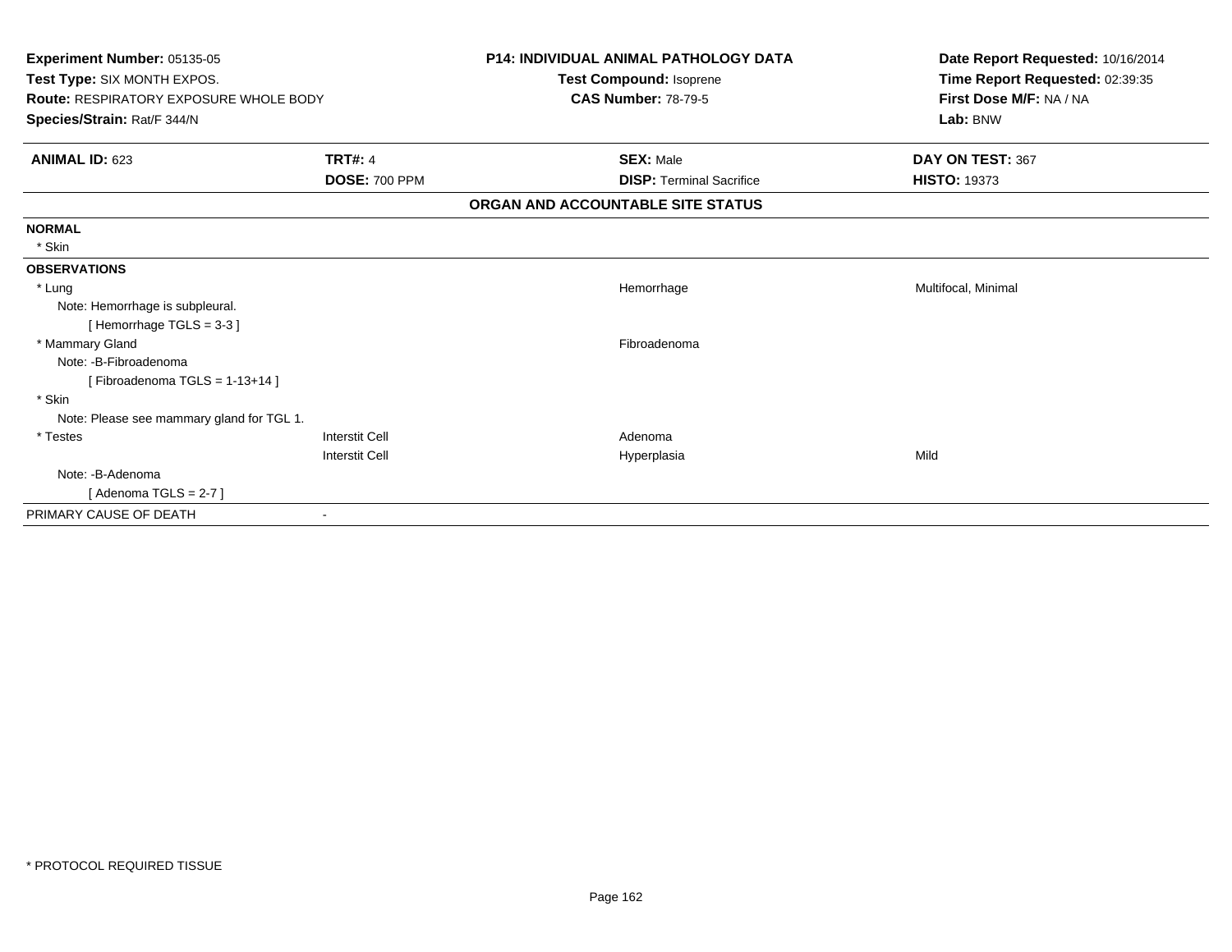**Experiment Number:** 05135-05
**Test Type:** SIX MONTH EXPOS.
**Route:** RESPIRATORY EXPOSURE WHOLE BODY
**Species/Strain:** Rat/F 344/N

**P14: INDIVIDUAL ANIMAL PATHOLOGY DATA**
**Test Compound:** Isoprene
**CAS Number:** 78-79-5

**Date Report Requested:** 10/16/2014
**Time Report Requested:** 02:39:35
**First Dose M/F:** NA / NA
**Lab:** BNW

| **ANIMAL ID:** 623 | **TRT#:** 4 | **SEX:** Male | **DAY ON TEST:** 367 |
|---|---|---|---|
| | **DOSE:** 700 PPM | **DISP:** Terminal Sacrifice | **HISTO:** 19373 |

**ORGAN AND ACCOUNTABLE SITE STATUS**

**NORMAL**

| | | | |
|---|---|---|---|
| * Skin | | | |

**OBSERVATIONS**

| | | | |
|---|---|---|---|
| * Lung | | Hemorrhage | Multifocal, Minimal |
| Note: Hemorrhage is subpleural. | | | |
| [ Hemorrhage TGLS = 3-3 ] | | | |
| * Mammary Gland | | Fibroadenoma | |
| Note: -B-Fibroadenoma | | | |
| [ Fibroadenoma TGLS = 1-13+14 ] | | | |
| * Skin | | | |
| Note: Please see mammary gland for TGL 1. | | | |
| * Testes | Interstit Cell | Adenoma | |
| | Interstit Cell | Hyperplasia | Mild |
| Note: -B-Adenoma | | | |
| [ Adenoma TGLS = 2-7 ] | | | |

PRIMARY CAUSE OF DEATH -

* PROTOCOL REQUIRED TISSUE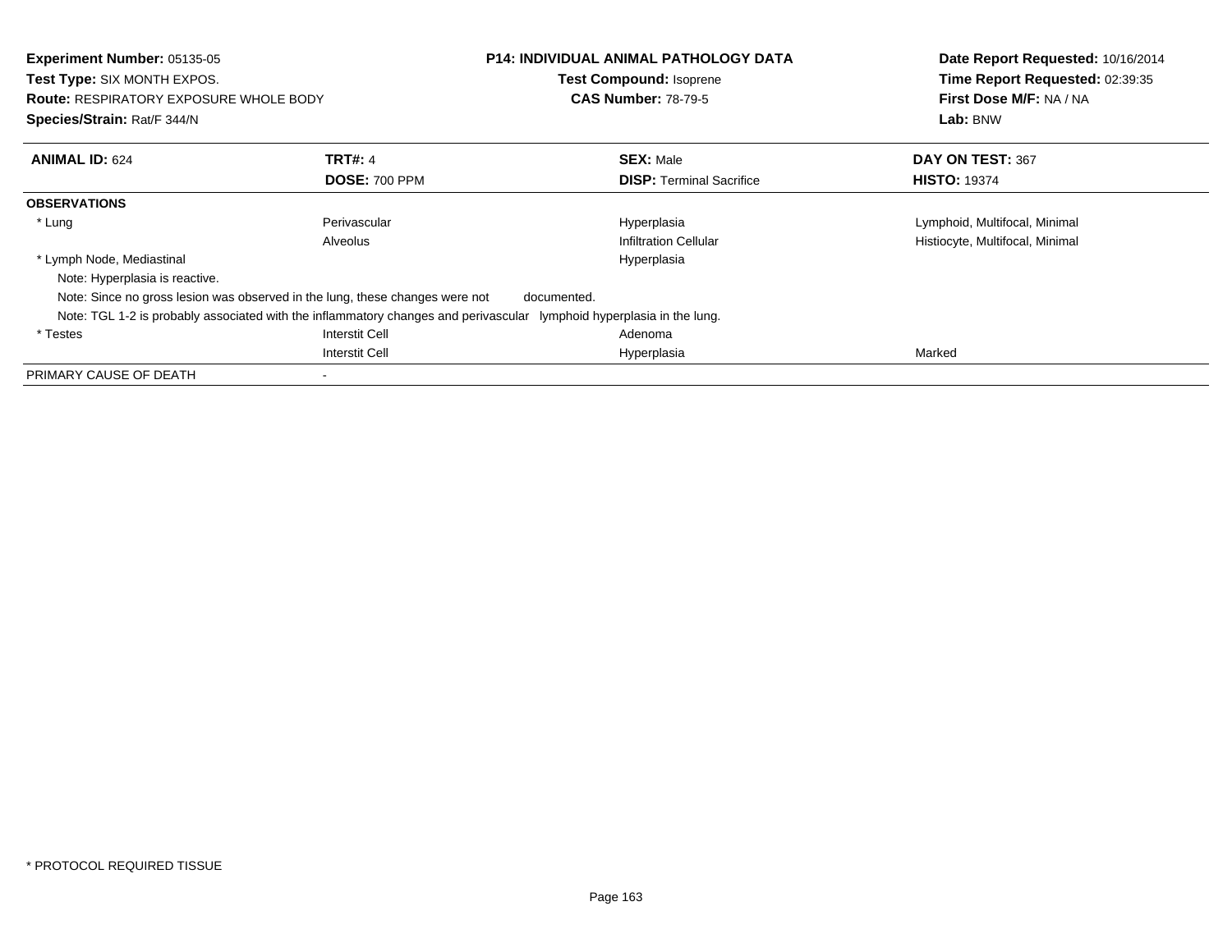**Experiment Number:** 05135-05
**Test Type:** SIX MONTH EXPOS.
**Route:** RESPIRATORY EXPOSURE WHOLE BODY
**Species/Strain:** Rat/F 344/N

**P14: INDIVIDUAL ANIMAL PATHOLOGY DATA**
**Test Compound:** Isoprene
**CAS Number:** 78-79-5

**Date Report Requested:** 10/16/2014
**Time Report Requested:** 02:39:35
**First Dose M/F:** NA / NA
**Lab:** BNW

| **ANIMAL ID:** 624 | **TRT#:** 4 | **SEX:** Male | **DAY ON TEST:** 367 |
|---|---|---|---|
| | **DOSE:** 700 PPM | **DISP:** Terminal Sacrifice | **HISTO:** 19374 |
| **OBSERVATIONS** | | | |
| * Lung | Perivascular | Hyperplasia | Lymphoid, Multifocal, Minimal |
| | Alveolus | Infiltration Cellular | Histiocyte, Multifocal, Minimal |
| * Lymph Node, Mediastinal | | Hyperplasia | |
| Note: Hyperplasia is reactive. | | | |
| Note: Since no gross lesion was observed in the lung, these changes were not documented. | | | |
| Note: TGL 1-2 is probably associated with the inflammatory changes and perivascular lymphoid hyperplasia in the lung. | | | |
| * Testes | Interstit Cell | Adenoma | |
| | Interstit Cell | Hyperplasia | Marked |
| PRIMARY CAUSE OF DEATH | - | | |

* PROTOCOL REQUIRED TISSUE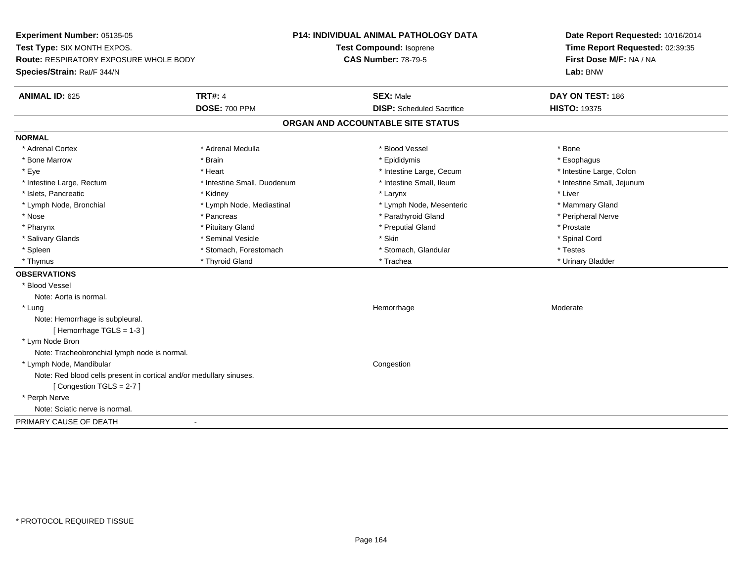**Experiment Number:** 05135-05
**Test Type:** SIX MONTH EXPOS.
**Route:** RESPIRATORY EXPOSURE WHOLE BODY
**Species/Strain:** Rat/F 344/N

**P14: INDIVIDUAL ANIMAL PATHOLOGY DATA**
**Test Compound:** Isoprene
**CAS Number:** 78-79-5

**Date Report Requested:** 10/16/2014
**Time Report Requested:** 02:39:35
**First Dose M/F:** NA / NA
**Lab:** BNW

| **ANIMAL ID:** 625 | **TRT#:** 4 | **SEX:** Male | **DAY ON TEST:** 186 |
|---|---|---|---|
| | **DOSE:** 700 PPM | **DISP:** Scheduled Sacrifice | **HISTO:** 19375 |

## ORGAN AND ACCOUNTABLE SITE STATUS

**NORMAL**

| | | | |
|---|---|---|---|
| * Adrenal Cortex | * Adrenal Medulla | * Blood Vessel | * Bone |
| * Bone Marrow | * Brain | * Epididymis | * Esophagus |
| * Eye | * Heart | * Intestine Large, Cecum | * Intestine Large, Colon |
| * Intestine Large, Rectum | * Intestine Small, Duodenum | * Intestine Small, Ileum | * Intestine Small, Jejunum |
| * Islets, Pancreatic | * Kidney | * Larynx | * Liver |
| * Lymph Node, Bronchial | * Lymph Node, Mediastinal | * Lymph Node, Mesenteric | * Mammary Gland |
| * Nose | * Pancreas | * Parathyroid Gland | * Peripheral Nerve |
| * Pharynx | * Pituitary Gland | * Preputial Gland | * Prostate |
| * Salivary Glands | * Seminal Vesicle | * Skin | * Spinal Cord |
| * Spleen | * Stomach, Forestomach | * Stomach, Glandular | * Testes |
| * Thymus | * Thyroid Gland | * Trachea | * Urinary Bladder |

**OBSERVATIONS**

* Blood Vessel
  Note: Aorta is normal.
* Lung — Hemorrhage — Moderate
  Note: Hemorrhage is subpleural.
  [ Hemorrhage TGLS = 1-3 ]
* Lym Node Bron
  Note: Tracheobronchial lymph node is normal.
* Lymph Node, Mandibular — Congestion
  Note: Red blood cells present in cortical and/or medullary sinuses.
  [ Congestion TGLS = 2-7 ]
* Perph Nerve
  Note: Sciatic nerve is normal.

PRIMARY CAUSE OF DEATH -

* PROTOCOL REQUIRED TISSUE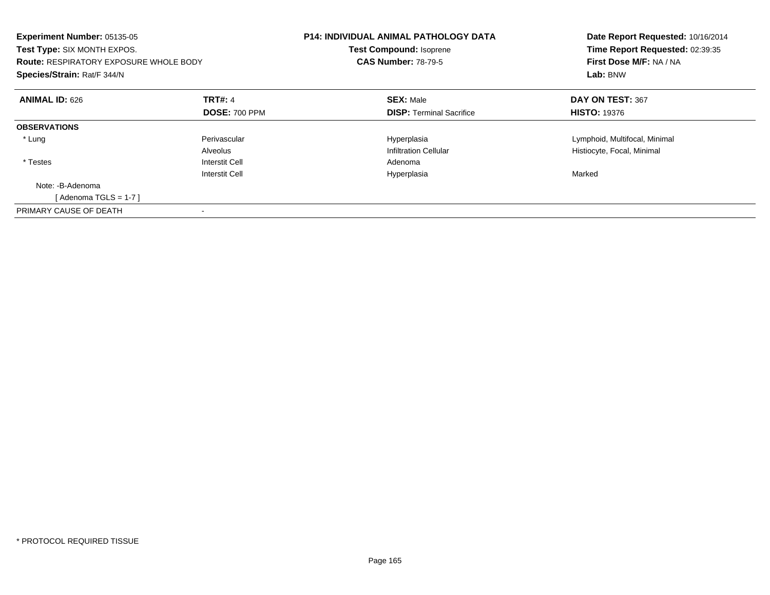**Experiment Number:** 05135-05
**Test Type:** SIX MONTH EXPOS.
**Route:** RESPIRATORY EXPOSURE WHOLE BODY
**Species/Strain:** Rat/F 344/N

**P14: INDIVIDUAL ANIMAL PATHOLOGY DATA**
**Test Compound:** Isoprene
**CAS Number:** 78-79-5

**Date Report Requested:** 10/16/2014
**Time Report Requested:** 02:39:35
**First Dose M/F:** NA / NA
**Lab:** BNW

| **ANIMAL ID:** 626 | **TRT#:** 4 | **SEX:** Male | **DAY ON TEST:** 367 |
|---|---|---|---|
| | **DOSE:** 700 PPM | **DISP:** Terminal Sacrifice | **HISTO:** 19376 |
| **OBSERVATIONS** | | | |
| * Lung | Perivascular | Hyperplasia | Lymphoid, Multifocal, Minimal |
| | Alveolus | Infiltration Cellular | Histiocyte, Focal, Minimal |
| * Testes | Interstit Cell | Adenoma | |
| | Interstit Cell | Hyperplasia | Marked |
| Note: -B-Adenoma | | | |
| [ Adenoma TGLS = 1-7 ] | | | |
| PRIMARY CAUSE OF DEATH | - | | |

* PROTOCOL REQUIRED TISSUE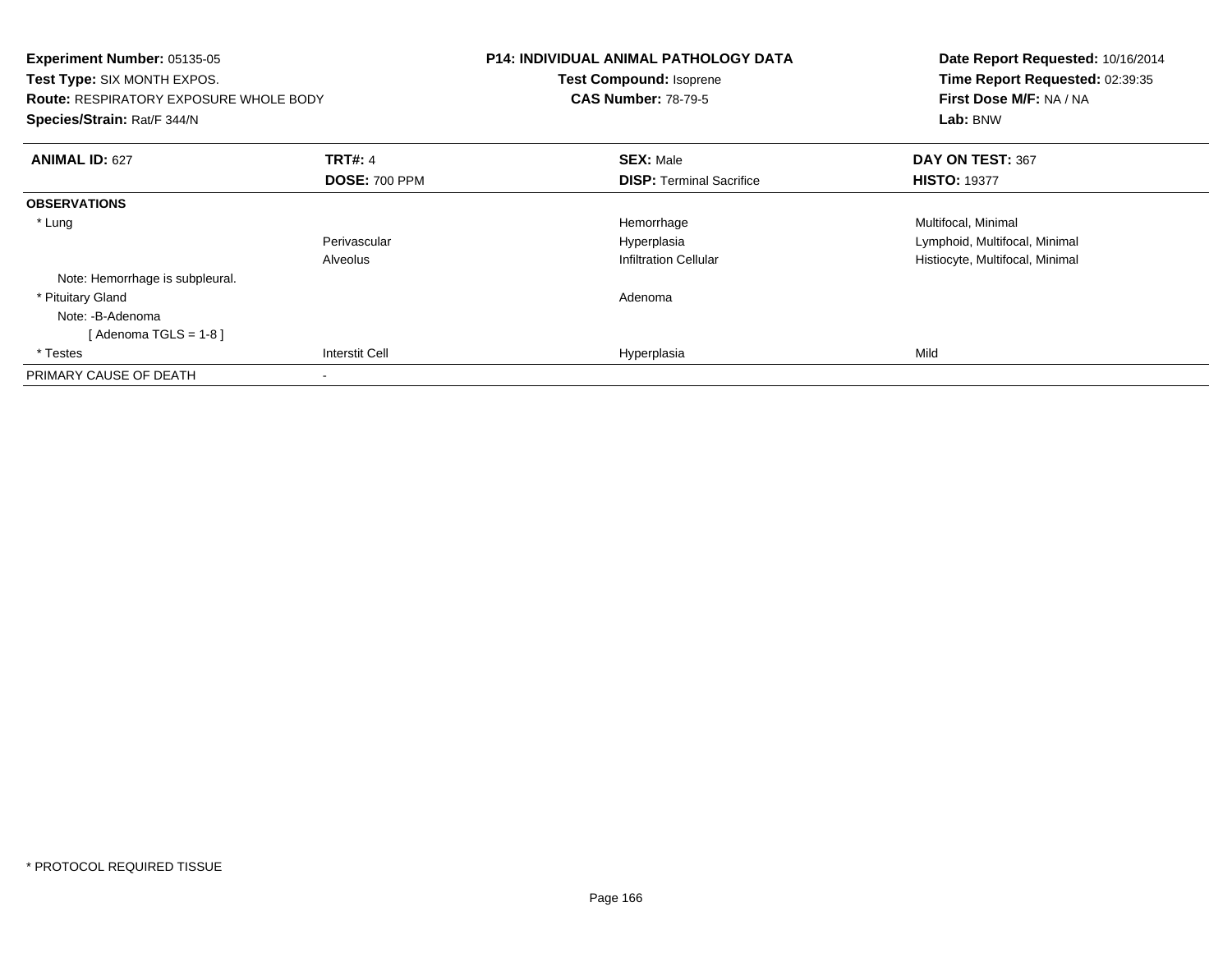**Experiment Number:** 05135-05
**Test Type:** SIX MONTH EXPOS.
**Route:** RESPIRATORY EXPOSURE WHOLE BODY
**Species/Strain:** Rat/F 344/N

**P14: INDIVIDUAL ANIMAL PATHOLOGY DATA**
**Test Compound:** Isoprene
**CAS Number:** 78-79-5

**Date Report Requested:** 10/16/2014
**Time Report Requested:** 02:39:35
**First Dose M/F:** NA / NA
**Lab:** BNW

| **ANIMAL ID:** 627 | **TRT#:** 4 | **SEX:** Male | **DAY ON TEST:** 367 |
|---|---|---|---|
| | **DOSE:** 700 PPM | **DISP:** Terminal Sacrifice | **HISTO:** 19377 |
| **OBSERVATIONS** | | | |
| * Lung | | Hemorrhage | Multifocal, Minimal |
| | Perivascular | Hyperplasia | Lymphoid, Multifocal, Minimal |
| | Alveolus | Infiltration Cellular | Histiocyte, Multifocal, Minimal |
| Note: Hemorrhage is subpleural. | | | |
| * Pituitary Gland | | Adenoma | |
| Note: -B-Adenoma | | | |
| [ Adenoma TGLS = 1-8 ] | | | |
| * Testes | Interstit Cell | Hyperplasia | Mild |
| PRIMARY CAUSE OF DEATH | - | | |

* PROTOCOL REQUIRED TISSUE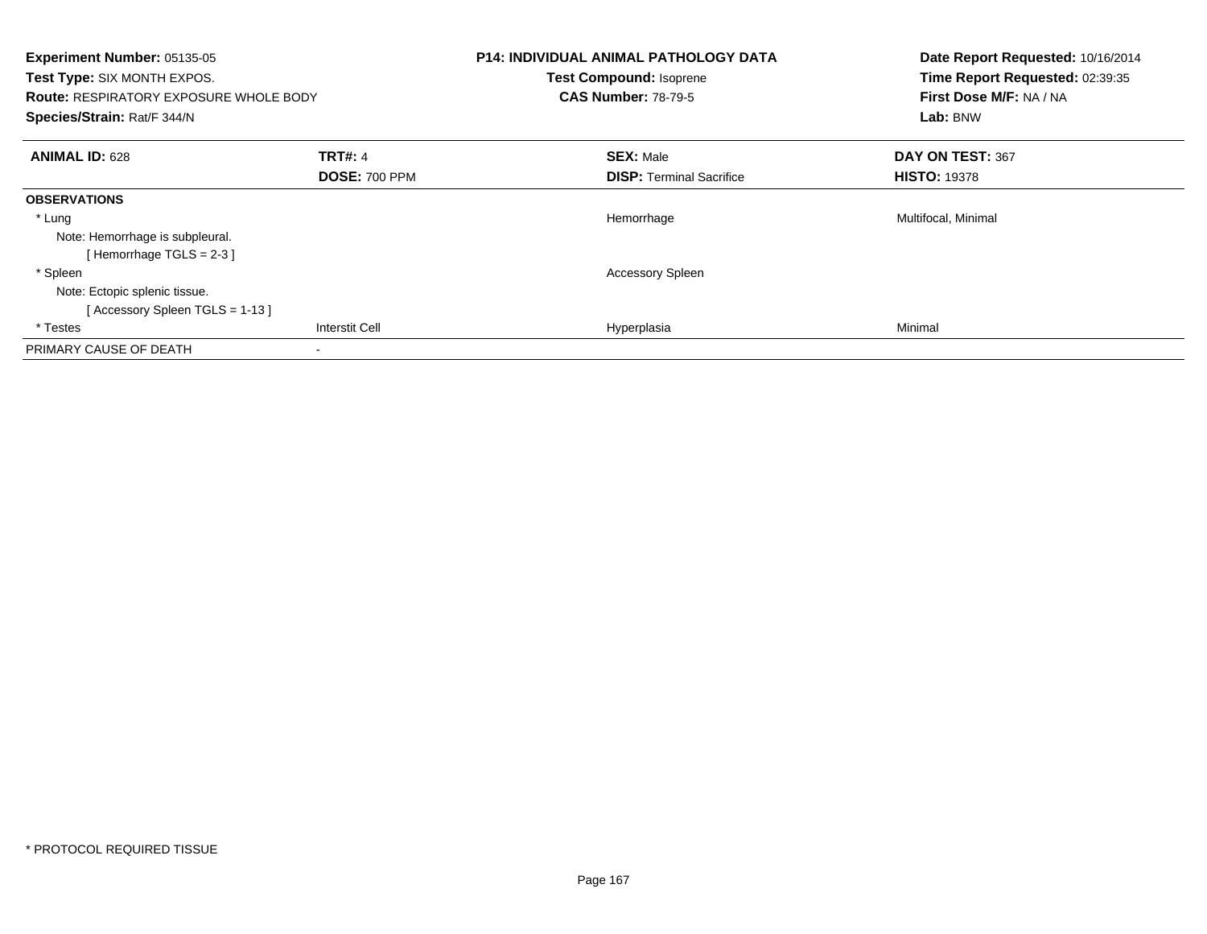**Experiment Number:** 05135-05
**Test Type:** SIX MONTH EXPOS.
**Route:** RESPIRATORY EXPOSURE WHOLE BODY
**Species/Strain:** Rat/F 344/N

**P14: INDIVIDUAL ANIMAL PATHOLOGY DATA**
**Test Compound:** Isoprene
**CAS Number:** 78-79-5

**Date Report Requested:** 10/16/2014
**Time Report Requested:** 02:39:35
**First Dose M/F:** NA / NA
**Lab:** BNW

| **ANIMAL ID:** 628 | **TRT#:** 4 | **SEX:** Male | **DAY ON TEST:** 367 |
|---|---|---|---|
| | **DOSE:** 700 PPM | **DISP:** Terminal Sacrifice | **HISTO:** 19378 |
| **OBSERVATIONS** | | | |
| * Lung | | Hemorrhage | Multifocal, Minimal |
| Note: Hemorrhage is subpleural. | | | |
| [ Hemorrhage TGLS = 2-3 ] | | | |
| * Spleen | | Accessory Spleen | |
| Note: Ectopic splenic tissue. | | | |
| [ Accessory Spleen TGLS = 1-13 ] | | | |
| * Testes | Interstit Cell | Hyperplasia | Minimal |
| PRIMARY CAUSE OF DEATH | - | | |

* PROTOCOL REQUIRED TISSUE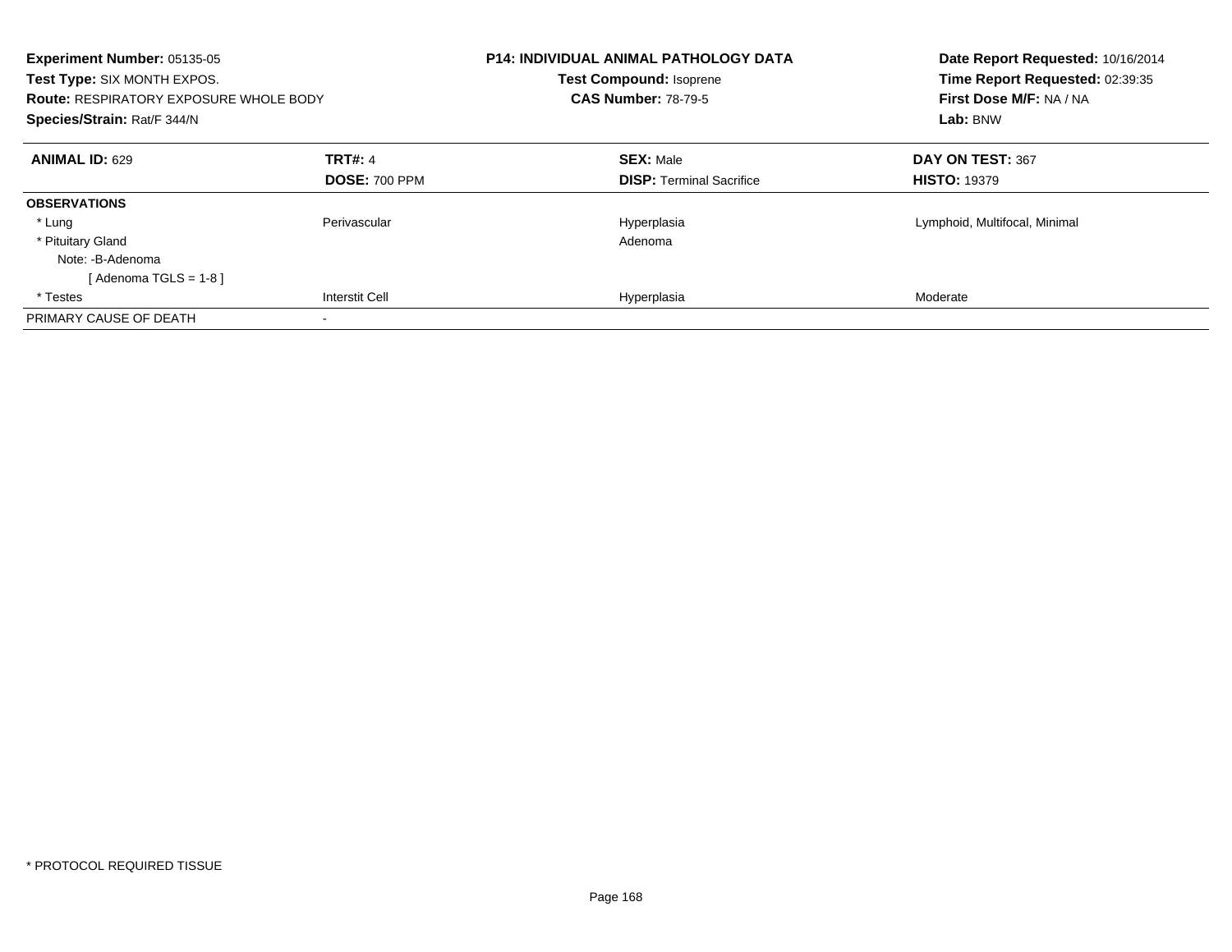**Experiment Number:** 05135-05
**Test Type:** SIX MONTH EXPOS.
**Route:** RESPIRATORY EXPOSURE WHOLE BODY
**Species/Strain:** Rat/F 344/N

**P14: INDIVIDUAL ANIMAL PATHOLOGY DATA**
**Test Compound:** Isoprene
**CAS Number:** 78-79-5

**Date Report Requested:** 10/16/2014
**Time Report Requested:** 02:39:35
**First Dose M/F:** NA / NA
**Lab:** BNW

| **ANIMAL ID:** 629 | **TRT#:** 4 | **SEX:** Male | **DAY ON TEST:** 367 |
|---|---|---|---|
| | **DOSE:** 700 PPM | **DISP:** Terminal Sacrifice | **HISTO:** 19379 |
| **OBSERVATIONS** | | | |
| * Lung | Perivascular | Hyperplasia | Lymphoid, Multifocal, Minimal |
| * Pituitary Gland | | Adenoma | |
| Note: -B-Adenoma | | | |
| [ Adenoma TGLS = 1-8 ] | | | |
| * Testes | Interstit Cell | Hyperplasia | Moderate |
| PRIMARY CAUSE OF DEATH | - | | |

* PROTOCOL REQUIRED TISSUE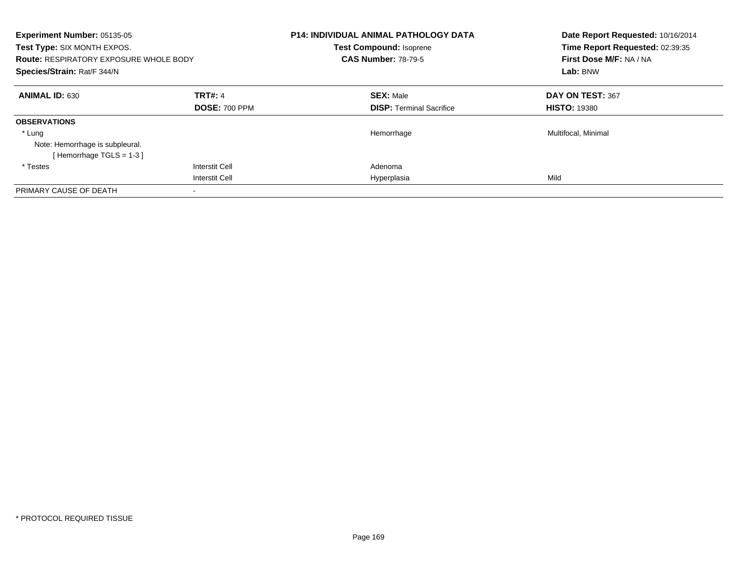**Experiment Number:** 05135-05
**Test Type:** SIX MONTH EXPOS.
**Route:** RESPIRATORY EXPOSURE WHOLE BODY
**Species/Strain:** Rat/F 344/N

**P14: INDIVIDUAL ANIMAL PATHOLOGY DATA**
**Test Compound:** Isoprene
**CAS Number:** 78-79-5

**Date Report Requested:** 10/16/2014
**Time Report Requested:** 02:39:35
**First Dose M/F:** NA / NA
**Lab:** BNW

| **ANIMAL ID:** 630 | **TRT#:** 4 | **SEX:** Male | **DAY ON TEST:** 367 |
|---|---|---|---|
| | **DOSE:** 700 PPM | **DISP:** Terminal Sacrifice | **HISTO:** 19380 |
| **OBSERVATIONS** | | | |
| * Lung | | Hemorrhage | Multifocal, Minimal |
| Note: Hemorrhage is subpleural. | | | |
| [ Hemorrhage TGLS = 1-3 ] | | | |
| * Testes | Interstit Cell | Adenoma | |
| | Interstit Cell | Hyperplasia | Mild |
| PRIMARY CAUSE OF DEATH | - | | |

* PROTOCOL REQUIRED TISSUE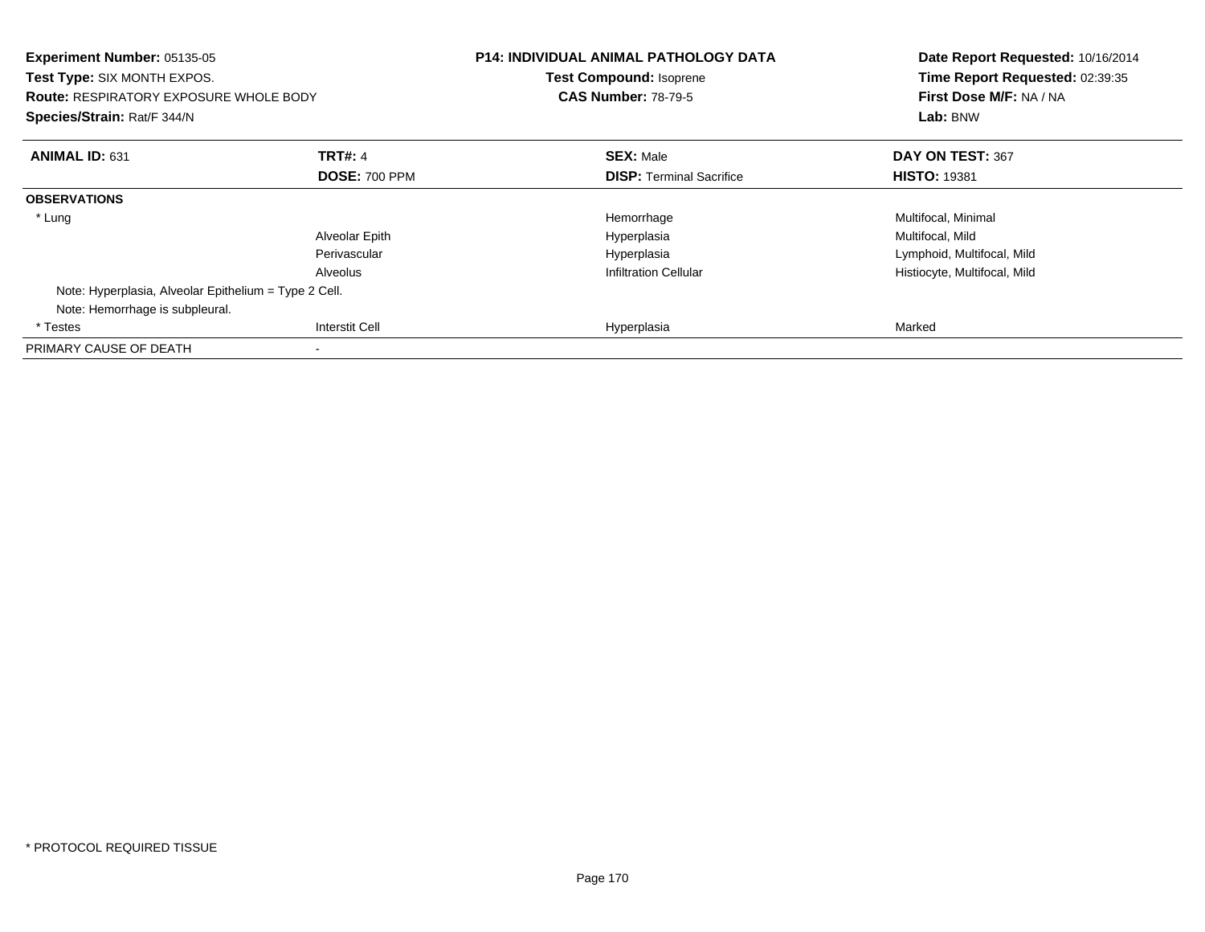**Experiment Number:** 05135-05
**Test Type:** SIX MONTH EXPOS.
**Route:** RESPIRATORY EXPOSURE WHOLE BODY
**Species/Strain:** Rat/F 344/N

**P14: INDIVIDUAL ANIMAL PATHOLOGY DATA**
**Test Compound:** Isoprene
**CAS Number:** 78-79-5

**Date Report Requested:** 10/16/2014
**Time Report Requested:** 02:39:35
**First Dose M/F:** NA / NA
**Lab:** BNW

| **ANIMAL ID:** 631 | **TRT#:** 4 | **SEX:** Male | **DAY ON TEST:** 367 |
|---|---|---|---|
| | **DOSE:** 700 PPM | **DISP:** Terminal Sacrifice | **HISTO:** 19381 |
| **OBSERVATIONS** | | | |
| * Lung | | Hemorrhage | Multifocal, Minimal |
| | Alveolar Epith | Hyperplasia | Multifocal, Mild |
| | Perivascular | Hyperplasia | Lymphoid, Multifocal, Mild |
| | Alveolus | Infiltration Cellular | Histiocyte, Multifocal, Mild |
| Note: Hyperplasia, Alveolar Epithelium = Type 2 Cell. | | | |
| Note: Hemorrhage is subpleural. | | | |
| * Testes | Interstit Cell | Hyperplasia | Marked |
| PRIMARY CAUSE OF DEATH | - | | |

* PROTOCOL REQUIRED TISSUE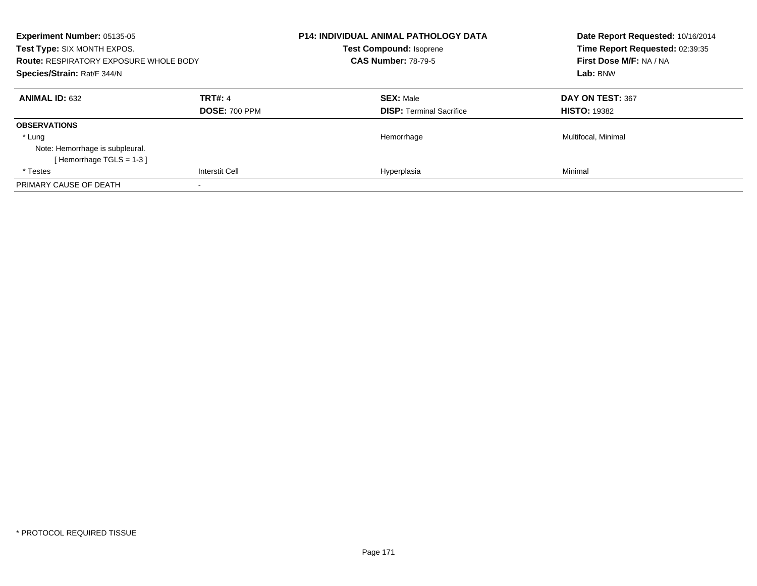**Experiment Number:** 05135-05
**Test Type:** SIX MONTH EXPOS.
**Route:** RESPIRATORY EXPOSURE WHOLE BODY
**Species/Strain:** Rat/F 344/N

**P14: INDIVIDUAL ANIMAL PATHOLOGY DATA**
**Test Compound:** Isoprene
**CAS Number:** 78-79-5

**Date Report Requested:** 10/16/2014
**Time Report Requested:** 02:39:35
**First Dose M/F:** NA / NA
**Lab:** BNW

| **ANIMAL ID:** 632 | **TRT#:** 4 | **SEX:** Male | **DAY ON TEST:** 367 |
|---|---|---|---|
| | **DOSE:** 700 PPM | **DISP:** Terminal Sacrifice | **HISTO:** 19382 |
| **OBSERVATIONS** | | | |
| * Lung | | Hemorrhage | Multifocal, Minimal |
| Note: Hemorrhage is subpleural. | | | |
| [ Hemorrhage TGLS = 1-3 ] | | | |
| * Testes | Interstit Cell | Hyperplasia | Minimal |
| PRIMARY CAUSE OF DEATH | - | | |

* PROTOCOL REQUIRED TISSUE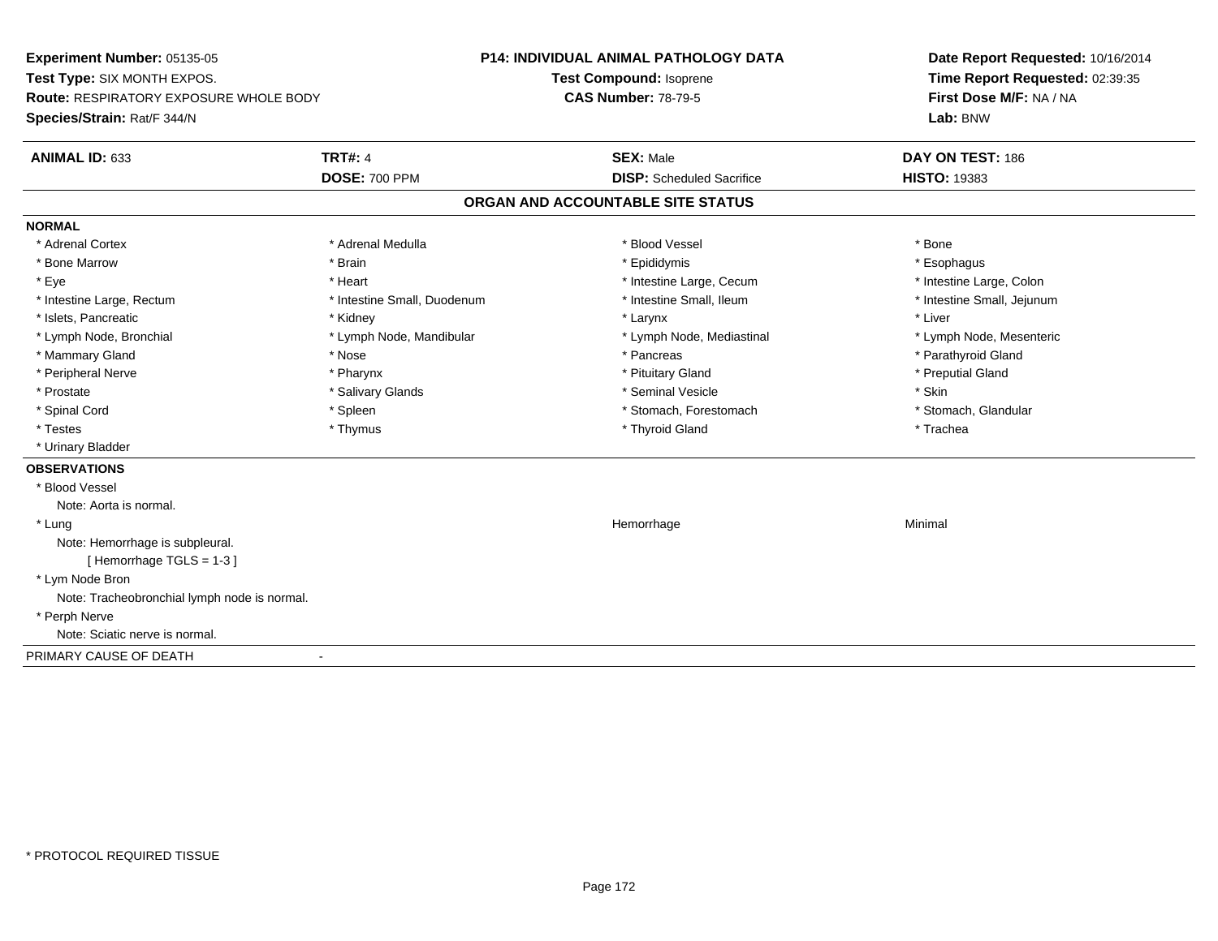**Experiment Number:** 05135-05
**Test Type:** SIX MONTH EXPOS.
**Route:** RESPIRATORY EXPOSURE WHOLE BODY
**Species/Strain:** Rat/F 344/N

**P14: INDIVIDUAL ANIMAL PATHOLOGY DATA**
**Test Compound:** Isoprene
**CAS Number:** 78-79-5

**Date Report Requested:** 10/16/2014
**Time Report Requested:** 02:39:35
**First Dose M/F:** NA / NA
**Lab:** BNW

| **ANIMAL ID:** 633 | **TRT#:** 4 | **SEX:** Male | **DAY ON TEST:** 186 |
|---|---|---|---|
| | **DOSE:** 700 PPM | **DISP:** Scheduled Sacrifice | **HISTO:** 19383 |

## ORGAN AND ACCOUNTABLE SITE STATUS

**NORMAL**

| | | | |
|---|---|---|---|
| * Adrenal Cortex | * Adrenal Medulla | * Blood Vessel | * Bone |
| * Bone Marrow | * Brain | * Epididymis | * Esophagus |
| * Eye | * Heart | * Intestine Large, Cecum | * Intestine Large, Colon |
| * Intestine Large, Rectum | * Intestine Small, Duodenum | * Intestine Small, Ileum | * Intestine Small, Jejunum |
| * Islets, Pancreatic | * Kidney | * Larynx | * Liver |
| * Lymph Node, Bronchial | * Lymph Node, Mandibular | * Lymph Node, Mediastinal | * Lymph Node, Mesenteric |
| * Mammary Gland | * Nose | * Pancreas | * Parathyroid Gland |
| * Peripheral Nerve | * Pharynx | * Pituitary Gland | * Preputial Gland |
| * Prostate | * Salivary Glands | * Seminal Vesicle | * Skin |
| * Spinal Cord | * Spleen | * Stomach, Forestomach | * Stomach, Glandular |
| * Testes | * Thymus | * Thyroid Gland | * Trachea |
| * Urinary Bladder | | | |

**OBSERVATIONS**

* Blood Vessel
  Note: Aorta is normal.
* Lung — Hemorrhage — Minimal
  Note: Hemorrhage is subpleural.
  [ Hemorrhage TGLS = 1-3 ]
* Lym Node Bron
  Note: Tracheobronchial lymph node is normal.
* Perph Nerve
  Note: Sciatic nerve is normal.

PRIMARY CAUSE OF DEATH -

* PROTOCOL REQUIRED TISSUE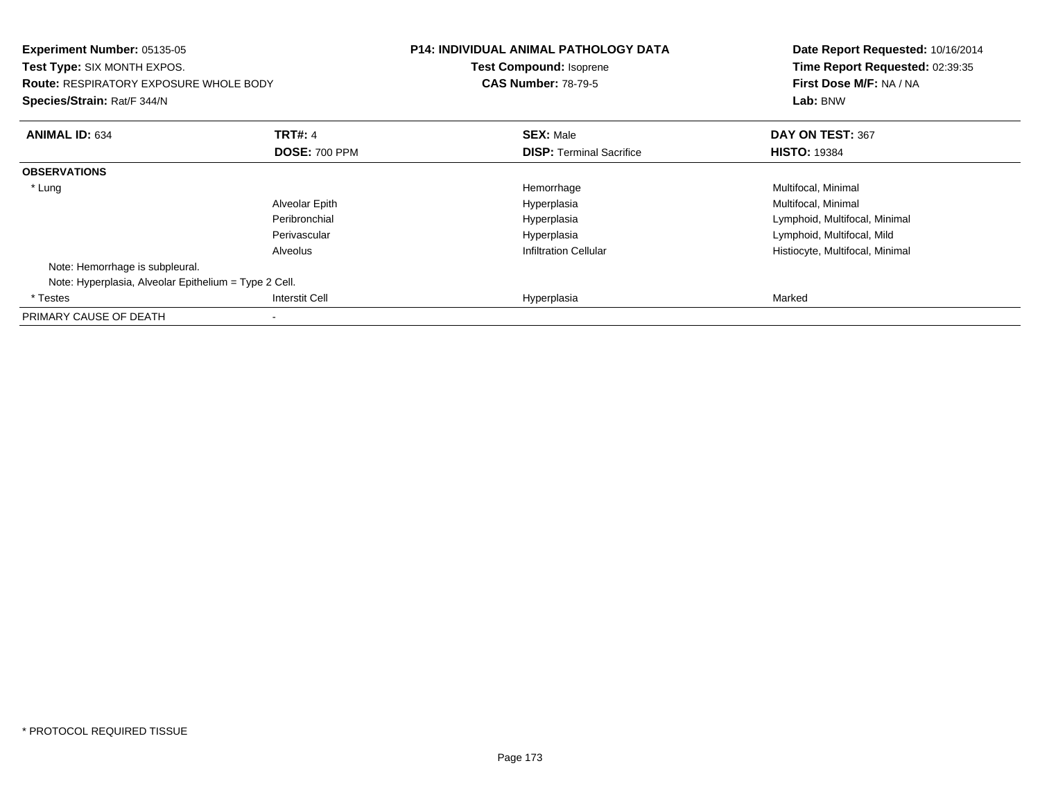**Experiment Number:** 05135-05
**Test Type:** SIX MONTH EXPOS.
**Route:** RESPIRATORY EXPOSURE WHOLE BODY
**Species/Strain:** Rat/F 344/N

**P14: INDIVIDUAL ANIMAL PATHOLOGY DATA**
**Test Compound:** Isoprene
**CAS Number:** 78-79-5

**Date Report Requested:** 10/16/2014
**Time Report Requested:** 02:39:35
**First Dose M/F:** NA / NA
**Lab:** BNW

| **ANIMAL ID:** 634 | **TRT#:** 4 | **SEX:** Male | **DAY ON TEST:** 367 |
|---|---|---|---|
| | **DOSE:** 700 PPM | **DISP:** Terminal Sacrifice | **HISTO:** 19384 |
| **OBSERVATIONS** | | | |
| * Lung | | Hemorrhage | Multifocal, Minimal |
| | Alveolar Epith | Hyperplasia | Multifocal, Minimal |
| | Peribronchial | Hyperplasia | Lymphoid, Multifocal, Minimal |
| | Perivascular | Hyperplasia | Lymphoid, Multifocal, Mild |
| | Alveolus | Infiltration Cellular | Histiocyte, Multifocal, Minimal |
| Note: Hemorrhage is subpleural. | | | |
| Note: Hyperplasia, Alveolar Epithelium = Type 2 Cell. | | | |
| * Testes | Interstit Cell | Hyperplasia | Marked |
| PRIMARY CAUSE OF DEATH | - | | |

* PROTOCOL REQUIRED TISSUE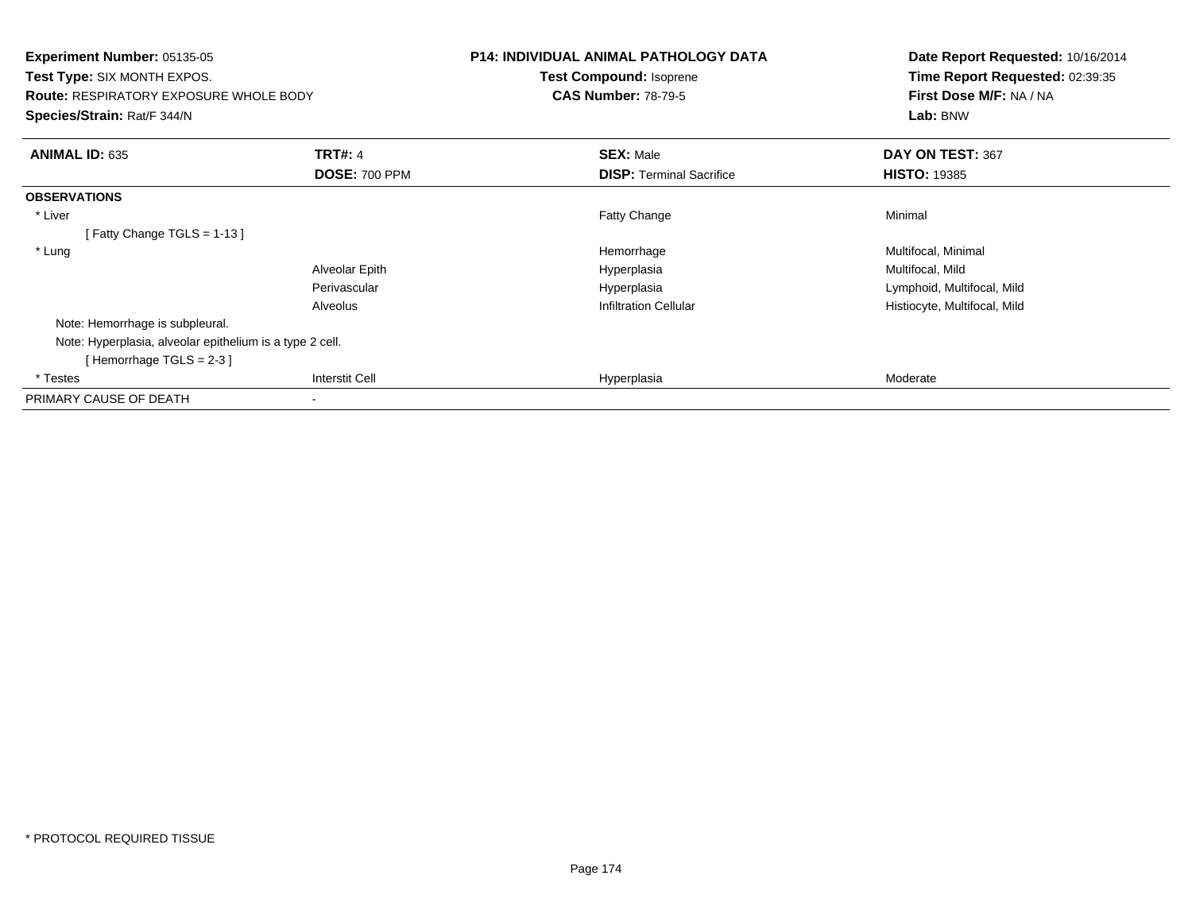**Experiment Number:** 05135-05
**Test Type:** SIX MONTH EXPOS.
**Route:** RESPIRATORY EXPOSURE WHOLE BODY
**Species/Strain:** Rat/F 344/N

**P14: INDIVIDUAL ANIMAL PATHOLOGY DATA**
**Test Compound:** Isoprene
**CAS Number:** 78-79-5

**Date Report Requested:** 10/16/2014
**Time Report Requested:** 02:39:35
**First Dose M/F:** NA / NA
**Lab:** BNW

| **ANIMAL ID:** 635 | **TRT#:** 4 | **SEX:** Male | **DAY ON TEST:** 367 |
|---|---|---|---|
| | **DOSE:** 700 PPM | **DISP:** Terminal Sacrifice | **HISTO:** 19385 |
| **OBSERVATIONS** | | | |
| * Liver | | Fatty Change | Minimal |
| [ Fatty Change TGLS = 1-13 ] | | | |
| * Lung | | Hemorrhage | Multifocal, Minimal |
| | Alveolar Epith | Hyperplasia | Multifocal, Mild |
| | Perivascular | Hyperplasia | Lymphoid, Multifocal, Mild |
| | Alveolus | Infiltration Cellular | Histiocyte, Multifocal, Mild |
| Note: Hemorrhage is subpleural. | | | |
| Note: Hyperplasia, alveolar epithelium is a type 2 cell. | | | |
| [ Hemorrhage TGLS = 2-3 ] | | | |
| * Testes | Interstit Cell | Hyperplasia | Moderate |
| PRIMARY CAUSE OF DEATH | - | | |

* PROTOCOL REQUIRED TISSUE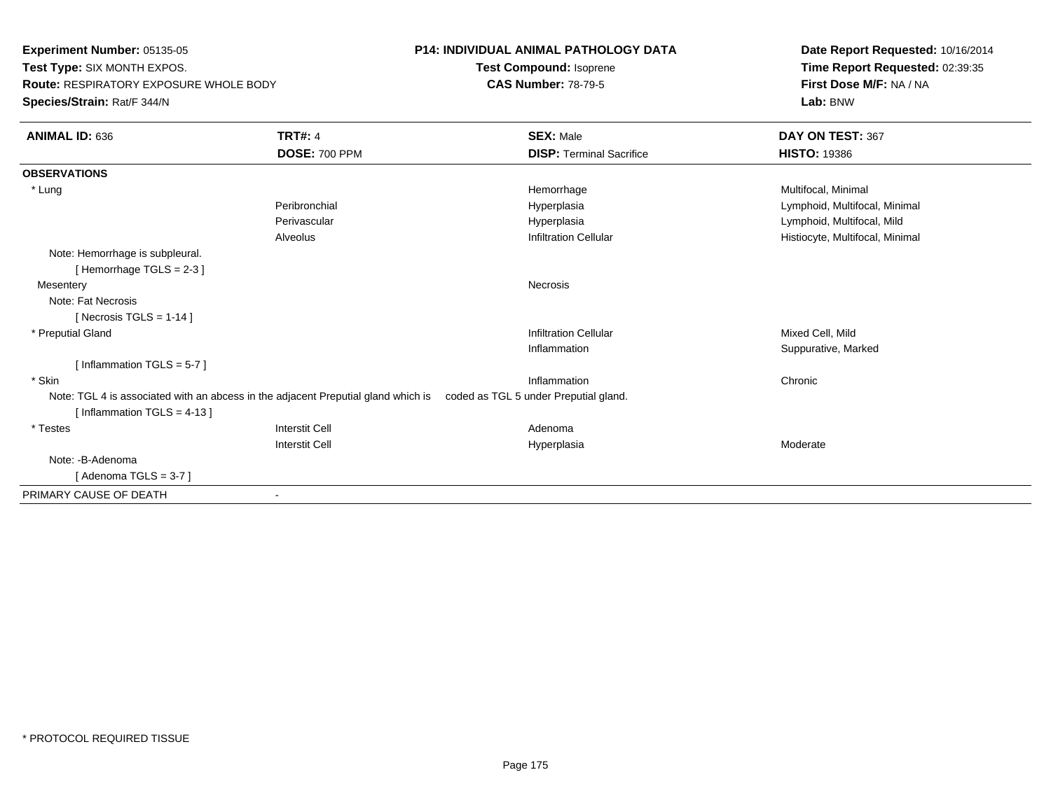**Experiment Number:** 05135-05
**Test Type:** SIX MONTH EXPOS.
**Route:** RESPIRATORY EXPOSURE WHOLE BODY
**Species/Strain:** Rat/F 344/N

**P14: INDIVIDUAL ANIMAL PATHOLOGY DATA**
**Test Compound:** Isoprene
**CAS Number:** 78-79-5

**Date Report Requested:** 10/16/2014
**Time Report Requested:** 02:39:35
**First Dose M/F:** NA / NA
**Lab:** BNW

| **ANIMAL ID:** 636 | **TRT#:** 4 | **SEX:** Male | **DAY ON TEST:** 367 |
|---|---|---|---|
| | **DOSE:** 700 PPM | **DISP:** Terminal Sacrifice | **HISTO:** 19386 |
| **OBSERVATIONS** | | | |
| * Lung | | Hemorrhage | Multifocal, Minimal |
| | Peribronchial | Hyperplasia | Lymphoid, Multifocal, Minimal |
| | Perivascular | Hyperplasia | Lymphoid, Multifocal, Mild |
| | Alveolus | Infiltration Cellular | Histiocyte, Multifocal, Minimal |
| Note: Hemorrhage is subpleural. | | | |
| [ Hemorrhage TGLS = 2-3 ] | | | |
| Mesentery | | Necrosis | |
| Note: Fat Necrosis | | | |
| [ Necrosis TGLS = 1-14 ] | | | |
| * Preputial Gland | | Infiltration Cellular | Mixed Cell, Mild |
| | | Inflammation | Suppurative, Marked |
| [ Inflammation TGLS = 5-7 ] | | | |
| * Skin | | Inflammation | Chronic |
| Note: TGL 4 is associated with an abcess in the adjacent Preputial gland which is coded as TGL 5 under Preputial gland. | | | |
| [ Inflammation TGLS = 4-13 ] | | | |
| * Testes | Interstit Cell | Adenoma | |
| | Interstit Cell | Hyperplasia | Moderate |
| Note: -B-Adenoma | | | |
| [ Adenoma TGLS = 3-7 ] | | | |
| PRIMARY CAUSE OF DEATH | - | | |

* PROTOCOL REQUIRED TISSUE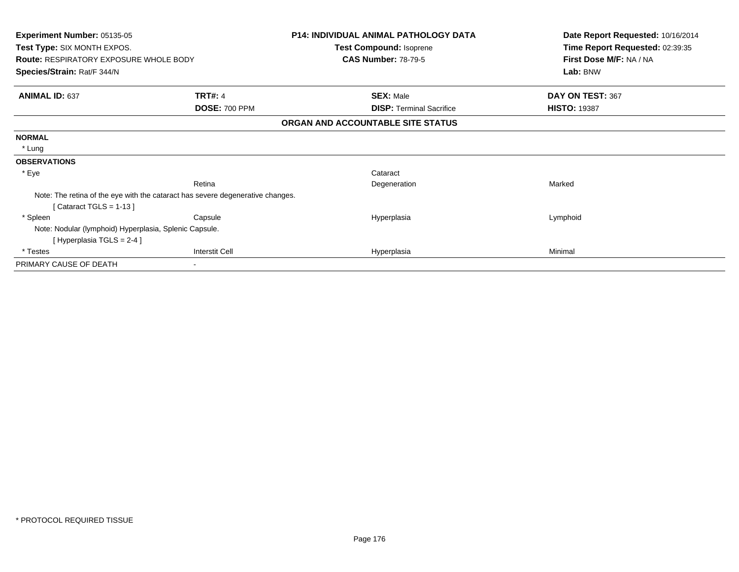**Experiment Number:** 05135-05
**Test Type:** SIX MONTH EXPOS.
**Route:** RESPIRATORY EXPOSURE WHOLE BODY
**Species/Strain:** Rat/F 344/N

**P14: INDIVIDUAL ANIMAL PATHOLOGY DATA**
**Test Compound:** Isoprene
**CAS Number:** 78-79-5

**Date Report Requested:** 10/16/2014
**Time Report Requested:** 02:39:35
**First Dose M/F:** NA / NA
**Lab:** BNW

| **ANIMAL ID:** 637 | **TRT#:** 4 | **SEX:** Male | **DAY ON TEST:** 367 |
|---|---|---|---|
| | **DOSE:** 700 PPM | **DISP:** Terminal Sacrifice | **HISTO:** 19387 |

**ORGAN AND ACCOUNTABLE SITE STATUS**

**NORMAL**

* Lung

**OBSERVATIONS**

| | | | |
|---|---|---|---|
| * Eye | | Cataract | |
| | Retina | Degeneration | Marked |
| Note: The retina of the eye with the cataract has severe degenerative changes. | | | |
| [ Cataract TGLS = 1-13 ] | | | |
| * Spleen | Capsule | Hyperplasia | Lymphoid |
| Note: Nodular (lymphoid) Hyperplasia, Splenic Capsule. | | | |
| [ Hyperplasia TGLS = 2-4 ] | | | |
| * Testes | Interstit Cell | Hyperplasia | Minimal |

PRIMARY CAUSE OF DEATH -

* PROTOCOL REQUIRED TISSUE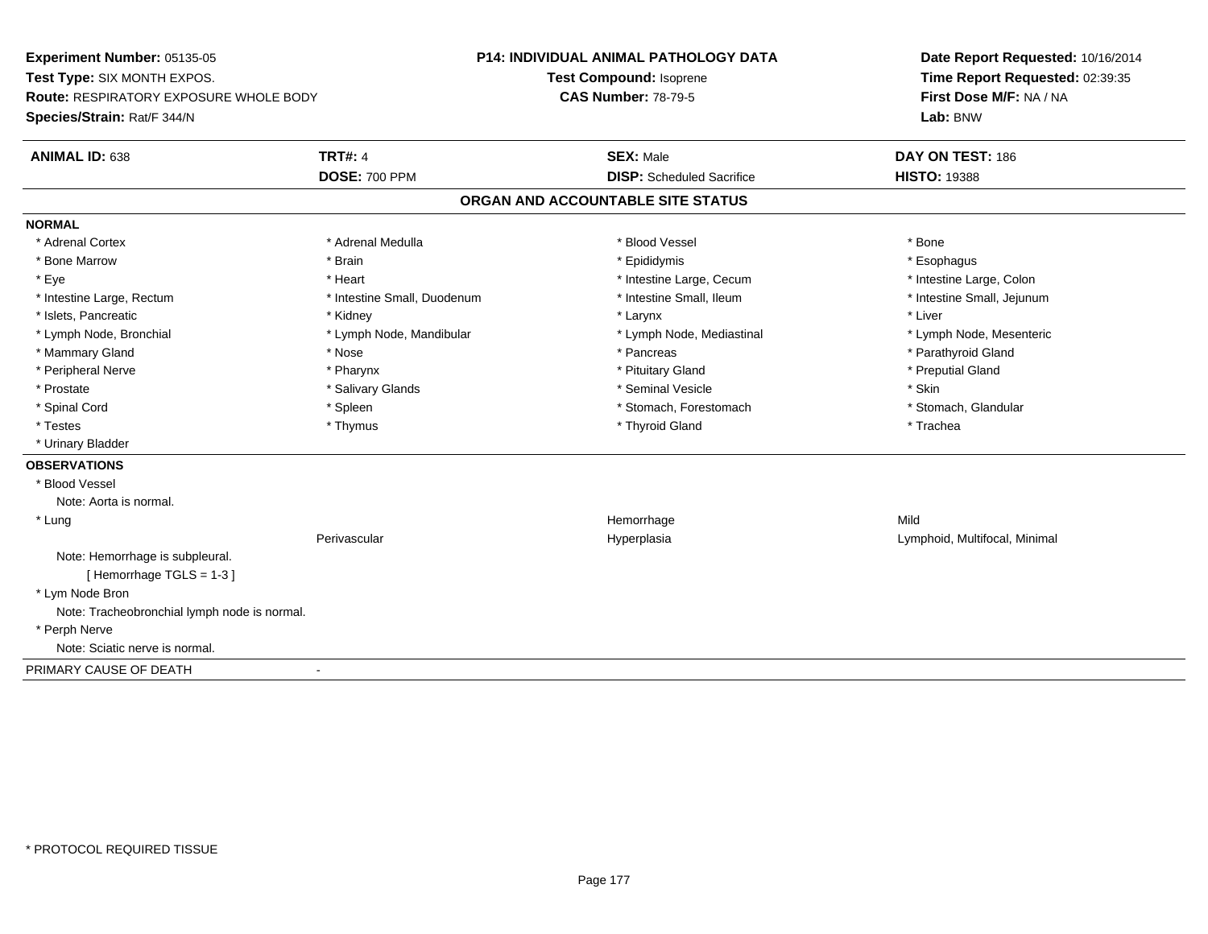**Experiment Number:** 05135-05
**Test Type:** SIX MONTH EXPOS.
**Route:** RESPIRATORY EXPOSURE WHOLE BODY
**Species/Strain:** Rat/F 344/N

**P14: INDIVIDUAL ANIMAL PATHOLOGY DATA**
**Test Compound:** Isoprene
**CAS Number:** 78-79-5

**Date Report Requested:** 10/16/2014
**Time Report Requested:** 02:39:35
**First Dose M/F:** NA / NA
**Lab:** BNW

| **ANIMAL ID:** 638 | **TRT#:** 4 | **SEX:** Male | **DAY ON TEST:** 186 |
|---|---|---|---|
| | **DOSE:** 700 PPM | **DISP:** Scheduled Sacrifice | **HISTO:** 19388 |

## ORGAN AND ACCOUNTABLE SITE STATUS

**NORMAL**

| | | | |
|---|---|---|---|
| * Adrenal Cortex | * Adrenal Medulla | * Blood Vessel | * Bone |
| * Bone Marrow | * Brain | * Epididymis | * Esophagus |
| * Eye | * Heart | * Intestine Large, Cecum | * Intestine Large, Colon |
| * Intestine Large, Rectum | * Intestine Small, Duodenum | * Intestine Small, Ileum | * Intestine Small, Jejunum |
| * Islets, Pancreatic | * Kidney | * Larynx | * Liver |
| * Lymph Node, Bronchial | * Lymph Node, Mandibular | * Lymph Node, Mediastinal | * Lymph Node, Mesenteric |
| * Mammary Gland | * Nose | * Pancreas | * Parathyroid Gland |
| * Peripheral Nerve | * Pharynx | * Pituitary Gland | * Preputial Gland |
| * Prostate | * Salivary Glands | * Seminal Vesicle | * Skin |
| * Spinal Cord | * Spleen | * Stomach, Forestomach | * Stomach, Glandular |
| * Testes | * Thymus | * Thyroid Gland | * Trachea |
| * Urinary Bladder | | | |

**OBSERVATIONS**

| | | | |
|---|---|---|---|
| * Blood Vessel | | | |
| Note: Aorta is normal. | | | |
| * Lung | | Hemorrhage | Mild |
| | Perivascular | Hyperplasia | Lymphoid, Multifocal, Minimal |
| Note: Hemorrhage is subpleural. | | | |
| [ Hemorrhage TGLS = 1-3 ] | | | |
| * Lym Node Bron | | | |
| Note: Tracheobronchial lymph node is normal. | | | |
| * Perph Nerve | | | |
| Note: Sciatic nerve is normal. | | | |

PRIMARY CAUSE OF DEATH -

* PROTOCOL REQUIRED TISSUE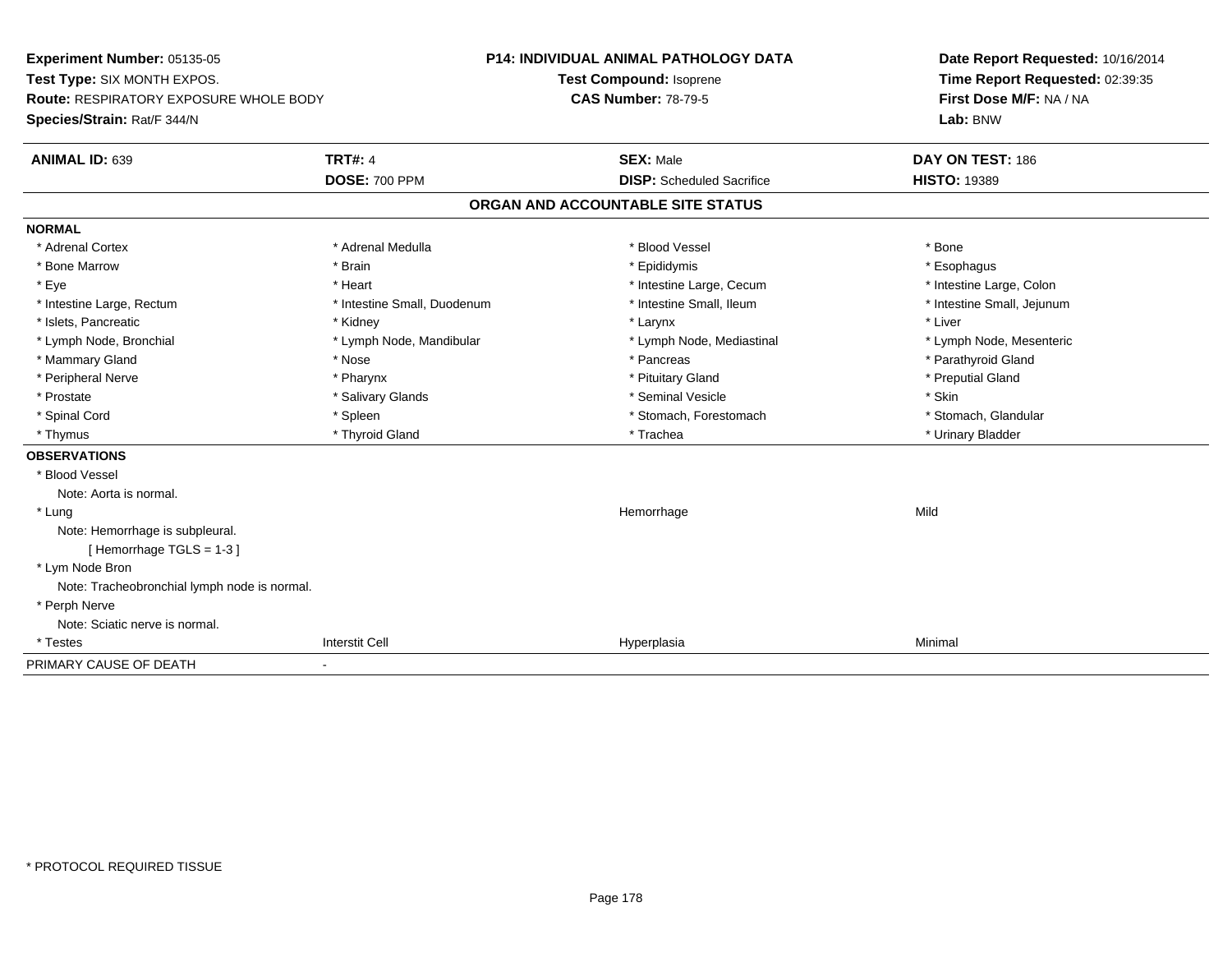**Experiment Number:** 05135-05
**Test Type:** SIX MONTH EXPOS.
**Route:** RESPIRATORY EXPOSURE WHOLE BODY
**Species/Strain:** Rat/F 344/N

**P14: INDIVIDUAL ANIMAL PATHOLOGY DATA**
**Test Compound:** Isoprene
**CAS Number:** 78-79-5

**Date Report Requested:** 10/16/2014
**Time Report Requested:** 02:39:35
**First Dose M/F:** NA / NA
**Lab:** BNW

| **ANIMAL ID:** 639 | **TRT#:** 4 | **SEX:** Male | **DAY ON TEST:** 186 |
|---|---|---|---|
| | **DOSE:** 700 PPM | **DISP:** Scheduled Sacrifice | **HISTO:** 19389 |

**ORGAN AND ACCOUNTABLE SITE STATUS**

**NORMAL**

| | | | |
|---|---|---|---|
| * Adrenal Cortex | * Adrenal Medulla | * Blood Vessel | * Bone |
| * Bone Marrow | * Brain | * Epididymis | * Esophagus |
| * Eye | * Heart | * Intestine Large, Cecum | * Intestine Large, Colon |
| * Intestine Large, Rectum | * Intestine Small, Duodenum | * Intestine Small, Ileum | * Intestine Small, Jejunum |
| * Islets, Pancreatic | * Kidney | * Larynx | * Liver |
| * Lymph Node, Bronchial | * Lymph Node, Mandibular | * Lymph Node, Mediastinal | * Lymph Node, Mesenteric |
| * Mammary Gland | * Nose | * Pancreas | * Parathyroid Gland |
| * Peripheral Nerve | * Pharynx | * Pituitary Gland | * Preputial Gland |
| * Prostate | * Salivary Glands | * Seminal Vesicle | * Skin |
| * Spinal Cord | * Spleen | * Stomach, Forestomach | * Stomach, Glandular |
| * Thymus | * Thyroid Gland | * Trachea | * Urinary Bladder |

**OBSERVATIONS**

| | | | |
|---|---|---|---|
| * Blood Vessel | | | |
| Note: Aorta is normal. | | | |
| * Lung | | Hemorrhage | Mild |
| Note: Hemorrhage is subpleural. | | | |
| [ Hemorrhage TGLS = 1-3 ] | | | |
| * Lym Node Bron | | | |
| Note: Tracheobronchial lymph node is normal. | | | |
| * Perph Nerve | | | |
| Note: Sciatic nerve is normal. | | | |
| * Testes | Interstit Cell | Hyperplasia | Minimal |

PRIMARY CAUSE OF DEATH -

\* PROTOCOL REQUIRED TISSUE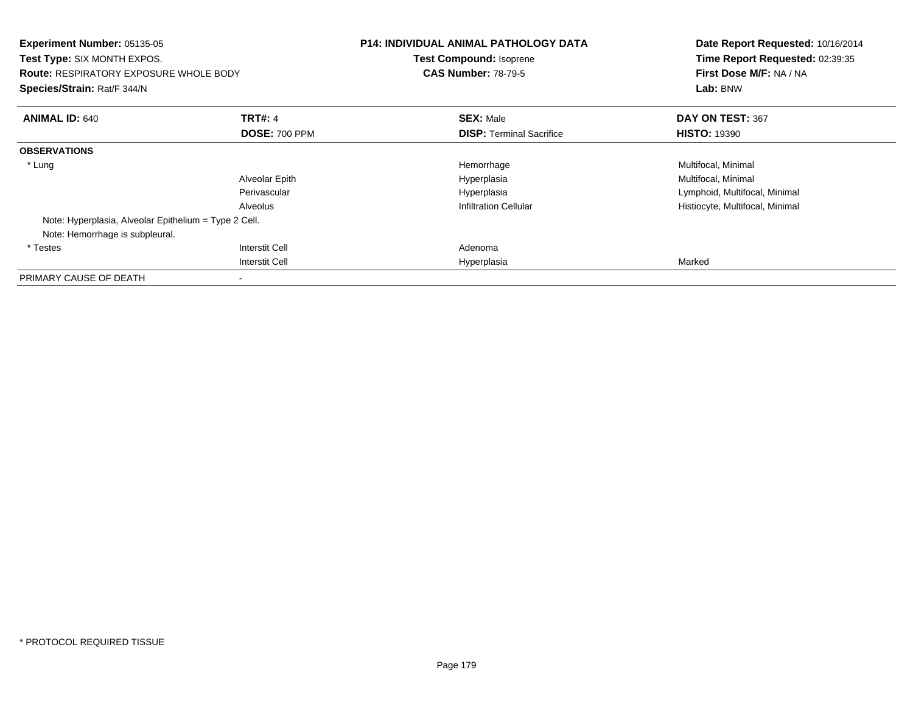**Experiment Number:** 05135-05
**Test Type:** SIX MONTH EXPOS.
**Route:** RESPIRATORY EXPOSURE WHOLE BODY
**Species/Strain:** Rat/F 344/N

**P14: INDIVIDUAL ANIMAL PATHOLOGY DATA**
**Test Compound:** Isoprene
**CAS Number:** 78-79-5

**Date Report Requested:** 10/16/2014
**Time Report Requested:** 02:39:35
**First Dose M/F:** NA / NA
**Lab:** BNW

| **ANIMAL ID:** 640 | **TRT#:** 4 | **SEX:** Male | **DAY ON TEST:** 367 |
|---|---|---|---|
| | **DOSE:** 700 PPM | **DISP:** Terminal Sacrifice | **HISTO:** 19390 |
| **OBSERVATIONS** | | | |
| * Lung | | Hemorrhage | Multifocal, Minimal |
| | Alveolar Epith | Hyperplasia | Multifocal, Minimal |
| | Perivascular | Hyperplasia | Lymphoid, Multifocal, Minimal |
| | Alveolus | Infiltration Cellular | Histiocyte, Multifocal, Minimal |
| Note: Hyperplasia, Alveolar Epithelium = Type 2 Cell. | | | |
| Note: Hemorrhage is subpleural. | | | |
| * Testes | Interstit Cell | Adenoma | |
| | Interstit Cell | Hyperplasia | Marked |
| PRIMARY CAUSE OF DEATH | - | | |

* PROTOCOL REQUIRED TISSUE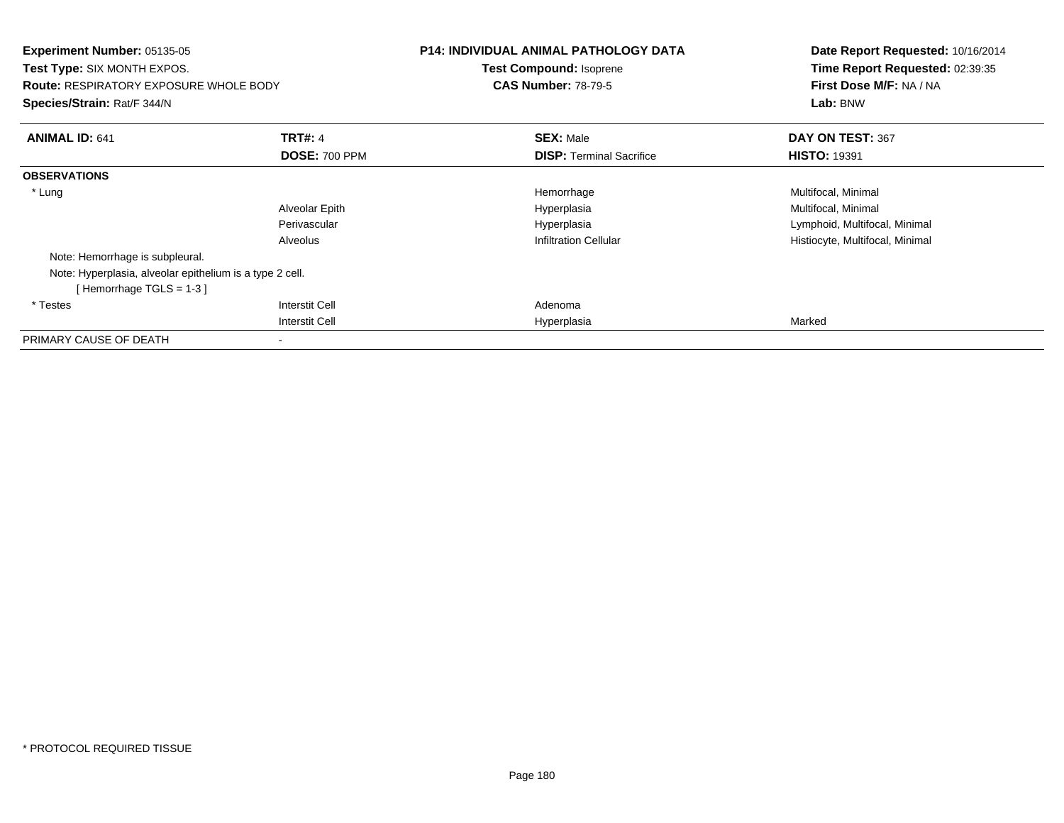**Experiment Number:** 05135-05
**Test Type:** SIX MONTH EXPOS.
**Route:** RESPIRATORY EXPOSURE WHOLE BODY
**Species/Strain:** Rat/F 344/N

**P14: INDIVIDUAL ANIMAL PATHOLOGY DATA**
**Test Compound:** Isoprene
**CAS Number:** 78-79-5

**Date Report Requested:** 10/16/2014
**Time Report Requested:** 02:39:35
**First Dose M/F:** NA / NA
**Lab:** BNW

| **ANIMAL ID:** 641 | **TRT#:** 4 | **SEX:** Male | **DAY ON TEST:** 367 |
|---|---|---|---|
| | **DOSE:** 700 PPM | **DISP:** Terminal Sacrifice | **HISTO:** 19391 |
| **OBSERVATIONS** | | | |
| * Lung | | Hemorrhage | Multifocal, Minimal |
| | Alveolar Epith | Hyperplasia | Multifocal, Minimal |
| | Perivascular | Hyperplasia | Lymphoid, Multifocal, Minimal |
| | Alveolus | Infiltration Cellular | Histiocyte, Multifocal, Minimal |
| Note: Hemorrhage is subpleural. | | | |
| Note: Hyperplasia, alveolar epithelium is a type 2 cell. | | | |
| [ Hemorrhage TGLS = 1-3 ] | | | |
| * Testes | Interstit Cell | Adenoma | |
| | Interstit Cell | Hyperplasia | Marked |
| PRIMARY CAUSE OF DEATH | - | | |

* PROTOCOL REQUIRED TISSUE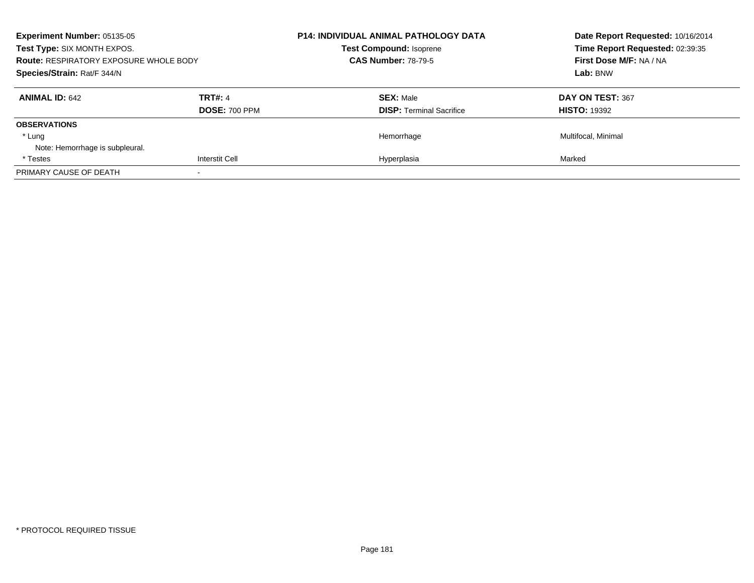**Experiment Number:** 05135-05
**Test Type:** SIX MONTH EXPOS.
**Route:** RESPIRATORY EXPOSURE WHOLE BODY
**Species/Strain:** Rat/F 344/N

**P14: INDIVIDUAL ANIMAL PATHOLOGY DATA**
**Test Compound:** Isoprene
**CAS Number:** 78-79-5

**Date Report Requested:** 10/16/2014
**Time Report Requested:** 02:39:35
**First Dose M/F:** NA / NA
**Lab:** BNW

| **ANIMAL ID:** 642 | **TRT#:** 4 | **SEX:** Male | **DAY ON TEST:** 367 |
|---|---|---|---|
| | **DOSE:** 700 PPM | **DISP:** Terminal Sacrifice | **HISTO:** 19392 |
| **OBSERVATIONS** | | | |
| * Lung | | Hemorrhage | Multifocal, Minimal |
| Note: Hemorrhage is subpleural. | | | |
| * Testes | Interstit Cell | Hyperplasia | Marked |
| PRIMARY CAUSE OF DEATH | - | | |

* PROTOCOL REQUIRED TISSUE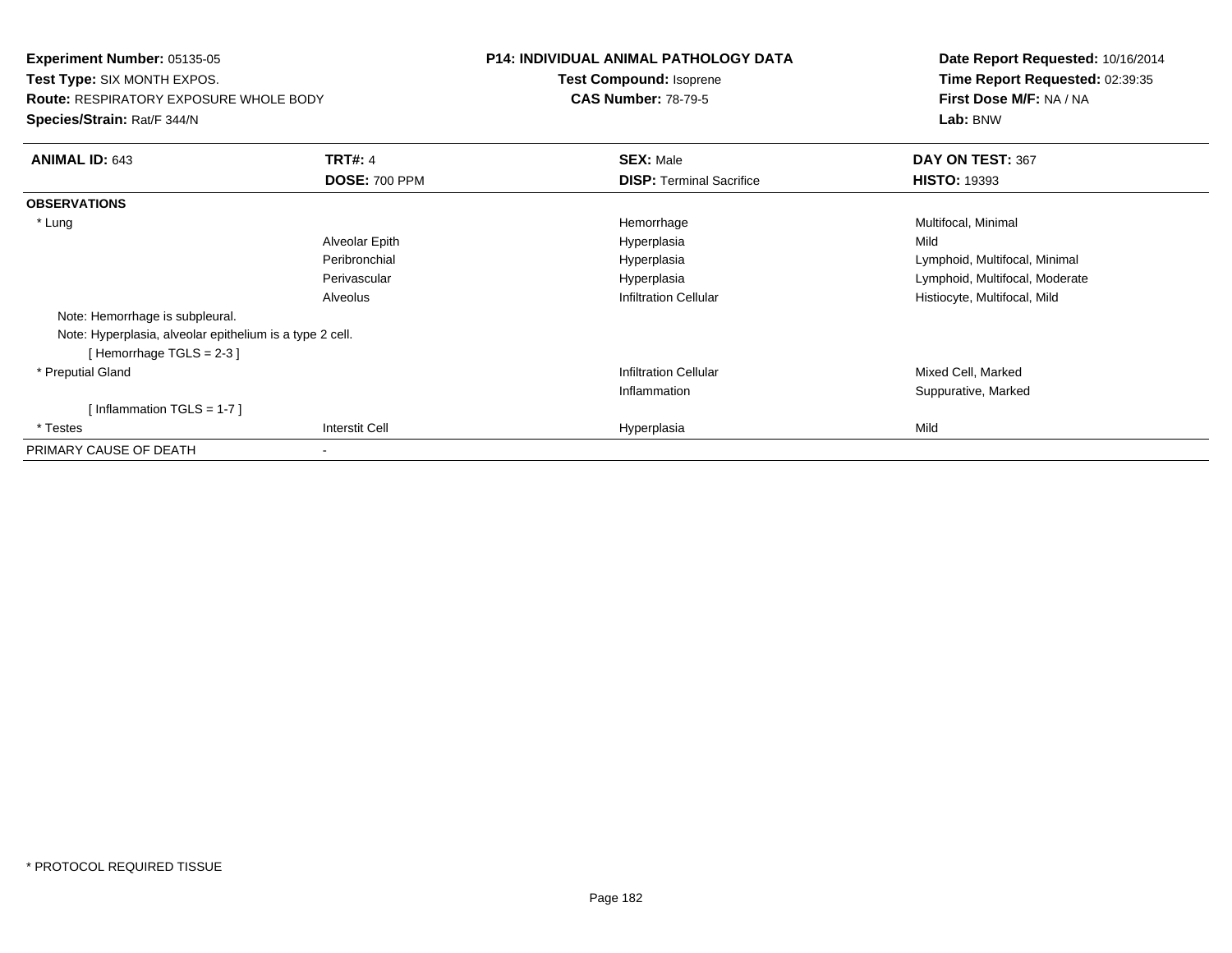**Experiment Number:** 05135-05
**Test Type:** SIX MONTH EXPOS.
**Route:** RESPIRATORY EXPOSURE WHOLE BODY
**Species/Strain:** Rat/F 344/N

**P14: INDIVIDUAL ANIMAL PATHOLOGY DATA**
**Test Compound:** Isoprene
**CAS Number:** 78-79-5

**Date Report Requested:** 10/16/2014
**Time Report Requested:** 02:39:35
**First Dose M/F:** NA / NA
**Lab:** BNW

| **ANIMAL ID:** 643 | **TRT#:** 4 | **SEX:** Male | **DAY ON TEST:** 367 |
|---|---|---|---|
| | **DOSE:** 700 PPM | **DISP:** Terminal Sacrifice | **HISTO:** 19393 |
| **OBSERVATIONS** | | | |
| * Lung | | Hemorrhage | Multifocal, Minimal |
| | Alveolar Epith | Hyperplasia | Mild |
| | Peribronchial | Hyperplasia | Lymphoid, Multifocal, Minimal |
| | Perivascular | Hyperplasia | Lymphoid, Multifocal, Moderate |
| | Alveolus | Infiltration Cellular | Histiocyte, Multifocal, Mild |
| Note: Hemorrhage is subpleural. | | | |
| Note: Hyperplasia, alveolar epithelium is a type 2 cell. | | | |
| [ Hemorrhage TGLS = 2-3 ] | | | |
| * Preputial Gland | | Infiltration Cellular | Mixed Cell, Marked |
| | | Inflammation | Suppurative, Marked |
| [ Inflammation TGLS = 1-7 ] | | | |
| * Testes | Interstit Cell | Hyperplasia | Mild |
| PRIMARY CAUSE OF DEATH | - | | |

* PROTOCOL REQUIRED TISSUE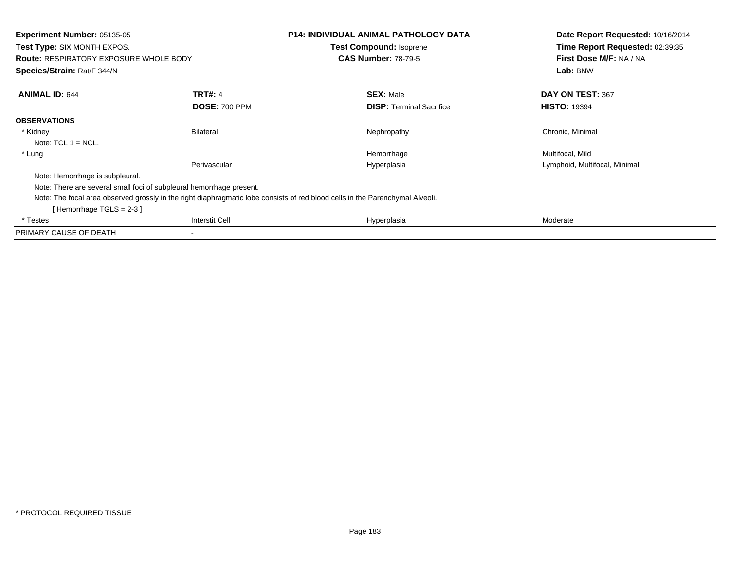**Experiment Number:** 05135-05
**Test Type:** SIX MONTH EXPOS.
**Route:** RESPIRATORY EXPOSURE WHOLE BODY
**Species/Strain:** Rat/F 344/N

**P14: INDIVIDUAL ANIMAL PATHOLOGY DATA**
**Test Compound:** Isoprene
**CAS Number:** 78-79-5

**Date Report Requested:** 10/16/2014
**Time Report Requested:** 02:39:35
**First Dose M/F:** NA / NA
**Lab:** BNW

| **ANIMAL ID:** 644 | **TRT#:** 4 | **SEX:** Male | **DAY ON TEST:** 367 |
|---|---|---|---|
| | **DOSE:** 700 PPM | **DISP:** Terminal Sacrifice | **HISTO:** 19394 |
| **OBSERVATIONS** | | | |
| * Kidney | Bilateral | Nephropathy | Chronic, Minimal |
| Note: TCL 1 = NCL. | | | |
| * Lung | | Hemorrhage | Multifocal, Mild |
| | Perivascular | Hyperplasia | Lymphoid, Multifocal, Minimal |
| Note: Hemorrhage is subpleural. | | | |
| Note: There are several small foci of subpleural hemorrhage present. | | | |
| Note: The focal area observed grossly in the right diaphragmatic lobe consists of red blood cells in the Parenchymal Alveoli. | | | |
| [ Hemorrhage TGLS = 2-3 ] | | | |
| * Testes | Interstit Cell | Hyperplasia | Moderate |
| PRIMARY CAUSE OF DEATH | - | | |

* PROTOCOL REQUIRED TISSUE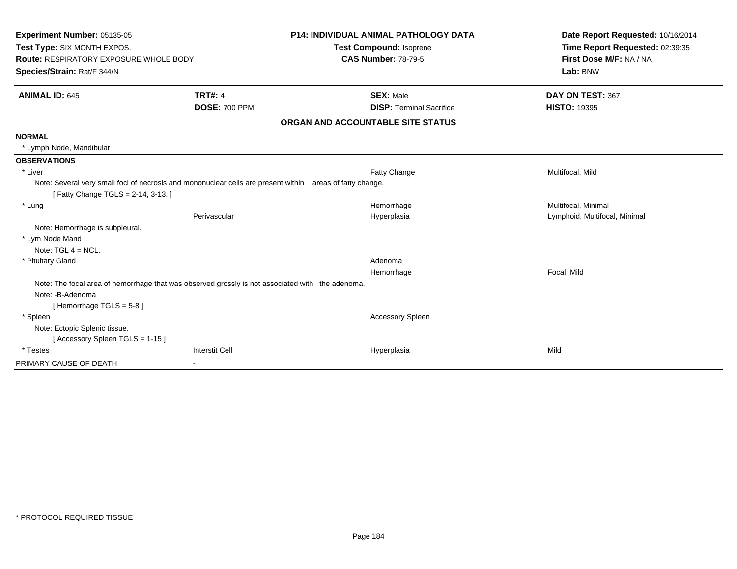**Experiment Number:** 05135-05
**Test Type:** SIX MONTH EXPOS.
**Route:** RESPIRATORY EXPOSURE WHOLE BODY
**Species/Strain:** Rat/F 344/N

**P14: INDIVIDUAL ANIMAL PATHOLOGY DATA**
**Test Compound:** Isoprene
**CAS Number:** 78-79-5

**Date Report Requested:** 10/16/2014
**Time Report Requested:** 02:39:35
**First Dose M/F:** NA / NA
**Lab:** BNW

| **ANIMAL ID:** 645 | **TRT#:** 4 | **SEX:** Male | **DAY ON TEST:** 367 |
|---|---|---|---|
| | **DOSE:** 700 PPM | **DISP:** Terminal Sacrifice | **HISTO:** 19395 |

**ORGAN AND ACCOUNTABLE SITE STATUS**

**NORMAL**

* Lymph Node, Mandibular

**OBSERVATIONS**

| Organ | Site | Observation | Qualifier |
|---|---|---|---|
| * Liver | | Fatty Change | Multifocal, Mild |
| Note: Several very small foci of necrosis and mononuclear cells are present within areas of fatty change. | | | |
| [ Fatty Change TGLS = 2-14, 3-13. ] | | | |
| * Lung | | Hemorrhage | Multifocal, Minimal |
| | Perivascular | Hyperplasia | Lymphoid, Multifocal, Minimal |
| Note: Hemorrhage is subpleural. | | | |
| * Lym Node Mand | | | |
| Note: TGL 4 = NCL. | | | |
| * Pituitary Gland | | Adenoma | |
| | | Hemorrhage | Focal, Mild |
| Note: The focal area of hemorrhage that was observed grossly is not associated with the adenoma. | | | |
| Note: -B-Adenoma | | | |
| [ Hemorrhage TGLS = 5-8 ] | | | |
| * Spleen | | Accessory Spleen | |
| Note: Ectopic Splenic tissue. | | | |
| [ Accessory Spleen TGLS = 1-15 ] | | | |
| * Testes | Interstit Cell | Hyperplasia | Mild |

PRIMARY CAUSE OF DEATH -

* PROTOCOL REQUIRED TISSUE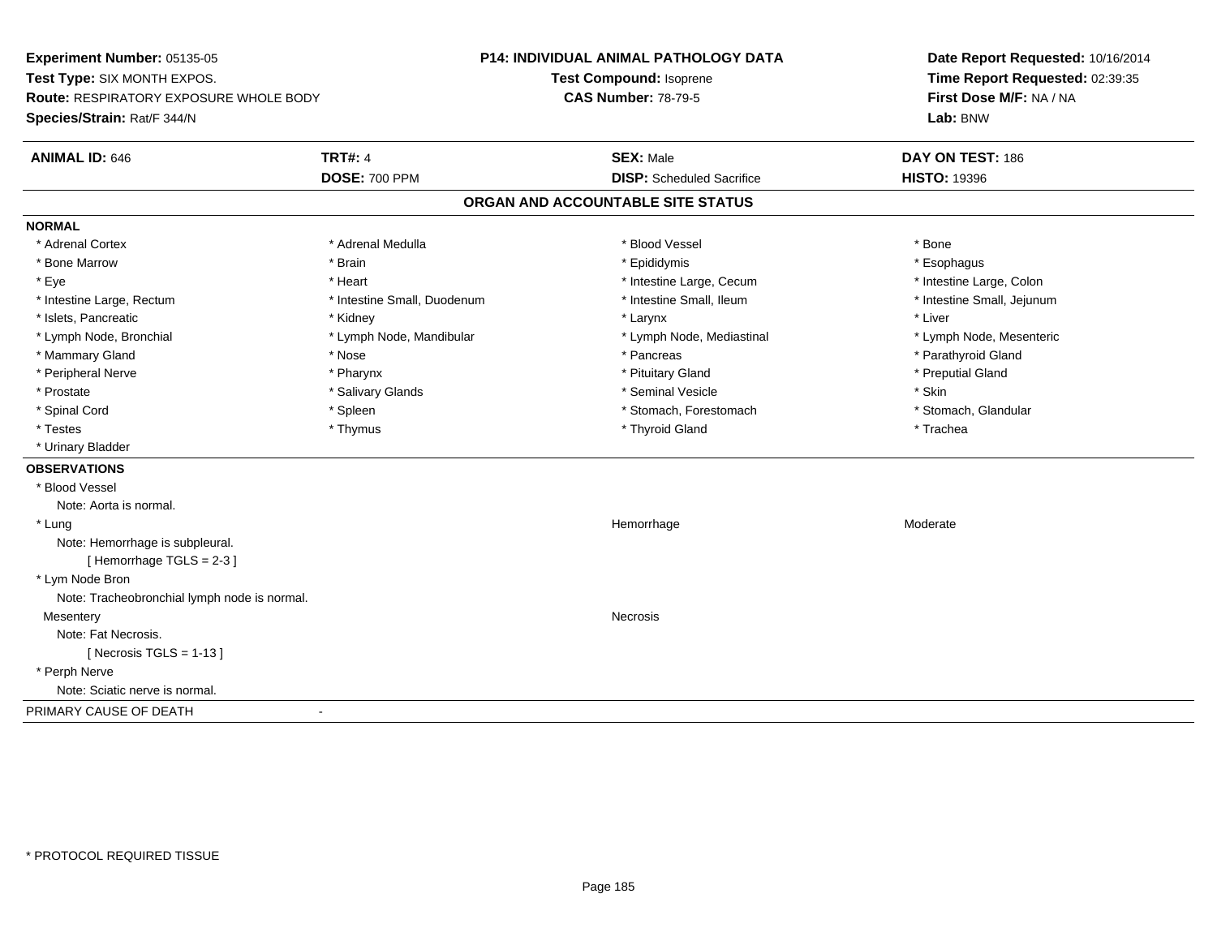**Experiment Number:** 05135-05
**Test Type:** SIX MONTH EXPOS.
**Route:** RESPIRATORY EXPOSURE WHOLE BODY
**Species/Strain:** Rat/F 344/N

**P14: INDIVIDUAL ANIMAL PATHOLOGY DATA**
**Test Compound:** Isoprene
**CAS Number:** 78-79-5

**Date Report Requested:** 10/16/2014
**Time Report Requested:** 02:39:35
**First Dose M/F:** NA / NA
**Lab:** BNW

| **ANIMAL ID:** 646 | **TRT#:** 4 | **SEX:** Male | **DAY ON TEST:** 186 |
|---|---|---|---|
| | **DOSE:** 700 PPM | **DISP:** Scheduled Sacrifice | **HISTO:** 19396 |

## ORGAN AND ACCOUNTABLE SITE STATUS

**NORMAL**

| | | | |
|---|---|---|---|
| * Adrenal Cortex | * Adrenal Medulla | * Blood Vessel | * Bone |
| * Bone Marrow | * Brain | * Epididymis | * Esophagus |
| * Eye | * Heart | * Intestine Large, Cecum | * Intestine Large, Colon |
| * Intestine Large, Rectum | * Intestine Small, Duodenum | * Intestine Small, Ileum | * Intestine Small, Jejunum |
| * Islets, Pancreatic | * Kidney | * Larynx | * Liver |
| * Lymph Node, Bronchial | * Lymph Node, Mandibular | * Lymph Node, Mediastinal | * Lymph Node, Mesenteric |
| * Mammary Gland | * Nose | * Pancreas | * Parathyroid Gland |
| * Peripheral Nerve | * Pharynx | * Pituitary Gland | * Preputial Gland |
| * Prostate | * Salivary Glands | * Seminal Vesicle | * Skin |
| * Spinal Cord | * Spleen | * Stomach, Forestomach | * Stomach, Glandular |
| * Testes | * Thymus | * Thyroid Gland | * Trachea |
| * Urinary Bladder | | | |

**OBSERVATIONS**

* Blood Vessel
  Note: Aorta is normal.
* Lung — Hemorrhage — Moderate
  Note: Hemorrhage is subpleural.
  [ Hemorrhage TGLS = 2-3 ]
* Lym Node Bron
  Note: Tracheobronchial lymph node is normal.

Mesentery — Necrosis
  Note: Fat Necrosis.
  [ Necrosis TGLS = 1-13 ]
* Perph Nerve
  Note: Sciatic nerve is normal.

PRIMARY CAUSE OF DEATH -

* PROTOCOL REQUIRED TISSUE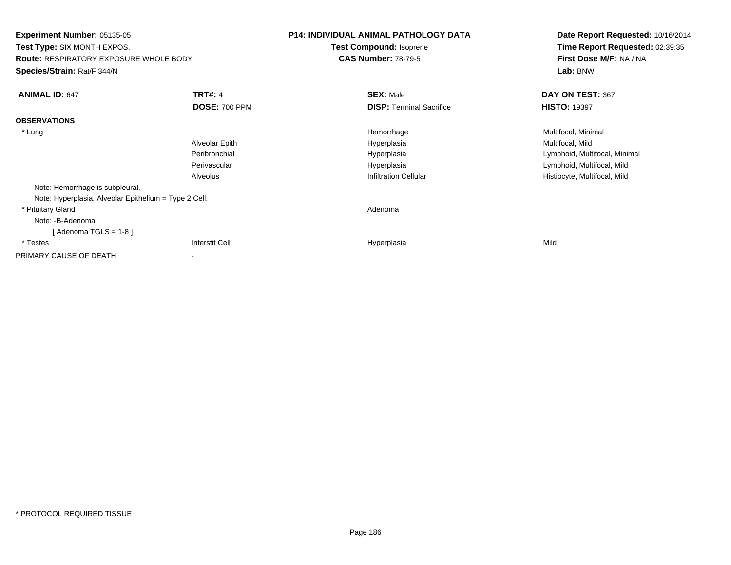**Experiment Number:** 05135-05
**Test Type:** SIX MONTH EXPOS.
**Route:** RESPIRATORY EXPOSURE WHOLE BODY
**Species/Strain:** Rat/F 344/N

**P14: INDIVIDUAL ANIMAL PATHOLOGY DATA**
**Test Compound:** Isoprene
**CAS Number:** 78-79-5

**Date Report Requested:** 10/16/2014
**Time Report Requested:** 02:39:35
**First Dose M/F:** NA / NA
**Lab:** BNW

| **ANIMAL ID:** 647 | **TRT#:** 4 | **SEX:** Male | **DAY ON TEST:** 367 |
|---|---|---|---|
| | **DOSE:** 700 PPM | **DISP:** Terminal Sacrifice | **HISTO:** 19397 |
| **OBSERVATIONS** | | | |
| * Lung | | Hemorrhage | Multifocal, Minimal |
| | Alveolar Epith | Hyperplasia | Multifocal, Mild |
| | Peribronchial | Hyperplasia | Lymphoid, Multifocal, Minimal |
| | Perivascular | Hyperplasia | Lymphoid, Multifocal, Mild |
| | Alveolus | Infiltration Cellular | Histiocyte, Multifocal, Mild |
| Note: Hemorrhage is subpleural. | | | |
| Note: Hyperplasia, Alveolar Epithelium = Type 2 Cell. | | | |
| * Pituitary Gland | | Adenoma | |
| Note: -B-Adenoma | | | |
| [ Adenoma TGLS = 1-8 ] | | | |
| * Testes | Interstit Cell | Hyperplasia | Mild |
| PRIMARY CAUSE OF DEATH | - | | |

* PROTOCOL REQUIRED TISSUE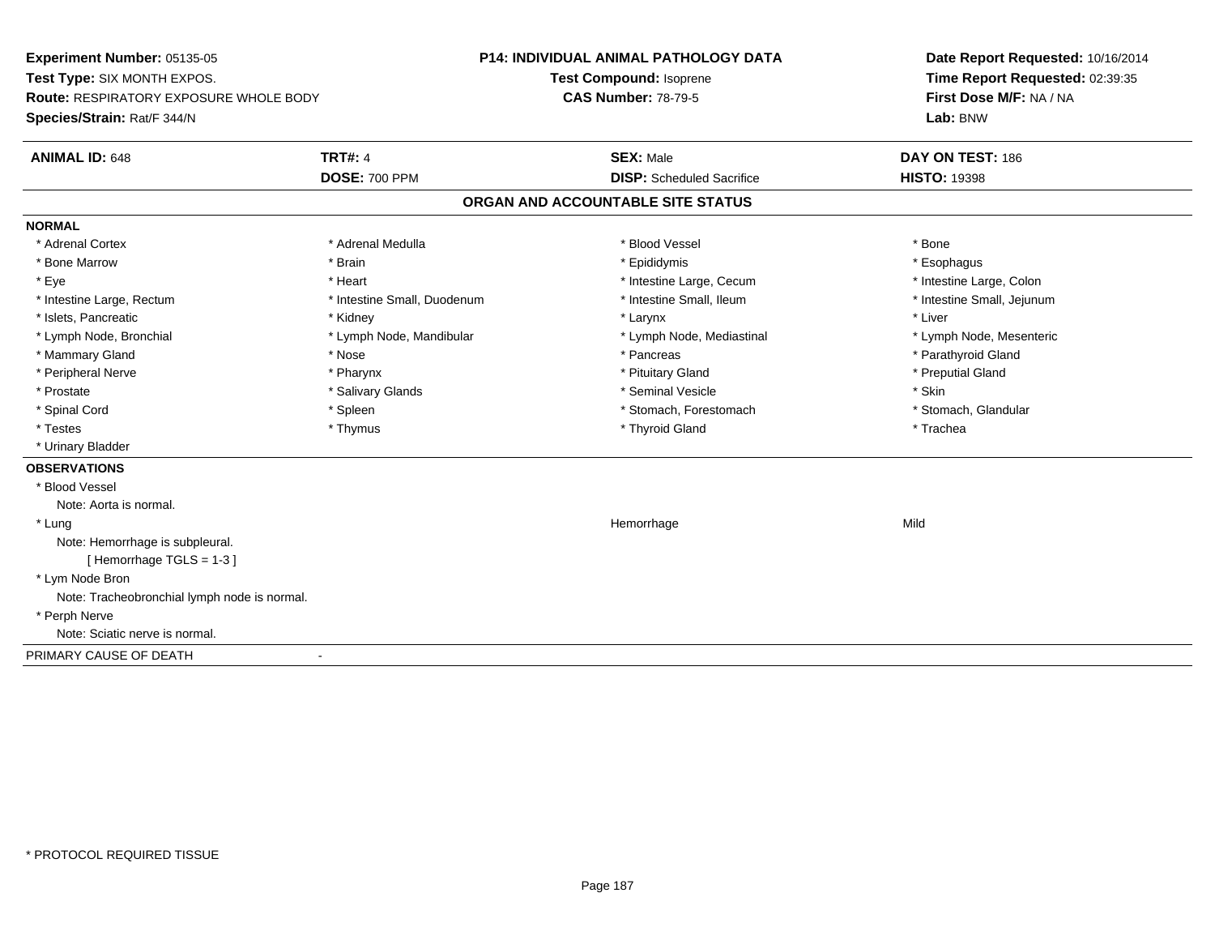**Experiment Number:** 05135-05
**Test Type:** SIX MONTH EXPOS.
**Route:** RESPIRATORY EXPOSURE WHOLE BODY
**Species/Strain:** Rat/F 344/N

**P14: INDIVIDUAL ANIMAL PATHOLOGY DATA**
**Test Compound:** Isoprene
**CAS Number:** 78-79-5

**Date Report Requested:** 10/16/2014
**Time Report Requested:** 02:39:35
**First Dose M/F:** NA / NA
**Lab:** BNW

| **ANIMAL ID:** 648 | **TRT#:** 4 | **SEX:** Male | **DAY ON TEST:** 186 |
|---|---|---|---|
| | **DOSE:** 700 PPM | **DISP:** Scheduled Sacrifice | **HISTO:** 19398 |

## ORGAN AND ACCOUNTABLE SITE STATUS

**NORMAL**

| | | | |
|---|---|---|---|
| * Adrenal Cortex | * Adrenal Medulla | * Blood Vessel | * Bone |
| * Bone Marrow | * Brain | * Epididymis | * Esophagus |
| * Eye | * Heart | * Intestine Large, Cecum | * Intestine Large, Colon |
| * Intestine Large, Rectum | * Intestine Small, Duodenum | * Intestine Small, Ileum | * Intestine Small, Jejunum |
| * Islets, Pancreatic | * Kidney | * Larynx | * Liver |
| * Lymph Node, Bronchial | * Lymph Node, Mandibular | * Lymph Node, Mediastinal | * Lymph Node, Mesenteric |
| * Mammary Gland | * Nose | * Pancreas | * Parathyroid Gland |
| * Peripheral Nerve | * Pharynx | * Pituitary Gland | * Preputial Gland |
| * Prostate | * Salivary Glands | * Seminal Vesicle | * Skin |
| * Spinal Cord | * Spleen | * Stomach, Forestomach | * Stomach, Glandular |
| * Testes | * Thymus | * Thyroid Gland | * Trachea |
| * Urinary Bladder | | | |

**OBSERVATIONS**

* Blood Vessel
  Note: Aorta is normal.
* Lung — Hemorrhage — Mild
  Note: Hemorrhage is subpleural.
  [ Hemorrhage TGLS = 1-3 ]
* Lym Node Bron
  Note: Tracheobronchial lymph node is normal.
* Perph Nerve
  Note: Sciatic nerve is normal.

PRIMARY CAUSE OF DEATH -

* PROTOCOL REQUIRED TISSUE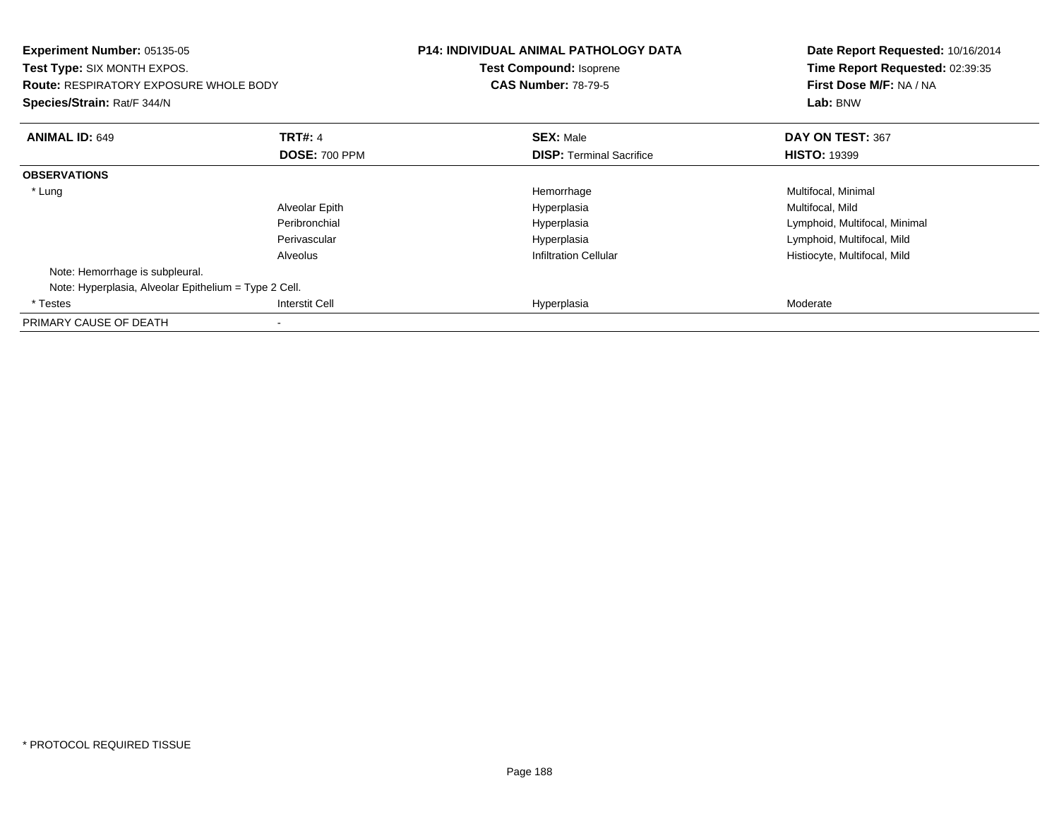**Experiment Number:** 05135-05
**Test Type:** SIX MONTH EXPOS.
**Route:** RESPIRATORY EXPOSURE WHOLE BODY
**Species/Strain:** Rat/F 344/N

**P14: INDIVIDUAL ANIMAL PATHOLOGY DATA**
**Test Compound:** Isoprene
**CAS Number:** 78-79-5

**Date Report Requested:** 10/16/2014
**Time Report Requested:** 02:39:35
**First Dose M/F:** NA / NA
**Lab:** BNW

| **ANIMAL ID:** 649 | **TRT#:** 4 | **SEX:** Male | **DAY ON TEST:** 367 |
|---|---|---|---|
| | **DOSE:** 700 PPM | **DISP:** Terminal Sacrifice | **HISTO:** 19399 |
| **OBSERVATIONS** | | | |
| * Lung | | Hemorrhage | Multifocal, Minimal |
| | Alveolar Epith | Hyperplasia | Multifocal, Mild |
| | Peribronchial | Hyperplasia | Lymphoid, Multifocal, Minimal |
| | Perivascular | Hyperplasia | Lymphoid, Multifocal, Mild |
| | Alveolus | Infiltration Cellular | Histiocyte, Multifocal, Mild |
| Note: Hemorrhage is subpleural. | | | |
| Note: Hyperplasia, Alveolar Epithelium = Type 2 Cell. | | | |
| * Testes | Interstit Cell | Hyperplasia | Moderate |
| PRIMARY CAUSE OF DEATH | - | | |

* PROTOCOL REQUIRED TISSUE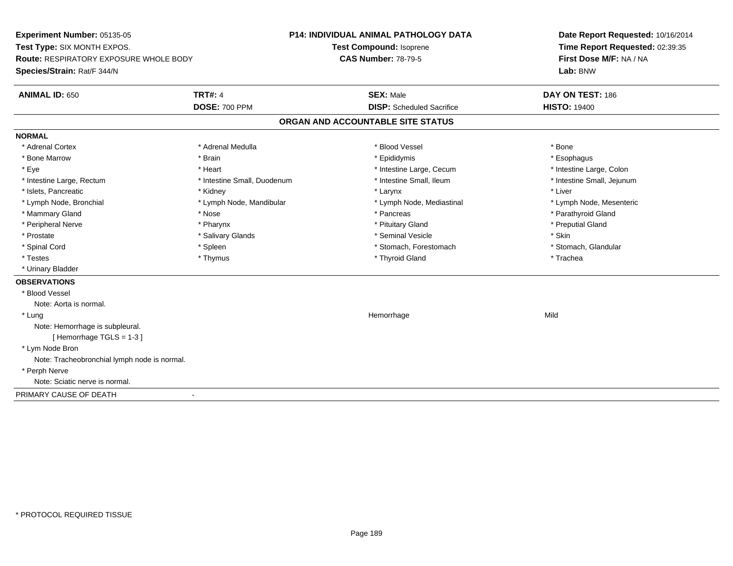**Experiment Number:** 05135-05
**Test Type:** SIX MONTH EXPOS.
**Route:** RESPIRATORY EXPOSURE WHOLE BODY
**Species/Strain:** Rat/F 344/N

**P14: INDIVIDUAL ANIMAL PATHOLOGY DATA**
**Test Compound:** Isoprene
**CAS Number:** 78-79-5

**Date Report Requested:** 10/16/2014
**Time Report Requested:** 02:39:35
**First Dose M/F:** NA / NA
**Lab:** BNW

| **ANIMAL ID:** 650 | **TRT#:** 4 | **SEX:** Male | **DAY ON TEST:** 186 |
|---|---|---|---|
| | **DOSE:** 700 PPM | **DISP:** Scheduled Sacrifice | **HISTO:** 19400 |

## ORGAN AND ACCOUNTABLE SITE STATUS

**NORMAL**

| | | | |
|---|---|---|---|
| * Adrenal Cortex | * Adrenal Medulla | * Blood Vessel | * Bone |
| * Bone Marrow | * Brain | * Epididymis | * Esophagus |
| * Eye | * Heart | * Intestine Large, Cecum | * Intestine Large, Colon |
| * Intestine Large, Rectum | * Intestine Small, Duodenum | * Intestine Small, Ileum | * Intestine Small, Jejunum |
| * Islets, Pancreatic | * Kidney | * Larynx | * Liver |
| * Lymph Node, Bronchial | * Lymph Node, Mandibular | * Lymph Node, Mediastinal | * Lymph Node, Mesenteric |
| * Mammary Gland | * Nose | * Pancreas | * Parathyroid Gland |
| * Peripheral Nerve | * Pharynx | * Pituitary Gland | * Preputial Gland |
| * Prostate | * Salivary Glands | * Seminal Vesicle | * Skin |
| * Spinal Cord | * Spleen | * Stomach, Forestomach | * Stomach, Glandular |
| * Testes | * Thymus | * Thyroid Gland | * Trachea |
| * Urinary Bladder | | | |

**OBSERVATIONS**

* Blood Vessel
  Note: Aorta is normal.
* Lung — Hemorrhage — Mild
  Note: Hemorrhage is subpleural.
  [ Hemorrhage TGLS = 1-3 ]
* Lym Node Bron
  Note: Tracheobronchial lymph node is normal.
* Perph Nerve
  Note: Sciatic nerve is normal.

PRIMARY CAUSE OF DEATH -

* PROTOCOL REQUIRED TISSUE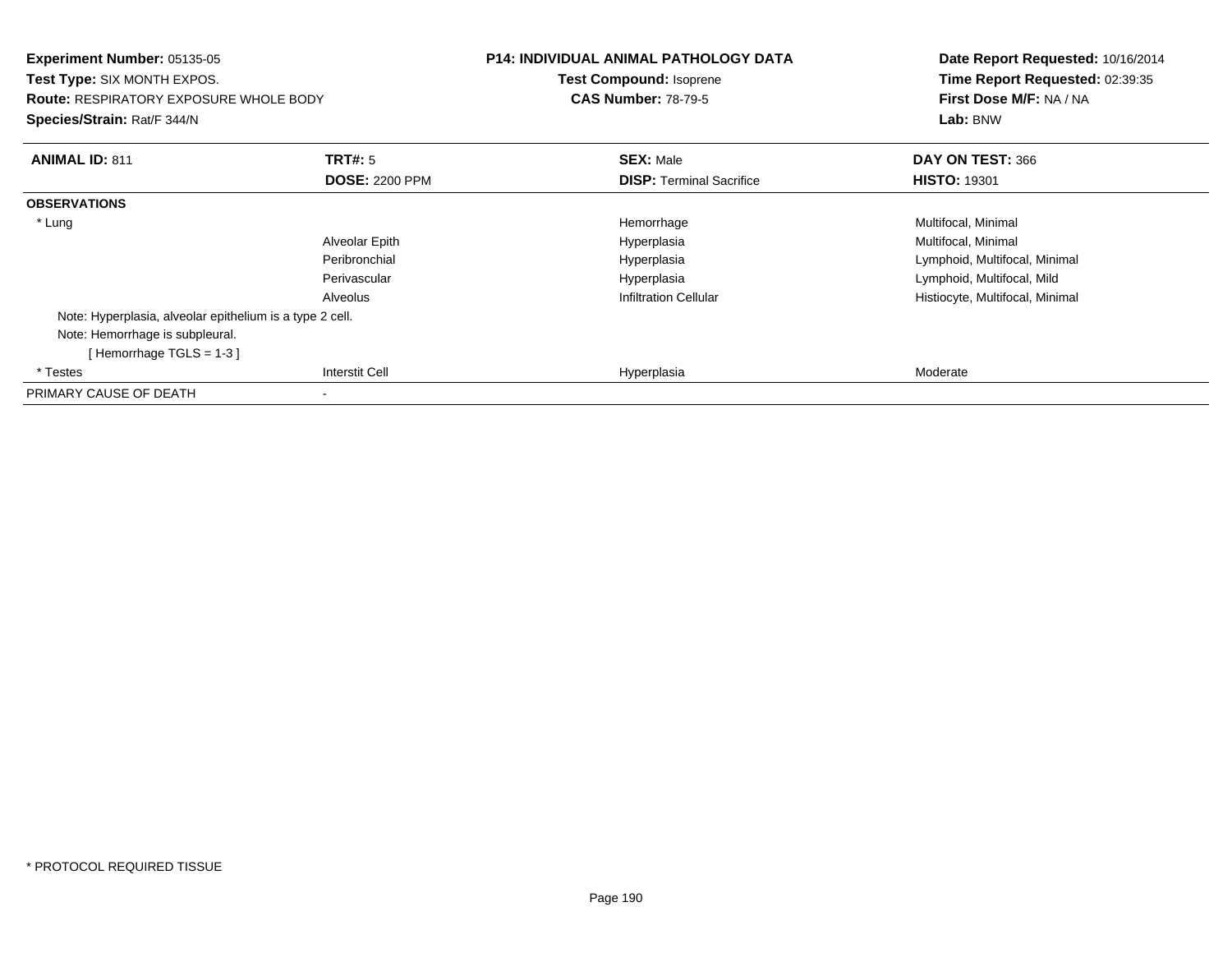**Experiment Number:** 05135-05
**Test Type:** SIX MONTH EXPOS.
**Route:** RESPIRATORY EXPOSURE WHOLE BODY
**Species/Strain:** Rat/F 344/N

**P14: INDIVIDUAL ANIMAL PATHOLOGY DATA**
**Test Compound:** Isoprene
**CAS Number:** 78-79-5

**Date Report Requested:** 10/16/2014
**Time Report Requested:** 02:39:35
**First Dose M/F:** NA / NA
**Lab:** BNW

| **ANIMAL ID:** 811 | **TRT#:** 5 | **SEX:** Male | **DAY ON TEST:** 366 |
|---|---|---|---|
| | **DOSE:** 2200 PPM | **DISP:** Terminal Sacrifice | **HISTO:** 19301 |
| **OBSERVATIONS** | | | |
| * Lung | | Hemorrhage | Multifocal, Minimal |
| | Alveolar Epith | Hyperplasia | Multifocal, Minimal |
| | Peribronchial | Hyperplasia | Lymphoid, Multifocal, Minimal |
| | Perivascular | Hyperplasia | Lymphoid, Multifocal, Mild |
| | Alveolus | Infiltration Cellular | Histiocyte, Multifocal, Minimal |
| Note: Hyperplasia, alveolar epithelium is a type 2 cell. | | | |
| Note: Hemorrhage is subpleural. | | | |
| [ Hemorrhage TGLS = 1-3 ] | | | |
| * Testes | Interstit Cell | Hyperplasia | Moderate |
| PRIMARY CAUSE OF DEATH | - | | |

* PROTOCOL REQUIRED TISSUE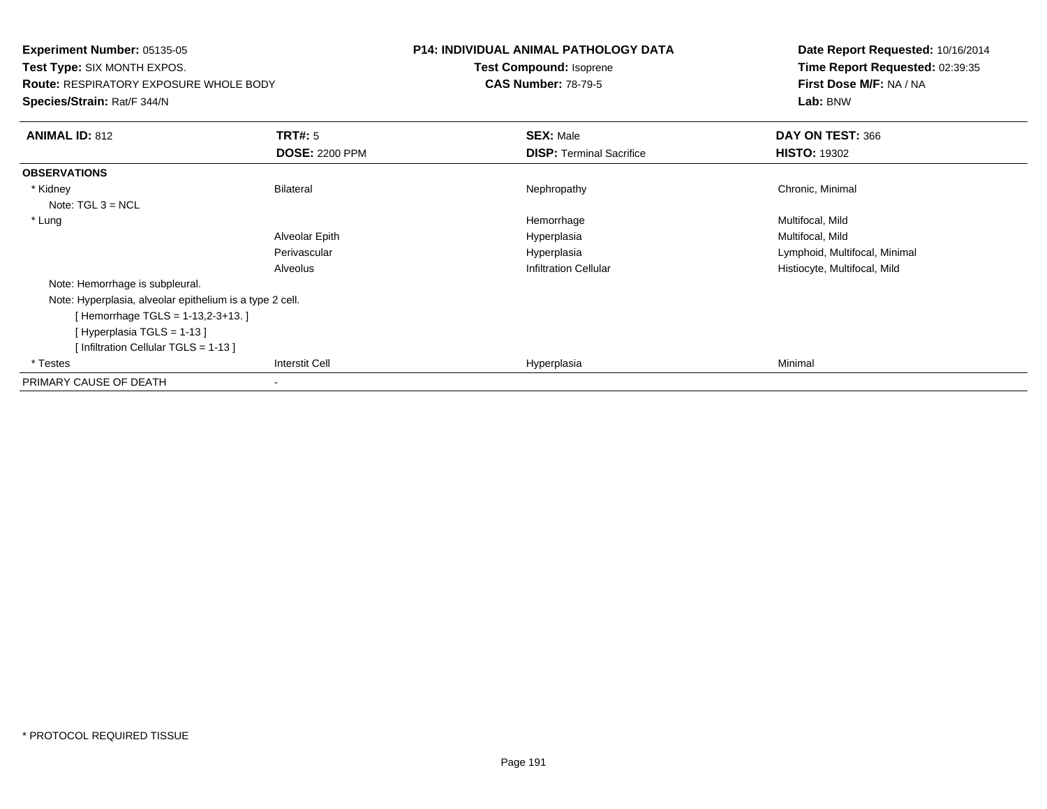**Experiment Number:** 05135-05
**Test Type:** SIX MONTH EXPOS.
**Route:** RESPIRATORY EXPOSURE WHOLE BODY
**Species/Strain:** Rat/F 344/N

**P14: INDIVIDUAL ANIMAL PATHOLOGY DATA**
**Test Compound:** Isoprene
**CAS Number:** 78-79-5

**Date Report Requested:** 10/16/2014
**Time Report Requested:** 02:39:35
**First Dose M/F:** NA / NA
**Lab:** BNW

| **ANIMAL ID:** 812 | **TRT#:** 5 | **SEX:** Male | **DAY ON TEST:** 366 |
|---|---|---|---|
| | **DOSE:** 2200 PPM | **DISP:** Terminal Sacrifice | **HISTO:** 19302 |
| **OBSERVATIONS** | | | |
| * Kidney | Bilateral | Nephropathy | Chronic, Minimal |
| Note: TGL 3 = NCL | | | |
| * Lung | | Hemorrhage | Multifocal, Mild |
| | Alveolar Epith | Hyperplasia | Multifocal, Mild |
| | Perivascular | Hyperplasia | Lymphoid, Multifocal, Minimal |
| | Alveolus | Infiltration Cellular | Histiocyte, Multifocal, Mild |
| Note: Hemorrhage is subpleural. | | | |
| Note: Hyperplasia, alveolar epithelium is a type 2 cell. | | | |
| [ Hemorrhage TGLS = 1-13,2-3+13. ] | | | |
| [ Hyperplasia TGLS = 1-13 ] | | | |
| [ Infiltration Cellular TGLS = 1-13 ] | | | |
| * Testes | Interstit Cell | Hyperplasia | Minimal |
| PRIMARY CAUSE OF DEATH | - | | |

* PROTOCOL REQUIRED TISSUE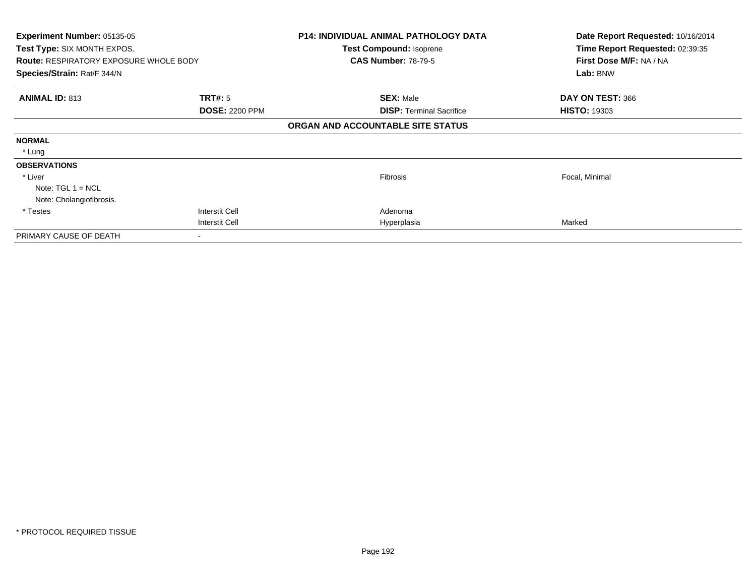| **Experiment Number:** 05135-05 | | **P14: INDIVIDUAL ANIMAL PATHOLOGY DATA** | **Date Report Requested:** 10/16/2014 |
|---|---|---|---|
| **Test Type:** SIX MONTH EXPOS. | | **Test Compound:** Isoprene | **Time Report Requested:** 02:39:35 |
| **Route:** RESPIRATORY EXPOSURE WHOLE BODY | | **CAS Number:** 78-79-5 | **First Dose M/F:** NA / NA |
| **Species/Strain:** Rat/F 344/N | | | **Lab:** BNW |

| **ANIMAL ID:** 813 | **TRT#:** 5 | **SEX:** Male | **DAY ON TEST:** 366 |
|---|---|---|---|
| | **DOSE:** 2200 PPM | **DISP:** Terminal Sacrifice | **HISTO:** 19303 |
| | | **ORGAN AND ACCOUNTABLE SITE STATUS** | |
| **NORMAL** | | | |
| * Lung | | | |
| **OBSERVATIONS** | | | |
| * Liver | | Fibrosis | Focal, Minimal |
| Note: TGL 1 = NCL | | | |
| Note: Cholangiofibrosis. | | | |
| * Testes | Interstit Cell | Adenoma | |
| | Interstit Cell | Hyperplasia | Marked |
| PRIMARY CAUSE OF DEATH | - | | |

* PROTOCOL REQUIRED TISSUE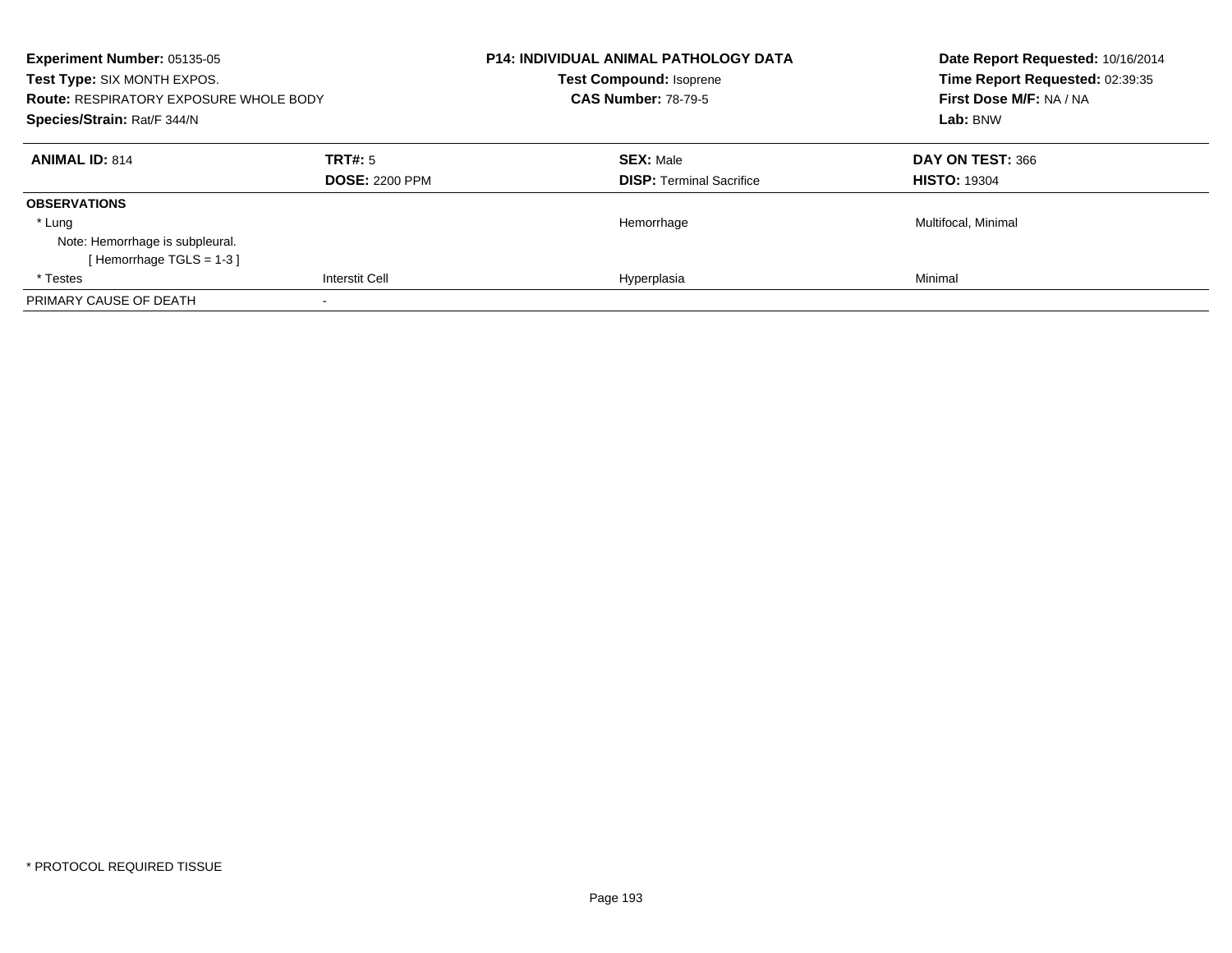**Experiment Number:** 05135-05
**Test Type:** SIX MONTH EXPOS.
**Route:** RESPIRATORY EXPOSURE WHOLE BODY
**Species/Strain:** Rat/F 344/N

**P14: INDIVIDUAL ANIMAL PATHOLOGY DATA**
**Test Compound:** Isoprene
**CAS Number:** 78-79-5

**Date Report Requested:** 10/16/2014
**Time Report Requested:** 02:39:35
**First Dose M/F:** NA / NA
**Lab:** BNW

| **ANIMAL ID:** 814 | **TRT#:** 5 | **SEX:** Male | **DAY ON TEST:** 366 |
|---|---|---|---|
| | **DOSE:** 2200 PPM | **DISP:** Terminal Sacrifice | **HISTO:** 19304 |
| **OBSERVATIONS** | | | |
| * Lung | | Hemorrhage | Multifocal, Minimal |
| Note: Hemorrhage is subpleural. | | | |
| [ Hemorrhage TGLS = 1-3 ] | | | |
| * Testes | Interstit Cell | Hyperplasia | Minimal |
| PRIMARY CAUSE OF DEATH | - | | |

* PROTOCOL REQUIRED TISSUE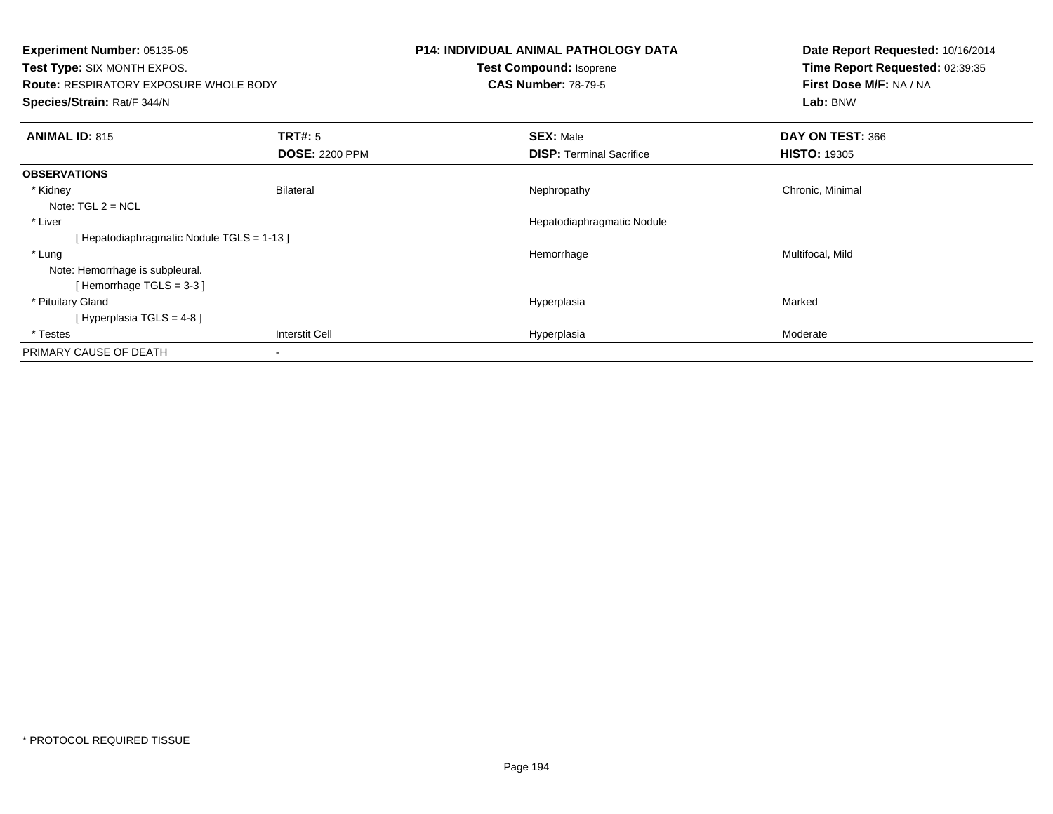**Experiment Number:** 05135-05
**Test Type:** SIX MONTH EXPOS.
**Route:** RESPIRATORY EXPOSURE WHOLE BODY
**Species/Strain:** Rat/F 344/N

**P14: INDIVIDUAL ANIMAL PATHOLOGY DATA**
**Test Compound:** Isoprene
**CAS Number:** 78-79-5

**Date Report Requested:** 10/16/2014
**Time Report Requested:** 02:39:35
**First Dose M/F:** NA / NA
**Lab:** BNW

| **ANIMAL ID:** 815 | **TRT#:** 5 | **SEX:** Male | **DAY ON TEST:** 366 |
|---|---|---|---|
| | **DOSE:** 2200 PPM | **DISP:** Terminal Sacrifice | **HISTO:** 19305 |
| **OBSERVATIONS** | | | |
| * Kidney | Bilateral | Nephropathy | Chronic, Minimal |
| Note: TGL 2 = NCL | | | |
| * Liver | | Hepatodiaphragmatic Nodule | |
| [ Hepatodiaphragmatic Nodule TGLS = 1-13 ] | | | |
| * Lung | | Hemorrhage | Multifocal, Mild |
| Note: Hemorrhage is subpleural. | | | |
| [ Hemorrhage TGLS = 3-3 ] | | | |
| * Pituitary Gland | | Hyperplasia | Marked |
| [ Hyperplasia TGLS = 4-8 ] | | | |
| * Testes | Interstit Cell | Hyperplasia | Moderate |
| PRIMARY CAUSE OF DEATH | - | | |

* PROTOCOL REQUIRED TISSUE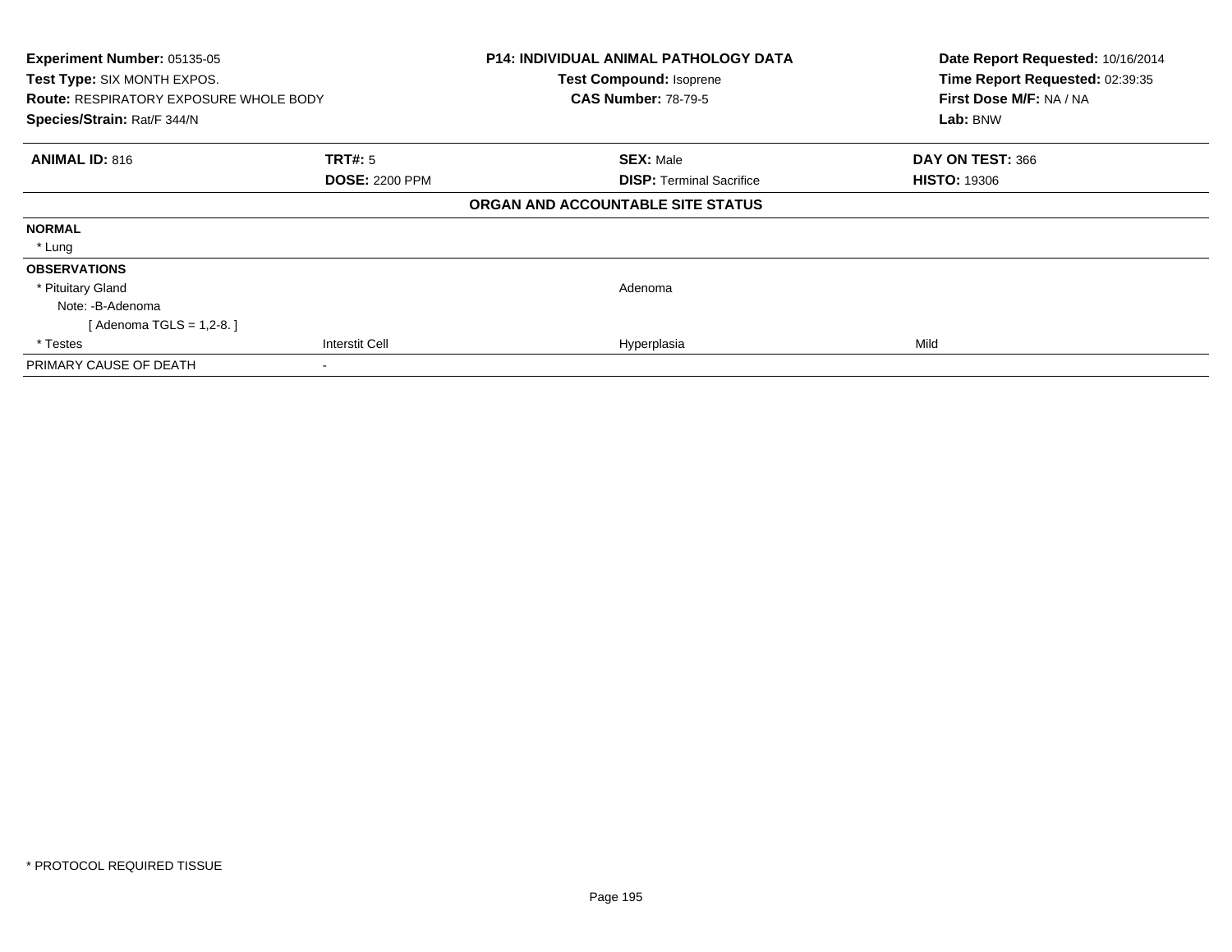| **Experiment Number:** 05135-05 | | **P14: INDIVIDUAL ANIMAL PATHOLOGY DATA** | **Date Report Requested:** 10/16/2014 |
|---|---|---|---|
| **Test Type:** SIX MONTH EXPOS. | | **Test Compound:** Isoprene | **Time Report Requested:** 02:39:35 |
| **Route:** RESPIRATORY EXPOSURE WHOLE BODY | | **CAS Number:** 78-79-5 | **First Dose M/F:** NA / NA |
| **Species/Strain:** Rat/F 344/N | | | **Lab:** BNW |

| **ANIMAL ID:** 816 | **TRT#:** 5 | **SEX:** Male | **DAY ON TEST:** 366 |
|---|---|---|---|
| | **DOSE:** 2200 PPM | **DISP:** Terminal Sacrifice | **HISTO:** 19306 |

**ORGAN AND ACCOUNTABLE SITE STATUS**

| | | | |
|---|---|---|---|
| **NORMAL** | | | |
| * Lung | | | |
| **OBSERVATIONS** | | | |
| * Pituitary Gland | | Adenoma | |
| Note: -B-Adenoma | | | |
| [ Adenoma TGLS = 1,2-8. ] | | | |
| * Testes | Interstit Cell | Hyperplasia | Mild |
| PRIMARY CAUSE OF DEATH | - | | |

* PROTOCOL REQUIRED TISSUE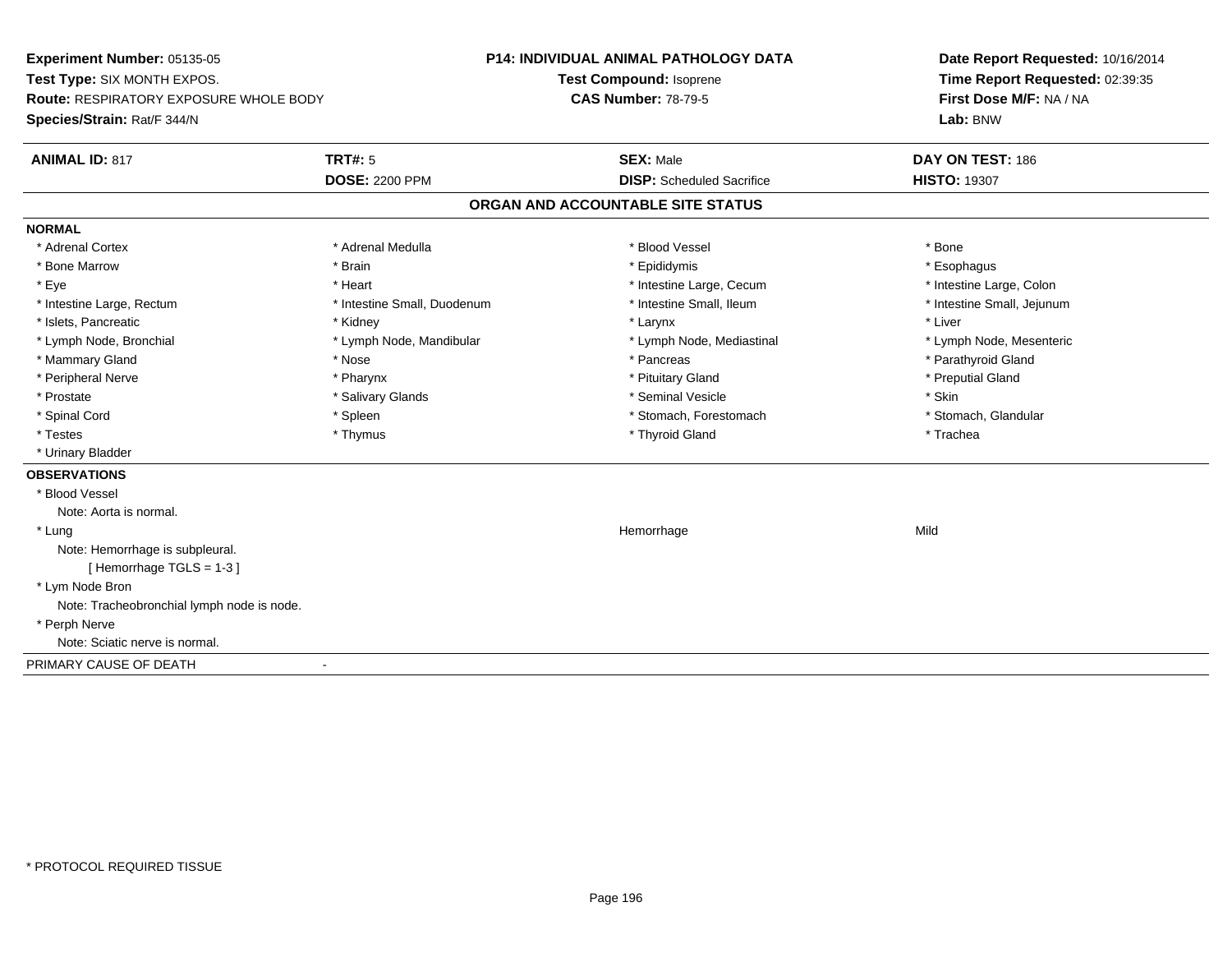**Experiment Number:** 05135-05
**Test Type:** SIX MONTH EXPOS.
**Route:** RESPIRATORY EXPOSURE WHOLE BODY
**Species/Strain:** Rat/F 344/N

**P14: INDIVIDUAL ANIMAL PATHOLOGY DATA**
**Test Compound:** Isoprene
**CAS Number:** 78-79-5

**Date Report Requested:** 10/16/2014
**Time Report Requested:** 02:39:35
**First Dose M/F:** NA / NA
**Lab:** BNW

| **ANIMAL ID:** 817 | **TRT#:** 5 | **SEX:** Male | **DAY ON TEST:** 186 |
|---|---|---|---|
| | **DOSE:** 2200 PPM | **DISP:** Scheduled Sacrifice | **HISTO:** 19307 |

## ORGAN AND ACCOUNTABLE SITE STATUS

**NORMAL**

| | | | |
|---|---|---|---|
| * Adrenal Cortex | * Adrenal Medulla | * Blood Vessel | * Bone |
| * Bone Marrow | * Brain | * Epididymis | * Esophagus |
| * Eye | * Heart | * Intestine Large, Cecum | * Intestine Large, Colon |
| * Intestine Large, Rectum | * Intestine Small, Duodenum | * Intestine Small, Ileum | * Intestine Small, Jejunum |
| * Islets, Pancreatic | * Kidney | * Larynx | * Liver |
| * Lymph Node, Bronchial | * Lymph Node, Mandibular | * Lymph Node, Mediastinal | * Lymph Node, Mesenteric |
| * Mammary Gland | * Nose | * Pancreas | * Parathyroid Gland |
| * Peripheral Nerve | * Pharynx | * Pituitary Gland | * Preputial Gland |
| * Prostate | * Salivary Glands | * Seminal Vesicle | * Skin |
| * Spinal Cord | * Spleen | * Stomach, Forestomach | * Stomach, Glandular |
| * Testes | * Thymus | * Thyroid Gland | * Trachea |
| * Urinary Bladder | | | |

**OBSERVATIONS**

* Blood Vessel
  Note: Aorta is normal.
* Lung — Hemorrhage — Mild
  Note: Hemorrhage is subpleural.
  [ Hemorrhage TGLS = 1-3 ]
* Lym Node Bron
  Note: Tracheobronchial lymph node is node.
* Perph Nerve
  Note: Sciatic nerve is normal.

PRIMARY CAUSE OF DEATH -

* PROTOCOL REQUIRED TISSUE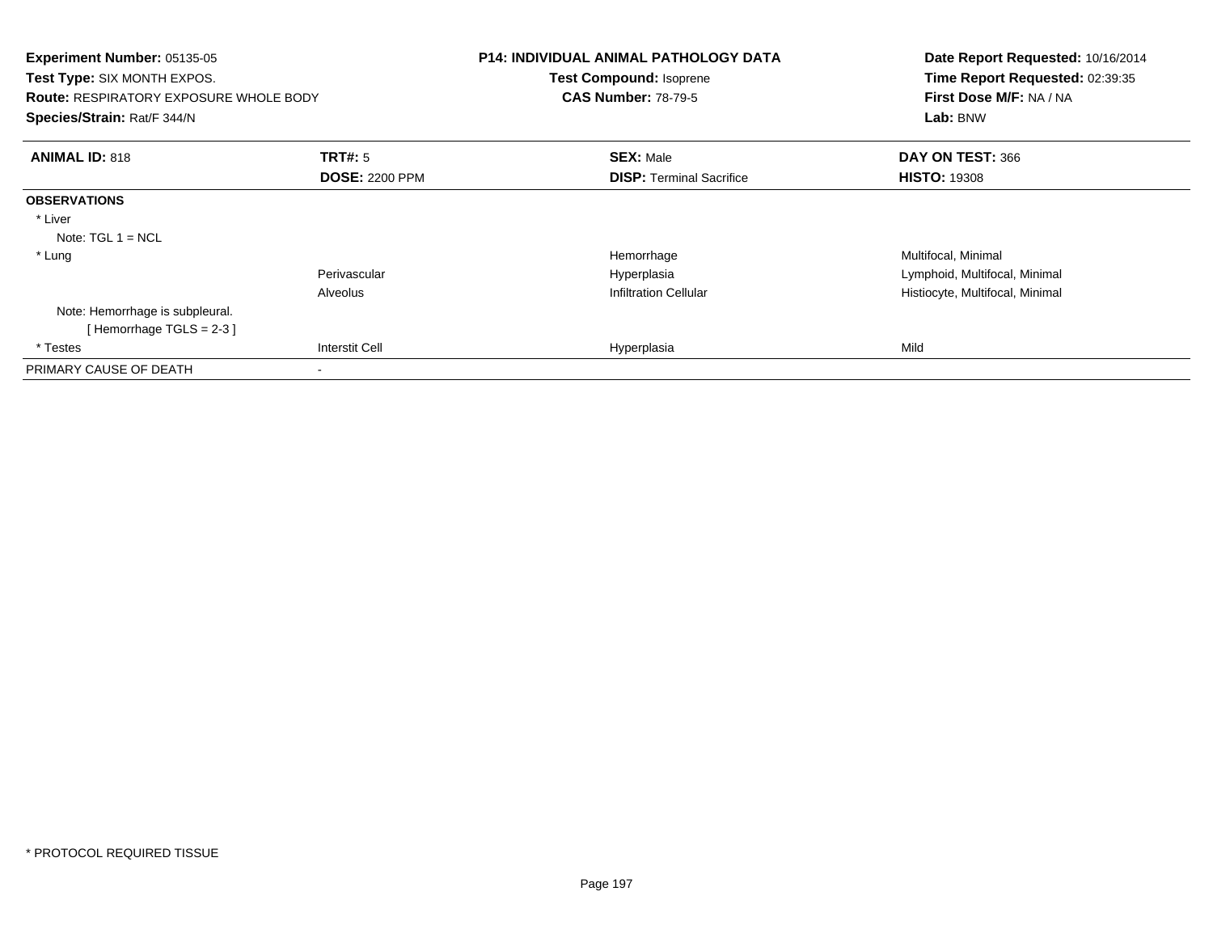**Experiment Number:** 05135-05
**Test Type:** SIX MONTH EXPOS.
**Route:** RESPIRATORY EXPOSURE WHOLE BODY
**Species/Strain:** Rat/F 344/N

**P14: INDIVIDUAL ANIMAL PATHOLOGY DATA**
**Test Compound:** Isoprene
**CAS Number:** 78-79-5

**Date Report Requested:** 10/16/2014
**Time Report Requested:** 02:39:35
**First Dose M/F:** NA / NA
**Lab:** BNW

| **ANIMAL ID:** 818 | **TRT#:** 5 | **SEX:** Male | **DAY ON TEST:** 366 |
|---|---|---|---|
| | **DOSE:** 2200 PPM | **DISP:** Terminal Sacrifice | **HISTO:** 19308 |
| **OBSERVATIONS** | | | |
| * Liver | | | |
| Note: TGL 1 = NCL | | | |
| * Lung | | Hemorrhage | Multifocal, Minimal |
| | Perivascular | Hyperplasia | Lymphoid, Multifocal, Minimal |
| | Alveolus | Infiltration Cellular | Histiocyte, Multifocal, Minimal |
| Note: Hemorrhage is subpleural. | | | |
| [ Hemorrhage TGLS = 2-3 ] | | | |
| * Testes | Interstit Cell | Hyperplasia | Mild |
| PRIMARY CAUSE OF DEATH | - | | |

* PROTOCOL REQUIRED TISSUE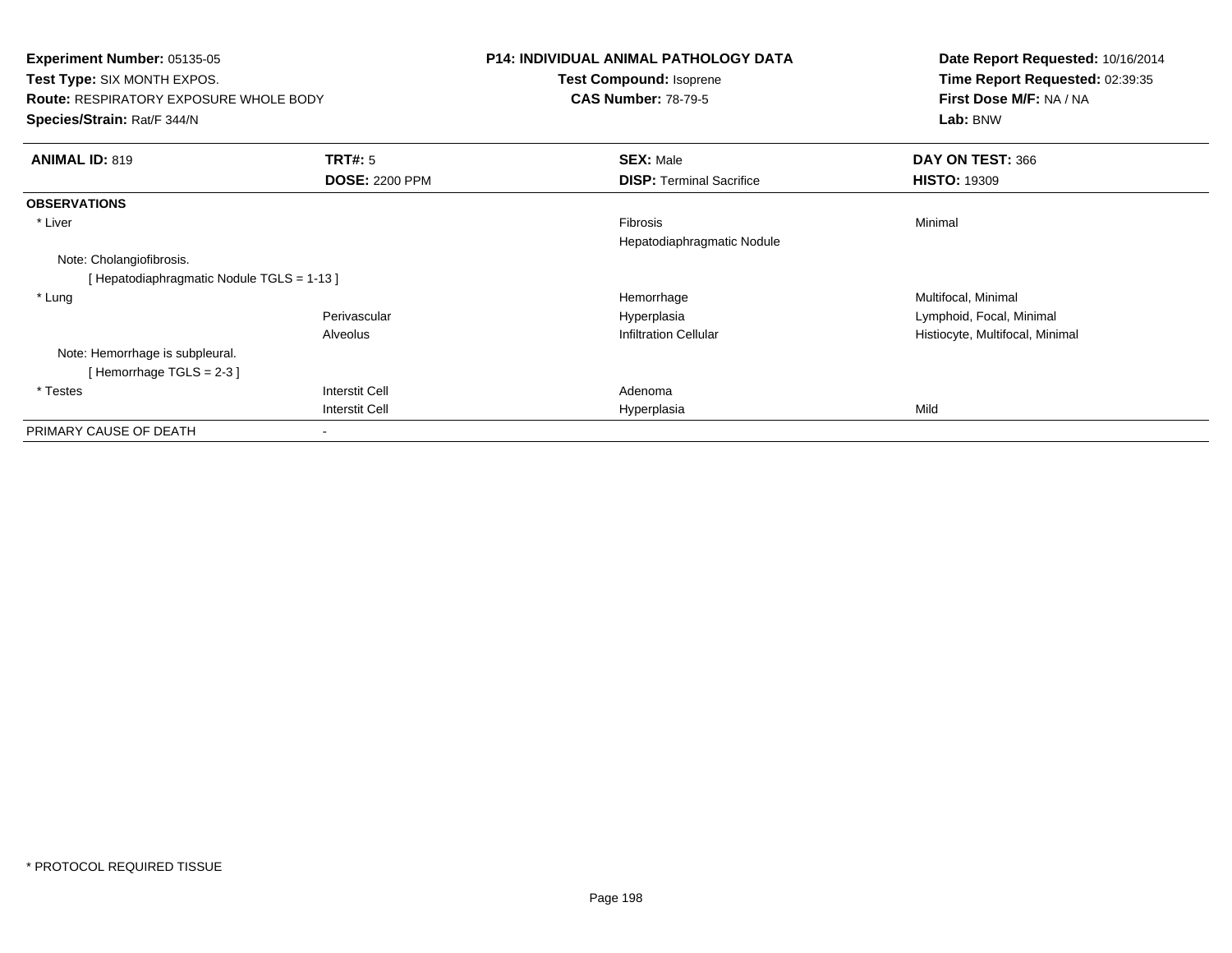**Experiment Number:** 05135-05
**Test Type:** SIX MONTH EXPOS.
**Route:** RESPIRATORY EXPOSURE WHOLE BODY
**Species/Strain:** Rat/F 344/N

**P14: INDIVIDUAL ANIMAL PATHOLOGY DATA**
**Test Compound:** Isoprene
**CAS Number:** 78-79-5

**Date Report Requested:** 10/16/2014
**Time Report Requested:** 02:39:35
**First Dose M/F:** NA / NA
**Lab:** BNW

| **ANIMAL ID:** 819 | **TRT#:** 5 | **SEX:** Male | **DAY ON TEST:** 366 |
|---|---|---|---|
| | **DOSE:** 2200 PPM | **DISP:** Terminal Sacrifice | **HISTO:** 19309 |
| **OBSERVATIONS** | | | |
| * Liver | | Fibrosis | Minimal |
| | | Hepatodiaphragmatic Nodule | |
| Note: Cholangiofibrosis. | | | |
| [ Hepatodiaphragmatic Nodule TGLS = 1-13 ] | | | |
| * Lung | | Hemorrhage | Multifocal, Minimal |
| | Perivascular | Hyperplasia | Lymphoid, Focal, Minimal |
| | Alveolus | Infiltration Cellular | Histiocyte, Multifocal, Minimal |
| Note: Hemorrhage is subpleural. | | | |
| [ Hemorrhage TGLS = 2-3 ] | | | |
| * Testes | Interstit Cell | Adenoma | |
| | Interstit Cell | Hyperplasia | Mild |
| PRIMARY CAUSE OF DEATH | - | | |

* PROTOCOL REQUIRED TISSUE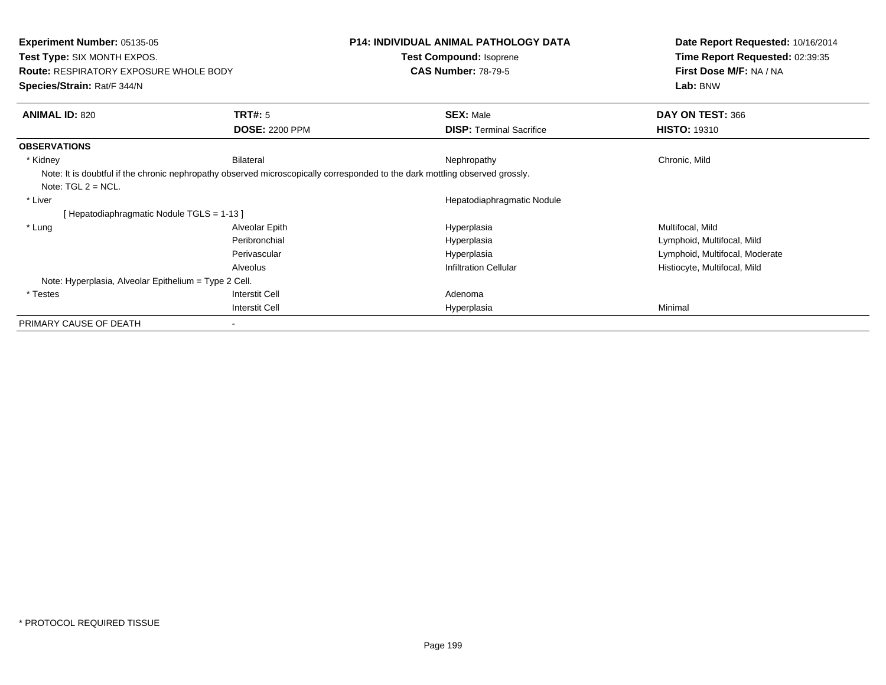**Experiment Number:** 05135-05
**Test Type:** SIX MONTH EXPOS.
**Route:** RESPIRATORY EXPOSURE WHOLE BODY
**Species/Strain:** Rat/F 344/N

**P14: INDIVIDUAL ANIMAL PATHOLOGY DATA**
**Test Compound:** Isoprene
**CAS Number:** 78-79-5

**Date Report Requested:** 10/16/2014
**Time Report Requested:** 02:39:35
**First Dose M/F:** NA / NA
**Lab:** BNW

| **ANIMAL ID:** 820 | **TRT#:** 5 | **SEX:** Male | **DAY ON TEST:** 366 |
|---|---|---|---|
| | **DOSE:** 2200 PPM | **DISP:** Terminal Sacrifice | **HISTO:** 19310 |
| **OBSERVATIONS** | | | |
| * Kidney | Bilateral | Nephropathy | Chronic, Mild |
| Note: It is doubtful if the chronic nephropathy observed microscopically corresponded to the dark mottling observed grossly. | | | |
| Note: TGL 2 = NCL. | | | |
| * Liver | | Hepatodiaphragmatic Nodule | |
| [ Hepatodiaphragmatic Nodule TGLS = 1-13 ] | | | |
| * Lung | Alveolar Epith | Hyperplasia | Multifocal, Mild |
| | Peribronchial | Hyperplasia | Lymphoid, Multifocal, Mild |
| | Perivascular | Hyperplasia | Lymphoid, Multifocal, Moderate |
| | Alveolus | Infiltration Cellular | Histiocyte, Multifocal, Mild |
| Note: Hyperplasia, Alveolar Epithelium = Type 2 Cell. | | | |
| * Testes | Interstit Cell | Adenoma | |
| | Interstit Cell | Hyperplasia | Minimal |
| PRIMARY CAUSE OF DEATH | - | | |

* PROTOCOL REQUIRED TISSUE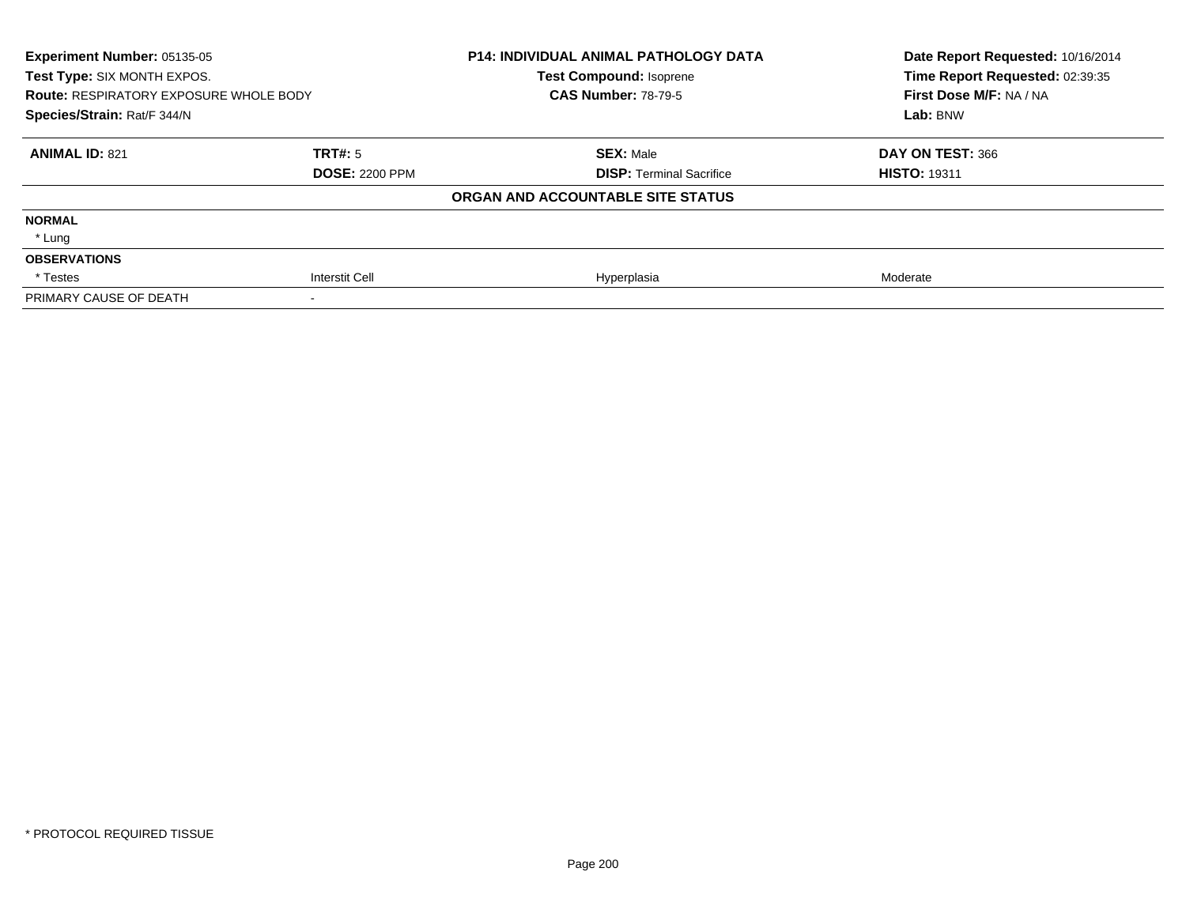**Experiment Number:** 05135-05
**Test Type:** SIX MONTH EXPOS.
**Route:** RESPIRATORY EXPOSURE WHOLE BODY
**Species/Strain:** Rat/F 344/N

**P14: INDIVIDUAL ANIMAL PATHOLOGY DATA**
**Test Compound:** Isoprene
**CAS Number:** 78-79-5

**Date Report Requested:** 10/16/2014
**Time Report Requested:** 02:39:35
**First Dose M/F:** NA / NA
**Lab:** BNW

| **ANIMAL ID:** 821 | **TRT#:** 5 | **SEX:** Male | **DAY ON TEST:** 366 |
|---|---|---|---|
| | **DOSE:** 2200 PPM | **DISP:** Terminal Sacrifice | **HISTO:** 19311 |

**ORGAN AND ACCOUNTABLE SITE STATUS**

| | | | |
|---|---|---|---|
| **NORMAL** | | | |
| * Lung | | | |
| **OBSERVATIONS** | | | |
| * Testes | Interstit Cell | Hyperplasia | Moderate |
| PRIMARY CAUSE OF DEATH | - | | |

* PROTOCOL REQUIRED TISSUE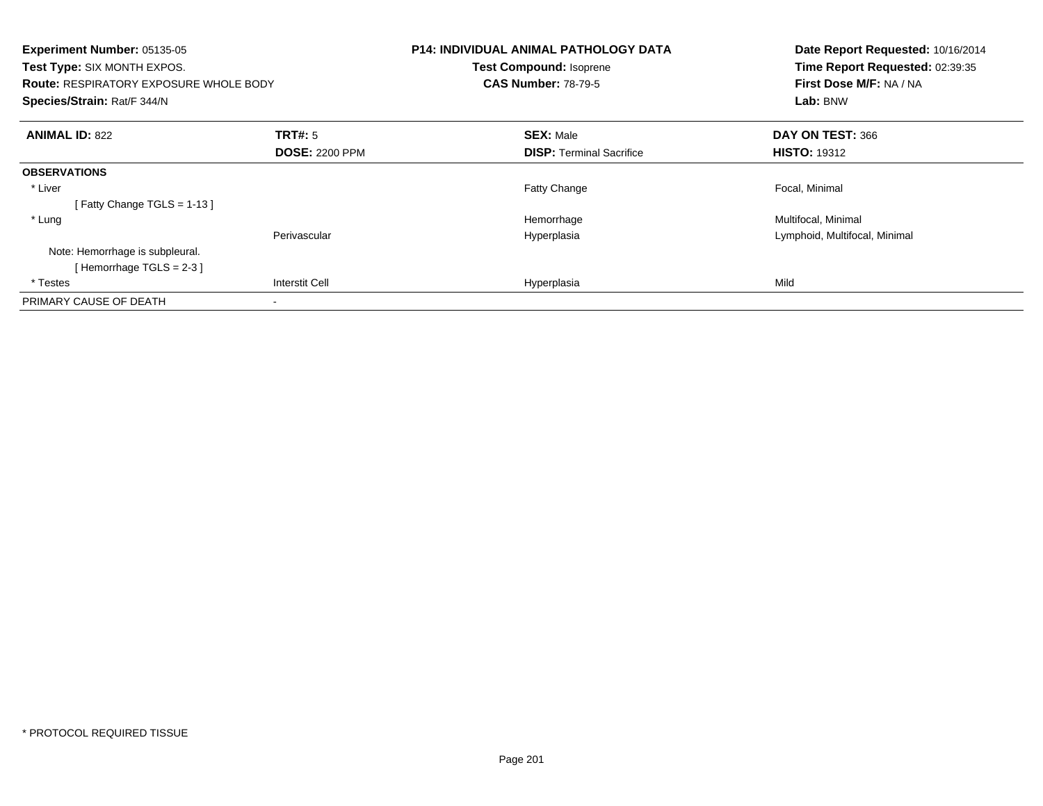**Experiment Number:** 05135-05
**Test Type:** SIX MONTH EXPOS.
**Route:** RESPIRATORY EXPOSURE WHOLE BODY
**Species/Strain:** Rat/F 344/N

**P14: INDIVIDUAL ANIMAL PATHOLOGY DATA**
**Test Compound:** Isoprene
**CAS Number:** 78-79-5

**Date Report Requested:** 10/16/2014
**Time Report Requested:** 02:39:35
**First Dose M/F:** NA / NA
**Lab:** BNW

| **ANIMAL ID:** 822 | **TRT#:** 5 | **SEX:** Male | **DAY ON TEST:** 366 |
|---|---|---|---|
| | **DOSE:** 2200 PPM | **DISP:** Terminal Sacrifice | **HISTO:** 19312 |
| **OBSERVATIONS** | | | |
| * Liver | | Fatty Change | Focal, Minimal |
| [ Fatty Change TGLS = 1-13 ] | | | |
| * Lung | | Hemorrhage | Multifocal, Minimal |
| | Perivascular | Hyperplasia | Lymphoid, Multifocal, Minimal |
| Note: Hemorrhage is subpleural. | | | |
| [ Hemorrhage TGLS = 2-3 ] | | | |
| * Testes | Interstit Cell | Hyperplasia | Mild |
| PRIMARY CAUSE OF DEATH | - | | |

* PROTOCOL REQUIRED TISSUE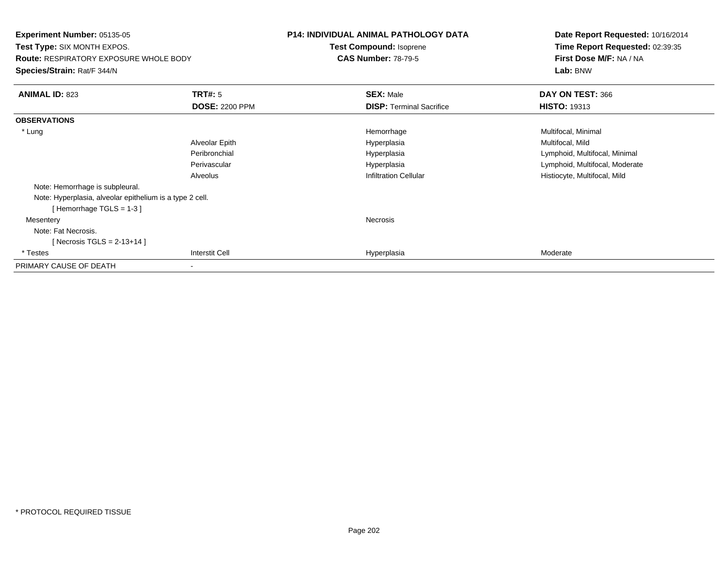**Experiment Number:** 05135-05
**Test Type:** SIX MONTH EXPOS.
**Route:** RESPIRATORY EXPOSURE WHOLE BODY
**Species/Strain:** Rat/F 344/N

**P14: INDIVIDUAL ANIMAL PATHOLOGY DATA**
**Test Compound:** Isoprene
**CAS Number:** 78-79-5

**Date Report Requested:** 10/16/2014
**Time Report Requested:** 02:39:35
**First Dose M/F:** NA / NA
**Lab:** BNW

| **ANIMAL ID:** 823 | **TRT#:** 5 | **SEX:** Male | **DAY ON TEST:** 366 |
|---|---|---|---|
| | **DOSE:** 2200 PPM | **DISP:** Terminal Sacrifice | **HISTO:** 19313 |
| **OBSERVATIONS** | | | |
| * Lung | | Hemorrhage | Multifocal, Minimal |
| | Alveolar Epith | Hyperplasia | Multifocal, Mild |
| | Peribronchial | Hyperplasia | Lymphoid, Multifocal, Minimal |
| | Perivascular | Hyperplasia | Lymphoid, Multifocal, Moderate |
| | Alveolus | Infiltration Cellular | Histiocyte, Multifocal, Mild |
| Note: Hemorrhage is subpleural. | | | |
| Note: Hyperplasia, alveolar epithelium is a type 2 cell. | | | |
| [ Hemorrhage TGLS = 1-3 ] | | | |
| Mesentery | | Necrosis | |
| Note: Fat Necrosis. | | | |
| [ Necrosis TGLS = 2-13+14 ] | | | |
| * Testes | Interstit Cell | Hyperplasia | Moderate |
| PRIMARY CAUSE OF DEATH | - | | |

* PROTOCOL REQUIRED TISSUE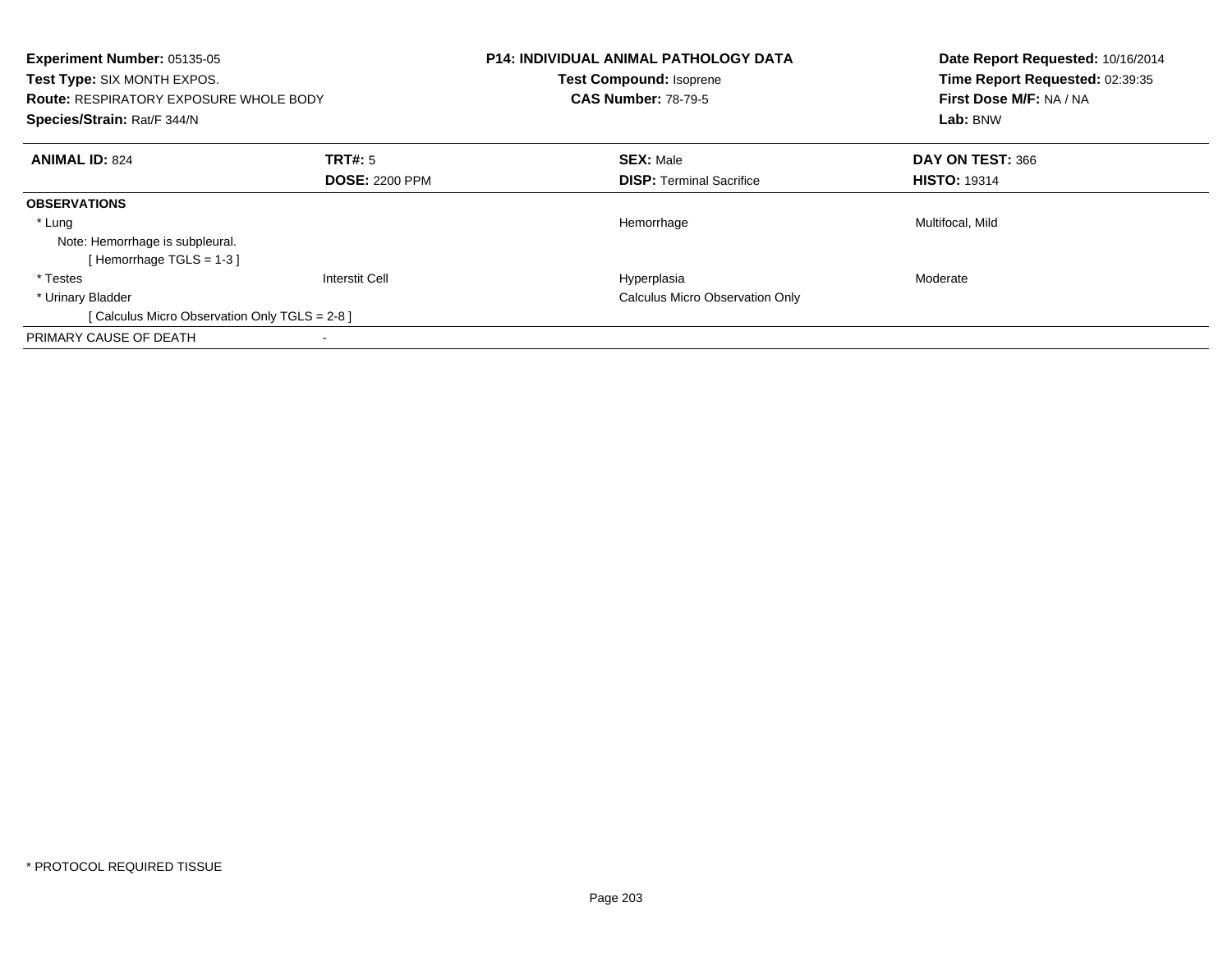**Experiment Number:** 05135-05
**Test Type:** SIX MONTH EXPOS.
**Route:** RESPIRATORY EXPOSURE WHOLE BODY
**Species/Strain:** Rat/F 344/N

**P14: INDIVIDUAL ANIMAL PATHOLOGY DATA**
**Test Compound:** Isoprene
**CAS Number:** 78-79-5

**Date Report Requested:** 10/16/2014
**Time Report Requested:** 02:39:35
**First Dose M/F:** NA / NA
**Lab:** BNW

| **ANIMAL ID:** 824 | **TRT#:** 5 | **SEX:** Male | **DAY ON TEST:** 366 |
|---|---|---|---|
| | **DOSE:** 2200 PPM | **DISP:** Terminal Sacrifice | **HISTO:** 19314 |
| **OBSERVATIONS** | | | |
| * Lung | | Hemorrhage | Multifocal, Mild |
| Note: Hemorrhage is subpleural. | | | |
| [ Hemorrhage TGLS = 1-3 ] | | | |
| * Testes | Interstit Cell | Hyperplasia | Moderate |
| * Urinary Bladder | | Calculus Micro Observation Only | |
| [ Calculus Micro Observation Only TGLS = 2-8 ] | | | |
| PRIMARY CAUSE OF DEATH | - | | |

* PROTOCOL REQUIRED TISSUE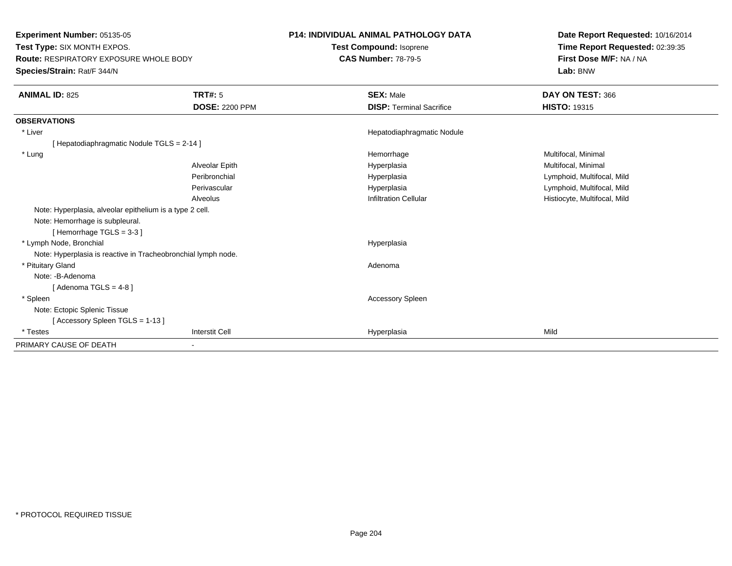**Experiment Number:** 05135-05
**Test Type:** SIX MONTH EXPOS.
**Route:** RESPIRATORY EXPOSURE WHOLE BODY
**Species/Strain:** Rat/F 344/N

**P14: INDIVIDUAL ANIMAL PATHOLOGY DATA**
**Test Compound:** Isoprene
**CAS Number:** 78-79-5

**Date Report Requested:** 10/16/2014
**Time Report Requested:** 02:39:35
**First Dose M/F:** NA / NA
**Lab:** BNW

| **ANIMAL ID:** 825 | **TRT#:** 5 | **SEX:** Male | **DAY ON TEST:** 366 |
|---|---|---|---|
| | **DOSE:** 2200 PPM | **DISP:** Terminal Sacrifice | **HISTO:** 19315 |
| **OBSERVATIONS** | | | |
| * Liver | | Hepatodiaphragmatic Nodule | |
| [ Hepatodiaphragmatic Nodule TGLS = 2-14 ] | | | |
| * Lung | | Hemorrhage | Multifocal, Minimal |
| | Alveolar Epith | Hyperplasia | Multifocal, Minimal |
| | Peribronchial | Hyperplasia | Lymphoid, Multifocal, Mild |
| | Perivascular | Hyperplasia | Lymphoid, Multifocal, Mild |
| | Alveolus | Infiltration Cellular | Histiocyte, Multifocal, Mild |
| Note: Hyperplasia, alveolar epithelium is a type 2 cell. | | | |
| Note: Hemorrhage is subpleural. | | | |
| [ Hemorrhage TGLS = 3-3 ] | | | |
| * Lymph Node, Bronchial | | Hyperplasia | |
| Note: Hyperplasia is reactive in Tracheobronchial lymph node. | | | |
| * Pituitary Gland | | Adenoma | |
| Note: -B-Adenoma | | | |
| [ Adenoma TGLS = 4-8 ] | | | |
| * Spleen | | Accessory Spleen | |
| Note: Ectopic Splenic Tissue | | | |
| [ Accessory Spleen TGLS = 1-13 ] | | | |
| * Testes | Interstit Cell | Hyperplasia | Mild |
| PRIMARY CAUSE OF DEATH | - | | |

* PROTOCOL REQUIRED TISSUE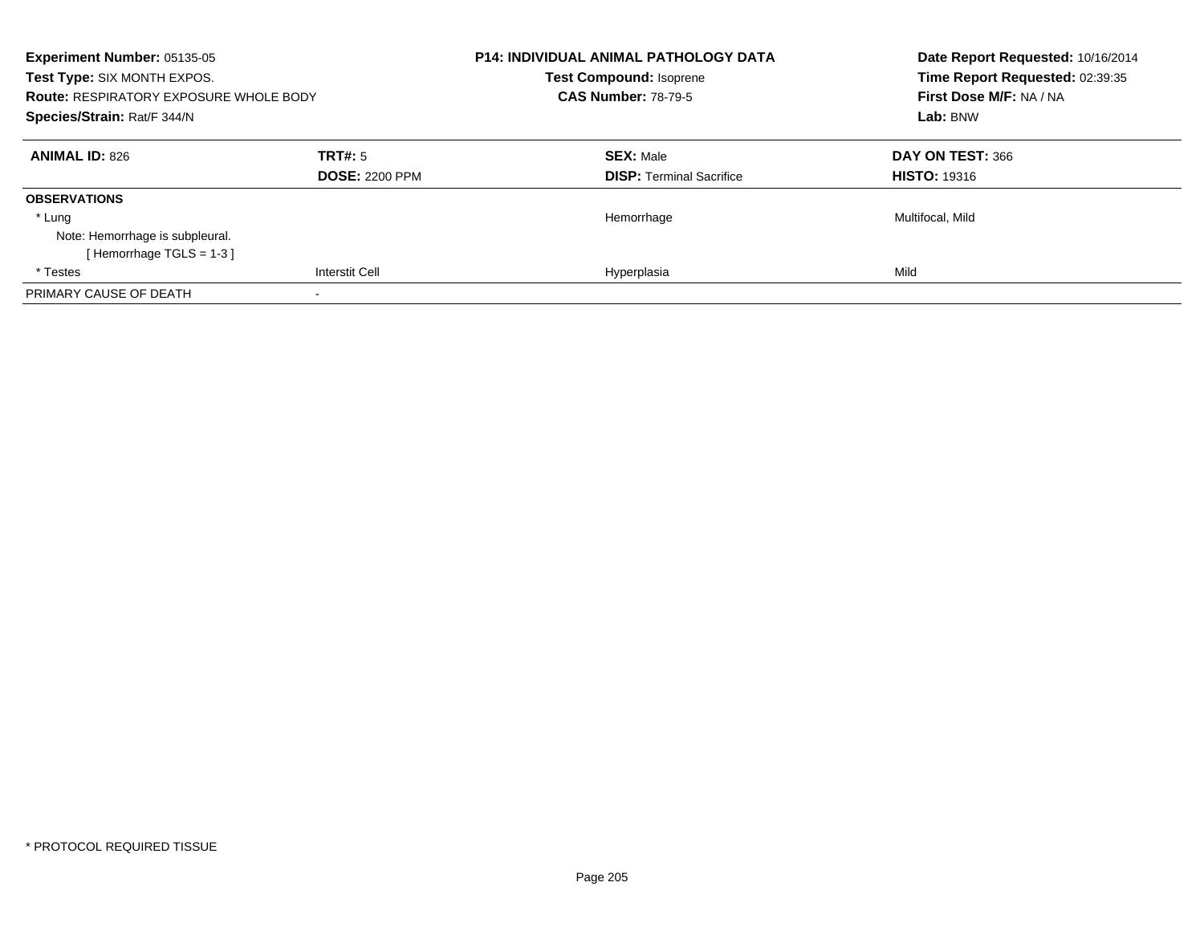**Experiment Number:** 05135-05
**Test Type:** SIX MONTH EXPOS.
**Route:** RESPIRATORY EXPOSURE WHOLE BODY
**Species/Strain:** Rat/F 344/N

**P14: INDIVIDUAL ANIMAL PATHOLOGY DATA**
**Test Compound:** Isoprene
**CAS Number:** 78-79-5

**Date Report Requested:** 10/16/2014
**Time Report Requested:** 02:39:35
**First Dose M/F:** NA / NA
**Lab:** BNW

| **ANIMAL ID:** 826 | **TRT#:** 5 | **SEX:** Male | **DAY ON TEST:** 366 |
|---|---|---|---|
| | **DOSE:** 2200 PPM | **DISP:** Terminal Sacrifice | **HISTO:** 19316 |
| **OBSERVATIONS** | | | |
| * Lung | | Hemorrhage | Multifocal, Mild |
| Note: Hemorrhage is subpleural. | | | |
| [ Hemorrhage TGLS = 1-3 ] | | | |
| * Testes | Interstit Cell | Hyperplasia | Mild |
| PRIMARY CAUSE OF DEATH | - | | |

* PROTOCOL REQUIRED TISSUE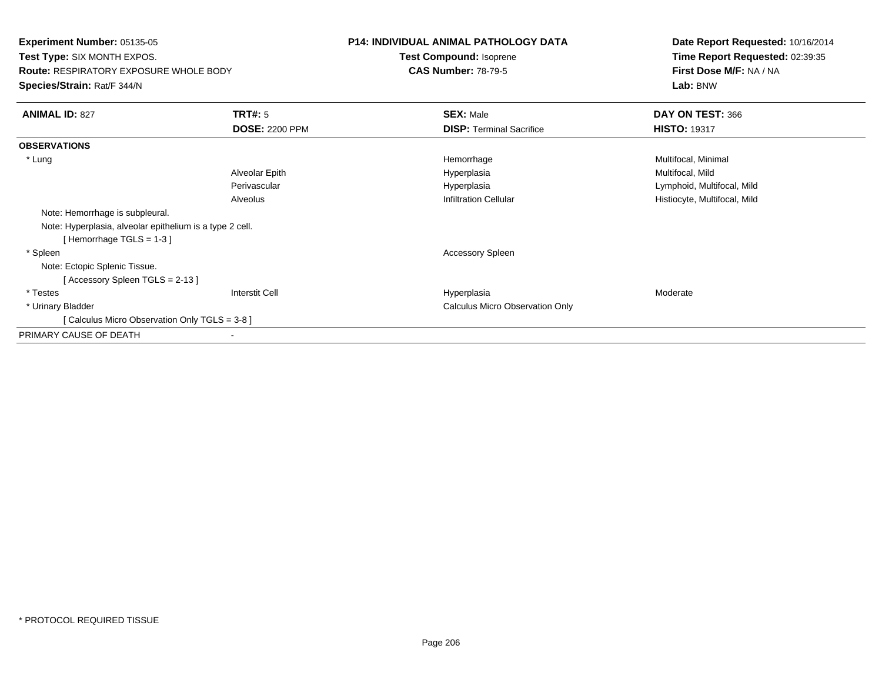**Experiment Number:** 05135-05
**Test Type:** SIX MONTH EXPOS.
**Route:** RESPIRATORY EXPOSURE WHOLE BODY
**Species/Strain:** Rat/F 344/N

**P14: INDIVIDUAL ANIMAL PATHOLOGY DATA**
**Test Compound:** Isoprene
**CAS Number:** 78-79-5

**Date Report Requested:** 10/16/2014
**Time Report Requested:** 02:39:35
**First Dose M/F:** NA / NA
**Lab:** BNW

| **ANIMAL ID:** 827 | **TRT#:** 5 | **SEX:** Male | **DAY ON TEST:** 366 |
|---|---|---|---|
| | **DOSE:** 2200 PPM | **DISP:** Terminal Sacrifice | **HISTO:** 19317 |
| **OBSERVATIONS** | | | |
| * Lung | | Hemorrhage | Multifocal, Minimal |
| | Alveolar Epith | Hyperplasia | Multifocal, Mild |
| | Perivascular | Hyperplasia | Lymphoid, Multifocal, Mild |
| | Alveolus | Infiltration Cellular | Histiocyte, Multifocal, Mild |
| Note: Hemorrhage is subpleural. | | | |
| Note: Hyperplasia, alveolar epithelium is a type 2 cell. | | | |
| [ Hemorrhage TGLS = 1-3 ] | | | |
| * Spleen | | Accessory Spleen | |
| Note: Ectopic Splenic Tissue. | | | |
| [ Accessory Spleen TGLS = 2-13 ] | | | |
| * Testes | Interstit Cell | Hyperplasia | Moderate |
| * Urinary Bladder | | Calculus Micro Observation Only | |
| [ Calculus Micro Observation Only TGLS = 3-8 ] | | | |
| PRIMARY CAUSE OF DEATH | - | | |

* PROTOCOL REQUIRED TISSUE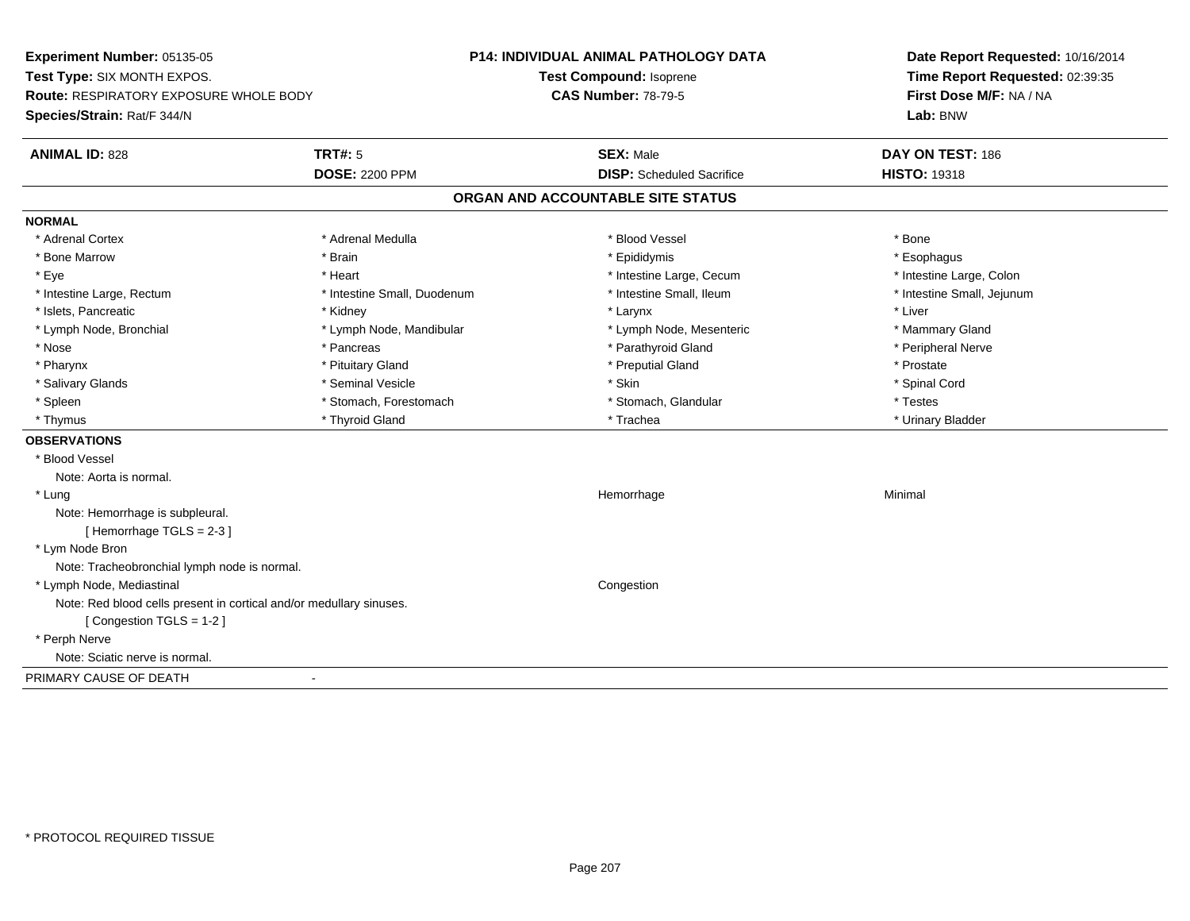**Experiment Number:** 05135-05
**Test Type:** SIX MONTH EXPOS.
**Route:** RESPIRATORY EXPOSURE WHOLE BODY
**Species/Strain:** Rat/F 344/N

**P14: INDIVIDUAL ANIMAL PATHOLOGY DATA**
**Test Compound:** Isoprene
**CAS Number:** 78-79-5

**Date Report Requested:** 10/16/2014
**Time Report Requested:** 02:39:35
**First Dose M/F:** NA / NA
**Lab:** BNW

| **ANIMAL ID:** 828 | **TRT#:** 5 | **SEX:** Male | **DAY ON TEST:** 186 |
|---|---|---|---|
| | **DOSE:** 2200 PPM | **DISP:** Scheduled Sacrifice | **HISTO:** 19318 |

## ORGAN AND ACCOUNTABLE SITE STATUS

**NORMAL**

| | | | |
|---|---|---|---|
| * Adrenal Cortex | * Adrenal Medulla | * Blood Vessel | * Bone |
| * Bone Marrow | * Brain | * Epididymis | * Esophagus |
| * Eye | * Heart | * Intestine Large, Cecum | * Intestine Large, Colon |
| * Intestine Large, Rectum | * Intestine Small, Duodenum | * Intestine Small, Ileum | * Intestine Small, Jejunum |
| * Islets, Pancreatic | * Kidney | * Larynx | * Liver |
| * Lymph Node, Bronchial | * Lymph Node, Mandibular | * Lymph Node, Mesenteric | * Mammary Gland |
| * Nose | * Pancreas | * Parathyroid Gland | * Peripheral Nerve |
| * Pharynx | * Pituitary Gland | * Preputial Gland | * Prostate |
| * Salivary Glands | * Seminal Vesicle | * Skin | * Spinal Cord |
| * Spleen | * Stomach, Forestomach | * Stomach, Glandular | * Testes |
| * Thymus | * Thyroid Gland | * Trachea | * Urinary Bladder |

**OBSERVATIONS**

* Blood Vessel
  Note: Aorta is normal.
* Lung — Hemorrhage — Minimal
  Note: Hemorrhage is subpleural.
  [ Hemorrhage TGLS = 2-3 ]
* Lym Node Bron
  Note: Tracheobronchial lymph node is normal.
* Lymph Node, Mediastinal — Congestion
  Note: Red blood cells present in cortical and/or medullary sinuses.
  [ Congestion TGLS = 1-2 ]
* Perph Nerve
  Note: Sciatic nerve is normal.

PRIMARY CAUSE OF DEATH -

\* PROTOCOL REQUIRED TISSUE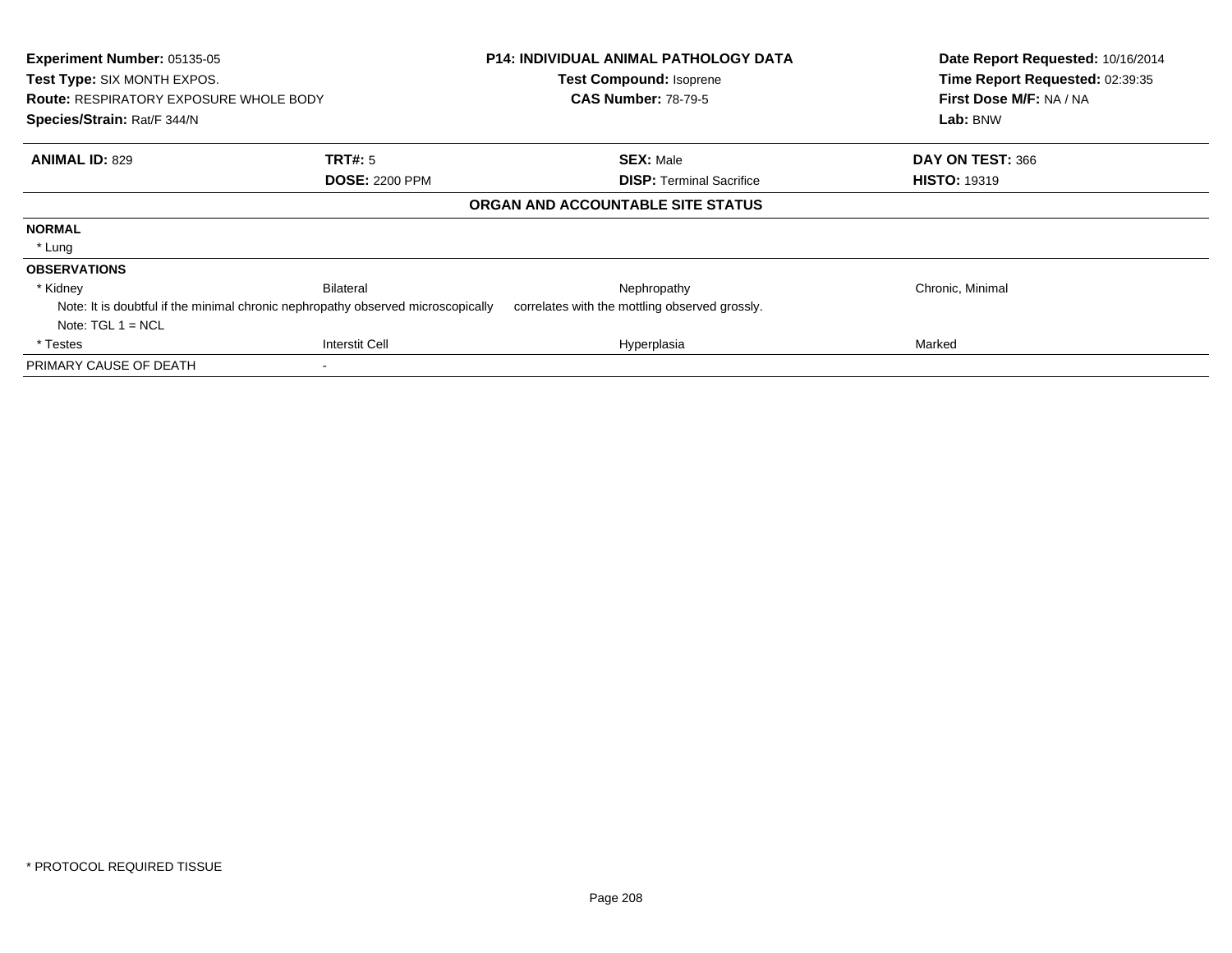| | | | |
|---|---|---|---|
| **Experiment Number:** 05135-05 | **P14: INDIVIDUAL ANIMAL PATHOLOGY DATA** | | **Date Report Requested:** 10/16/2014 |
| **Test Type:** SIX MONTH EXPOS. | **Test Compound:** Isoprene | | **Time Report Requested:** 02:39:35 |
| **Route:** RESPIRATORY EXPOSURE WHOLE BODY | **CAS Number:** 78-79-5 | | **First Dose M/F:** NA / NA |
| **Species/Strain:** Rat/F 344/N | | | **Lab:** BNW |

| **ANIMAL ID:** 829 | **TRT#:** 5 | **SEX:** Male | **DAY ON TEST:** 366 |
|---|---|---|---|
| | **DOSE:** 2200 PPM | **DISP:** Terminal Sacrifice | **HISTO:** 19319 |

**ORGAN AND ACCOUNTABLE SITE STATUS**

| | | | |
|---|---|---|---|
| **NORMAL** | | | |
| * Lung | | | |
| **OBSERVATIONS** | | | |
| * Kidney | Bilateral | Nephropathy | Chronic, Minimal |
| Note: It is doubtful if the minimal chronic nephropathy observed microscopically correlates with the mottling observed grossly. | | | |
| Note: TGL 1 = NCL | | | |
| * Testes | Interstit Cell | Hyperplasia | Marked |
| PRIMARY CAUSE OF DEATH | - | | |

* PROTOCOL REQUIRED TISSUE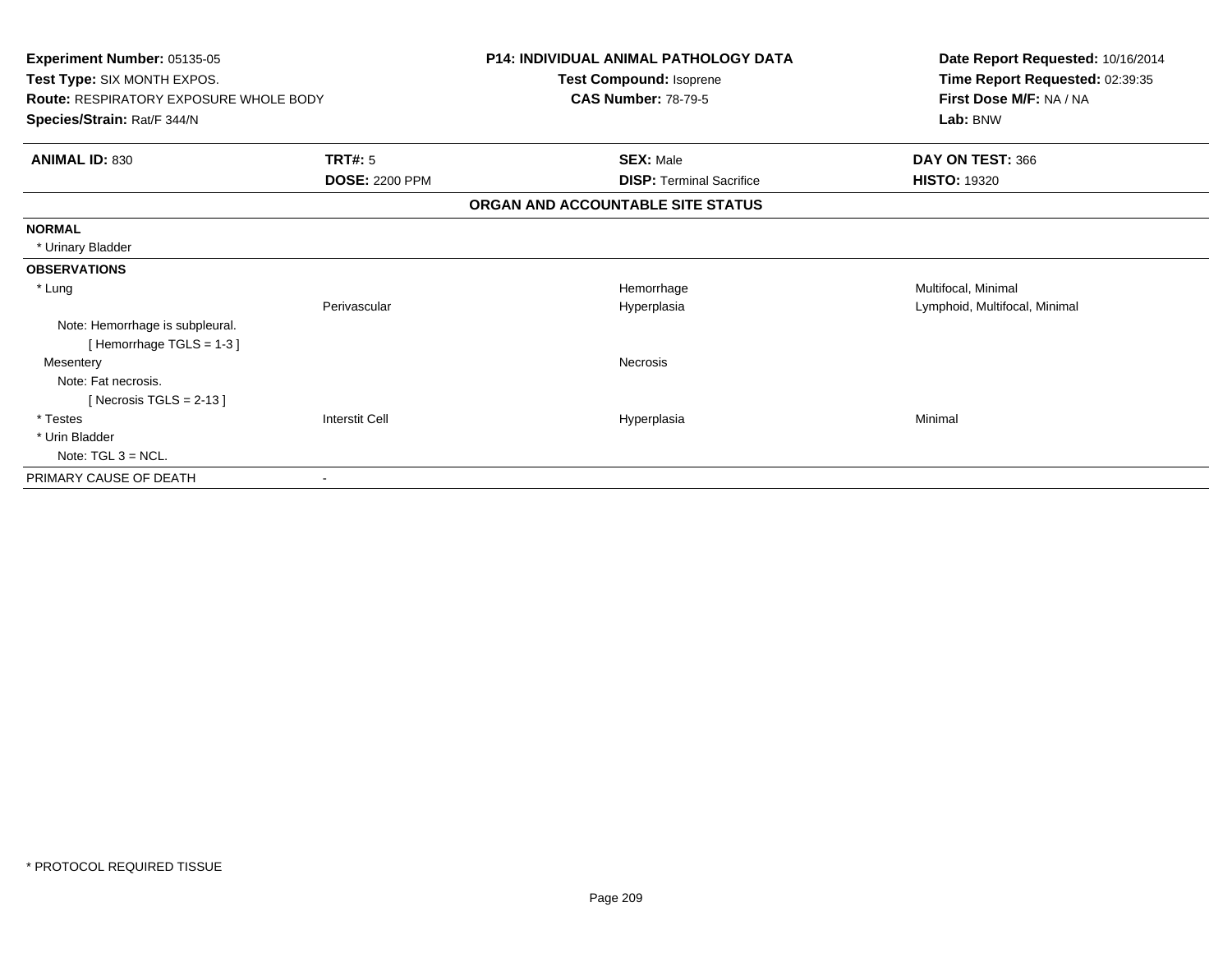**Experiment Number:** 05135-05
**Test Type:** SIX MONTH EXPOS.
**Route:** RESPIRATORY EXPOSURE WHOLE BODY
**Species/Strain:** Rat/F 344/N

**P14: INDIVIDUAL ANIMAL PATHOLOGY DATA**
**Test Compound:** Isoprene
**CAS Number:** 78-79-5

**Date Report Requested:** 10/16/2014
**Time Report Requested:** 02:39:35
**First Dose M/F:** NA / NA
**Lab:** BNW

| **ANIMAL ID:** 830 | **TRT#:** 5 | **SEX:** Male | **DAY ON TEST:** 366 |
|---|---|---|---|
| | **DOSE:** 2200 PPM | **DISP:** Terminal Sacrifice | **HISTO:** 19320 |

**ORGAN AND ACCOUNTABLE SITE STATUS**

| | | | |
|---|---|---|---|
| **NORMAL** | | | |
| * Urinary Bladder | | | |
| **OBSERVATIONS** | | | |
| * Lung | | Hemorrhage | Multifocal, Minimal |
| | Perivascular | Hyperplasia | Lymphoid, Multifocal, Minimal |
| Note: Hemorrhage is subpleural. | | | |
| [ Hemorrhage TGLS = 1-3 ] | | | |
| Mesentery | | Necrosis | |
| Note: Fat necrosis. | | | |
| [ Necrosis TGLS = 2-13 ] | | | |
| * Testes | Interstit Cell | Hyperplasia | Minimal |
| * Urin Bladder | | | |
| Note: TGL 3 = NCL. | | | |
| PRIMARY CAUSE OF DEATH | - | | |

* PROTOCOL REQUIRED TISSUE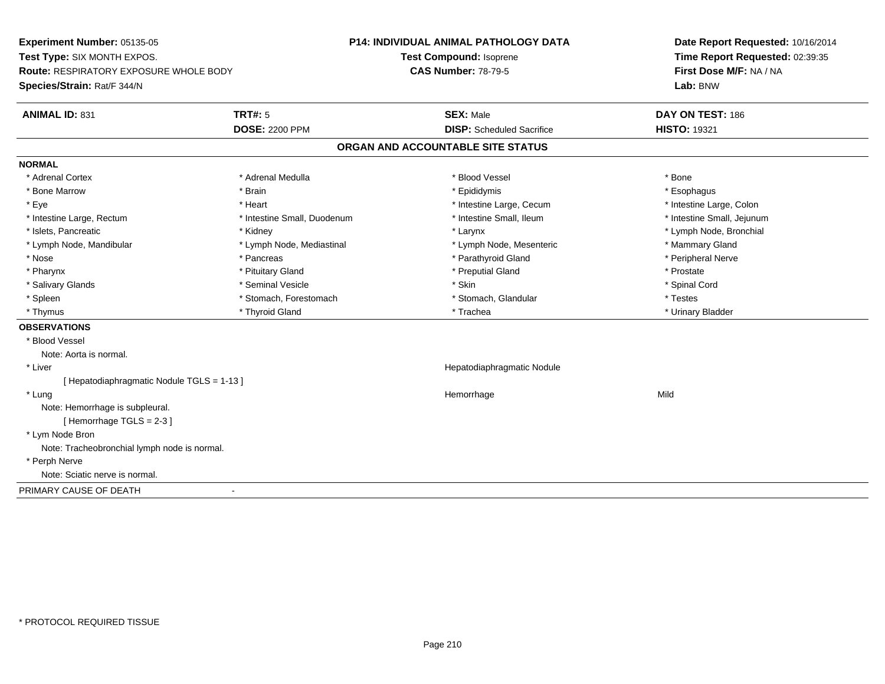**Experiment Number:** 05135-05
**Test Type:** SIX MONTH EXPOS.
**Route:** RESPIRATORY EXPOSURE WHOLE BODY
**Species/Strain:** Rat/F 344/N

**P14: INDIVIDUAL ANIMAL PATHOLOGY DATA**
**Test Compound:** Isoprene
**CAS Number:** 78-79-5

**Date Report Requested:** 10/16/2014
**Time Report Requested:** 02:39:35
**First Dose M/F:** NA / NA
**Lab:** BNW

| **ANIMAL ID:** 831 | **TRT#:** 5 | **SEX:** Male | **DAY ON TEST:** 186 |
|---|---|---|---|
| | **DOSE:** 2200 PPM | **DISP:** Scheduled Sacrifice | **HISTO:** 19321 |

## ORGAN AND ACCOUNTABLE SITE STATUS

**NORMAL**

| | | | |
|---|---|---|---|
| * Adrenal Cortex | * Adrenal Medulla | * Blood Vessel | * Bone |
| * Bone Marrow | * Brain | * Epididymis | * Esophagus |
| * Eye | * Heart | * Intestine Large, Cecum | * Intestine Large, Colon |
| * Intestine Large, Rectum | * Intestine Small, Duodenum | * Intestine Small, Ileum | * Intestine Small, Jejunum |
| * Islets, Pancreatic | * Kidney | * Larynx | * Lymph Node, Bronchial |
| * Lymph Node, Mandibular | * Lymph Node, Mediastinal | * Lymph Node, Mesenteric | * Mammary Gland |
| * Nose | * Pancreas | * Parathyroid Gland | * Peripheral Nerve |
| * Pharynx | * Pituitary Gland | * Preputial Gland | * Prostate |
| * Salivary Glands | * Seminal Vesicle | * Skin | * Spinal Cord |
| * Spleen | * Stomach, Forestomach | * Stomach, Glandular | * Testes |
| * Thymus | * Thyroid Gland | * Trachea | * Urinary Bladder |

**OBSERVATIONS**

* Blood Vessel
  Note: Aorta is normal.
* Liver — Hepatodiaphragmatic Nodule
  [ Hepatodiaphragmatic Nodule TGLS = 1-13 ]
* Lung — Hemorrhage — Mild
  Note: Hemorrhage is subpleural.
  [ Hemorrhage TGLS = 2-3 ]
* Lym Node Bron
  Note: Tracheobronchial lymph node is normal.
* Perph Nerve
  Note: Sciatic nerve is normal.

PRIMARY CAUSE OF DEATH -

\* PROTOCOL REQUIRED TISSUE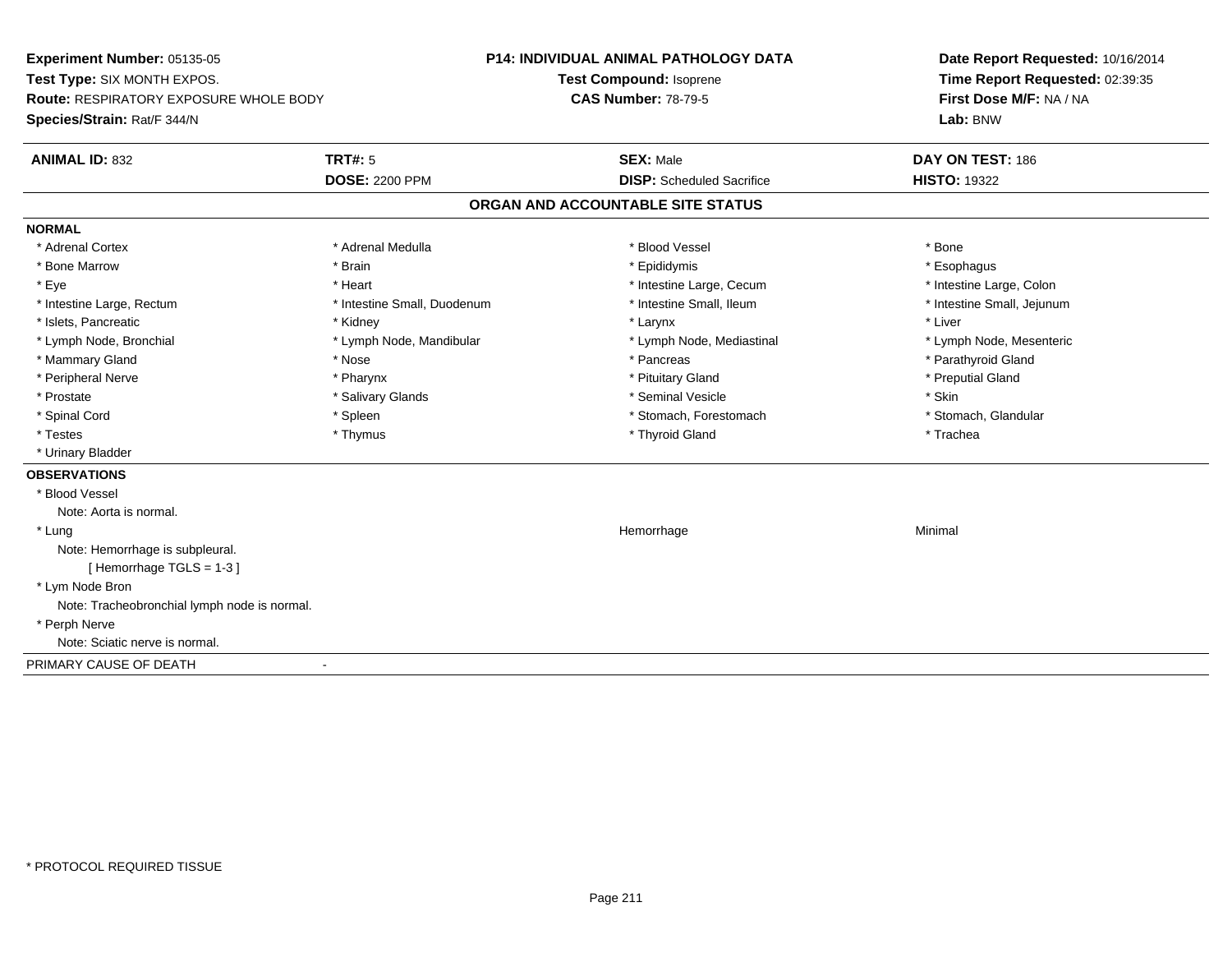**Experiment Number:** 05135-05
**Test Type:** SIX MONTH EXPOS.
**Route:** RESPIRATORY EXPOSURE WHOLE BODY
**Species/Strain:** Rat/F 344/N

**P14: INDIVIDUAL ANIMAL PATHOLOGY DATA**
**Test Compound:** Isoprene
**CAS Number:** 78-79-5

**Date Report Requested:** 10/16/2014
**Time Report Requested:** 02:39:35
**First Dose M/F:** NA / NA
**Lab:** BNW

| **ANIMAL ID:** 832 | **TRT#:** 5 | **SEX:** Male | **DAY ON TEST:** 186 |
|---|---|---|---|
| | **DOSE:** 2200 PPM | **DISP:** Scheduled Sacrifice | **HISTO:** 19322 |

## ORGAN AND ACCOUNTABLE SITE STATUS

**NORMAL**

| | | | |
|---|---|---|---|
| * Adrenal Cortex | * Adrenal Medulla | * Blood Vessel | * Bone |
| * Bone Marrow | * Brain | * Epididymis | * Esophagus |
| * Eye | * Heart | * Intestine Large, Cecum | * Intestine Large, Colon |
| * Intestine Large, Rectum | * Intestine Small, Duodenum | * Intestine Small, Ileum | * Intestine Small, Jejunum |
| * Islets, Pancreatic | * Kidney | * Larynx | * Liver |
| * Lymph Node, Bronchial | * Lymph Node, Mandibular | * Lymph Node, Mediastinal | * Lymph Node, Mesenteric |
| * Mammary Gland | * Nose | * Pancreas | * Parathyroid Gland |
| * Peripheral Nerve | * Pharynx | * Pituitary Gland | * Preputial Gland |
| * Prostate | * Salivary Glands | * Seminal Vesicle | * Skin |
| * Spinal Cord | * Spleen | * Stomach, Forestomach | * Stomach, Glandular |
| * Testes | * Thymus | * Thyroid Gland | * Trachea |
| * Urinary Bladder | | | |

**OBSERVATIONS**

* Blood Vessel
  Note: Aorta is normal.
* Lung — Hemorrhage — Minimal
  Note: Hemorrhage is subpleural.
  [ Hemorrhage TGLS = 1-3 ]
* Lym Node Bron
  Note: Tracheobronchial lymph node is normal.
* Perph Nerve
  Note: Sciatic nerve is normal.

PRIMARY CAUSE OF DEATH -

* PROTOCOL REQUIRED TISSUE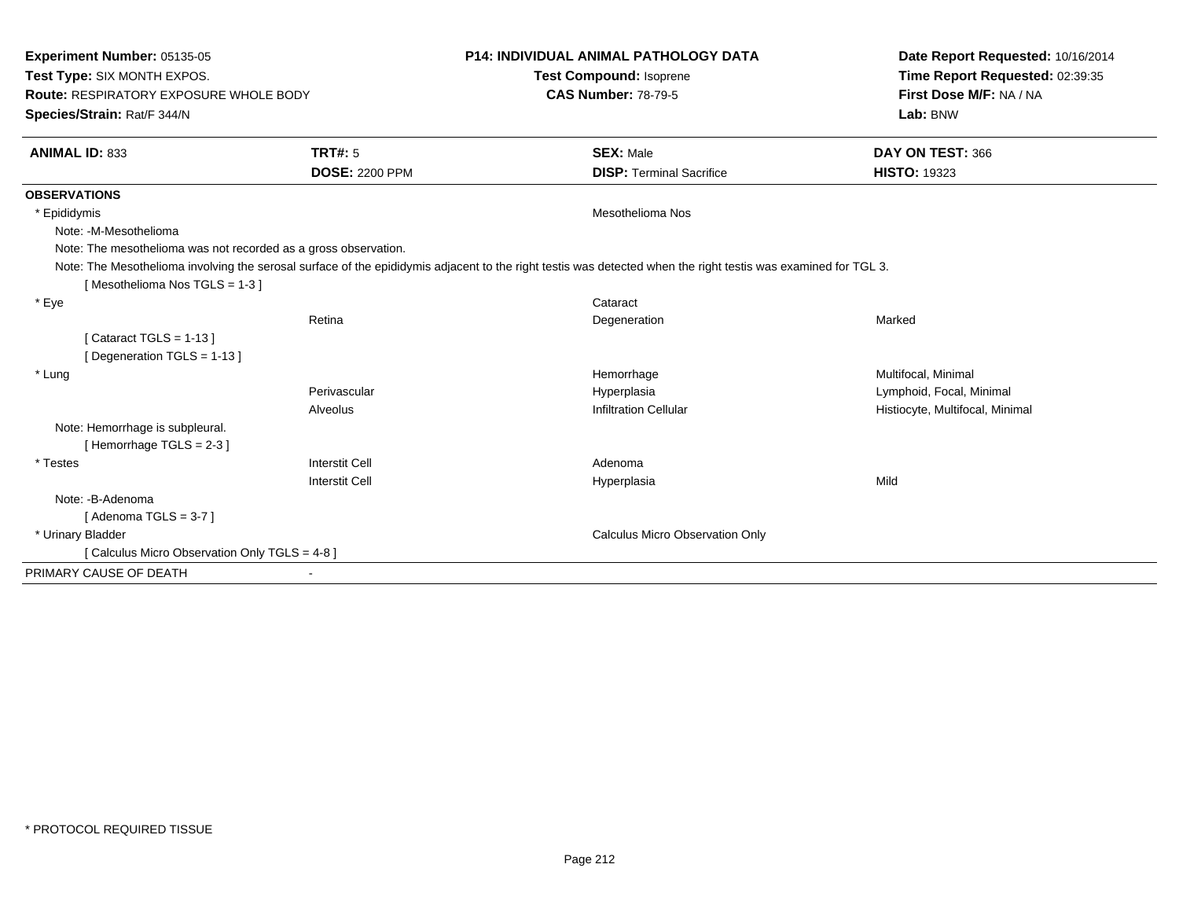**Experiment Number:** 05135-05
**Test Type:** SIX MONTH EXPOS.
**Route:** RESPIRATORY EXPOSURE WHOLE BODY
**Species/Strain:** Rat/F 344/N

**P14: INDIVIDUAL ANIMAL PATHOLOGY DATA**
**Test Compound:** Isoprene
**CAS Number:** 78-79-5

**Date Report Requested:** 10/16/2014
**Time Report Requested:** 02:39:35
**First Dose M/F:** NA / NA
**Lab:** BNW

| **ANIMAL ID:** 833 | **TRT#:** 5 | **SEX:** Male | **DAY ON TEST:** 366 |
|---|---|---|---|
| | **DOSE:** 2200 PPM | **DISP:** Terminal Sacrifice | **HISTO:** 19323 |

**OBSERVATIONS**

| | | | |
|---|---|---|---|
| * Epididymis | | Mesothelioma Nos | |
| Note: -M-Mesothelioma | | | |
| Note: The mesothelioma was not recorded as a gross observation. | | | |
| Note: The Mesothelioma involving the serosal surface of the epididymis adjacent to the right testis was detected when the right testis was examined for TGL 3. | | | |
| [ Mesothelioma Nos TGLS = 1-3 ] | | | |
| * Eye | | Cataract | |
| | Retina | Degeneration | Marked |
| [ Cataract TGLS = 1-13 ] | | | |
| [ Degeneration TGLS = 1-13 ] | | | |
| * Lung | | Hemorrhage | Multifocal, Minimal |
| | Perivascular | Hyperplasia | Lymphoid, Focal, Minimal |
| | Alveolus | Infiltration Cellular | Histiocyte, Multifocal, Minimal |
| Note: Hemorrhage is subpleural. | | | |
| [ Hemorrhage TGLS = 2-3 ] | | | |
| * Testes | Interstit Cell | Adenoma | |
| | Interstit Cell | Hyperplasia | Mild |
| Note: -B-Adenoma | | | |
| [ Adenoma TGLS = 3-7 ] | | | |
| * Urinary Bladder | | Calculus Micro Observation Only | |
| [ Calculus Micro Observation Only TGLS = 4-8 ] | | | |
| PRIMARY CAUSE OF DEATH | - | | |

* PROTOCOL REQUIRED TISSUE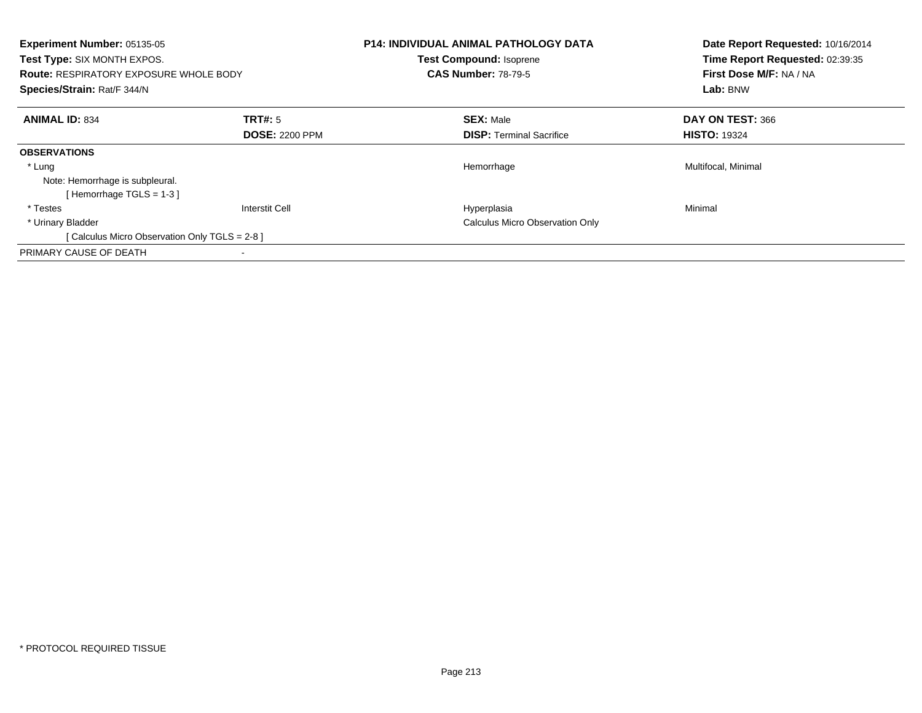**Experiment Number:** 05135-05
**Test Type:** SIX MONTH EXPOS.
**Route:** RESPIRATORY EXPOSURE WHOLE BODY
**Species/Strain:** Rat/F 344/N

**P14: INDIVIDUAL ANIMAL PATHOLOGY DATA**
**Test Compound:** Isoprene
**CAS Number:** 78-79-5

**Date Report Requested:** 10/16/2014
**Time Report Requested:** 02:39:35
**First Dose M/F:** NA / NA
**Lab:** BNW

| **ANIMAL ID:** 834 | **TRT#:** 5 | **SEX:** Male | **DAY ON TEST:** 366 |
|---|---|---|---|
| | **DOSE:** 2200 PPM | **DISP:** Terminal Sacrifice | **HISTO:** 19324 |

| **OBSERVATIONS** | | | |
|---|---|---|---|
| * Lung | | Hemorrhage | Multifocal, Minimal |
| Note: Hemorrhage is subpleural. | | | |
| [ Hemorrhage TGLS = 1-3 ] | | | |
| * Testes | Interstit Cell | Hyperplasia | Minimal |
| * Urinary Bladder | | Calculus Micro Observation Only | |
| [ Calculus Micro Observation Only TGLS = 2-8 ] | | | |
| PRIMARY CAUSE OF DEATH | - | | |

* PROTOCOL REQUIRED TISSUE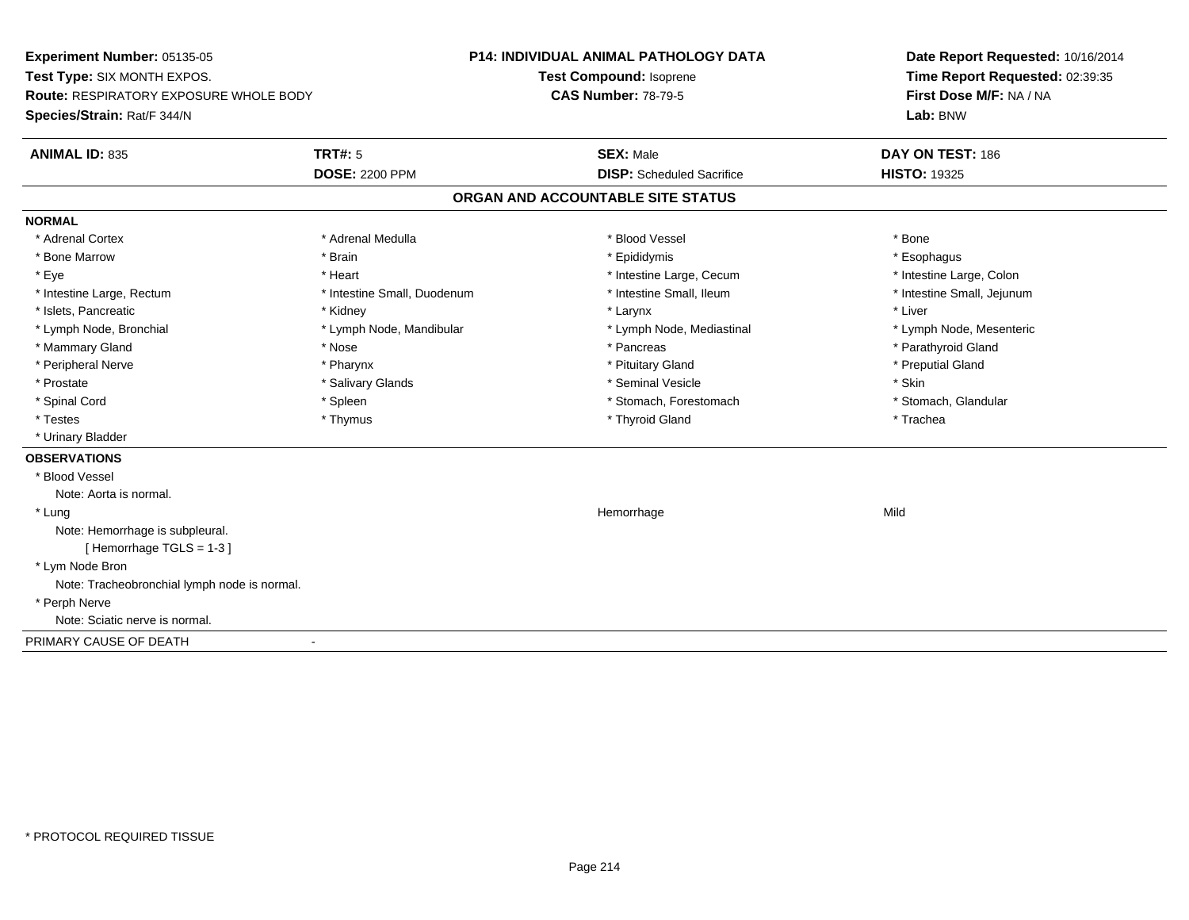**Experiment Number:** 05135-05
**Test Type:** SIX MONTH EXPOS.
**Route:** RESPIRATORY EXPOSURE WHOLE BODY
**Species/Strain:** Rat/F 344/N

**P14: INDIVIDUAL ANIMAL PATHOLOGY DATA**
**Test Compound:** Isoprene
**CAS Number:** 78-79-5

**Date Report Requested:** 10/16/2014
**Time Report Requested:** 02:39:35
**First Dose M/F:** NA / NA
**Lab:** BNW

| **ANIMAL ID:** 835 | **TRT#:** 5 | **SEX:** Male | **DAY ON TEST:** 186 |
|---|---|---|---|
| | **DOSE:** 2200 PPM | **DISP:** Scheduled Sacrifice | **HISTO:** 19325 |

## ORGAN AND ACCOUNTABLE SITE STATUS

**NORMAL**

| | | | |
|---|---|---|---|
| * Adrenal Cortex | * Adrenal Medulla | * Blood Vessel | * Bone |
| * Bone Marrow | * Brain | * Epididymis | * Esophagus |
| * Eye | * Heart | * Intestine Large, Cecum | * Intestine Large, Colon |
| * Intestine Large, Rectum | * Intestine Small, Duodenum | * Intestine Small, Ileum | * Intestine Small, Jejunum |
| * Islets, Pancreatic | * Kidney | * Larynx | * Liver |
| * Lymph Node, Bronchial | * Lymph Node, Mandibular | * Lymph Node, Mediastinal | * Lymph Node, Mesenteric |
| * Mammary Gland | * Nose | * Pancreas | * Parathyroid Gland |
| * Peripheral Nerve | * Pharynx | * Pituitary Gland | * Preputial Gland |
| * Prostate | * Salivary Glands | * Seminal Vesicle | * Skin |
| * Spinal Cord | * Spleen | * Stomach, Forestomach | * Stomach, Glandular |
| * Testes | * Thymus | * Thyroid Gland | * Trachea |
| * Urinary Bladder | | | |

**OBSERVATIONS**

* Blood Vessel
  Note: Aorta is normal.
* Lung — Hemorrhage — Mild
  Note: Hemorrhage is subpleural.
  [ Hemorrhage TGLS = 1-3 ]
* Lym Node Bron
  Note: Tracheobronchial lymph node is normal.
* Perph Nerve
  Note: Sciatic nerve is normal.

PRIMARY CAUSE OF DEATH -

\* PROTOCOL REQUIRED TISSUE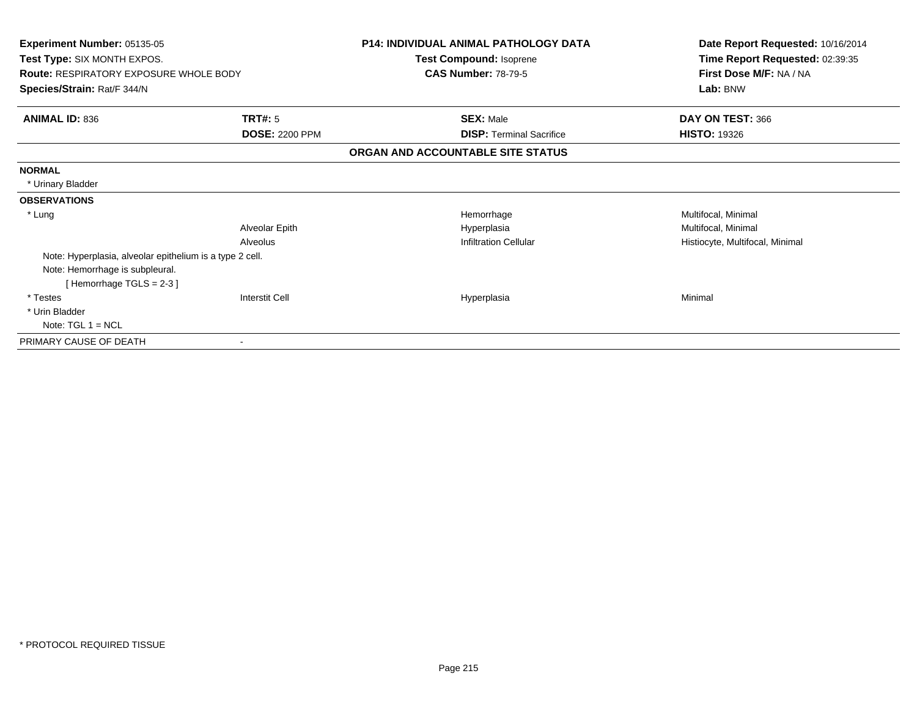**Experiment Number:** 05135-05
**Test Type:** SIX MONTH EXPOS.
**Route:** RESPIRATORY EXPOSURE WHOLE BODY
**Species/Strain:** Rat/F 344/N

**P14: INDIVIDUAL ANIMAL PATHOLOGY DATA**
**Test Compound:** Isoprene
**CAS Number:** 78-79-5

**Date Report Requested:** 10/16/2014
**Time Report Requested:** 02:39:35
**First Dose M/F:** NA / NA
**Lab:** BNW

| **ANIMAL ID:** 836 | **TRT#:** 5 | **SEX:** Male | **DAY ON TEST:** 366 |
|---|---|---|---|
| | **DOSE:** 2200 PPM | **DISP:** Terminal Sacrifice | **HISTO:** 19326 |

**ORGAN AND ACCOUNTABLE SITE STATUS**

| | | | |
|---|---|---|---|
| **NORMAL** | | | |
| * Urinary Bladder | | | |
| **OBSERVATIONS** | | | |
| * Lung | | Hemorrhage | Multifocal, Minimal |
| | Alveolar Epith | Hyperplasia | Multifocal, Minimal |
| | Alveolus | Infiltration Cellular | Histiocyte, Multifocal, Minimal |
| Note: Hyperplasia, alveolar epithelium is a type 2 cell. | | | |
| Note: Hemorrhage is subpleural. | | | |
| [ Hemorrhage TGLS = 2-3 ] | | | |
| * Testes | Interstit Cell | Hyperplasia | Minimal |
| * Urin Bladder | | | |
| Note: TGL 1 = NCL | | | |
| PRIMARY CAUSE OF DEATH | - | | |

* PROTOCOL REQUIRED TISSUE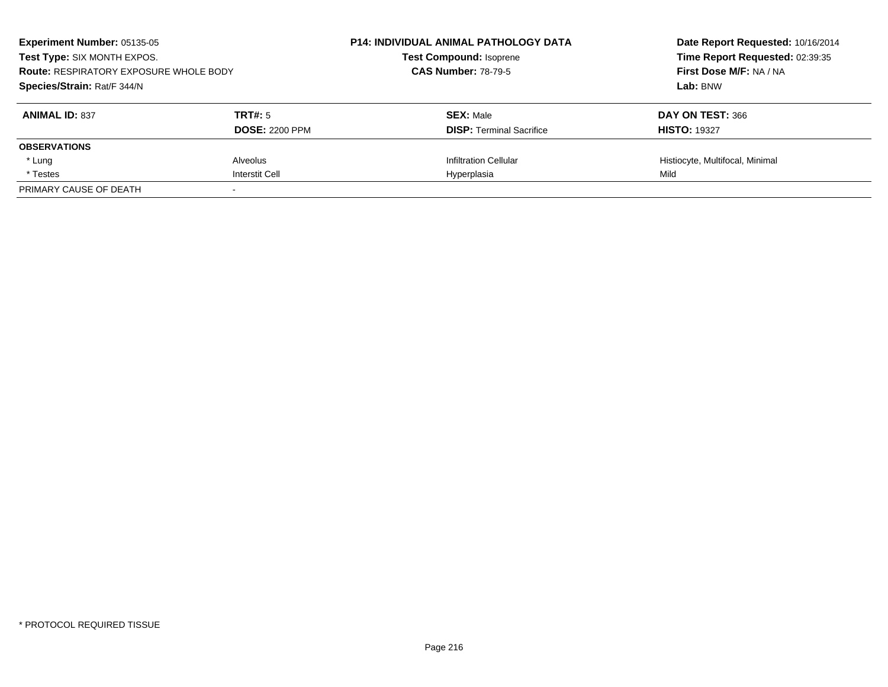**Experiment Number:** 05135-05
**Test Type:** SIX MONTH EXPOS.
**Route:** RESPIRATORY EXPOSURE WHOLE BODY
**Species/Strain:** Rat/F 344/N

**P14: INDIVIDUAL ANIMAL PATHOLOGY DATA**
**Test Compound:** Isoprene
**CAS Number:** 78-79-5

**Date Report Requested:** 10/16/2014
**Time Report Requested:** 02:39:35
**First Dose M/F:** NA / NA
**Lab:** BNW

| **ANIMAL ID:** 837 | **TRT#:** 5 | **SEX:** Male | **DAY ON TEST:** 366 |
|---|---|---|---|
| | **DOSE:** 2200 PPM | **DISP:** Terminal Sacrifice | **HISTO:** 19327 |
| **OBSERVATIONS** | | | |
| * Lung | Alveolus | Infiltration Cellular | Histiocyte, Multifocal, Minimal |
| * Testes | Interstit Cell | Hyperplasia | Mild |
| PRIMARY CAUSE OF DEATH | - | | |

* PROTOCOL REQUIRED TISSUE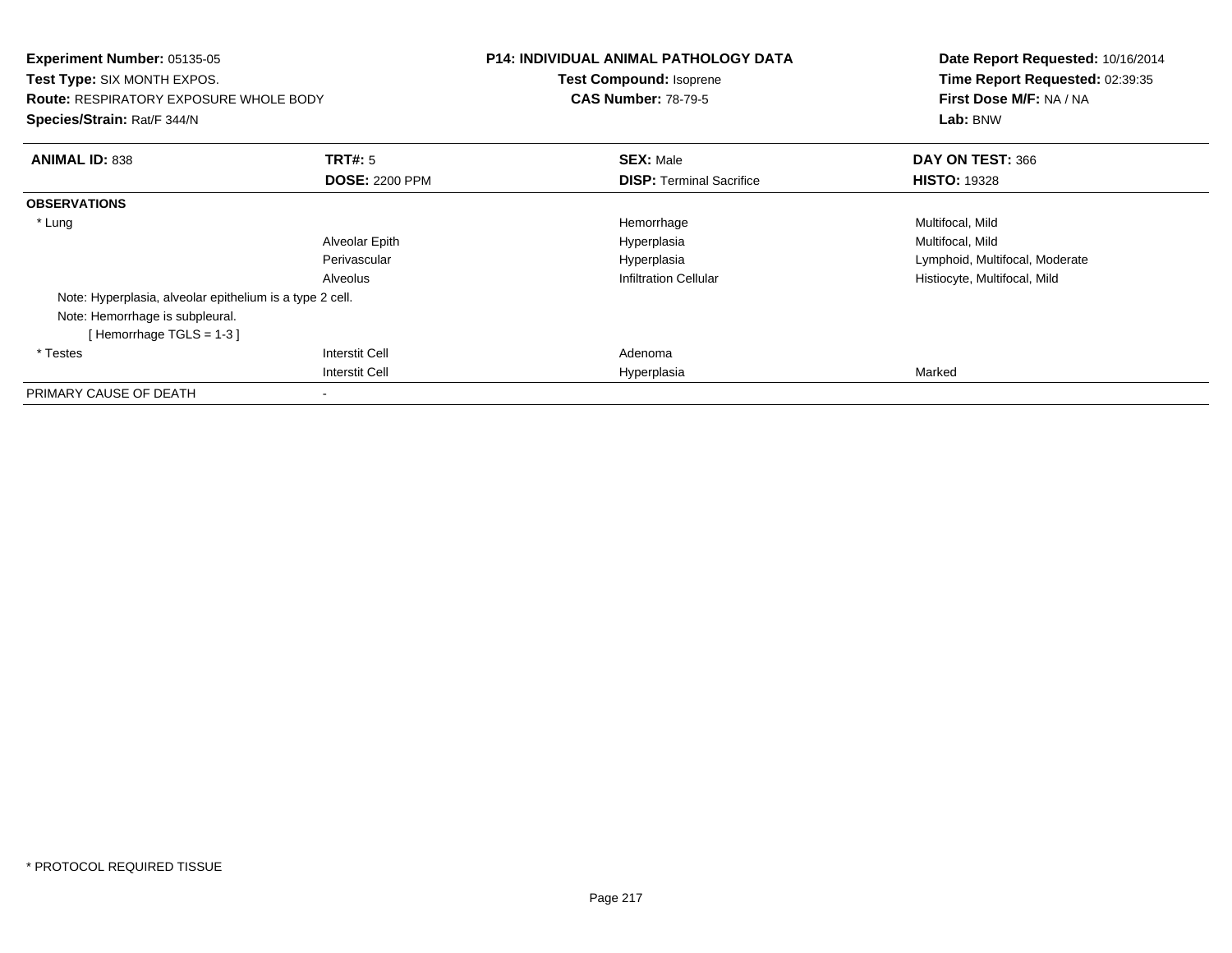**Experiment Number:** 05135-05
**Test Type:** SIX MONTH EXPOS.
**Route:** RESPIRATORY EXPOSURE WHOLE BODY
**Species/Strain:** Rat/F 344/N

**P14: INDIVIDUAL ANIMAL PATHOLOGY DATA**
**Test Compound:** Isoprene
**CAS Number:** 78-79-5

**Date Report Requested:** 10/16/2014
**Time Report Requested:** 02:39:35
**First Dose M/F:** NA / NA
**Lab:** BNW

| **ANIMAL ID:** 838 | **TRT#:** 5 | **SEX:** Male | **DAY ON TEST:** 366 |
|---|---|---|---|
| | **DOSE:** 2200 PPM | **DISP:** Terminal Sacrifice | **HISTO:** 19328 |
| **OBSERVATIONS** | | | |
| * Lung | | Hemorrhage | Multifocal, Mild |
| | Alveolar Epith | Hyperplasia | Multifocal, Mild |
| | Perivascular | Hyperplasia | Lymphoid, Multifocal, Moderate |
| | Alveolus | Infiltration Cellular | Histiocyte, Multifocal, Mild |
| Note: Hyperplasia, alveolar epithelium is a type 2 cell. | | | |
| Note: Hemorrhage is subpleural. | | | |
| [ Hemorrhage TGLS = 1-3 ] | | | |
| * Testes | Interstit Cell | Adenoma | |
| | Interstit Cell | Hyperplasia | Marked |
| PRIMARY CAUSE OF DEATH | - | | |

* PROTOCOL REQUIRED TISSUE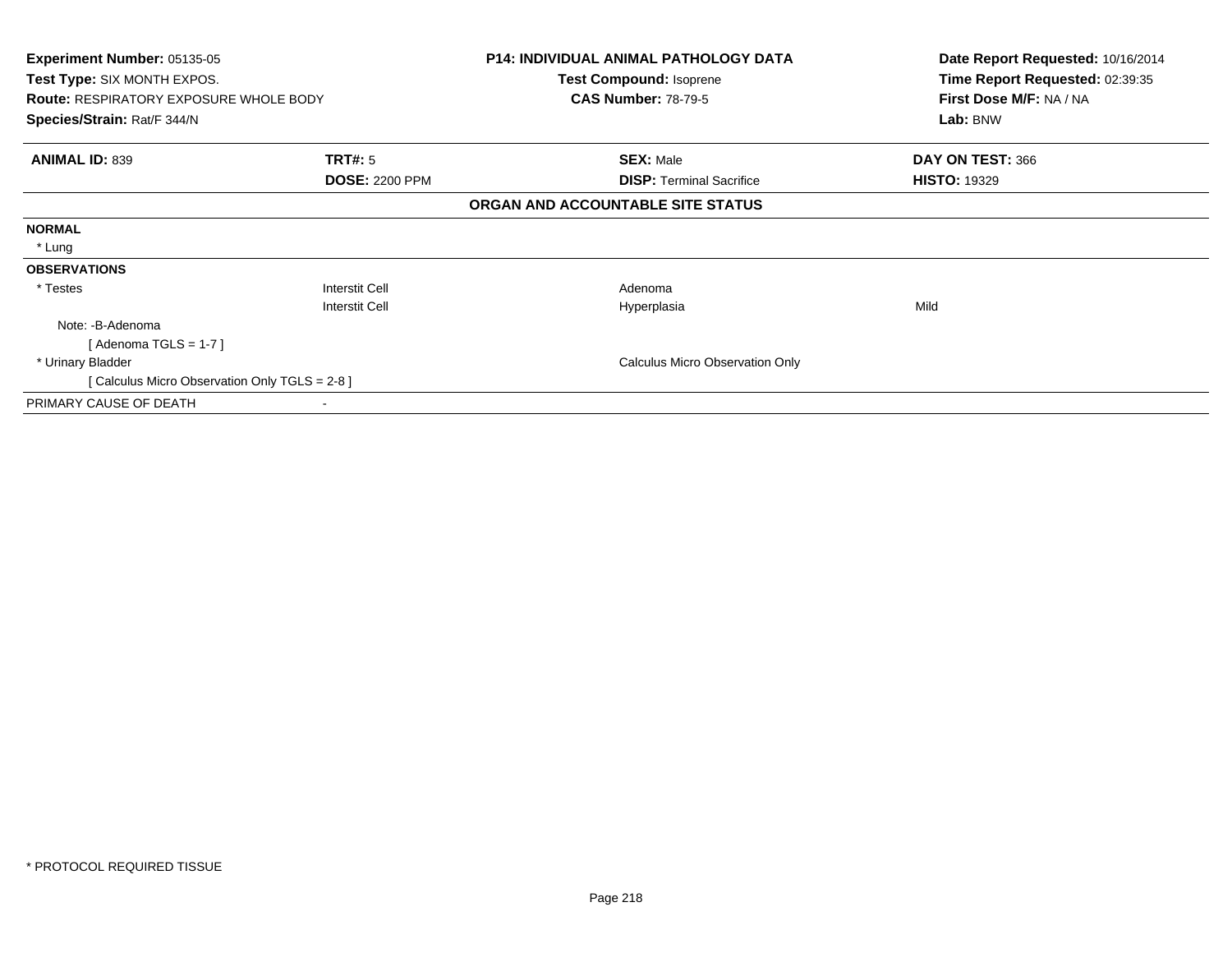**Experiment Number:** 05135-05
**Test Type:** SIX MONTH EXPOS.
**Route:** RESPIRATORY EXPOSURE WHOLE BODY
**Species/Strain:** Rat/F 344/N

**P14: INDIVIDUAL ANIMAL PATHOLOGY DATA**
**Test Compound:** Isoprene
**CAS Number:** 78-79-5

**Date Report Requested:** 10/16/2014
**Time Report Requested:** 02:39:35
**First Dose M/F:** NA / NA
**Lab:** BNW

| **ANIMAL ID:** 839 | **TRT#:** 5 | **SEX:** Male | **DAY ON TEST:** 366 |
|---|---|---|---|
| | **DOSE:** 2200 PPM | **DISP:** Terminal Sacrifice | **HISTO:** 19329 |

**ORGAN AND ACCOUNTABLE SITE STATUS**

| | | | |
|---|---|---|---|
| **NORMAL** | | | |
| * Lung | | | |
| **OBSERVATIONS** | | | |
| * Testes | Interstit Cell | Adenoma | |
| | Interstit Cell | Hyperplasia | Mild |
| Note: -B-Adenoma | | | |
| [ Adenoma TGLS = 1-7 ] | | | |
| * Urinary Bladder | | Calculus Micro Observation Only | |
| [ Calculus Micro Observation Only TGLS = 2-8 ] | | | |
| PRIMARY CAUSE OF DEATH | - | | |

* PROTOCOL REQUIRED TISSUE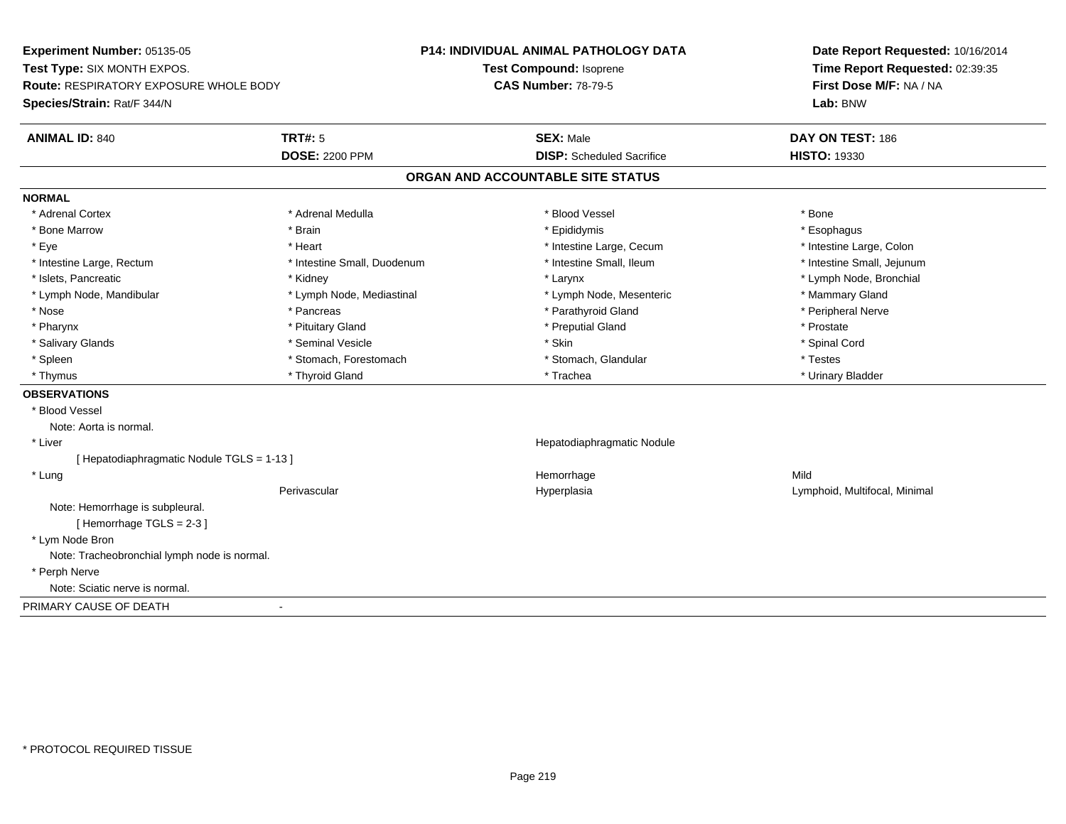**Experiment Number:** 05135-05
**Test Type:** SIX MONTH EXPOS.
**Route:** RESPIRATORY EXPOSURE WHOLE BODY
**Species/Strain:** Rat/F 344/N

**P14: INDIVIDUAL ANIMAL PATHOLOGY DATA**
**Test Compound:** Isoprene
**CAS Number:** 78-79-5

**Date Report Requested:** 10/16/2014
**Time Report Requested:** 02:39:35
**First Dose M/F:** NA / NA
**Lab:** BNW

| **ANIMAL ID:** 840 | **TRT#:** 5 | **SEX:** Male | **DAY ON TEST:** 186 |
|---|---|---|---|
| | **DOSE:** 2200 PPM | **DISP:** Scheduled Sacrifice | **HISTO:** 19330 |

## ORGAN AND ACCOUNTABLE SITE STATUS

**NORMAL**

| | | | |
|---|---|---|---|
| * Adrenal Cortex | * Adrenal Medulla | * Blood Vessel | * Bone |
| * Bone Marrow | * Brain | * Epididymis | * Esophagus |
| * Eye | * Heart | * Intestine Large, Cecum | * Intestine Large, Colon |
| * Intestine Large, Rectum | * Intestine Small, Duodenum | * Intestine Small, Ileum | * Intestine Small, Jejunum |
| * Islets, Pancreatic | * Kidney | * Larynx | * Lymph Node, Bronchial |
| * Lymph Node, Mandibular | * Lymph Node, Mediastinal | * Lymph Node, Mesenteric | * Mammary Gland |
| * Nose | * Pancreas | * Parathyroid Gland | * Peripheral Nerve |
| * Pharynx | * Pituitary Gland | * Preputial Gland | * Prostate |
| * Salivary Glands | * Seminal Vesicle | * Skin | * Spinal Cord |
| * Spleen | * Stomach, Forestomach | * Stomach, Glandular | * Testes |
| * Thymus | * Thyroid Gland | * Trachea | * Urinary Bladder |

**OBSERVATIONS**

* Blood Vessel
  Note: Aorta is normal.
* Liver — Hepatodiaphragmatic Nodule
  [ Hepatodiaphragmatic Nodule TGLS = 1-13 ]
* Lung — Hemorrhage — Mild
  Perivascular — Hyperplasia — Lymphoid, Multifocal, Minimal
  Note: Hemorrhage is subpleural.
  [ Hemorrhage TGLS = 2-3 ]
* Lym Node Bron
  Note: Tracheobronchial lymph node is normal.
* Perph Nerve
  Note: Sciatic nerve is normal.

PRIMARY CAUSE OF DEATH -

* PROTOCOL REQUIRED TISSUE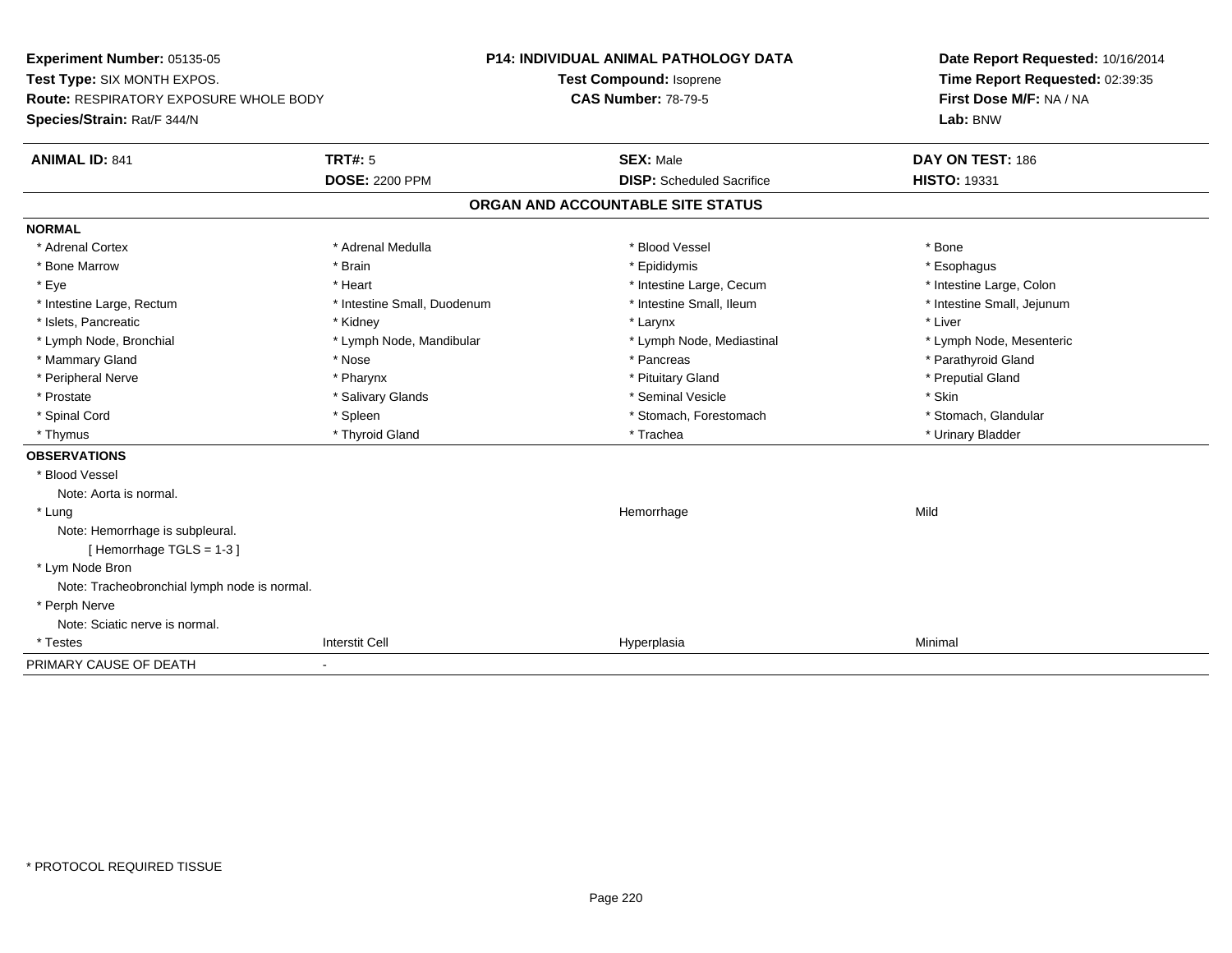**Experiment Number:** 05135-05
**Test Type:** SIX MONTH EXPOS.
**Route:** RESPIRATORY EXPOSURE WHOLE BODY
**Species/Strain:** Rat/F 344/N

**P14: INDIVIDUAL ANIMAL PATHOLOGY DATA**
**Test Compound:** Isoprene
**CAS Number:** 78-79-5

**Date Report Requested:** 10/16/2014
**Time Report Requested:** 02:39:35
**First Dose M/F:** NA / NA
**Lab:** BNW

| **ANIMAL ID:** 841 | **TRT#:** 5 | **SEX:** Male | **DAY ON TEST:** 186 |
|---|---|---|---|
| | **DOSE:** 2200 PPM | **DISP:** Scheduled Sacrifice | **HISTO:** 19331 |

## ORGAN AND ACCOUNTABLE SITE STATUS

**NORMAL**

| | | | |
|---|---|---|---|
| * Adrenal Cortex | * Adrenal Medulla | * Blood Vessel | * Bone |
| * Bone Marrow | * Brain | * Epididymis | * Esophagus |
| * Eye | * Heart | * Intestine Large, Cecum | * Intestine Large, Colon |
| * Intestine Large, Rectum | * Intestine Small, Duodenum | * Intestine Small, Ileum | * Intestine Small, Jejunum |
| * Islets, Pancreatic | * Kidney | * Larynx | * Liver |
| * Lymph Node, Bronchial | * Lymph Node, Mandibular | * Lymph Node, Mediastinal | * Lymph Node, Mesenteric |
| * Mammary Gland | * Nose | * Pancreas | * Parathyroid Gland |
| * Peripheral Nerve | * Pharynx | * Pituitary Gland | * Preputial Gland |
| * Prostate | * Salivary Glands | * Seminal Vesicle | * Skin |
| * Spinal Cord | * Spleen | * Stomach, Forestomach | * Stomach, Glandular |
| * Thymus | * Thyroid Gland | * Trachea | * Urinary Bladder |

**OBSERVATIONS**

| | | | |
|---|---|---|---|
| * Blood Vessel | | | |
| Note: Aorta is normal. | | | |
| * Lung | | Hemorrhage | Mild |
| Note: Hemorrhage is subpleural. | | | |
| [ Hemorrhage TGLS = 1-3 ] | | | |
| * Lym Node Bron | | | |
| Note: Tracheobronchial lymph node is normal. | | | |
| * Perph Nerve | | | |
| Note: Sciatic nerve is normal. | | | |
| * Testes | Interstit Cell | Hyperplasia | Minimal |

PRIMARY CAUSE OF DEATH -

* PROTOCOL REQUIRED TISSUE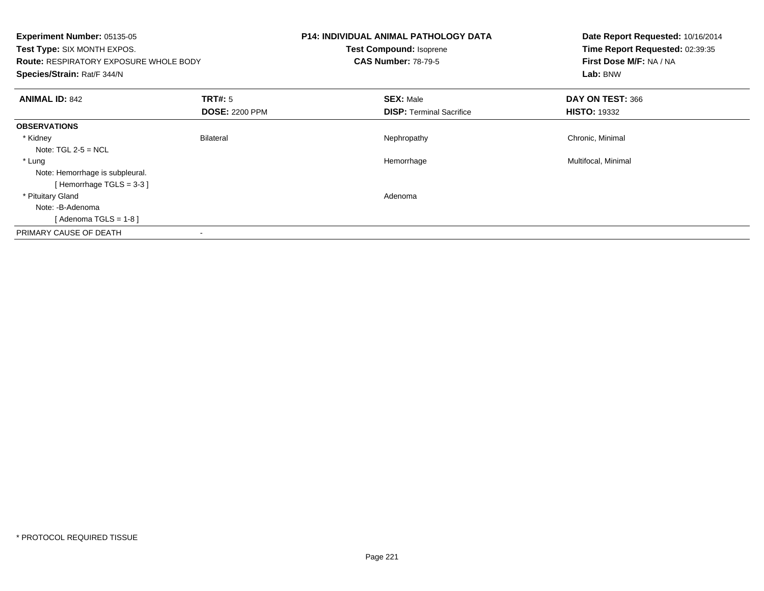**Experiment Number:** 05135-05
**Test Type:** SIX MONTH EXPOS.
**Route:** RESPIRATORY EXPOSURE WHOLE BODY
**Species/Strain:** Rat/F 344/N

**P14: INDIVIDUAL ANIMAL PATHOLOGY DATA**
**Test Compound:** Isoprene
**CAS Number:** 78-79-5

**Date Report Requested:** 10/16/2014
**Time Report Requested:** 02:39:35
**First Dose M/F:** NA / NA
**Lab:** BNW

| **ANIMAL ID:** 842 | **TRT#:** 5 | **SEX:** Male | **DAY ON TEST:** 366 |
|---|---|---|---|
| | **DOSE:** 2200 PPM | **DISP:** Terminal Sacrifice | **HISTO:** 19332 |
| **OBSERVATIONS** | | | |
| * Kidney | Bilateral | Nephropathy | Chronic, Minimal |
| Note: TGL 2-5 = NCL | | | |
| * Lung | | Hemorrhage | Multifocal, Minimal |
| Note: Hemorrhage is subpleural. | | | |
| [ Hemorrhage TGLS = 3-3 ] | | | |
| * Pituitary Gland | | Adenoma | |
| Note: -B-Adenoma | | | |
| [ Adenoma TGLS = 1-8 ] | | | |
| PRIMARY CAUSE OF DEATH | - | | |

* PROTOCOL REQUIRED TISSUE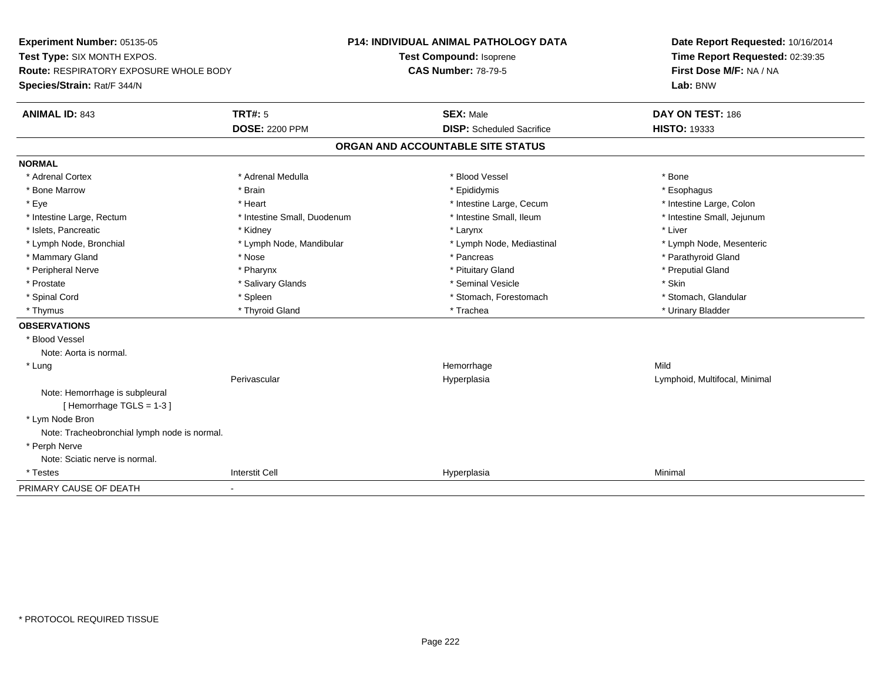**Experiment Number:** 05135-05
**Test Type:** SIX MONTH EXPOS.
**Route:** RESPIRATORY EXPOSURE WHOLE BODY
**Species/Strain:** Rat/F 344/N

**P14: INDIVIDUAL ANIMAL PATHOLOGY DATA**
**Test Compound:** Isoprene
**CAS Number:** 78-79-5

**Date Report Requested:** 10/16/2014
**Time Report Requested:** 02:39:35
**First Dose M/F:** NA / NA
**Lab:** BNW

| **ANIMAL ID:** 843 | **TRT#:** 5 | **SEX:** Male | **DAY ON TEST:** 186 |
|---|---|---|---|
| | **DOSE:** 2200 PPM | **DISP:** Scheduled Sacrifice | **HISTO:** 19333 |

## ORGAN AND ACCOUNTABLE SITE STATUS

**NORMAL**

| | | | |
|---|---|---|---|
| * Adrenal Cortex | * Adrenal Medulla | * Blood Vessel | * Bone |
| * Bone Marrow | * Brain | * Epididymis | * Esophagus |
| * Eye | * Heart | * Intestine Large, Cecum | * Intestine Large, Colon |
| * Intestine Large, Rectum | * Intestine Small, Duodenum | * Intestine Small, Ileum | * Intestine Small, Jejunum |
| * Islets, Pancreatic | * Kidney | * Larynx | * Liver |
| * Lymph Node, Bronchial | * Lymph Node, Mandibular | * Lymph Node, Mediastinal | * Lymph Node, Mesenteric |
| * Mammary Gland | * Nose | * Pancreas | * Parathyroid Gland |
| * Peripheral Nerve | * Pharynx | * Pituitary Gland | * Preputial Gland |
| * Prostate | * Salivary Glands | * Seminal Vesicle | * Skin |
| * Spinal Cord | * Spleen | * Stomach, Forestomach | * Stomach, Glandular |
| * Thymus | * Thyroid Gland | * Trachea | * Urinary Bladder |

**OBSERVATIONS**

| | | | |
|---|---|---|---|
| * Blood Vessel | | | |
| Note: Aorta is normal. | | | |
| * Lung | | Hemorrhage | Mild |
| | Perivascular | Hyperplasia | Lymphoid, Multifocal, Minimal |
| Note: Hemorrhage is subpleural | | | |
| [ Hemorrhage TGLS = 1-3 ] | | | |
| * Lym Node Bron | | | |
| Note: Tracheobronchial lymph node is normal. | | | |
| * Perph Nerve | | | |
| Note: Sciatic nerve is normal. | | | |
| * Testes | Interstit Cell | Hyperplasia | Minimal |

PRIMARY CAUSE OF DEATH -

* PROTOCOL REQUIRED TISSUE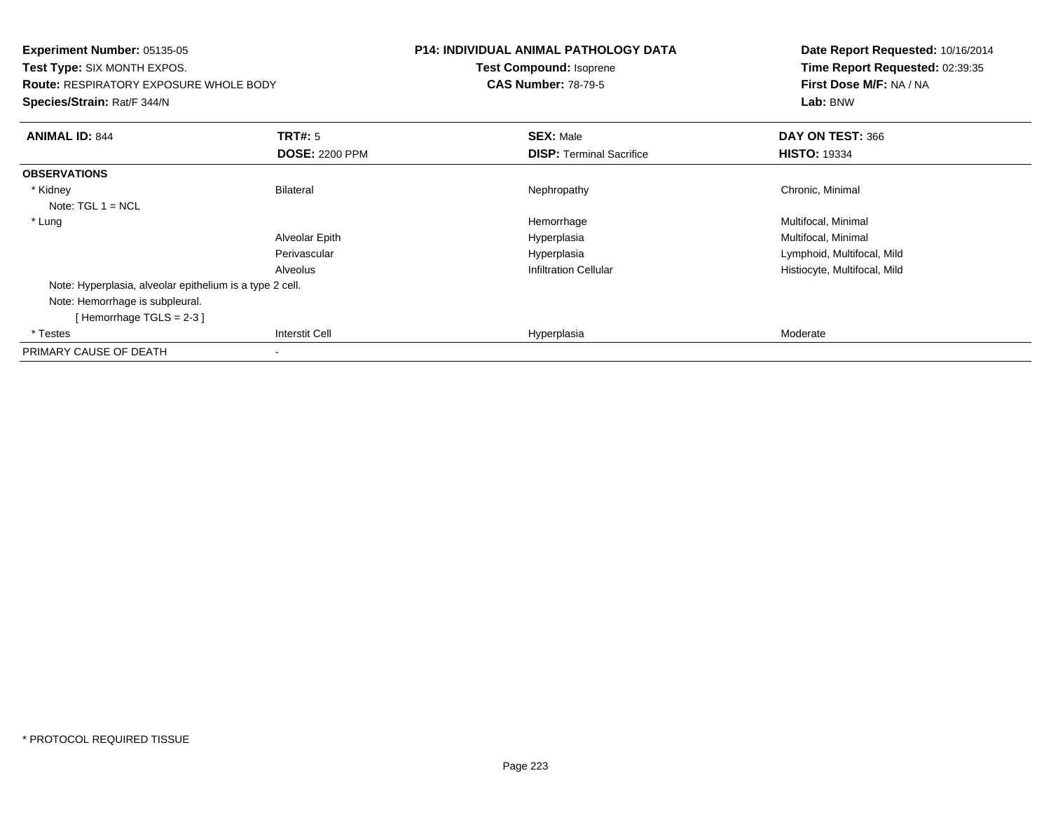**Experiment Number:** 05135-05
**Test Type:** SIX MONTH EXPOS.
**Route:** RESPIRATORY EXPOSURE WHOLE BODY
**Species/Strain:** Rat/F 344/N

**P14: INDIVIDUAL ANIMAL PATHOLOGY DATA**
**Test Compound:** Isoprene
**CAS Number:** 78-79-5

**Date Report Requested:** 10/16/2014
**Time Report Requested:** 02:39:35
**First Dose M/F:** NA / NA
**Lab:** BNW

| **ANIMAL ID:** 844 | **TRT#:** 5 | **SEX:** Male | **DAY ON TEST:** 366 |
|---|---|---|---|
| | **DOSE:** 2200 PPM | **DISP:** Terminal Sacrifice | **HISTO:** 19334 |
| **OBSERVATIONS** | | | |
| * Kidney | Bilateral | Nephropathy | Chronic, Minimal |
| Note: TGL 1 = NCL | | | |
| * Lung | | Hemorrhage | Multifocal, Minimal |
| | Alveolar Epith | Hyperplasia | Multifocal, Minimal |
| | Perivascular | Hyperplasia | Lymphoid, Multifocal, Mild |
| | Alveolus | Infiltration Cellular | Histiocyte, Multifocal, Mild |
| Note: Hyperplasia, alveolar epithelium is a type 2 cell. | | | |
| Note: Hemorrhage is subpleural. | | | |
| [ Hemorrhage TGLS = 2-3 ] | | | |
| * Testes | Interstit Cell | Hyperplasia | Moderate |
| PRIMARY CAUSE OF DEATH | - | | |

* PROTOCOL REQUIRED TISSUE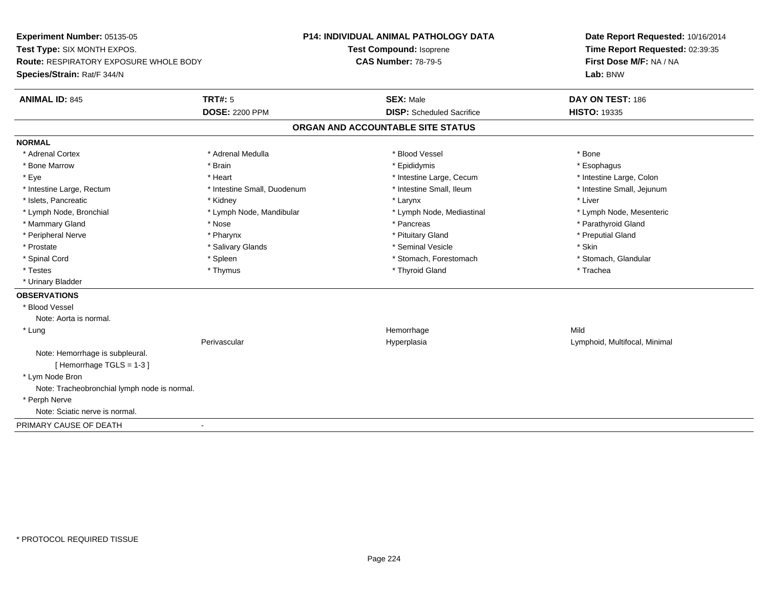**Experiment Number:** 05135-05
**Test Type:** SIX MONTH EXPOS.
**Route:** RESPIRATORY EXPOSURE WHOLE BODY
**Species/Strain:** Rat/F 344/N

**P14: INDIVIDUAL ANIMAL PATHOLOGY DATA**
**Test Compound:** Isoprene
**CAS Number:** 78-79-5

**Date Report Requested:** 10/16/2014
**Time Report Requested:** 02:39:35
**First Dose M/F:** NA / NA
**Lab:** BNW

| **ANIMAL ID:** 845 | **TRT#:** 5 | **SEX:** Male | **DAY ON TEST:** 186 |
|---|---|---|---|
| | **DOSE:** 2200 PPM | **DISP:** Scheduled Sacrifice | **HISTO:** 19335 |

## ORGAN AND ACCOUNTABLE SITE STATUS

**NORMAL**

| | | | |
|---|---|---|---|
| * Adrenal Cortex | * Adrenal Medulla | * Blood Vessel | * Bone |
| * Bone Marrow | * Brain | * Epididymis | * Esophagus |
| * Eye | * Heart | * Intestine Large, Cecum | * Intestine Large, Colon |
| * Intestine Large, Rectum | * Intestine Small, Duodenum | * Intestine Small, Ileum | * Intestine Small, Jejunum |
| * Islets, Pancreatic | * Kidney | * Larynx | * Liver |
| * Lymph Node, Bronchial | * Lymph Node, Mandibular | * Lymph Node, Mediastinal | * Lymph Node, Mesenteric |
| * Mammary Gland | * Nose | * Pancreas | * Parathyroid Gland |
| * Peripheral Nerve | * Pharynx | * Pituitary Gland | * Preputial Gland |
| * Prostate | * Salivary Glands | * Seminal Vesicle | * Skin |
| * Spinal Cord | * Spleen | * Stomach, Forestomach | * Stomach, Glandular |
| * Testes | * Thymus | * Thyroid Gland | * Trachea |
| * Urinary Bladder | | | |

**OBSERVATIONS**

| | | | |
|---|---|---|---|
| * Blood Vessel | | | |
| Note: Aorta is normal. | | | |
| * Lung | | Hemorrhage | Mild |
| | Perivascular | Hyperplasia | Lymphoid, Multifocal, Minimal |
| Note: Hemorrhage is subpleural. | | | |
| [ Hemorrhage TGLS = 1-3 ] | | | |
| * Lym Node Bron | | | |
| Note: Tracheobronchial lymph node is normal. | | | |
| * Perph Nerve | | | |
| Note: Sciatic nerve is normal. | | | |

PRIMARY CAUSE OF DEATH -

\* PROTOCOL REQUIRED TISSUE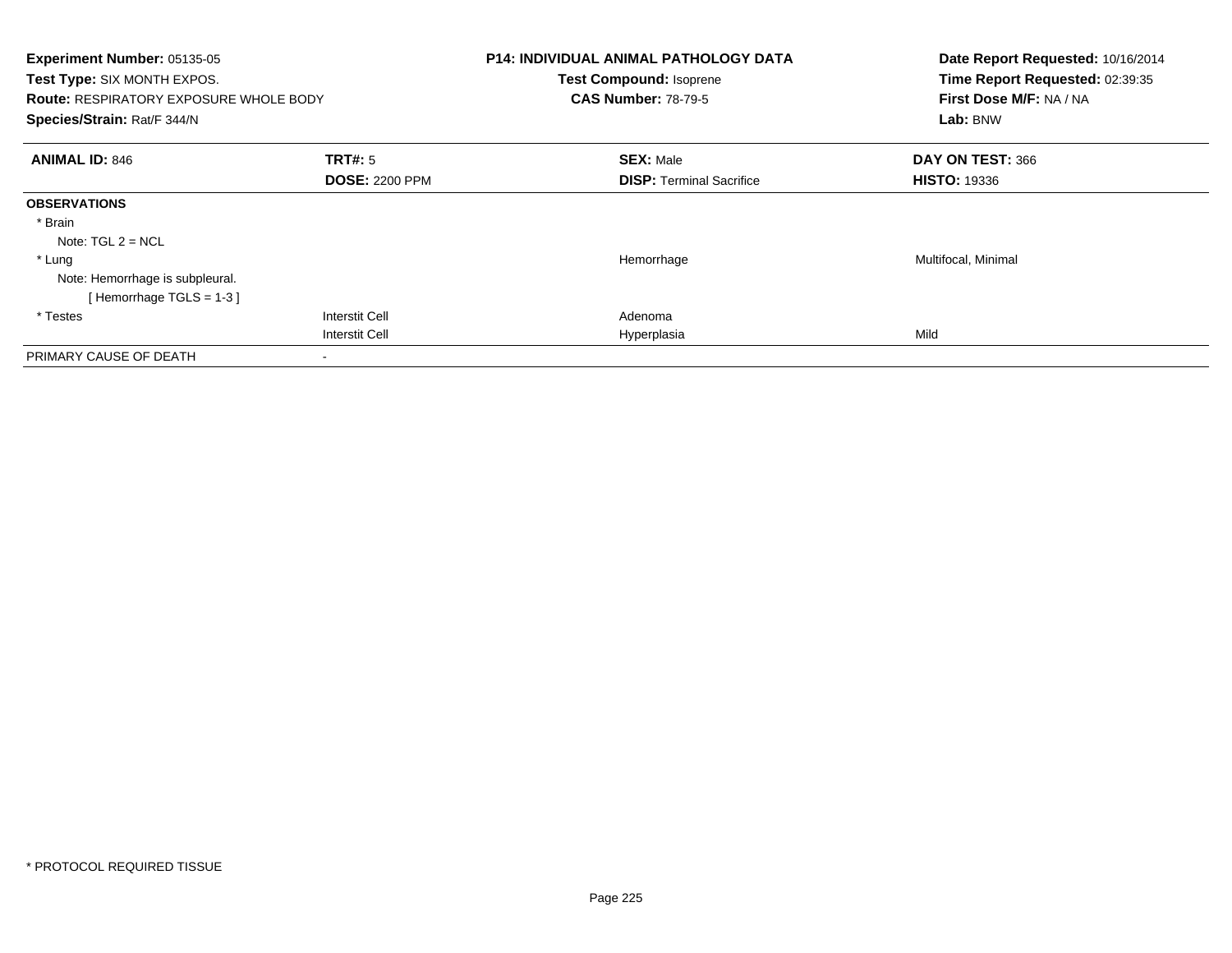**Experiment Number:** 05135-05
**Test Type:** SIX MONTH EXPOS.
**Route:** RESPIRATORY EXPOSURE WHOLE BODY
**Species/Strain:** Rat/F 344/N

**P14: INDIVIDUAL ANIMAL PATHOLOGY DATA**
**Test Compound:** Isoprene
**CAS Number:** 78-79-5

**Date Report Requested:** 10/16/2014
**Time Report Requested:** 02:39:35
**First Dose M/F:** NA / NA
**Lab:** BNW

| **ANIMAL ID:** 846 | **TRT#:** 5 | **SEX:** Male | **DAY ON TEST:** 366 |
|---|---|---|---|
| | **DOSE:** 2200 PPM | **DISP:** Terminal Sacrifice | **HISTO:** 19336 |
| **OBSERVATIONS** | | | |
| * Brain | | | |
| Note: TGL 2 = NCL | | | |
| * Lung | | Hemorrhage | Multifocal, Minimal |
| Note: Hemorrhage is subpleural. | | | |
| [ Hemorrhage TGLS = 1-3 ] | | | |
| * Testes | Interstit Cell | Adenoma | |
| | Interstit Cell | Hyperplasia | Mild |
| PRIMARY CAUSE OF DEATH | - | | |

* PROTOCOL REQUIRED TISSUE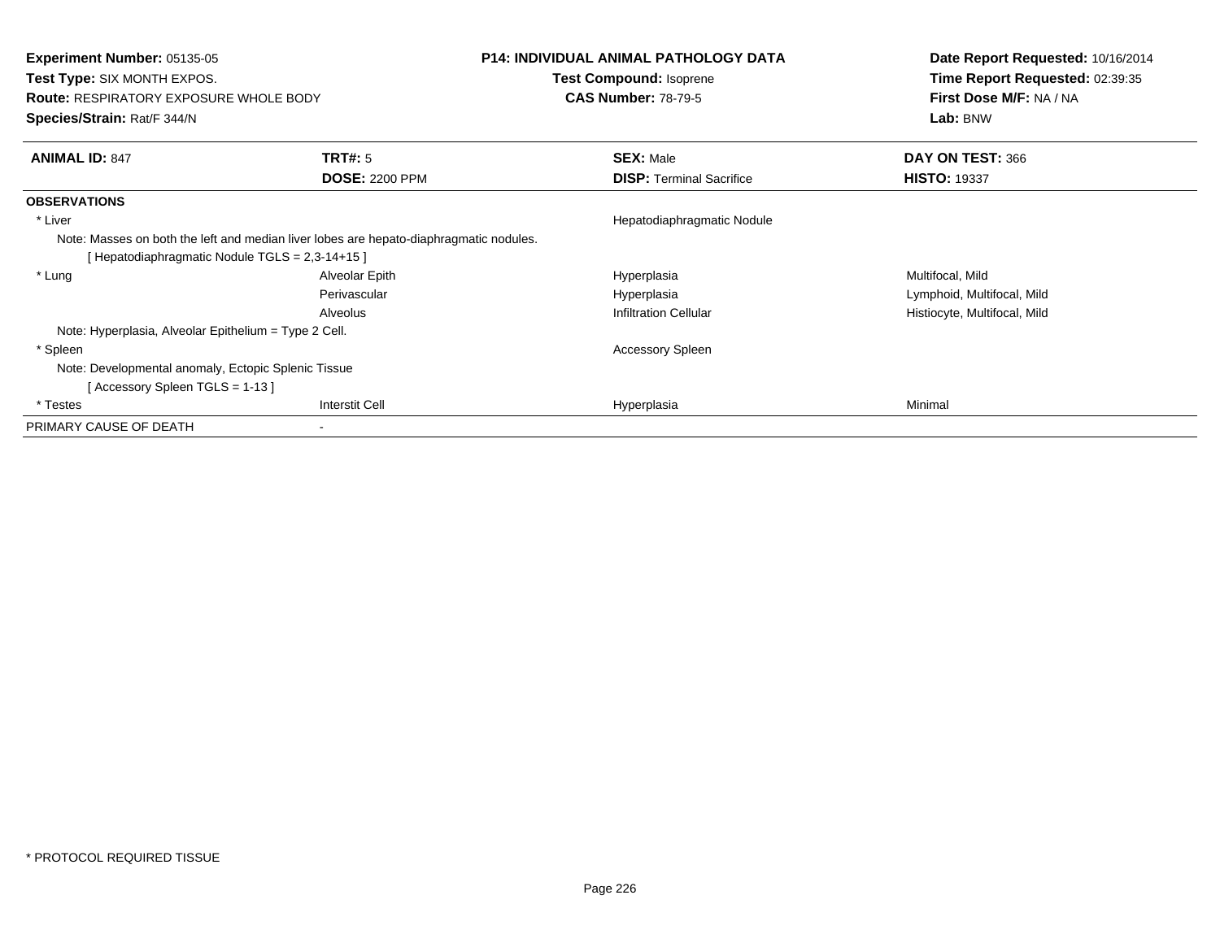**Experiment Number:** 05135-05
**Test Type:** SIX MONTH EXPOS.
**Route:** RESPIRATORY EXPOSURE WHOLE BODY
**Species/Strain:** Rat/F 344/N

**P14: INDIVIDUAL ANIMAL PATHOLOGY DATA**
**Test Compound:** Isoprene
**CAS Number:** 78-79-5

**Date Report Requested:** 10/16/2014
**Time Report Requested:** 02:39:35
**First Dose M/F:** NA / NA
**Lab:** BNW

| **ANIMAL ID:** 847 | **TRT#:** 5 | **SEX:** Male | **DAY ON TEST:** 366 |
|---|---|---|---|
| | **DOSE:** 2200 PPM | **DISP:** Terminal Sacrifice | **HISTO:** 19337 |
| **OBSERVATIONS** | | | |
| * Liver | | Hepatodiaphragmatic Nodule | |
| Note: Masses on both the left and median liver lobes are hepato-diaphragmatic nodules. | | | |
| [ Hepatodiaphragmatic Nodule TGLS = 2,3-14+15 ] | | | |
| * Lung | Alveolar Epith | Hyperplasia | Multifocal, Mild |
| | Perivascular | Hyperplasia | Lymphoid, Multifocal, Mild |
| | Alveolus | Infiltration Cellular | Histiocyte, Multifocal, Mild |
| Note: Hyperplasia, Alveolar Epithelium = Type 2 Cell. | | | |
| * Spleen | | Accessory Spleen | |
| Note: Developmental anomaly, Ectopic Splenic Tissue | | | |
| [ Accessory Spleen TGLS = 1-13 ] | | | |
| * Testes | Interstit Cell | Hyperplasia | Minimal |
| PRIMARY CAUSE OF DEATH | - | | |

* PROTOCOL REQUIRED TISSUE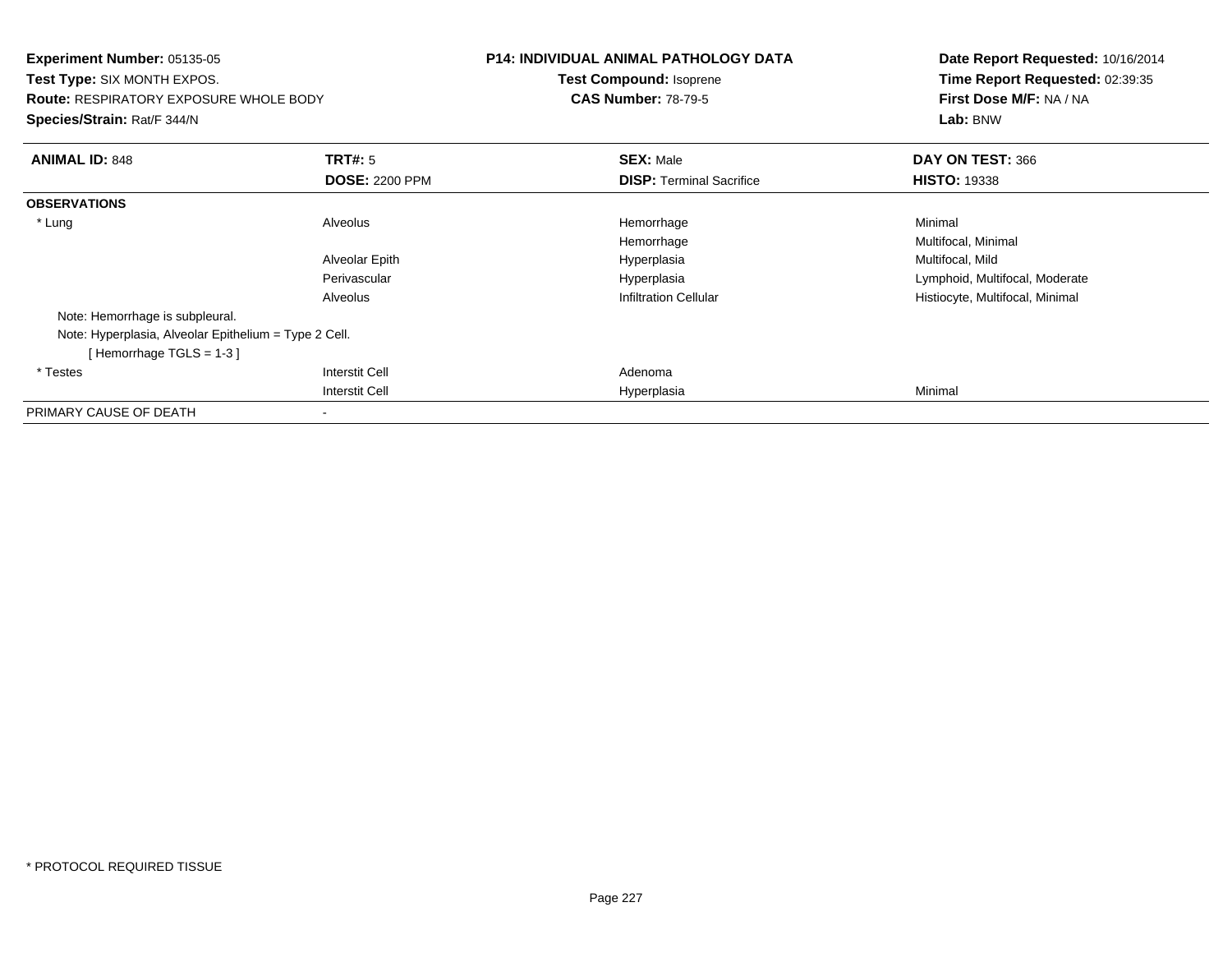**Experiment Number:** 05135-05
**Test Type:** SIX MONTH EXPOS.
**Route:** RESPIRATORY EXPOSURE WHOLE BODY
**Species/Strain:** Rat/F 344/N

**P14: INDIVIDUAL ANIMAL PATHOLOGY DATA**
**Test Compound:** Isoprene
**CAS Number:** 78-79-5

**Date Report Requested:** 10/16/2014
**Time Report Requested:** 02:39:35
**First Dose M/F:** NA / NA
**Lab:** BNW

| **ANIMAL ID:** 848 | **TRT#:** 5 | **SEX:** Male | **DAY ON TEST:** 366 |
|---|---|---|---|
| | **DOSE:** 2200 PPM | **DISP:** Terminal Sacrifice | **HISTO:** 19338 |
| **OBSERVATIONS** | | | |
| * Lung | Alveolus | Hemorrhage | Minimal |
| | | Hemorrhage | Multifocal, Minimal |
| | Alveolar Epith | Hyperplasia | Multifocal, Mild |
| | Perivascular | Hyperplasia | Lymphoid, Multifocal, Moderate |
| | Alveolus | Infiltration Cellular | Histiocyte, Multifocal, Minimal |
| Note: Hemorrhage is subpleural. | | | |
| Note: Hyperplasia, Alveolar Epithelium = Type 2 Cell. | | | |
| [ Hemorrhage TGLS = 1-3 ] | | | |
| * Testes | Interstit Cell | Adenoma | |
| | Interstit Cell | Hyperplasia | Minimal |
| PRIMARY CAUSE OF DEATH | - | | |

* PROTOCOL REQUIRED TISSUE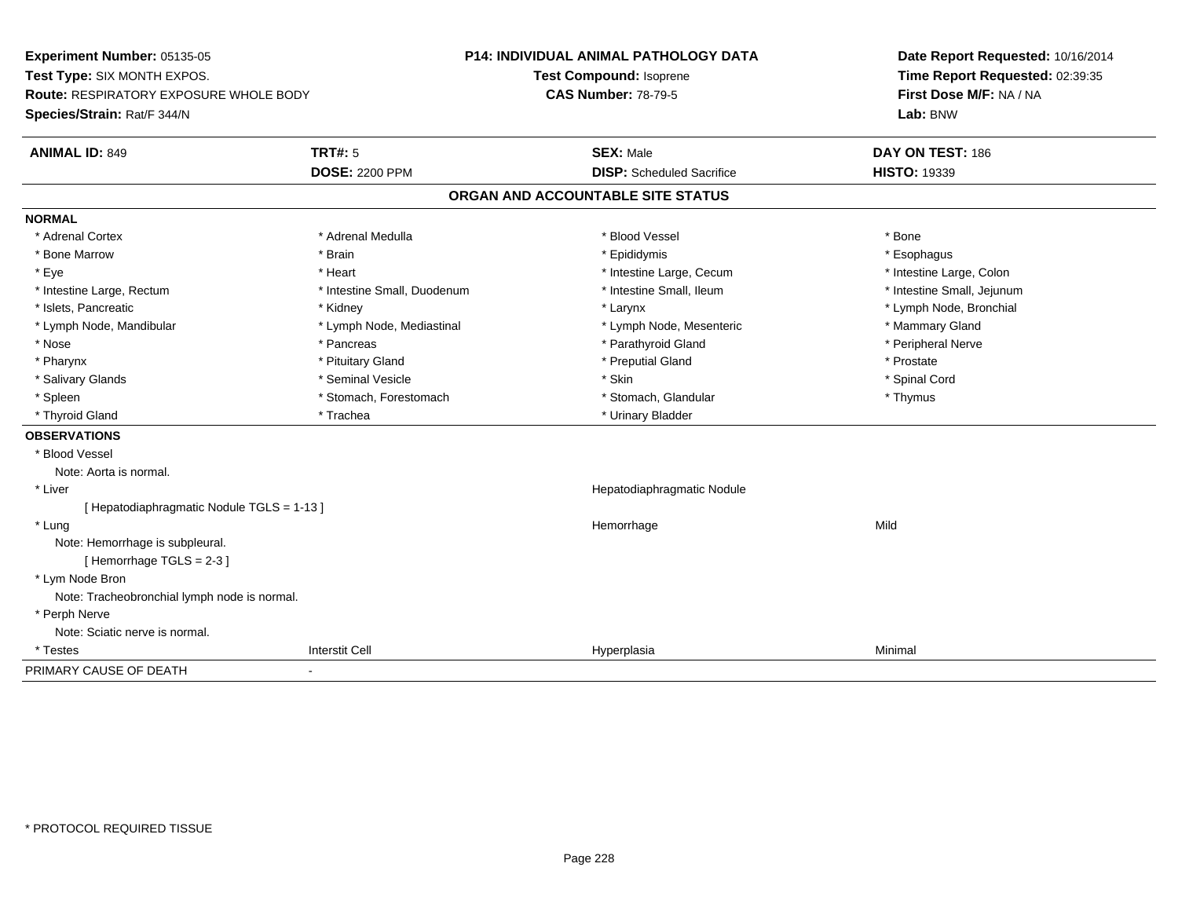**Experiment Number:** 05135-05
**Test Type:** SIX MONTH EXPOS.
**Route:** RESPIRATORY EXPOSURE WHOLE BODY
**Species/Strain:** Rat/F 344/N

**P14: INDIVIDUAL ANIMAL PATHOLOGY DATA**
**Test Compound:** Isoprene
**CAS Number:** 78-79-5

**Date Report Requested:** 10/16/2014
**Time Report Requested:** 02:39:35
**First Dose M/F:** NA / NA
**Lab:** BNW

| **ANIMAL ID:** 849 | **TRT#:** 5 | **SEX:** Male | **DAY ON TEST:** 186 |
|---|---|---|---|
| | **DOSE:** 2200 PPM | **DISP:** Scheduled Sacrifice | **HISTO:** 19339 |

## ORGAN AND ACCOUNTABLE SITE STATUS

**NORMAL**

| | | | |
|---|---|---|---|
| * Adrenal Cortex | * Adrenal Medulla | * Blood Vessel | * Bone |
| * Bone Marrow | * Brain | * Epididymis | * Esophagus |
| * Eye | * Heart | * Intestine Large, Cecum | * Intestine Large, Colon |
| * Intestine Large, Rectum | * Intestine Small, Duodenum | * Intestine Small, Ileum | * Intestine Small, Jejunum |
| * Islets, Pancreatic | * Kidney | * Larynx | * Lymph Node, Bronchial |
| * Lymph Node, Mandibular | * Lymph Node, Mediastinal | * Lymph Node, Mesenteric | * Mammary Gland |
| * Nose | * Pancreas | * Parathyroid Gland | * Peripheral Nerve |
| * Pharynx | * Pituitary Gland | * Preputial Gland | * Prostate |
| * Salivary Glands | * Seminal Vesicle | * Skin | * Spinal Cord |
| * Spleen | * Stomach, Forestomach | * Stomach, Glandular | * Thymus |
| * Thyroid Gland | * Trachea | * Urinary Bladder | |

**OBSERVATIONS**

| | | | |
|---|---|---|---|
| * Blood Vessel | | | |
| Note: Aorta is normal. | | | |
| * Liver | | Hepatodiaphragmatic Nodule | |
| [ Hepatodiaphragmatic Nodule TGLS = 1-13 ] | | | |
| * Lung | | Hemorrhage | Mild |
| Note: Hemorrhage is subpleural. | | | |
| [ Hemorrhage TGLS = 2-3 ] | | | |
| * Lym Node Bron | | | |
| Note: Tracheobronchial lymph node is normal. | | | |
| * Perph Nerve | | | |
| Note: Sciatic nerve is normal. | | | |
| * Testes | Interstit Cell | Hyperplasia | Minimal |

PRIMARY CAUSE OF DEATH -

* PROTOCOL REQUIRED TISSUE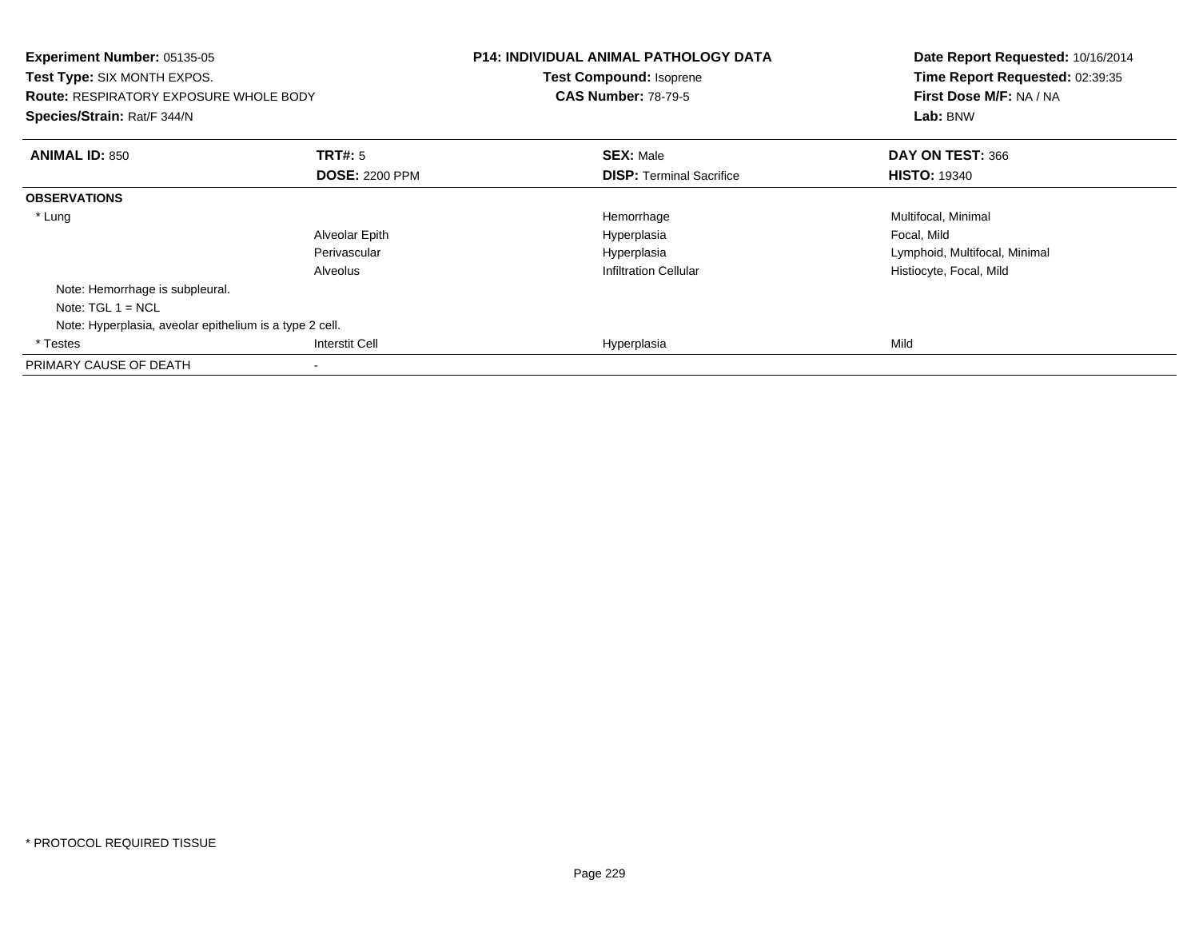**Experiment Number:** 05135-05
**Test Type:** SIX MONTH EXPOS.
**Route:** RESPIRATORY EXPOSURE WHOLE BODY
**Species/Strain:** Rat/F 344/N

**P14: INDIVIDUAL ANIMAL PATHOLOGY DATA**
**Test Compound:** Isoprene
**CAS Number:** 78-79-5

**Date Report Requested:** 10/16/2014
**Time Report Requested:** 02:39:35
**First Dose M/F:** NA / NA
**Lab:** BNW

| **ANIMAL ID:** 850 | **TRT#:** 5 | **SEX:** Male | **DAY ON TEST:** 366 |
|---|---|---|---|
| | **DOSE:** 2200 PPM | **DISP:** Terminal Sacrifice | **HISTO:** 19340 |
| **OBSERVATIONS** | | | |
| * Lung | | Hemorrhage | Multifocal, Minimal |
| | Alveolar Epith | Hyperplasia | Focal, Mild |
| | Perivascular | Hyperplasia | Lymphoid, Multifocal, Minimal |
| | Alveolus | Infiltration Cellular | Histiocyte, Focal, Mild |
| Note: Hemorrhage is subpleural. | | | |
| Note: TGL 1 = NCL | | | |
| Note: Hyperplasia, aveolar epithelium is a type 2 cell. | | | |
| * Testes | Interstit Cell | Hyperplasia | Mild |
| PRIMARY CAUSE OF DEATH | - | | |

\* PROTOCOL REQUIRED TISSUE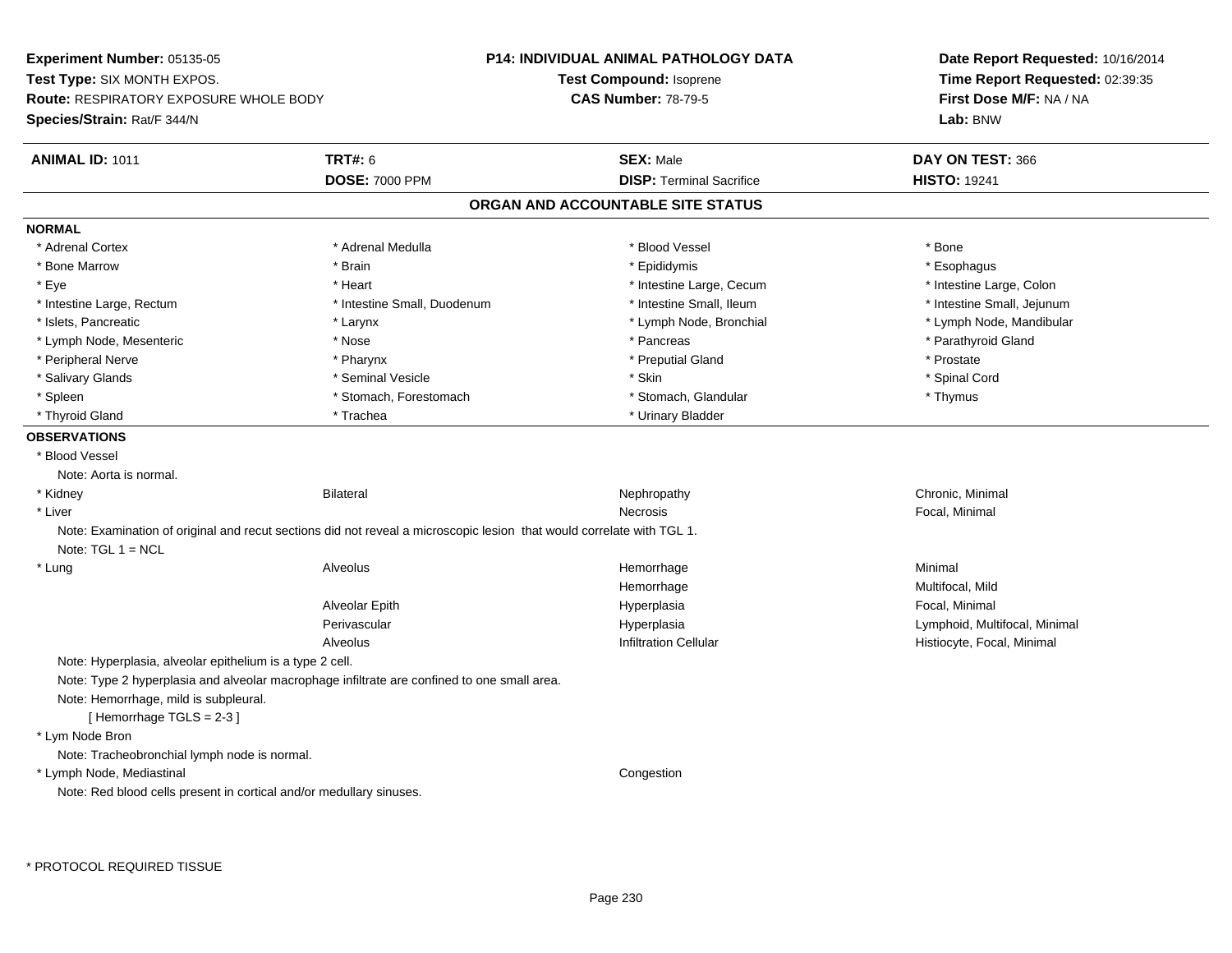**Experiment Number:** 05135-05
**Test Type:** SIX MONTH EXPOS.
**Route:** RESPIRATORY EXPOSURE WHOLE BODY
**Species/Strain:** Rat/F 344/N

**P14: INDIVIDUAL ANIMAL PATHOLOGY DATA**
**Test Compound:** Isoprene
**CAS Number:** 78-79-5

**Date Report Requested:** 10/16/2014
**Time Report Requested:** 02:39:35
**First Dose M/F:** NA / NA
**Lab:** BNW

| **ANIMAL ID:** 1011 | **TRT#:** 6 | **SEX:** Male | **DAY ON TEST:** 366 |
|---|---|---|---|
| | **DOSE:** 7000 PPM | **DISP:** Terminal Sacrifice | **HISTO:** 19241 |

## ORGAN AND ACCOUNTABLE SITE STATUS

**NORMAL**

| | | | |
|---|---|---|---|
| * Adrenal Cortex | * Adrenal Medulla | * Blood Vessel | * Bone |
| * Bone Marrow | * Brain | * Epididymis | * Esophagus |
| * Eye | * Heart | * Intestine Large, Cecum | * Intestine Large, Colon |
| * Intestine Large, Rectum | * Intestine Small, Duodenum | * Intestine Small, Ileum | * Intestine Small, Jejunum |
| * Islets, Pancreatic | * Larynx | * Lymph Node, Bronchial | * Lymph Node, Mandibular |
| * Lymph Node, Mesenteric | * Nose | * Pancreas | * Parathyroid Gland |
| * Peripheral Nerve | * Pharynx | * Preputial Gland | * Prostate |
| * Salivary Glands | * Seminal Vesicle | * Skin | * Spinal Cord |
| * Spleen | * Stomach, Forestomach | * Stomach, Glandular | * Thymus |
| * Thyroid Gland | * Trachea | * Urinary Bladder | |

**OBSERVATIONS**

* Blood Vessel
  Note: Aorta is normal.

| | | | |
|---|---|---|---|
| * Kidney | Bilateral | Nephropathy | Chronic, Minimal |
| * Liver | | Necrosis | Focal, Minimal |

  Note: Examination of original and recut sections did not reveal a microscopic lesion that would correlate with TGL 1.
  Note: TGL 1 = NCL

| | | | |
|---|---|---|---|
| * Lung | Alveolus | Hemorrhage | Minimal |
| | | Hemorrhage | Multifocal, Mild |
| | Alveolar Epith | Hyperplasia | Focal, Minimal |
| | Perivascular | Hyperplasia | Lymphoid, Multifocal, Minimal |
| | Alveolus | Infiltration Cellular | Histiocyte, Focal, Minimal |

  Note: Hyperplasia, alveolar epithelium is a type 2 cell.
  Note: Type 2 hyperplasia and alveolar macrophage infiltrate are confined to one small area.
  Note: Hemorrhage, mild is subpleural.
  [ Hemorrhage TGLS = 2-3 ]

* Lym Node Bron
  Note: Tracheobronchial lymph node is normal.

| | | | |
|---|---|---|---|
| * Lymph Node, Mediastinal | | Congestion | |

  Note: Red blood cells present in cortical and/or medullary sinuses.

\* PROTOCOL REQUIRED TISSUE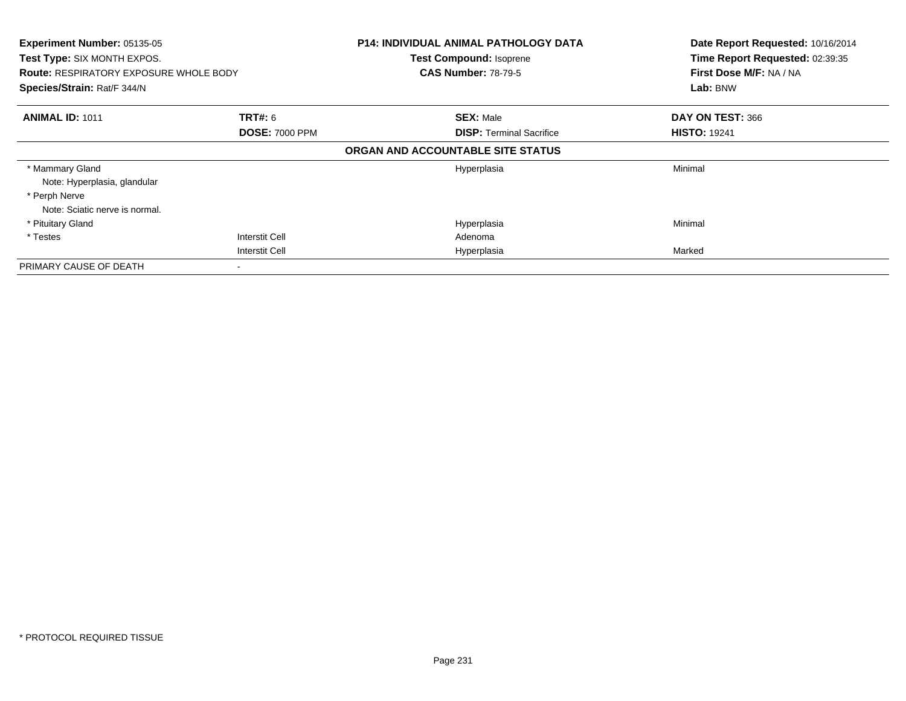**Experiment Number:** 05135-05
**Test Type:** SIX MONTH EXPOS.
**Route:** RESPIRATORY EXPOSURE WHOLE BODY
**Species/Strain:** Rat/F 344/N

**P14: INDIVIDUAL ANIMAL PATHOLOGY DATA**
**Test Compound:** Isoprene
**CAS Number:** 78-79-5

**Date Report Requested:** 10/16/2014
**Time Report Requested:** 02:39:35
**First Dose M/F:** NA / NA
**Lab:** BNW

| **ANIMAL ID:** 1011 | **TRT#:** 6 | **SEX:** Male | **DAY ON TEST:** 366 |
|---|---|---|---|
| | **DOSE:** 7000 PPM | **DISP:** Terminal Sacrifice | **HISTO:** 19241 |

**ORGAN AND ACCOUNTABLE SITE STATUS**

| | | | |
|---|---|---|---|
| * Mammary Gland | | Hyperplasia | Minimal |
| Note: Hyperplasia, glandular | | | |
| * Perph Nerve | | | |
| Note: Sciatic nerve is normal. | | | |
| * Pituitary Gland | | Hyperplasia | Minimal |
| * Testes | Interstit Cell | Adenoma | |
| | Interstit Cell | Hyperplasia | Marked |
| PRIMARY CAUSE OF DEATH | - | | |

* PROTOCOL REQUIRED TISSUE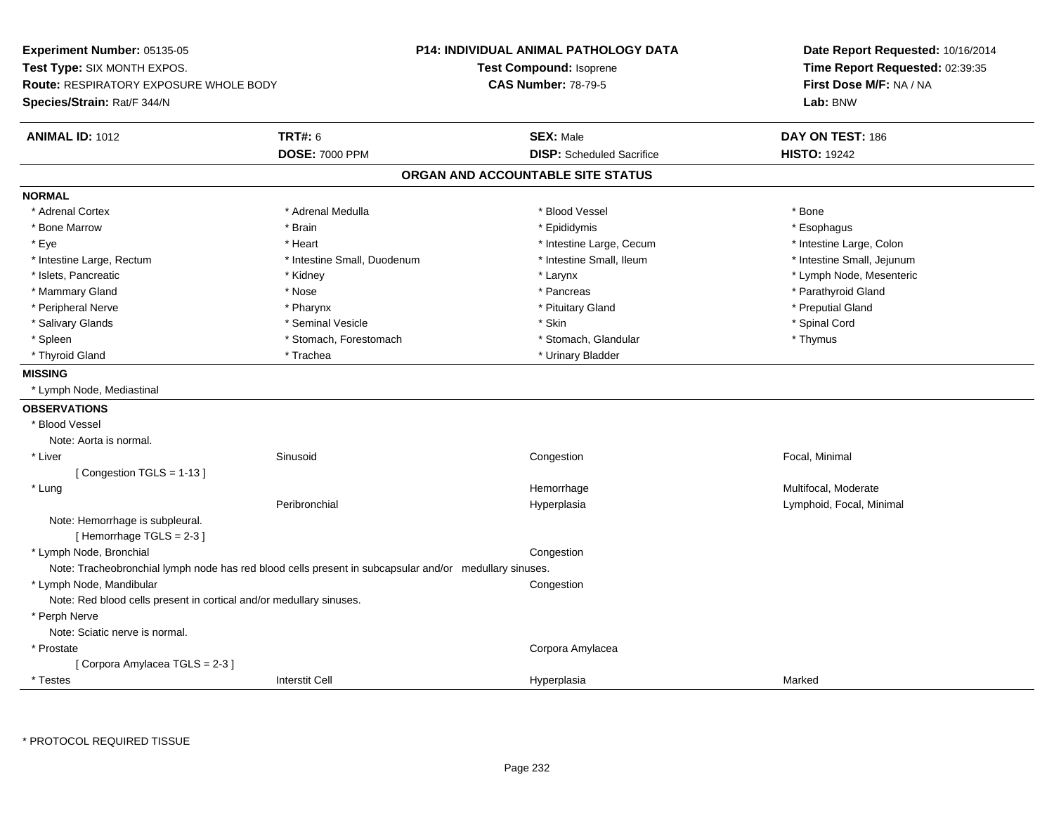**Experiment Number:** 05135-05
**Test Type:** SIX MONTH EXPOS.
**Route:** RESPIRATORY EXPOSURE WHOLE BODY
**Species/Strain:** Rat/F 344/N

**P14: INDIVIDUAL ANIMAL PATHOLOGY DATA**
**Test Compound:** Isoprene
**CAS Number:** 78-79-5

**Date Report Requested:** 10/16/2014
**Time Report Requested:** 02:39:35
**First Dose M/F:** NA / NA
**Lab:** BNW

| **ANIMAL ID:** 1012 | **TRT#:** 6 | **SEX:** Male | **DAY ON TEST:** 186 |
|---|---|---|---|
| | **DOSE:** 7000 PPM | **DISP:** Scheduled Sacrifice | **HISTO:** 19242 |

## ORGAN AND ACCOUNTABLE SITE STATUS

**NORMAL**

| | | | |
|---|---|---|---|
| * Adrenal Cortex | * Adrenal Medulla | * Blood Vessel | * Bone |
| * Bone Marrow | * Brain | * Epididymis | * Esophagus |
| * Eye | * Heart | * Intestine Large, Cecum | * Intestine Large, Colon |
| * Intestine Large, Rectum | * Intestine Small, Duodenum | * Intestine Small, Ileum | * Intestine Small, Jejunum |
| * Islets, Pancreatic | * Kidney | * Larynx | * Lymph Node, Mesenteric |
| * Mammary Gland | * Nose | * Pancreas | * Parathyroid Gland |
| * Peripheral Nerve | * Pharynx | * Pituitary Gland | * Preputial Gland |
| * Salivary Glands | * Seminal Vesicle | * Skin | * Spinal Cord |
| * Spleen | * Stomach, Forestomach | * Stomach, Glandular | * Thymus |
| * Thyroid Gland | * Trachea | * Urinary Bladder | |

**MISSING**

* Lymph Node, Mediastinal

**OBSERVATIONS**

* Blood Vessel
  Note: Aorta is normal.

| | | | |
|---|---|---|---|
| * Liver | Sinusoid | Congestion | Focal, Minimal |

[ Congestion TGLS = 1-13 ]

| | | | |
|---|---|---|---|
| * Lung | | Hemorrhage | Multifocal, Moderate |
| | Peribronchial | Hyperplasia | Lymphoid, Focal, Minimal |

Note: Hemorrhage is subpleural.
[ Hemorrhage TGLS = 2-3 ]

| | | | |
|---|---|---|---|
| * Lymph Node, Bronchial | | Congestion | |

Note: Tracheobronchial lymph node has red blood cells present in subcapsular and/or medullary sinuses.

| | | | |
|---|---|---|---|
| * Lymph Node, Mandibular | | Congestion | |

Note: Red blood cells present in cortical and/or medullary sinuses.

* Perph Nerve
  Note: Sciatic nerve is normal.

| | | | |
|---|---|---|---|
| * Prostate | | Corpora Amylacea | |

[ Corpora Amylacea TGLS = 2-3 ]

| | | | |
|---|---|---|---|
| * Testes | Interstit Cell | Hyperplasia | Marked |

* PROTOCOL REQUIRED TISSUE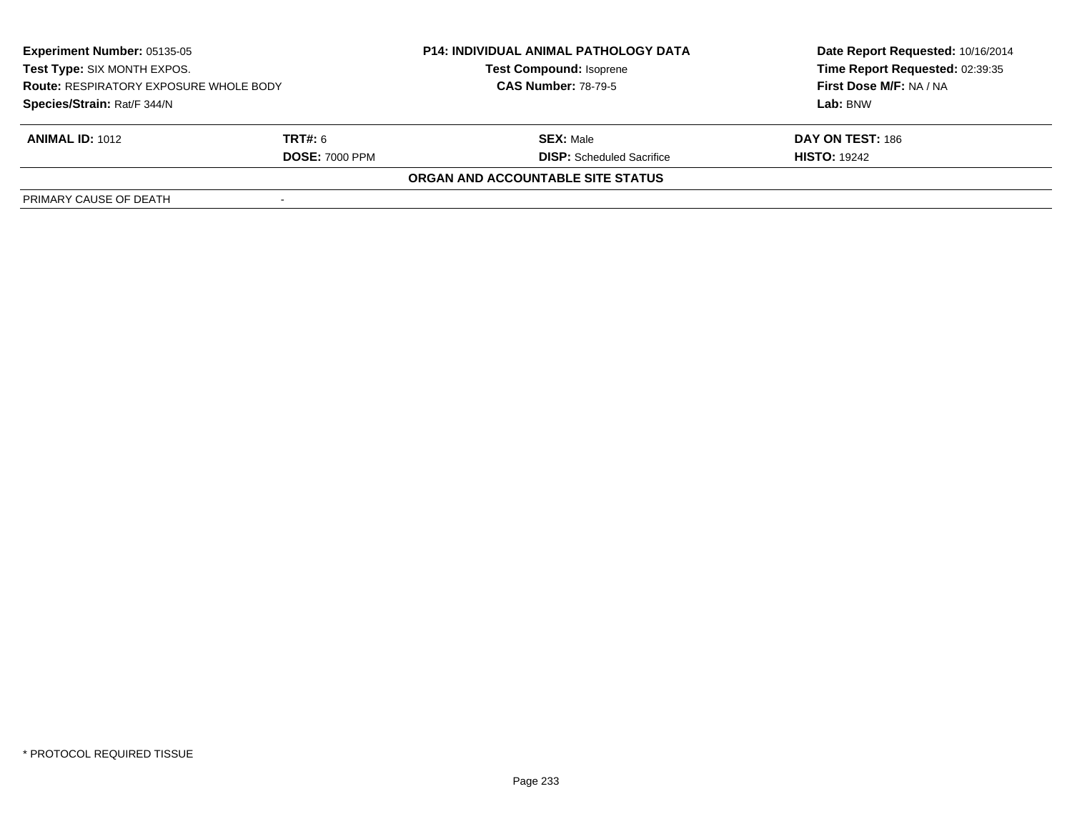| | | | |
|---|---|---|---|
| **Experiment Number:** 05135-05 | | **P14: INDIVIDUAL ANIMAL PATHOLOGY DATA** | **Date Report Requested:** 10/16/2014 |
| **Test Type:** SIX MONTH EXPOS. | | **Test Compound:** Isoprene | **Time Report Requested:** 02:39:35 |
| **Route:** RESPIRATORY EXPOSURE WHOLE BODY | | **CAS Number:** 78-79-5 | **First Dose M/F:** NA / NA |
| **Species/Strain:** Rat/F 344/N | | | **Lab:** BNW |

| | | | |
|---|---|---|---|
| **ANIMAL ID:** 1012 | **TRT#:** 6 | **SEX:** Male | **DAY ON TEST:** 186 |
| | **DOSE:** 7000 PPM | **DISP:** Scheduled Sacrifice | **HISTO:** 19242 |

**ORGAN AND ACCOUNTABLE SITE STATUS**

| | |
|---|---|
| PRIMARY CAUSE OF DEATH | - |

\* PROTOCOL REQUIRED TISSUE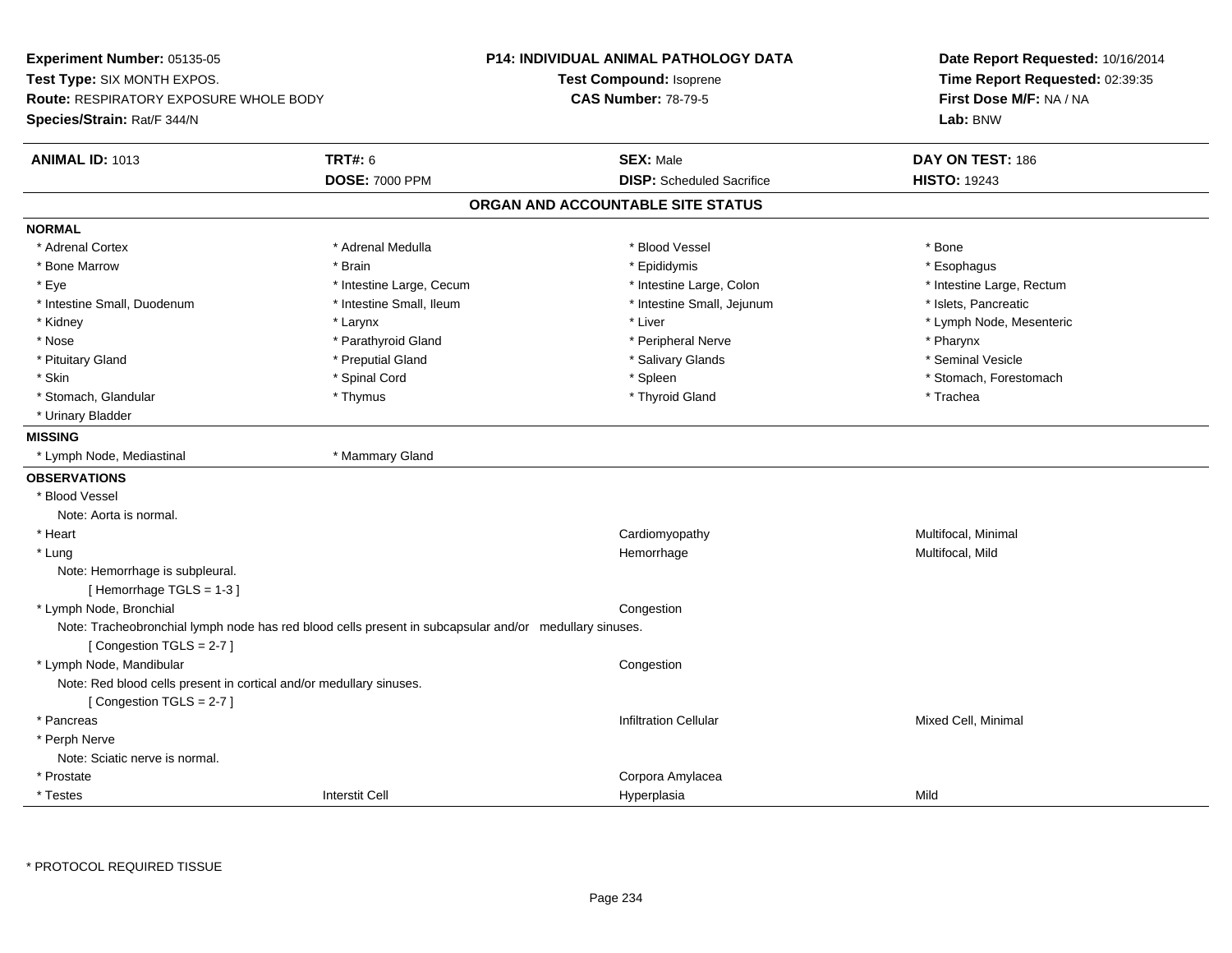**Experiment Number:** 05135-05
**Test Type:** SIX MONTH EXPOS.
**Route:** RESPIRATORY EXPOSURE WHOLE BODY
**Species/Strain:** Rat/F 344/N

**P14: INDIVIDUAL ANIMAL PATHOLOGY DATA**
**Test Compound:** Isoprene
**CAS Number:** 78-79-5

**Date Report Requested:** 10/16/2014
**Time Report Requested:** 02:39:35
**First Dose M/F:** NA / NA
**Lab:** BNW

| **ANIMAL ID:** 1013 | **TRT#:** 6 | **SEX:** Male | **DAY ON TEST:** 186 |
|---|---|---|---|
| | **DOSE:** 7000 PPM | **DISP:** Scheduled Sacrifice | **HISTO:** 19243 |

## ORGAN AND ACCOUNTABLE SITE STATUS

**NORMAL**

| | | | |
|---|---|---|---|
| * Adrenal Cortex | * Adrenal Medulla | * Blood Vessel | * Bone |
| * Bone Marrow | * Brain | * Epididymis | * Esophagus |
| * Eye | * Intestine Large, Cecum | * Intestine Large, Colon | * Intestine Large, Rectum |
| * Intestine Small, Duodenum | * Intestine Small, Ileum | * Intestine Small, Jejunum | * Islets, Pancreatic |
| * Kidney | * Larynx | * Liver | * Lymph Node, Mesenteric |
| * Nose | * Parathyroid Gland | * Peripheral Nerve | * Pharynx |
| * Pituitary Gland | * Preputial Gland | * Salivary Glands | * Seminal Vesicle |
| * Skin | * Spinal Cord | * Spleen | * Stomach, Forestomach |
| * Stomach, Glandular | * Thymus | * Thyroid Gland | * Trachea |
| * Urinary Bladder | | | |

**MISSING**

| | |
|---|---|
| * Lymph Node, Mediastinal | * Mammary Gland |

**OBSERVATIONS**

* Blood Vessel
  Note: Aorta is normal.

| | | | |
|---|---|---|---|
| * Heart | | Cardiomyopathy | Multifocal, Minimal |
| * Lung | | Hemorrhage | Multifocal, Mild |

  Note: Hemorrhage is subpleural.
  [ Hemorrhage TGLS = 1-3 ]

| | | | |
|---|---|---|---|
| * Lymph Node, Bronchial | | Congestion | |

  Note: Tracheobronchial lymph node has red blood cells present in subcapsular and/or medullary sinuses.
  [ Congestion TGLS = 2-7 ]

| | | | |
|---|---|---|---|
| * Lymph Node, Mandibular | | Congestion | |

  Note: Red blood cells present in cortical and/or medullary sinuses.
  [ Congestion TGLS = 2-7 ]

| | | | |
|---|---|---|---|
| * Pancreas | | Infiltration Cellular | Mixed Cell, Minimal |

* Perph Nerve
  Note: Sciatic nerve is normal.

| | | | |
|---|---|---|---|
| * Prostate | | Corpora Amylacea | |
| * Testes | Interstit Cell | Hyperplasia | Mild |

* PROTOCOL REQUIRED TISSUE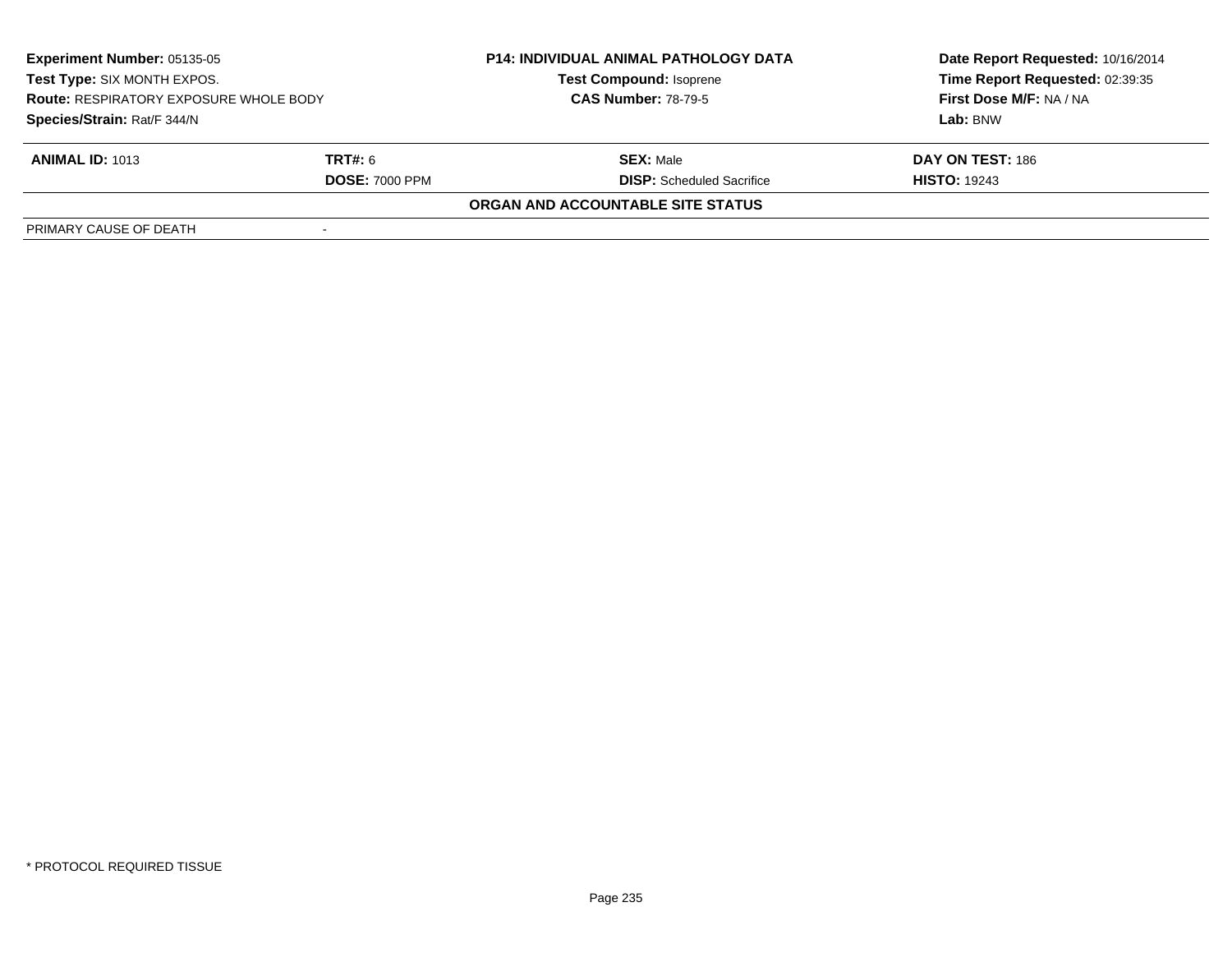| **Experiment Number:** 05135-05 | **P14: INDIVIDUAL ANIMAL PATHOLOGY DATA** | **Date Report Requested:** 10/16/2014 |
|---|---|---|
| **Test Type:** SIX MONTH EXPOS. | **Test Compound:** Isoprene | **Time Report Requested:** 02:39:35 |
| **Route:** RESPIRATORY EXPOSURE WHOLE BODY | **CAS Number:** 78-79-5 | **First Dose M/F:** NA / NA |
| **Species/Strain:** Rat/F 344/N | | **Lab:** BNW |

| **ANIMAL ID:** 1013 | **TRT#:** 6 | **SEX:** Male | **DAY ON TEST:** 186 |
|---|---|---|---|
| | **DOSE:** 7000 PPM | **DISP:** Scheduled Sacrifice | **HISTO:** 19243 |

**ORGAN AND ACCOUNTABLE SITE STATUS**

| PRIMARY CAUSE OF DEATH | - |
|---|---|

\* PROTOCOL REQUIRED TISSUE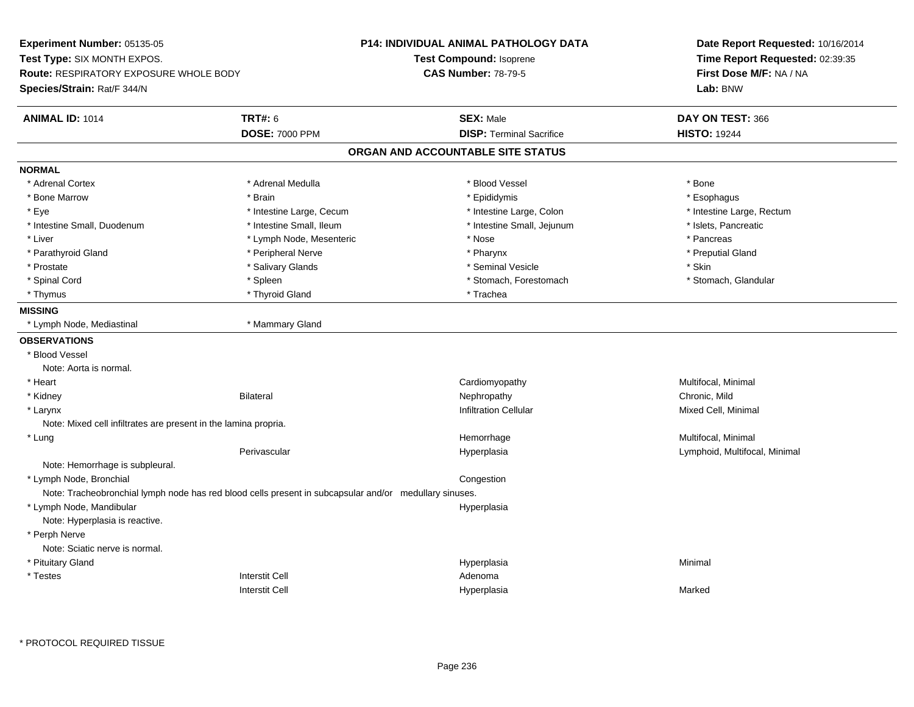**Experiment Number:** 05135-05
**Test Type:** SIX MONTH EXPOS.
**Route:** RESPIRATORY EXPOSURE WHOLE BODY
**Species/Strain:** Rat/F 344/N

**P14: INDIVIDUAL ANIMAL PATHOLOGY DATA**
**Test Compound:** Isoprene
**CAS Number:** 78-79-5

**Date Report Requested:** 10/16/2014
**Time Report Requested:** 02:39:35
**First Dose M/F:** NA / NA
**Lab:** BNW

| **ANIMAL ID:** 1014 | **TRT#:** 6 | **SEX:** Male | **DAY ON TEST:** 366 |
|---|---|---|---|
| | **DOSE:** 7000 PPM | **DISP:** Terminal Sacrifice | **HISTO:** 19244 |

## ORGAN AND ACCOUNTABLE SITE STATUS

**NORMAL**

| | | | |
|---|---|---|---|
| * Adrenal Cortex | * Adrenal Medulla | * Blood Vessel | * Bone |
| * Bone Marrow | * Brain | * Epididymis | * Esophagus |
| * Eye | * Intestine Large, Cecum | * Intestine Large, Colon | * Intestine Large, Rectum |
| * Intestine Small, Duodenum | * Intestine Small, Ileum | * Intestine Small, Jejunum | * Islets, Pancreatic |
| * Liver | * Lymph Node, Mesenteric | * Nose | * Pancreas |
| * Parathyroid Gland | * Peripheral Nerve | * Pharynx | * Preputial Gland |
| * Prostate | * Salivary Glands | * Seminal Vesicle | * Skin |
| * Spinal Cord | * Spleen | * Stomach, Forestomach | * Stomach, Glandular |
| * Thymus | * Thyroid Gland | * Trachea | |

**MISSING**

| | |
|---|---|
| * Lymph Node, Mediastinal | * Mammary Gland |

**OBSERVATIONS**

| | | | |
|---|---|---|---|
| * Blood Vessel | | | |
| Note: Aorta is normal. | | | |
| * Heart | | Cardiomyopathy | Multifocal, Minimal |
| * Kidney | Bilateral | Nephropathy | Chronic, Mild |
| * Larynx | | Infiltration Cellular | Mixed Cell, Minimal |
| Note: Mixed cell infiltrates are present in the lamina propria. | | | |
| * Lung | | Hemorrhage | Multifocal, Minimal |
| | Perivascular | Hyperplasia | Lymphoid, Multifocal, Minimal |
| Note: Hemorrhage is subpleural. | | | |
| * Lymph Node, Bronchial | | Congestion | |
| Note: Tracheobronchial lymph node has red blood cells present in subcapsular and/or medullary sinuses. | | | |
| * Lymph Node, Mandibular | | Hyperplasia | |
| Note: Hyperplasia is reactive. | | | |
| * Perph Nerve | | | |
| Note: Sciatic nerve is normal. | | | |
| * Pituitary Gland | | Hyperplasia | Minimal |
| * Testes | Interstit Cell | Adenoma | |
| | Interstit Cell | Hyperplasia | Marked |

* PROTOCOL REQUIRED TISSUE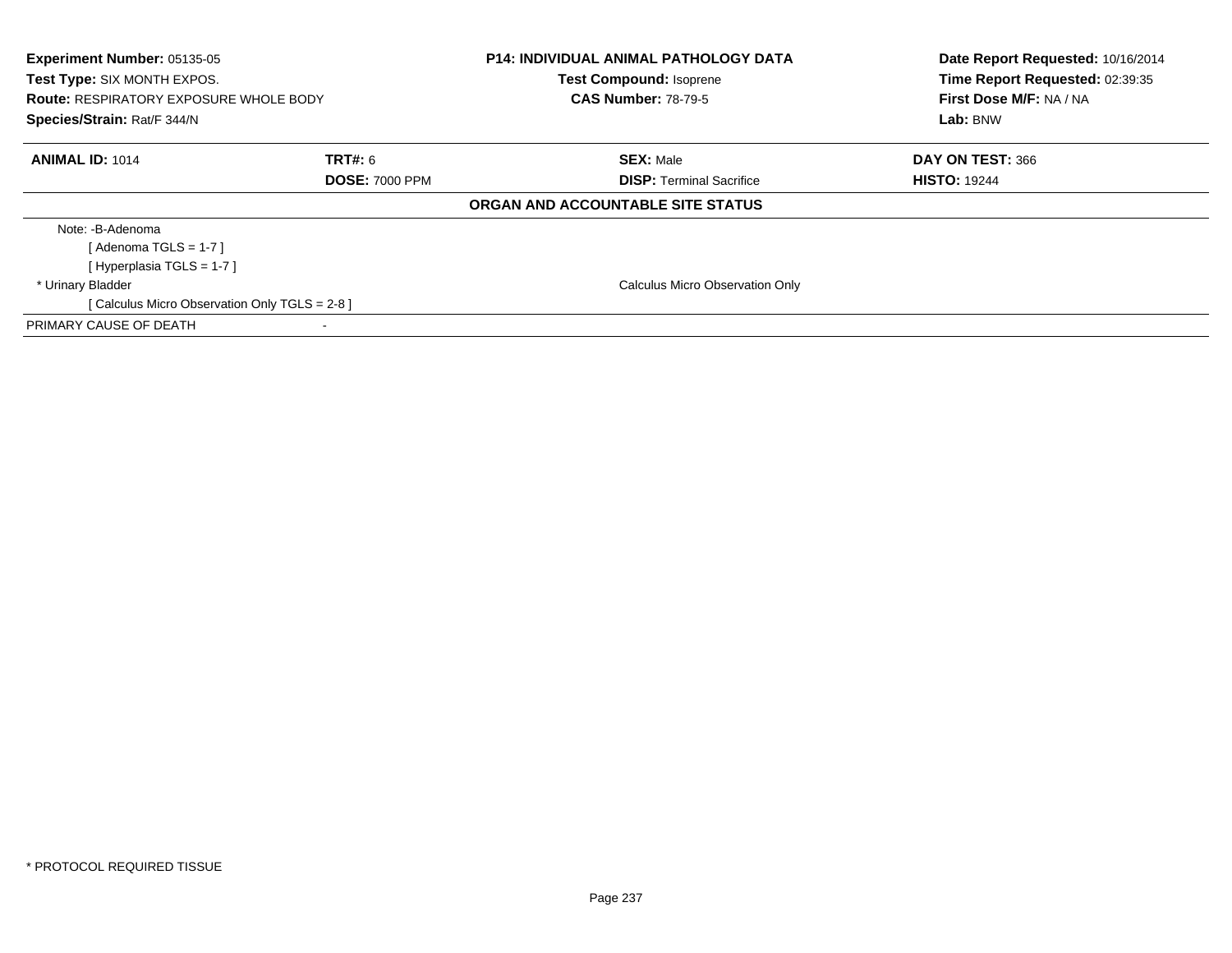**Experiment Number:** 05135-05
**Test Type:** SIX MONTH EXPOS.
**Route:** RESPIRATORY EXPOSURE WHOLE BODY
**Species/Strain:** Rat/F 344/N

**P14: INDIVIDUAL ANIMAL PATHOLOGY DATA**
**Test Compound:** Isoprene
**CAS Number:** 78-79-5

**Date Report Requested:** 10/16/2014
**Time Report Requested:** 02:39:35
**First Dose M/F:** NA / NA
**Lab:** BNW

| **ANIMAL ID:** 1014 | **TRT#:** 6 | **SEX:** Male | **DAY ON TEST:** 366 |
|---|---|---|---|
| | **DOSE:** 7000 PPM | **DISP:** Terminal Sacrifice | **HISTO:** 19244 |

**ORGAN AND ACCOUNTABLE SITE STATUS**

| | |
|---|---|
| Note: -B-Adenoma | |
| [ Adenoma TGLS = 1-7 ] | |
| [ Hyperplasia TGLS = 1-7 ] | |
| * Urinary Bladder | Calculus Micro Observation Only |
| [ Calculus Micro Observation Only TGLS = 2-8 ] | |
| PRIMARY CAUSE OF DEATH | - |

* PROTOCOL REQUIRED TISSUE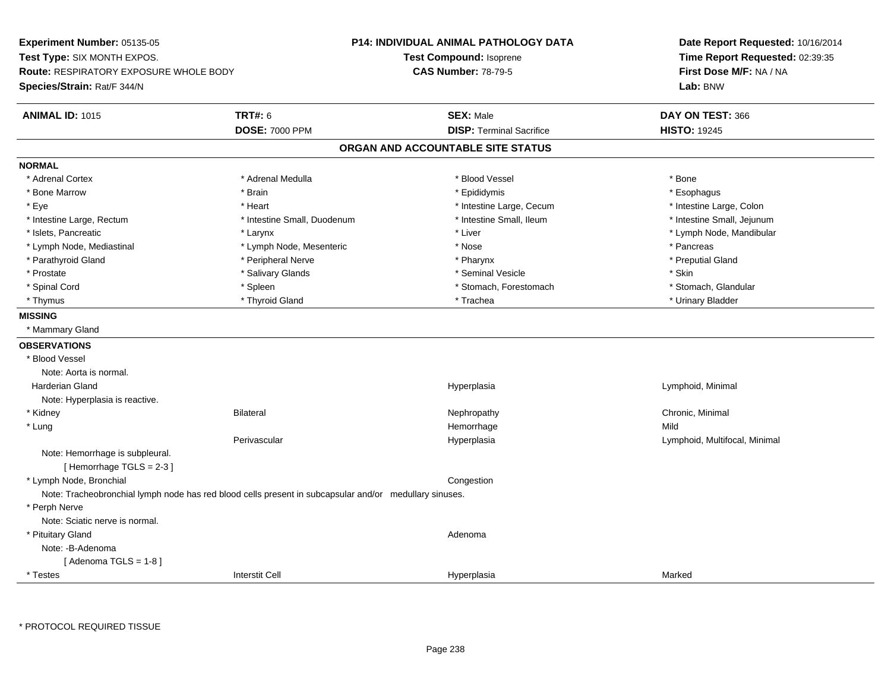**Experiment Number:** 05135-05
**Test Type:** SIX MONTH EXPOS.
**Route:** RESPIRATORY EXPOSURE WHOLE BODY
**Species/Strain:** Rat/F 344/N

**P14: INDIVIDUAL ANIMAL PATHOLOGY DATA**
**Test Compound:** Isoprene
**CAS Number:** 78-79-5

**Date Report Requested:** 10/16/2014
**Time Report Requested:** 02:39:35
**First Dose M/F:** NA / NA
**Lab:** BNW

| **ANIMAL ID:** 1015 | **TRT#:** 6 | **SEX:** Male | **DAY ON TEST:** 366 |
|---|---|---|---|
| | **DOSE:** 7000 PPM | **DISP:** Terminal Sacrifice | **HISTO:** 19245 |

## ORGAN AND ACCOUNTABLE SITE STATUS

**NORMAL**

| | | | |
|---|---|---|---|
| * Adrenal Cortex | * Adrenal Medulla | * Blood Vessel | * Bone |
| * Bone Marrow | * Brain | * Epididymis | * Esophagus |
| * Eye | * Heart | * Intestine Large, Cecum | * Intestine Large, Colon |
| * Intestine Large, Rectum | * Intestine Small, Duodenum | * Intestine Small, Ileum | * Intestine Small, Jejunum |
| * Islets, Pancreatic | * Larynx | * Liver | * Lymph Node, Mandibular |
| * Lymph Node, Mediastinal | * Lymph Node, Mesenteric | * Nose | * Pancreas |
| * Parathyroid Gland | * Peripheral Nerve | * Pharynx | * Preputial Gland |
| * Prostate | * Salivary Glands | * Seminal Vesicle | * Skin |
| * Spinal Cord | * Spleen | * Stomach, Forestomach | * Stomach, Glandular |
| * Thymus | * Thyroid Gland | * Trachea | * Urinary Bladder |

**MISSING**

* Mammary Gland

**OBSERVATIONS**

| | | | |
|---|---|---|---|
| * Blood Vessel | | | |
| Note: Aorta is normal. | | | |
| Harderian Gland | | Hyperplasia | Lymphoid, Minimal |
| Note: Hyperplasia is reactive. | | | |
| * Kidney | Bilateral | Nephropathy | Chronic, Minimal |
| * Lung | | Hemorrhage | Mild |
| | Perivascular | Hyperplasia | Lymphoid, Multifocal, Minimal |
| Note: Hemorrhage is subpleural. | | | |
| [ Hemorrhage TGLS = 2-3 ] | | | |
| * Lymph Node, Bronchial | | Congestion | |
| Note: Tracheobronchial lymph node has red blood cells present in subcapsular and/or medullary sinuses. | | | |
| * Perph Nerve | | | |
| Note: Sciatic nerve is normal. | | | |
| * Pituitary Gland | | Adenoma | |
| Note: -B-Adenoma | | | |
| [ Adenoma TGLS = 1-8 ] | | | |
| * Testes | Interstit Cell | Hyperplasia | Marked |

\* PROTOCOL REQUIRED TISSUE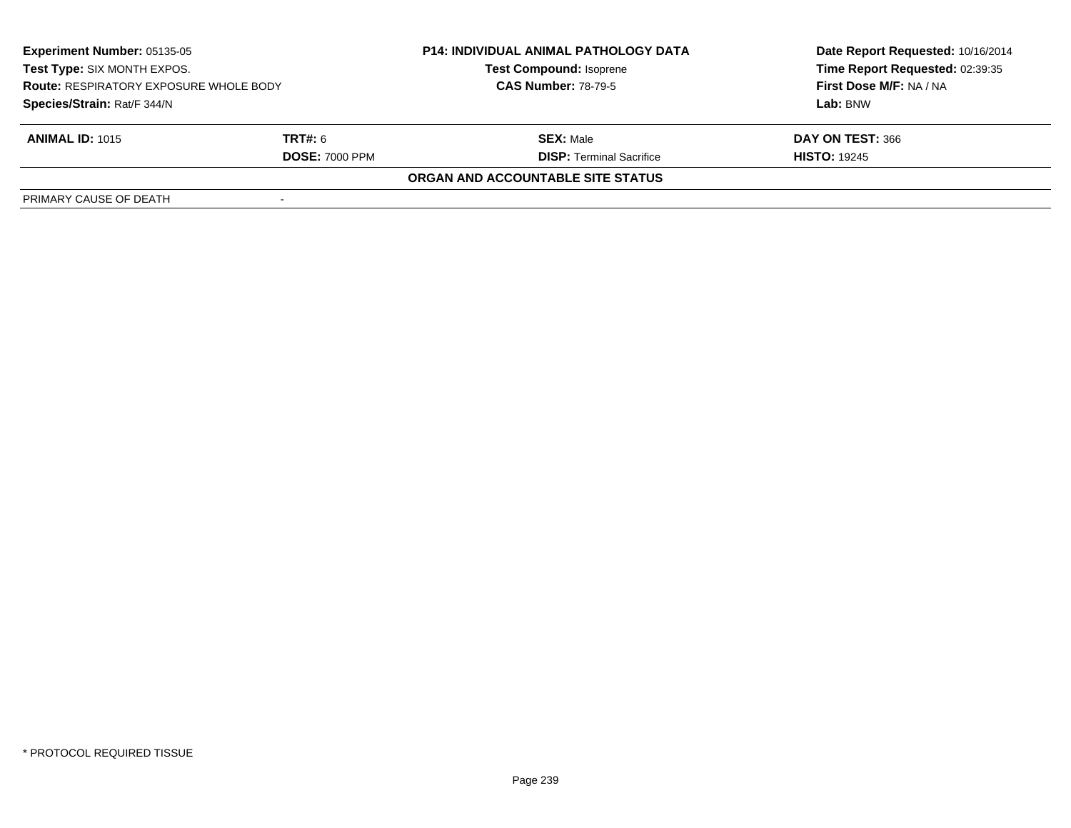| | | | |
|---|---|---|---|
| **Experiment Number:** 05135-05 | | **P14: INDIVIDUAL ANIMAL PATHOLOGY DATA** | **Date Report Requested:** 10/16/2014 |
| **Test Type:** SIX MONTH EXPOS. | | **Test Compound:** Isoprene | **Time Report Requested:** 02:39:35 |
| **Route:** RESPIRATORY EXPOSURE WHOLE BODY | | **CAS Number:** 78-79-5 | **First Dose M/F:** NA / NA |
| **Species/Strain:** Rat/F 344/N | | | **Lab:** BNW |

| | | | |
|---|---|---|---|
| **ANIMAL ID:** 1015 | **TRT#:** 6 | **SEX:** Male | **DAY ON TEST:** 366 |
| | **DOSE:** 7000 PPM | **DISP:** Terminal Sacrifice | **HISTO:** 19245 |

**ORGAN AND ACCOUNTABLE SITE STATUS**

| | |
|---|---|
| PRIMARY CAUSE OF DEATH | - |

* PROTOCOL REQUIRED TISSUE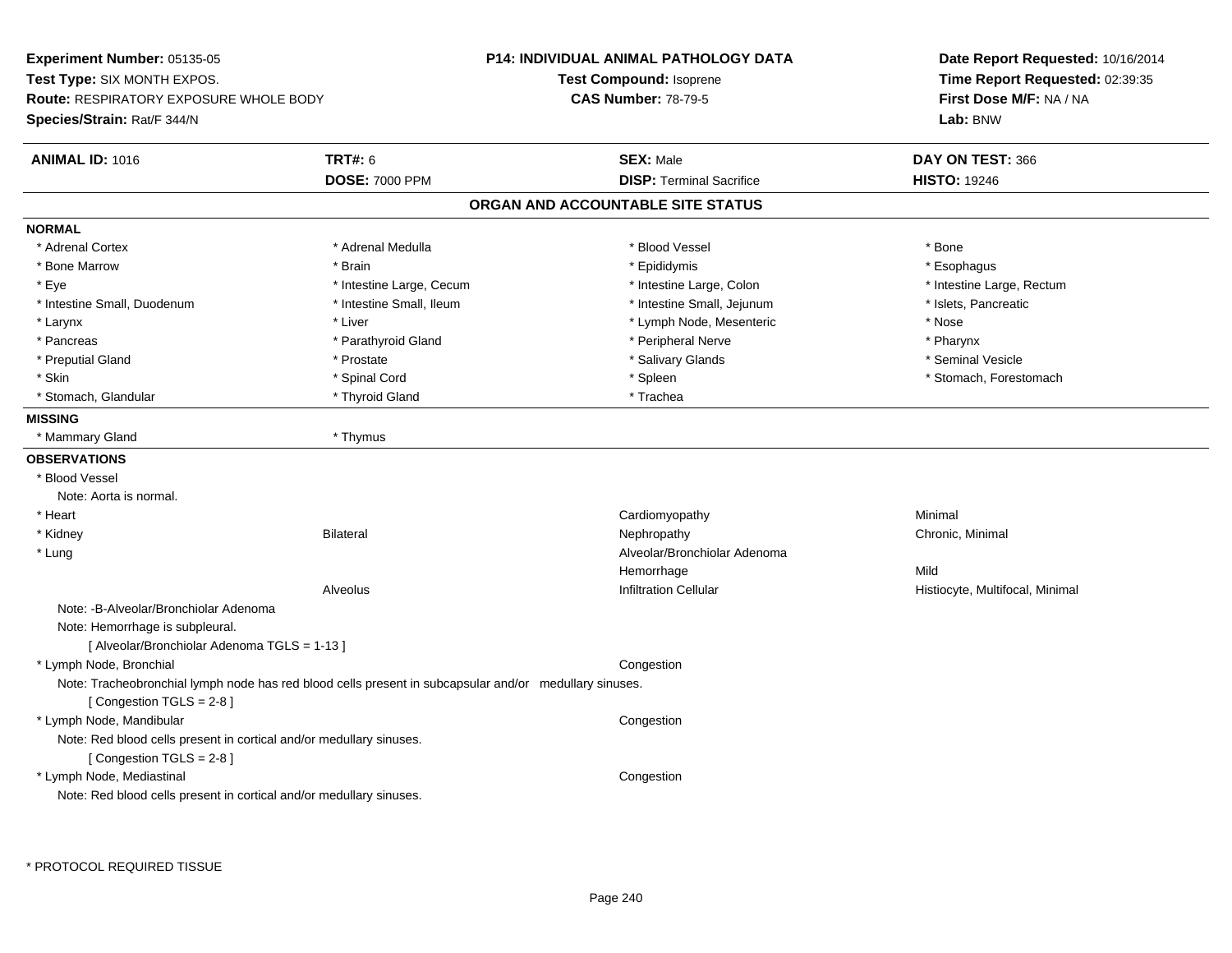**Experiment Number:** 05135-05
**Test Type:** SIX MONTH EXPOS.
**Route:** RESPIRATORY EXPOSURE WHOLE BODY
**Species/Strain:** Rat/F 344/N

**P14: INDIVIDUAL ANIMAL PATHOLOGY DATA**
**Test Compound:** Isoprene
**CAS Number:** 78-79-5

**Date Report Requested:** 10/16/2014
**Time Report Requested:** 02:39:35
**First Dose M/F:** NA / NA
**Lab:** BNW

| **ANIMAL ID:** 1016 | **TRT#:** 6 | **SEX:** Male | **DAY ON TEST:** 366 |
|---|---|---|---|
| | **DOSE:** 7000 PPM | **DISP:** Terminal Sacrifice | **HISTO:** 19246 |

## ORGAN AND ACCOUNTABLE SITE STATUS

**NORMAL**

| | | | |
|---|---|---|---|
| * Adrenal Cortex | * Adrenal Medulla | * Blood Vessel | * Bone |
| * Bone Marrow | * Brain | * Epididymis | * Esophagus |
| * Eye | * Intestine Large, Cecum | * Intestine Large, Colon | * Intestine Large, Rectum |
| * Intestine Small, Duodenum | * Intestine Small, Ileum | * Intestine Small, Jejunum | * Islets, Pancreatic |
| * Larynx | * Liver | * Lymph Node, Mesenteric | * Nose |
| * Pancreas | * Parathyroid Gland | * Peripheral Nerve | * Pharynx |
| * Preputial Gland | * Prostate | * Salivary Glands | * Seminal Vesicle |
| * Skin | * Spinal Cord | * Spleen | * Stomach, Forestomach |
| * Stomach, Glandular | * Thyroid Gland | * Trachea | |

**MISSING**

* Mammary Gland
* Thymus

**OBSERVATIONS**

| | | | |
|---|---|---|---|
| * Blood Vessel | | | |
| Note: Aorta is normal. | | | |
| * Heart | | Cardiomyopathy | Minimal |
| * Kidney | Bilateral | Nephropathy | Chronic, Minimal |
| * Lung | | Alveolar/Bronchiolar Adenoma | |
| | | Hemorrhage | Mild |
| | Alveolus | Infiltration Cellular | Histiocyte, Multifocal, Minimal |

Note: -B-Alveolar/Bronchiolar Adenoma
Note: Hemorrhage is subpleural.
[ Alveolar/Bronchiolar Adenoma TGLS = 1-13 ]

| | | | |
|---|---|---|---|
| * Lymph Node, Bronchial | | Congestion | |

Note: Tracheobronchial lymph node has red blood cells present in subcapsular and/or medullary sinuses.
[ Congestion TGLS = 2-8 ]

| | | | |
|---|---|---|---|
| * Lymph Node, Mandibular | | Congestion | |

Note: Red blood cells present in cortical and/or medullary sinuses.
[ Congestion TGLS = 2-8 ]

| | | | |
|---|---|---|---|
| * Lymph Node, Mediastinal | | Congestion | |

Note: Red blood cells present in cortical and/or medullary sinuses.

\* PROTOCOL REQUIRED TISSUE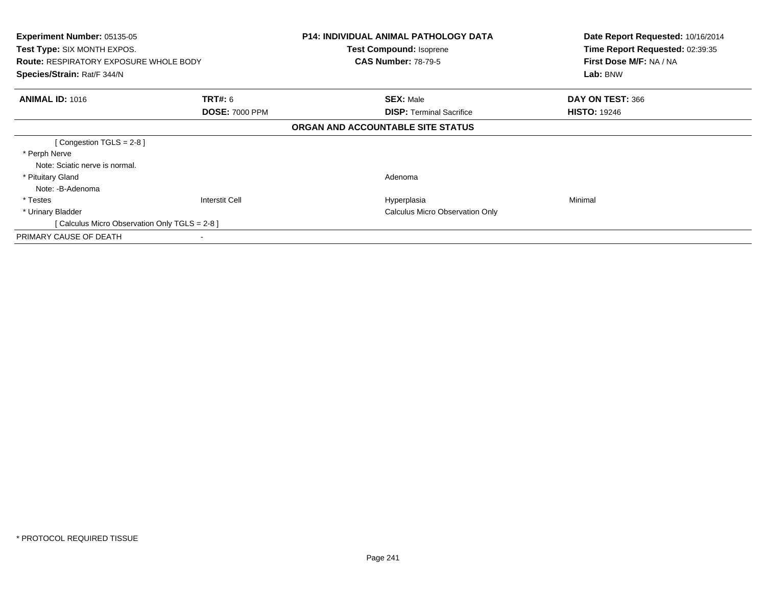**Experiment Number:** 05135-05
**Test Type:** SIX MONTH EXPOS.
**Route:** RESPIRATORY EXPOSURE WHOLE BODY
**Species/Strain:** Rat/F 344/N

**P14: INDIVIDUAL ANIMAL PATHOLOGY DATA**
**Test Compound:** Isoprene
**CAS Number:** 78-79-5

**Date Report Requested:** 10/16/2014
**Time Report Requested:** 02:39:35
**First Dose M/F:** NA / NA
**Lab:** BNW

| **ANIMAL ID:** 1016 | **TRT#:** 6 | **SEX:** Male | **DAY ON TEST:** 366 |
|---|---|---|---|
| | **DOSE:** 7000 PPM | **DISP:** Terminal Sacrifice | **HISTO:** 19246 |

**ORGAN AND ACCOUNTABLE SITE STATUS**

| | | | |
|---|---|---|---|
| [ Congestion TGLS = 2-8 ] | | | |
| * Perph Nerve | | | |
| Note: Sciatic nerve is normal. | | | |
| * Pituitary Gland | | Adenoma | |
| Note: -B-Adenoma | | | |
| * Testes | Interstit Cell | Hyperplasia | Minimal |
| * Urinary Bladder | | Calculus Micro Observation Only | |
| [ Calculus Micro Observation Only TGLS = 2-8 ] | | | |
| PRIMARY CAUSE OF DEATH | - | | |

* PROTOCOL REQUIRED TISSUE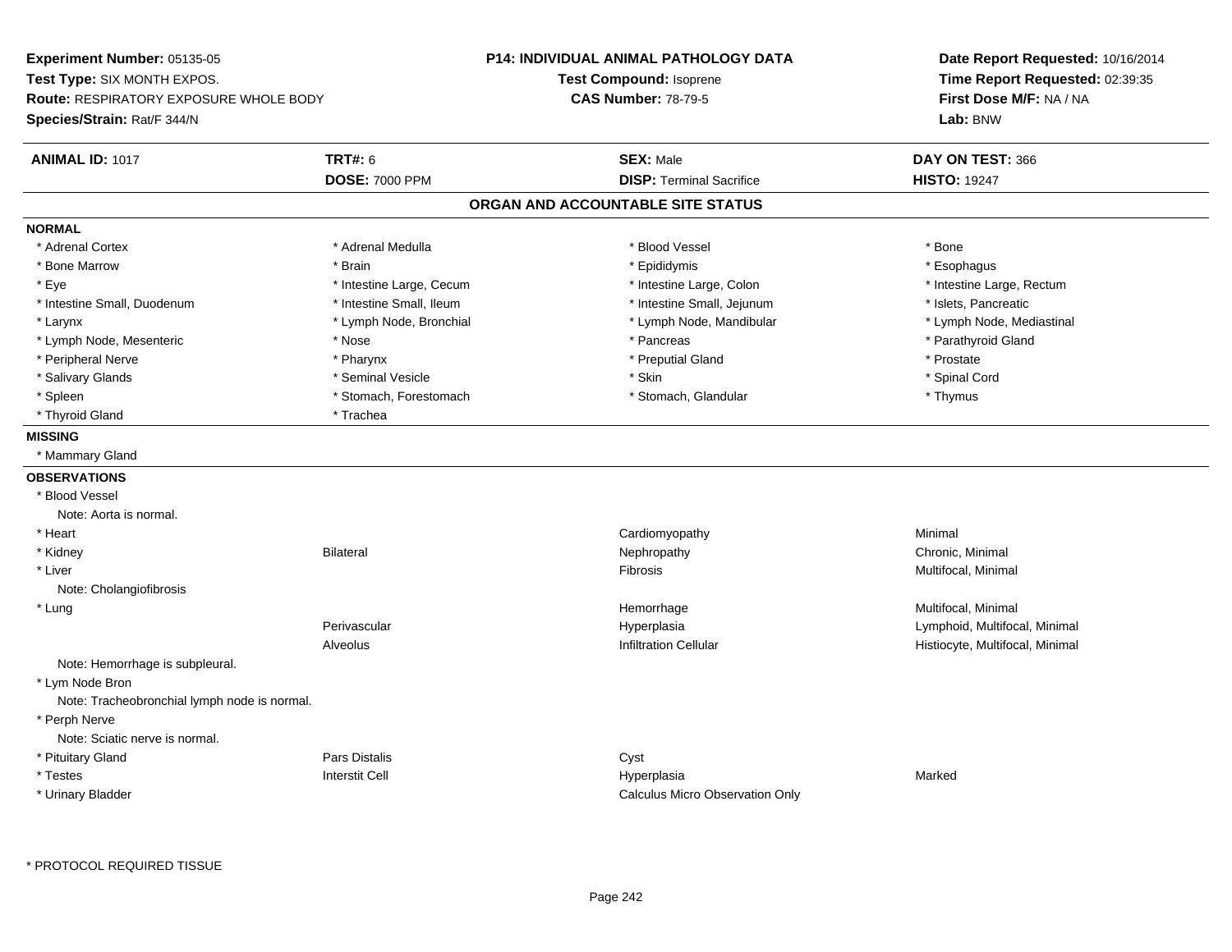**Experiment Number:** 05135-05
**Test Type:** SIX MONTH EXPOS.
**Route:** RESPIRATORY EXPOSURE WHOLE BODY
**Species/Strain:** Rat/F 344/N

**P14: INDIVIDUAL ANIMAL PATHOLOGY DATA**
**Test Compound:** Isoprene
**CAS Number:** 78-79-5

**Date Report Requested:** 10/16/2014
**Time Report Requested:** 02:39:35
**First Dose M/F:** NA / NA
**Lab:** BNW

| **ANIMAL ID:** 1017 | **TRT#:** 6 | **SEX:** Male | **DAY ON TEST:** 366 |
|---|---|---|---|
| | **DOSE:** 7000 PPM | **DISP:** Terminal Sacrifice | **HISTO:** 19247 |

## ORGAN AND ACCOUNTABLE SITE STATUS

**NORMAL**

| | | | |
|---|---|---|---|
| * Adrenal Cortex | * Adrenal Medulla | * Blood Vessel | * Bone |
| * Bone Marrow | * Brain | * Epididymis | * Esophagus |
| * Eye | * Intestine Large, Cecum | * Intestine Large, Colon | * Intestine Large, Rectum |
| * Intestine Small, Duodenum | * Intestine Small, Ileum | * Intestine Small, Jejunum | * Islets, Pancreatic |
| * Larynx | * Lymph Node, Bronchial | * Lymph Node, Mandibular | * Lymph Node, Mediastinal |
| * Lymph Node, Mesenteric | * Nose | * Pancreas | * Parathyroid Gland |
| * Peripheral Nerve | * Pharynx | * Preputial Gland | * Prostate |
| * Salivary Glands | * Seminal Vesicle | * Skin | * Spinal Cord |
| * Spleen | * Stomach, Forestomach | * Stomach, Glandular | * Thymus |
| * Thyroid Gland | * Trachea | | |

**MISSING**

* Mammary Gland

**OBSERVATIONS**

| | | | |
|---|---|---|---|
| * Blood Vessel | | | |
| Note: Aorta is normal. | | | |
| * Heart | | Cardiomyopathy | Minimal |
| * Kidney | Bilateral | Nephropathy | Chronic, Minimal |
| * Liver | | Fibrosis | Multifocal, Minimal |
| Note: Cholangiofibrosis | | | |
| * Lung | | Hemorrhage | Multifocal, Minimal |
| | Perivascular | Hyperplasia | Lymphoid, Multifocal, Minimal |
| | Alveolus | Infiltration Cellular | Histiocyte, Multifocal, Minimal |
| Note: Hemorrhage is subpleural. | | | |
| * Lym Node Bron | | | |
| Note: Tracheobronchial lymph node is normal. | | | |
| * Perph Nerve | | | |
| Note: Sciatic nerve is normal. | | | |
| * Pituitary Gland | Pars Distalis | Cyst | |
| * Testes | Interstit Cell | Hyperplasia | Marked |
| * Urinary Bladder | | Calculus Micro Observation Only | |

\* PROTOCOL REQUIRED TISSUE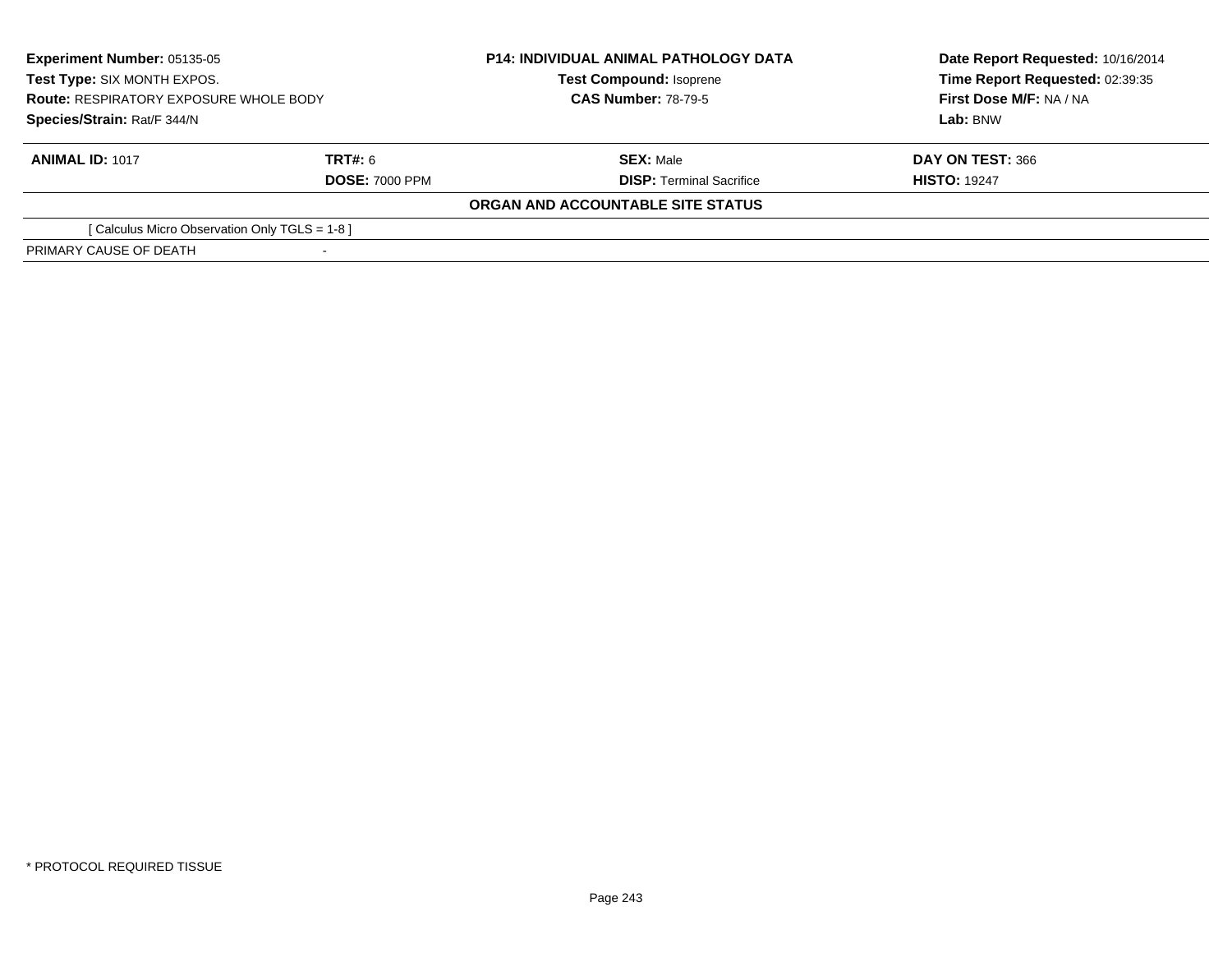| **Experiment Number:** 05135-05 | | **P14: INDIVIDUAL ANIMAL PATHOLOGY DATA** | **Date Report Requested:** 10/16/2014 |
|---|---|---|---|
| **Test Type:** SIX MONTH EXPOS. | | **Test Compound:** Isoprene | **Time Report Requested:** 02:39:35 |
| **Route:** RESPIRATORY EXPOSURE WHOLE BODY | | **CAS Number:** 78-79-5 | **First Dose M/F:** NA / NA |
| **Species/Strain:** Rat/F 344/N | | | **Lab:** BNW |

| **ANIMAL ID:** 1017 | **TRT#:** 6 | **SEX:** Male | **DAY ON TEST:** 366 |
|---|---|---|---|
| | **DOSE:** 7000 PPM | **DISP:** Terminal Sacrifice | **HISTO:** 19247 |

**ORGAN AND ACCOUNTABLE SITE STATUS**

| | |
|---|---|
| [ Calculus Micro Observation Only TGLS = 1-8 ] | |
| PRIMARY CAUSE OF DEATH | - |

* PROTOCOL REQUIRED TISSUE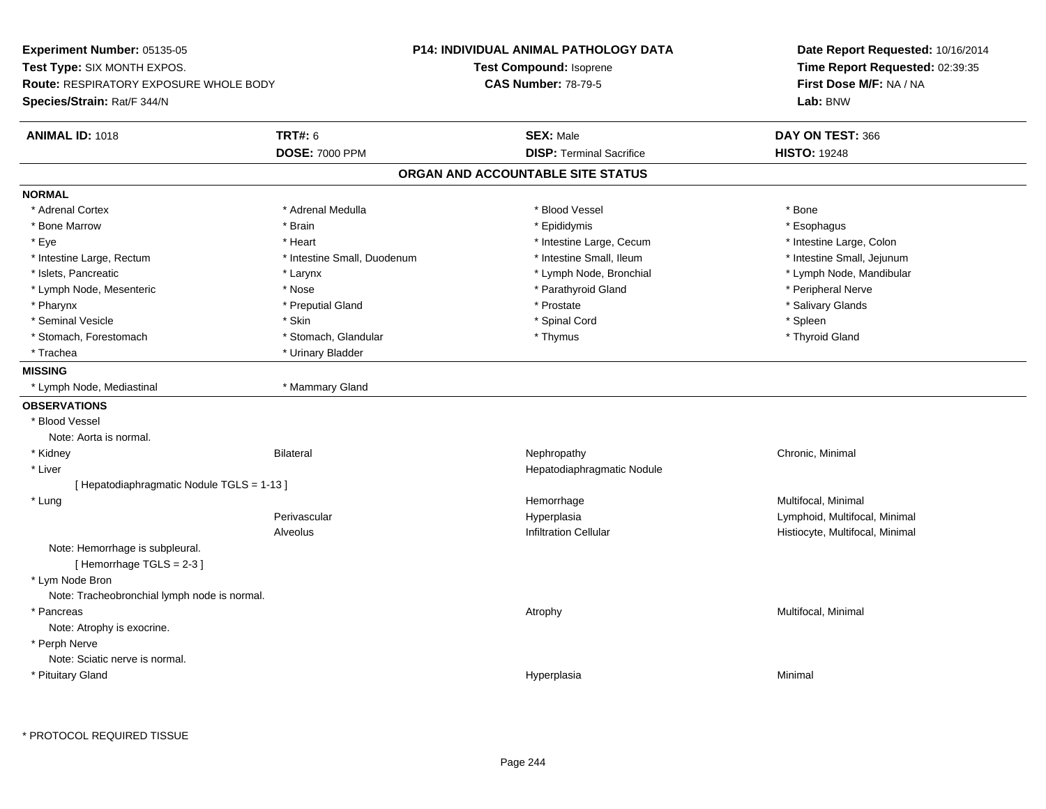**Experiment Number:** 05135-05
**Test Type:** SIX MONTH EXPOS.
**Route:** RESPIRATORY EXPOSURE WHOLE BODY
**Species/Strain:** Rat/F 344/N

**P14: INDIVIDUAL ANIMAL PATHOLOGY DATA**
**Test Compound:** Isoprene
**CAS Number:** 78-79-5

**Date Report Requested:** 10/16/2014
**Time Report Requested:** 02:39:35
**First Dose M/F:** NA / NA
**Lab:** BNW

| **ANIMAL ID:** 1018 | **TRT#:** 6 | **SEX:** Male | **DAY ON TEST:** 366 |
|---|---|---|---|
| | **DOSE:** 7000 PPM | **DISP:** Terminal Sacrifice | **HISTO:** 19248 |

## ORGAN AND ACCOUNTABLE SITE STATUS

**NORMAL**

| | | | |
|---|---|---|---|
| * Adrenal Cortex | * Adrenal Medulla | * Blood Vessel | * Bone |
| * Bone Marrow | * Brain | * Epididymis | * Esophagus |
| * Eye | * Heart | * Intestine Large, Cecum | * Intestine Large, Colon |
| * Intestine Large, Rectum | * Intestine Small, Duodenum | * Intestine Small, Ileum | * Intestine Small, Jejunum |
| * Islets, Pancreatic | * Larynx | * Lymph Node, Bronchial | * Lymph Node, Mandibular |
| * Lymph Node, Mesenteric | * Nose | * Parathyroid Gland | * Peripheral Nerve |
| * Pharynx | * Preputial Gland | * Prostate | * Salivary Glands |
| * Seminal Vesicle | * Skin | * Spinal Cord | * Spleen |
| * Stomach, Forestomach | * Stomach, Glandular | * Thymus | * Thyroid Gland |
| * Trachea | * Urinary Bladder | | |

**MISSING**

| | |
|---|---|
| * Lymph Node, Mediastinal | * Mammary Gland |

**OBSERVATIONS**

| | | | |
|---|---|---|---|
| * Blood Vessel | | | |
| Note: Aorta is normal. | | | |
| * Kidney | Bilateral | Nephropathy | Chronic, Minimal |
| * Liver | | Hepatodiaphragmatic Nodule | |
| [ Hepatodiaphragmatic Nodule TGLS = 1-13 ] | | | |
| * Lung | | Hemorrhage | Multifocal, Minimal |
| | Perivascular | Hyperplasia | Lymphoid, Multifocal, Minimal |
| | Alveolus | Infiltration Cellular | Histiocyte, Multifocal, Minimal |
| Note: Hemorrhage is subpleural. | | | |
| [ Hemorrhage TGLS = 2-3 ] | | | |
| * Lym Node Bron | | | |
| Note: Tracheobronchial lymph node is normal. | | | |
| * Pancreas | | Atrophy | Multifocal, Minimal |
| Note: Atrophy is exocrine. | | | |
| * Perph Nerve | | | |
| Note: Sciatic nerve is normal. | | | |
| * Pituitary Gland | | Hyperplasia | Minimal |

* PROTOCOL REQUIRED TISSUE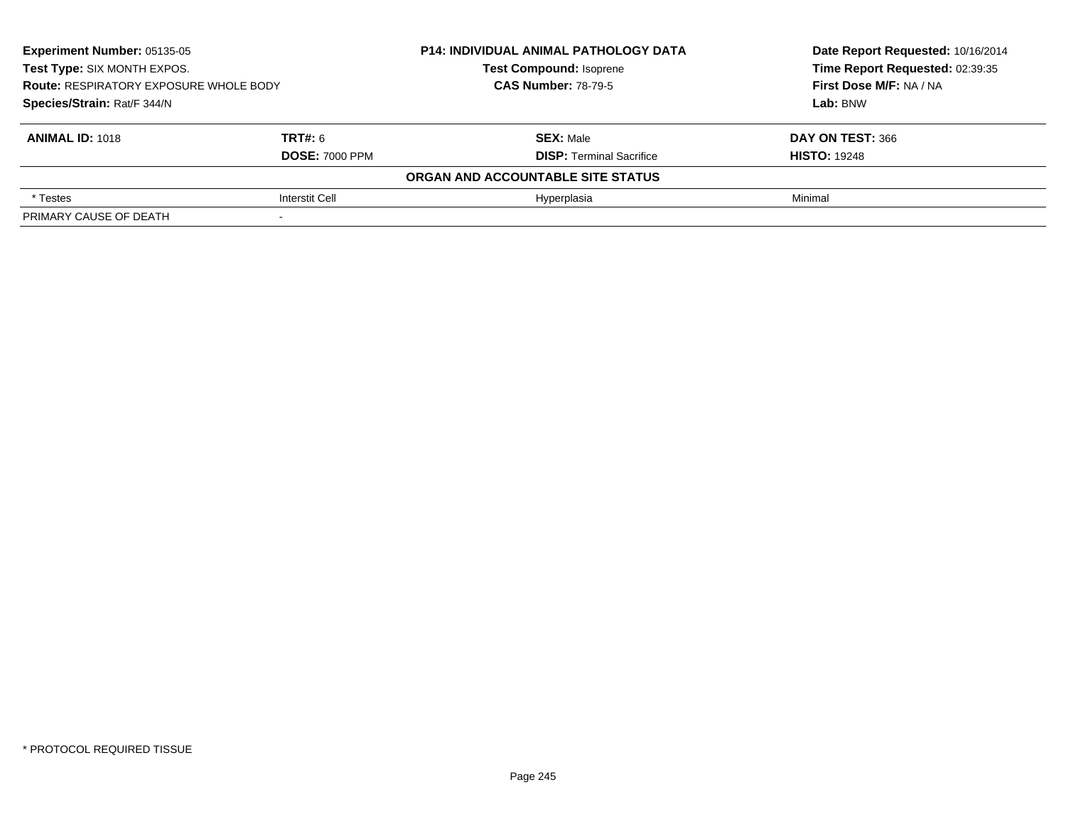**Experiment Number:** 05135-05
**Test Type:** SIX MONTH EXPOS.
**Route:** RESPIRATORY EXPOSURE WHOLE BODY
**Species/Strain:** Rat/F 344/N

**P14: INDIVIDUAL ANIMAL PATHOLOGY DATA**
**Test Compound:** Isoprene
**CAS Number:** 78-79-5

**Date Report Requested:** 10/16/2014
**Time Report Requested:** 02:39:35
**First Dose M/F:** NA / NA
**Lab:** BNW

| **ANIMAL ID:** 1018 | **TRT#:** 6 | **SEX:** Male | **DAY ON TEST:** 366 |
|---|---|---|---|
| | **DOSE:** 7000 PPM | **DISP:** Terminal Sacrifice | **HISTO:** 19248 |
| | | **ORGAN AND ACCOUNTABLE SITE STATUS** | |
| * Testes | Interstit Cell | Hyperplasia | Minimal |
| PRIMARY CAUSE OF DEATH | - | | |

* PROTOCOL REQUIRED TISSUE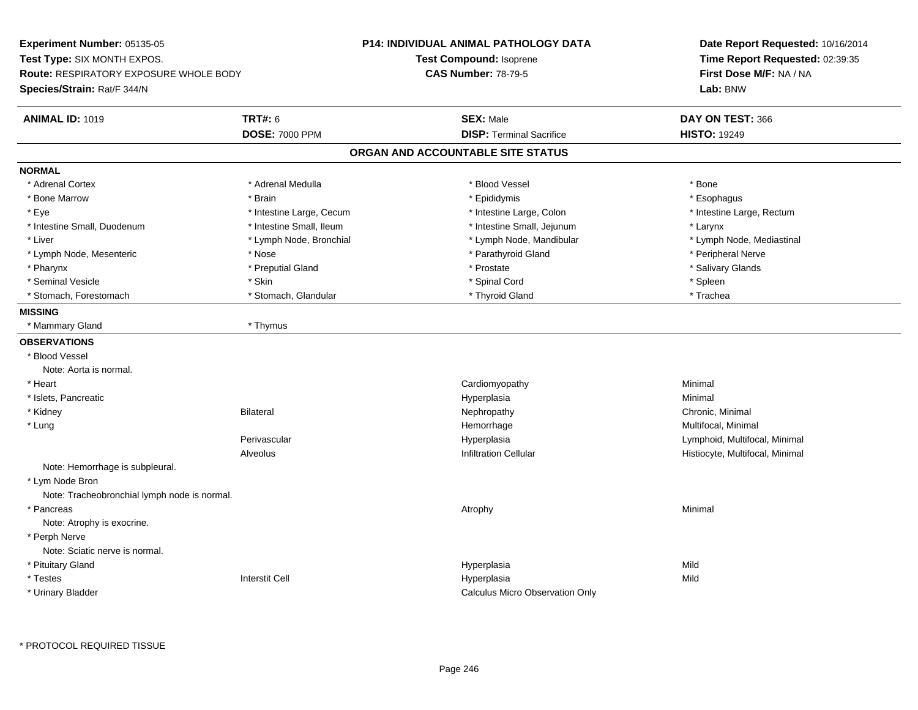**Experiment Number:** 05135-05
**Test Type:** SIX MONTH EXPOS.
**Route:** RESPIRATORY EXPOSURE WHOLE BODY
**Species/Strain:** Rat/F 344/N

**P14: INDIVIDUAL ANIMAL PATHOLOGY DATA**
**Test Compound:** Isoprene
**CAS Number:** 78-79-5

**Date Report Requested:** 10/16/2014
**Time Report Requested:** 02:39:35
**First Dose M/F:** NA / NA
**Lab:** BNW

| **ANIMAL ID:** 1019 | **TRT#:** 6 | **SEX:** Male | **DAY ON TEST:** 366 |
|---|---|---|---|
| | **DOSE:** 7000 PPM | **DISP:** Terminal Sacrifice | **HISTO:** 19249 |

## ORGAN AND ACCOUNTABLE SITE STATUS

**NORMAL**

| | | | |
|---|---|---|---|
| * Adrenal Cortex | * Adrenal Medulla | * Blood Vessel | * Bone |
| * Bone Marrow | * Brain | * Epididymis | * Esophagus |
| * Eye | * Intestine Large, Cecum | * Intestine Large, Colon | * Intestine Large, Rectum |
| * Intestine Small, Duodenum | * Intestine Small, Ileum | * Intestine Small, Jejunum | * Larynx |
| * Liver | * Lymph Node, Bronchial | * Lymph Node, Mandibular | * Lymph Node, Mediastinal |
| * Lymph Node, Mesenteric | * Nose | * Parathyroid Gland | * Peripheral Nerve |
| * Pharynx | * Preputial Gland | * Prostate | * Salivary Glands |
| * Seminal Vesicle | * Skin | * Spinal Cord | * Spleen |
| * Stomach, Forestomach | * Stomach, Glandular | * Thyroid Gland | * Trachea |

**MISSING**

* Mammary Gland
* Thymus

**OBSERVATIONS**

| | | | |
|---|---|---|---|
| * Blood Vessel | | | |
| Note: Aorta is normal. | | | |
| * Heart | | Cardiomyopathy | Minimal |
| * Islets, Pancreatic | | Hyperplasia | Minimal |
| * Kidney | Bilateral | Nephropathy | Chronic, Minimal |
| * Lung | | Hemorrhage | Multifocal, Minimal |
| | Perivascular | Hyperplasia | Lymphoid, Multifocal, Minimal |
| | Alveolus | Infiltration Cellular | Histiocyte, Multifocal, Minimal |
| Note: Hemorrhage is subpleural. | | | |
| * Lym Node Bron | | | |
| Note: Tracheobronchial lymph node is normal. | | | |
| * Pancreas | | Atrophy | Minimal |
| Note: Atrophy is exocrine. | | | |
| * Perph Nerve | | | |
| Note: Sciatic nerve is normal. | | | |
| * Pituitary Gland | | Hyperplasia | Mild |
| * Testes | Interstit Cell | Hyperplasia | Mild |
| * Urinary Bladder | | Calculus Micro Observation Only | |

* PROTOCOL REQUIRED TISSUE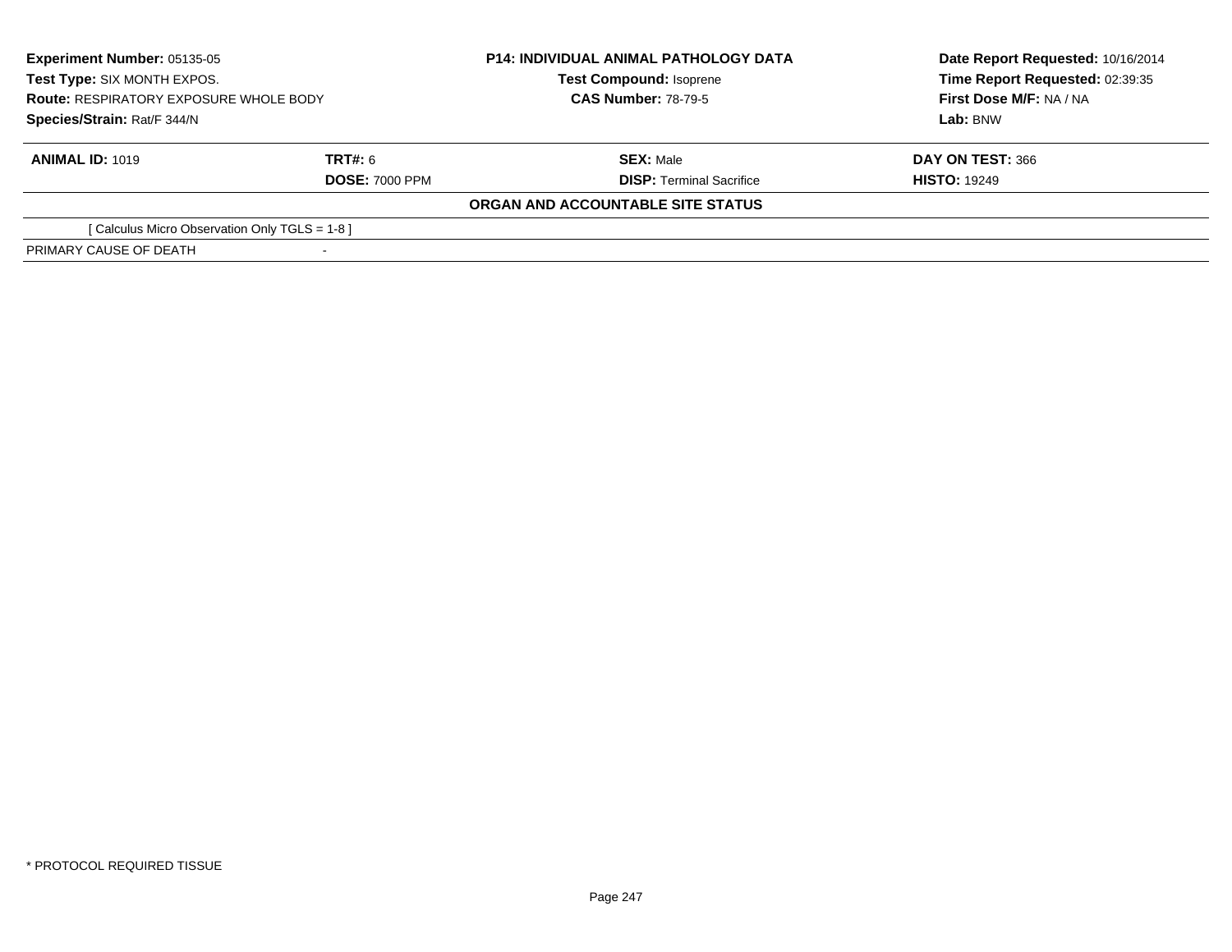**Experiment Number:** 05135-05
**Test Type:** SIX MONTH EXPOS.
**Route:** RESPIRATORY EXPOSURE WHOLE BODY
**Species/Strain:** Rat/F 344/N

**P14: INDIVIDUAL ANIMAL PATHOLOGY DATA**
**Test Compound:** Isoprene
**CAS Number:** 78-79-5

**Date Report Requested:** 10/16/2014
**Time Report Requested:** 02:39:35
**First Dose M/F:** NA / NA
**Lab:** BNW

| **ANIMAL ID:** 1019 | **TRT#:** 6 | **SEX:** Male | **DAY ON TEST:** 366 |
|---|---|---|---|
| | **DOSE:** 7000 PPM | **DISP:** Terminal Sacrifice | **HISTO:** 19249 |

**ORGAN AND ACCOUNTABLE SITE STATUS**

[ Calculus Micro Observation Only TGLS = 1-8 ]

| PRIMARY CAUSE OF DEATH | - |
|---|---|

* PROTOCOL REQUIRED TISSUE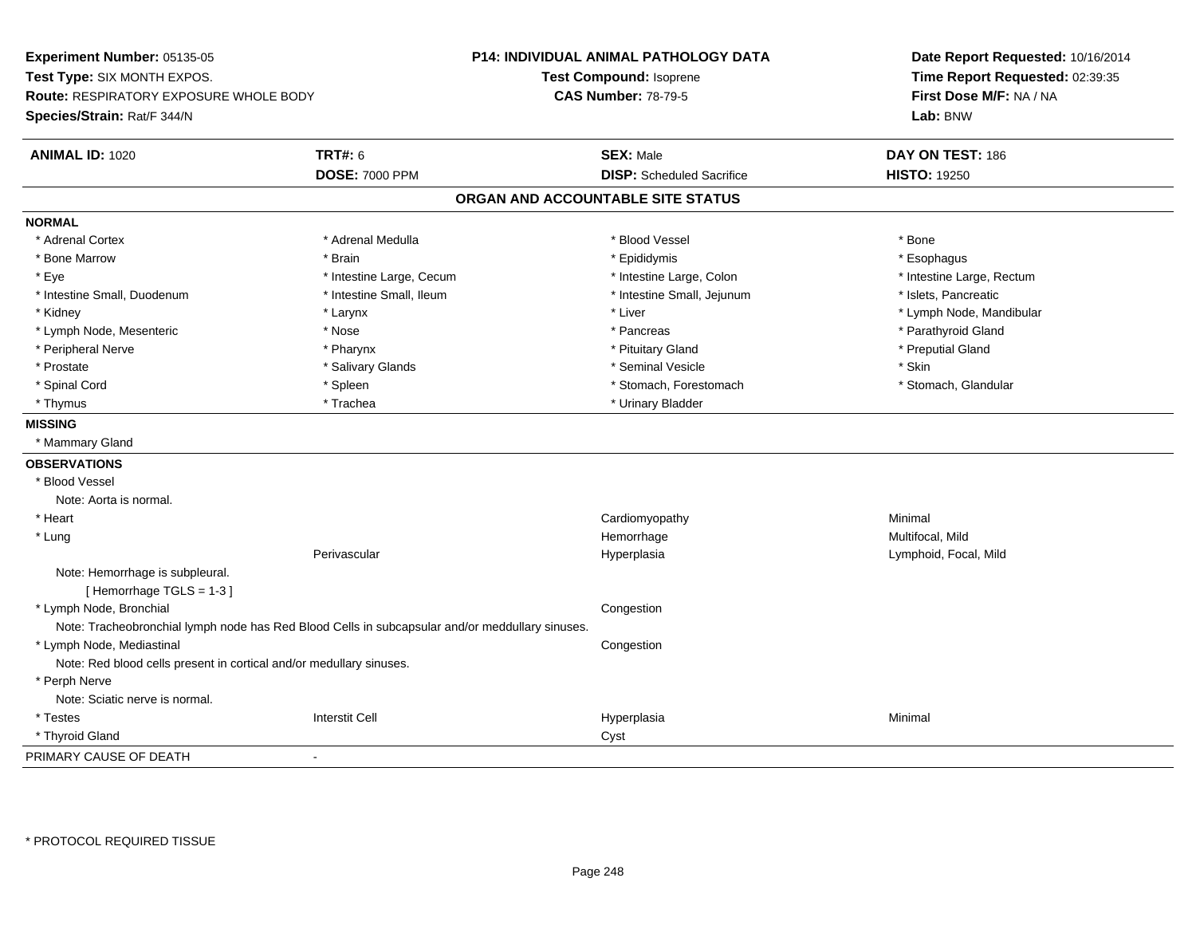**Experiment Number:** 05135-05
**Test Type:** SIX MONTH EXPOS.
**Route:** RESPIRATORY EXPOSURE WHOLE BODY
**Species/Strain:** Rat/F 344/N

**P14: INDIVIDUAL ANIMAL PATHOLOGY DATA**
**Test Compound:** Isoprene
**CAS Number:** 78-79-5

**Date Report Requested:** 10/16/2014
**Time Report Requested:** 02:39:35
**First Dose M/F:** NA / NA
**Lab:** BNW

| **ANIMAL ID:** 1020 | **TRT#:** 6 | **SEX:** Male | **DAY ON TEST:** 186 |
|---|---|---|---|
| | **DOSE:** 7000 PPM | **DISP:** Scheduled Sacrifice | **HISTO:** 19250 |

## ORGAN AND ACCOUNTABLE SITE STATUS

**NORMAL**

| | | | |
|---|---|---|---|
| * Adrenal Cortex | * Adrenal Medulla | * Blood Vessel | * Bone |
| * Bone Marrow | * Brain | * Epididymis | * Esophagus |
| * Eye | * Intestine Large, Cecum | * Intestine Large, Colon | * Intestine Large, Rectum |
| * Intestine Small, Duodenum | * Intestine Small, Ileum | * Intestine Small, Jejunum | * Islets, Pancreatic |
| * Kidney | * Larynx | * Liver | * Lymph Node, Mandibular |
| * Lymph Node, Mesenteric | * Nose | * Pancreas | * Parathyroid Gland |
| * Peripheral Nerve | * Pharynx | * Pituitary Gland | * Preputial Gland |
| * Prostate | * Salivary Glands | * Seminal Vesicle | * Skin |
| * Spinal Cord | * Spleen | * Stomach, Forestomach | * Stomach, Glandular |
| * Thymus | * Trachea | * Urinary Bladder | |

**MISSING**

* Mammary Gland

**OBSERVATIONS**

| | | | |
|---|---|---|---|
| * Blood Vessel | | | |
| Note: Aorta is normal. | | | |
| * Heart | | Cardiomyopathy | Minimal |
| * Lung | | Hemorrhage | Multifocal, Mild |
| | Perivascular | Hyperplasia | Lymphoid, Focal, Mild |
| Note: Hemorrhage is subpleural. | | | |
| [ Hemorrhage TGLS = 1-3 ] | | | |
| * Lymph Node, Bronchial | | Congestion | |
| Note: Tracheobronchial lymph node has Red Blood Cells in subcapsular and/or meddullary sinuses. | | | |
| * Lymph Node, Mediastinal | | Congestion | |
| Note: Red blood cells present in cortical and/or medullary sinuses. | | | |
| * Perph Nerve | | | |
| Note: Sciatic nerve is normal. | | | |
| * Testes | Interstit Cell | Hyperplasia | Minimal |
| * Thyroid Gland | | Cyst | |

PRIMARY CAUSE OF DEATH -

\* PROTOCOL REQUIRED TISSUE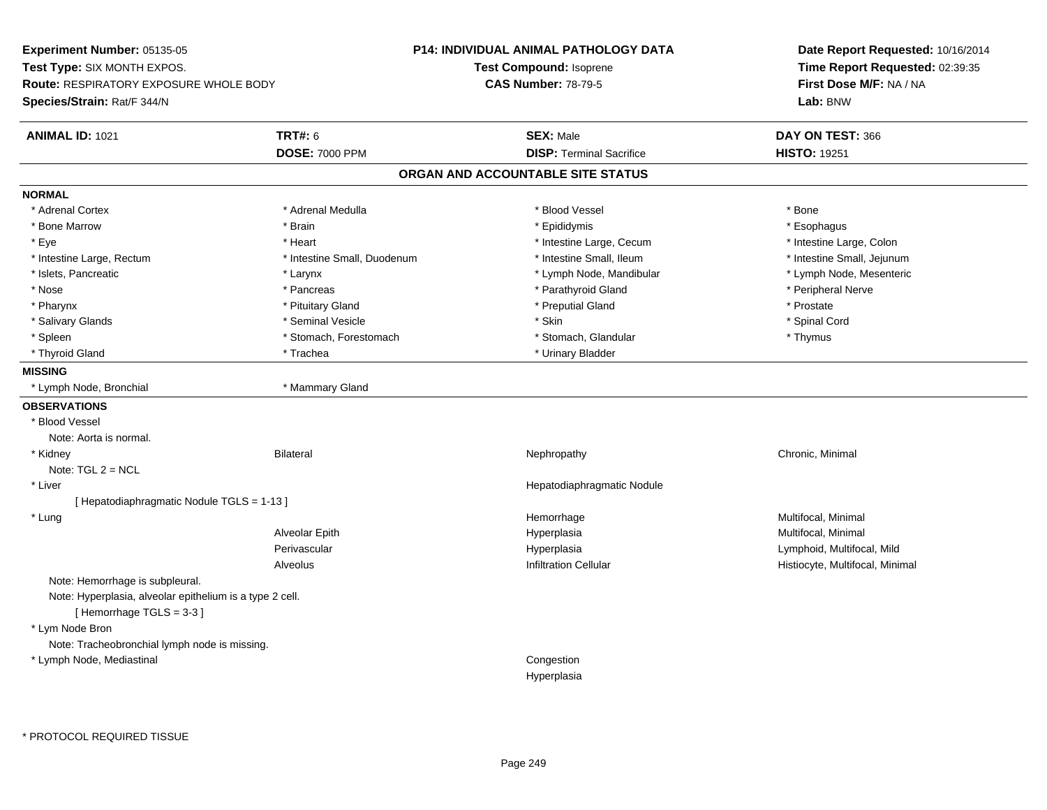**Experiment Number:** 05135-05
**Test Type:** SIX MONTH EXPOS.
**Route:** RESPIRATORY EXPOSURE WHOLE BODY
**Species/Strain:** Rat/F 344/N

**P14: INDIVIDUAL ANIMAL PATHOLOGY DATA**
**Test Compound:** Isoprene
**CAS Number:** 78-79-5

**Date Report Requested:** 10/16/2014
**Time Report Requested:** 02:39:35
**First Dose M/F:** NA / NA
**Lab:** BNW

| **ANIMAL ID:** 1021 | **TRT#:** 6 | **SEX:** Male | **DAY ON TEST:** 366 |
|---|---|---|---|
| | **DOSE:** 7000 PPM | **DISP:** Terminal Sacrifice | **HISTO:** 19251 |

## ORGAN AND ACCOUNTABLE SITE STATUS

**NORMAL**

| | | | |
|---|---|---|---|
| * Adrenal Cortex | * Adrenal Medulla | * Blood Vessel | * Bone |
| * Bone Marrow | * Brain | * Epididymis | * Esophagus |
| * Eye | * Heart | * Intestine Large, Cecum | * Intestine Large, Colon |
| * Intestine Large, Rectum | * Intestine Small, Duodenum | * Intestine Small, Ileum | * Intestine Small, Jejunum |
| * Islets, Pancreatic | * Larynx | * Lymph Node, Mandibular | * Lymph Node, Mesenteric |
| * Nose | * Pancreas | * Parathyroid Gland | * Peripheral Nerve |
| * Pharynx | * Pituitary Gland | * Preputial Gland | * Prostate |
| * Salivary Glands | * Seminal Vesicle | * Skin | * Spinal Cord |
| * Spleen | * Stomach, Forestomach | * Stomach, Glandular | * Thymus |
| * Thyroid Gland | * Trachea | * Urinary Bladder | |

**MISSING**

| | |
|---|---|
| * Lymph Node, Bronchial | * Mammary Gland |

**OBSERVATIONS**

* Blood Vessel
  Note: Aorta is normal.

| | | | |
|---|---|---|---|
| * Kidney | Bilateral | Nephropathy | Chronic, Minimal |

  Note: TGL 2 = NCL

| | | | |
|---|---|---|---|
| * Liver | | Hepatodiaphragmatic Nodule | |

  [ Hepatodiaphragmatic Nodule TGLS = 1-13 ]

| | | | |
|---|---|---|---|
| * Lung | | Hemorrhage | Multifocal, Minimal |
| | Alveolar Epith | Hyperplasia | Multifocal, Minimal |
| | Perivascular | Hyperplasia | Lymphoid, Multifocal, Mild |
| | Alveolus | Infiltration Cellular | Histiocyte, Multifocal, Minimal |

  Note: Hemorrhage is subpleural.
  Note: Hyperplasia, alveolar epithelium is a type 2 cell.
  [ Hemorrhage TGLS = 3-3 ]

* Lym Node Bron
  Note: Tracheobronchial lymph node is missing.

| | | | |
|---|---|---|---|
| * Lymph Node, Mediastinal | | Congestion | |
| | | Hyperplasia | |

* PROTOCOL REQUIRED TISSUE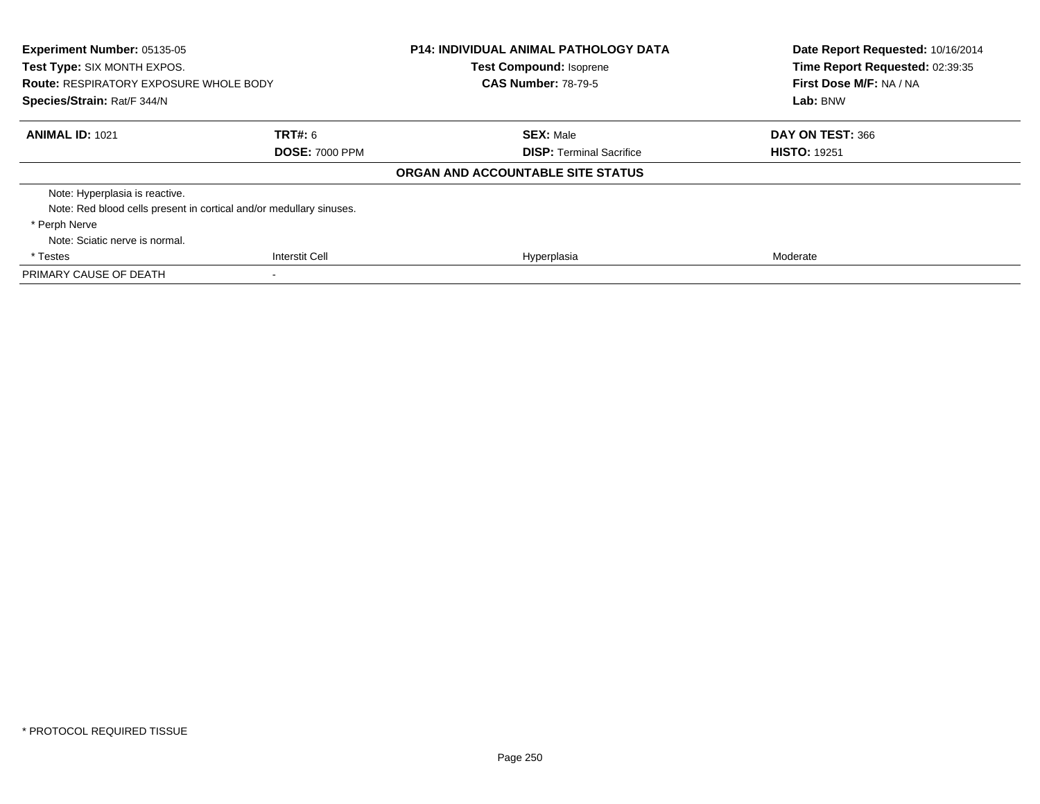**Experiment Number:** 05135-05
**Test Type:** SIX MONTH EXPOS.
**Route:** RESPIRATORY EXPOSURE WHOLE BODY
**Species/Strain:** Rat/F 344/N

**P14: INDIVIDUAL ANIMAL PATHOLOGY DATA**
**Test Compound:** Isoprene
**CAS Number:** 78-79-5

**Date Report Requested:** 10/16/2014
**Time Report Requested:** 02:39:35
**First Dose M/F:** NA / NA
**Lab:** BNW

| **ANIMAL ID:** 1021 | **TRT#:** 6 | **SEX:** Male | **DAY ON TEST:** 366 |
|---|---|---|---|
| | **DOSE:** 7000 PPM | **DISP:** Terminal Sacrifice | **HISTO:** 19251 |

**ORGAN AND ACCOUNTABLE SITE STATUS**

| | | | |
|---|---|---|---|
| Note: Hyperplasia is reactive. | | | |
| Note: Red blood cells present in cortical and/or medullary sinuses. | | | |
| * Perph Nerve | | | |
| Note: Sciatic nerve is normal. | | | |
| * Testes | Interstit Cell | Hyperplasia | Moderate |
| PRIMARY CAUSE OF DEATH | - | | |

* PROTOCOL REQUIRED TISSUE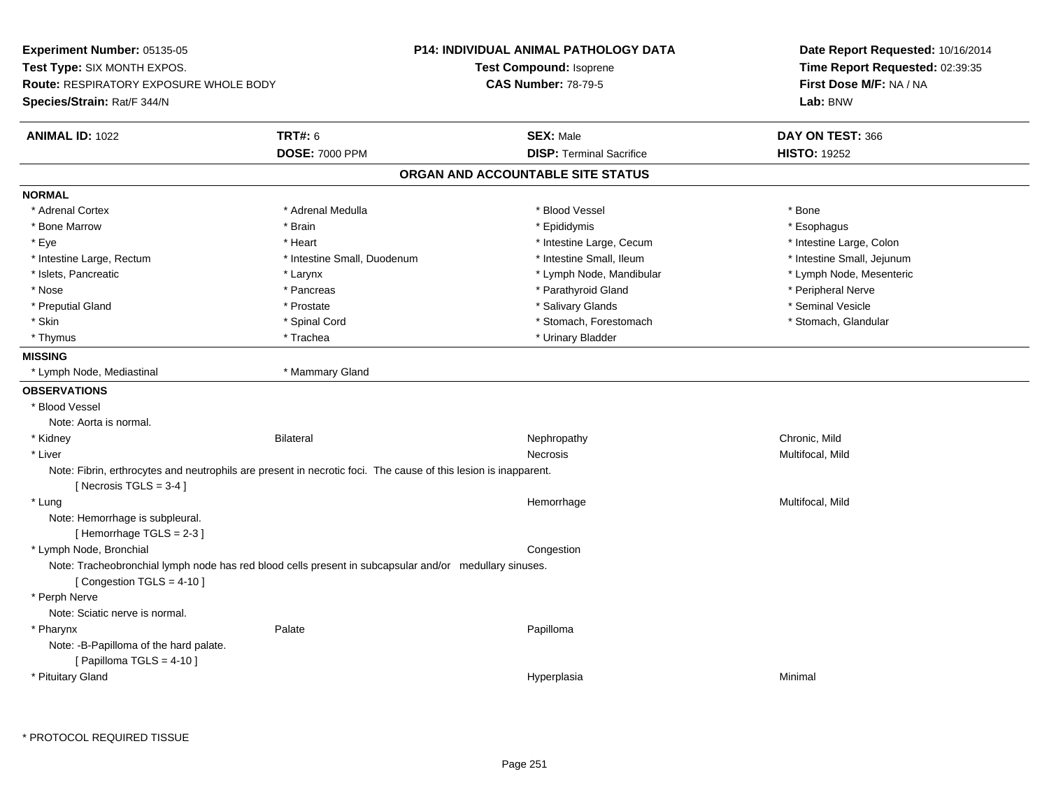**Experiment Number:** 05135-05
**Test Type:** SIX MONTH EXPOS.
**Route:** RESPIRATORY EXPOSURE WHOLE BODY
**Species/Strain:** Rat/F 344/N

**P14: INDIVIDUAL ANIMAL PATHOLOGY DATA**
**Test Compound:** Isoprene
**CAS Number:** 78-79-5

**Date Report Requested:** 10/16/2014
**Time Report Requested:** 02:39:35
**First Dose M/F:** NA / NA
**Lab:** BNW

| **ANIMAL ID:** 1022 | **TRT#:** 6 | **SEX:** Male | **DAY ON TEST:** 366 |
|---|---|---|---|
| | **DOSE:** 7000 PPM | **DISP:** Terminal Sacrifice | **HISTO:** 19252 |

## ORGAN AND ACCOUNTABLE SITE STATUS

**NORMAL**

| | | | |
|---|---|---|---|
| * Adrenal Cortex | * Adrenal Medulla | * Blood Vessel | * Bone |
| * Bone Marrow | * Brain | * Epididymis | * Esophagus |
| * Eye | * Heart | * Intestine Large, Cecum | * Intestine Large, Colon |
| * Intestine Large, Rectum | * Intestine Small, Duodenum | * Intestine Small, Ileum | * Intestine Small, Jejunum |
| * Islets, Pancreatic | * Larynx | * Lymph Node, Mandibular | * Lymph Node, Mesenteric |
| * Nose | * Pancreas | * Parathyroid Gland | * Peripheral Nerve |
| * Preputial Gland | * Prostate | * Salivary Glands | * Seminal Vesicle |
| * Skin | * Spinal Cord | * Stomach, Forestomach | * Stomach, Glandular |
| * Thymus | * Trachea | * Urinary Bladder | |

**MISSING**

* Lymph Node, Mediastinal
* Mammary Gland

**OBSERVATIONS**

| | | | |
|---|---|---|---|
| * Blood Vessel | | | |
| Note: Aorta is normal. | | | |
| * Kidney | Bilateral | Nephropathy | Chronic, Mild |
| * Liver | | Necrosis | Multifocal, Mild |
| Note: Fibrin, erythrocytes and neutrophils are present in necrotic foci. The cause of this lesion is inapparent. | | | |
| [ Necrosis TGLS = 3-4 ] | | | |
| * Lung | | Hemorrhage | Multifocal, Mild |
| Note: Hemorrhage is subpleural. | | | |
| [ Hemorrhage TGLS = 2-3 ] | | | |
| * Lymph Node, Bronchial | | Congestion | |
| Note: Tracheobronchial lymph node has red blood cells present in subcapsular and/or medullary sinuses. | | | |
| [ Congestion TGLS = 4-10 ] | | | |
| * Perph Nerve | | | |
| Note: Sciatic nerve is normal. | | | |
| * Pharynx | Palate | Papilloma | |
| Note: -B-Papilloma of the hard palate. | | | |
| [ Papilloma TGLS = 4-10 ] | | | |
| * Pituitary Gland | | Hyperplasia | Minimal |

* PROTOCOL REQUIRED TISSUE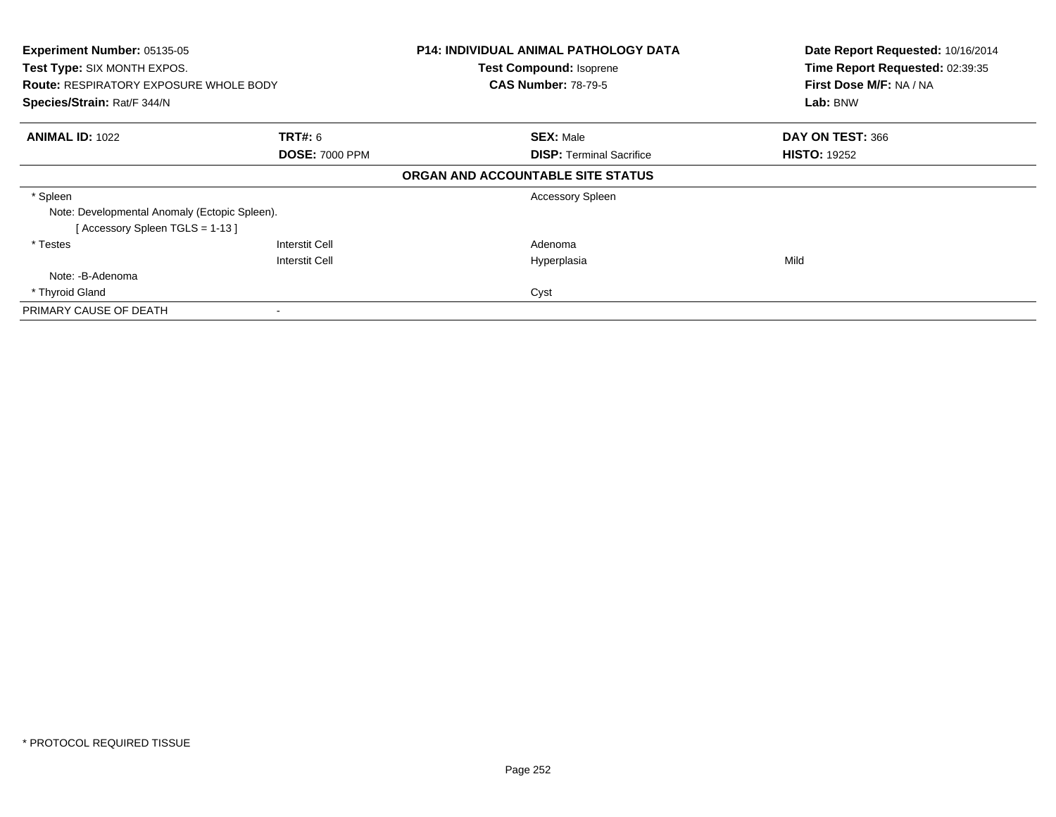**Experiment Number:** 05135-05
**Test Type:** SIX MONTH EXPOS.
**Route:** RESPIRATORY EXPOSURE WHOLE BODY
**Species/Strain:** Rat/F 344/N

**P14: INDIVIDUAL ANIMAL PATHOLOGY DATA**
**Test Compound:** Isoprene
**CAS Number:** 78-79-5

**Date Report Requested:** 10/16/2014
**Time Report Requested:** 02:39:35
**First Dose M/F:** NA / NA
**Lab:** BNW

| **ANIMAL ID:** 1022 | **TRT#:** 6 | **SEX:** Male | **DAY ON TEST:** 366 |
|---|---|---|---|
| | **DOSE:** 7000 PPM | **DISP:** Terminal Sacrifice | **HISTO:** 19252 |

**ORGAN AND ACCOUNTABLE SITE STATUS**

| | | | |
|---|---|---|---|
| * Spleen | | Accessory Spleen | |
| Note: Developmental Anomaly (Ectopic Spleen). | | | |
| [ Accessory Spleen TGLS = 1-13 ] | | | |
| * Testes | Interstit Cell | Adenoma | |
| | Interstit Cell | Hyperplasia | Mild |
| Note: -B-Adenoma | | | |
| * Thyroid Gland | | Cyst | |
| PRIMARY CAUSE OF DEATH | - | | |

* PROTOCOL REQUIRED TISSUE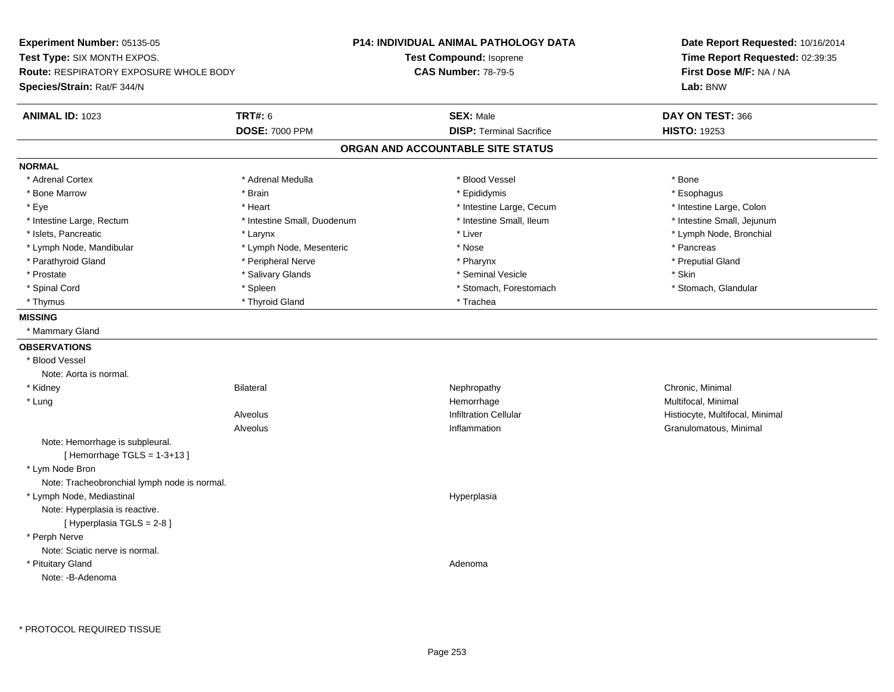**Experiment Number:** 05135-05
**Test Type:** SIX MONTH EXPOS.
**Route:** RESPIRATORY EXPOSURE WHOLE BODY
**Species/Strain:** Rat/F 344/N

**P14: INDIVIDUAL ANIMAL PATHOLOGY DATA**
**Test Compound:** Isoprene
**CAS Number:** 78-79-5

**Date Report Requested:** 10/16/2014
**Time Report Requested:** 02:39:35
**First Dose M/F:** NA / NA
**Lab:** BNW

| **ANIMAL ID:** 1023 | **TRT#:** 6 | **SEX:** Male | **DAY ON TEST:** 366 |
|---|---|---|---|
| | **DOSE:** 7000 PPM | **DISP:** Terminal Sacrifice | **HISTO:** 19253 |

## ORGAN AND ACCOUNTABLE SITE STATUS

**NORMAL**

| | | | |
|---|---|---|---|
| * Adrenal Cortex | * Adrenal Medulla | * Blood Vessel | * Bone |
| * Bone Marrow | * Brain | * Epididymis | * Esophagus |
| * Eye | * Heart | * Intestine Large, Cecum | * Intestine Large, Colon |
| * Intestine Large, Rectum | * Intestine Small, Duodenum | * Intestine Small, Ileum | * Intestine Small, Jejunum |
| * Islets, Pancreatic | * Larynx | * Liver | * Lymph Node, Bronchial |
| * Lymph Node, Mandibular | * Lymph Node, Mesenteric | * Nose | * Pancreas |
| * Parathyroid Gland | * Peripheral Nerve | * Pharynx | * Preputial Gland |
| * Prostate | * Salivary Glands | * Seminal Vesicle | * Skin |
| * Spinal Cord | * Spleen | * Stomach, Forestomach | * Stomach, Glandular |
| * Thymus | * Thyroid Gland | * Trachea | |

**MISSING**

* Mammary Gland

**OBSERVATIONS**

| | | | |
|---|---|---|---|
| * Blood Vessel | | | |
| Note: Aorta is normal. | | | |
| * Kidney | Bilateral | Nephropathy | Chronic, Minimal |
| * Lung | | Hemorrhage | Multifocal, Minimal |
| | Alveolus | Infiltration Cellular | Histiocyte, Multifocal, Minimal |
| | Alveolus | Inflammation | Granulomatous, Minimal |
| Note: Hemorrhage is subpleural. | | | |
| [ Hemorrhage TGLS = 1-3+13 ] | | | |
| * Lym Node Bron | | | |
| Note: Tracheobronchial lymph node is normal. | | | |
| * Lymph Node, Mediastinal | | Hyperplasia | |
| Note: Hyperplasia is reactive. | | | |
| [ Hyperplasia TGLS = 2-8 ] | | | |
| * Perph Nerve | | | |
| Note: Sciatic nerve is normal. | | | |
| * Pituitary Gland | | Adenoma | |
| Note: -B-Adenoma | | | |

* PROTOCOL REQUIRED TISSUE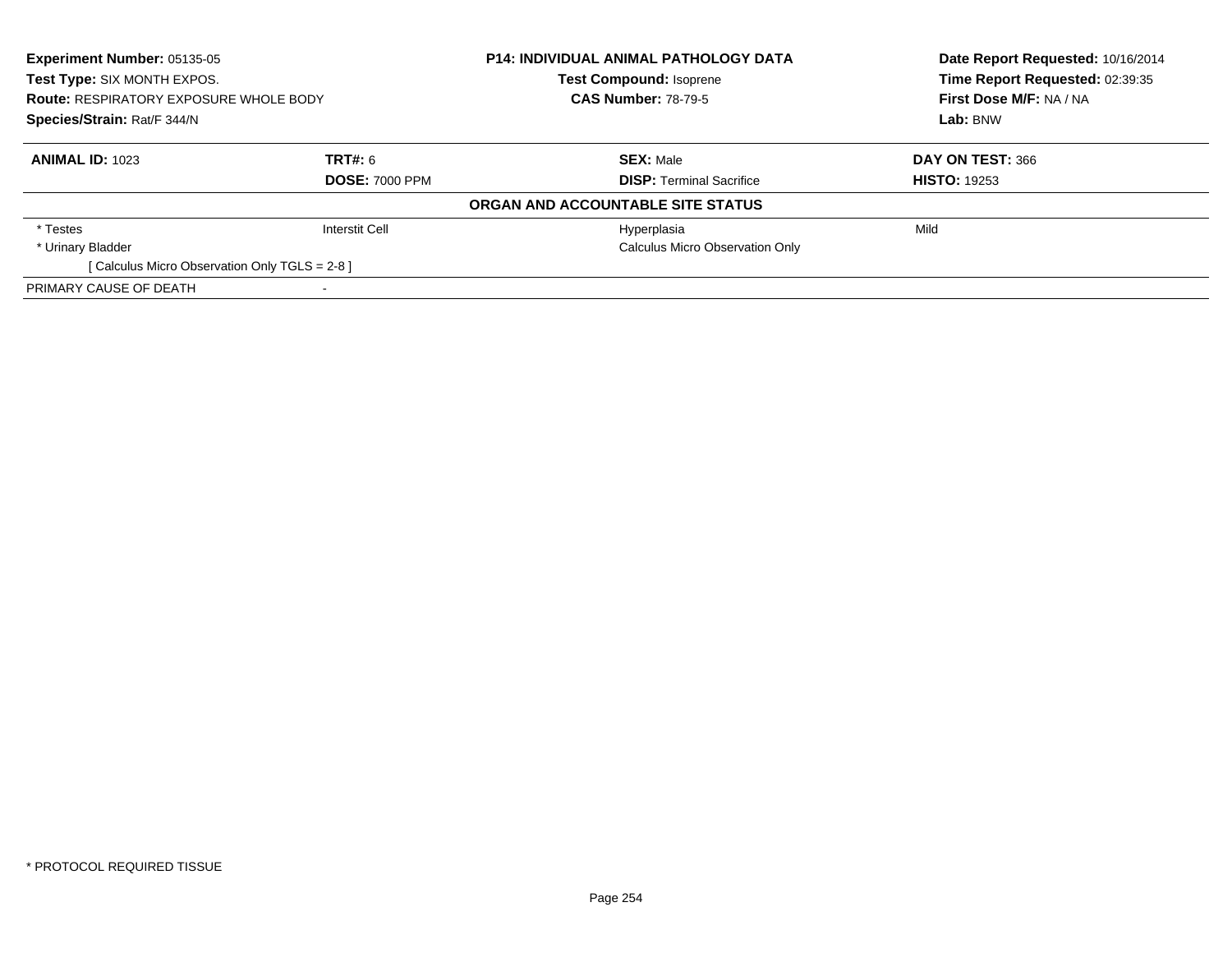**Experiment Number:** 05135-05
**Test Type:** SIX MONTH EXPOS.
**Route:** RESPIRATORY EXPOSURE WHOLE BODY
**Species/Strain:** Rat/F 344/N

**P14: INDIVIDUAL ANIMAL PATHOLOGY DATA**
**Test Compound:** Isoprene
**CAS Number:** 78-79-5

**Date Report Requested:** 10/16/2014
**Time Report Requested:** 02:39:35
**First Dose M/F:** NA / NA
**Lab:** BNW

| **ANIMAL ID:** 1023 | **TRT#:** 6 | **SEX:** Male | **DAY ON TEST:** 366 |
|---|---|---|---|
| | **DOSE:** 7000 PPM | **DISP:** Terminal Sacrifice | **HISTO:** 19253 |

**ORGAN AND ACCOUNTABLE SITE STATUS**

| | | | |
|---|---|---|---|
| * Testes | Interstit Cell | Hyperplasia | Mild |
| * Urinary Bladder | | Calculus Micro Observation Only | |
| [ Calculus Micro Observation Only TGLS = 2-8 ] | | | |
| PRIMARY CAUSE OF DEATH | - | | |

* PROTOCOL REQUIRED TISSUE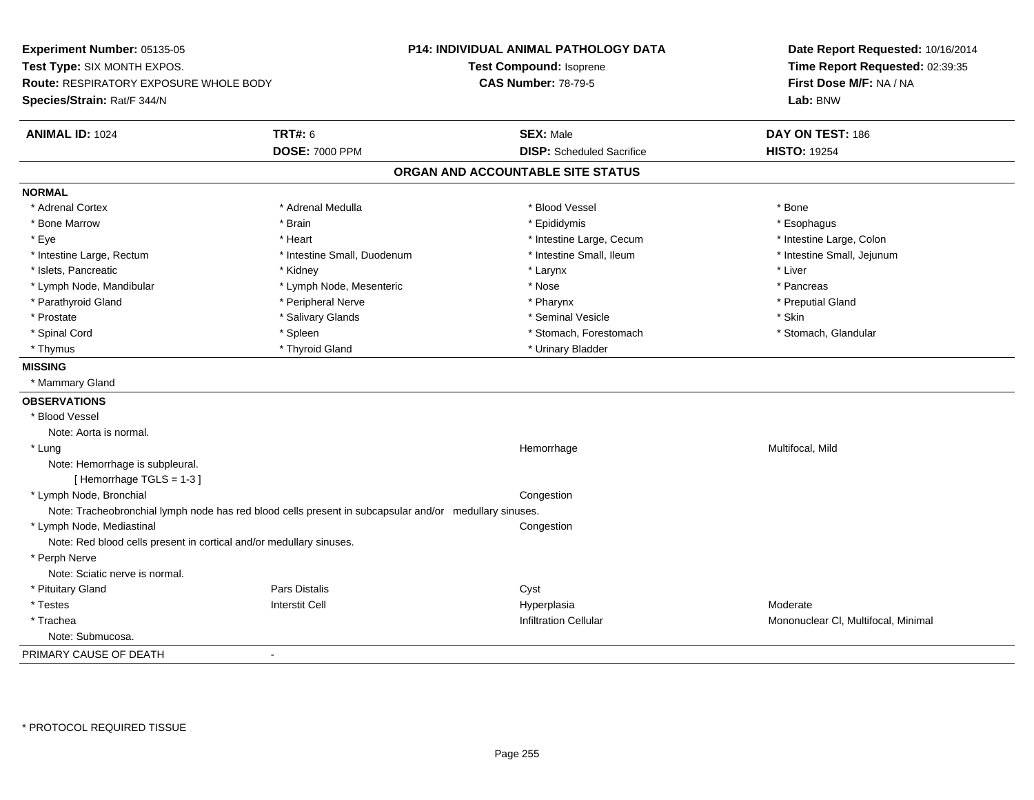**Experiment Number:** 05135-05
**Test Type:** SIX MONTH EXPOS.
**Route:** RESPIRATORY EXPOSURE WHOLE BODY
**Species/Strain:** Rat/F 344/N

**P14: INDIVIDUAL ANIMAL PATHOLOGY DATA**
**Test Compound:** Isoprene
**CAS Number:** 78-79-5

**Date Report Requested:** 10/16/2014
**Time Report Requested:** 02:39:35
**First Dose M/F:** NA / NA
**Lab:** BNW

| **ANIMAL ID:** 1024 | **TRT#:** 6 | **SEX:** Male | **DAY ON TEST:** 186 |
|---|---|---|---|
| | **DOSE:** 7000 PPM | **DISP:** Scheduled Sacrifice | **HISTO:** 19254 |

## ORGAN AND ACCOUNTABLE SITE STATUS

**NORMAL**

| | | | |
|---|---|---|---|
| * Adrenal Cortex | * Adrenal Medulla | * Blood Vessel | * Bone |
| * Bone Marrow | * Brain | * Epididymis | * Esophagus |
| * Eye | * Heart | * Intestine Large, Cecum | * Intestine Large, Colon |
| * Intestine Large, Rectum | * Intestine Small, Duodenum | * Intestine Small, Ileum | * Intestine Small, Jejunum |
| * Islets, Pancreatic | * Kidney | * Larynx | * Liver |
| * Lymph Node, Mandibular | * Lymph Node, Mesenteric | * Nose | * Pancreas |
| * Parathyroid Gland | * Peripheral Nerve | * Pharynx | * Preputial Gland |
| * Prostate | * Salivary Glands | * Seminal Vesicle | * Skin |
| * Spinal Cord | * Spleen | * Stomach, Forestomach | * Stomach, Glandular |
| * Thymus | * Thyroid Gland | * Urinary Bladder | |

**MISSING**

* Mammary Gland

**OBSERVATIONS**

| | | | |
|---|---|---|---|
| * Blood Vessel | | | |
| Note: Aorta is normal. | | | |
| * Lung | | Hemorrhage | Multifocal, Mild |
| Note: Hemorrhage is subpleural. | | | |
| [ Hemorrhage TGLS = 1-3 ] | | | |
| * Lymph Node, Bronchial | | Congestion | |
| Note: Tracheobronchial lymph node has red blood cells present in subcapsular and/or medullary sinuses. | | | |
| * Lymph Node, Mediastinal | | Congestion | |
| Note: Red blood cells present in cortical and/or medullary sinuses. | | | |
| * Perph Nerve | | | |
| Note: Sciatic nerve is normal. | | | |
| * Pituitary Gland | Pars Distalis | Cyst | |
| * Testes | Interstit Cell | Hyperplasia | Moderate |
| * Trachea | | Infiltration Cellular | Mononuclear Cl, Multifocal, Minimal |
| Note: Submucosa. | | | |

PRIMARY CAUSE OF DEATH -

* PROTOCOL REQUIRED TISSUE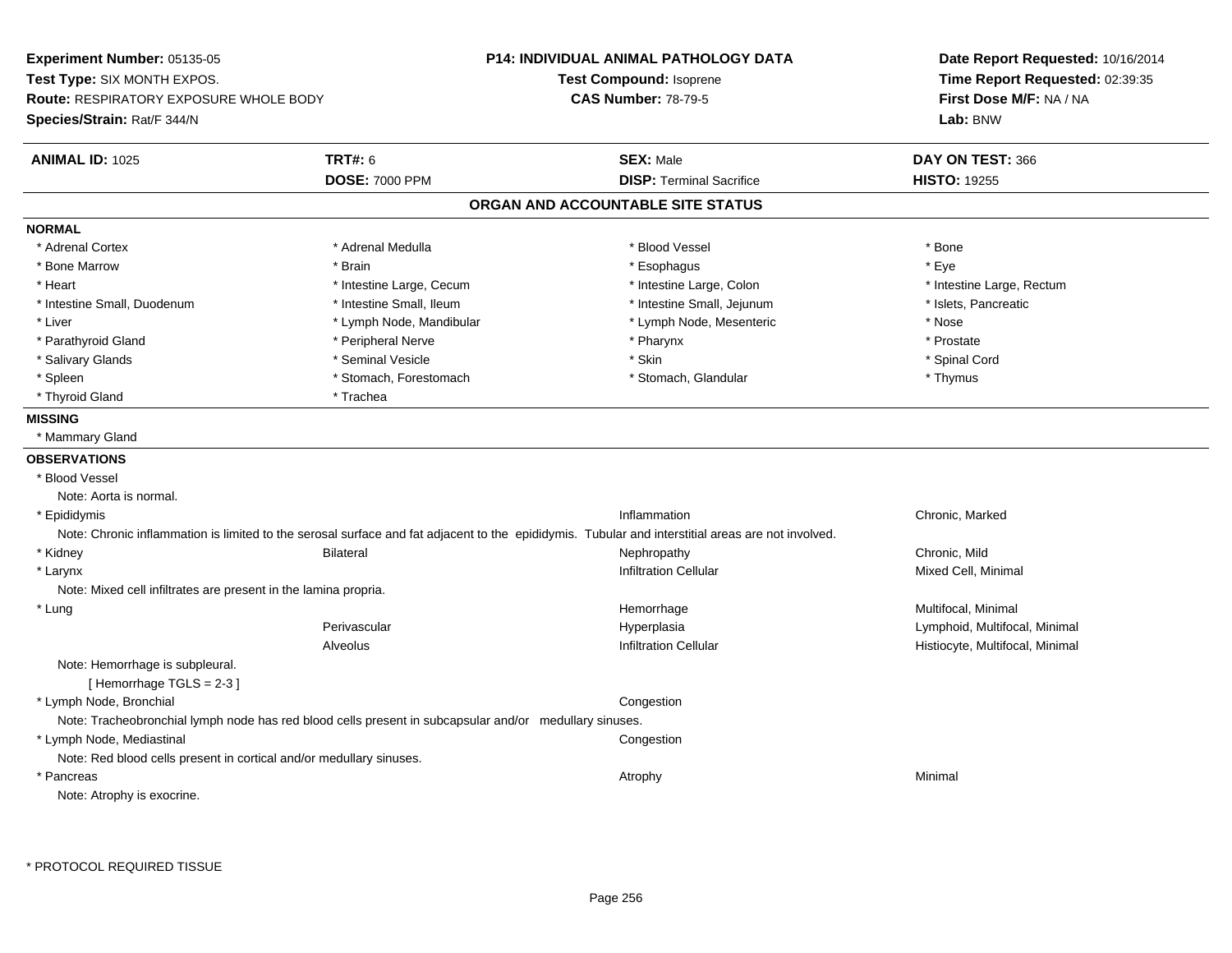**Experiment Number:** 05135-05
**Test Type:** SIX MONTH EXPOS.
**Route:** RESPIRATORY EXPOSURE WHOLE BODY
**Species/Strain:** Rat/F 344/N

**P14: INDIVIDUAL ANIMAL PATHOLOGY DATA**
**Test Compound:** Isoprene
**CAS Number:** 78-79-5

**Date Report Requested:** 10/16/2014
**Time Report Requested:** 02:39:35
**First Dose M/F:** NA / NA
**Lab:** BNW

| **ANIMAL ID:** 1025 | **TRT#:** 6 | **SEX:** Male | **DAY ON TEST:** 366 |
|---|---|---|---|
| | **DOSE:** 7000 PPM | **DISP:** Terminal Sacrifice | **HISTO:** 19255 |

## ORGAN AND ACCOUNTABLE SITE STATUS

### NORMAL

| | | | |
|---|---|---|---|
| * Adrenal Cortex | * Adrenal Medulla | * Blood Vessel | * Bone |
| * Bone Marrow | * Brain | * Esophagus | * Eye |
| * Heart | * Intestine Large, Cecum | * Intestine Large, Colon | * Intestine Large, Rectum |
| * Intestine Small, Duodenum | * Intestine Small, Ileum | * Intestine Small, Jejunum | * Islets, Pancreatic |
| * Liver | * Lymph Node, Mandibular | * Lymph Node, Mesenteric | * Nose |
| * Parathyroid Gland | * Peripheral Nerve | * Pharynx | * Prostate |
| * Salivary Glands | * Seminal Vesicle | * Skin | * Spinal Cord |
| * Spleen | * Stomach, Forestomach | * Stomach, Glandular | * Thymus |
| * Thyroid Gland | * Trachea | | |

### MISSING

* Mammary Gland

### OBSERVATIONS

* Blood Vessel
  Note: Aorta is normal.

| | | | |
|---|---|---|---|
| * Epididymis | | Inflammation | Chronic, Marked |

  Note: Chronic inflammation is limited to the serosal surface and fat adjacent to the epididymis. Tubular and interstitial areas are not involved.

| | | | |
|---|---|---|---|
| * Kidney | Bilateral | Nephropathy | Chronic, Mild |
| * Larynx | | Infiltration Cellular | Mixed Cell, Minimal |

  Note: Mixed cell infiltrates are present in the lamina propria.

| | | | |
|---|---|---|---|
| * Lung | | Hemorrhage | Multifocal, Minimal |
| | Perivascular | Hyperplasia | Lymphoid, Multifocal, Minimal |
| | Alveolus | Infiltration Cellular | Histiocyte, Multifocal, Minimal |

  Note: Hemorrhage is subpleural.
  [ Hemorrhage TGLS = 2-3 ]

| | | | |
|---|---|---|---|
| * Lymph Node, Bronchial | | Congestion | |

  Note: Tracheobronchial lymph node has red blood cells present in subcapsular and/or medullary sinuses.

| | | | |
|---|---|---|---|
| * Lymph Node, Mediastinal | | Congestion | |

  Note: Red blood cells present in cortical and/or medullary sinuses.

| | | | |
|---|---|---|---|
| * Pancreas | | Atrophy | Minimal |

  Note: Atrophy is exocrine.

* PROTOCOL REQUIRED TISSUE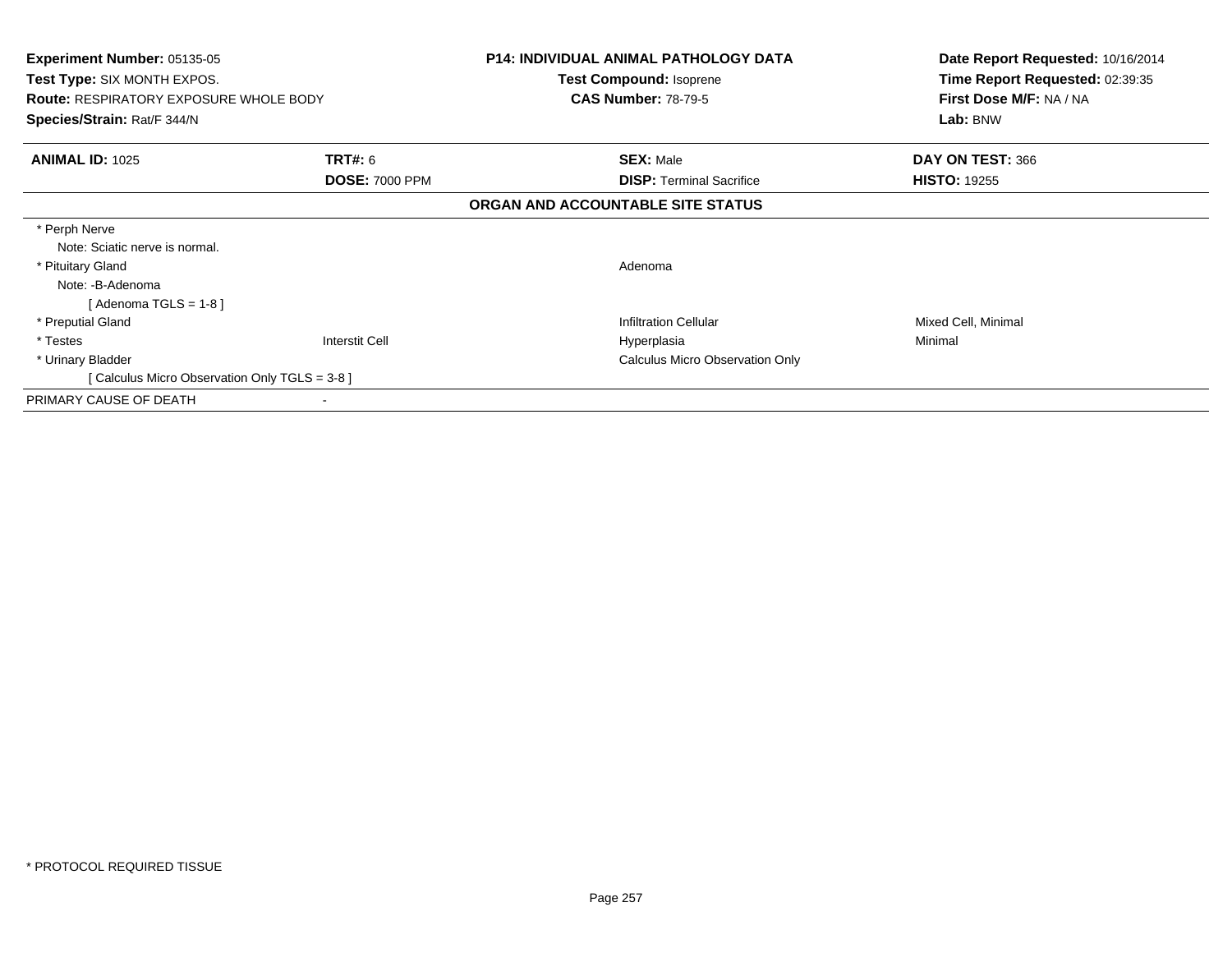**Experiment Number:** 05135-05
**Test Type:** SIX MONTH EXPOS.
**Route:** RESPIRATORY EXPOSURE WHOLE BODY
**Species/Strain:** Rat/F 344/N

**P14: INDIVIDUAL ANIMAL PATHOLOGY DATA**
**Test Compound:** Isoprene
**CAS Number:** 78-79-5

**Date Report Requested:** 10/16/2014
**Time Report Requested:** 02:39:35
**First Dose M/F:** NA / NA
**Lab:** BNW

| **ANIMAL ID:** 1025 | **TRT#:** 6 | **SEX:** Male | **DAY ON TEST:** 366 |
|---|---|---|---|
| | **DOSE:** 7000 PPM | **DISP:** Terminal Sacrifice | **HISTO:** 19255 |

**ORGAN AND ACCOUNTABLE SITE STATUS**

| | | | |
|---|---|---|---|
| * Perph Nerve | | | |
| Note: Sciatic nerve is normal. | | | |
| * Pituitary Gland | | Adenoma | |
| Note: -B-Adenoma | | | |
| [ Adenoma TGLS = 1-8 ] | | | |
| * Preputial Gland | | Infiltration Cellular | Mixed Cell, Minimal |
| * Testes | Interstit Cell | Hyperplasia | Minimal |
| * Urinary Bladder | | Calculus Micro Observation Only | |
| [ Calculus Micro Observation Only TGLS = 3-8 ] | | | |
| PRIMARY CAUSE OF DEATH | - | | |

* PROTOCOL REQUIRED TISSUE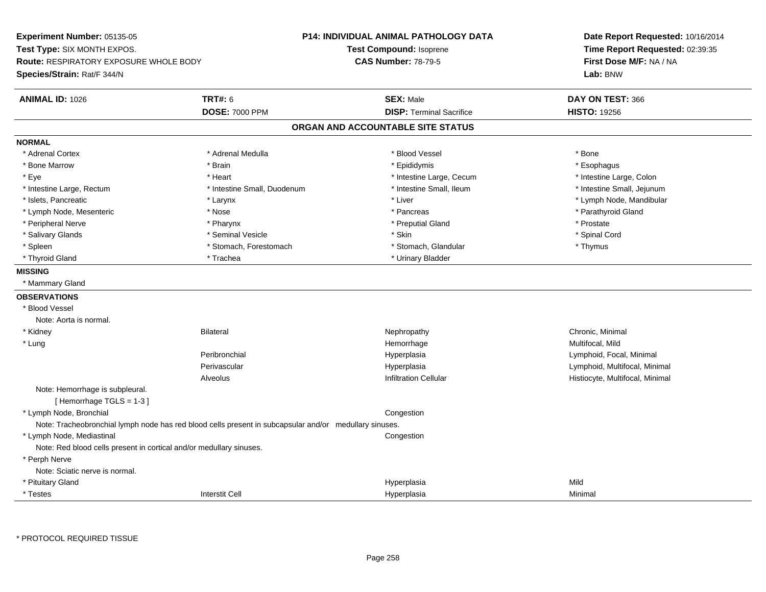**Experiment Number:** 05135-05
**Test Type:** SIX MONTH EXPOS.
**Route:** RESPIRATORY EXPOSURE WHOLE BODY
**Species/Strain:** Rat/F 344/N

**P14: INDIVIDUAL ANIMAL PATHOLOGY DATA**
**Test Compound:** Isoprene
**CAS Number:** 78-79-5

**Date Report Requested:** 10/16/2014
**Time Report Requested:** 02:39:35
**First Dose M/F:** NA / NA
**Lab:** BNW

| **ANIMAL ID:** 1026 | **TRT#:** 6 | **SEX:** Male | **DAY ON TEST:** 366 |
|---|---|---|---|
| | **DOSE:** 7000 PPM | **DISP:** Terminal Sacrifice | **HISTO:** 19256 |

## ORGAN AND ACCOUNTABLE SITE STATUS

**NORMAL**

| | | | |
|---|---|---|---|
| * Adrenal Cortex | * Adrenal Medulla | * Blood Vessel | * Bone |
| * Bone Marrow | * Brain | * Epididymis | * Esophagus |
| * Eye | * Heart | * Intestine Large, Cecum | * Intestine Large, Colon |
| * Intestine Large, Rectum | * Intestine Small, Duodenum | * Intestine Small, Ileum | * Intestine Small, Jejunum |
| * Islets, Pancreatic | * Larynx | * Liver | * Lymph Node, Mandibular |
| * Lymph Node, Mesenteric | * Nose | * Pancreas | * Parathyroid Gland |
| * Peripheral Nerve | * Pharynx | * Preputial Gland | * Prostate |
| * Salivary Glands | * Seminal Vesicle | * Skin | * Spinal Cord |
| * Spleen | * Stomach, Forestomach | * Stomach, Glandular | * Thymus |
| * Thyroid Gland | * Trachea | * Urinary Bladder | |

**MISSING**

* Mammary Gland

**OBSERVATIONS**

| | | | |
|---|---|---|---|
| * Blood Vessel | | | |
| Note: Aorta is normal. | | | |
| * Kidney | Bilateral | Nephropathy | Chronic, Minimal |
| * Lung | | Hemorrhage | Multifocal, Mild |
| | Peribronchial | Hyperplasia | Lymphoid, Focal, Minimal |
| | Perivascular | Hyperplasia | Lymphoid, Multifocal, Minimal |
| | Alveolus | Infiltration Cellular | Histiocyte, Multifocal, Minimal |
| Note: Hemorrhage is subpleural. [ Hemorrhage TGLS = 1-3 ] | | | |
| * Lymph Node, Bronchial | | Congestion | |
| Note: Tracheobronchial lymph node has red blood cells present in subcapsular and/or medullary sinuses. | | | |
| * Lymph Node, Mediastinal | | Congestion | |
| Note: Red blood cells present in cortical and/or medullary sinuses. | | | |
| * Perph Nerve | | | |
| Note: Sciatic nerve is normal. | | | |
| * Pituitary Gland | | Hyperplasia | Mild |
| * Testes | Interstit Cell | Hyperplasia | Minimal |

\* PROTOCOL REQUIRED TISSUE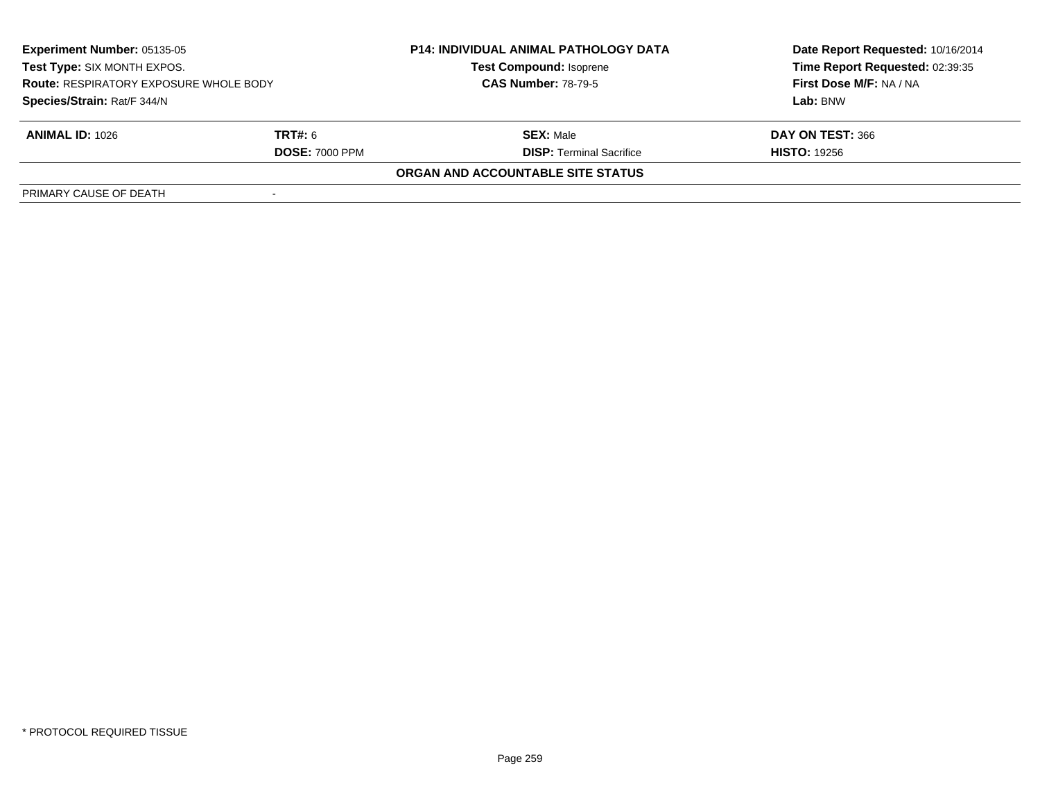**Experiment Number:** 05135-05
**Test Type:** SIX MONTH EXPOS.
**Route:** RESPIRATORY EXPOSURE WHOLE BODY
**Species/Strain:** Rat/F 344/N

**P14: INDIVIDUAL ANIMAL PATHOLOGY DATA**
**Test Compound:** Isoprene
**CAS Number:** 78-79-5

**Date Report Requested:** 10/16/2014
**Time Report Requested:** 02:39:35
**First Dose M/F:** NA / NA
**Lab:** BNW

| **ANIMAL ID:** 1026 | **TRT#:** 6 | **SEX:** Male | **DAY ON TEST:** 366 |
|---|---|---|---|
| | **DOSE:** 7000 PPM | **DISP:** Terminal Sacrifice | **HISTO:** 19256 |

**ORGAN AND ACCOUNTABLE SITE STATUS**

| PRIMARY CAUSE OF DEATH | - |
|---|---|

* PROTOCOL REQUIRED TISSUE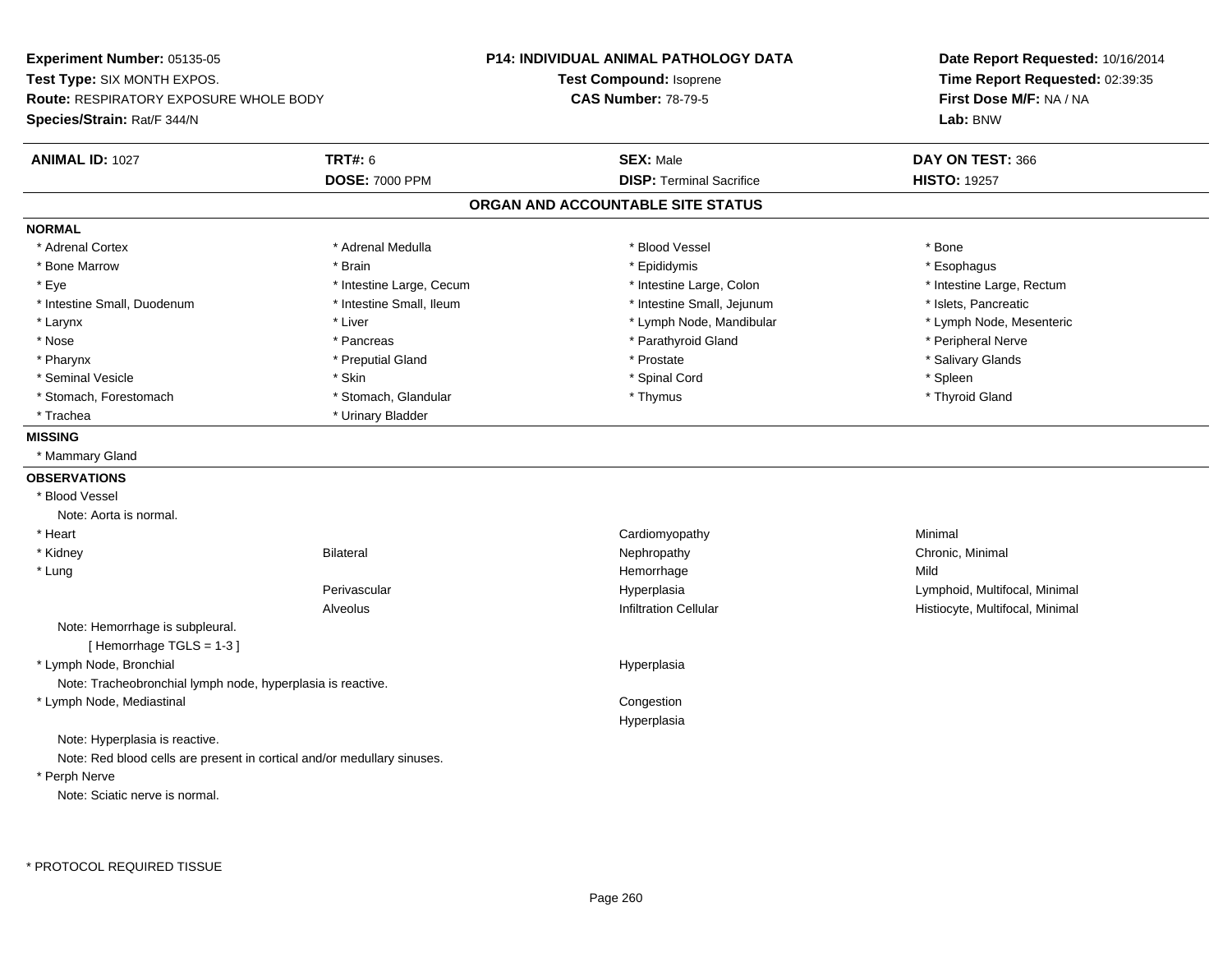**Experiment Number:** 05135-05
**Test Type:** SIX MONTH EXPOS.
**Route:** RESPIRATORY EXPOSURE WHOLE BODY
**Species/Strain:** Rat/F 344/N

**P14: INDIVIDUAL ANIMAL PATHOLOGY DATA**
**Test Compound:** Isoprene
**CAS Number:** 78-79-5

**Date Report Requested:** 10/16/2014
**Time Report Requested:** 02:39:35
**First Dose M/F:** NA / NA
**Lab:** BNW

| **ANIMAL ID:** 1027 | **TRT#:** 6 | **SEX:** Male | **DAY ON TEST:** 366 |
|---|---|---|---|
| | **DOSE:** 7000 PPM | **DISP:** Terminal Sacrifice | **HISTO:** 19257 |

## ORGAN AND ACCOUNTABLE SITE STATUS

### NORMAL

| | | | |
|---|---|---|---|
| * Adrenal Cortex | * Adrenal Medulla | * Blood Vessel | * Bone |
| * Bone Marrow | * Brain | * Epididymis | * Esophagus |
| * Eye | * Intestine Large, Cecum | * Intestine Large, Colon | * Intestine Large, Rectum |
| * Intestine Small, Duodenum | * Intestine Small, Ileum | * Intestine Small, Jejunum | * Islets, Pancreatic |
| * Larynx | * Liver | * Lymph Node, Mandibular | * Lymph Node, Mesenteric |
| * Nose | * Pancreas | * Parathyroid Gland | * Peripheral Nerve |
| * Pharynx | * Preputial Gland | * Prostate | * Salivary Glands |
| * Seminal Vesicle | * Skin | * Spinal Cord | * Spleen |
| * Stomach, Forestomach | * Stomach, Glandular | * Thymus | * Thyroid Gland |
| * Trachea | * Urinary Bladder | | |

### MISSING

* Mammary Gland

### OBSERVATIONS

| | | | |
|---|---|---|---|
| * Blood Vessel | | | |
| Note: Aorta is normal. | | | |
| * Heart | | Cardiomyopathy | Minimal |
| * Kidney | Bilateral | Nephropathy | Chronic, Minimal |
| * Lung | | Hemorrhage | Mild |
| | Perivascular | Hyperplasia | Lymphoid, Multifocal, Minimal |
| | Alveolus | Infiltration Cellular | Histiocyte, Multifocal, Minimal |
| Note: Hemorrhage is subpleural. | | | |
| [ Hemorrhage TGLS = 1-3 ] | | | |
| * Lymph Node, Bronchial | | Hyperplasia | |
| Note: Tracheobronchial lymph node, hyperplasia is reactive. | | | |
| * Lymph Node, Mediastinal | | Congestion | |
| | | Hyperplasia | |
| Note: Hyperplasia is reactive. | | | |
| Note: Red blood cells are present in cortical and/or medullary sinuses. | | | |
| * Perph Nerve | | | |
| Note: Sciatic nerve is normal. | | | |

* PROTOCOL REQUIRED TISSUE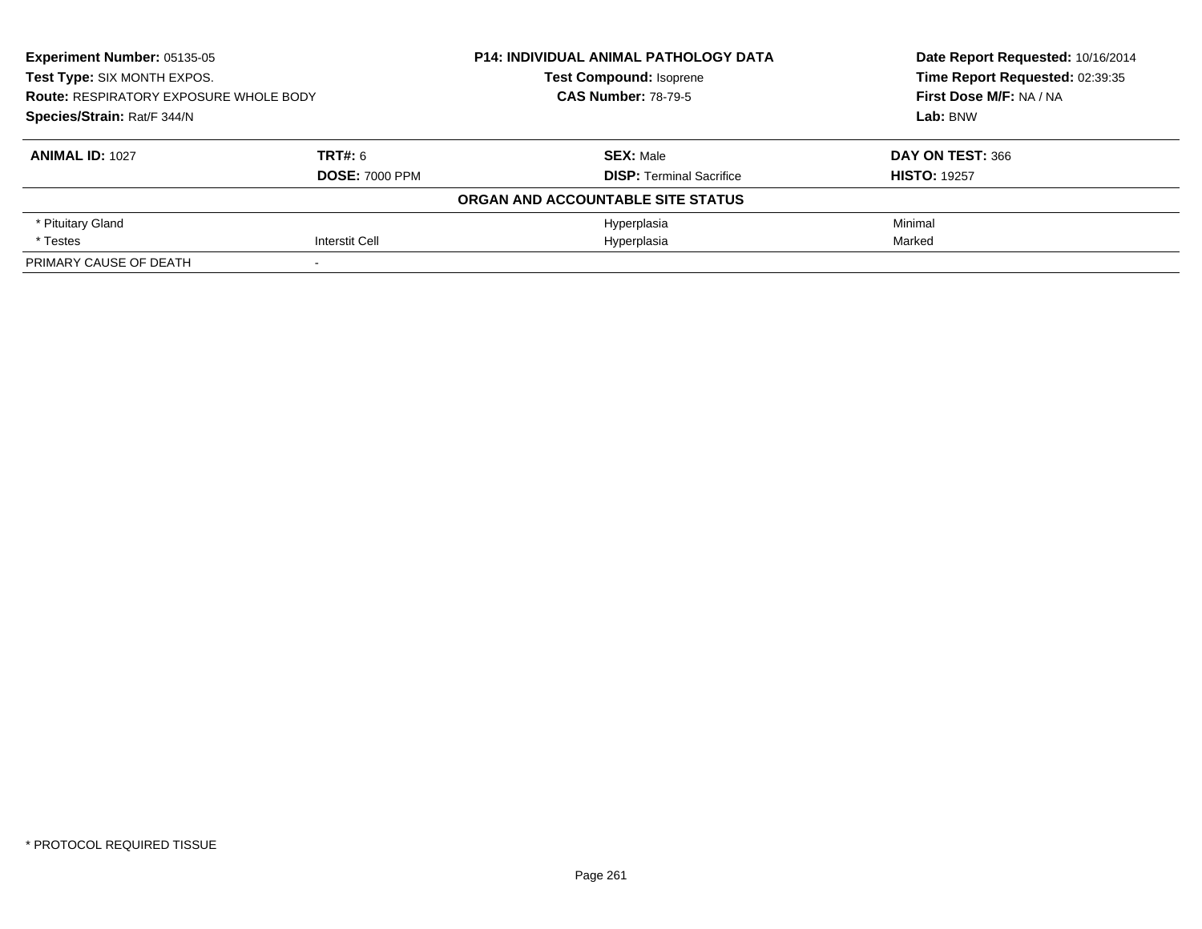| **Experiment Number:** 05135-05 | **P14: INDIVIDUAL ANIMAL PATHOLOGY DATA** | **Date Report Requested:** 10/16/2014 |
|---|---|---|
| **Test Type:** SIX MONTH EXPOS. | **Test Compound:** Isoprene | **Time Report Requested:** 02:39:35 |
| **Route:** RESPIRATORY EXPOSURE WHOLE BODY | **CAS Number:** 78-79-5 | **First Dose M/F:** NA / NA |
| **Species/Strain:** Rat/F 344/N | | **Lab:** BNW |

| **ANIMAL ID:** 1027 | **TRT#:** 6 | **SEX:** Male | **DAY ON TEST:** 366 |
|---|---|---|---|
| | **DOSE:** 7000 PPM | **DISP:** Terminal Sacrifice | **HISTO:** 19257 |
| | | **ORGAN AND ACCOUNTABLE SITE STATUS** | |
| * Pituitary Gland | | Hyperplasia | Minimal |
| * Testes | Interstit Cell | Hyperplasia | Marked |
| PRIMARY CAUSE OF DEATH | - | | |

* PROTOCOL REQUIRED TISSUE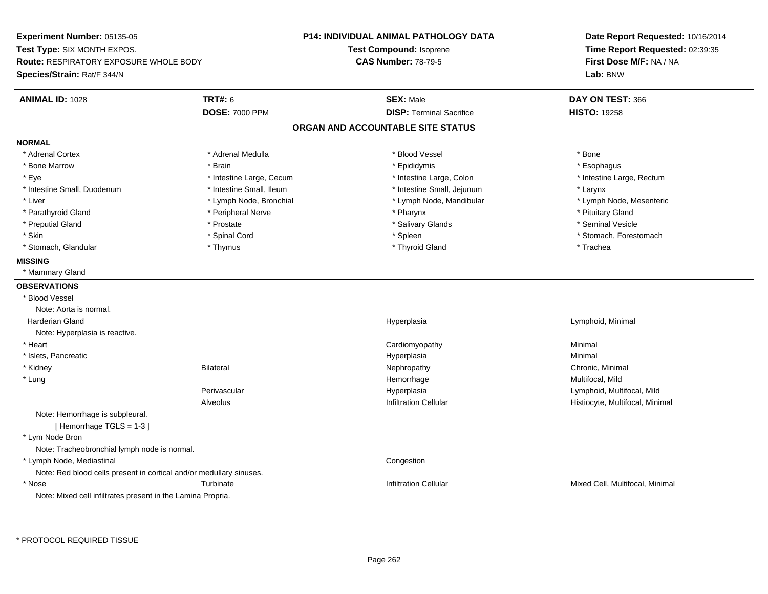**Experiment Number:** 05135-05
**Test Type:** SIX MONTH EXPOS.
**Route:** RESPIRATORY EXPOSURE WHOLE BODY
**Species/Strain:** Rat/F 344/N

**P14: INDIVIDUAL ANIMAL PATHOLOGY DATA**
**Test Compound:** Isoprene
**CAS Number:** 78-79-5

**Date Report Requested:** 10/16/2014
**Time Report Requested:** 02:39:35
**First Dose M/F:** NA / NA
**Lab:** BNW

| **ANIMAL ID:** 1028 | **TRT#:** 6 | **SEX:** Male | **DAY ON TEST:** 366 |
|---|---|---|---|
| | **DOSE:** 7000 PPM | **DISP:** Terminal Sacrifice | **HISTO:** 19258 |

## ORGAN AND ACCOUNTABLE SITE STATUS

**NORMAL**

| | | | |
|---|---|---|---|
| * Adrenal Cortex | * Adrenal Medulla | * Blood Vessel | * Bone |
| * Bone Marrow | * Brain | * Epididymis | * Esophagus |
| * Eye | * Intestine Large, Cecum | * Intestine Large, Colon | * Intestine Large, Rectum |
| * Intestine Small, Duodenum | * Intestine Small, Ileum | * Intestine Small, Jejunum | * Larynx |
| * Liver | * Lymph Node, Bronchial | * Lymph Node, Mandibular | * Lymph Node, Mesenteric |
| * Parathyroid Gland | * Peripheral Nerve | * Pharynx | * Pituitary Gland |
| * Preputial Gland | * Prostate | * Salivary Glands | * Seminal Vesicle |
| * Skin | * Spinal Cord | * Spleen | * Stomach, Forestomach |
| * Stomach, Glandular | * Thymus | * Thyroid Gland | * Trachea |

**MISSING**

* Mammary Gland

**OBSERVATIONS**

| | | | |
|---|---|---|---|
| * Blood Vessel | | | |
| Note: Aorta is normal. | | | |
| Harderian Gland | | Hyperplasia | Lymphoid, Minimal |
| Note: Hyperplasia is reactive. | | | |
| * Heart | | Cardiomyopathy | Minimal |
| * Islets, Pancreatic | | Hyperplasia | Minimal |
| * Kidney | Bilateral | Nephropathy | Chronic, Minimal |
| * Lung | | Hemorrhage | Multifocal, Mild |
| | Perivascular | Hyperplasia | Lymphoid, Multifocal, Mild |
| | Alveolus | Infiltration Cellular | Histiocyte, Multifocal, Minimal |
| Note: Hemorrhage is subpleural. | | | |
| [ Hemorrhage TGLS = 1-3 ] | | | |
| * Lym Node Bron | | | |
| Note: Tracheobronchial lymph node is normal. | | | |
| * Lymph Node, Mediastinal | | Congestion | |
| Note: Red blood cells present in cortical and/or medullary sinuses. | | | |
| * Nose | Turbinate | Infiltration Cellular | Mixed Cell, Multifocal, Minimal |
| Note: Mixed cell infiltrates present in the Lamina Propria. | | | |

\* PROTOCOL REQUIRED TISSUE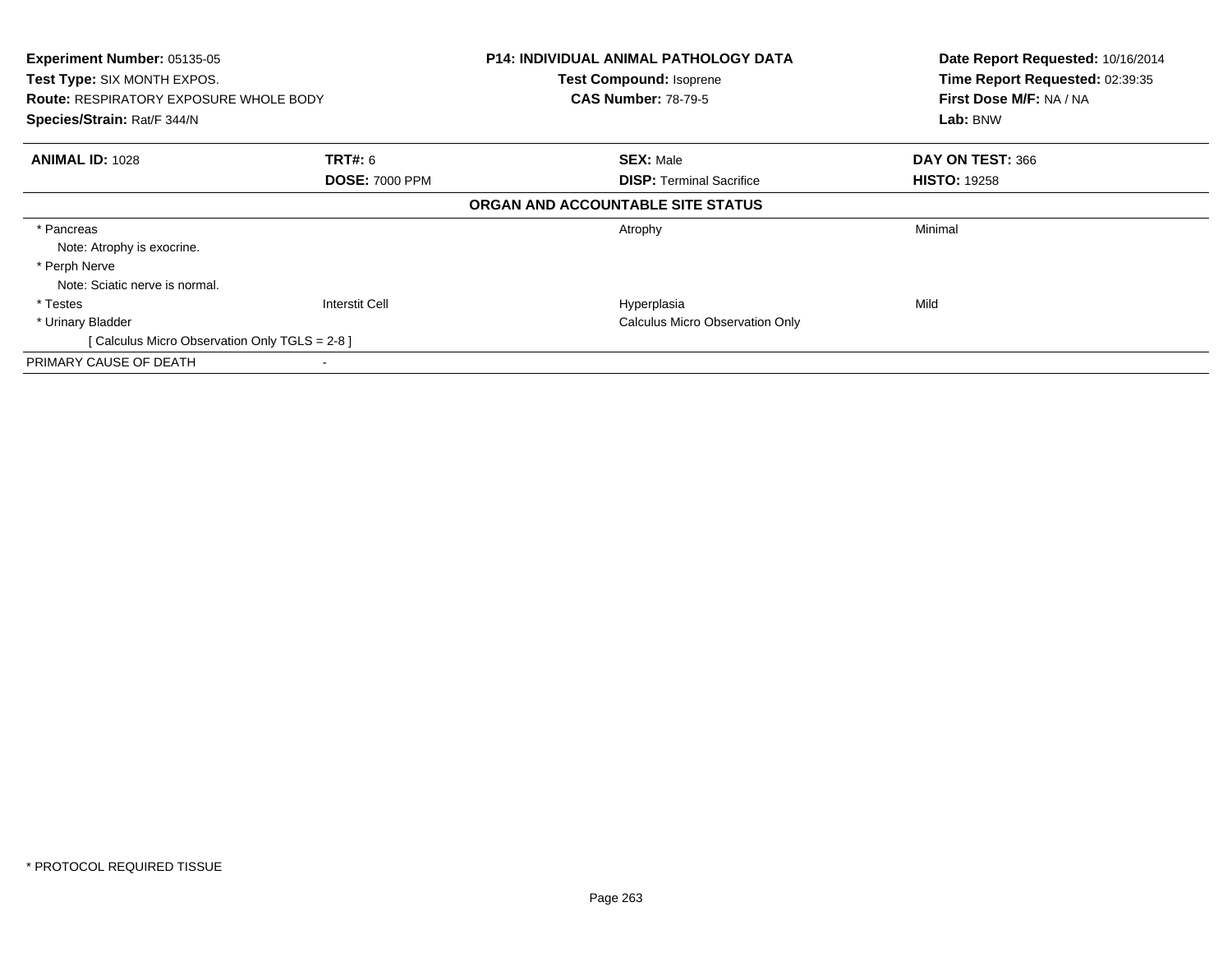**Experiment Number:** 05135-05
**Test Type:** SIX MONTH EXPOS.
**Route:** RESPIRATORY EXPOSURE WHOLE BODY
**Species/Strain:** Rat/F 344/N

**P14: INDIVIDUAL ANIMAL PATHOLOGY DATA**
**Test Compound:** Isoprene
**CAS Number:** 78-79-5

**Date Report Requested:** 10/16/2014
**Time Report Requested:** 02:39:35
**First Dose M/F:** NA / NA
**Lab:** BNW

| **ANIMAL ID:** 1028 | **TRT#:** 6 | **SEX:** Male | **DAY ON TEST:** 366 |
|---|---|---|---|
| | **DOSE:** 7000 PPM | **DISP:** Terminal Sacrifice | **HISTO:** 19258 |

**ORGAN AND ACCOUNTABLE SITE STATUS**

| | | | |
|---|---|---|---|
| * Pancreas | | Atrophy | Minimal |
| Note: Atrophy is exocrine. | | | |
| * Perph Nerve | | | |
| Note: Sciatic nerve is normal. | | | |
| * Testes | Interstit Cell | Hyperplasia | Mild |
| * Urinary Bladder | | Calculus Micro Observation Only | |
| [ Calculus Micro Observation Only TGLS = 2-8 ] | | | |
| PRIMARY CAUSE OF DEATH | - | | |

* PROTOCOL REQUIRED TISSUE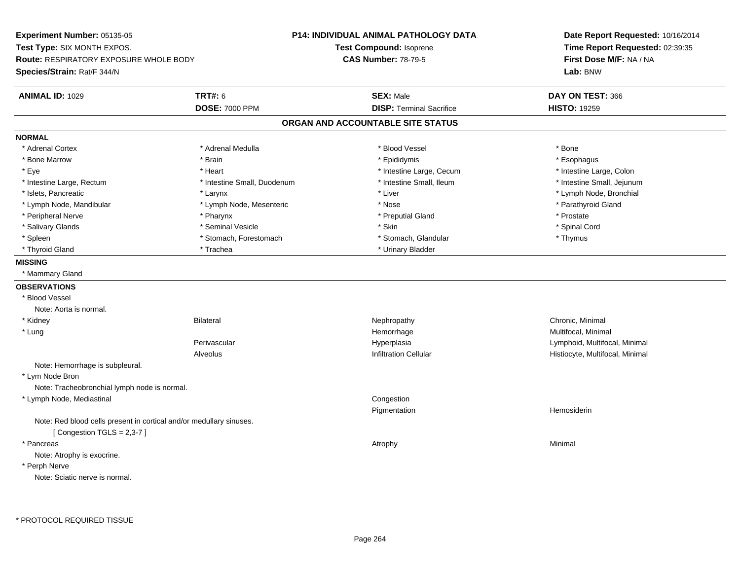**Experiment Number:** 05135-05
**Test Type:** SIX MONTH EXPOS.
**Route:** RESPIRATORY EXPOSURE WHOLE BODY
**Species/Strain:** Rat/F 344/N

**P14: INDIVIDUAL ANIMAL PATHOLOGY DATA**
**Test Compound:** Isoprene
**CAS Number:** 78-79-5

**Date Report Requested:** 10/16/2014
**Time Report Requested:** 02:39:35
**First Dose M/F:** NA / NA
**Lab:** BNW

| **ANIMAL ID:** 1029 | **TRT#:** 6 | **SEX:** Male | **DAY ON TEST:** 366 |
|---|---|---|---|
| | **DOSE:** 7000 PPM | **DISP:** Terminal Sacrifice | **HISTO:** 19259 |

## ORGAN AND ACCOUNTABLE SITE STATUS

**NORMAL**

| | | | |
|---|---|---|---|
| * Adrenal Cortex | * Adrenal Medulla | * Blood Vessel | * Bone |
| * Bone Marrow | * Brain | * Epididymis | * Esophagus |
| * Eye | * Heart | * Intestine Large, Cecum | * Intestine Large, Colon |
| * Intestine Large, Rectum | * Intestine Small, Duodenum | * Intestine Small, Ileum | * Intestine Small, Jejunum |
| * Islets, Pancreatic | * Larynx | * Liver | * Lymph Node, Bronchial |
| * Lymph Node, Mandibular | * Lymph Node, Mesenteric | * Nose | * Parathyroid Gland |
| * Peripheral Nerve | * Pharynx | * Preputial Gland | * Prostate |
| * Salivary Glands | * Seminal Vesicle | * Skin | * Spinal Cord |
| * Spleen | * Stomach, Forestomach | * Stomach, Glandular | * Thymus |
| * Thyroid Gland | * Trachea | * Urinary Bladder | |

**MISSING**

* Mammary Gland

**OBSERVATIONS**

| | | | |
|---|---|---|---|
| * Blood Vessel | | | |
| Note: Aorta is normal. | | | |
| * Kidney | Bilateral | Nephropathy | Chronic, Minimal |
| * Lung | | Hemorrhage | Multifocal, Minimal |
| | Perivascular | Hyperplasia | Lymphoid, Multifocal, Minimal |
| | Alveolus | Infiltration Cellular | Histiocyte, Multifocal, Minimal |
| Note: Hemorrhage is subpleural. | | | |
| * Lym Node Bron | | | |
| Note: Tracheobronchial lymph node is normal. | | | |
| * Lymph Node, Mediastinal | | Congestion | |
| | | Pigmentation | Hemosiderin |
| Note: Red blood cells present in cortical and/or medullary sinuses. | | | |
| [ Congestion TGLS = 2,3-7 ] | | | |
| * Pancreas | | Atrophy | Minimal |
| Note: Atrophy is exocrine. | | | |
| * Perph Nerve | | | |
| Note: Sciatic nerve is normal. | | | |

* PROTOCOL REQUIRED TISSUE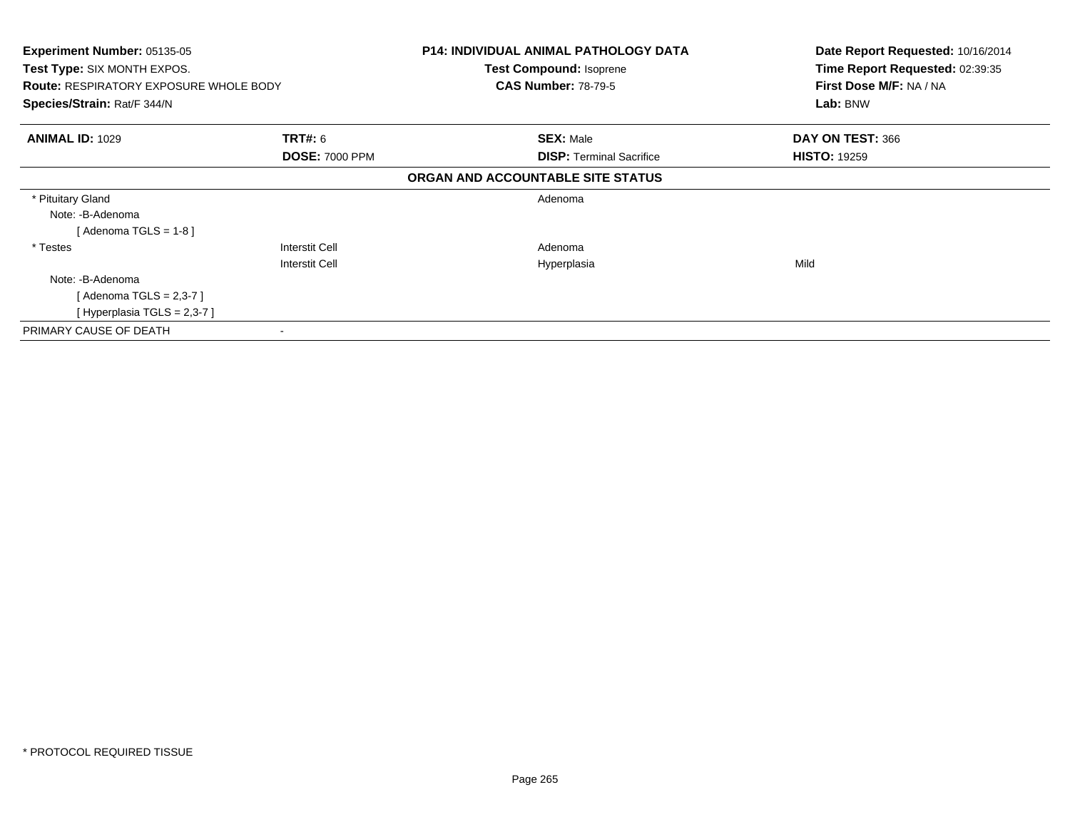**Experiment Number:** 05135-05
**Test Type:** SIX MONTH EXPOS.
**Route:** RESPIRATORY EXPOSURE WHOLE BODY
**Species/Strain:** Rat/F 344/N

**P14: INDIVIDUAL ANIMAL PATHOLOGY DATA**
**Test Compound:** Isoprene
**CAS Number:** 78-79-5

**Date Report Requested:** 10/16/2014
**Time Report Requested:** 02:39:35
**First Dose M/F:** NA / NA
**Lab:** BNW

| **ANIMAL ID:** 1029 | **TRT#:** 6 | **SEX:** Male | **DAY ON TEST:** 366 |
|---|---|---|---|
| | **DOSE:** 7000 PPM | **DISP:** Terminal Sacrifice | **HISTO:** 19259 |

**ORGAN AND ACCOUNTABLE SITE STATUS**

| | | | |
|---|---|---|---|
| * Pituitary Gland | | Adenoma | |
| Note: -B-Adenoma | | | |
| [ Adenoma TGLS = 1-8 ] | | | |
| * Testes | Interstit Cell | Adenoma | |
| | Interstit Cell | Hyperplasia | Mild |
| Note: -B-Adenoma | | | |
| [ Adenoma TGLS = 2,3-7 ] | | | |
| [ Hyperplasia TGLS = 2,3-7 ] | | | |
| PRIMARY CAUSE OF DEATH | - | | |

* PROTOCOL REQUIRED TISSUE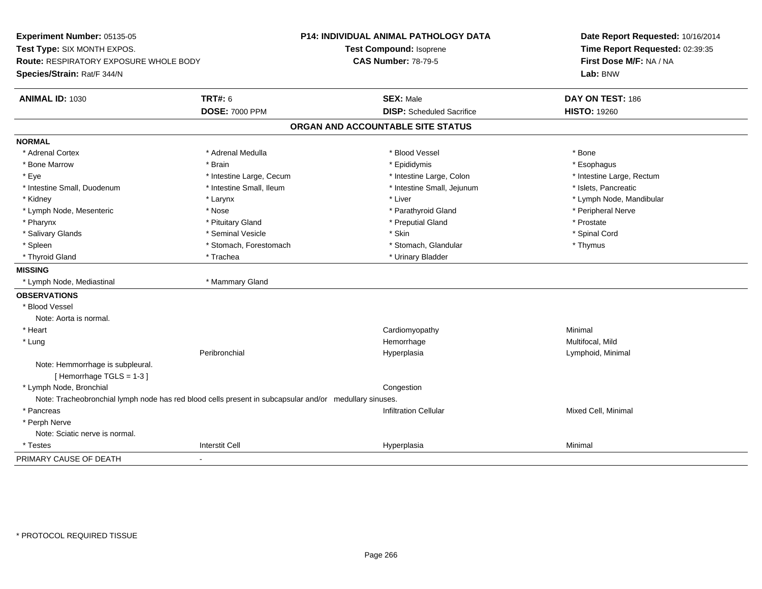**Experiment Number:** 05135-05
**Test Type:** SIX MONTH EXPOS.
**Route:** RESPIRATORY EXPOSURE WHOLE BODY
**Species/Strain:** Rat/F 344/N

**P14: INDIVIDUAL ANIMAL PATHOLOGY DATA**
**Test Compound:** Isoprene
**CAS Number:** 78-79-5

**Date Report Requested:** 10/16/2014
**Time Report Requested:** 02:39:35
**First Dose M/F:** NA / NA
**Lab:** BNW

| **ANIMAL ID:** 1030 | **TRT#:** 6 | **SEX:** Male | **DAY ON TEST:** 186 |
|---|---|---|---|
| | **DOSE:** 7000 PPM | **DISP:** Scheduled Sacrifice | **HISTO:** 19260 |

## ORGAN AND ACCOUNTABLE SITE STATUS

**NORMAL**

| | | | |
|---|---|---|---|
| * Adrenal Cortex | * Adrenal Medulla | * Blood Vessel | * Bone |
| * Bone Marrow | * Brain | * Epididymis | * Esophagus |
| * Eye | * Intestine Large, Cecum | * Intestine Large, Colon | * Intestine Large, Rectum |
| * Intestine Small, Duodenum | * Intestine Small, Ileum | * Intestine Small, Jejunum | * Islets, Pancreatic |
| * Kidney | * Larynx | * Liver | * Lymph Node, Mandibular |
| * Lymph Node, Mesenteric | * Nose | * Parathyroid Gland | * Peripheral Nerve |
| * Pharynx | * Pituitary Gland | * Preputial Gland | * Prostate |
| * Salivary Glands | * Seminal Vesicle | * Skin | * Spinal Cord |
| * Spleen | * Stomach, Forestomach | * Stomach, Glandular | * Thymus |
| * Thyroid Gland | * Trachea | * Urinary Bladder | |

**MISSING**

* Lymph Node, Mediastinal
* Mammary Gland

**OBSERVATIONS**

| | | | |
|---|---|---|---|
| * Blood Vessel | | | |
| Note: Aorta is normal. | | | |
| * Heart | | Cardiomyopathy | Minimal |
| * Lung | | Hemorrhage | Multifocal, Mild |
| | Peribronchial | Hyperplasia | Lymphoid, Minimal |
| Note: Hemmorrhage is subpleural. | | | |
| [ Hemorrhage TGLS = 1-3 ] | | | |
| * Lymph Node, Bronchial | | Congestion | |
| Note: Tracheobronchial lymph node has red blood cells present in subcapsular and/or medullary sinuses. | | | |
| * Pancreas | | Infiltration Cellular | Mixed Cell, Minimal |
| * Perph Nerve | | | |
| Note: Sciatic nerve is normal. | | | |
| * Testes | Interstit Cell | Hyperplasia | Minimal |

PRIMARY CAUSE OF DEATH -

\* PROTOCOL REQUIRED TISSUE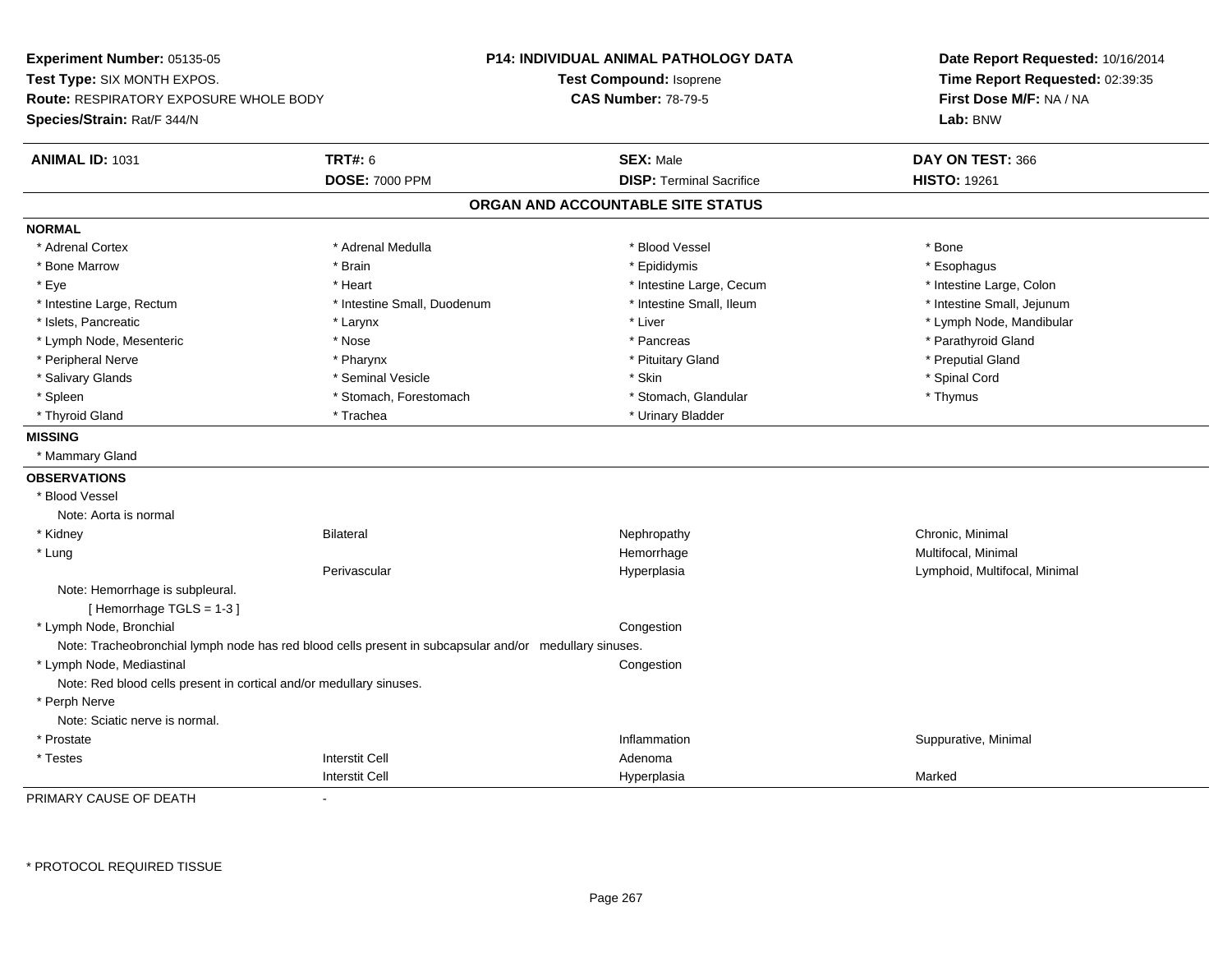**Experiment Number:** 05135-05
**Test Type:** SIX MONTH EXPOS.
**Route:** RESPIRATORY EXPOSURE WHOLE BODY
**Species/Strain:** Rat/F 344/N

**P14: INDIVIDUAL ANIMAL PATHOLOGY DATA**
**Test Compound:** Isoprene
**CAS Number:** 78-79-5

**Date Report Requested:** 10/16/2014
**Time Report Requested:** 02:39:35
**First Dose M/F:** NA / NA
**Lab:** BNW

| **ANIMAL ID:** 1031 | **TRT#:** 6 | **SEX:** Male | **DAY ON TEST:** 366 |
|---|---|---|---|
| | **DOSE:** 7000 PPM | **DISP:** Terminal Sacrifice | **HISTO:** 19261 |

## ORGAN AND ACCOUNTABLE SITE STATUS

**NORMAL**

| | | | |
|---|---|---|---|
| * Adrenal Cortex | * Adrenal Medulla | * Blood Vessel | * Bone |
| * Bone Marrow | * Brain | * Epididymis | * Esophagus |
| * Eye | * Heart | * Intestine Large, Cecum | * Intestine Large, Colon |
| * Intestine Large, Rectum | * Intestine Small, Duodenum | * Intestine Small, Ileum | * Intestine Small, Jejunum |
| * Islets, Pancreatic | * Larynx | * Liver | * Lymph Node, Mandibular |
| * Lymph Node, Mesenteric | * Nose | * Pancreas | * Parathyroid Gland |
| * Peripheral Nerve | * Pharynx | * Pituitary Gland | * Preputial Gland |
| * Salivary Glands | * Seminal Vesicle | * Skin | * Spinal Cord |
| * Spleen | * Stomach, Forestomach | * Stomach, Glandular | * Thymus |
| * Thyroid Gland | * Trachea | * Urinary Bladder | |

**MISSING**

* Mammary Gland

**OBSERVATIONS**

| | | | |
|---|---|---|---|
| * Blood Vessel | | | |
| Note: Aorta is normal | | | |
| * Kidney | Bilateral | Nephropathy | Chronic, Minimal |
| * Lung | | Hemorrhage | Multifocal, Minimal |
| | Perivascular | Hyperplasia | Lymphoid, Multifocal, Minimal |
| Note: Hemorrhage is subpleural. | | | |
| [ Hemorrhage TGLS = 1-3 ] | | | |
| * Lymph Node, Bronchial | | Congestion | |
| Note: Tracheobronchial lymph node has red blood cells present in subcapsular and/or medullary sinuses. | | | |
| * Lymph Node, Mediastinal | | Congestion | |
| Note: Red blood cells present in cortical and/or medullary sinuses. | | | |
| * Perph Nerve | | | |
| Note: Sciatic nerve is normal. | | | |
| * Prostate | | Inflammation | Suppurative, Minimal |
| * Testes | Interstit Cell | Adenoma | |
| | Interstit Cell | Hyperplasia | Marked |

PRIMARY CAUSE OF DEATH -

\* PROTOCOL REQUIRED TISSUE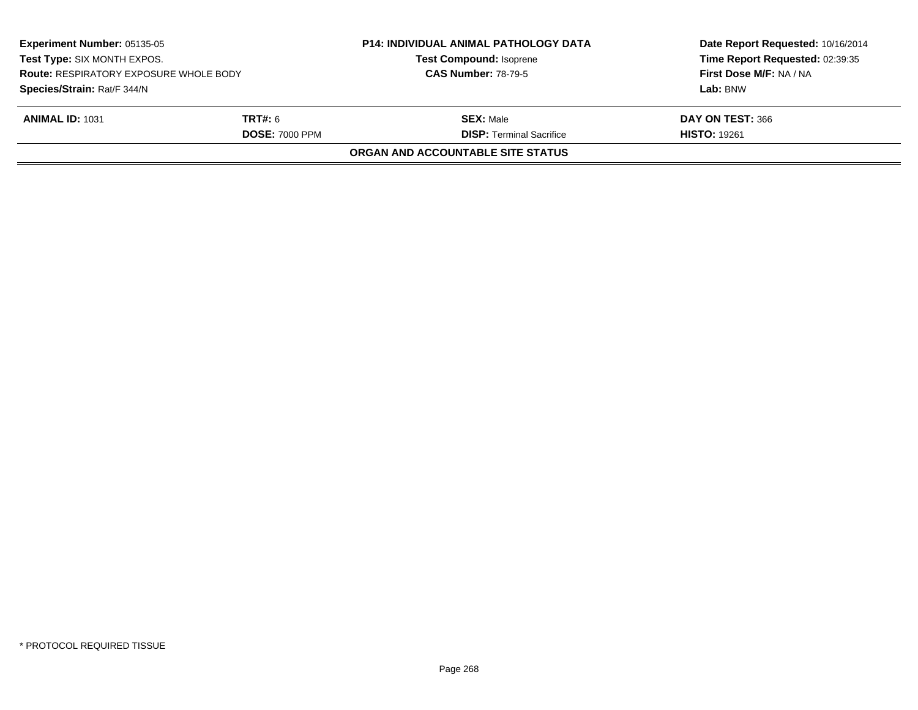**Experiment Number:** 05135-05
**Test Type:** SIX MONTH EXPOS.
**Route:** RESPIRATORY EXPOSURE WHOLE BODY
**Species/Strain:** Rat/F 344/N

**P14: INDIVIDUAL ANIMAL PATHOLOGY DATA**
**Test Compound:** Isoprene
**CAS Number:** 78-79-5

**Date Report Requested:** 10/16/2014
**Time Report Requested:** 02:39:35
**First Dose M/F:** NA / NA
**Lab:** BNW

| **ANIMAL ID:** 1031 | **TRT#:** 6 | **SEX:** Male | **DAY ON TEST:** 366 |
|---|---|---|---|
| | **DOSE:** 7000 PPM | **DISP:** Terminal Sacrifice | **HISTO:** 19261 |

**ORGAN AND ACCOUNTABLE SITE STATUS**

* PROTOCOL REQUIRED TISSUE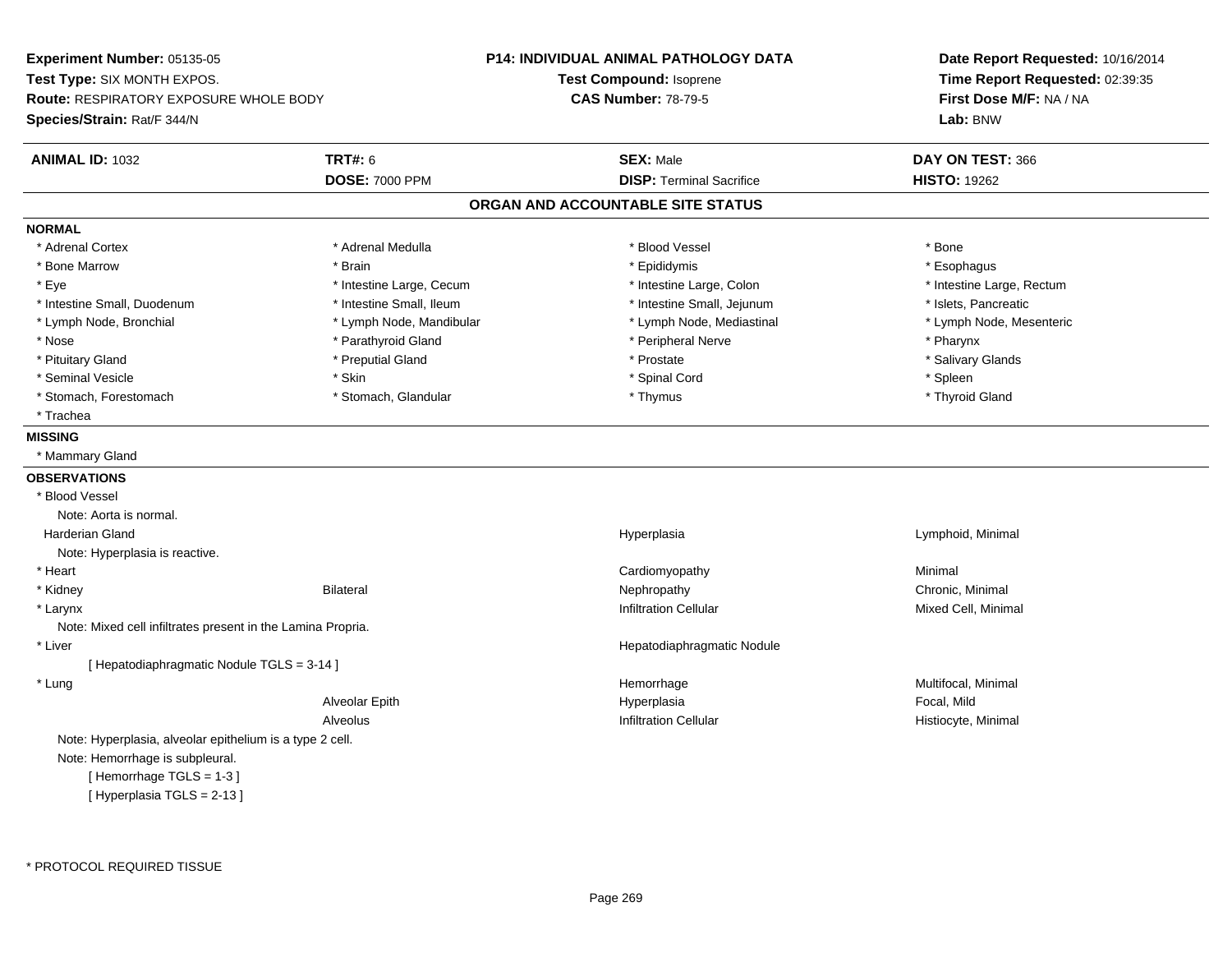**Experiment Number:** 05135-05
**Test Type:** SIX MONTH EXPOS.
**Route:** RESPIRATORY EXPOSURE WHOLE BODY
**Species/Strain:** Rat/F 344/N

**P14: INDIVIDUAL ANIMAL PATHOLOGY DATA**
**Test Compound:** Isoprene
**CAS Number:** 78-79-5

**Date Report Requested:** 10/16/2014
**Time Report Requested:** 02:39:35
**First Dose M/F:** NA / NA
**Lab:** BNW

| **ANIMAL ID:** 1032 | **TRT#:** 6 | **SEX:** Male | **DAY ON TEST:** 366 |
|---|---|---|---|
| | **DOSE:** 7000 PPM | **DISP:** Terminal Sacrifice | **HISTO:** 19262 |

## ORGAN AND ACCOUNTABLE SITE STATUS

**NORMAL**

| | | | |
|---|---|---|---|
| * Adrenal Cortex | * Adrenal Medulla | * Blood Vessel | * Bone |
| * Bone Marrow | * Brain | * Epididymis | * Esophagus |
| * Eye | * Intestine Large, Cecum | * Intestine Large, Colon | * Intestine Large, Rectum |
| * Intestine Small, Duodenum | * Intestine Small, Ileum | * Intestine Small, Jejunum | * Islets, Pancreatic |
| * Lymph Node, Bronchial | * Lymph Node, Mandibular | * Lymph Node, Mediastinal | * Lymph Node, Mesenteric |
| * Nose | * Parathyroid Gland | * Peripheral Nerve | * Pharynx |
| * Pituitary Gland | * Preputial Gland | * Prostate | * Salivary Glands |
| * Seminal Vesicle | * Skin | * Spinal Cord | * Spleen |
| * Stomach, Forestomach | * Stomach, Glandular | * Thymus | * Thyroid Gland |
| * Trachea | | | |

**MISSING**

* Mammary Gland

**OBSERVATIONS**

| | | | |
|---|---|---|---|
| * Blood Vessel | | | |
| Note: Aorta is normal. | | | |
| Harderian Gland | | Hyperplasia | Lymphoid, Minimal |
| Note: Hyperplasia is reactive. | | | |
| * Heart | | Cardiomyopathy | Minimal |
| * Kidney | Bilateral | Nephropathy | Chronic, Minimal |
| * Larynx | | Infiltration Cellular | Mixed Cell, Minimal |
| Note: Mixed cell infiltrates present in the Lamina Propria. | | | |
| * Liver | | Hepatodiaphragmatic Nodule | |
| [ Hepatodiaphragmatic Nodule TGLS = 3-14 ] | | | |
| * Lung | | Hemorrhage | Multifocal, Minimal |
| | Alveolar Epith | Hyperplasia | Focal, Mild |
| | Alveolus | Infiltration Cellular | Histiocyte, Minimal |
| Note: Hyperplasia, alveolar epithelium is a type 2 cell. | | | |
| Note: Hemorrhage is subpleural. | | | |
| [ Hemorrhage TGLS = 1-3 ] | | | |
| [ Hyperplasia TGLS = 2-13 ] | | | |

* PROTOCOL REQUIRED TISSUE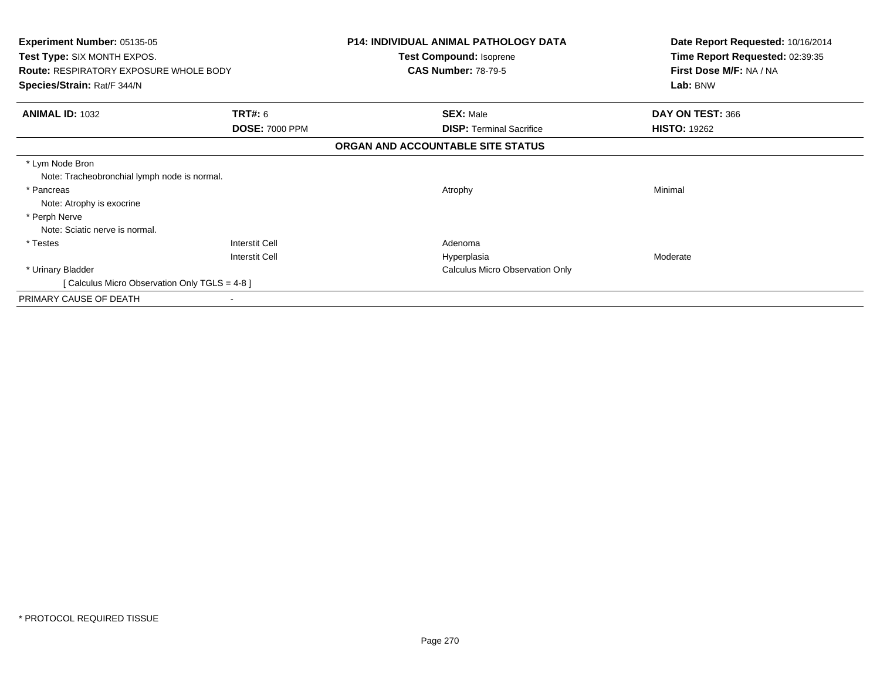**Experiment Number:** 05135-05
**Test Type:** SIX MONTH EXPOS.
**Route:** RESPIRATORY EXPOSURE WHOLE BODY
**Species/Strain:** Rat/F 344/N

**P14: INDIVIDUAL ANIMAL PATHOLOGY DATA**
**Test Compound:** Isoprene
**CAS Number:** 78-79-5

**Date Report Requested:** 10/16/2014
**Time Report Requested:** 02:39:35
**First Dose M/F:** NA / NA
**Lab:** BNW

| **ANIMAL ID:** 1032 | **TRT#:** 6 | **SEX:** Male | **DAY ON TEST:** 366 |
|---|---|---|---|
| | **DOSE:** 7000 PPM | **DISP:** Terminal Sacrifice | **HISTO:** 19262 |

## ORGAN AND ACCOUNTABLE SITE STATUS

| | | | |
|---|---|---|---|
| * Lym Node Bron | | | |
| Note: Tracheobronchial lymph node is normal. | | | |
| * Pancreas | | Atrophy | Minimal |
| Note: Atrophy is exocrine | | | |
| * Perph Nerve | | | |
| Note: Sciatic nerve is normal. | | | |
| * Testes | Interstit Cell | Adenoma | |
| | Interstit Cell | Hyperplasia | Moderate |
| * Urinary Bladder | | Calculus Micro Observation Only | |
| [ Calculus Micro Observation Only TGLS = 4-8 ] | | | |
| PRIMARY CAUSE OF DEATH | - | | |

* PROTOCOL REQUIRED TISSUE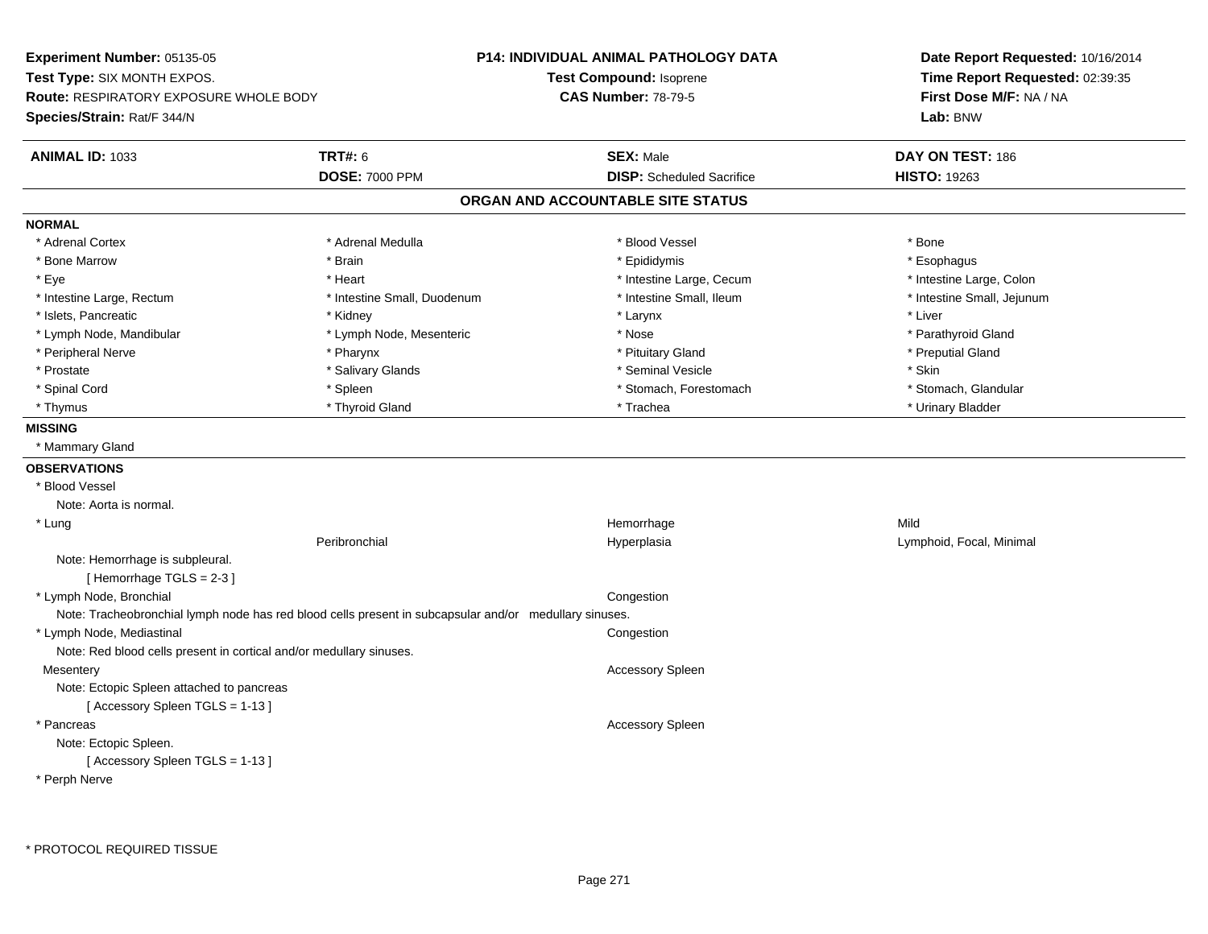**Experiment Number:** 05135-05
**Test Type:** SIX MONTH EXPOS.
**Route:** RESPIRATORY EXPOSURE WHOLE BODY
**Species/Strain:** Rat/F 344/N

**P14: INDIVIDUAL ANIMAL PATHOLOGY DATA**
**Test Compound:** Isoprene
**CAS Number:** 78-79-5

**Date Report Requested:** 10/16/2014
**Time Report Requested:** 02:39:35
**First Dose M/F:** NA / NA
**Lab:** BNW

| **ANIMAL ID:** 1033 | **TRT#:** 6 | **SEX:** Male | **DAY ON TEST:** 186 |
|---|---|---|---|
| | **DOSE:** 7000 PPM | **DISP:** Scheduled Sacrifice | **HISTO:** 19263 |

## ORGAN AND ACCOUNTABLE SITE STATUS

**NORMAL**

| | | | |
|---|---|---|---|
| * Adrenal Cortex | * Adrenal Medulla | * Blood Vessel | * Bone |
| * Bone Marrow | * Brain | * Epididymis | * Esophagus |
| * Eye | * Heart | * Intestine Large, Cecum | * Intestine Large, Colon |
| * Intestine Large, Rectum | * Intestine Small, Duodenum | * Intestine Small, Ileum | * Intestine Small, Jejunum |
| * Islets, Pancreatic | * Kidney | * Larynx | * Liver |
| * Lymph Node, Mandibular | * Lymph Node, Mesenteric | * Nose | * Parathyroid Gland |
| * Peripheral Nerve | * Pharynx | * Pituitary Gland | * Preputial Gland |
| * Prostate | * Salivary Glands | * Seminal Vesicle | * Skin |
| * Spinal Cord | * Spleen | * Stomach, Forestomach | * Stomach, Glandular |
| * Thymus | * Thyroid Gland | * Trachea | * Urinary Bladder |

**MISSING**

* Mammary Gland

**OBSERVATIONS**

* Blood Vessel
  Note: Aorta is normal.

| | | | |
|---|---|---|---|
| * Lung | | Hemorrhage | Mild |
| | Peribronchial | Hyperplasia | Lymphoid, Focal, Minimal |

  Note: Hemorrhage is subpleural.
  [ Hemorrhage TGLS = 2-3 ]

* Lymph Node, Bronchial — Congestion
  Note: Tracheobronchial lymph node has red blood cells present in subcapsular and/or medullary sinuses.

* Lymph Node, Mediastinal — Congestion
  Note: Red blood cells present in cortical and/or medullary sinuses.

Mesentery — Accessory Spleen
  Note: Ectopic Spleen attached to pancreas
  [ Accessory Spleen TGLS = 1-13 ]

* Pancreas — Accessory Spleen
  Note: Ectopic Spleen.
  [ Accessory Spleen TGLS = 1-13 ]

* Perph Nerve

* PROTOCOL REQUIRED TISSUE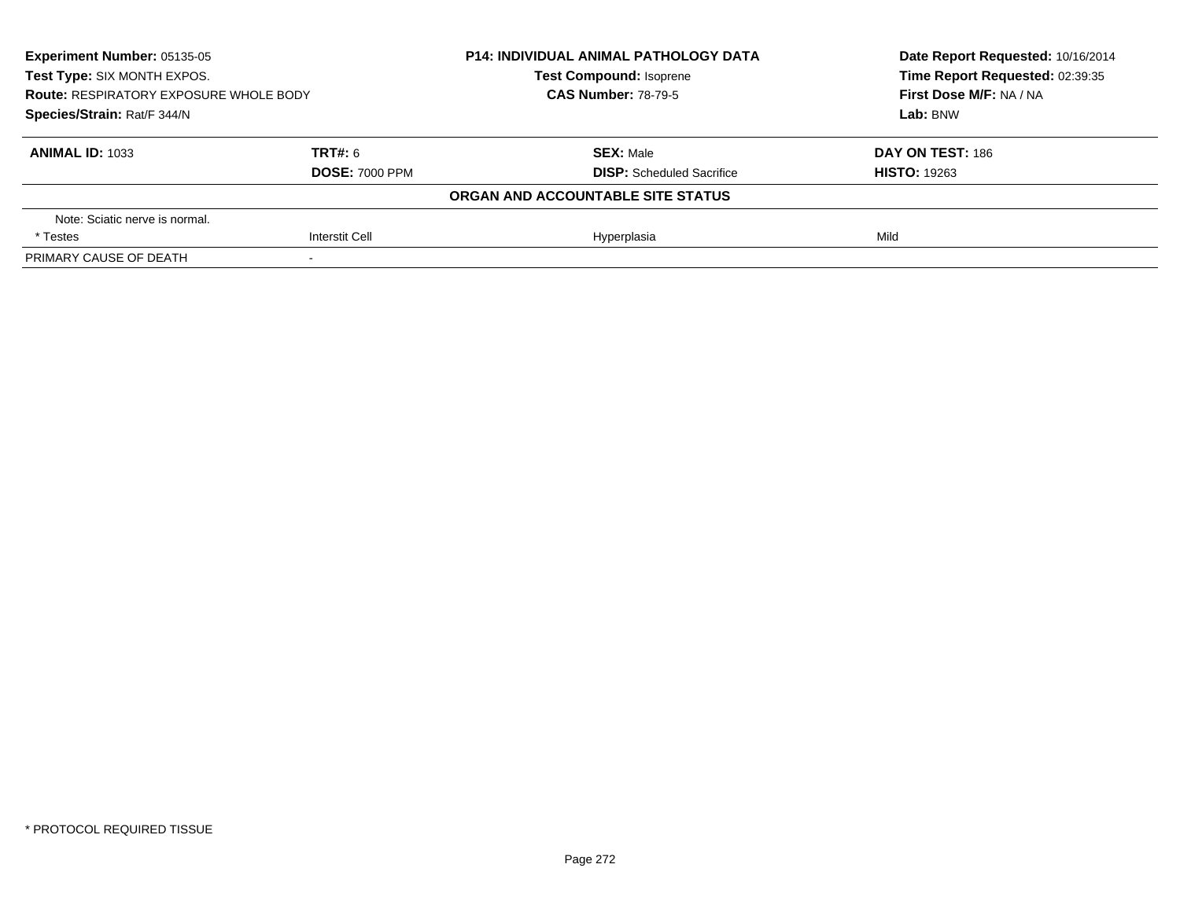**Experiment Number:** 05135-05
**Test Type:** SIX MONTH EXPOS.
**Route:** RESPIRATORY EXPOSURE WHOLE BODY
**Species/Strain:** Rat/F 344/N

**P14: INDIVIDUAL ANIMAL PATHOLOGY DATA**
**Test Compound:** Isoprene
**CAS Number:** 78-79-5

**Date Report Requested:** 10/16/2014
**Time Report Requested:** 02:39:35
**First Dose M/F:** NA / NA
**Lab:** BNW

| **ANIMAL ID:** 1033 | **TRT#:** 6 | **SEX:** Male | **DAY ON TEST:** 186 |
|---|---|---|---|
| | **DOSE:** 7000 PPM | **DISP:** Scheduled Sacrifice | **HISTO:** 19263 |

**ORGAN AND ACCOUNTABLE SITE STATUS**

| | | | |
|---|---|---|---|
| Note: Sciatic nerve is normal. | | | |
| * Testes | Interstit Cell | Hyperplasia | Mild |
| PRIMARY CAUSE OF DEATH | - | | |

* PROTOCOL REQUIRED TISSUE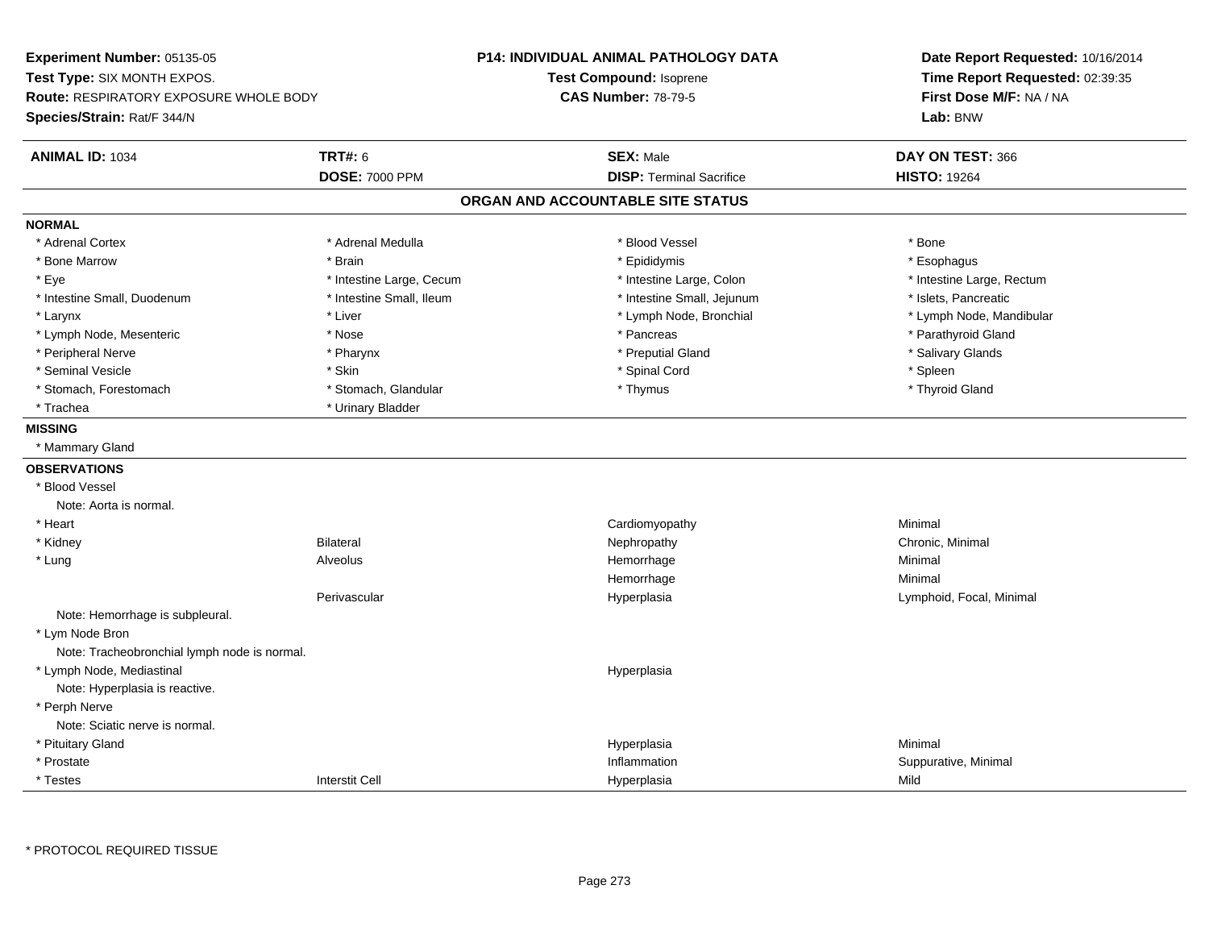**Experiment Number:** 05135-05
**Test Type:** SIX MONTH EXPOS.
**Route:** RESPIRATORY EXPOSURE WHOLE BODY
**Species/Strain:** Rat/F 344/N

**P14: INDIVIDUAL ANIMAL PATHOLOGY DATA**
**Test Compound:** Isoprene
**CAS Number:** 78-79-5

**Date Report Requested:** 10/16/2014
**Time Report Requested:** 02:39:35
**First Dose M/F:** NA / NA
**Lab:** BNW

| **ANIMAL ID:** 1034 | **TRT#:** 6 | **SEX:** Male | **DAY ON TEST:** 366 |
|---|---|---|---|
| | **DOSE:** 7000 PPM | **DISP:** Terminal Sacrifice | **HISTO:** 19264 |

## ORGAN AND ACCOUNTABLE SITE STATUS

**NORMAL**

| | | | |
|---|---|---|---|
| * Adrenal Cortex | * Adrenal Medulla | * Blood Vessel | * Bone |
| * Bone Marrow | * Brain | * Epididymis | * Esophagus |
| * Eye | * Intestine Large, Cecum | * Intestine Large, Colon | * Intestine Large, Rectum |
| * Intestine Small, Duodenum | * Intestine Small, Ileum | * Intestine Small, Jejunum | * Islets, Pancreatic |
| * Larynx | * Liver | * Lymph Node, Bronchial | * Lymph Node, Mandibular |
| * Lymph Node, Mesenteric | * Nose | * Pancreas | * Parathyroid Gland |
| * Peripheral Nerve | * Pharynx | * Preputial Gland | * Salivary Glands |
| * Seminal Vesicle | * Skin | * Spinal Cord | * Spleen |
| * Stomach, Forestomach | * Stomach, Glandular | * Thymus | * Thyroid Gland |
| * Trachea | * Urinary Bladder | | |

**MISSING**

* Mammary Gland

**OBSERVATIONS**

| | | | |
|---|---|---|---|
| * Blood Vessel | | | |
| Note: Aorta is normal. | | | |
| * Heart | | Cardiomyopathy | Minimal |
| * Kidney | Bilateral | Nephropathy | Chronic, Minimal |
| * Lung | Alveolus | Hemorrhage | Minimal |
| | | Hemorrhage | Minimal |
| | Perivascular | Hyperplasia | Lymphoid, Focal, Minimal |
| Note: Hemorrhage is subpleural. | | | |
| * Lym Node Bron | | | |
| Note: Tracheobronchial lymph node is normal. | | | |
| * Lymph Node, Mediastinal | | Hyperplasia | |
| Note: Hyperplasia is reactive. | | | |
| * Perph Nerve | | | |
| Note: Sciatic nerve is normal. | | | |
| * Pituitary Gland | | Hyperplasia | Minimal |
| * Prostate | | Inflammation | Suppurative, Minimal |
| * Testes | Interstit Cell | Hyperplasia | Mild |

\* PROTOCOL REQUIRED TISSUE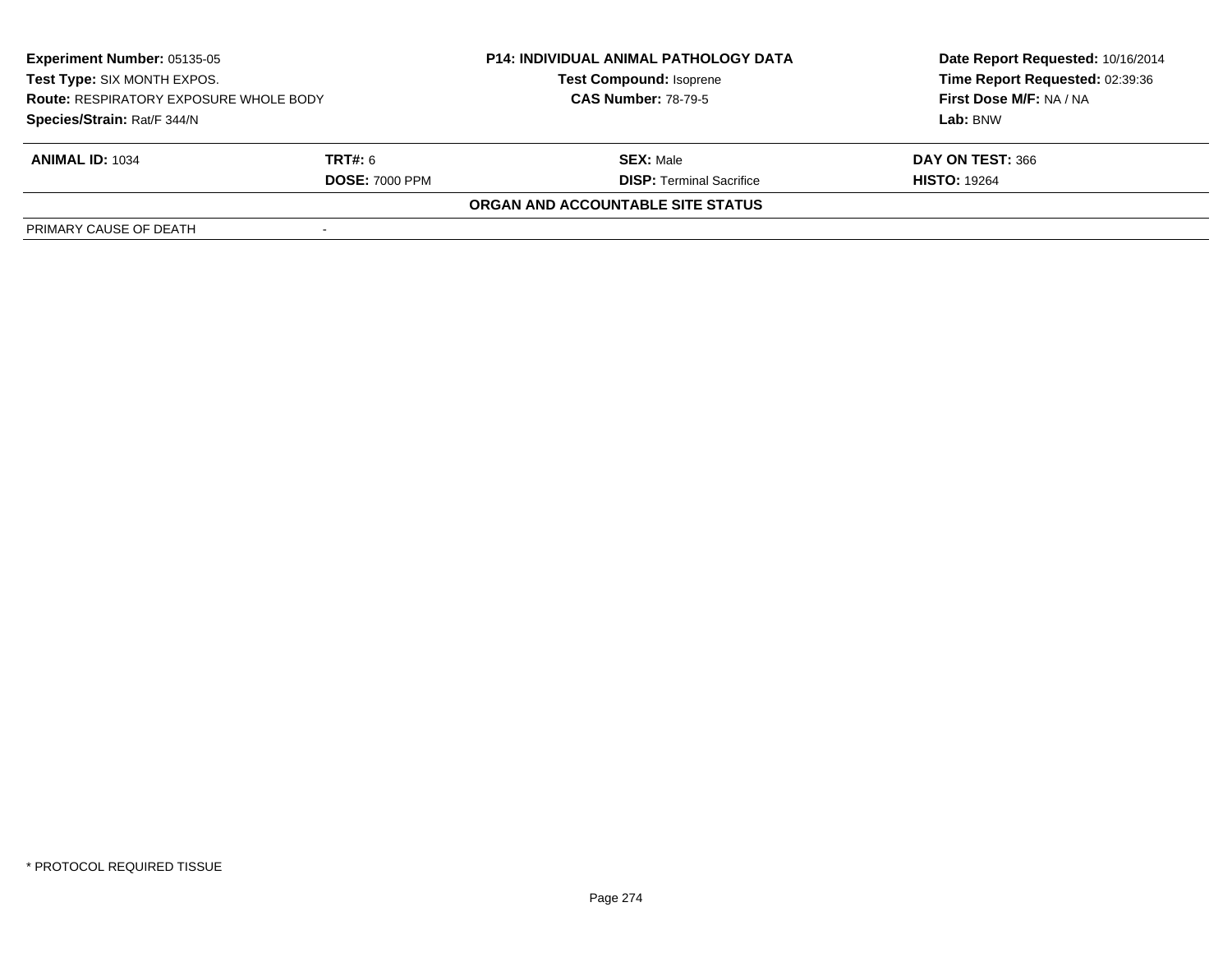**Experiment Number:** 05135-05
**Test Type:** SIX MONTH EXPOS.
**Route:** RESPIRATORY EXPOSURE WHOLE BODY
**Species/Strain:** Rat/F 344/N

**P14: INDIVIDUAL ANIMAL PATHOLOGY DATA**
**Test Compound:** Isoprene
**CAS Number:** 78-79-5

**Date Report Requested:** 10/16/2014
**Time Report Requested:** 02:39:36
**First Dose M/F:** NA / NA
**Lab:** BNW

| **ANIMAL ID:** 1034 | **TRT#:** 6 | **SEX:** Male | **DAY ON TEST:** 366 |
|---|---|---|---|
| | **DOSE:** 7000 PPM | **DISP:** Terminal Sacrifice | **HISTO:** 19264 |

**ORGAN AND ACCOUNTABLE SITE STATUS**

| | |
|---|---|
| PRIMARY CAUSE OF DEATH | - |

\* PROTOCOL REQUIRED TISSUE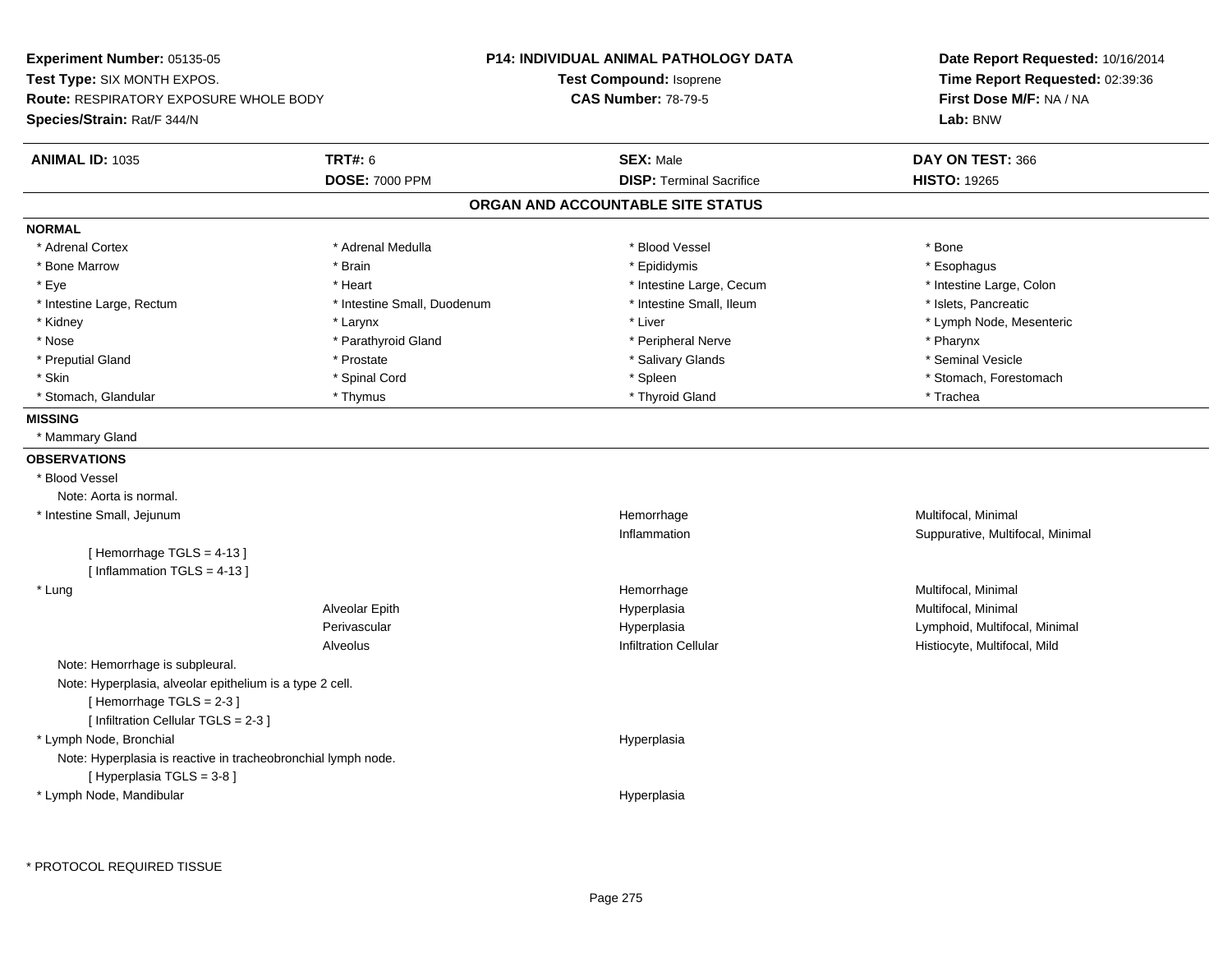**Experiment Number:** 05135-05
**Test Type:** SIX MONTH EXPOS.
**Route:** RESPIRATORY EXPOSURE WHOLE BODY
**Species/Strain:** Rat/F 344/N

**P14: INDIVIDUAL ANIMAL PATHOLOGY DATA**
**Test Compound:** Isoprene
**CAS Number:** 78-79-5

**Date Report Requested:** 10/16/2014
**Time Report Requested:** 02:39:36
**First Dose M/F:** NA / NA
**Lab:** BNW

| **ANIMAL ID:** 1035 | **TRT#:** 6 | **SEX:** Male | **DAY ON TEST:** 366 |
|---|---|---|---|
| | **DOSE:** 7000 PPM | **DISP:** Terminal Sacrifice | **HISTO:** 19265 |

## ORGAN AND ACCOUNTABLE SITE STATUS

**NORMAL**

| | | | |
|---|---|---|---|
| * Adrenal Cortex | * Adrenal Medulla | * Blood Vessel | * Bone |
| * Bone Marrow | * Brain | * Epididymis | * Esophagus |
| * Eye | * Heart | * Intestine Large, Cecum | * Intestine Large, Colon |
| * Intestine Large, Rectum | * Intestine Small, Duodenum | * Intestine Small, Ileum | * Islets, Pancreatic |
| * Kidney | * Larynx | * Liver | * Lymph Node, Mesenteric |
| * Nose | * Parathyroid Gland | * Peripheral Nerve | * Pharynx |
| * Preputial Gland | * Prostate | * Salivary Glands | * Seminal Vesicle |
| * Skin | * Spinal Cord | * Spleen | * Stomach, Forestomach |
| * Stomach, Glandular | * Thymus | * Thyroid Gland | * Trachea |

**MISSING**

* Mammary Gland

**OBSERVATIONS**

* Blood Vessel
    Note: Aorta is normal.

| | | | |
|---|---|---|---|
| * Intestine Small, Jejunum | | Hemorrhage | Multifocal, Minimal |
| | | Inflammation | Suppurative, Multifocal, Minimal |

[ Hemorrhage TGLS = 4-13 ]
[ Inflammation TGLS = 4-13 ]

| | | | |
|---|---|---|---|
| * Lung | | Hemorrhage | Multifocal, Minimal |
| | Alveolar Epith | Hyperplasia | Multifocal, Minimal |
| | Perivascular | Hyperplasia | Lymphoid, Multifocal, Minimal |
| | Alveolus | Infiltration Cellular | Histiocyte, Multifocal, Mild |

Note: Hemorrhage is subpleural.
Note: Hyperplasia, alveolar epithelium is a type 2 cell.
[ Hemorrhage TGLS = 2-3 ]
[ Infiltration Cellular TGLS = 2-3 ]

| | | | |
|---|---|---|---|
| * Lymph Node, Bronchial | | Hyperplasia | |

Note: Hyperplasia is reactive in tracheobronchial lymph node.
[ Hyperplasia TGLS = 3-8 ]

| | | | |
|---|---|---|---|
| * Lymph Node, Mandibular | | Hyperplasia | |

* PROTOCOL REQUIRED TISSUE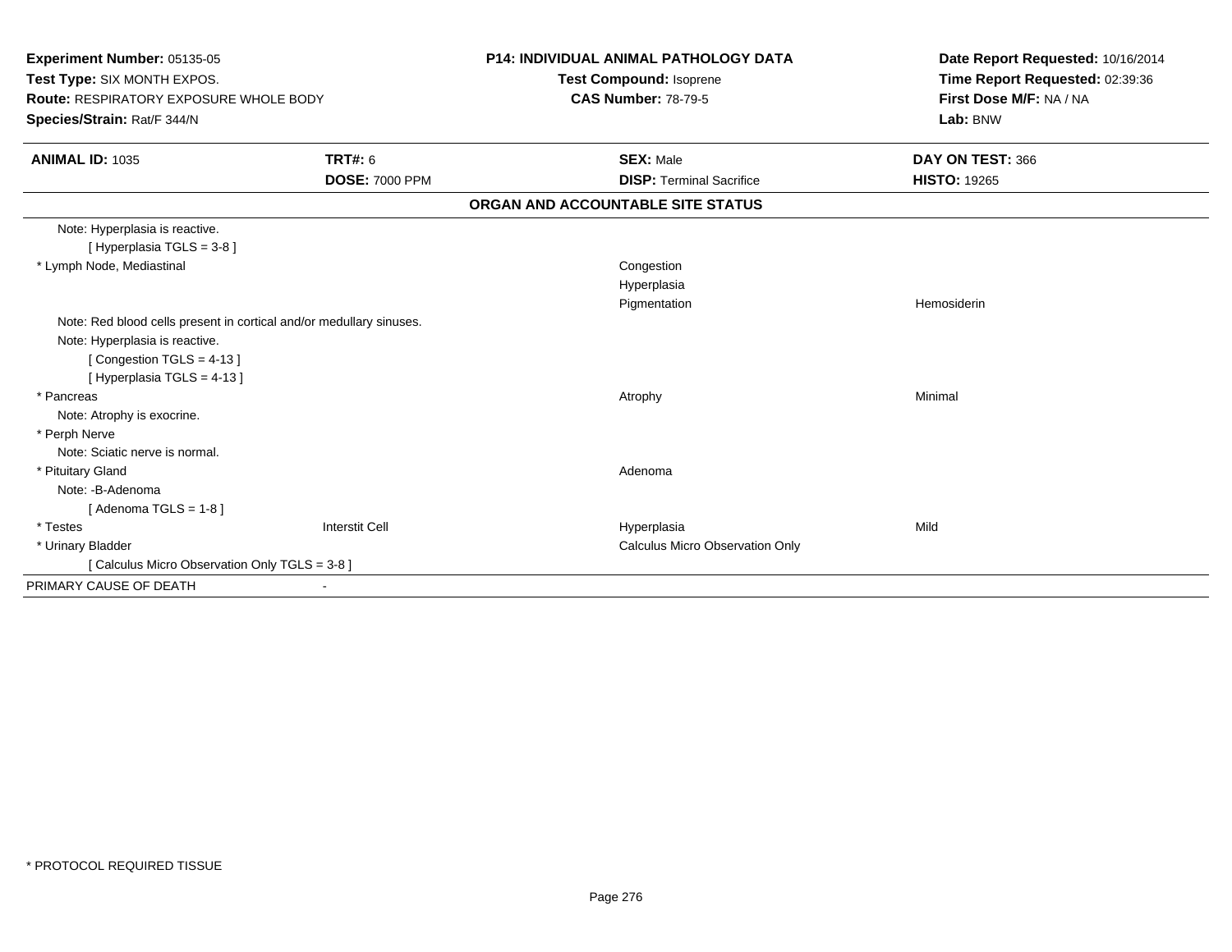**Experiment Number:** 05135-05
**Test Type:** SIX MONTH EXPOS.
**Route:** RESPIRATORY EXPOSURE WHOLE BODY
**Species/Strain:** Rat/F 344/N

**P14: INDIVIDUAL ANIMAL PATHOLOGY DATA**
**Test Compound:** Isoprene
**CAS Number:** 78-79-5

**Date Report Requested:** 10/16/2014
**Time Report Requested:** 02:39:36
**First Dose M/F:** NA / NA
**Lab:** BNW

| **ANIMAL ID:** 1035 | **TRT#:** 6 | **SEX:** Male | **DAY ON TEST:** 366 |
|---|---|---|---|
| | **DOSE:** 7000 PPM | **DISP:** Terminal Sacrifice | **HISTO:** 19265 |

**ORGAN AND ACCOUNTABLE SITE STATUS**

| | | | |
|---|---|---|---|
| Note: Hyperplasia is reactive. | | | |
| [ Hyperplasia TGLS = 3-8 ] | | | |
| * Lymph Node, Mediastinal | | Congestion | |
| | | Hyperplasia | |
| | | Pigmentation | Hemosiderin |
| Note: Red blood cells present in cortical and/or medullary sinuses. | | | |
| Note: Hyperplasia is reactive. | | | |
| [ Congestion TGLS = 4-13 ] | | | |
| [ Hyperplasia TGLS = 4-13 ] | | | |
| * Pancreas | | Atrophy | Minimal |
| Note: Atrophy is exocrine. | | | |
| * Perph Nerve | | | |
| Note: Sciatic nerve is normal. | | | |
| * Pituitary Gland | | Adenoma | |
| Note: -B-Adenoma | | | |
| [ Adenoma TGLS = 1-8 ] | | | |
| * Testes | Interstit Cell | Hyperplasia | Mild |
| * Urinary Bladder | | Calculus Micro Observation Only | |
| [ Calculus Micro Observation Only TGLS = 3-8 ] | | | |
| PRIMARY CAUSE OF DEATH | - | | |

* PROTOCOL REQUIRED TISSUE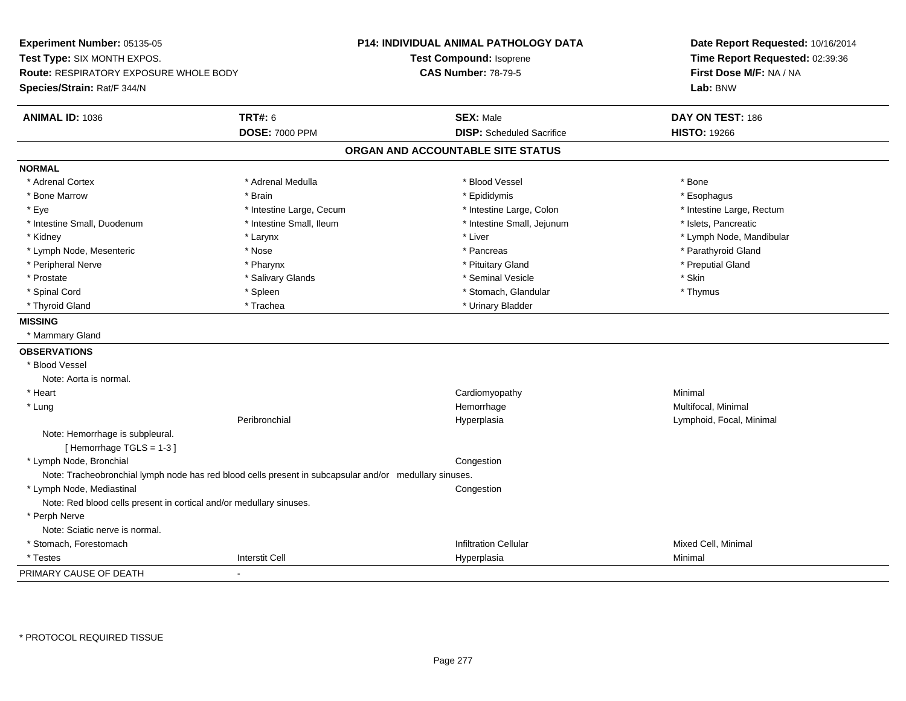**Experiment Number:** 05135-05
**Test Type:** SIX MONTH EXPOS.
**Route:** RESPIRATORY EXPOSURE WHOLE BODY
**Species/Strain:** Rat/F 344/N

**P14: INDIVIDUAL ANIMAL PATHOLOGY DATA**
**Test Compound:** Isoprene
**CAS Number:** 78-79-5

**Date Report Requested:** 10/16/2014
**Time Report Requested:** 02:39:36
**First Dose M/F:** NA / NA
**Lab:** BNW

| **ANIMAL ID:** 1036 | **TRT#:** 6 | **SEX:** Male | **DAY ON TEST:** 186 |
|---|---|---|---|
| | **DOSE:** 7000 PPM | **DISP:** Scheduled Sacrifice | **HISTO:** 19266 |

## ORGAN AND ACCOUNTABLE SITE STATUS

**NORMAL**

| | | | |
|---|---|---|---|
| * Adrenal Cortex | * Adrenal Medulla | * Blood Vessel | * Bone |
| * Bone Marrow | * Brain | * Epididymis | * Esophagus |
| * Eye | * Intestine Large, Cecum | * Intestine Large, Colon | * Intestine Large, Rectum |
| * Intestine Small, Duodenum | * Intestine Small, Ileum | * Intestine Small, Jejunum | * Islets, Pancreatic |
| * Kidney | * Larynx | * Liver | * Lymph Node, Mandibular |
| * Lymph Node, Mesenteric | * Nose | * Pancreas | * Parathyroid Gland |
| * Peripheral Nerve | * Pharynx | * Pituitary Gland | * Preputial Gland |
| * Prostate | * Salivary Glands | * Seminal Vesicle | * Skin |
| * Spinal Cord | * Spleen | * Stomach, Glandular | * Thymus |
| * Thyroid Gland | * Trachea | * Urinary Bladder | |

**MISSING**

* Mammary Gland

**OBSERVATIONS**

| | | | |
|---|---|---|---|
| * Blood Vessel | | | |
| Note: Aorta is normal. | | | |
| * Heart | | Cardiomyopathy | Minimal |
| * Lung | | Hemorrhage | Multifocal, Minimal |
| | Peribronchial | Hyperplasia | Lymphoid, Focal, Minimal |
| Note: Hemorrhage is subpleural. | | | |
| [ Hemorrhage TGLS = 1-3 ] | | | |
| * Lymph Node, Bronchial | | Congestion | |
| Note: Tracheobronchial lymph node has red blood cells present in subcapsular and/or medullary sinuses. | | | |
| * Lymph Node, Mediastinal | | Congestion | |
| Note: Red blood cells present in cortical and/or medullary sinuses. | | | |
| * Perph Nerve | | | |
| Note: Sciatic nerve is normal. | | | |
| * Stomach, Forestomach | | Infiltration Cellular | Mixed Cell, Minimal |
| * Testes | Interstit Cell | Hyperplasia | Minimal |

PRIMARY CAUSE OF DEATH -

* PROTOCOL REQUIRED TISSUE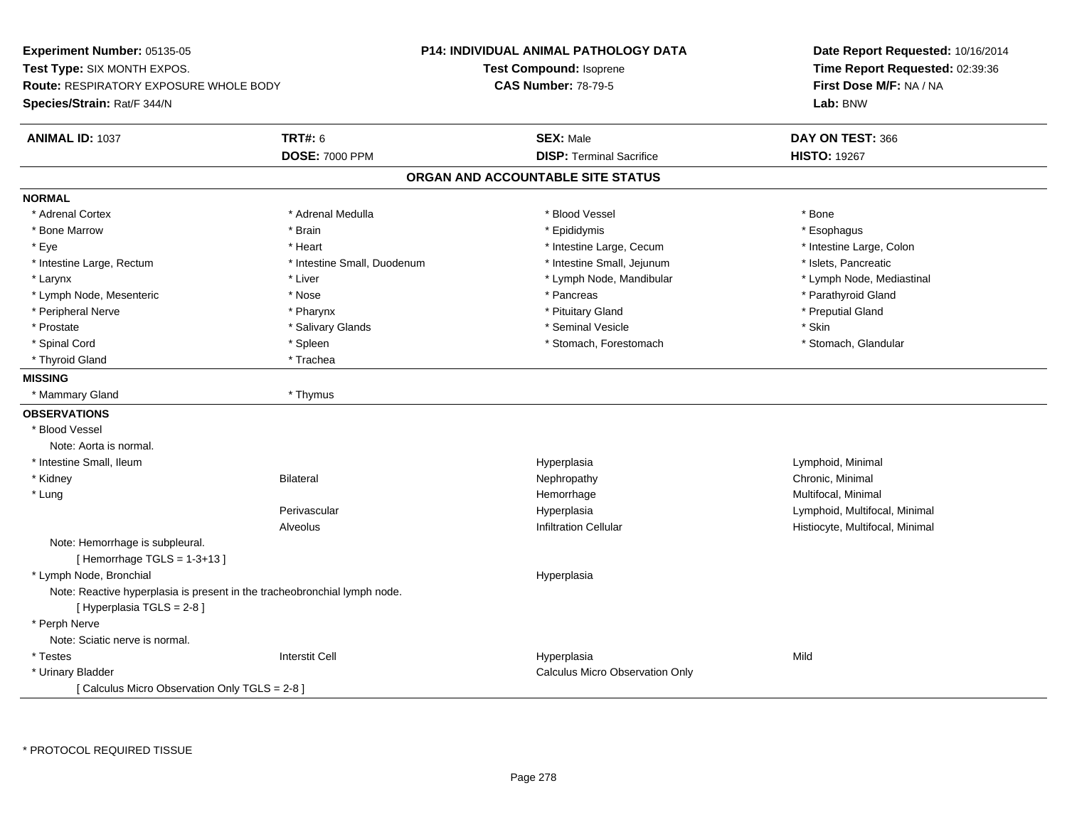**Experiment Number:** 05135-05
**Test Type:** SIX MONTH EXPOS.
**Route:** RESPIRATORY EXPOSURE WHOLE BODY
**Species/Strain:** Rat/F 344/N

**P14: INDIVIDUAL ANIMAL PATHOLOGY DATA**
**Test Compound:** Isoprene
**CAS Number:** 78-79-5

**Date Report Requested:** 10/16/2014
**Time Report Requested:** 02:39:36
**First Dose M/F:** NA / NA
**Lab:** BNW

| **ANIMAL ID:** 1037 | **TRT#:** 6 | **SEX:** Male | **DAY ON TEST:** 366 |
|---|---|---|---|
| | **DOSE:** 7000 PPM | **DISP:** Terminal Sacrifice | **HISTO:** 19267 |

## ORGAN AND ACCOUNTABLE SITE STATUS

**NORMAL**

| | | | |
|---|---|---|---|
| * Adrenal Cortex | * Adrenal Medulla | * Blood Vessel | * Bone |
| * Bone Marrow | * Brain | * Epididymis | * Esophagus |
| * Eye | * Heart | * Intestine Large, Cecum | * Intestine Large, Colon |
| * Intestine Large, Rectum | * Intestine Small, Duodenum | * Intestine Small, Jejunum | * Islets, Pancreatic |
| * Larynx | * Liver | * Lymph Node, Mandibular | * Lymph Node, Mediastinal |
| * Lymph Node, Mesenteric | * Nose | * Pancreas | * Parathyroid Gland |
| * Peripheral Nerve | * Pharynx | * Pituitary Gland | * Preputial Gland |
| * Prostate | * Salivary Glands | * Seminal Vesicle | * Skin |
| * Spinal Cord | * Spleen | * Stomach, Forestomach | * Stomach, Glandular |
| * Thyroid Gland | * Trachea | | |

**MISSING**

| | |
|---|---|
| * Mammary Gland | * Thymus |

**OBSERVATIONS**

| | | | |
|---|---|---|---|
| * Blood Vessel | | | |
| Note: Aorta is normal. | | | |
| * Intestine Small, Ileum | | Hyperplasia | Lymphoid, Minimal |
| * Kidney | Bilateral | Nephropathy | Chronic, Minimal |
| * Lung | | Hemorrhage | Multifocal, Minimal |
| | Perivascular | Hyperplasia | Lymphoid, Multifocal, Minimal |
| | Alveolus | Infiltration Cellular | Histiocyte, Multifocal, Minimal |
| Note: Hemorrhage is subpleural. | | | |
| [ Hemorrhage TGLS = 1-3+13 ] | | | |
| * Lymph Node, Bronchial | | Hyperplasia | |
| Note: Reactive hyperplasia is present in the tracheobronchial lymph node. | | | |
| [ Hyperplasia TGLS = 2-8 ] | | | |
| * Perph Nerve | | | |
| Note: Sciatic nerve is normal. | | | |
| * Testes | Interstit Cell | Hyperplasia | Mild |
| * Urinary Bladder | | Calculus Micro Observation Only | |
| [ Calculus Micro Observation Only TGLS = 2-8 ] | | | |

\* PROTOCOL REQUIRED TISSUE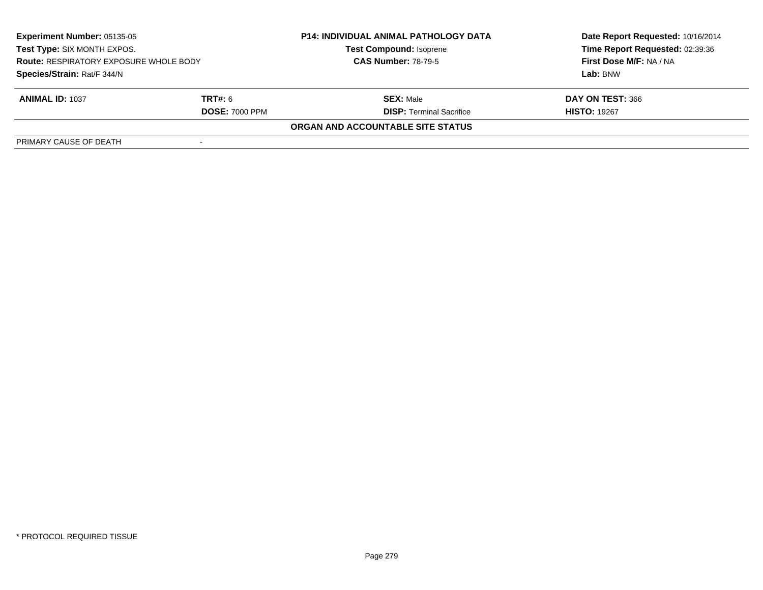**Experiment Number:** 05135-05
**Test Type:** SIX MONTH EXPOS.
**Route:** RESPIRATORY EXPOSURE WHOLE BODY
**Species/Strain:** Rat/F 344/N

**P14: INDIVIDUAL ANIMAL PATHOLOGY DATA**
**Test Compound:** Isoprene
**CAS Number:** 78-79-5

**Date Report Requested:** 10/16/2014
**Time Report Requested:** 02:39:36
**First Dose M/F:** NA / NA
**Lab:** BNW

| **ANIMAL ID:** 1037 | **TRT#:** 6 | **SEX:** Male | **DAY ON TEST:** 366 |
|---|---|---|---|
| | **DOSE:** 7000 PPM | **DISP:** Terminal Sacrifice | **HISTO:** 19267 |

**ORGAN AND ACCOUNTABLE SITE STATUS**

| PRIMARY CAUSE OF DEATH | - |
|---|---|

* PROTOCOL REQUIRED TISSUE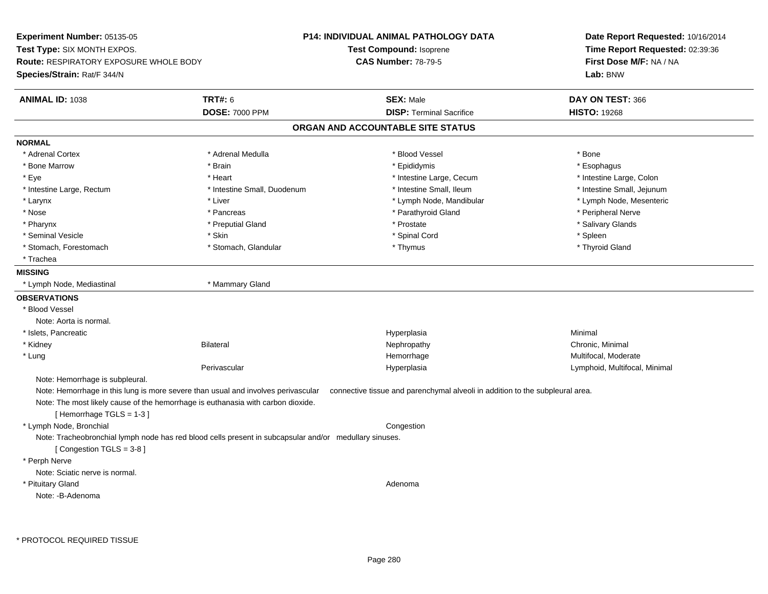**Experiment Number:** 05135-05
**Test Type:** SIX MONTH EXPOS.
**Route:** RESPIRATORY EXPOSURE WHOLE BODY
**Species/Strain:** Rat/F 344/N

**P14: INDIVIDUAL ANIMAL PATHOLOGY DATA**
**Test Compound:** Isoprene
**CAS Number:** 78-79-5

**Date Report Requested:** 10/16/2014
**Time Report Requested:** 02:39:36
**First Dose M/F:** NA / NA
**Lab:** BNW

| **ANIMAL ID:** 1038 | **TRT#:** 6 | **SEX:** Male | **DAY ON TEST:** 366 |
|---|---|---|---|
| | **DOSE:** 7000 PPM | **DISP:** Terminal Sacrifice | **HISTO:** 19268 |

## ORGAN AND ACCOUNTABLE SITE STATUS

**NORMAL**

| | | | |
|---|---|---|---|
| * Adrenal Cortex | * Adrenal Medulla | * Blood Vessel | * Bone |
| * Bone Marrow | * Brain | * Epididymis | * Esophagus |
| * Eye | * Heart | * Intestine Large, Cecum | * Intestine Large, Colon |
| * Intestine Large, Rectum | * Intestine Small, Duodenum | * Intestine Small, Ileum | * Intestine Small, Jejunum |
| * Larynx | * Liver | * Lymph Node, Mandibular | * Lymph Node, Mesenteric |
| * Nose | * Pancreas | * Parathyroid Gland | * Peripheral Nerve |
| * Pharynx | * Preputial Gland | * Prostate | * Salivary Glands |
| * Seminal Vesicle | * Skin | * Spinal Cord | * Spleen |
| * Stomach, Forestomach | * Stomach, Glandular | * Thymus | * Thyroid Gland |
| * Trachea | | | |

**MISSING**

* Lymph Node, Mediastinal
* Mammary Gland

**OBSERVATIONS**

* Blood Vessel
  Note: Aorta is normal.

| | | | |
|---|---|---|---|
| * Islets, Pancreatic | | Hyperplasia | Minimal |
| * Kidney | Bilateral | Nephropathy | Chronic, Minimal |
| * Lung | | Hemorrhage | Multifocal, Moderate |
| | Perivascular | Hyperplasia | Lymphoid, Multifocal, Minimal |

Note: Hemorrhage is subpleural.
Note: Hemorrhage in this lung is more severe than usual and involves perivascular connective tissue and parenchymal alveoli in addition to the subpleural area.
Note: The most likely cause of the hemorrhage is euthanasia with carbon dioxide.
[ Hemorrhage TGLS = 1-3 ]

* Lymph Node, Bronchial — Congestion
  Note: Tracheobronchial lymph node has red blood cells present in subcapsular and/or medullary sinuses.
  [ Congestion TGLS = 3-8 ]

* Perph Nerve
  Note: Sciatic nerve is normal.

* Pituitary Gland — Adenoma
  Note: -B-Adenoma

* PROTOCOL REQUIRED TISSUE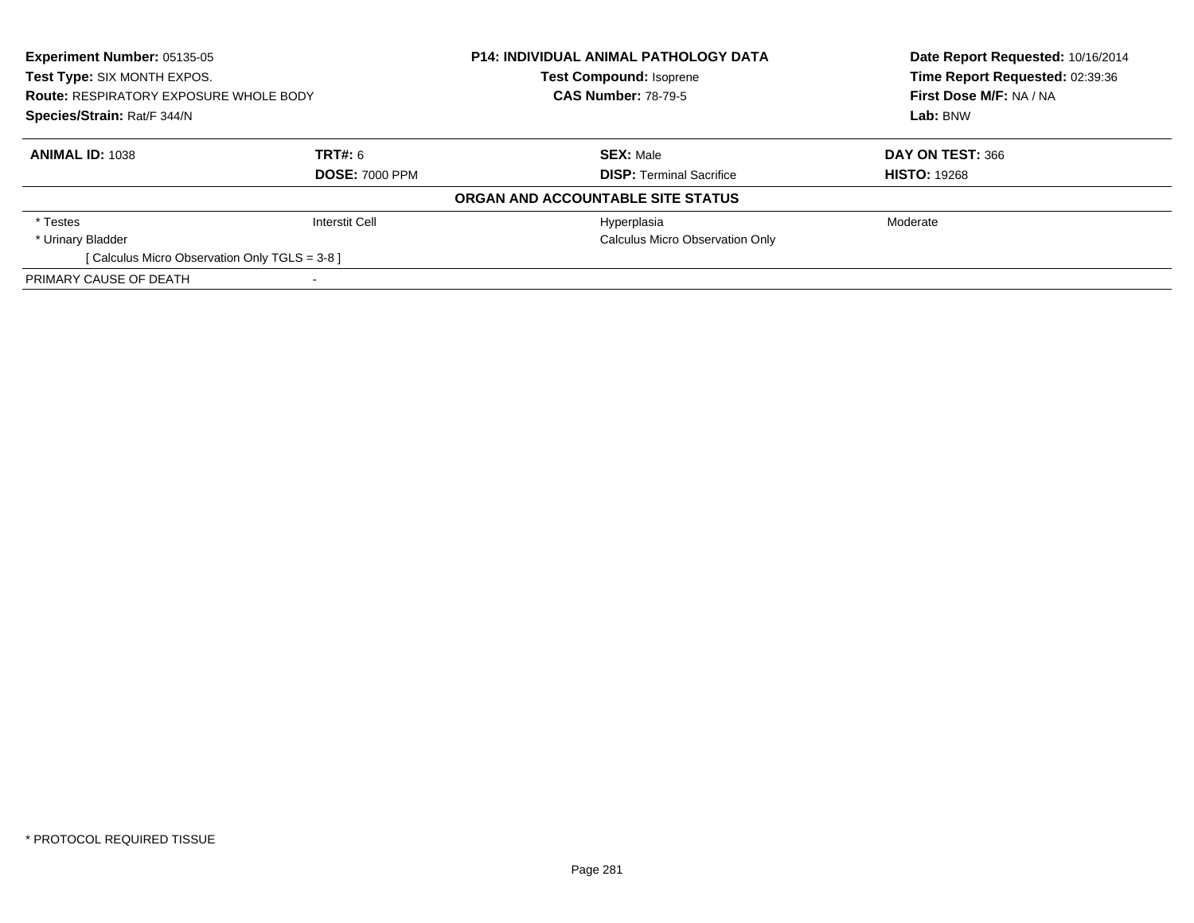**Experiment Number:** 05135-05
**Test Type:** SIX MONTH EXPOS.
**Route:** RESPIRATORY EXPOSURE WHOLE BODY
**Species/Strain:** Rat/F 344/N

**P14: INDIVIDUAL ANIMAL PATHOLOGY DATA**
**Test Compound:** Isoprene
**CAS Number:** 78-79-5

**Date Report Requested:** 10/16/2014
**Time Report Requested:** 02:39:36
**First Dose M/F:** NA / NA
**Lab:** BNW

| **ANIMAL ID:** 1038 | **TRT#:** 6 | **SEX:** Male | **DAY ON TEST:** 366 |
|---|---|---|---|
| | **DOSE:** 7000 PPM | **DISP:** Terminal Sacrifice | **HISTO:** 19268 |

**ORGAN AND ACCOUNTABLE SITE STATUS**

| | | | |
|---|---|---|---|
| * Testes | Interstit Cell | Hyperplasia | Moderate |
| * Urinary Bladder | | Calculus Micro Observation Only | |
| [ Calculus Micro Observation Only TGLS = 3-8 ] | | | |
| PRIMARY CAUSE OF DEATH | - | | |

* PROTOCOL REQUIRED TISSUE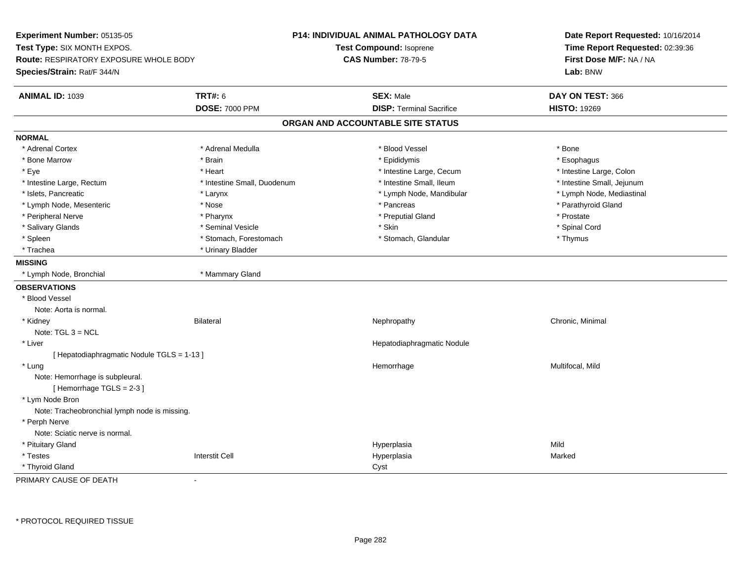**Experiment Number:** 05135-05
**Test Type:** SIX MONTH EXPOS.
**Route:** RESPIRATORY EXPOSURE WHOLE BODY
**Species/Strain:** Rat/F 344/N

**P14: INDIVIDUAL ANIMAL PATHOLOGY DATA**
**Test Compound:** Isoprene
**CAS Number:** 78-79-5

**Date Report Requested:** 10/16/2014
**Time Report Requested:** 02:39:36
**First Dose M/F:** NA / NA
**Lab:** BNW

| **ANIMAL ID:** 1039 | **TRT#:** 6 | **SEX:** Male | **DAY ON TEST:** 366 |
|---|---|---|---|
| | **DOSE:** 7000 PPM | **DISP:** Terminal Sacrifice | **HISTO:** 19269 |

## ORGAN AND ACCOUNTABLE SITE STATUS

**NORMAL**

| | | | |
|---|---|---|---|
| * Adrenal Cortex | * Adrenal Medulla | * Blood Vessel | * Bone |
| * Bone Marrow | * Brain | * Epididymis | * Esophagus |
| * Eye | * Heart | * Intestine Large, Cecum | * Intestine Large, Colon |
| * Intestine Large, Rectum | * Intestine Small, Duodenum | * Intestine Small, Ileum | * Intestine Small, Jejunum |
| * Islets, Pancreatic | * Larynx | * Lymph Node, Mandibular | * Lymph Node, Mediastinal |
| * Lymph Node, Mesenteric | * Nose | * Pancreas | * Parathyroid Gland |
| * Peripheral Nerve | * Pharynx | * Preputial Gland | * Prostate |
| * Salivary Glands | * Seminal Vesicle | * Skin | * Spinal Cord |
| * Spleen | * Stomach, Forestomach | * Stomach, Glandular | * Thymus |
| * Trachea | * Urinary Bladder | | |

**MISSING**

| | |
|---|---|
| * Lymph Node, Bronchial | * Mammary Gland |

**OBSERVATIONS**

| | | | |
|---|---|---|---|
| * Blood Vessel | | | |
| Note: Aorta is normal. | | | |
| * Kidney | Bilateral | Nephropathy | Chronic, Minimal |
| Note: TGL 3 = NCL | | | |
| * Liver | | Hepatodiaphragmatic Nodule | |
| [ Hepatodiaphragmatic Nodule TGLS = 1-13 ] | | | |
| * Lung | | Hemorrhage | Multifocal, Mild |
| Note: Hemorrhage is subpleural. | | | |
| [ Hemorrhage TGLS = 2-3 ] | | | |
| * Lym Node Bron | | | |
| Note: Tracheobronchial lymph node is missing. | | | |
| * Perph Nerve | | | |
| Note: Sciatic nerve is normal. | | | |
| * Pituitary Gland | | Hyperplasia | Mild |
| * Testes | Interstit Cell | Hyperplasia | Marked |
| * Thyroid Gland | | Cyst | |

PRIMARY CAUSE OF DEATH -

\* PROTOCOL REQUIRED TISSUE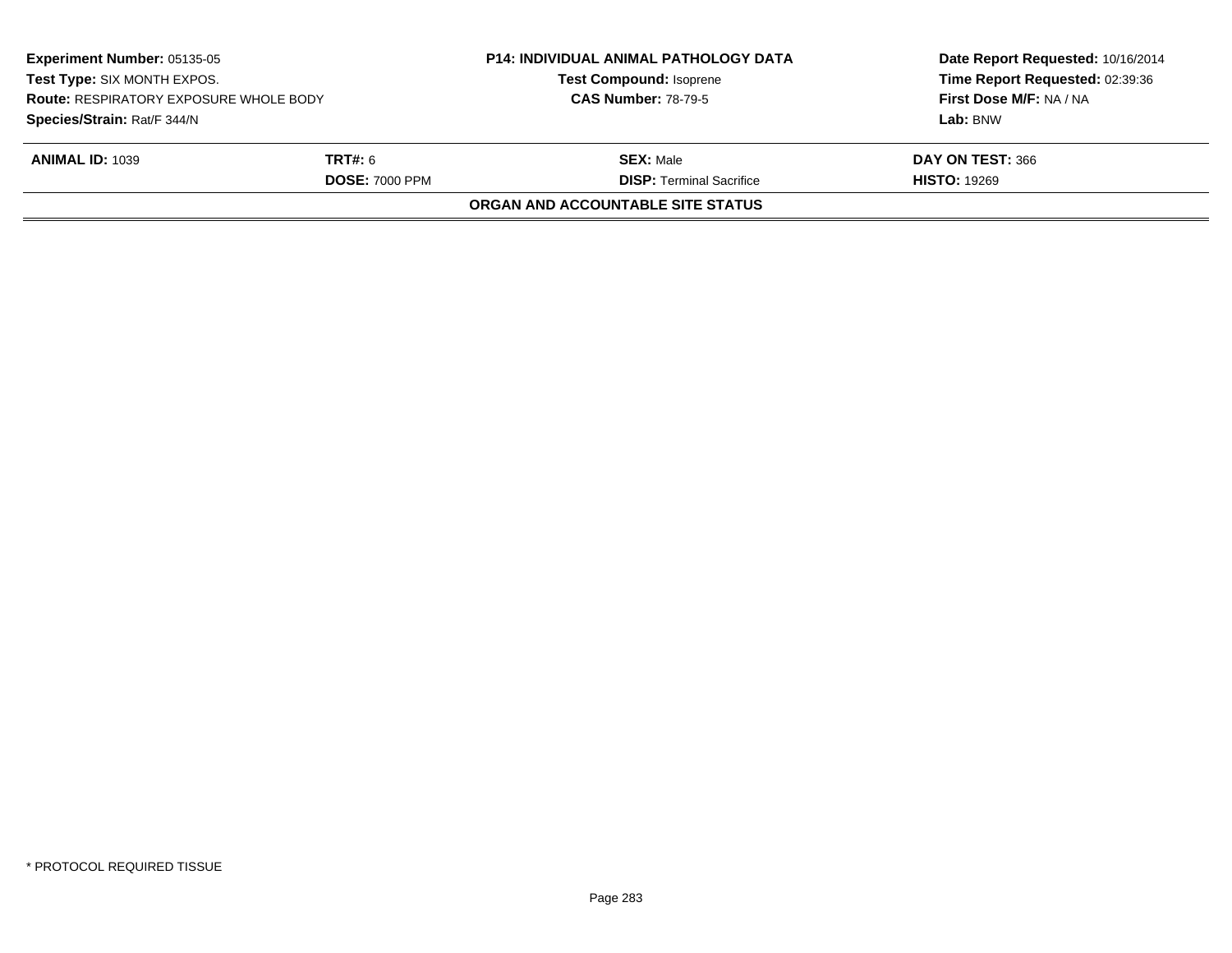| Experiment Number: 05135-05 | | P14: INDIVIDUAL ANIMAL PATHOLOGY DATA | Date Report Requested: 10/16/2014 |
|---|---|---|---|
| Test Type: SIX MONTH EXPOS. | | Test Compound: Isoprene | Time Report Requested: 02:39:36 |
| Route: RESPIRATORY EXPOSURE WHOLE BODY | | CAS Number: 78-79-5 | First Dose M/F: NA / NA |
| Species/Strain: Rat/F 344/N | | | Lab: BNW |

| ANIMAL ID: 1039 | TRT#: 6 | SEX: Male | DAY ON TEST: 366 |
|---|---|---|---|
| | DOSE: 7000 PPM | DISP: Terminal Sacrifice | HISTO: 19269 |

**ORGAN AND ACCOUNTABLE SITE STATUS**

* PROTOCOL REQUIRED TISSUE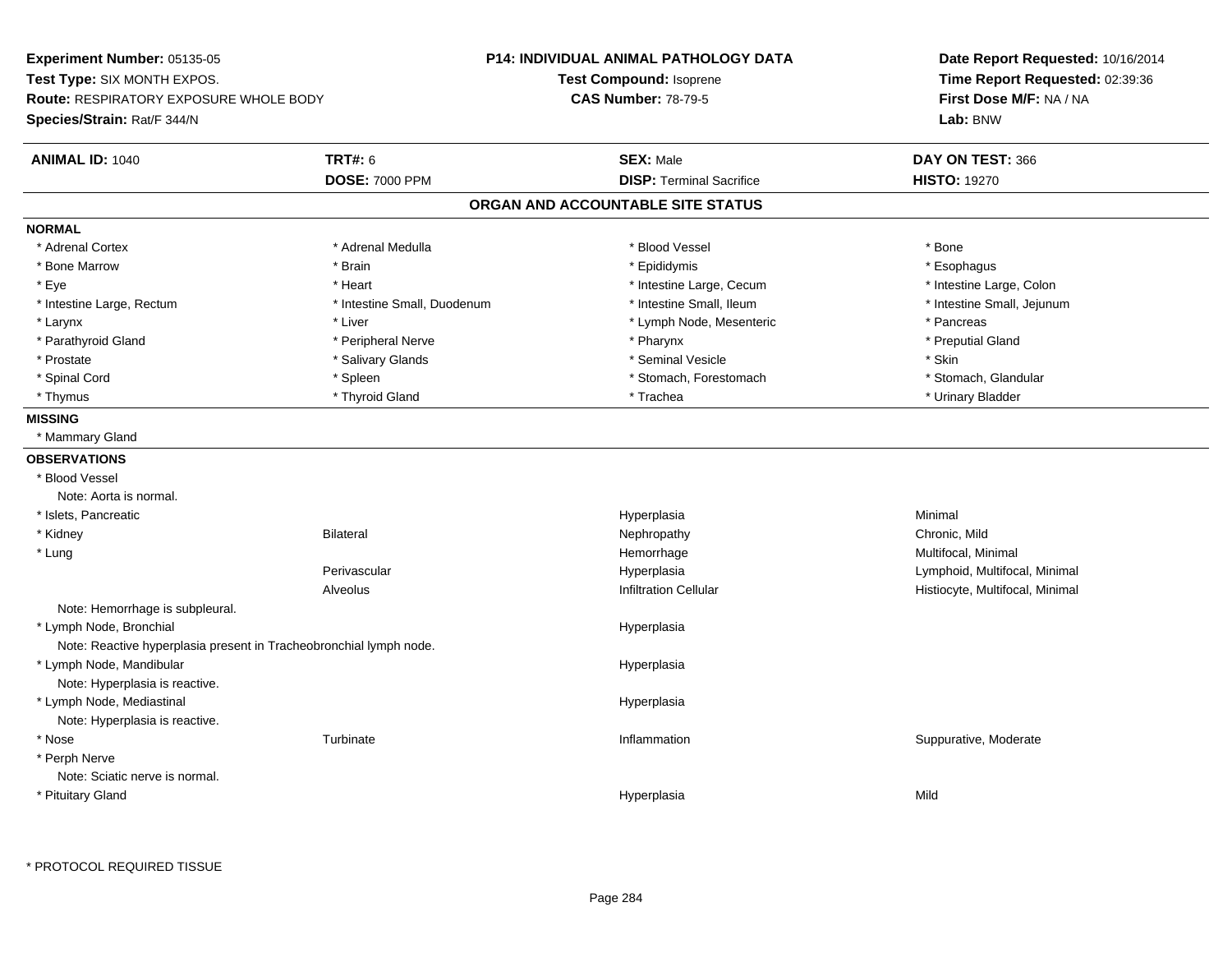**Experiment Number:** 05135-05
**Test Type:** SIX MONTH EXPOS.
**Route:** RESPIRATORY EXPOSURE WHOLE BODY
**Species/Strain:** Rat/F 344/N

**P14: INDIVIDUAL ANIMAL PATHOLOGY DATA**
**Test Compound:** Isoprene
**CAS Number:** 78-79-5

**Date Report Requested:** 10/16/2014
**Time Report Requested:** 02:39:36
**First Dose M/F:** NA / NA
**Lab:** BNW

| **ANIMAL ID:** 1040 | **TRT#:** 6 | **SEX:** Male | **DAY ON TEST:** 366 |
|---|---|---|---|
| | **DOSE:** 7000 PPM | **DISP:** Terminal Sacrifice | **HISTO:** 19270 |

## ORGAN AND ACCOUNTABLE SITE STATUS

**NORMAL**

| | | | |
|---|---|---|---|
| * Adrenal Cortex | * Adrenal Medulla | * Blood Vessel | * Bone |
| * Bone Marrow | * Brain | * Epididymis | * Esophagus |
| * Eye | * Heart | * Intestine Large, Cecum | * Intestine Large, Colon |
| * Intestine Large, Rectum | * Intestine Small, Duodenum | * Intestine Small, Ileum | * Intestine Small, Jejunum |
| * Larynx | * Liver | * Lymph Node, Mesenteric | * Pancreas |
| * Parathyroid Gland | * Peripheral Nerve | * Pharynx | * Preputial Gland |
| * Prostate | * Salivary Glands | * Seminal Vesicle | * Skin |
| * Spinal Cord | * Spleen | * Stomach, Forestomach | * Stomach, Glandular |
| * Thymus | * Thyroid Gland | * Trachea | * Urinary Bladder |

**MISSING**

* Mammary Gland

**OBSERVATIONS**

| | | | |
|---|---|---|---|
| * Blood Vessel | | | |
| Note: Aorta is normal. | | | |
| * Islets, Pancreatic | | Hyperplasia | Minimal |
| * Kidney | Bilateral | Nephropathy | Chronic, Mild |
| * Lung | | Hemorrhage | Multifocal, Minimal |
| | Perivascular | Hyperplasia | Lymphoid, Multifocal, Minimal |
| | Alveolus | Infiltration Cellular | Histiocyte, Multifocal, Minimal |
| Note: Hemorrhage is subpleural. | | | |
| * Lymph Node, Bronchial | | Hyperplasia | |
| Note: Reactive hyperplasia present in Tracheobronchial lymph node. | | | |
| * Lymph Node, Mandibular | | Hyperplasia | |
| Note: Hyperplasia is reactive. | | | |
| * Lymph Node, Mediastinal | | Hyperplasia | |
| Note: Hyperplasia is reactive. | | | |
| * Nose | Turbinate | Inflammation | Suppurative, Moderate |
| * Perph Nerve | | | |
| Note: Sciatic nerve is normal. | | | |
| * Pituitary Gland | | Hyperplasia | Mild |

* PROTOCOL REQUIRED TISSUE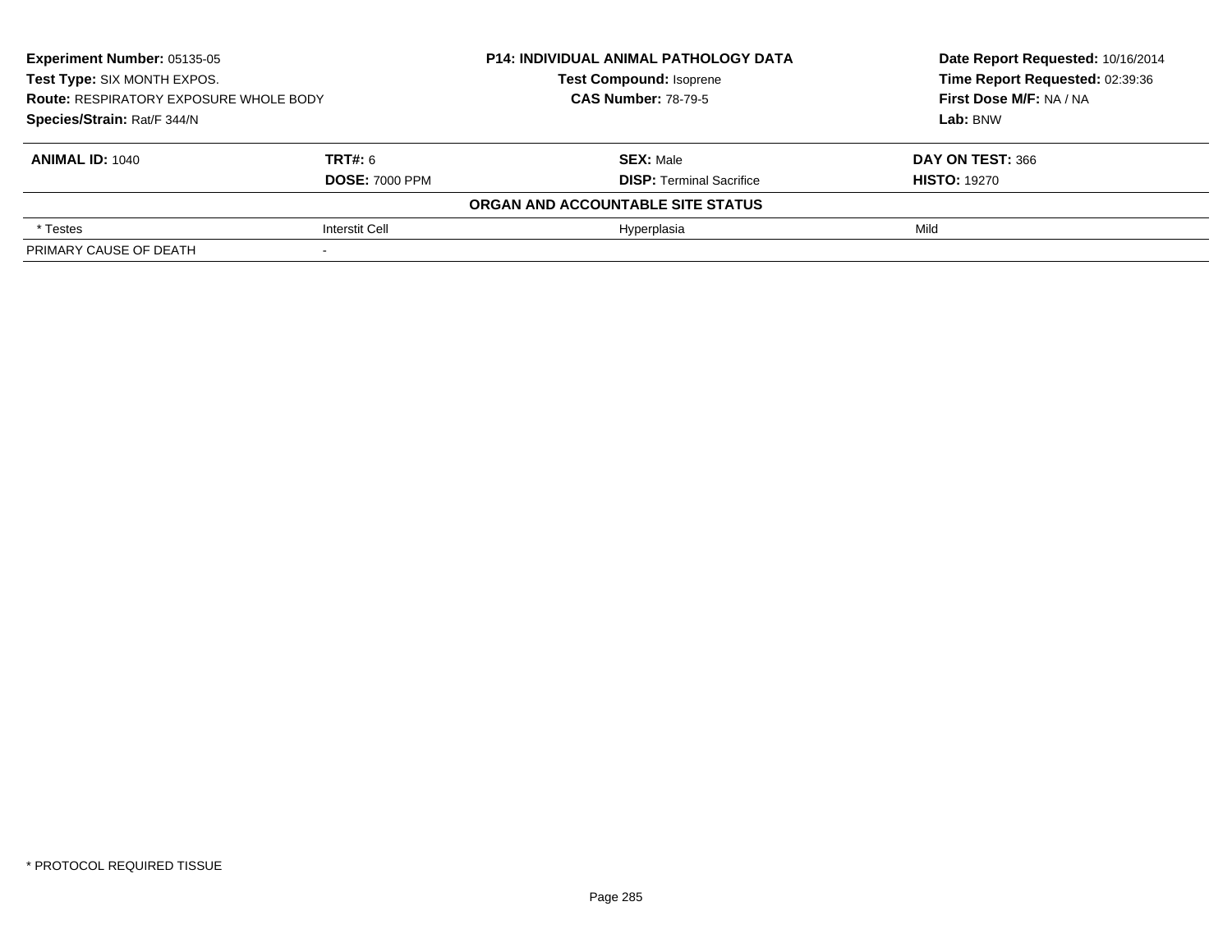**Experiment Number:** 05135-05
**Test Type:** SIX MONTH EXPOS.
**Route:** RESPIRATORY EXPOSURE WHOLE BODY
**Species/Strain:** Rat/F 344/N

**P14: INDIVIDUAL ANIMAL PATHOLOGY DATA**
**Test Compound:** Isoprene
**CAS Number:** 78-79-5

**Date Report Requested:** 10/16/2014
**Time Report Requested:** 02:39:36
**First Dose M/F:** NA / NA
**Lab:** BNW

| **ANIMAL ID:** 1040 | **TRT#:** 6 | **SEX:** Male | **DAY ON TEST:** 366 |
|---|---|---|---|
| | **DOSE:** 7000 PPM | **DISP:** Terminal Sacrifice | **HISTO:** 19270 |
| | | **ORGAN AND ACCOUNTABLE SITE STATUS** | |
| * Testes | Interstit Cell | Hyperplasia | Mild |
| PRIMARY CAUSE OF DEATH | - | | |

* PROTOCOL REQUIRED TISSUE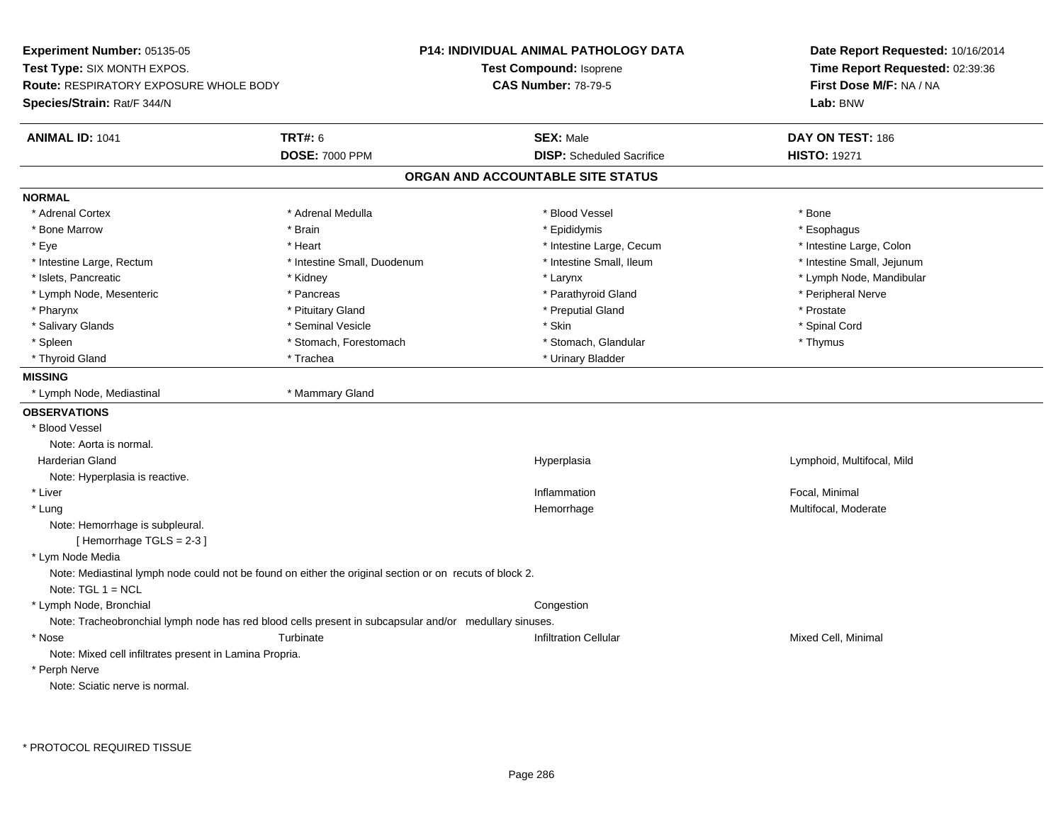**Experiment Number:** 05135-05
**Test Type:** SIX MONTH EXPOS.
**Route:** RESPIRATORY EXPOSURE WHOLE BODY
**Species/Strain:** Rat/F 344/N

**P14: INDIVIDUAL ANIMAL PATHOLOGY DATA**
**Test Compound:** Isoprene
**CAS Number:** 78-79-5

**Date Report Requested:** 10/16/2014
**Time Report Requested:** 02:39:36
**First Dose M/F:** NA / NA
**Lab:** BNW

| **ANIMAL ID:** 1041 | **TRT#:** 6 | **SEX:** Male | **DAY ON TEST:** 186 |
|---|---|---|---|
| | **DOSE:** 7000 PPM | **DISP:** Scheduled Sacrifice | **HISTO:** 19271 |

## ORGAN AND ACCOUNTABLE SITE STATUS

**NORMAL**

| | | | |
|---|---|---|---|
| * Adrenal Cortex | * Adrenal Medulla | * Blood Vessel | * Bone |
| * Bone Marrow | * Brain | * Epididymis | * Esophagus |
| * Eye | * Heart | * Intestine Large, Cecum | * Intestine Large, Colon |
| * Intestine Large, Rectum | * Intestine Small, Duodenum | * Intestine Small, Ileum | * Intestine Small, Jejunum |
| * Islets, Pancreatic | * Kidney | * Larynx | * Lymph Node, Mandibular |
| * Lymph Node, Mesenteric | * Pancreas | * Parathyroid Gland | * Peripheral Nerve |
| * Pharynx | * Pituitary Gland | * Preputial Gland | * Prostate |
| * Salivary Glands | * Seminal Vesicle | * Skin | * Spinal Cord |
| * Spleen | * Stomach, Forestomach | * Stomach, Glandular | * Thymus |
| * Thyroid Gland | * Trachea | * Urinary Bladder | |

**MISSING**

| | |
|---|---|
| * Lymph Node, Mediastinal | * Mammary Gland |

**OBSERVATIONS**

* Blood Vessel
  Note: Aorta is normal.

| | | | |
|---|---|---|---|
| Harderian Gland | | Hyperplasia | Lymphoid, Multifocal, Mild |

  Note: Hyperplasia is reactive.

| | | | |
|---|---|---|---|
| * Liver | | Inflammation | Focal, Minimal |
| * Lung | | Hemorrhage | Multifocal, Moderate |

  Note: Hemorrhage is subpleural.
  [ Hemorrhage TGLS = 2-3 ]

* Lym Node Media
  Note: Mediastinal lymph node could not be found on either the original section or on recuts of block 2.
  Note: TGL 1 = NCL

| | | | |
|---|---|---|---|
| * Lymph Node, Bronchial | | Congestion | |

  Note: Tracheobronchial lymph node has red blood cells present in subcapsular and/or medullary sinuses.

| | | | |
|---|---|---|---|
| * Nose | Turbinate | Infiltration Cellular | Mixed Cell, Minimal |

  Note: Mixed cell infiltrates present in Lamina Propria.

* Perph Nerve
  Note: Sciatic nerve is normal.

\* PROTOCOL REQUIRED TISSUE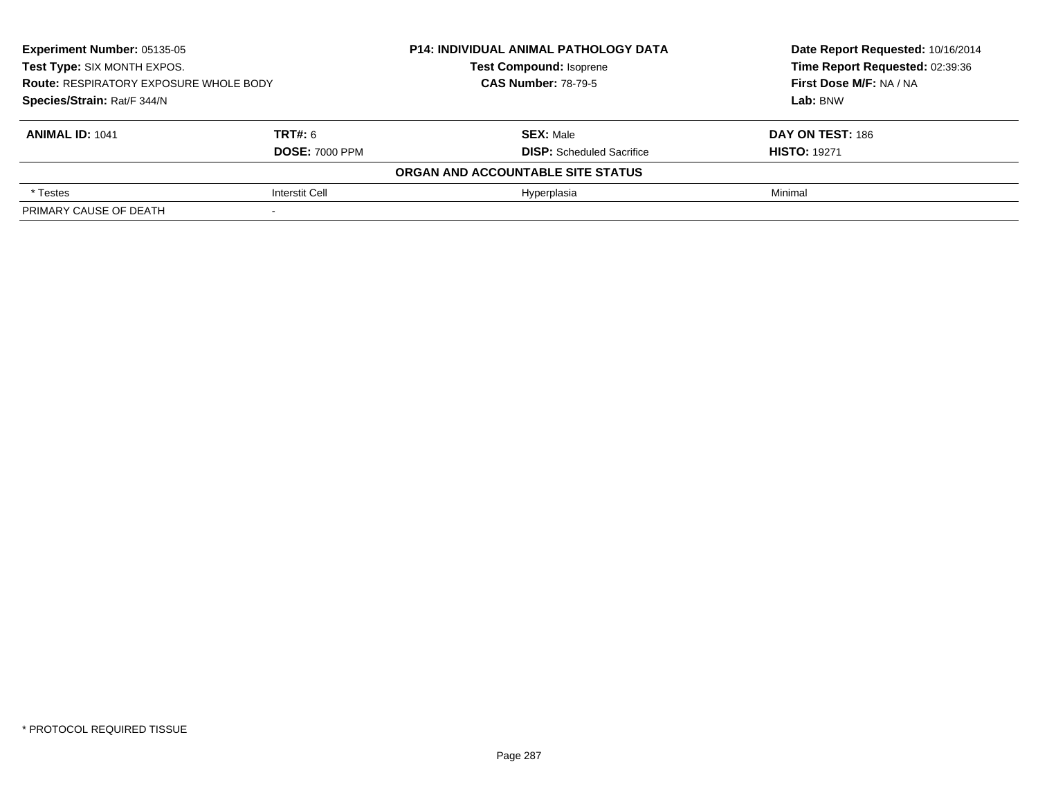**Experiment Number:** 05135-05
**Test Type:** SIX MONTH EXPOS.
**Route:** RESPIRATORY EXPOSURE WHOLE BODY
**Species/Strain:** Rat/F 344/N

**P14: INDIVIDUAL ANIMAL PATHOLOGY DATA**
**Test Compound:** Isoprene
**CAS Number:** 78-79-5

**Date Report Requested:** 10/16/2014
**Time Report Requested:** 02:39:36
**First Dose M/F:** NA / NA
**Lab:** BNW

| **ANIMAL ID:** 1041 | **TRT#:** 6 | **SEX:** Male | **DAY ON TEST:** 186 |
|---|---|---|---|
| | **DOSE:** 7000 PPM | **DISP:** Scheduled Sacrifice | **HISTO:** 19271 |
| | | **ORGAN AND ACCOUNTABLE SITE STATUS** | |
| * Testes | Interstit Cell | Hyperplasia | Minimal |
| PRIMARY CAUSE OF DEATH | - | | |

* PROTOCOL REQUIRED TISSUE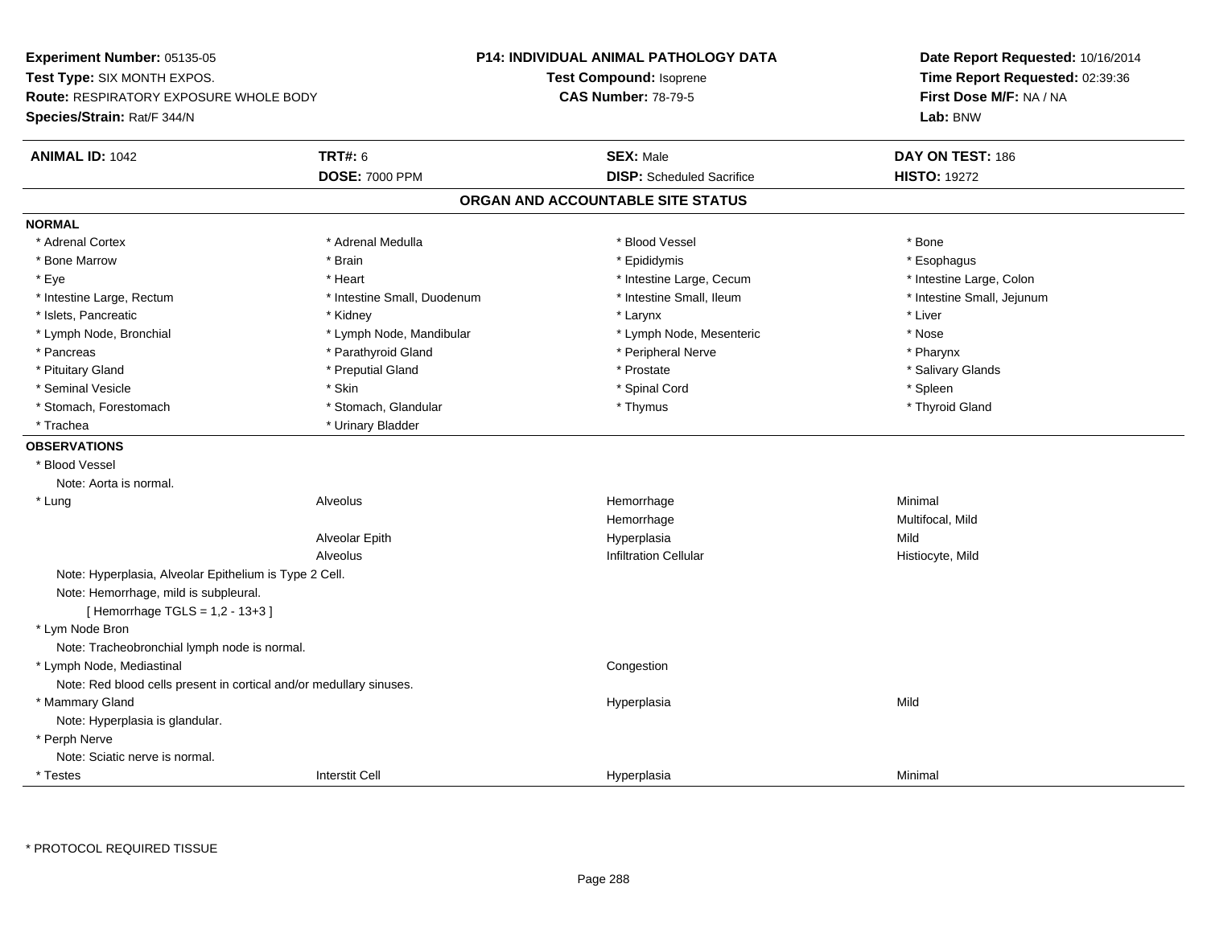**Experiment Number:** 05135-05
**Test Type:** SIX MONTH EXPOS.
**Route:** RESPIRATORY EXPOSURE WHOLE BODY
**Species/Strain:** Rat/F 344/N

**P14: INDIVIDUAL ANIMAL PATHOLOGY DATA**
**Test Compound:** Isoprene
**CAS Number:** 78-79-5

**Date Report Requested:** 10/16/2014
**Time Report Requested:** 02:39:36
**First Dose M/F:** NA / NA
**Lab:** BNW

| **ANIMAL ID:** 1042 | **TRT#:** 6 | **SEX:** Male | **DAY ON TEST:** 186 |
|---|---|---|---|
| | **DOSE:** 7000 PPM | **DISP:** Scheduled Sacrifice | **HISTO:** 19272 |

## ORGAN AND ACCOUNTABLE SITE STATUS

**NORMAL**

| | | | |
|---|---|---|---|
| * Adrenal Cortex | * Adrenal Medulla | * Blood Vessel | * Bone |
| * Bone Marrow | * Brain | * Epididymis | * Esophagus |
| * Eye | * Heart | * Intestine Large, Cecum | * Intestine Large, Colon |
| * Intestine Large, Rectum | * Intestine Small, Duodenum | * Intestine Small, Ileum | * Intestine Small, Jejunum |
| * Islets, Pancreatic | * Kidney | * Larynx | * Liver |
| * Lymph Node, Bronchial | * Lymph Node, Mandibular | * Lymph Node, Mesenteric | * Nose |
| * Pancreas | * Parathyroid Gland | * Peripheral Nerve | * Pharynx |
| * Pituitary Gland | * Preputial Gland | * Prostate | * Salivary Glands |
| * Seminal Vesicle | * Skin | * Spinal Cord | * Spleen |
| * Stomach, Forestomach | * Stomach, Glandular | * Thymus | * Thyroid Gland |
| * Trachea | * Urinary Bladder | | |

**OBSERVATIONS**

* Blood Vessel
  Note: Aorta is normal.

| | | | |
|---|---|---|---|
| * Lung | Alveolus | Hemorrhage | Minimal |
| | | Hemorrhage | Multifocal, Mild |
| | Alveolar Epith | Hyperplasia | Mild |
| | Alveolus | Infiltration Cellular | Histiocyte, Mild |

Note: Hyperplasia, Alveolar Epithelium is Type 2 Cell.
Note: Hemorrhage, mild is subpleural.
[ Hemorrhage TGLS = 1,2 - 13+3 ]

* Lym Node Bron
  Note: Tracheobronchial lymph node is normal.

| | | | |
|---|---|---|---|
| * Lymph Node, Mediastinal | | Congestion | |

Note: Red blood cells present in cortical and/or medullary sinuses.

| | | | |
|---|---|---|---|
| * Mammary Gland | | Hyperplasia | Mild |

Note: Hyperplasia is glandular.

* Perph Nerve
  Note: Sciatic nerve is normal.

| | | | |
|---|---|---|---|
| * Testes | Interstit Cell | Hyperplasia | Minimal |

* PROTOCOL REQUIRED TISSUE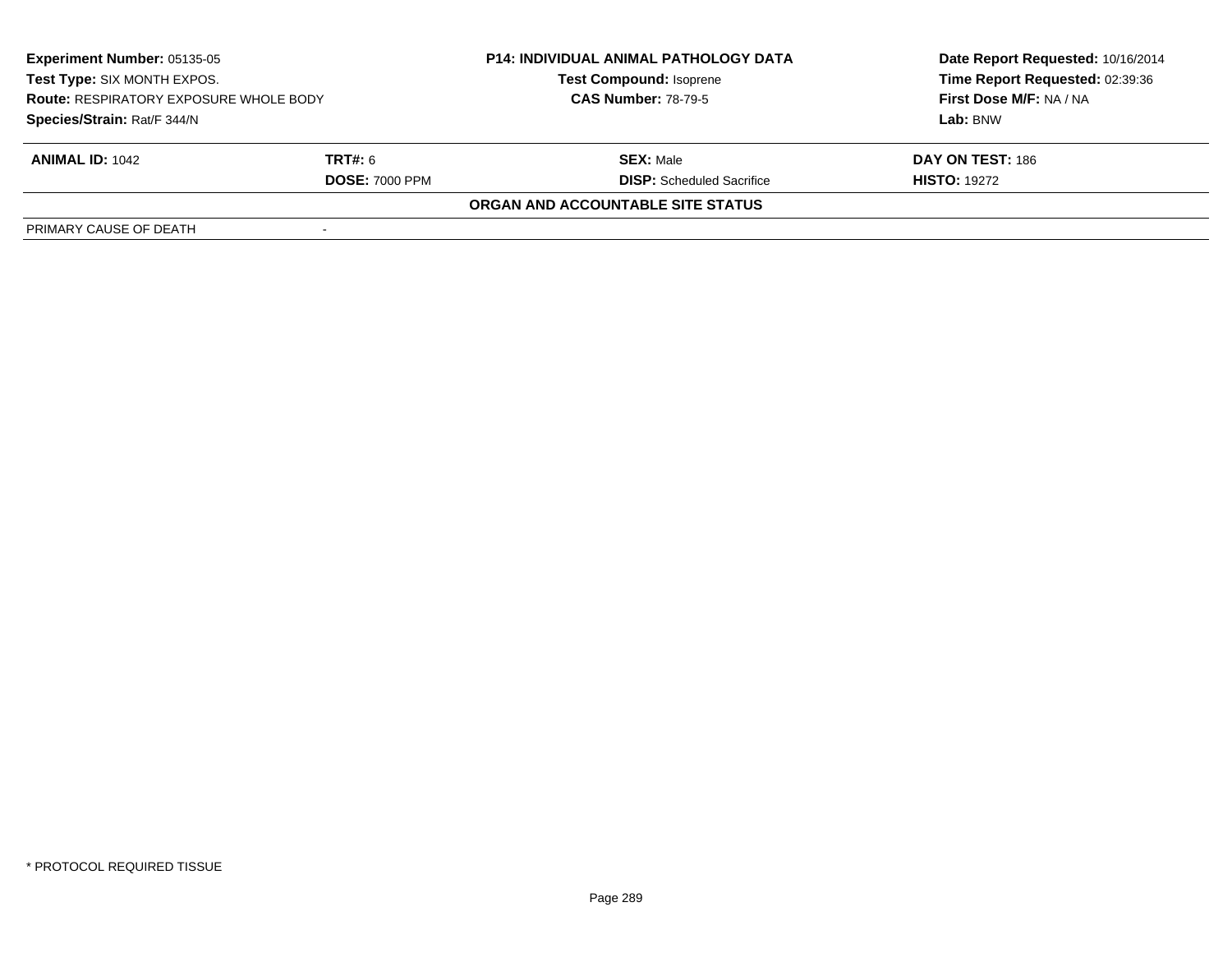| **Experiment Number:** 05135-05 | | **P14: INDIVIDUAL ANIMAL PATHOLOGY DATA** | **Date Report Requested:** 10/16/2014 |
|---|---|---|---|
| **Test Type:** SIX MONTH EXPOS. | | **Test Compound:** Isoprene | **Time Report Requested:** 02:39:36 |
| **Route:** RESPIRATORY EXPOSURE WHOLE BODY | | **CAS Number:** 78-79-5 | **First Dose M/F:** NA / NA |
| **Species/Strain:** Rat/F 344/N | | | **Lab:** BNW |

| **ANIMAL ID:** 1042 | **TRT#:** 6 | **SEX:** Male | **DAY ON TEST:** 186 |
|---|---|---|---|
| | **DOSE:** 7000 PPM | **DISP:** Scheduled Sacrifice | **HISTO:** 19272 |

**ORGAN AND ACCOUNTABLE SITE STATUS**

| PRIMARY CAUSE OF DEATH | - |
|---|---|

\* PROTOCOL REQUIRED TISSUE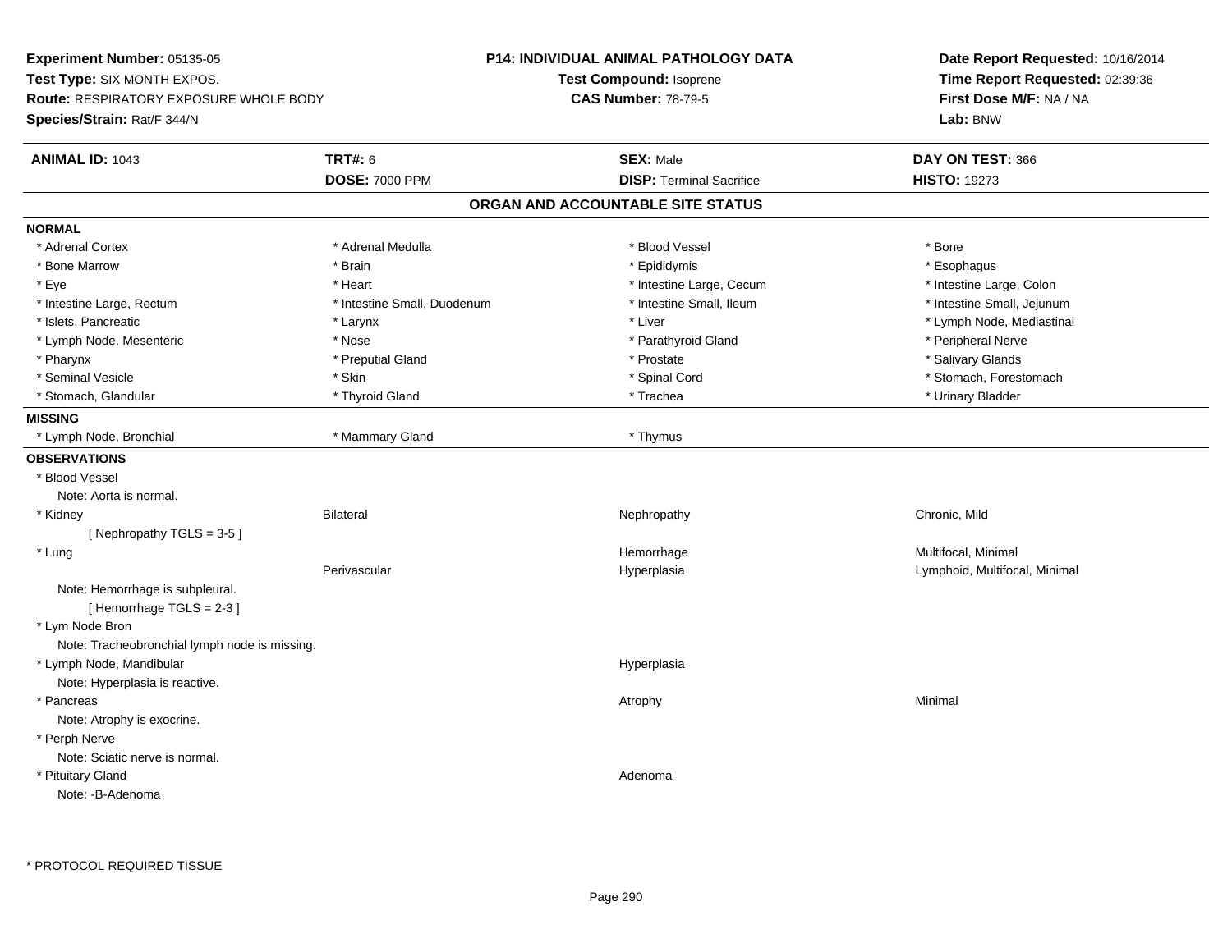**Experiment Number:** 05135-05
**Test Type:** SIX MONTH EXPOS.
**Route:** RESPIRATORY EXPOSURE WHOLE BODY
**Species/Strain:** Rat/F 344/N

**P14: INDIVIDUAL ANIMAL PATHOLOGY DATA**
**Test Compound:** Isoprene
**CAS Number:** 78-79-5

**Date Report Requested:** 10/16/2014
**Time Report Requested:** 02:39:36
**First Dose M/F:** NA / NA
**Lab:** BNW

| **ANIMAL ID:** 1043 | **TRT#:** 6 | **SEX:** Male | **DAY ON TEST:** 366 |
|---|---|---|---|
| | **DOSE:** 7000 PPM | **DISP:** Terminal Sacrifice | **HISTO:** 19273 |

## ORGAN AND ACCOUNTABLE SITE STATUS

**NORMAL**

| | | | |
|---|---|---|---|
| * Adrenal Cortex | * Adrenal Medulla | * Blood Vessel | * Bone |
| * Bone Marrow | * Brain | * Epididymis | * Esophagus |
| * Eye | * Heart | * Intestine Large, Cecum | * Intestine Large, Colon |
| * Intestine Large, Rectum | * Intestine Small, Duodenum | * Intestine Small, Ileum | * Intestine Small, Jejunum |
| * Islets, Pancreatic | * Larynx | * Liver | * Lymph Node, Mediastinal |
| * Lymph Node, Mesenteric | * Nose | * Parathyroid Gland | * Peripheral Nerve |
| * Pharynx | * Preputial Gland | * Prostate | * Salivary Glands |
| * Seminal Vesicle | * Skin | * Spinal Cord | * Stomach, Forestomach |
| * Stomach, Glandular | * Thyroid Gland | * Trachea | * Urinary Bladder |

**MISSING**

| | | |
|---|---|---|
| * Lymph Node, Bronchial | * Mammary Gland | * Thymus |

**OBSERVATIONS**

| | | | |
|---|---|---|---|
| * Blood Vessel | | | |
| Note: Aorta is normal. | | | |
| * Kidney | Bilateral | Nephropathy | Chronic, Mild |
| [ Nephropathy TGLS = 3-5 ] | | | |
| * Lung | | Hemorrhage | Multifocal, Minimal |
| | Perivascular | Hyperplasia | Lymphoid, Multifocal, Minimal |
| Note: Hemorrhage is subpleural. | | | |
| [ Hemorrhage TGLS = 2-3 ] | | | |
| * Lym Node Bron | | | |
| Note: Tracheobronchial lymph node is missing. | | | |
| * Lymph Node, Mandibular | | Hyperplasia | |
| Note: Hyperplasia is reactive. | | | |
| * Pancreas | | Atrophy | Minimal |
| Note: Atrophy is exocrine. | | | |
| * Perph Nerve | | | |
| Note: Sciatic nerve is normal. | | | |
| * Pituitary Gland | | Adenoma | |
| Note: -B-Adenoma | | | |

\* PROTOCOL REQUIRED TISSUE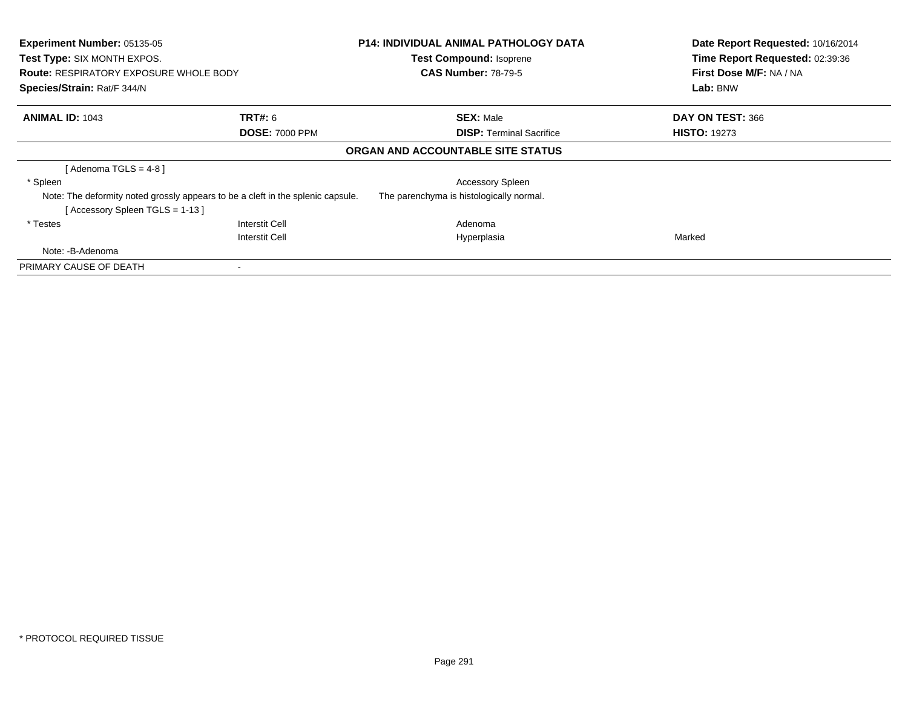**Experiment Number:** 05135-05
**Test Type:** SIX MONTH EXPOS.
**Route:** RESPIRATORY EXPOSURE WHOLE BODY
**Species/Strain:** Rat/F 344/N

**P14: INDIVIDUAL ANIMAL PATHOLOGY DATA**
**Test Compound:** Isoprene
**CAS Number:** 78-79-5

**Date Report Requested:** 10/16/2014
**Time Report Requested:** 02:39:36
**First Dose M/F:** NA / NA
**Lab:** BNW

| **ANIMAL ID:** 1043 | **TRT#:** 6 | **SEX:** Male | **DAY ON TEST:** 366 |
|---|---|---|---|
| | **DOSE:** 7000 PPM | **DISP:** Terminal Sacrifice | **HISTO:** 19273 |

**ORGAN AND ACCOUNTABLE SITE STATUS**

| | | | |
|---|---|---|---|
| [ Adenoma TGLS = 4-8 ] | | | |
| * Spleen | | Accessory Spleen | |
| Note: The deformity noted grossly appears to be a cleft in the splenic capsule. | | The parenchyma is histologically normal. | |
| [ Accessory Spleen TGLS = 1-13 ] | | | |
| * Testes | Interstit Cell | Adenoma | |
| | Interstit Cell | Hyperplasia | Marked |
| Note: -B-Adenoma | | | |
| PRIMARY CAUSE OF DEATH | - | | |

* PROTOCOL REQUIRED TISSUE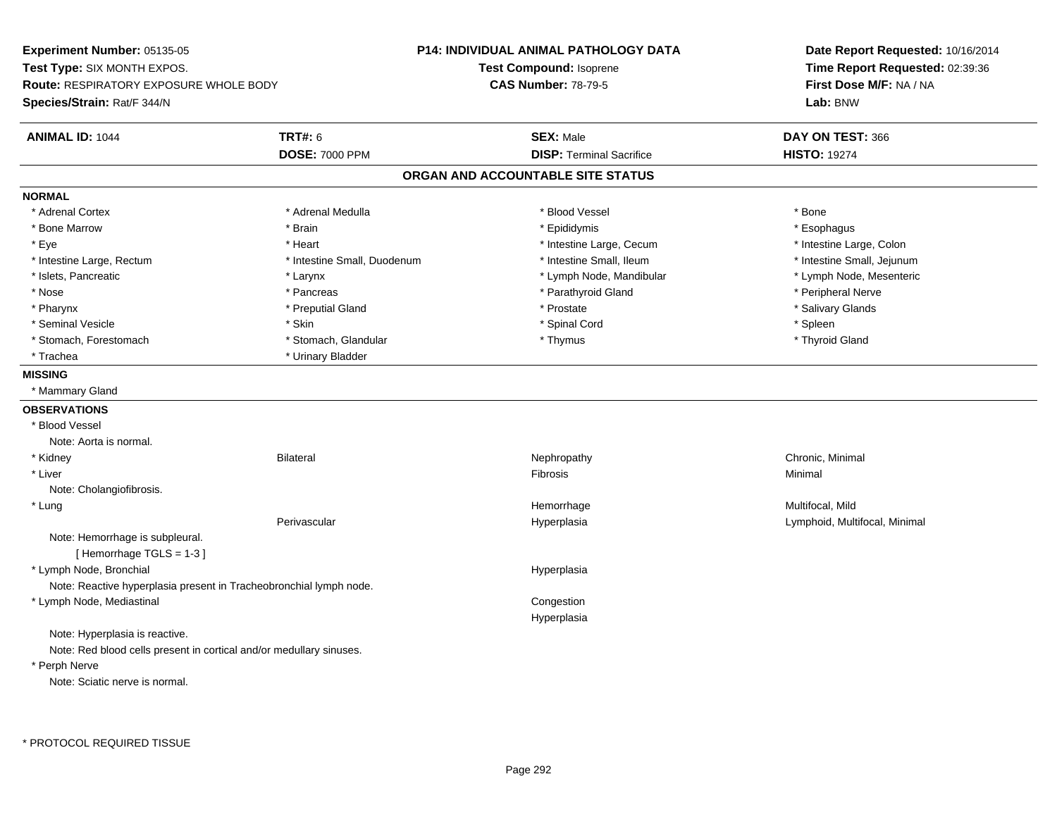**Experiment Number:** 05135-05
**Test Type:** SIX MONTH EXPOS.
**Route:** RESPIRATORY EXPOSURE WHOLE BODY
**Species/Strain:** Rat/F 344/N

**P14: INDIVIDUAL ANIMAL PATHOLOGY DATA**
**Test Compound:** Isoprene
**CAS Number:** 78-79-5

**Date Report Requested:** 10/16/2014
**Time Report Requested:** 02:39:36
**First Dose M/F:** NA / NA
**Lab:** BNW

| **ANIMAL ID:** 1044 | **TRT#:** 6 | **SEX:** Male | **DAY ON TEST:** 366 |
|---|---|---|---|
| | **DOSE:** 7000 PPM | **DISP:** Terminal Sacrifice | **HISTO:** 19274 |

## ORGAN AND ACCOUNTABLE SITE STATUS

**NORMAL**

| | | | |
|---|---|---|---|
| * Adrenal Cortex | * Adrenal Medulla | * Blood Vessel | * Bone |
| * Bone Marrow | * Brain | * Epididymis | * Esophagus |
| * Eye | * Heart | * Intestine Large, Cecum | * Intestine Large, Colon |
| * Intestine Large, Rectum | * Intestine Small, Duodenum | * Intestine Small, Ileum | * Intestine Small, Jejunum |
| * Islets, Pancreatic | * Larynx | * Lymph Node, Mandibular | * Lymph Node, Mesenteric |
| * Nose | * Pancreas | * Parathyroid Gland | * Peripheral Nerve |
| * Pharynx | * Preputial Gland | * Prostate | * Salivary Glands |
| * Seminal Vesicle | * Skin | * Spinal Cord | * Spleen |
| * Stomach, Forestomach | * Stomach, Glandular | * Thymus | * Thyroid Gland |
| * Trachea | * Urinary Bladder | | |

**MISSING**

* Mammary Gland

**OBSERVATIONS**

* Blood Vessel
  Note: Aorta is normal.

| | | | |
|---|---|---|---|
| * Kidney | Bilateral | Nephropathy | Chronic, Minimal |
| * Liver | | Fibrosis | Minimal |

  Note: Cholangiofibrosis.

| | | | |
|---|---|---|---|
| * Lung | | Hemorrhage | Multifocal, Mild |
| | Perivascular | Hyperplasia | Lymphoid, Multifocal, Minimal |

  Note: Hemorrhage is subpleural.
  [ Hemorrhage TGLS = 1-3 ]

| | | | |
|---|---|---|---|
| * Lymph Node, Bronchial | | Hyperplasia | |

  Note: Reactive hyperplasia present in Tracheobronchial lymph node.

| | | | |
|---|---|---|---|
| * Lymph Node, Mediastinal | | Congestion | |
| | | Hyperplasia | |

  Note: Hyperplasia is reactive.
  Note: Red blood cells present in cortical and/or medullary sinuses.

* Perph Nerve
  Note: Sciatic nerve is normal.

* PROTOCOL REQUIRED TISSUE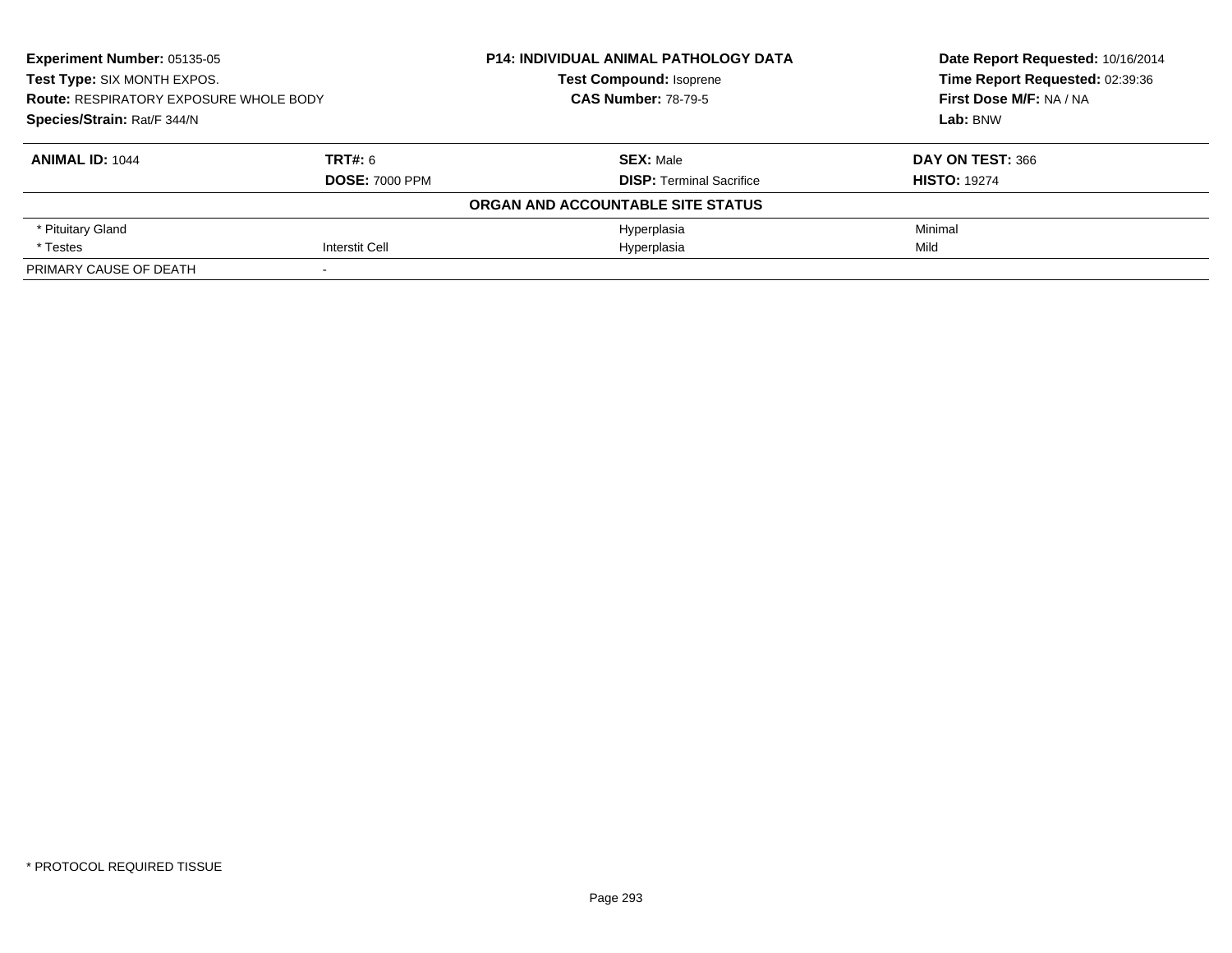**Experiment Number:** 05135-05
**Test Type:** SIX MONTH EXPOS.
**Route:** RESPIRATORY EXPOSURE WHOLE BODY
**Species/Strain:** Rat/F 344/N

**P14: INDIVIDUAL ANIMAL PATHOLOGY DATA**
**Test Compound:** Isoprene
**CAS Number:** 78-79-5

**Date Report Requested:** 10/16/2014
**Time Report Requested:** 02:39:36
**First Dose M/F:** NA / NA
**Lab:** BNW

| **ANIMAL ID:** 1044 | **TRT#:** 6 | **SEX:** Male | **DAY ON TEST:** 366 |
|---|---|---|---|
| | **DOSE:** 7000 PPM | **DISP:** Terminal Sacrifice | **HISTO:** 19274 |
| **ORGAN AND ACCOUNTABLE SITE STATUS** | | | |
| * Pituitary Gland | | Hyperplasia | Minimal |
| * Testes | Interstit Cell | Hyperplasia | Mild |
| PRIMARY CAUSE OF DEATH | - | | |

* PROTOCOL REQUIRED TISSUE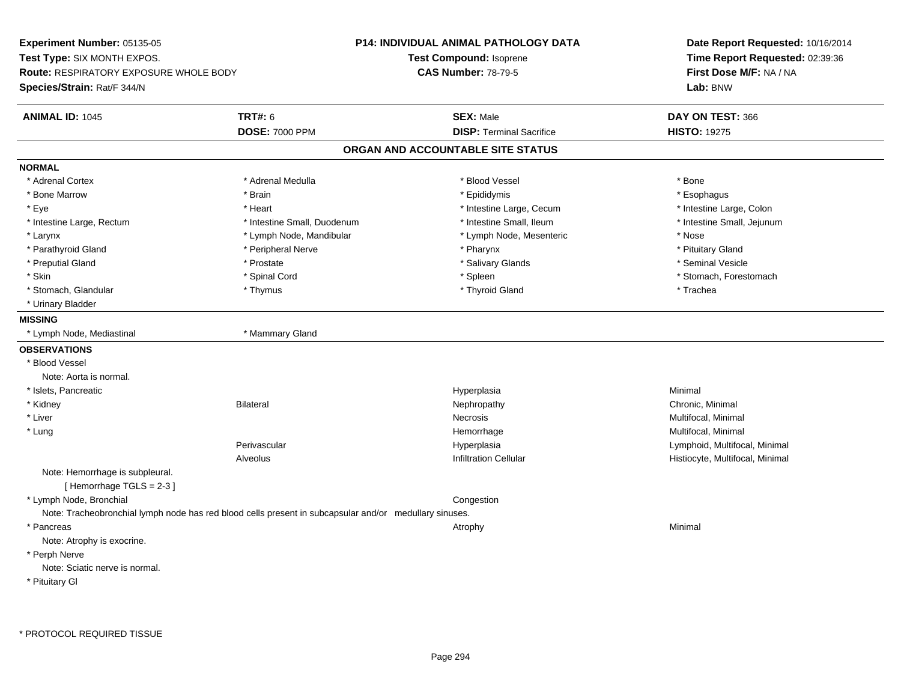**Experiment Number:** 05135-05
**Test Type:** SIX MONTH EXPOS.
**Route:** RESPIRATORY EXPOSURE WHOLE BODY
**Species/Strain:** Rat/F 344/N

**P14: INDIVIDUAL ANIMAL PATHOLOGY DATA**
**Test Compound:** Isoprene
**CAS Number:** 78-79-5

**Date Report Requested:** 10/16/2014
**Time Report Requested:** 02:39:36
**First Dose M/F:** NA / NA
**Lab:** BNW

| **ANIMAL ID:** 1045 | **TRT#:** 6 | **SEX:** Male | **DAY ON TEST:** 366 |
|---|---|---|---|
| | **DOSE:** 7000 PPM | **DISP:** Terminal Sacrifice | **HISTO:** 19275 |

## ORGAN AND ACCOUNTABLE SITE STATUS

**NORMAL**

| | | | |
|---|---|---|---|
| * Adrenal Cortex | * Adrenal Medulla | * Blood Vessel | * Bone |
| * Bone Marrow | * Brain | * Epididymis | * Esophagus |
| * Eye | * Heart | * Intestine Large, Cecum | * Intestine Large, Colon |
| * Intestine Large, Rectum | * Intestine Small, Duodenum | * Intestine Small, Ileum | * Intestine Small, Jejunum |
| * Larynx | * Lymph Node, Mandibular | * Lymph Node, Mesenteric | * Nose |
| * Parathyroid Gland | * Peripheral Nerve | * Pharynx | * Pituitary Gland |
| * Preputial Gland | * Prostate | * Salivary Glands | * Seminal Vesicle |
| * Skin | * Spinal Cord | * Spleen | * Stomach, Forestomach |
| * Stomach, Glandular | * Thymus | * Thyroid Gland | * Trachea |
| * Urinary Bladder | | | |

**MISSING**

| | |
|---|---|
| * Lymph Node, Mediastinal | * Mammary Gland |

**OBSERVATIONS**

| | | | |
|---|---|---|---|
| * Blood Vessel | | | |
| Note: Aorta is normal. | | | |
| * Islets, Pancreatic | | Hyperplasia | Minimal |
| * Kidney | Bilateral | Nephropathy | Chronic, Minimal |
| * Liver | | Necrosis | Multifocal, Minimal |
| * Lung | | Hemorrhage | Multifocal, Minimal |
| | Perivascular | Hyperplasia | Lymphoid, Multifocal, Minimal |
| | Alveolus | Infiltration Cellular | Histiocyte, Multifocal, Minimal |
| Note: Hemorrhage is subpleural. | | | |
| [ Hemorrhage TGLS = 2-3 ] | | | |
| * Lymph Node, Bronchial | | Congestion | |
| Note: Tracheobronchial lymph node has red blood cells present in subcapsular and/or medullary sinuses. | | | |
| * Pancreas | | Atrophy | Minimal |
| Note: Atrophy is exocrine. | | | |
| * Perph Nerve | | | |
| Note: Sciatic nerve is normal. | | | |
| * Pituitary Gl | | | |

* PROTOCOL REQUIRED TISSUE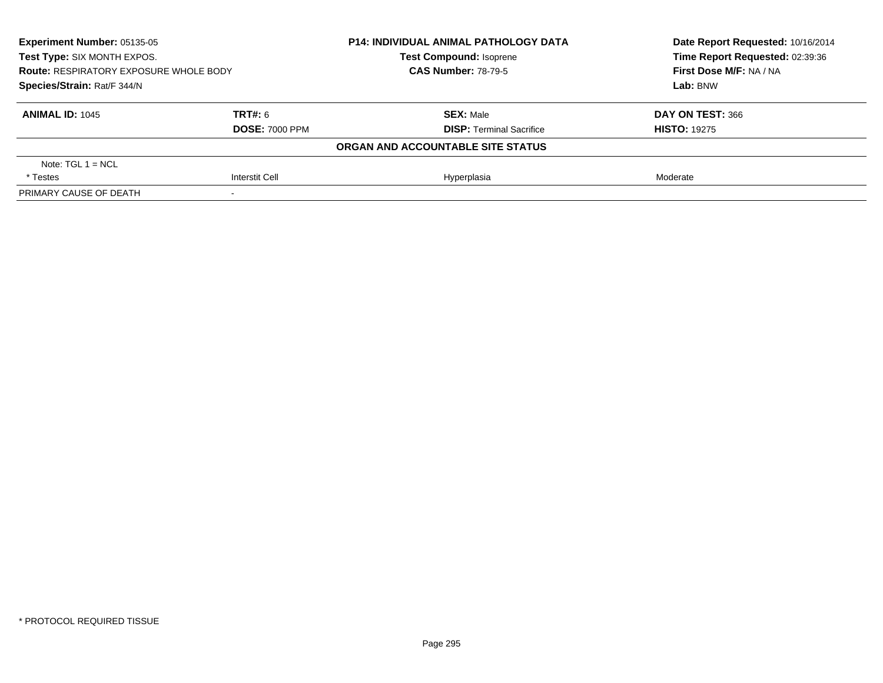**Experiment Number:** 05135-05
**Test Type:** SIX MONTH EXPOS.
**Route:** RESPIRATORY EXPOSURE WHOLE BODY
**Species/Strain:** Rat/F 344/N

**P14: INDIVIDUAL ANIMAL PATHOLOGY DATA**
**Test Compound:** Isoprene
**CAS Number:** 78-79-5

**Date Report Requested:** 10/16/2014
**Time Report Requested:** 02:39:36
**First Dose M/F:** NA / NA
**Lab:** BNW

| **ANIMAL ID:** 1045 | **TRT#:** 6 | **SEX:** Male | **DAY ON TEST:** 366 |
|---|---|---|---|
| | **DOSE:** 7000 PPM | **DISP:** Terminal Sacrifice | **HISTO:** 19275 |

**ORGAN AND ACCOUNTABLE SITE STATUS**

| | | | |
|---|---|---|---|
| Note: TGL 1 = NCL | | | |
| * Testes | Interstit Cell | Hyperplasia | Moderate |
| PRIMARY CAUSE OF DEATH | - | | |

* PROTOCOL REQUIRED TISSUE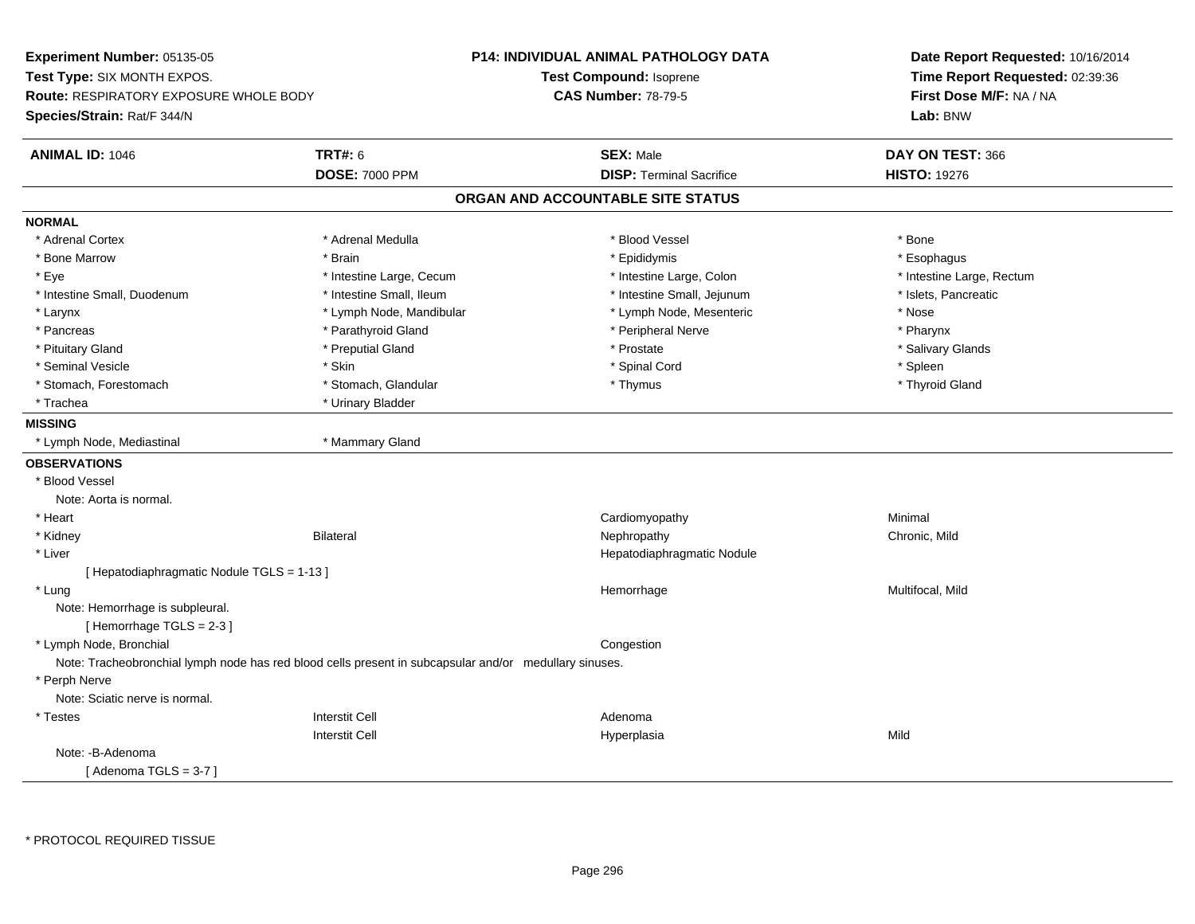**Experiment Number:** 05135-05
**Test Type:** SIX MONTH EXPOS.
**Route:** RESPIRATORY EXPOSURE WHOLE BODY
**Species/Strain:** Rat/F 344/N

**P14: INDIVIDUAL ANIMAL PATHOLOGY DATA**
**Test Compound:** Isoprene
**CAS Number:** 78-79-5

**Date Report Requested:** 10/16/2014
**Time Report Requested:** 02:39:36
**First Dose M/F:** NA / NA
**Lab:** BNW

| **ANIMAL ID:** 1046 | **TRT#:** 6 | **SEX:** Male | **DAY ON TEST:** 366 |
|---|---|---|---|
| | **DOSE:** 7000 PPM | **DISP:** Terminal Sacrifice | **HISTO:** 19276 |

## ORGAN AND ACCOUNTABLE SITE STATUS

**NORMAL**

| | | | |
|---|---|---|---|
| * Adrenal Cortex | * Adrenal Medulla | * Blood Vessel | * Bone |
| * Bone Marrow | * Brain | * Epididymis | * Esophagus |
| * Eye | * Intestine Large, Cecum | * Intestine Large, Colon | * Intestine Large, Rectum |
| * Intestine Small, Duodenum | * Intestine Small, Ileum | * Intestine Small, Jejunum | * Islets, Pancreatic |
| * Larynx | * Lymph Node, Mandibular | * Lymph Node, Mesenteric | * Nose |
| * Pancreas | * Parathyroid Gland | * Peripheral Nerve | * Pharynx |
| * Pituitary Gland | * Preputial Gland | * Prostate | * Salivary Glands |
| * Seminal Vesicle | * Skin | * Spinal Cord | * Spleen |
| * Stomach, Forestomach | * Stomach, Glandular | * Thymus | * Thyroid Gland |
| * Trachea | * Urinary Bladder | | |

**MISSING**

| | |
|---|---|
| * Lymph Node, Mediastinal | * Mammary Gland |

**OBSERVATIONS**

* Blood Vessel
  Note: Aorta is normal.

| | | | |
|---|---|---|---|
| * Heart | | Cardiomyopathy | Minimal |
| * Kidney | Bilateral | Nephropathy | Chronic, Mild |
| * Liver | | Hepatodiaphragmatic Nodule | |

[ Hepatodiaphragmatic Nodule TGLS = 1-13 ]

| | | | |
|---|---|---|---|
| * Lung | | Hemorrhage | Multifocal, Mild |

Note: Hemorrhage is subpleural.
[ Hemorrhage TGLS = 2-3 ]

| | | | |
|---|---|---|---|
| * Lymph Node, Bronchial | | Congestion | |

Note: Tracheobronchial lymph node has red blood cells present in subcapsular and/or medullary sinuses.

* Perph Nerve
  Note: Sciatic nerve is normal.

| | | | |
|---|---|---|---|
| * Testes | Interstit Cell | Adenoma | |
| | Interstit Cell | Hyperplasia | Mild |

Note: -B-Adenoma
[ Adenoma TGLS = 3-7 ]

\* PROTOCOL REQUIRED TISSUE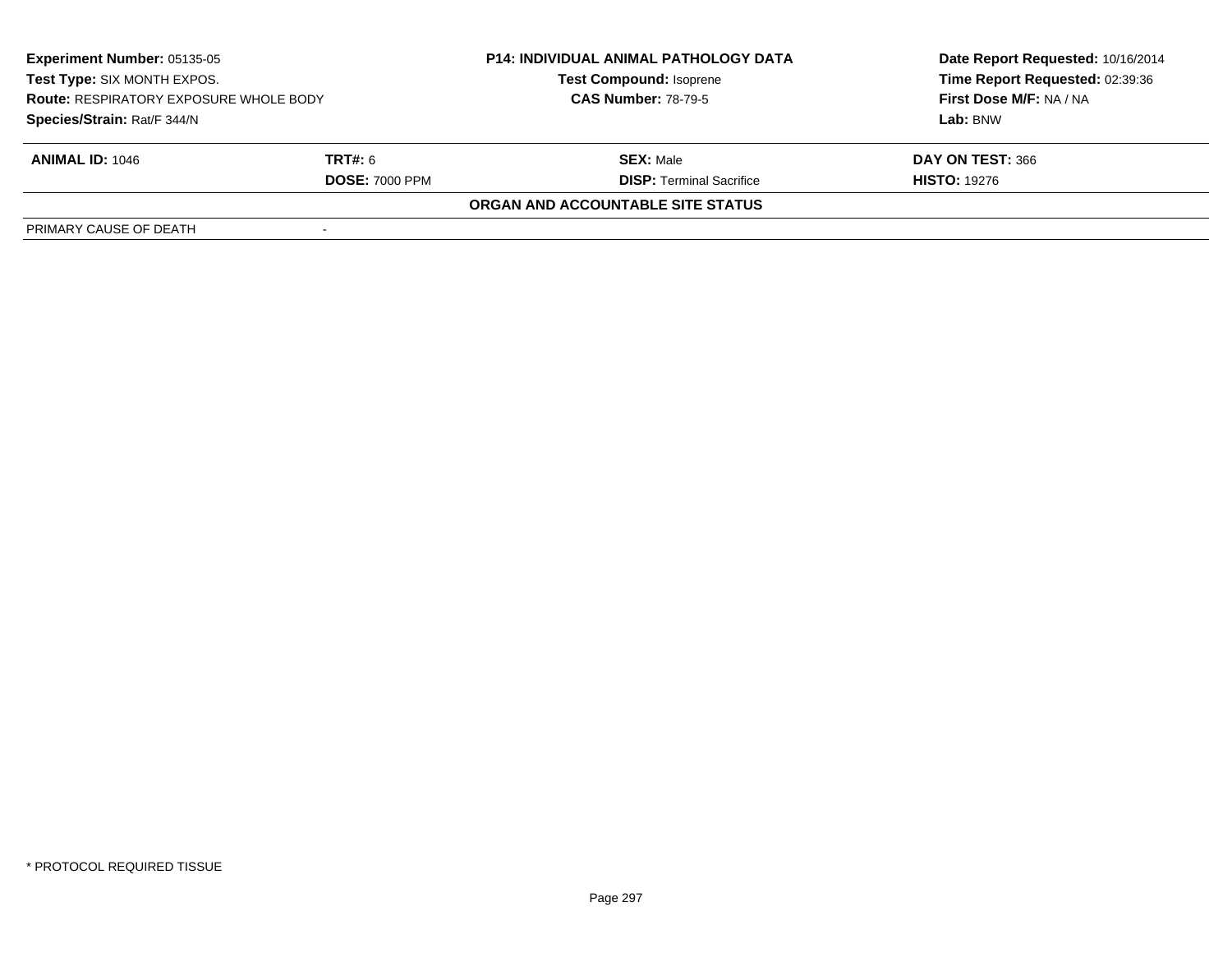| | | | |
|---|---|---|---|
| **Experiment Number:** 05135-05 | | **P14: INDIVIDUAL ANIMAL PATHOLOGY DATA** | **Date Report Requested:** 10/16/2014 |
| **Test Type:** SIX MONTH EXPOS. | | **Test Compound:** Isoprene | **Time Report Requested:** 02:39:36 |
| **Route:** RESPIRATORY EXPOSURE WHOLE BODY | | **CAS Number:** 78-79-5 | **First Dose M/F:** NA / NA |
| **Species/Strain:** Rat/F 344/N | | | **Lab:** BNW |

| | | | |
|---|---|---|---|
| **ANIMAL ID:** 1046 | **TRT#:** 6 | **SEX:** Male | **DAY ON TEST:** 366 |
| | **DOSE:** 7000 PPM | **DISP:** Terminal Sacrifice | **HISTO:** 19276 |

**ORGAN AND ACCOUNTABLE SITE STATUS**

| | |
|---|---|
| PRIMARY CAUSE OF DEATH | - |

* PROTOCOL REQUIRED TISSUE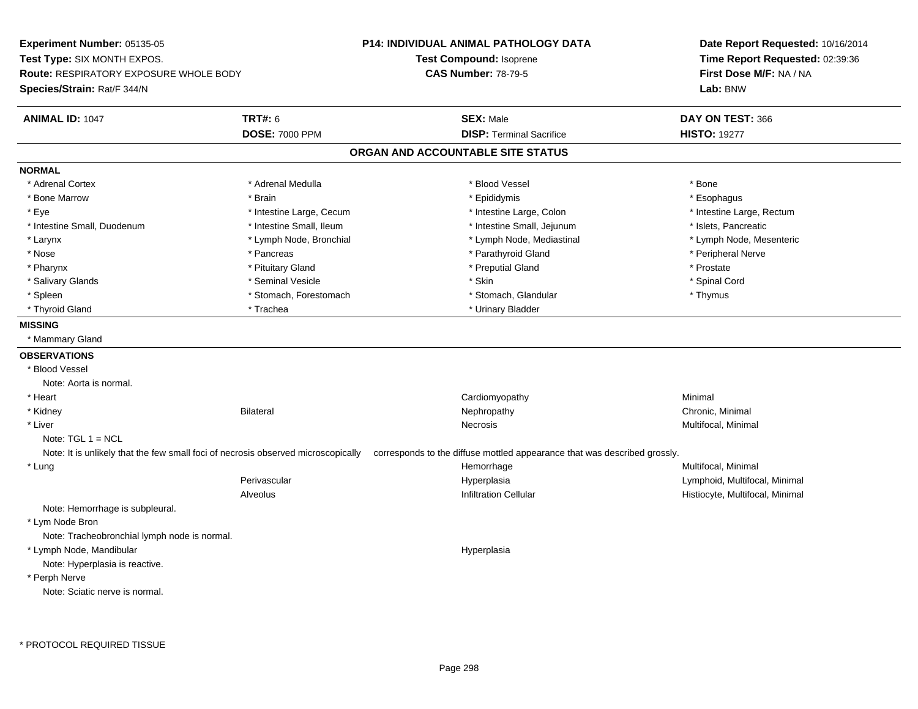**Experiment Number:** 05135-05
**Test Type:** SIX MONTH EXPOS.
**Route:** RESPIRATORY EXPOSURE WHOLE BODY
**Species/Strain:** Rat/F 344/N

**P14: INDIVIDUAL ANIMAL PATHOLOGY DATA**
**Test Compound:** Isoprene
**CAS Number:** 78-79-5

**Date Report Requested:** 10/16/2014
**Time Report Requested:** 02:39:36
**First Dose M/F:** NA / NA
**Lab:** BNW

| **ANIMAL ID:** 1047 | **TRT#:** 6 | **SEX:** Male | **DAY ON TEST:** 366 |
|---|---|---|---|
| | **DOSE:** 7000 PPM | **DISP:** Terminal Sacrifice | **HISTO:** 19277 |

## ORGAN AND ACCOUNTABLE SITE STATUS

**NORMAL**

| | | | |
|---|---|---|---|
| * Adrenal Cortex | * Adrenal Medulla | * Blood Vessel | * Bone |
| * Bone Marrow | * Brain | * Epididymis | * Esophagus |
| * Eye | * Intestine Large, Cecum | * Intestine Large, Colon | * Intestine Large, Rectum |
| * Intestine Small, Duodenum | * Intestine Small, Ileum | * Intestine Small, Jejunum | * Islets, Pancreatic |
| * Larynx | * Lymph Node, Bronchial | * Lymph Node, Mediastinal | * Lymph Node, Mesenteric |
| * Nose | * Pancreas | * Parathyroid Gland | * Peripheral Nerve |
| * Pharynx | * Pituitary Gland | * Preputial Gland | * Prostate |
| * Salivary Glands | * Seminal Vesicle | * Skin | * Spinal Cord |
| * Spleen | * Stomach, Forestomach | * Stomach, Glandular | * Thymus |
| * Thyroid Gland | * Trachea | * Urinary Bladder | |

**MISSING**

* Mammary Gland

**OBSERVATIONS**

| | | | |
|---|---|---|---|
| * Blood Vessel | | | |
| Note: Aorta is normal. | | | |
| * Heart | | Cardiomyopathy | Minimal |
| * Kidney | Bilateral | Nephropathy | Chronic, Minimal |
| * Liver | | Necrosis | Multifocal, Minimal |
| Note: TGL 1 = NCL | | | |
| Note: It is unlikely that the few small foci of necrosis observed microscopically corresponds to the diffuse mottled appearance that was described grossly. | | | |
| * Lung | | Hemorrhage | Multifocal, Minimal |
| | Perivascular | Hyperplasia | Lymphoid, Multifocal, Minimal |
| | Alveolus | Infiltration Cellular | Histiocyte, Multifocal, Minimal |
| Note: Hemorrhage is subpleural. | | | |
| * Lym Node Bron | | | |
| Note: Tracheobronchial lymph node is normal. | | | |
| * Lymph Node, Mandibular | | Hyperplasia | |
| Note: Hyperplasia is reactive. | | | |
| * Perph Nerve | | | |
| Note: Sciatic nerve is normal. | | | |

* PROTOCOL REQUIRED TISSUE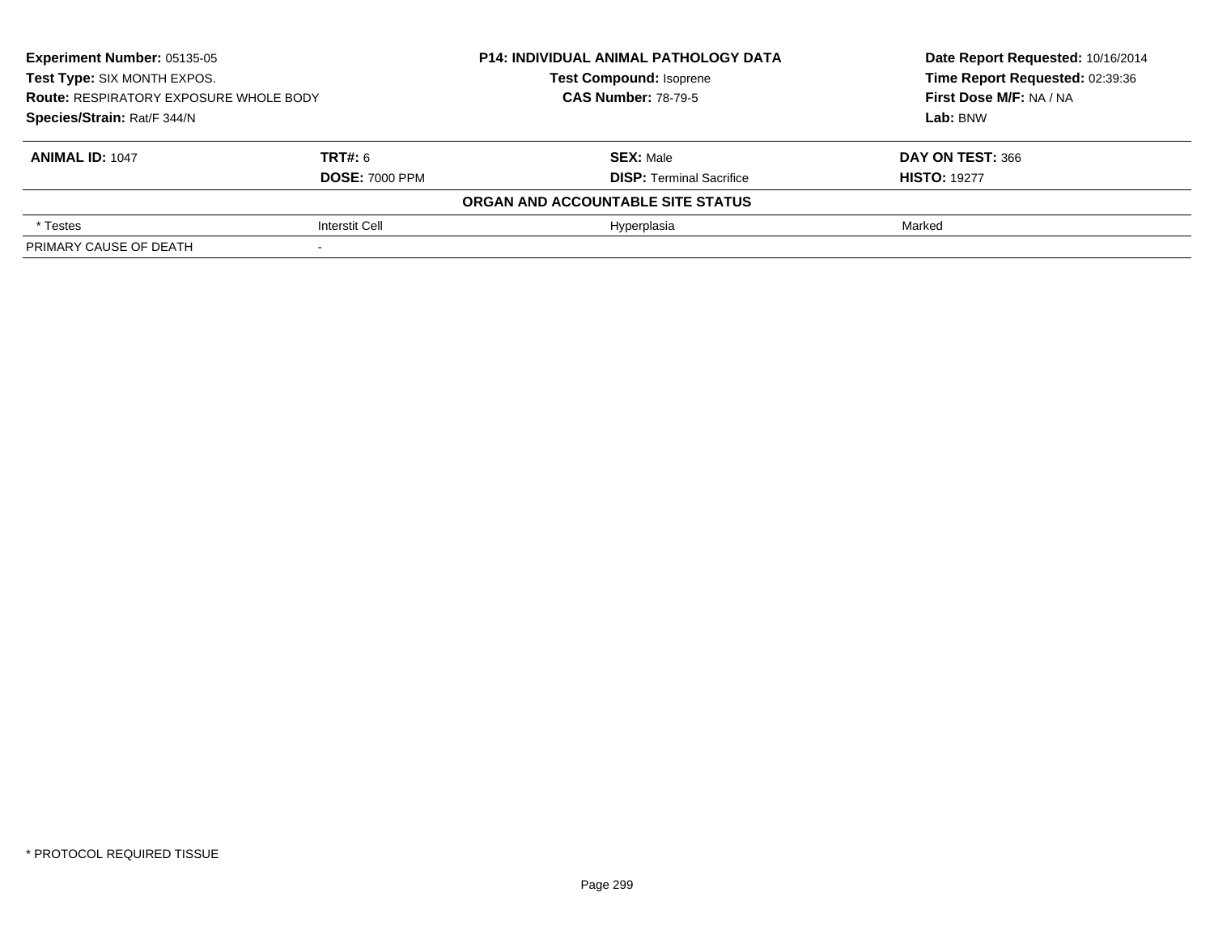**Experiment Number:** 05135-05
**Test Type:** SIX MONTH EXPOS.
**Route:** RESPIRATORY EXPOSURE WHOLE BODY
**Species/Strain:** Rat/F 344/N

**P14: INDIVIDUAL ANIMAL PATHOLOGY DATA**
**Test Compound:** Isoprene
**CAS Number:** 78-79-5

**Date Report Requested:** 10/16/2014
**Time Report Requested:** 02:39:36
**First Dose M/F:** NA / NA
**Lab:** BNW

| **ANIMAL ID:** 1047 | **TRT#:** 6 | **SEX:** Male | **DAY ON TEST:** 366 |
|---|---|---|---|
| | **DOSE:** 7000 PPM | **DISP:** Terminal Sacrifice | **HISTO:** 19277 |
| | | **ORGAN AND ACCOUNTABLE SITE STATUS** | |
| * Testes | Interstit Cell | Hyperplasia | Marked |
| PRIMARY CAUSE OF DEATH | - | | |

* PROTOCOL REQUIRED TISSUE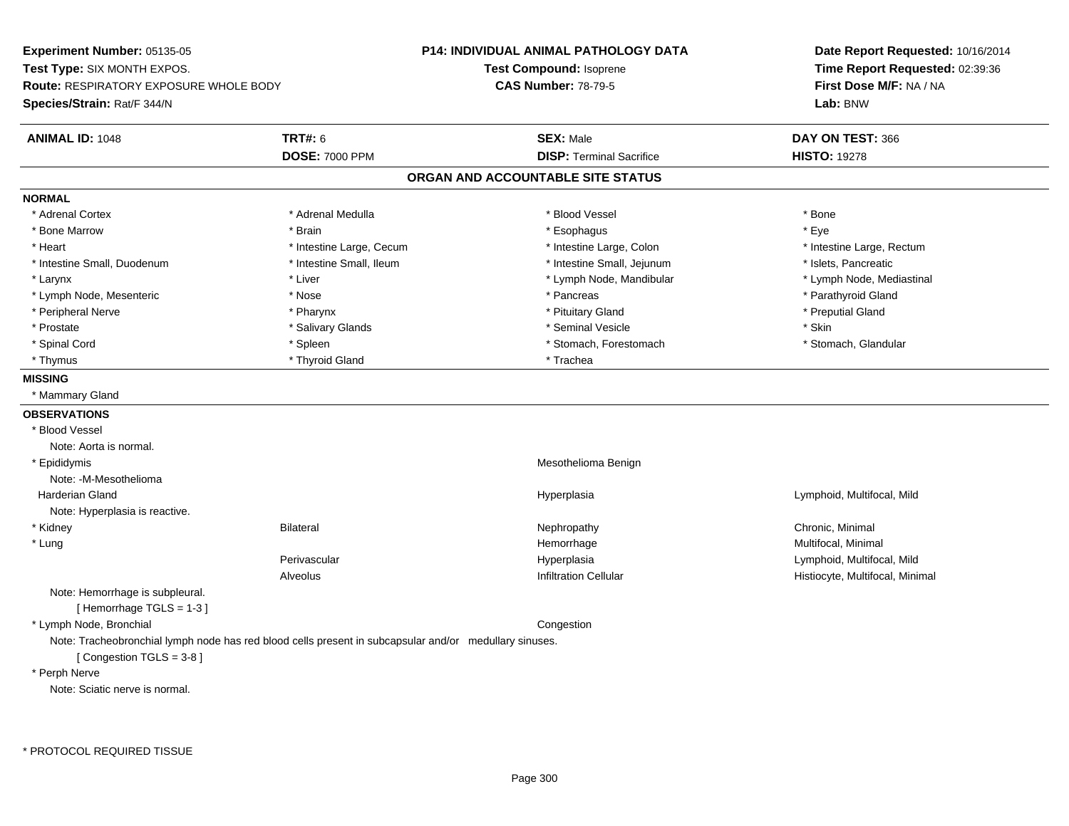**Experiment Number:** 05135-05
**Test Type:** SIX MONTH EXPOS.
**Route:** RESPIRATORY EXPOSURE WHOLE BODY
**Species/Strain:** Rat/F 344/N

**P14: INDIVIDUAL ANIMAL PATHOLOGY DATA**
**Test Compound:** Isoprene
**CAS Number:** 78-79-5

**Date Report Requested:** 10/16/2014
**Time Report Requested:** 02:39:36
**First Dose M/F:** NA / NA
**Lab:** BNW

| **ANIMAL ID:** 1048 | **TRT#:** 6 | **SEX:** Male | **DAY ON TEST:** 366 |
|---|---|---|---|
| | **DOSE:** 7000 PPM | **DISP:** Terminal Sacrifice | **HISTO:** 19278 |

## ORGAN AND ACCOUNTABLE SITE STATUS

**NORMAL**

| | | | |
|---|---|---|---|
| * Adrenal Cortex | * Adrenal Medulla | * Blood Vessel | * Bone |
| * Bone Marrow | * Brain | * Esophagus | * Eye |
| * Heart | * Intestine Large, Cecum | * Intestine Large, Colon | * Intestine Large, Rectum |
| * Intestine Small, Duodenum | * Intestine Small, Ileum | * Intestine Small, Jejunum | * Islets, Pancreatic |
| * Larynx | * Liver | * Lymph Node, Mandibular | * Lymph Node, Mediastinal |
| * Lymph Node, Mesenteric | * Nose | * Pancreas | * Parathyroid Gland |
| * Peripheral Nerve | * Pharynx | * Pituitary Gland | * Preputial Gland |
| * Prostate | * Salivary Glands | * Seminal Vesicle | * Skin |
| * Spinal Cord | * Spleen | * Stomach, Forestomach | * Stomach, Glandular |
| * Thymus | * Thyroid Gland | * Trachea | |

**MISSING**

* Mammary Gland

**OBSERVATIONS**

* Blood Vessel
  Note: Aorta is normal.

| | | | |
|---|---|---|---|
| * Epididymis | | Mesothelioma Benign | |

Note: -M-Mesothelioma

| | | | |
|---|---|---|---|
| Harderian Gland | | Hyperplasia | Lymphoid, Multifocal, Mild |

Note: Hyperplasia is reactive.

| | | | |
|---|---|---|---|
| * Kidney | Bilateral | Nephropathy | Chronic, Minimal |
| * Lung | | Hemorrhage | Multifocal, Minimal |
| | Perivascular | Hyperplasia | Lymphoid, Multifocal, Mild |
| | Alveolus | Infiltration Cellular | Histiocyte, Multifocal, Minimal |

Note: Hemorrhage is subpleural.
[ Hemorrhage TGLS = 1-3 ]

| | | | |
|---|---|---|---|
| * Lymph Node, Bronchial | | Congestion | |

Note: Tracheobronchial lymph node has red blood cells present in subcapsular and/or medullary sinuses.
[ Congestion TGLS = 3-8 ]

* Perph Nerve
  Note: Sciatic nerve is normal.

\* PROTOCOL REQUIRED TISSUE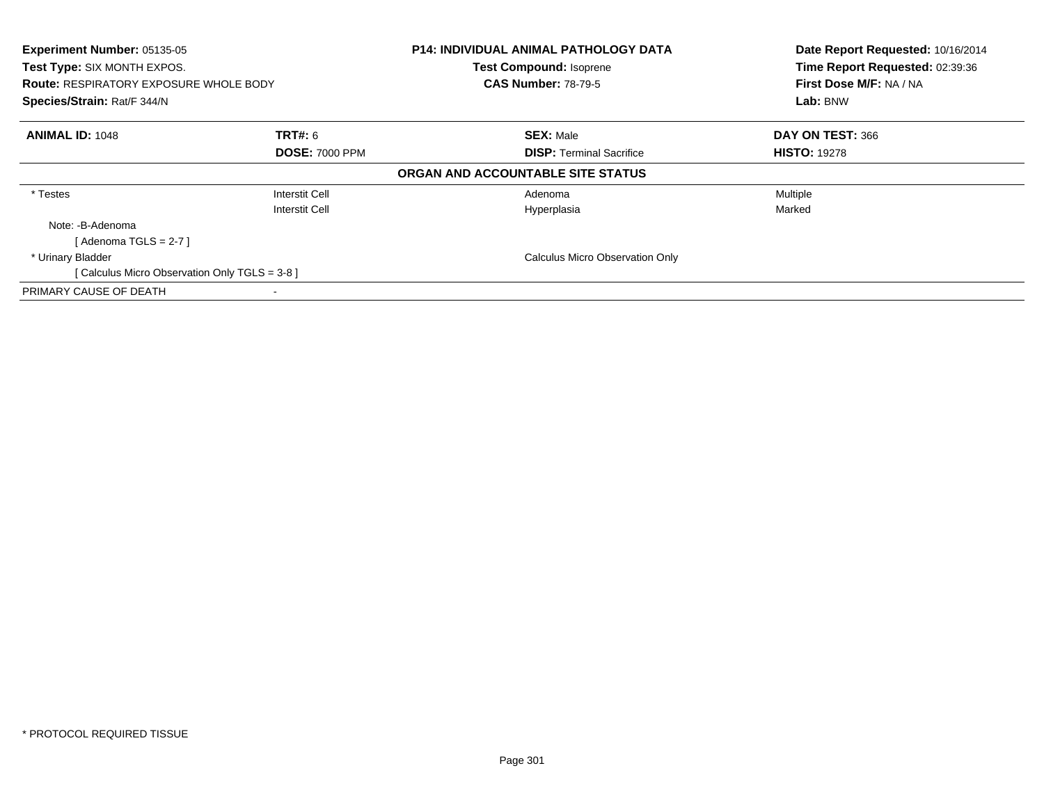**Experiment Number:** 05135-05
**Test Type:** SIX MONTH EXPOS.
**Route:** RESPIRATORY EXPOSURE WHOLE BODY
**Species/Strain:** Rat/F 344/N

**P14: INDIVIDUAL ANIMAL PATHOLOGY DATA**
**Test Compound:** Isoprene
**CAS Number:** 78-79-5

**Date Report Requested:** 10/16/2014
**Time Report Requested:** 02:39:36
**First Dose M/F:** NA / NA
**Lab:** BNW

| **ANIMAL ID:** 1048 | **TRT#:** 6 | **SEX:** Male | **DAY ON TEST:** 366 |
|---|---|---|---|
| | **DOSE:** 7000 PPM | **DISP:** Terminal Sacrifice | **HISTO:** 19278 |

**ORGAN AND ACCOUNTABLE SITE STATUS**

| | | | |
|---|---|---|---|
| * Testes | Interstit Cell | Adenoma | Multiple |
| | Interstit Cell | Hyperplasia | Marked |
| Note: -B-Adenoma | | | |
| [ Adenoma TGLS = 2-7 ] | | | |
| * Urinary Bladder | | Calculus Micro Observation Only | |
| [ Calculus Micro Observation Only TGLS = 3-8 ] | | | |
| PRIMARY CAUSE OF DEATH | - | | |

* PROTOCOL REQUIRED TISSUE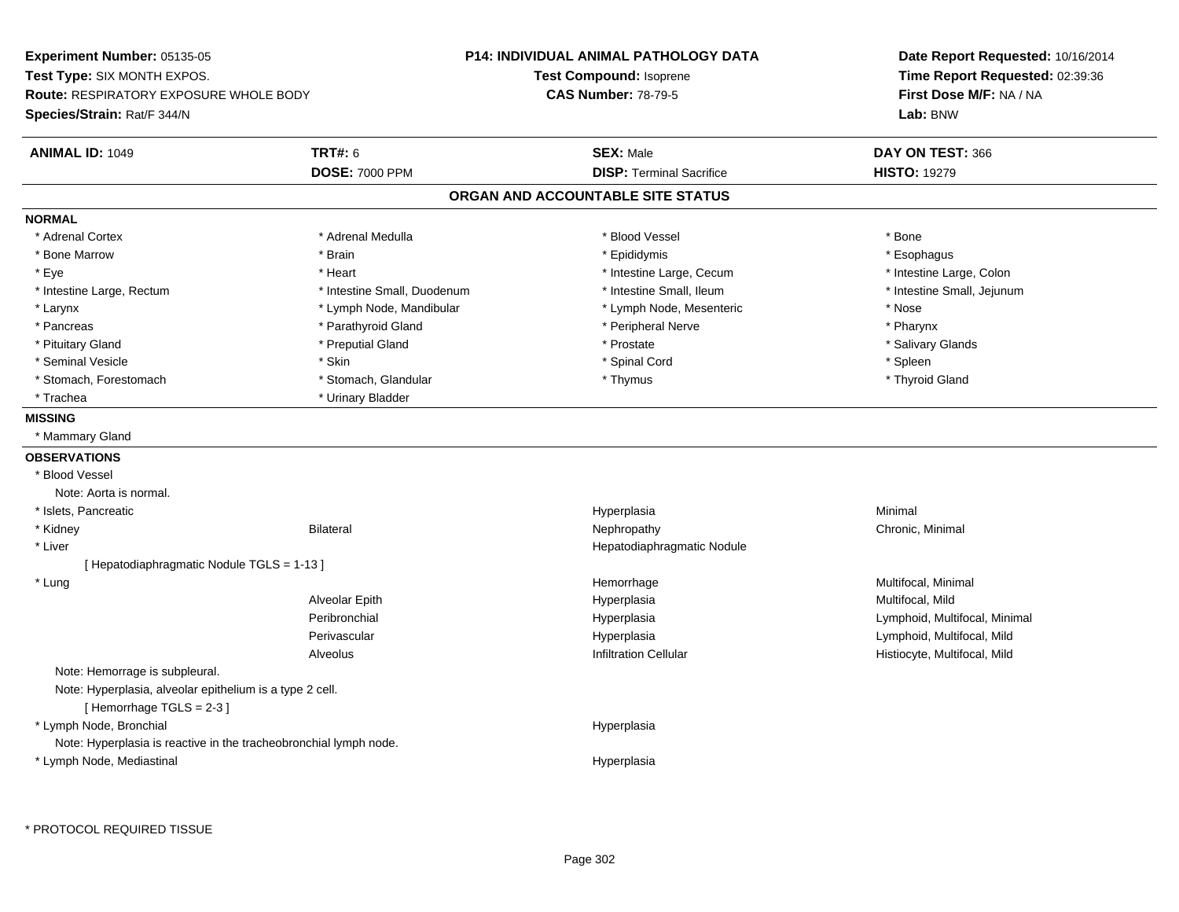**Experiment Number:** 05135-05
**Test Type:** SIX MONTH EXPOS.
**Route:** RESPIRATORY EXPOSURE WHOLE BODY
**Species/Strain:** Rat/F 344/N

**P14: INDIVIDUAL ANIMAL PATHOLOGY DATA**
**Test Compound:** Isoprene
**CAS Number:** 78-79-5

**Date Report Requested:** 10/16/2014
**Time Report Requested:** 02:39:36
**First Dose M/F:** NA / NA
**Lab:** BNW

| **ANIMAL ID:** 1049 | **TRT#:** 6 | **SEX:** Male | **DAY ON TEST:** 366 |
|---|---|---|---|
| | **DOSE:** 7000 PPM | **DISP:** Terminal Sacrifice | **HISTO:** 19279 |

## ORGAN AND ACCOUNTABLE SITE STATUS

**NORMAL**

| | | | |
|---|---|---|---|
| * Adrenal Cortex | * Adrenal Medulla | * Blood Vessel | * Bone |
| * Bone Marrow | * Brain | * Epididymis | * Esophagus |
| * Eye | * Heart | * Intestine Large, Cecum | * Intestine Large, Colon |
| * Intestine Large, Rectum | * Intestine Small, Duodenum | * Intestine Small, Ileum | * Intestine Small, Jejunum |
| * Larynx | * Lymph Node, Mandibular | * Lymph Node, Mesenteric | * Nose |
| * Pancreas | * Parathyroid Gland | * Peripheral Nerve | * Pharynx |
| * Pituitary Gland | * Preputial Gland | * Prostate | * Salivary Glands |
| * Seminal Vesicle | * Skin | * Spinal Cord | * Spleen |
| * Stomach, Forestomach | * Stomach, Glandular | * Thymus | * Thyroid Gland |
| * Trachea | * Urinary Bladder | | |

**MISSING**

* Mammary Gland

**OBSERVATIONS**

| | | | |
|---|---|---|---|
| * Blood Vessel | | | |
| Note: Aorta is normal. | | | |
| * Islets, Pancreatic | | Hyperplasia | Minimal |
| * Kidney | Bilateral | Nephropathy | Chronic, Minimal |
| * Liver | | Hepatodiaphragmatic Nodule | |
| [ Hepatodiaphragmatic Nodule TGLS = 1-13 ] | | | |
| * Lung | | Hemorrhage | Multifocal, Minimal |
| | Alveolar Epith | Hyperplasia | Multifocal, Mild |
| | Peribronchial | Hyperplasia | Lymphoid, Multifocal, Minimal |
| | Perivascular | Hyperplasia | Lymphoid, Multifocal, Mild |
| | Alveolus | Infiltration Cellular | Histiocyte, Multifocal, Mild |
| Note: Hemorrage is subpleural. | | | |
| Note: Hyperplasia, alveolar epithelium is a type 2 cell. | | | |
| [ Hemorrhage TGLS = 2-3 ] | | | |
| * Lymph Node, Bronchial | | Hyperplasia | |
| Note: Hyperplasia is reactive in the tracheobronchial lymph node. | | | |
| * Lymph Node, Mediastinal | | Hyperplasia | |

* PROTOCOL REQUIRED TISSUE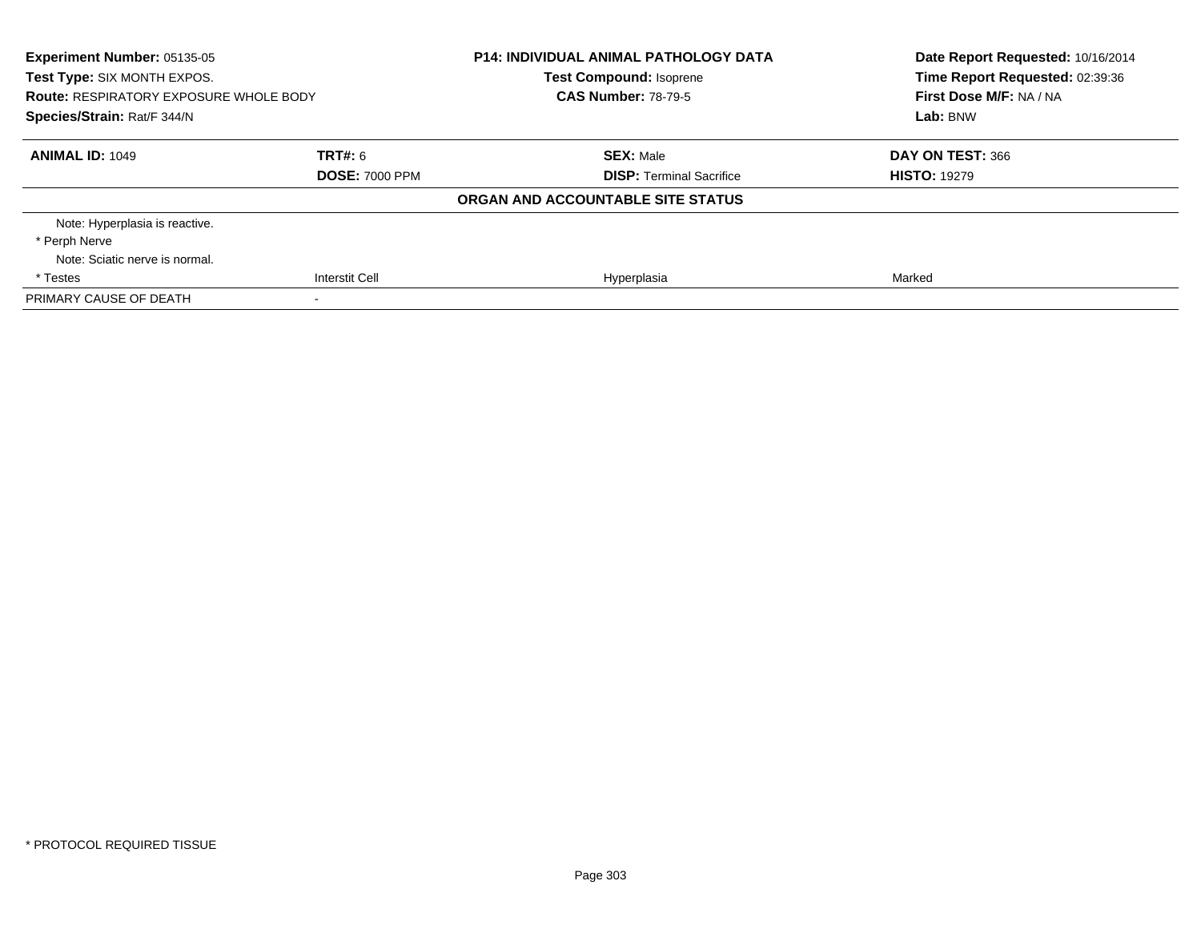**Experiment Number:** 05135-05
**Test Type:** SIX MONTH EXPOS.
**Route:** RESPIRATORY EXPOSURE WHOLE BODY
**Species/Strain:** Rat/F 344/N

**P14: INDIVIDUAL ANIMAL PATHOLOGY DATA**
**Test Compound:** Isoprene
**CAS Number:** 78-79-5

**Date Report Requested:** 10/16/2014
**Time Report Requested:** 02:39:36
**First Dose M/F:** NA / NA
**Lab:** BNW

| **ANIMAL ID:** 1049 | **TRT#:** 6 | **SEX:** Male | **DAY ON TEST:** 366 |
|---|---|---|---|
| | **DOSE:** 7000 PPM | **DISP:** Terminal Sacrifice | **HISTO:** 19279 |

**ORGAN AND ACCOUNTABLE SITE STATUS**

| | | | |
|---|---|---|---|
| Note: Hyperplasia is reactive. | | | |
| * Perph Nerve | | | |
| Note: Sciatic nerve is normal. | | | |
| * Testes | Interstit Cell | Hyperplasia | Marked |
| PRIMARY CAUSE OF DEATH | - | | |

* PROTOCOL REQUIRED TISSUE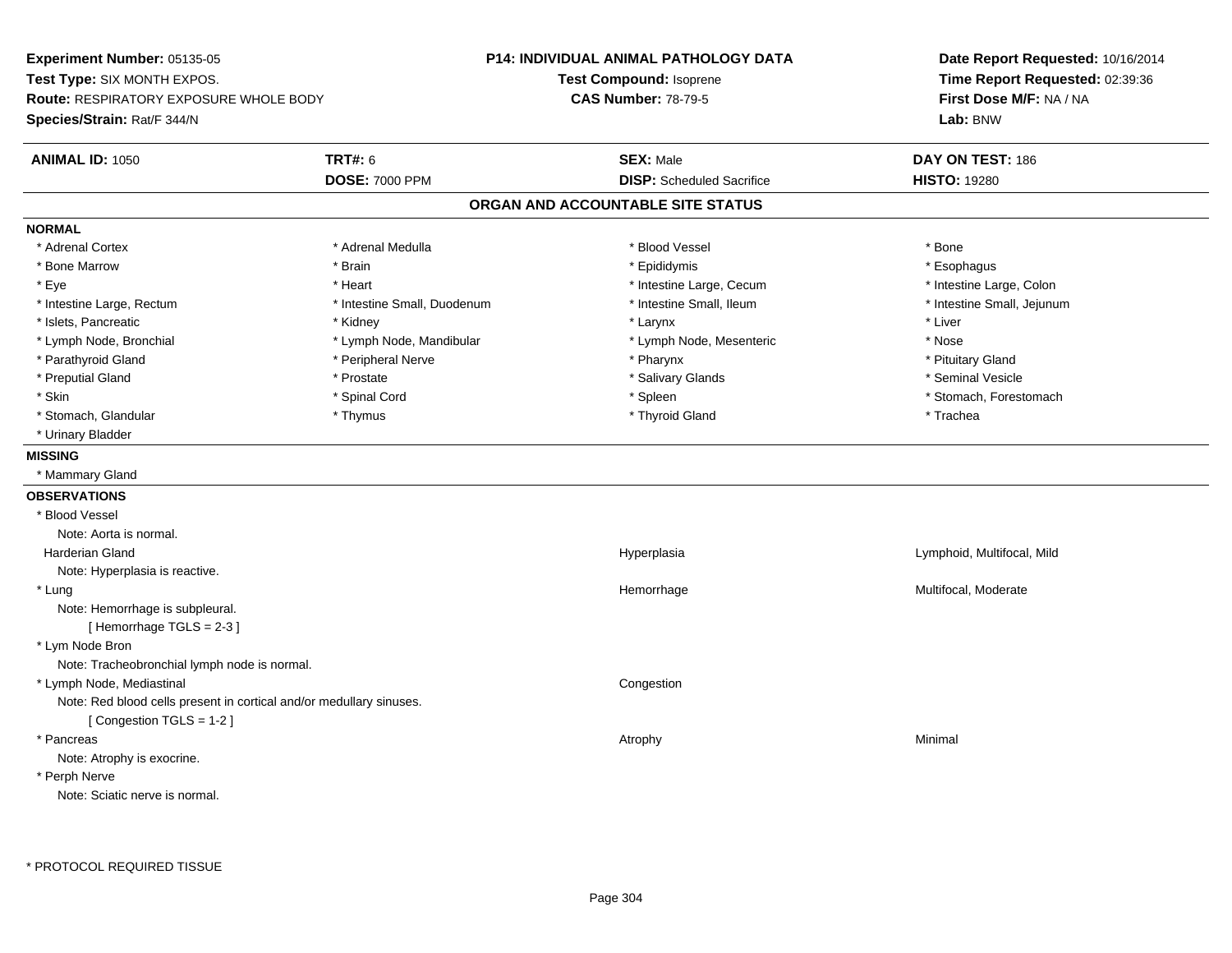**Experiment Number:** 05135-05
**Test Type:** SIX MONTH EXPOS.
**Route:** RESPIRATORY EXPOSURE WHOLE BODY
**Species/Strain:** Rat/F 344/N

**P14: INDIVIDUAL ANIMAL PATHOLOGY DATA**
**Test Compound:** Isoprene
**CAS Number:** 78-79-5

**Date Report Requested:** 10/16/2014
**Time Report Requested:** 02:39:36
**First Dose M/F:** NA / NA
**Lab:** BNW

| **ANIMAL ID:** 1050 | **TRT#:** 6 | **SEX:** Male | **DAY ON TEST:** 186 |
|---|---|---|---|
| | **DOSE:** 7000 PPM | **DISP:** Scheduled Sacrifice | **HISTO:** 19280 |

## ORGAN AND ACCOUNTABLE SITE STATUS

**NORMAL**

| | | | |
|---|---|---|---|
| * Adrenal Cortex | * Adrenal Medulla | * Blood Vessel | * Bone |
| * Bone Marrow | * Brain | * Epididymis | * Esophagus |
| * Eye | * Heart | * Intestine Large, Cecum | * Intestine Large, Colon |
| * Intestine Large, Rectum | * Intestine Small, Duodenum | * Intestine Small, Ileum | * Intestine Small, Jejunum |
| * Islets, Pancreatic | * Kidney | * Larynx | * Liver |
| * Lymph Node, Bronchial | * Lymph Node, Mandibular | * Lymph Node, Mesenteric | * Nose |
| * Parathyroid Gland | * Peripheral Nerve | * Pharynx | * Pituitary Gland |
| * Preputial Gland | * Prostate | * Salivary Glands | * Seminal Vesicle |
| * Skin | * Spinal Cord | * Spleen | * Stomach, Forestomach |
| * Stomach, Glandular | * Thymus | * Thyroid Gland | * Trachea |
| * Urinary Bladder | | | |

**MISSING**

* Mammary Gland

**OBSERVATIONS**

| | | |
|---|---|---|
| * Blood Vessel | | |
| Note: Aorta is normal. | | |
| Harderian Gland | Hyperplasia | Lymphoid, Multifocal, Mild |
| Note: Hyperplasia is reactive. | | |
| * Lung | Hemorrhage | Multifocal, Moderate |
| Note: Hemorrhage is subpleural. | | |
| [ Hemorrhage TGLS = 2-3 ] | | |
| * Lym Node Bron | | |
| Note: Tracheobronchial lymph node is normal. | | |
| * Lymph Node, Mediastinal | Congestion | |
| Note: Red blood cells present in cortical and/or medullary sinuses. | | |
| [ Congestion TGLS = 1-2 ] | | |
| * Pancreas | Atrophy | Minimal |
| Note: Atrophy is exocrine. | | |
| * Perph Nerve | | |
| Note: Sciatic nerve is normal. | | |

* PROTOCOL REQUIRED TISSUE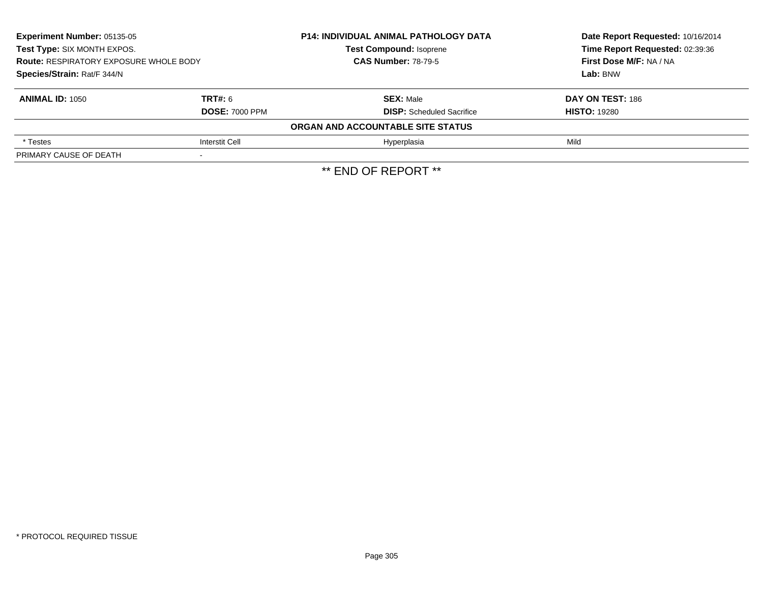**Experiment Number:** 05135-05
**Test Type:** SIX MONTH EXPOS.
**Route:** RESPIRATORY EXPOSURE WHOLE BODY
**Species/Strain:** Rat/F 344/N

**P14: INDIVIDUAL ANIMAL PATHOLOGY DATA**
**Test Compound:** Isoprene
**CAS Number:** 78-79-5

**Date Report Requested:** 10/16/2014
**Time Report Requested:** 02:39:36
**First Dose M/F:** NA / NA
**Lab:** BNW

| **ANIMAL ID:** 1050 | **TRT#:** 6 | **SEX:** Male | **DAY ON TEST:** 186 |
|---|---|---|---|
| | **DOSE:** 7000 PPM | **DISP:** Scheduled Sacrifice | **HISTO:** 19280 |
| | | **ORGAN AND ACCOUNTABLE SITE STATUS** | |
| * Testes | Interstit Cell | Hyperplasia | Mild |
| PRIMARY CAUSE OF DEATH | - | | |

** END OF REPORT **

* PROTOCOL REQUIRED TISSUE